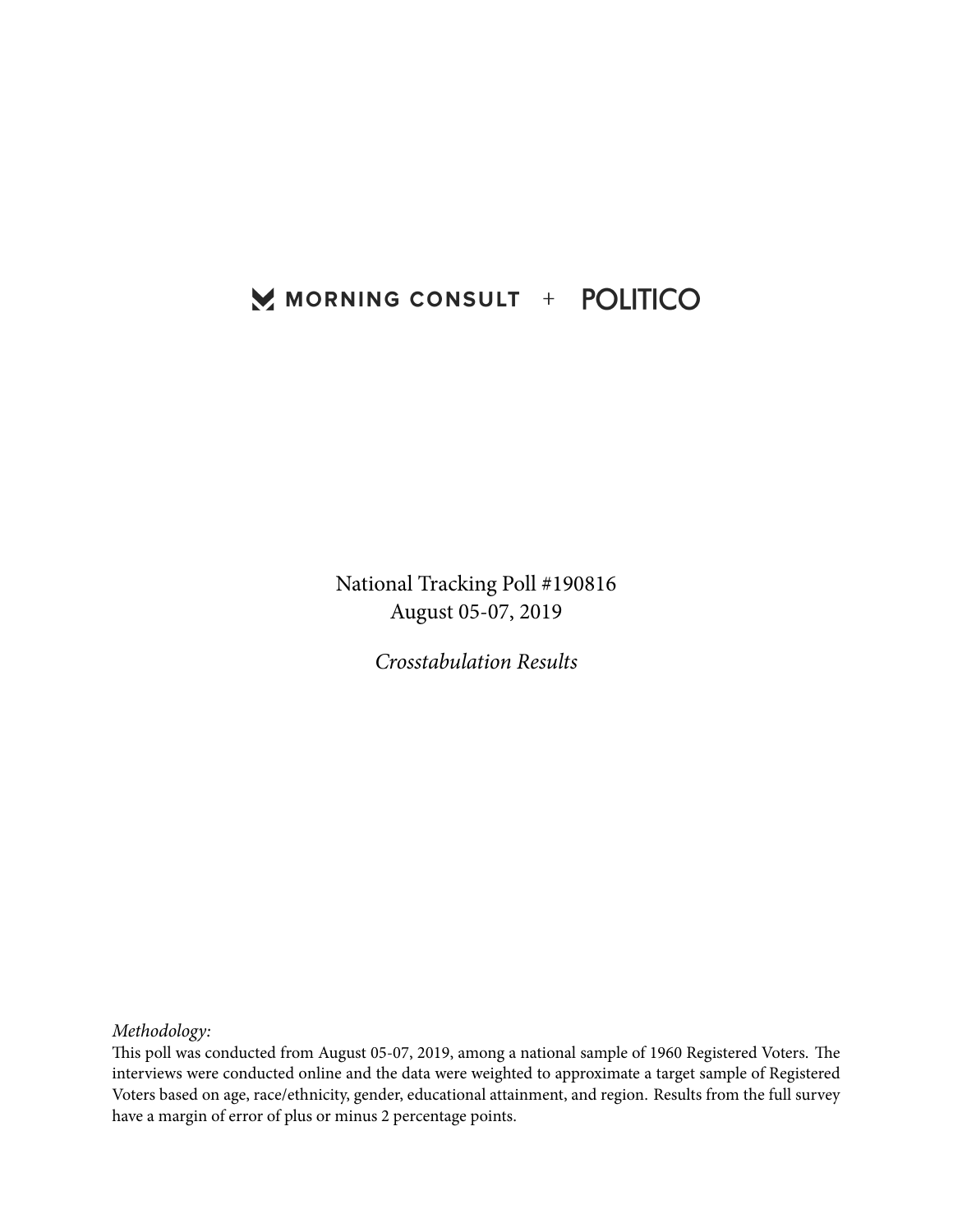MORNING CONSULT + POLITICO

National Tracking Poll #190816
August 05-07, 2019

*Crosstabulation Results*

*Methodology:*
This poll was conducted from August 05-07, 2019, among a national sample of 1960 Registered Voters. The interviews were conducted online and the data were weighted to approximate a target sample of Registered Voters based on age, race/ethnicity, gender, educational attainment, and region. Results from the full survey have a margin of error of plus or minus 2 percentage points.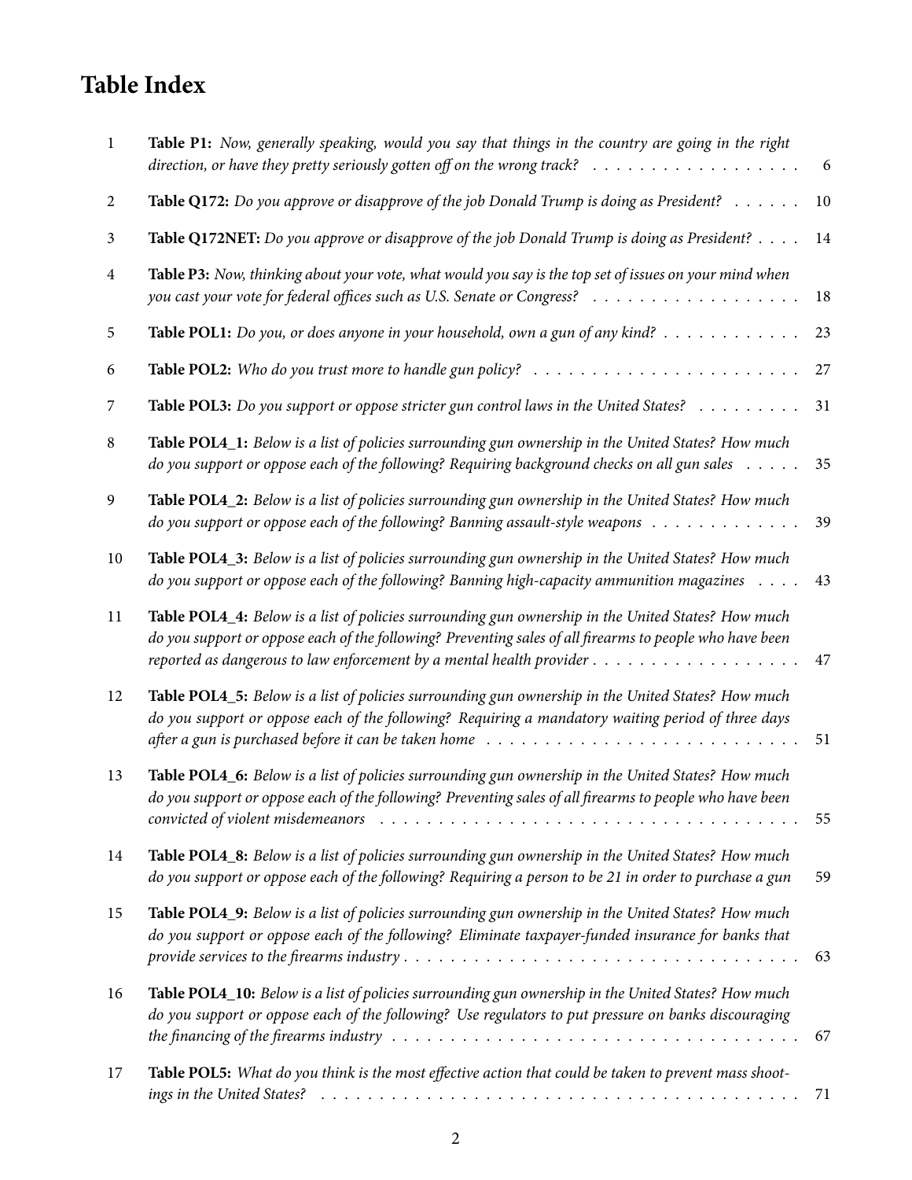# Table Index

| | | |
|---|---|---|
| 1 | **Table P1:** *Now, generally speaking, would you say that things in the country are going in the right direction, or have they pretty seriously gotten off on the wrong track?* | 6 |
| 2 | **Table Q172:** *Do you approve or disapprove of the job Donald Trump is doing as President?* | 10 |
| 3 | **Table Q172NET:** *Do you approve or disapprove of the job Donald Trump is doing as President?* | 14 |
| 4 | **Table P3:** *Now, thinking about your vote, what would you say is the top set of issues on your mind when you cast your vote for federal offices such as U.S. Senate or Congress?* | 18 |
| 5 | **Table POL1:** *Do you, or does anyone in your household, own a gun of any kind?* | 23 |
| 6 | **Table POL2:** *Who do you trust more to handle gun policy?* | 27 |
| 7 | **Table POL3:** *Do you support or oppose stricter gun control laws in the United States?* | 31 |
| 8 | **Table POL4_1:** *Below is a list of policies surrounding gun ownership in the United States? How much do you support or oppose each of the following? Requiring background checks on all gun sales* | 35 |
| 9 | **Table POL4_2:** *Below is a list of policies surrounding gun ownership in the United States? How much do you support or oppose each of the following? Banning assault-style weapons* | 39 |
| 10 | **Table POL4_3:** *Below is a list of policies surrounding gun ownership in the United States? How much do you support or oppose each of the following? Banning high-capacity ammunition magazines* | 43 |
| 11 | **Table POL4_4:** *Below is a list of policies surrounding gun ownership in the United States? How much do you support or oppose each of the following? Preventing sales of all firearms to people who have been reported as dangerous to law enforcement by a mental health provider* | 47 |
| 12 | **Table POL4_5:** *Below is a list of policies surrounding gun ownership in the United States? How much do you support or oppose each of the following? Requiring a mandatory waiting period of three days after a gun is purchased before it can be taken home* | 51 |
| 13 | **Table POL4_6:** *Below is a list of policies surrounding gun ownership in the United States? How much do you support or oppose each of the following? Preventing sales of all firearms to people who have been convicted of violent misdemeanors* | 55 |
| 14 | **Table POL4_8:** *Below is a list of policies surrounding gun ownership in the United States? How much do you support or oppose each of the following? Requiring a person to be 21 in order to purchase a gun* | 59 |
| 15 | **Table POL4_9:** *Below is a list of policies surrounding gun ownership in the United States? How much do you support or oppose each of the following? Eliminate taxpayer-funded insurance for banks that provide services to the firearms industry* | 63 |
| 16 | **Table POL4_10:** *Below is a list of policies surrounding gun ownership in the United States? How much do you support or oppose each of the following? Use regulators to put pressure on banks discouraging the financing of the firearms industry* | 67 |
| 17 | **Table POL5:** *What do you think is the most effective action that could be taken to prevent mass shootings in the United States?* | 71 |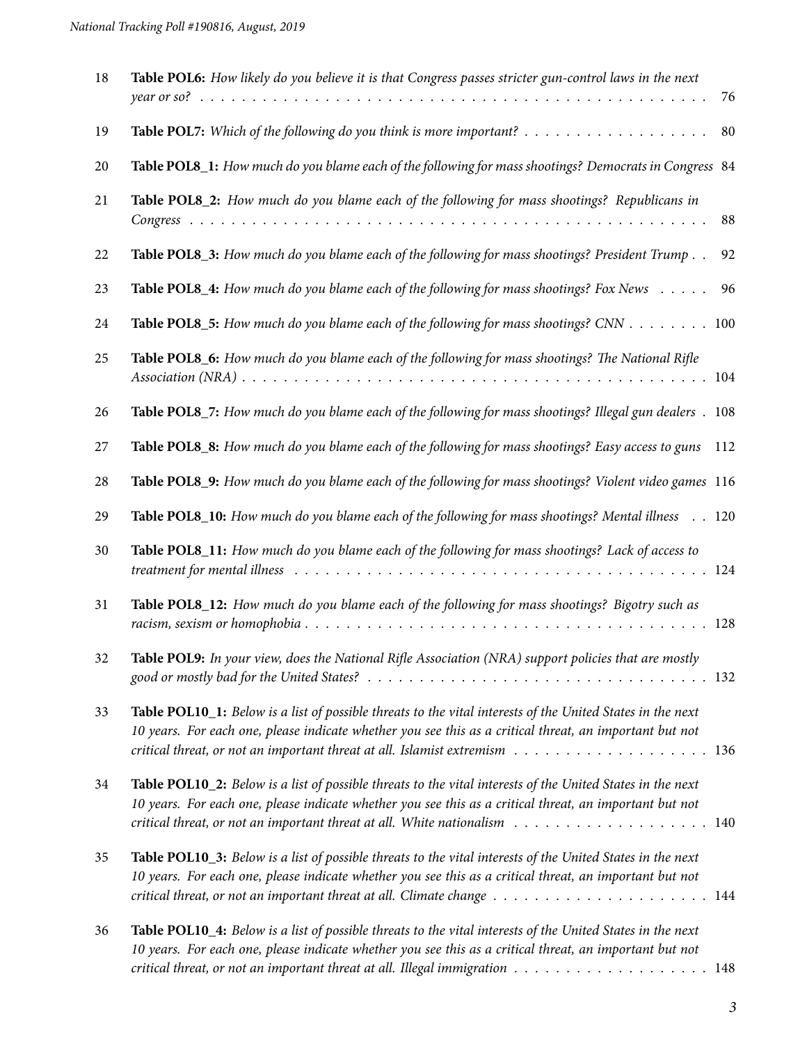| | | |
|---|---|---|
| 18 | **Table POL6:** *How likely do you believe it is that Congress passes stricter gun-control laws in the next year or so?* | 76 |
| 19 | **Table POL7:** *Which of the following do you think is more important?* | 80 |
| 20 | **Table POL8_1:** *How much do you blame each of the following for mass shootings? Democrats in Congress* | 84 |
| 21 | **Table POL8_2:** *How much do you blame each of the following for mass shootings? Republicans in Congress* | 88 |
| 22 | **Table POL8_3:** *How much do you blame each of the following for mass shootings? President Trump* | 92 |
| 23 | **Table POL8_4:** *How much do you blame each of the following for mass shootings? Fox News* | 96 |
| 24 | **Table POL8_5:** *How much do you blame each of the following for mass shootings? CNN* | 100 |
| 25 | **Table POL8_6:** *How much do you blame each of the following for mass shootings? The National Rifle Association (NRA)* | 104 |
| 26 | **Table POL8_7:** *How much do you blame each of the following for mass shootings? Illegal gun dealers* | 108 |
| 27 | **Table POL8_8:** *How much do you blame each of the following for mass shootings? Easy access to guns* | 112 |
| 28 | **Table POL8_9:** *How much do you blame each of the following for mass shootings? Violent video games* | 116 |
| 29 | **Table POL8_10:** *How much do you blame each of the following for mass shootings? Mental illness* | 120 |
| 30 | **Table POL8_11:** *How much do you blame each of the following for mass shootings? Lack of access to treatment for mental illness* | 124 |
| 31 | **Table POL8_12:** *How much do you blame each of the following for mass shootings? Bigotry such as racism, sexism or homophobia* | 128 |
| 32 | **Table POL9:** *In your view, does the National Rifle Association (NRA) support policies that are mostly good or mostly bad for the United States?* | 132 |
| 33 | **Table POL10_1:** *Below is a list of possible threats to the vital interests of the United States in the next 10 years. For each one, please indicate whether you see this as a critical threat, an important but not critical threat, or not an important threat at all. Islamist extremism* | 136 |
| 34 | **Table POL10_2:** *Below is a list of possible threats to the vital interests of the United States in the next 10 years. For each one, please indicate whether you see this as a critical threat, an important but not critical threat, or not an important threat at all. White nationalism* | 140 |
| 35 | **Table POL10_3:** *Below is a list of possible threats to the vital interests of the United States in the next 10 years. For each one, please indicate whether you see this as a critical threat, an important but not critical threat, or not an important threat at all. Climate change* | 144 |
| 36 | **Table POL10_4:** *Below is a list of possible threats to the vital interests of the United States in the next 10 years. For each one, please indicate whether you see this as a critical threat, an important but not critical threat, or not an important threat at all. Illegal immigration* | 148 |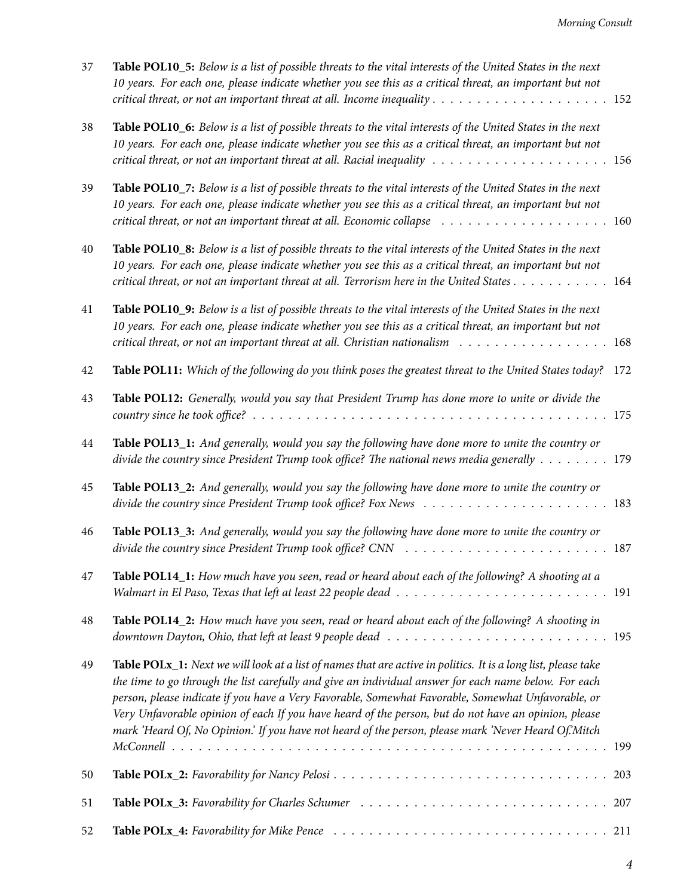37 **Table POL10_5:** *Below is a list of possible threats to the vital interests of the United States in the next 10 years. For each one, please indicate whether you see this as a critical threat, an important but not critical threat, or not an important threat at all. Income inequality* . . . . . . . . . . . . . . . . . . . . 152

38 **Table POL10_6:** *Below is a list of possible threats to the vital interests of the United States in the next 10 years. For each one, please indicate whether you see this as a critical threat, an important but not critical threat, or not an important threat at all. Racial inequality* . . . . . . . . . . . . . . . . . . . . 156

39 **Table POL10_7:** *Below is a list of possible threats to the vital interests of the United States in the next 10 years. For each one, please indicate whether you see this as a critical threat, an important but not critical threat, or not an important threat at all. Economic collapse* . . . . . . . . . . . . . . . . . . . 160

40 **Table POL10_8:** *Below is a list of possible threats to the vital interests of the United States in the next 10 years. For each one, please indicate whether you see this as a critical threat, an important but not critical threat, or not an important threat at all. Terrorism here in the United States* . . . . . . . . . . . 164

41 **Table POL10_9:** *Below is a list of possible threats to the vital interests of the United States in the next 10 years. For each one, please indicate whether you see this as a critical threat, an important but not critical threat, or not an important threat at all. Christian nationalism* . . . . . . . . . . . . . . . . . 168

42 **Table POL11:** *Which of the following do you think poses the greatest threat to the United States today?* 172

43 **Table POL12:** *Generally, would you say that President Trump has done more to unite or divide the country since he took office?* . . . . . . . . . . . . . . . . . . . . . . . . . . . . . . . . . . . . . . . . 175

44 **Table POL13_1:** *And generally, would you say the following have done more to unite the country or divide the country since President Trump took office? The national news media generally* . . . . . . . . 179

45 **Table POL13_2:** *And generally, would you say the following have done more to unite the country or divide the country since President Trump took office? Fox News* . . . . . . . . . . . . . . . . . . . . . 183

46 **Table POL13_3:** *And generally, would you say the following have done more to unite the country or divide the country since President Trump took office? CNN* . . . . . . . . . . . . . . . . . . . . . . . 187

47 **Table POL14_1:** *How much have you seen, read or heard about each of the following? A shooting at a Walmart in El Paso, Texas that left at least 22 people dead* . . . . . . . . . . . . . . . . . . . . . . . . 191

48 **Table POL14_2:** *How much have you seen, read or heard about each of the following? A shooting in downtown Dayton, Ohio, that left at least 9 people dead* . . . . . . . . . . . . . . . . . . . . . . . . . 195

49 **Table POLx_1:** *Next we will look at a list of names that are active in politics. It is a long list, please take the time to go through the list carefully and give an individual answer for each name below. For each person, please indicate if you have a Very Favorable, Somewhat Favorable, Somewhat Unfavorable, or Very Unfavorable opinion of each If you have heard of the person, but do not have an opinion, please mark 'Heard Of, No Opinion.' If you have not heard of the person, please mark 'Never Heard Of.'Mitch McConnell* . . . . . . . . . . . . . . . . . . . . . . . . . . . . . . . . . . . . . . . . . . . . . . 199

50 **Table POLx_2:** *Favorability for Nancy Pelosi* . . . . . . . . . . . . . . . . . . . . . . . . . . . . . . . 203

51 **Table POLx_3:** *Favorability for Charles Schumer* . . . . . . . . . . . . . . . . . . . . . . . . . . . . 207

52 **Table POLx_4:** *Favorability for Mike Pence* . . . . . . . . . . . . . . . . . . . . . . . . . . . . . . . 211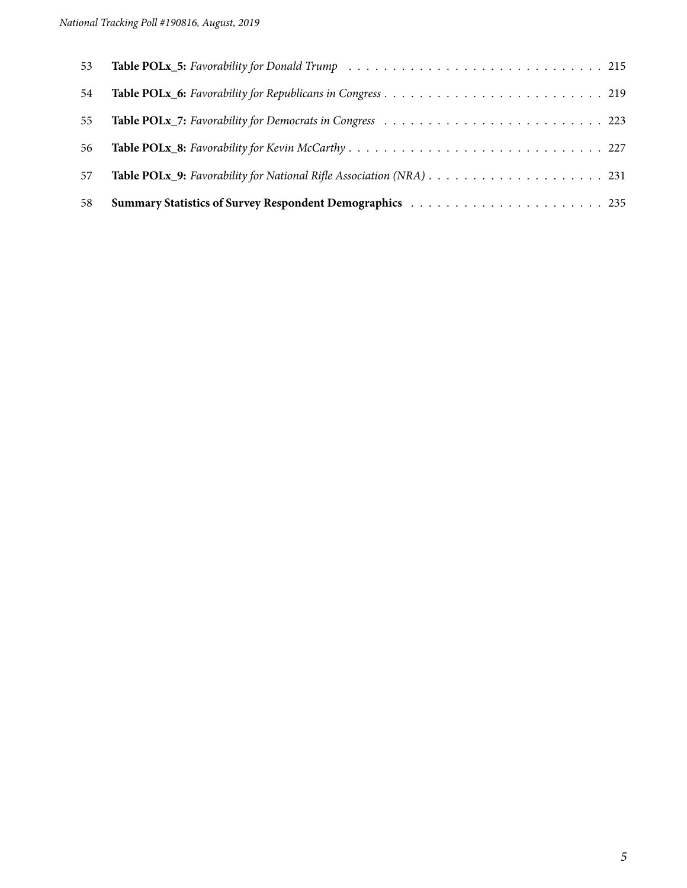53 **Table POLx_5:** *Favorability for Donald Trump* . . . . . . . . . . . . . . . . . . . . . . . . . . . . . 215

54 **Table POLx_6:** *Favorability for Republicans in Congress* . . . . . . . . . . . . . . . . . . . . . . . . . 219

55 **Table POLx_7:** *Favorability for Democrats in Congress* . . . . . . . . . . . . . . . . . . . . . . . . . 223

56 **Table POLx_8:** *Favorability for Kevin McCarthy* . . . . . . . . . . . . . . . . . . . . . . . . . . . . . 227

57 **Table POLx_9:** *Favorability for National Rifle Association (NRA)* . . . . . . . . . . . . . . . . . . . . 231

58 **Summary Statistics of Survey Respondent Demographics** . . . . . . . . . . . . . . . . . . . . . . 235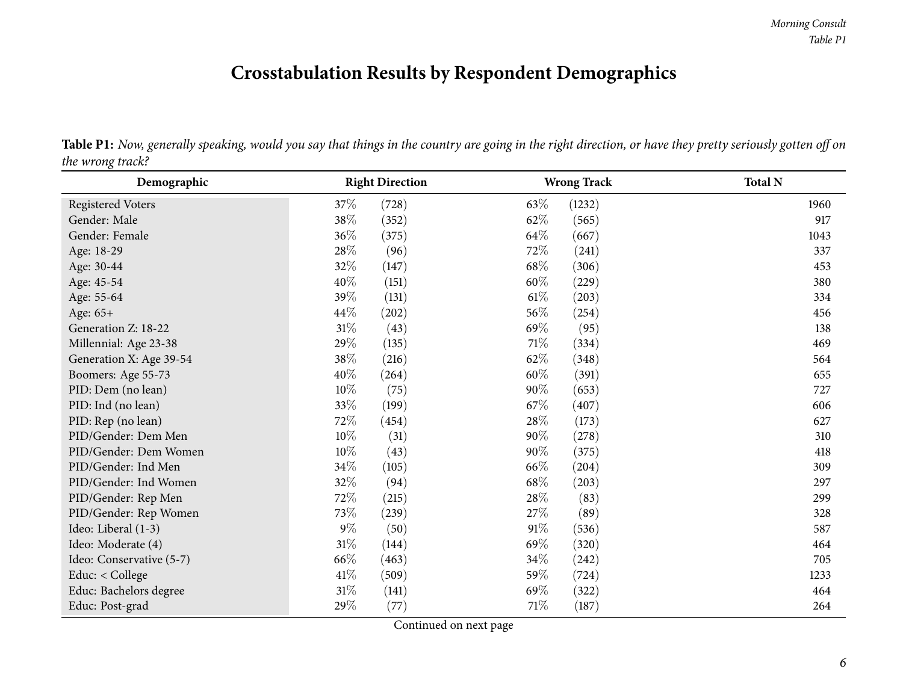# Crosstabulation Results by Respondent Demographics

**Table P1:** *Now, generally speaking, would you say that things in the country are going in the right direction, or have they pretty seriously gotten off on the wrong track?*

| Demographic | Right Direction | | Wrong Track | | Total N |
|---|---|---|---|---|---|
| Registered Voters | 37% | (728) | 63% | (1232) | 1960 |
| Gender: Male | 38% | (352) | 62% | (565) | 917 |
| Gender: Female | 36% | (375) | 64% | (667) | 1043 |
| Age: 18-29 | 28% | (96) | 72% | (241) | 337 |
| Age: 30-44 | 32% | (147) | 68% | (306) | 453 |
| Age: 45-54 | 40% | (151) | 60% | (229) | 380 |
| Age: 55-64 | 39% | (131) | 61% | (203) | 334 |
| Age: 65+ | 44% | (202) | 56% | (254) | 456 |
| Generation Z: 18-22 | 31% | (43) | 69% | (95) | 138 |
| Millennial: Age 23-38 | 29% | (135) | 71% | (334) | 469 |
| Generation X: Age 39-54 | 38% | (216) | 62% | (348) | 564 |
| Boomers: Age 55-73 | 40% | (264) | 60% | (391) | 655 |
| PID: Dem (no lean) | 10% | (75) | 90% | (653) | 727 |
| PID: Ind (no lean) | 33% | (199) | 67% | (407) | 606 |
| PID: Rep (no lean) | 72% | (454) | 28% | (173) | 627 |
| PID/Gender: Dem Men | 10% | (31) | 90% | (278) | 310 |
| PID/Gender: Dem Women | 10% | (43) | 90% | (375) | 418 |
| PID/Gender: Ind Men | 34% | (105) | 66% | (204) | 309 |
| PID/Gender: Ind Women | 32% | (94) | 68% | (203) | 297 |
| PID/Gender: Rep Men | 72% | (215) | 28% | (83) | 299 |
| PID/Gender: Rep Women | 73% | (239) | 27% | (89) | 328 |
| Ideo: Liberal (1-3) | 9% | (50) | 91% | (536) | 587 |
| Ideo: Moderate (4) | 31% | (144) | 69% | (320) | 464 |
| Ideo: Conservative (5-7) | 66% | (463) | 34% | (242) | 705 |
| Educ: < College | 41% | (509) | 59% | (724) | 1233 |
| Educ: Bachelors degree | 31% | (141) | 69% | (322) | 464 |
| Educ: Post-grad | 29% | (77) | 71% | (187) | 264 |

Continued on next page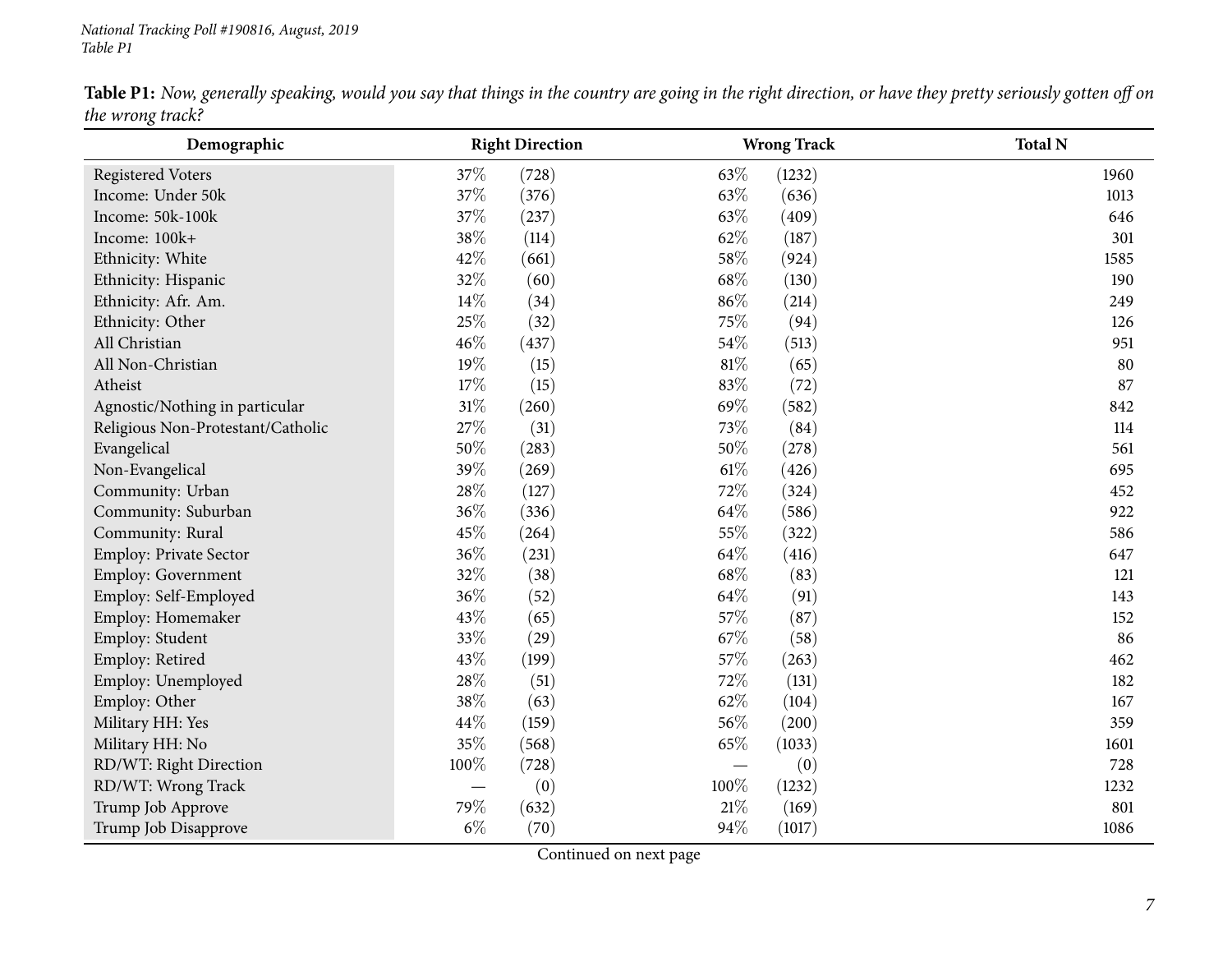**Table P1:** *Now, generally speaking, would you say that things in the country are going in the right direction, or have they pretty seriously gotten off on the wrong track?*

| Demographic | Right Direction | | Wrong Track | | Total N |
|---|---|---|---|---|---|
| Registered Voters | 37% | (728) | 63% | (1232) | 1960 |
| Income: Under 50k | 37% | (376) | 63% | (636) | 1013 |
| Income: 50k-100k | 37% | (237) | 63% | (409) | 646 |
| Income: 100k+ | 38% | (114) | 62% | (187) | 301 |
| Ethnicity: White | 42% | (661) | 58% | (924) | 1585 |
| Ethnicity: Hispanic | 32% | (60) | 68% | (130) | 190 |
| Ethnicity: Afr. Am. | 14% | (34) | 86% | (214) | 249 |
| Ethnicity: Other | 25% | (32) | 75% | (94) | 126 |
| All Christian | 46% | (437) | 54% | (513) | 951 |
| All Non-Christian | 19% | (15) | 81% | (65) | 80 |
| Atheist | 17% | (15) | 83% | (72) | 87 |
| Agnostic/Nothing in particular | 31% | (260) | 69% | (582) | 842 |
| Religious Non-Protestant/Catholic | 27% | (31) | 73% | (84) | 114 |
| Evangelical | 50% | (283) | 50% | (278) | 561 |
| Non-Evangelical | 39% | (269) | 61% | (426) | 695 |
| Community: Urban | 28% | (127) | 72% | (324) | 452 |
| Community: Suburban | 36% | (336) | 64% | (586) | 922 |
| Community: Rural | 45% | (264) | 55% | (322) | 586 |
| Employ: Private Sector | 36% | (231) | 64% | (416) | 647 |
| Employ: Government | 32% | (38) | 68% | (83) | 121 |
| Employ: Self-Employed | 36% | (52) | 64% | (91) | 143 |
| Employ: Homemaker | 43% | (65) | 57% | (87) | 152 |
| Employ: Student | 33% | (29) | 67% | (58) | 86 |
| Employ: Retired | 43% | (199) | 57% | (263) | 462 |
| Employ: Unemployed | 28% | (51) | 72% | (131) | 182 |
| Employ: Other | 38% | (63) | 62% | (104) | 167 |
| Military HH: Yes | 44% | (159) | 56% | (200) | 359 |
| Military HH: No | 35% | (568) | 65% | (1033) | 1601 |
| RD/WT: Right Direction | 100% | (728) | — | (0) | 728 |
| RD/WT: Wrong Track | — | (0) | 100% | (1232) | 1232 |
| Trump Job Approve | 79% | (632) | 21% | (169) | 801 |
| Trump Job Disapprove | 6% | (70) | 94% | (1017) | 1086 |

Continued on next page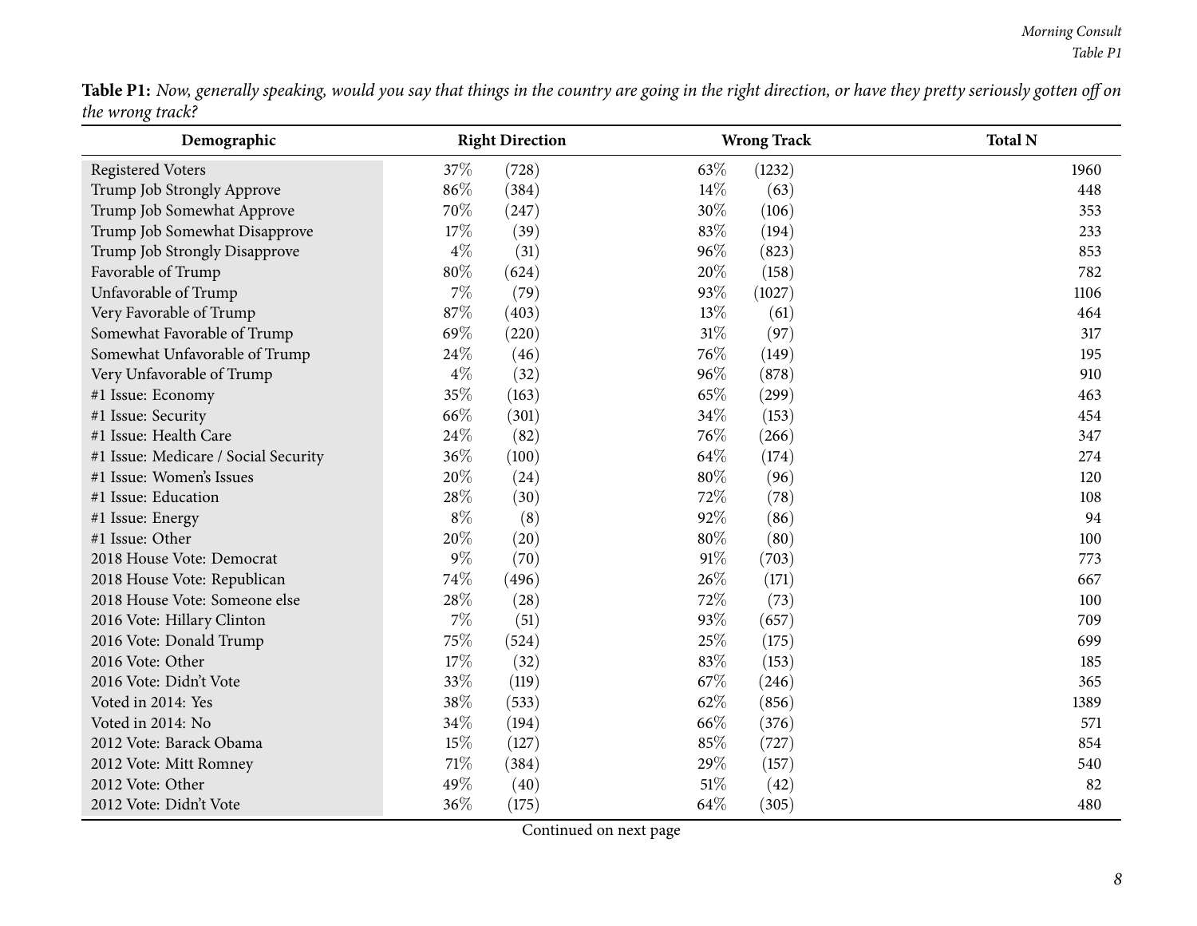**Table P1:** *Now, generally speaking, would you say that things in the country are going in the right direction, or have they pretty seriously gotten off on the wrong track?*

| Demographic | Right Direction | | Wrong Track | | Total N |
|---|---|---|---|---|---|
| Registered Voters | 37% | (728) | 63% | (1232) | 1960 |
| Trump Job Strongly Approve | 86% | (384) | 14% | (63) | 448 |
| Trump Job Somewhat Approve | 70% | (247) | 30% | (106) | 353 |
| Trump Job Somewhat Disapprove | 17% | (39) | 83% | (194) | 233 |
| Trump Job Strongly Disapprove | 4% | (31) | 96% | (823) | 853 |
| Favorable of Trump | 80% | (624) | 20% | (158) | 782 |
| Unfavorable of Trump | 7% | (79) | 93% | (1027) | 1106 |
| Very Favorable of Trump | 87% | (403) | 13% | (61) | 464 |
| Somewhat Favorable of Trump | 69% | (220) | 31% | (97) | 317 |
| Somewhat Unfavorable of Trump | 24% | (46) | 76% | (149) | 195 |
| Very Unfavorable of Trump | 4% | (32) | 96% | (878) | 910 |
| #1 Issue: Economy | 35% | (163) | 65% | (299) | 463 |
| #1 Issue: Security | 66% | (301) | 34% | (153) | 454 |
| #1 Issue: Health Care | 24% | (82) | 76% | (266) | 347 |
| #1 Issue: Medicare / Social Security | 36% | (100) | 64% | (174) | 274 |
| #1 Issue: Women's Issues | 20% | (24) | 80% | (96) | 120 |
| #1 Issue: Education | 28% | (30) | 72% | (78) | 108 |
| #1 Issue: Energy | 8% | (8) | 92% | (86) | 94 |
| #1 Issue: Other | 20% | (20) | 80% | (80) | 100 |
| 2018 House Vote: Democrat | 9% | (70) | 91% | (703) | 773 |
| 2018 House Vote: Republican | 74% | (496) | 26% | (171) | 667 |
| 2018 House Vote: Someone else | 28% | (28) | 72% | (73) | 100 |
| 2016 Vote: Hillary Clinton | 7% | (51) | 93% | (657) | 709 |
| 2016 Vote: Donald Trump | 75% | (524) | 25% | (175) | 699 |
| 2016 Vote: Other | 17% | (32) | 83% | (153) | 185 |
| 2016 Vote: Didn't Vote | 33% | (119) | 67% | (246) | 365 |
| Voted in 2014: Yes | 38% | (533) | 62% | (856) | 1389 |
| Voted in 2014: No | 34% | (194) | 66% | (376) | 571 |
| 2012 Vote: Barack Obama | 15% | (127) | 85% | (727) | 854 |
| 2012 Vote: Mitt Romney | 71% | (384) | 29% | (157) | 540 |
| 2012 Vote: Other | 49% | (40) | 51% | (42) | 82 |
| 2012 Vote: Didn't Vote | 36% | (175) | 64% | (305) | 480 |

Continued on next page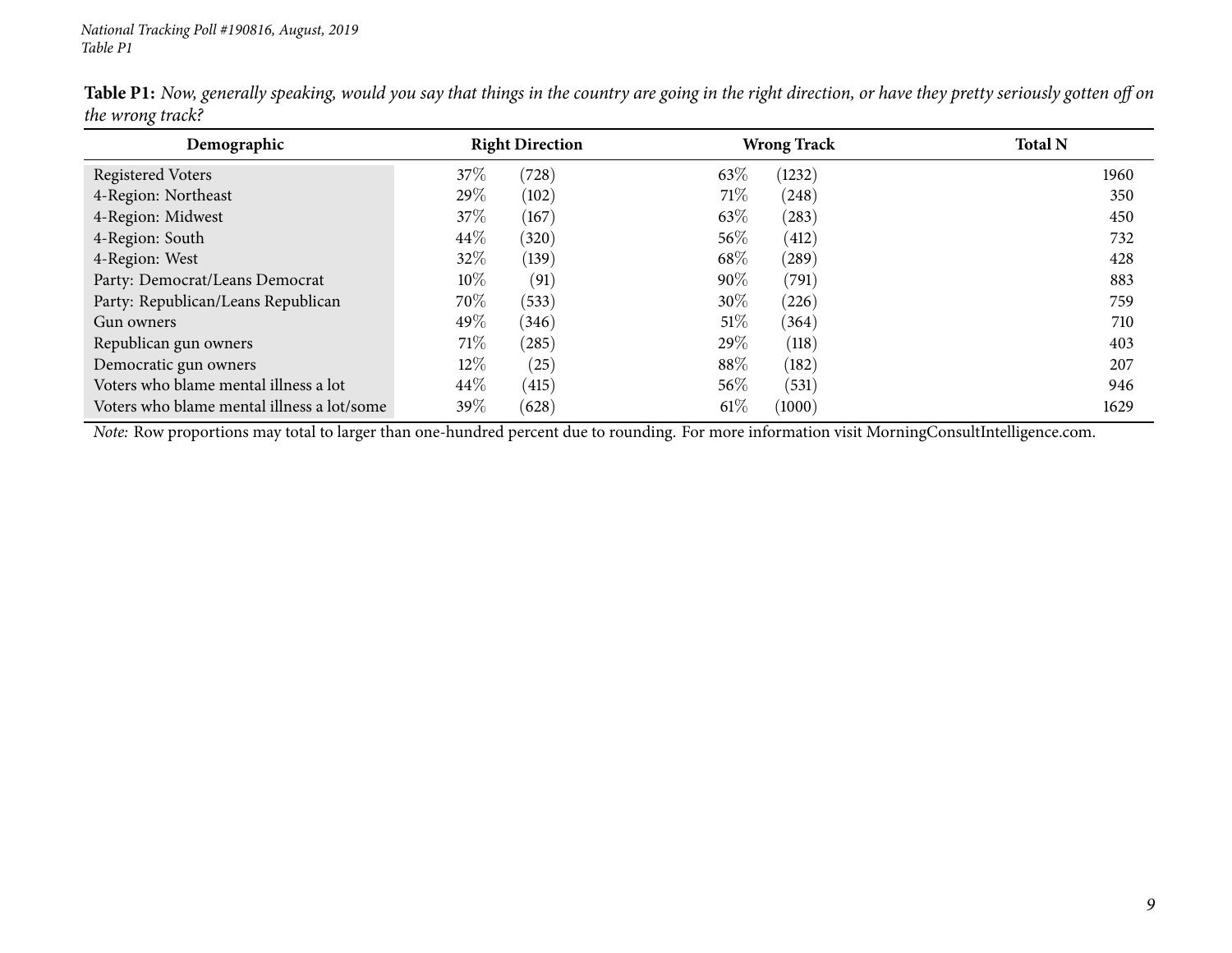**Table P1:** *Now, generally speaking, would you say that things in the country are going in the right direction, or have they pretty seriously gotten off on the wrong track?*

| Demographic | Right Direction | | Wrong Track | | Total N |
|---|---|---|---|---|---|
| Registered Voters | 37% | (728) | 63% | (1232) | 1960 |
| 4-Region: Northeast | 29% | (102) | 71% | (248) | 350 |
| 4-Region: Midwest | 37% | (167) | 63% | (283) | 450 |
| 4-Region: South | 44% | (320) | 56% | (412) | 732 |
| 4-Region: West | 32% | (139) | 68% | (289) | 428 |
| Party: Democrat/Leans Democrat | 10% | (91) | 90% | (791) | 883 |
| Party: Republican/Leans Republican | 70% | (533) | 30% | (226) | 759 |
| Gun owners | 49% | (346) | 51% | (364) | 710 |
| Republican gun owners | 71% | (285) | 29% | (118) | 403 |
| Democratic gun owners | 12% | (25) | 88% | (182) | 207 |
| Voters who blame mental illness a lot | 44% | (415) | 56% | (531) | 946 |
| Voters who blame mental illness a lot/some | 39% | (628) | 61% | (1000) | 1629 |

*Note:* Row proportions may total to larger than one-hundred percent due to rounding. For more information visit MorningConsultIntelligence.com.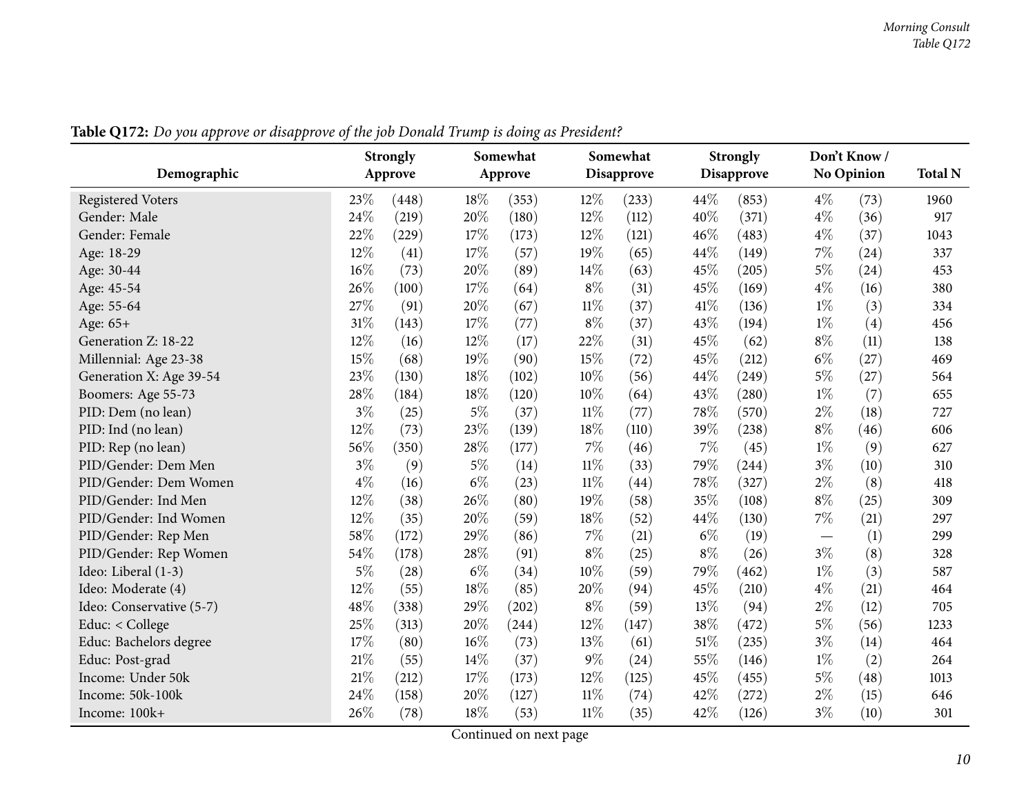**Table Q172:** *Do you approve or disapprove of the job Donald Trump is doing as President?*

| Demographic | Strongly Approve | | Somewhat Approve | | Somewhat Disapprove | | Strongly Disapprove | | Don't Know / No Opinion | | Total N |
|---|---|---|---|---|---|---|---|---|---|---|---|
| Registered Voters | 23% | (448) | 18% | (353) | 12% | (233) | 44% | (853) | 4% | (73) | 1960 |
| Gender: Male | 24% | (219) | 20% | (180) | 12% | (112) | 40% | (371) | 4% | (36) | 917 |
| Gender: Female | 22% | (229) | 17% | (173) | 12% | (121) | 46% | (483) | 4% | (37) | 1043 |
| Age: 18-29 | 12% | (41) | 17% | (57) | 19% | (65) | 44% | (149) | 7% | (24) | 337 |
| Age: 30-44 | 16% | (73) | 20% | (89) | 14% | (63) | 45% | (205) | 5% | (24) | 453 |
| Age: 45-54 | 26% | (100) | 17% | (64) | 8% | (31) | 45% | (169) | 4% | (16) | 380 |
| Age: 55-64 | 27% | (91) | 20% | (67) | 11% | (37) | 41% | (136) | 1% | (3) | 334 |
| Age: 65+ | 31% | (143) | 17% | (77) | 8% | (37) | 43% | (194) | 1% | (4) | 456 |
| Generation Z: 18-22 | 12% | (16) | 12% | (17) | 22% | (31) | 45% | (62) | 8% | (11) | 138 |
| Millennial: Age 23-38 | 15% | (68) | 19% | (90) | 15% | (72) | 45% | (212) | 6% | (27) | 469 |
| Generation X: Age 39-54 | 23% | (130) | 18% | (102) | 10% | (56) | 44% | (249) | 5% | (27) | 564 |
| Boomers: Age 55-73 | 28% | (184) | 18% | (120) | 10% | (64) | 43% | (280) | 1% | (7) | 655 |
| PID: Dem (no lean) | 3% | (25) | 5% | (37) | 11% | (77) | 78% | (570) | 2% | (18) | 727 |
| PID: Ind (no lean) | 12% | (73) | 23% | (139) | 18% | (110) | 39% | (238) | 8% | (46) | 606 |
| PID: Rep (no lean) | 56% | (350) | 28% | (177) | 7% | (46) | 7% | (45) | 1% | (9) | 627 |
| PID/Gender: Dem Men | 3% | (9) | 5% | (14) | 11% | (33) | 79% | (244) | 3% | (10) | 310 |
| PID/Gender: Dem Women | 4% | (16) | 6% | (23) | 11% | (44) | 78% | (327) | 2% | (8) | 418 |
| PID/Gender: Ind Men | 12% | (38) | 26% | (80) | 19% | (58) | 35% | (108) | 8% | (25) | 309 |
| PID/Gender: Ind Women | 12% | (35) | 20% | (59) | 18% | (52) | 44% | (130) | 7% | (21) | 297 |
| PID/Gender: Rep Men | 58% | (172) | 29% | (86) | 7% | (21) | 6% | (19) | — | (1) | 299 |
| PID/Gender: Rep Women | 54% | (178) | 28% | (91) | 8% | (25) | 8% | (26) | 3% | (8) | 328 |
| Ideo: Liberal (1-3) | 5% | (28) | 6% | (34) | 10% | (59) | 79% | (462) | 1% | (3) | 587 |
| Ideo: Moderate (4) | 12% | (55) | 18% | (85) | 20% | (94) | 45% | (210) | 4% | (21) | 464 |
| Ideo: Conservative (5-7) | 48% | (338) | 29% | (202) | 8% | (59) | 13% | (94) | 2% | (12) | 705 |
| Educ: < College | 25% | (313) | 20% | (244) | 12% | (147) | 38% | (472) | 5% | (56) | 1233 |
| Educ: Bachelors degree | 17% | (80) | 16% | (73) | 13% | (61) | 51% | (235) | 3% | (14) | 464 |
| Educ: Post-grad | 21% | (55) | 14% | (37) | 9% | (24) | 55% | (146) | 1% | (2) | 264 |
| Income: Under 50k | 21% | (212) | 17% | (173) | 12% | (125) | 45% | (455) | 5% | (48) | 1013 |
| Income: 50k-100k | 24% | (158) | 20% | (127) | 11% | (74) | 42% | (272) | 2% | (15) | 646 |
| Income: 100k+ | 26% | (78) | 18% | (53) | 11% | (35) | 42% | (126) | 3% | (10) | 301 |

Continued on next page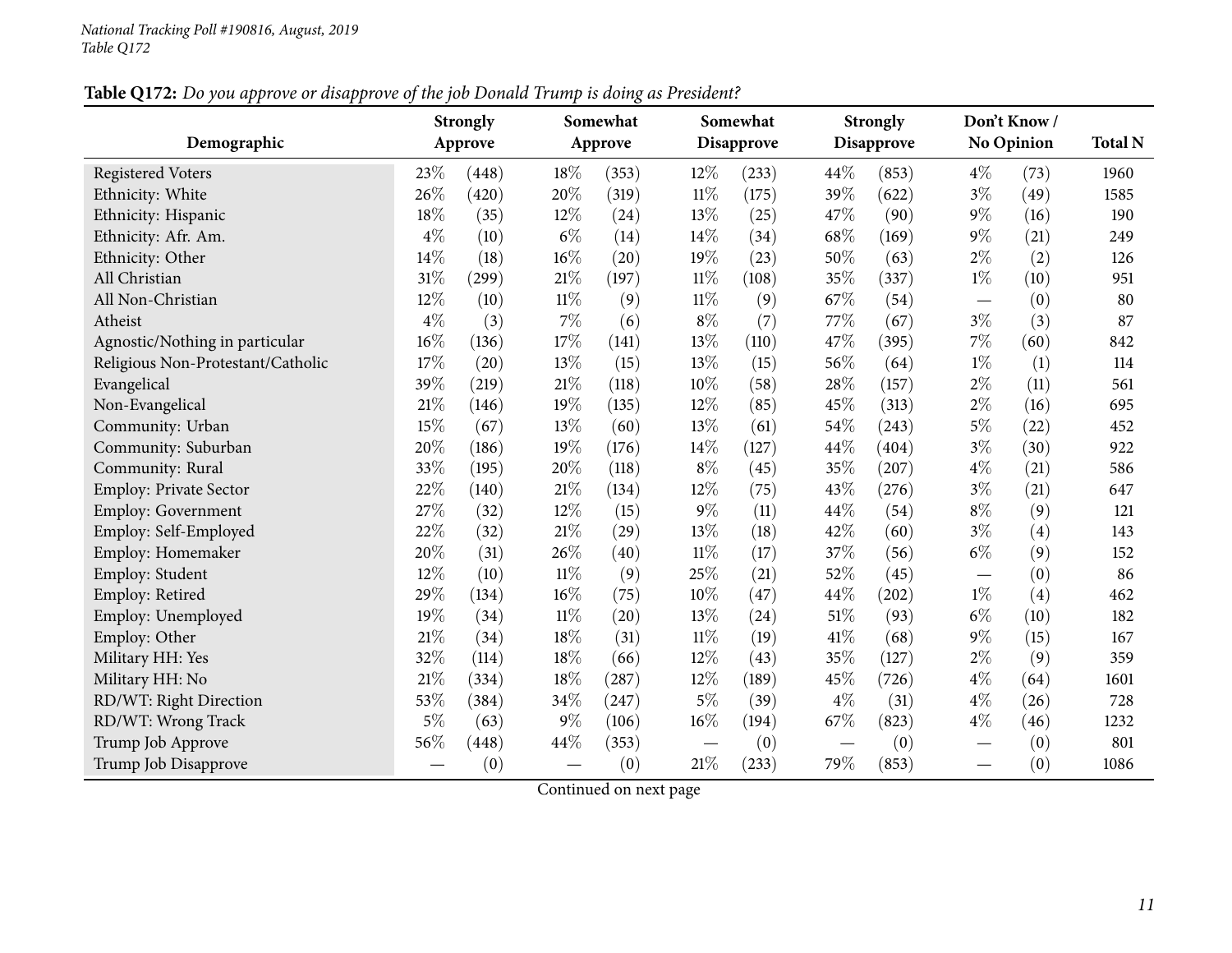*National Tracking Poll #190816, August, 2019*
*Table Q172*

**Table Q172:** *Do you approve or disapprove of the job Donald Trump is doing as President?*

| Demographic | Strongly Approve | | Somewhat Approve | | Somewhat Disapprove | | Strongly Disapprove | | Don't Know / No Opinion | | Total N |
|---|---|---|---|---|---|---|---|---|---|---|---|
| Registered Voters | 23% | (448) | 18% | (353) | 12% | (233) | 44% | (853) | 4% | (73) | 1960 |
| Ethnicity: White | 26% | (420) | 20% | (319) | 11% | (175) | 39% | (622) | 3% | (49) | 1585 |
| Ethnicity: Hispanic | 18% | (35) | 12% | (24) | 13% | (25) | 47% | (90) | 9% | (16) | 190 |
| Ethnicity: Afr. Am. | 4% | (10) | 6% | (14) | 14% | (34) | 68% | (169) | 9% | (21) | 249 |
| Ethnicity: Other | 14% | (18) | 16% | (20) | 19% | (23) | 50% | (63) | 2% | (2) | 126 |
| All Christian | 31% | (299) | 21% | (197) | 11% | (108) | 35% | (337) | 1% | (10) | 951 |
| All Non-Christian | 12% | (10) | 11% | (9) | 11% | (9) | 67% | (54) | — | (0) | 80 |
| Atheist | 4% | (3) | 7% | (6) | 8% | (7) | 77% | (67) | 3% | (3) | 87 |
| Agnostic/Nothing in particular | 16% | (136) | 17% | (141) | 13% | (110) | 47% | (395) | 7% | (60) | 842 |
| Religious Non-Protestant/Catholic | 17% | (20) | 13% | (15) | 13% | (15) | 56% | (64) | 1% | (1) | 114 |
| Evangelical | 39% | (219) | 21% | (118) | 10% | (58) | 28% | (157) | 2% | (11) | 561 |
| Non-Evangelical | 21% | (146) | 19% | (135) | 12% | (85) | 45% | (313) | 2% | (16) | 695 |
| Community: Urban | 15% | (67) | 13% | (60) | 13% | (61) | 54% | (243) | 5% | (22) | 452 |
| Community: Suburban | 20% | (186) | 19% | (176) | 14% | (127) | 44% | (404) | 3% | (30) | 922 |
| Community: Rural | 33% | (195) | 20% | (118) | 8% | (45) | 35% | (207) | 4% | (21) | 586 |
| Employ: Private Sector | 22% | (140) | 21% | (134) | 12% | (75) | 43% | (276) | 3% | (21) | 647 |
| Employ: Government | 27% | (32) | 12% | (15) | 9% | (11) | 44% | (54) | 8% | (9) | 121 |
| Employ: Self-Employed | 22% | (32) | 21% | (29) | 13% | (18) | 42% | (60) | 3% | (4) | 143 |
| Employ: Homemaker | 20% | (31) | 26% | (40) | 11% | (17) | 37% | (56) | 6% | (9) | 152 |
| Employ: Student | 12% | (10) | 11% | (9) | 25% | (21) | 52% | (45) | — | (0) | 86 |
| Employ: Retired | 29% | (134) | 16% | (75) | 10% | (47) | 44% | (202) | 1% | (4) | 462 |
| Employ: Unemployed | 19% | (34) | 11% | (20) | 13% | (24) | 51% | (93) | 6% | (10) | 182 |
| Employ: Other | 21% | (34) | 18% | (31) | 11% | (19) | 41% | (68) | 9% | (15) | 167 |
| Military HH: Yes | 32% | (114) | 18% | (66) | 12% | (43) | 35% | (127) | 2% | (9) | 359 |
| Military HH: No | 21% | (334) | 18% | (287) | 12% | (189) | 45% | (726) | 4% | (64) | 1601 |
| RD/WT: Right Direction | 53% | (384) | 34% | (247) | 5% | (39) | 4% | (31) | 4% | (26) | 728 |
| RD/WT: Wrong Track | 5% | (63) | 9% | (106) | 16% | (194) | 67% | (823) | 4% | (46) | 1232 |
| Trump Job Approve | 56% | (448) | 44% | (353) | — | (0) | — | (0) | — | (0) | 801 |
| Trump Job Disapprove | — | (0) | — | (0) | 21% | (233) | 79% | (853) | — | (0) | 1086 |

Continued on next page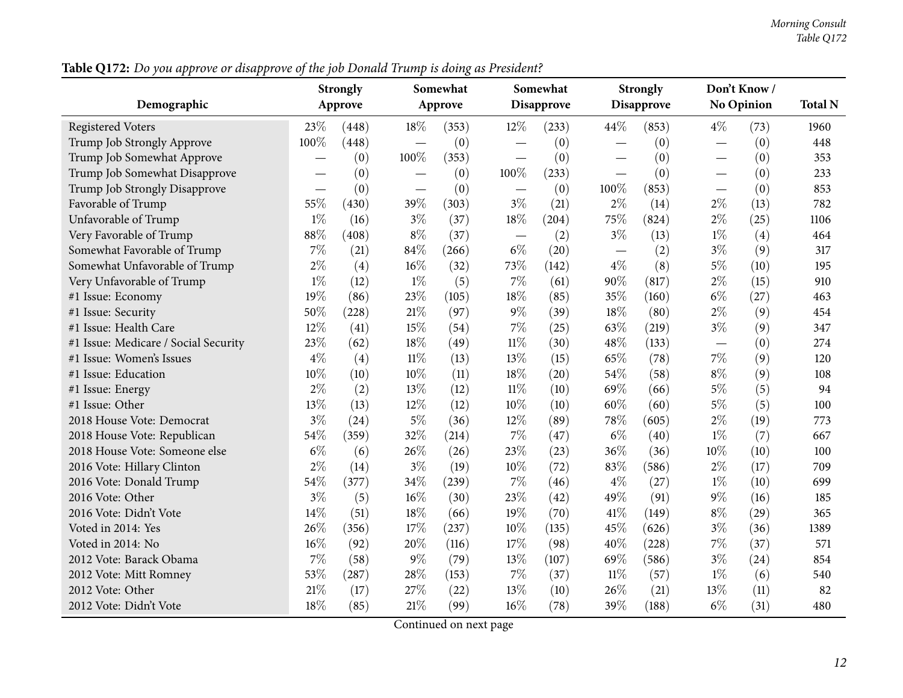**Table Q172:** *Do you approve or disapprove of the job Donald Trump is doing as President?*

| Demographic | Strongly Approve | | Somewhat Approve | | Somewhat Disapprove | | Strongly Disapprove | | Don't Know / No Opinion | | Total N |
|---|---|---|---|---|---|---|---|---|---|---|---|
| Registered Voters | 23% | (448) | 18% | (353) | 12% | (233) | 44% | (853) | 4% | (73) | 1960 |
| Trump Job Strongly Approve | 100% | (448) | — | (0) | — | (0) | — | (0) | — | (0) | 448 |
| Trump Job Somewhat Approve | — | (0) | 100% | (353) | — | (0) | — | (0) | — | (0) | 353 |
| Trump Job Somewhat Disapprove | — | (0) | — | (0) | 100% | (233) | — | (0) | — | (0) | 233 |
| Trump Job Strongly Disapprove | — | (0) | — | (0) | — | (0) | 100% | (853) | — | (0) | 853 |
| Favorable of Trump | 55% | (430) | 39% | (303) | 3% | (21) | 2% | (14) | 2% | (13) | 782 |
| Unfavorable of Trump | 1% | (16) | 3% | (37) | 18% | (204) | 75% | (824) | 2% | (25) | 1106 |
| Very Favorable of Trump | 88% | (408) | 8% | (37) | — | (2) | 3% | (13) | 1% | (4) | 464 |
| Somewhat Favorable of Trump | 7% | (21) | 84% | (266) | 6% | (20) | — | (2) | 3% | (9) | 317 |
| Somewhat Unfavorable of Trump | 2% | (4) | 16% | (32) | 73% | (142) | 4% | (8) | 5% | (10) | 195 |
| Very Unfavorable of Trump | 1% | (12) | 1% | (5) | 7% | (61) | 90% | (817) | 2% | (15) | 910 |
| #1 Issue: Economy | 19% | (86) | 23% | (105) | 18% | (85) | 35% | (160) | 6% | (27) | 463 |
| #1 Issue: Security | 50% | (228) | 21% | (97) | 9% | (39) | 18% | (80) | 2% | (9) | 454 |
| #1 Issue: Health Care | 12% | (41) | 15% | (54) | 7% | (25) | 63% | (219) | 3% | (9) | 347 |
| #1 Issue: Medicare / Social Security | 23% | (62) | 18% | (49) | 11% | (30) | 48% | (133) | — | (0) | 274 |
| #1 Issue: Women's Issues | 4% | (4) | 11% | (13) | 13% | (15) | 65% | (78) | 7% | (9) | 120 |
| #1 Issue: Education | 10% | (10) | 10% | (11) | 18% | (20) | 54% | (58) | 8% | (9) | 108 |
| #1 Issue: Energy | 2% | (2) | 13% | (12) | 11% | (10) | 69% | (66) | 5% | (5) | 94 |
| #1 Issue: Other | 13% | (13) | 12% | (12) | 10% | (10) | 60% | (60) | 5% | (5) | 100 |
| 2018 House Vote: Democrat | 3% | (24) | 5% | (36) | 12% | (89) | 78% | (605) | 2% | (19) | 773 |
| 2018 House Vote: Republican | 54% | (359) | 32% | (214) | 7% | (47) | 6% | (40) | 1% | (7) | 667 |
| 2018 House Vote: Someone else | 6% | (6) | 26% | (26) | 23% | (23) | 36% | (36) | 10% | (10) | 100 |
| 2016 Vote: Hillary Clinton | 2% | (14) | 3% | (19) | 10% | (72) | 83% | (586) | 2% | (17) | 709 |
| 2016 Vote: Donald Trump | 54% | (377) | 34% | (239) | 7% | (46) | 4% | (27) | 1% | (10) | 699 |
| 2016 Vote: Other | 3% | (5) | 16% | (30) | 23% | (42) | 49% | (91) | 9% | (16) | 185 |
| 2016 Vote: Didn't Vote | 14% | (51) | 18% | (66) | 19% | (70) | 41% | (149) | 8% | (29) | 365 |
| Voted in 2014: Yes | 26% | (356) | 17% | (237) | 10% | (135) | 45% | (626) | 3% | (36) | 1389 |
| Voted in 2014: No | 16% | (92) | 20% | (116) | 17% | (98) | 40% | (228) | 7% | (37) | 571 |
| 2012 Vote: Barack Obama | 7% | (58) | 9% | (79) | 13% | (107) | 69% | (586) | 3% | (24) | 854 |
| 2012 Vote: Mitt Romney | 53% | (287) | 28% | (153) | 7% | (37) | 11% | (57) | 1% | (6) | 540 |
| 2012 Vote: Other | 21% | (17) | 27% | (22) | 13% | (10) | 26% | (21) | 13% | (11) | 82 |
| 2012 Vote: Didn't Vote | 18% | (85) | 21% | (99) | 16% | (78) | 39% | (188) | 6% | (31) | 480 |

Continued on next page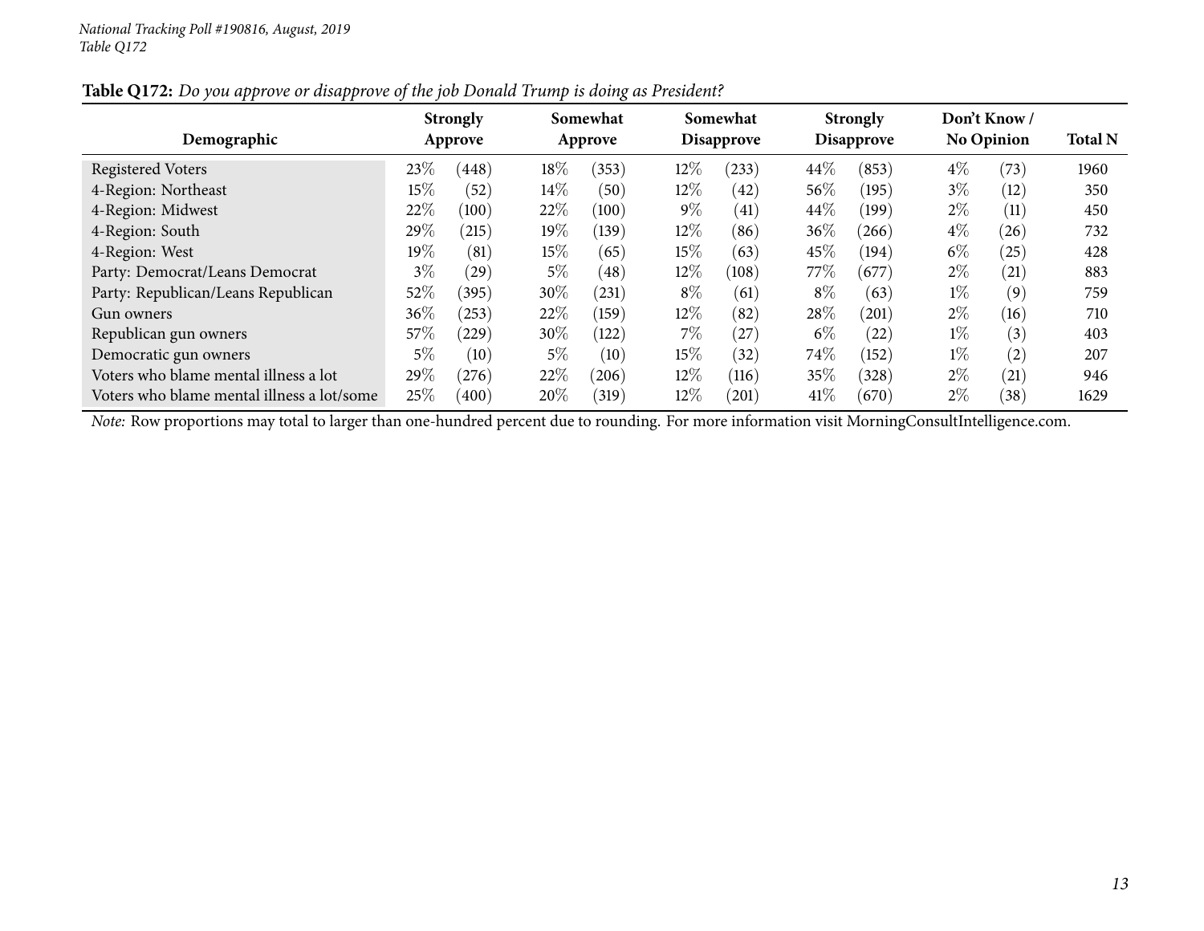**Table Q172:** *Do you approve or disapprove of the job Donald Trump is doing as President?*

| Demographic | Strongly Approve | | Somewhat Approve | | Somewhat Disapprove | | Strongly Disapprove | | Don't Know / No Opinion | | Total N |
|---|---|---|---|---|---|---|---|---|---|---|---|
| Registered Voters | 23% | (448) | 18% | (353) | 12% | (233) | 44% | (853) | 4% | (73) | 1960 |
| 4-Region: Northeast | 15% | (52) | 14% | (50) | 12% | (42) | 56% | (195) | 3% | (12) | 350 |
| 4-Region: Midwest | 22% | (100) | 22% | (100) | 9% | (41) | 44% | (199) | 2% | (11) | 450 |
| 4-Region: South | 29% | (215) | 19% | (139) | 12% | (86) | 36% | (266) | 4% | (26) | 732 |
| 4-Region: West | 19% | (81) | 15% | (65) | 15% | (63) | 45% | (194) | 6% | (25) | 428 |
| Party: Democrat/Leans Democrat | 3% | (29) | 5% | (48) | 12% | (108) | 77% | (677) | 2% | (21) | 883 |
| Party: Republican/Leans Republican | 52% | (395) | 30% | (231) | 8% | (61) | 8% | (63) | 1% | (9) | 759 |
| Gun owners | 36% | (253) | 22% | (159) | 12% | (82) | 28% | (201) | 2% | (16) | 710 |
| Republican gun owners | 57% | (229) | 30% | (122) | 7% | (27) | 6% | (22) | 1% | (3) | 403 |
| Democratic gun owners | 5% | (10) | 5% | (10) | 15% | (32) | 74% | (152) | 1% | (2) | 207 |
| Voters who blame mental illness a lot | 29% | (276) | 22% | (206) | 12% | (116) | 35% | (328) | 2% | (21) | 946 |
| Voters who blame mental illness a lot/some | 25% | (400) | 20% | (319) | 12% | (201) | 41% | (670) | 2% | (38) | 1629 |

*Note:* Row proportions may total to larger than one-hundred percent due to rounding. For more information visit MorningConsultIntelligence.com.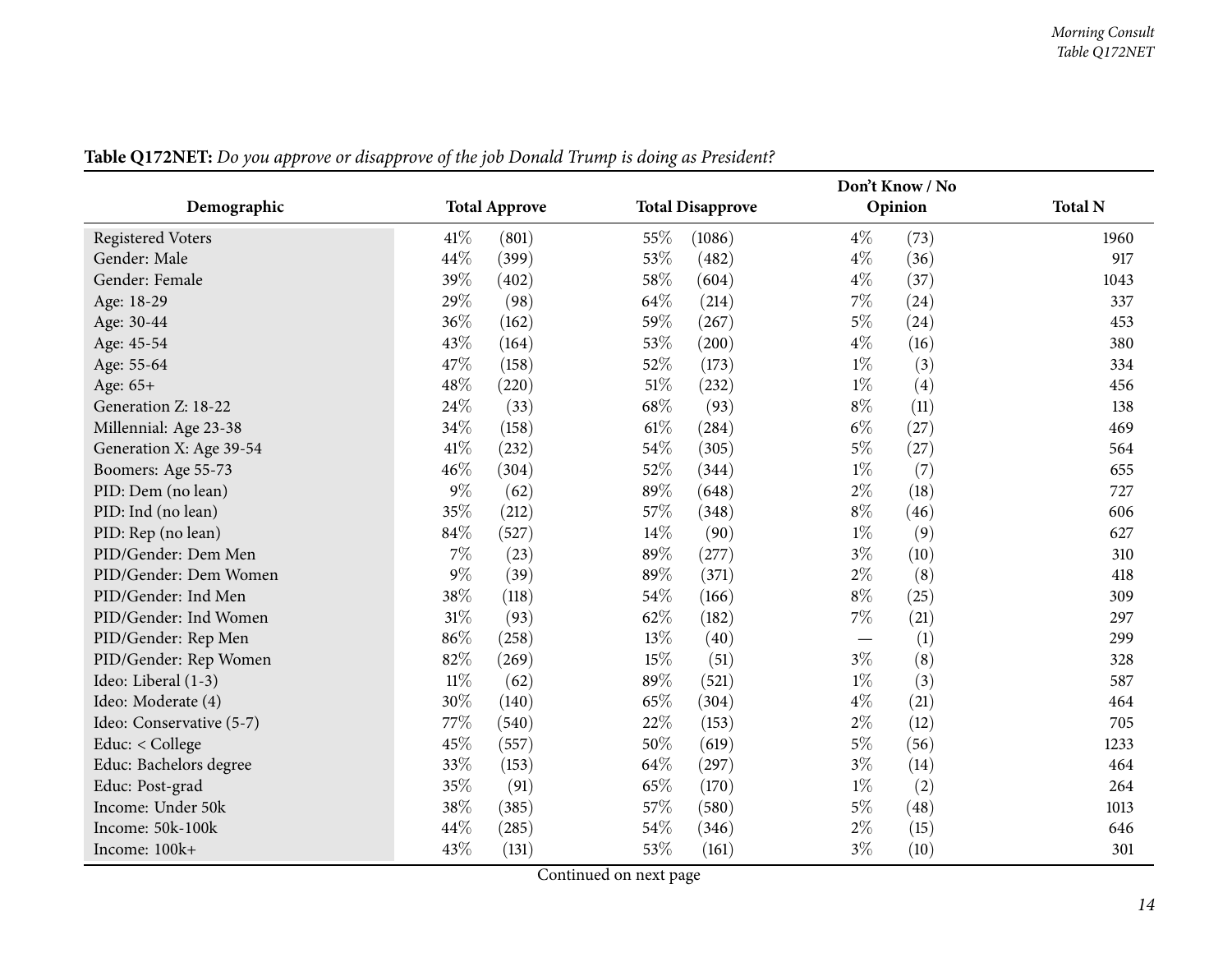**Table Q172NET:** *Do you approve or disapprove of the job Donald Trump is doing as President?*

| Demographic | Total Approve | | Total Disapprove | | Don't Know / No Opinion | | Total N |
|---|---|---|---|---|---|---|---|
| Registered Voters | 41% | (801) | 55% | (1086) | 4% | (73) | 1960 |
| Gender: Male | 44% | (399) | 53% | (482) | 4% | (36) | 917 |
| Gender: Female | 39% | (402) | 58% | (604) | 4% | (37) | 1043 |
| Age: 18-29 | 29% | (98) | 64% | (214) | 7% | (24) | 337 |
| Age: 30-44 | 36% | (162) | 59% | (267) | 5% | (24) | 453 |
| Age: 45-54 | 43% | (164) | 53% | (200) | 4% | (16) | 380 |
| Age: 55-64 | 47% | (158) | 52% | (173) | 1% | (3) | 334 |
| Age: 65+ | 48% | (220) | 51% | (232) | 1% | (4) | 456 |
| Generation Z: 18-22 | 24% | (33) | 68% | (93) | 8% | (11) | 138 |
| Millennial: Age 23-38 | 34% | (158) | 61% | (284) | 6% | (27) | 469 |
| Generation X: Age 39-54 | 41% | (232) | 54% | (305) | 5% | (27) | 564 |
| Boomers: Age 55-73 | 46% | (304) | 52% | (344) | 1% | (7) | 655 |
| PID: Dem (no lean) | 9% | (62) | 89% | (648) | 2% | (18) | 727 |
| PID: Ind (no lean) | 35% | (212) | 57% | (348) | 8% | (46) | 606 |
| PID: Rep (no lean) | 84% | (527) | 14% | (90) | 1% | (9) | 627 |
| PID/Gender: Dem Men | 7% | (23) | 89% | (277) | 3% | (10) | 310 |
| PID/Gender: Dem Women | 9% | (39) | 89% | (371) | 2% | (8) | 418 |
| PID/Gender: Ind Men | 38% | (118) | 54% | (166) | 8% | (25) | 309 |
| PID/Gender: Ind Women | 31% | (93) | 62% | (182) | 7% | (21) | 297 |
| PID/Gender: Rep Men | 86% | (258) | 13% | (40) | — | (1) | 299 |
| PID/Gender: Rep Women | 82% | (269) | 15% | (51) | 3% | (8) | 328 |
| Ideo: Liberal (1-3) | 11% | (62) | 89% | (521) | 1% | (3) | 587 |
| Ideo: Moderate (4) | 30% | (140) | 65% | (304) | 4% | (21) | 464 |
| Ideo: Conservative (5-7) | 77% | (540) | 22% | (153) | 2% | (12) | 705 |
| Educ: < College | 45% | (557) | 50% | (619) | 5% | (56) | 1233 |
| Educ: Bachelors degree | 33% | (153) | 64% | (297) | 3% | (14) | 464 |
| Educ: Post-grad | 35% | (91) | 65% | (170) | 1% | (2) | 264 |
| Income: Under 50k | 38% | (385) | 57% | (580) | 5% | (48) | 1013 |
| Income: 50k-100k | 44% | (285) | 54% | (346) | 2% | (15) | 646 |
| Income: 100k+ | 43% | (131) | 53% | (161) | 3% | (10) | 301 |

Continued on next page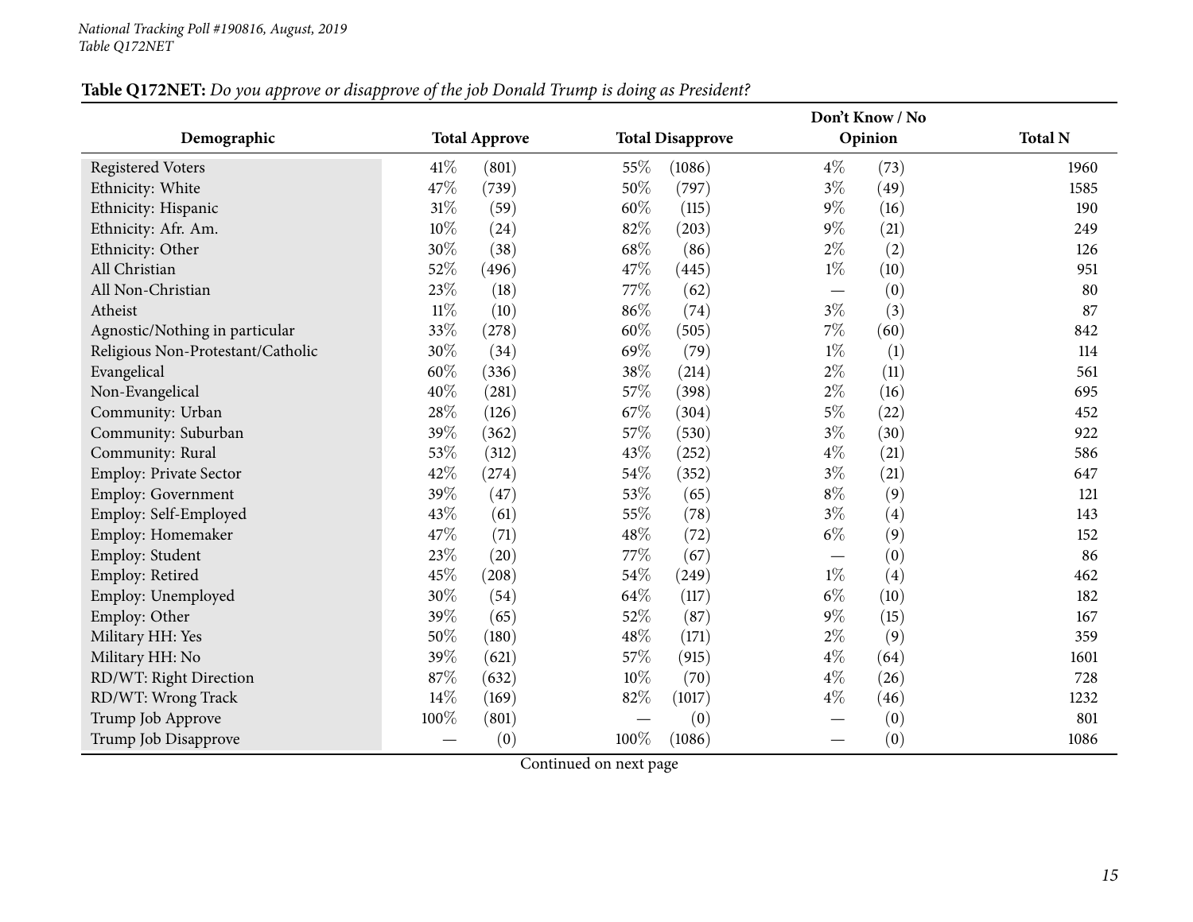**Table Q172NET:** *Do you approve or disapprove of the job Donald Trump is doing as President?*

| Demographic | Total Approve | | Total Disapprove | | Don't Know / No Opinion | | Total N |
|---|---|---|---|---|---|---|---|
| Registered Voters | 41% | (801) | 55% | (1086) | 4% | (73) | 1960 |
| Ethnicity: White | 47% | (739) | 50% | (797) | 3% | (49) | 1585 |
| Ethnicity: Hispanic | 31% | (59) | 60% | (115) | 9% | (16) | 190 |
| Ethnicity: Afr. Am. | 10% | (24) | 82% | (203) | 9% | (21) | 249 |
| Ethnicity: Other | 30% | (38) | 68% | (86) | 2% | (2) | 126 |
| All Christian | 52% | (496) | 47% | (445) | 1% | (10) | 951 |
| All Non-Christian | 23% | (18) | 77% | (62) | — | (0) | 80 |
| Atheist | 11% | (10) | 86% | (74) | 3% | (3) | 87 |
| Agnostic/Nothing in particular | 33% | (278) | 60% | (505) | 7% | (60) | 842 |
| Religious Non-Protestant/Catholic | 30% | (34) | 69% | (79) | 1% | (1) | 114 |
| Evangelical | 60% | (336) | 38% | (214) | 2% | (11) | 561 |
| Non-Evangelical | 40% | (281) | 57% | (398) | 2% | (16) | 695 |
| Community: Urban | 28% | (126) | 67% | (304) | 5% | (22) | 452 |
| Community: Suburban | 39% | (362) | 57% | (530) | 3% | (30) | 922 |
| Community: Rural | 53% | (312) | 43% | (252) | 4% | (21) | 586 |
| Employ: Private Sector | 42% | (274) | 54% | (352) | 3% | (21) | 647 |
| Employ: Government | 39% | (47) | 53% | (65) | 8% | (9) | 121 |
| Employ: Self-Employed | 43% | (61) | 55% | (78) | 3% | (4) | 143 |
| Employ: Homemaker | 47% | (71) | 48% | (72) | 6% | (9) | 152 |
| Employ: Student | 23% | (20) | 77% | (67) | — | (0) | 86 |
| Employ: Retired | 45% | (208) | 54% | (249) | 1% | (4) | 462 |
| Employ: Unemployed | 30% | (54) | 64% | (117) | 6% | (10) | 182 |
| Employ: Other | 39% | (65) | 52% | (87) | 9% | (15) | 167 |
| Military HH: Yes | 50% | (180) | 48% | (171) | 2% | (9) | 359 |
| Military HH: No | 39% | (621) | 57% | (915) | 4% | (64) | 1601 |
| RD/WT: Right Direction | 87% | (632) | 10% | (70) | 4% | (26) | 728 |
| RD/WT: Wrong Track | 14% | (169) | 82% | (1017) | 4% | (46) | 1232 |
| Trump Job Approve | 100% | (801) | — | (0) | — | (0) | 801 |
| Trump Job Disapprove | — | (0) | 100% | (1086) | — | (0) | 1086 |

Continued on next page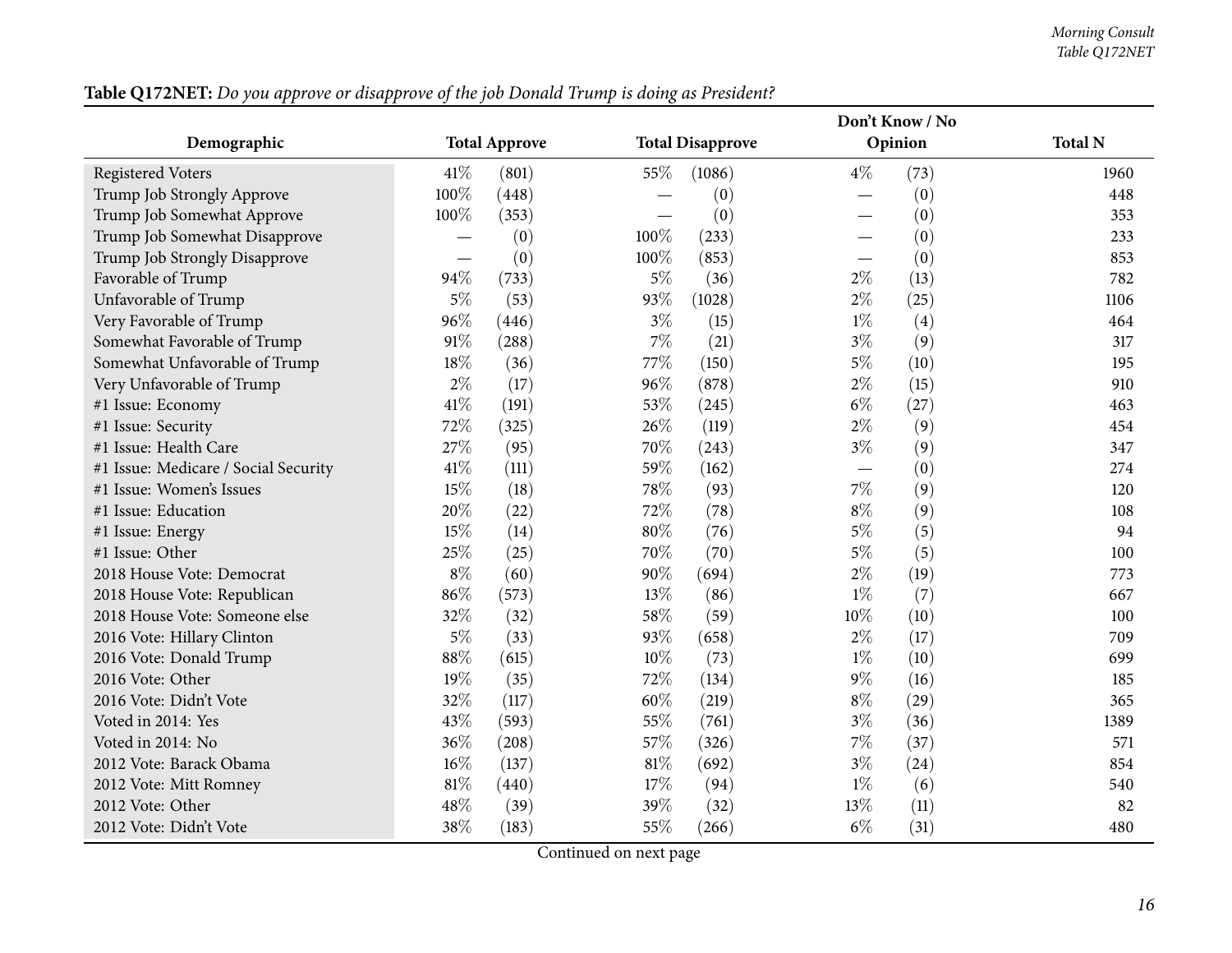**Table Q172NET:** *Do you approve or disapprove of the job Donald Trump is doing as President?*

| Demographic | Total Approve | | Total Disapprove | | Don't Know / No Opinion | | Total N |
|---|---|---|---|---|---|---|---|
| Registered Voters | 41% | (801) | 55% | (1086) | 4% | (73) | 1960 |
| Trump Job Strongly Approve | 100% | (448) | — | (0) | — | (0) | 448 |
| Trump Job Somewhat Approve | 100% | (353) | — | (0) | — | (0) | 353 |
| Trump Job Somewhat Disapprove | — | (0) | 100% | (233) | — | (0) | 233 |
| Trump Job Strongly Disapprove | — | (0) | 100% | (853) | — | (0) | 853 |
| Favorable of Trump | 94% | (733) | 5% | (36) | 2% | (13) | 782 |
| Unfavorable of Trump | 5% | (53) | 93% | (1028) | 2% | (25) | 1106 |
| Very Favorable of Trump | 96% | (446) | 3% | (15) | 1% | (4) | 464 |
| Somewhat Favorable of Trump | 91% | (288) | 7% | (21) | 3% | (9) | 317 |
| Somewhat Unfavorable of Trump | 18% | (36) | 77% | (150) | 5% | (10) | 195 |
| Very Unfavorable of Trump | 2% | (17) | 96% | (878) | 2% | (15) | 910 |
| #1 Issue: Economy | 41% | (191) | 53% | (245) | 6% | (27) | 463 |
| #1 Issue: Security | 72% | (325) | 26% | (119) | 2% | (9) | 454 |
| #1 Issue: Health Care | 27% | (95) | 70% | (243) | 3% | (9) | 347 |
| #1 Issue: Medicare / Social Security | 41% | (111) | 59% | (162) | — | (0) | 274 |
| #1 Issue: Women's Issues | 15% | (18) | 78% | (93) | 7% | (9) | 120 |
| #1 Issue: Education | 20% | (22) | 72% | (78) | 8% | (9) | 108 |
| #1 Issue: Energy | 15% | (14) | 80% | (76) | 5% | (5) | 94 |
| #1 Issue: Other | 25% | (25) | 70% | (70) | 5% | (5) | 100 |
| 2018 House Vote: Democrat | 8% | (60) | 90% | (694) | 2% | (19) | 773 |
| 2018 House Vote: Republican | 86% | (573) | 13% | (86) | 1% | (7) | 667 |
| 2018 House Vote: Someone else | 32% | (32) | 58% | (59) | 10% | (10) | 100 |
| 2016 Vote: Hillary Clinton | 5% | (33) | 93% | (658) | 2% | (17) | 709 |
| 2016 Vote: Donald Trump | 88% | (615) | 10% | (73) | 1% | (10) | 699 |
| 2016 Vote: Other | 19% | (35) | 72% | (134) | 9% | (16) | 185 |
| 2016 Vote: Didn't Vote | 32% | (117) | 60% | (219) | 8% | (29) | 365 |
| Voted in 2014: Yes | 43% | (593) | 55% | (761) | 3% | (36) | 1389 |
| Voted in 2014: No | 36% | (208) | 57% | (326) | 7% | (37) | 571 |
| 2012 Vote: Barack Obama | 16% | (137) | 81% | (692) | 3% | (24) | 854 |
| 2012 Vote: Mitt Romney | 81% | (440) | 17% | (94) | 1% | (6) | 540 |
| 2012 Vote: Other | 48% | (39) | 39% | (32) | 13% | (11) | 82 |
| 2012 Vote: Didn't Vote | 38% | (183) | 55% | (266) | 6% | (31) | 480 |

Continued on next page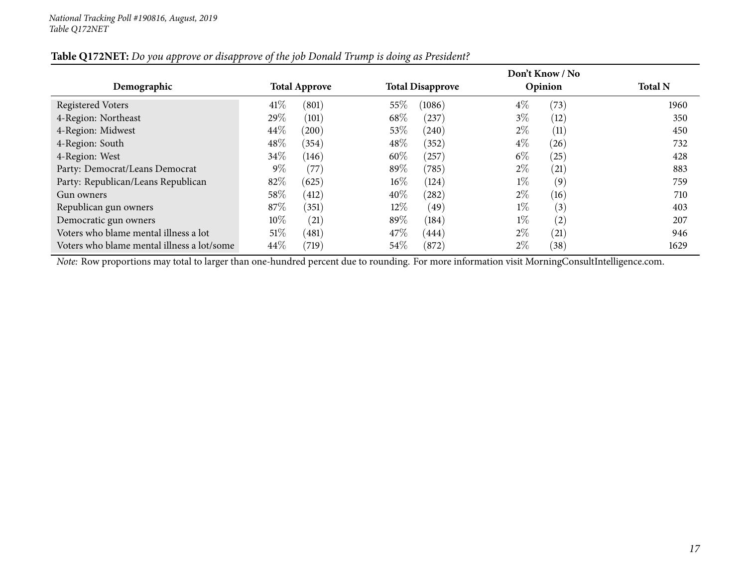*National Tracking Poll #190816, August, 2019*
*Table Q172NET*

**Table Q172NET:** *Do you approve or disapprove of the job Donald Trump is doing as President?*

| Demographic | Total Approve | | Total Disapprove | | Don't Know / No Opinion | | Total N |
|---|---|---|---|---|---|---|---|
| Registered Voters | 41% | (801) | 55% | (1086) | 4% | (73) | 1960 |
| 4-Region: Northeast | 29% | (101) | 68% | (237) | 3% | (12) | 350 |
| 4-Region: Midwest | 44% | (200) | 53% | (240) | 2% | (11) | 450 |
| 4-Region: South | 48% | (354) | 48% | (352) | 4% | (26) | 732 |
| 4-Region: West | 34% | (146) | 60% | (257) | 6% | (25) | 428 |
| Party: Democrat/Leans Democrat | 9% | (77) | 89% | (785) | 2% | (21) | 883 |
| Party: Republican/Leans Republican | 82% | (625) | 16% | (124) | 1% | (9) | 759 |
| Gun owners | 58% | (412) | 40% | (282) | 2% | (16) | 710 |
| Republican gun owners | 87% | (351) | 12% | (49) | 1% | (3) | 403 |
| Democratic gun owners | 10% | (21) | 89% | (184) | 1% | (2) | 207 |
| Voters who blame mental illness a lot | 51% | (481) | 47% | (444) | 2% | (21) | 946 |
| Voters who blame mental illness a lot/some | 44% | (719) | 54% | (872) | 2% | (38) | 1629 |

*Note:* Row proportions may total to larger than one-hundred percent due to rounding. For more information visit MorningConsultIntelligence.com.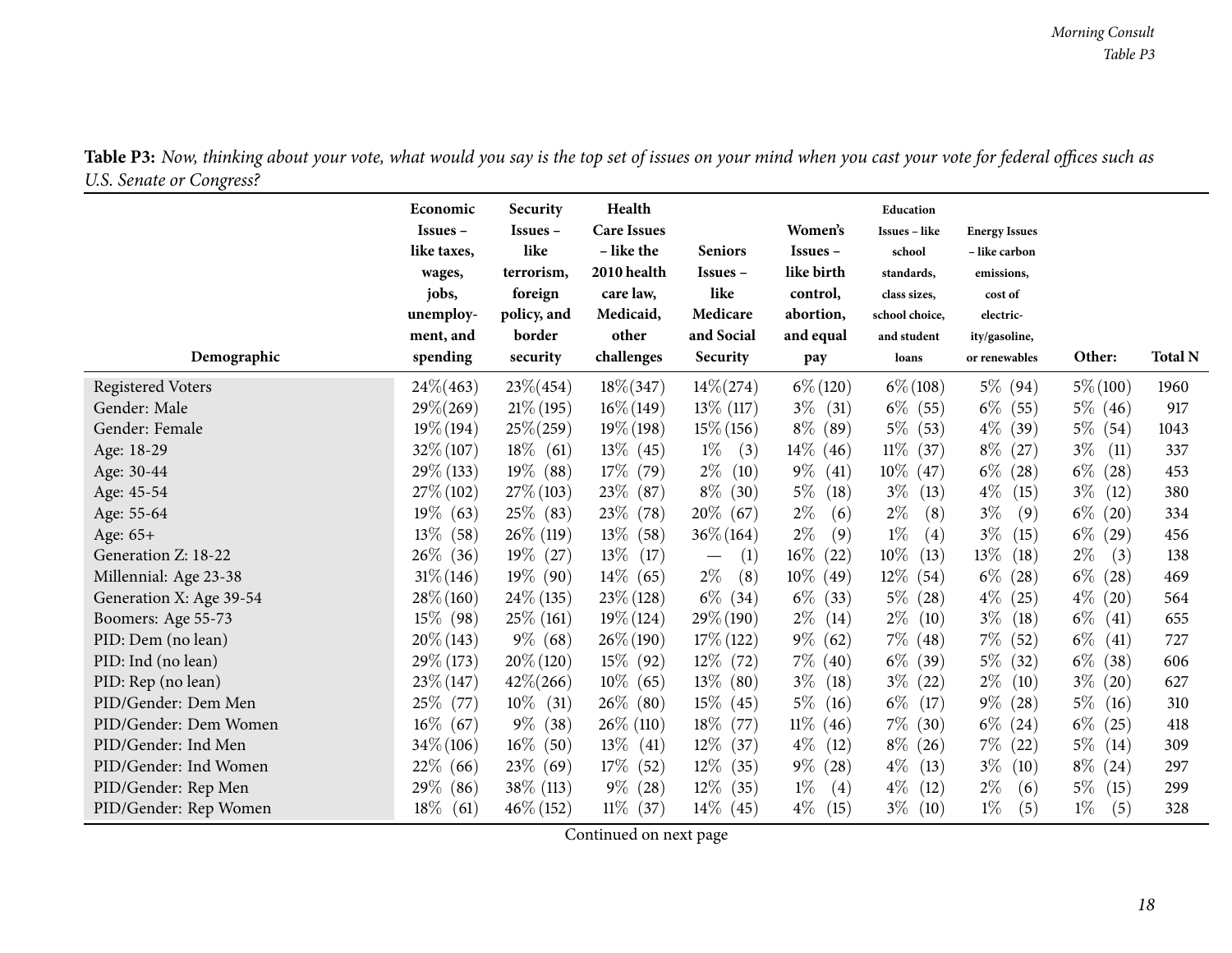**Table P3:** *Now, thinking about your vote, what would you say is the top set of issues on your mind when you cast your vote for federal offices such as U.S. Senate or Congress?*

| Demographic | Economic Issues – like taxes, wages, jobs, unemployment, and spending | Security Issues – like terrorism, foreign policy, and border security | Health Care Issues – like the 2010 health care law, Medicaid, other challenges | Seniors Issues – like Medicare and Social Security | Women's Issues – like birth control, abortion, and equal pay | Education Issues – like school standards, class sizes, school choice, and student loans | Energy Issues – like carbon emissions, cost of electricity/gasoline, or renewables | Other: | Total N |
|---|---|---|---|---|---|---|---|---|---|
| Registered Voters | 24% (463) | 23% (454) | 18% (347) | 14% (274) | 6% (120) | 6% (108) | 5% (94) | 5% (100) | 1960 |
| Gender: Male | 29% (269) | 21% (195) | 16% (149) | 13% (117) | 3% (31) | 6% (55) | 6% (55) | 5% (46) | 917 |
| Gender: Female | 19% (194) | 25% (259) | 19% (198) | 15% (156) | 8% (89) | 5% (53) | 4% (39) | 5% (54) | 1043 |
| Age: 18-29 | 32% (107) | 18% (61) | 13% (45) | 1% (3) | 14% (46) | 11% (37) | 8% (27) | 3% (11) | 337 |
| Age: 30-44 | 29% (133) | 19% (88) | 17% (79) | 2% (10) | 9% (41) | 10% (47) | 6% (28) | 6% (28) | 453 |
| Age: 45-54 | 27% (102) | 27% (103) | 23% (87) | 8% (30) | 5% (18) | 3% (13) | 4% (15) | 3% (12) | 380 |
| Age: 55-64 | 19% (63) | 25% (83) | 23% (78) | 20% (67) | 2% (6) | 2% (8) | 3% (9) | 6% (20) | 334 |
| Age: 65+ | 13% (58) | 26% (119) | 13% (58) | 36% (164) | 2% (9) | 1% (4) | 3% (15) | 6% (29) | 456 |
| Generation Z: 18-22 | 26% (36) | 19% (27) | 13% (17) | — (1) | 16% (22) | 10% (13) | 13% (18) | 2% (3) | 138 |
| Millennial: Age 23-38 | 31% (146) | 19% (90) | 14% (65) | 2% (8) | 10% (49) | 12% (54) | 6% (28) | 6% (28) | 469 |
| Generation X: Age 39-54 | 28% (160) | 24% (135) | 23% (128) | 6% (34) | 6% (33) | 5% (28) | 4% (25) | 4% (20) | 564 |
| Boomers: Age 55-73 | 15% (98) | 25% (161) | 19% (124) | 29% (190) | 2% (14) | 2% (10) | 3% (18) | 6% (41) | 655 |
| PID: Dem (no lean) | 20% (143) | 9% (68) | 26% (190) | 17% (122) | 9% (62) | 7% (48) | 7% (52) | 6% (41) | 727 |
| PID: Ind (no lean) | 29% (173) | 20% (120) | 15% (92) | 12% (72) | 7% (40) | 6% (39) | 5% (32) | 6% (38) | 606 |
| PID: Rep (no lean) | 23% (147) | 42% (266) | 10% (65) | 13% (80) | 3% (18) | 3% (22) | 2% (10) | 3% (20) | 627 |
| PID/Gender: Dem Men | 25% (77) | 10% (31) | 26% (80) | 15% (45) | 5% (16) | 6% (17) | 9% (28) | 5% (16) | 310 |
| PID/Gender: Dem Women | 16% (67) | 9% (38) | 26% (110) | 18% (77) | 11% (46) | 7% (30) | 6% (24) | 6% (25) | 418 |
| PID/Gender: Ind Men | 34% (106) | 16% (50) | 13% (41) | 12% (37) | 4% (12) | 8% (26) | 7% (22) | 5% (14) | 309 |
| PID/Gender: Ind Women | 22% (66) | 23% (69) | 17% (52) | 12% (35) | 9% (28) | 4% (13) | 3% (10) | 8% (24) | 297 |
| PID/Gender: Rep Men | 29% (86) | 38% (113) | 9% (28) | 12% (35) | 1% (4) | 4% (12) | 2% (6) | 5% (15) | 299 |
| PID/Gender: Rep Women | 18% (61) | 46% (152) | 11% (37) | 14% (45) | 4% (15) | 3% (10) | 1% (5) | 1% (5) | 328 |

Continued on next page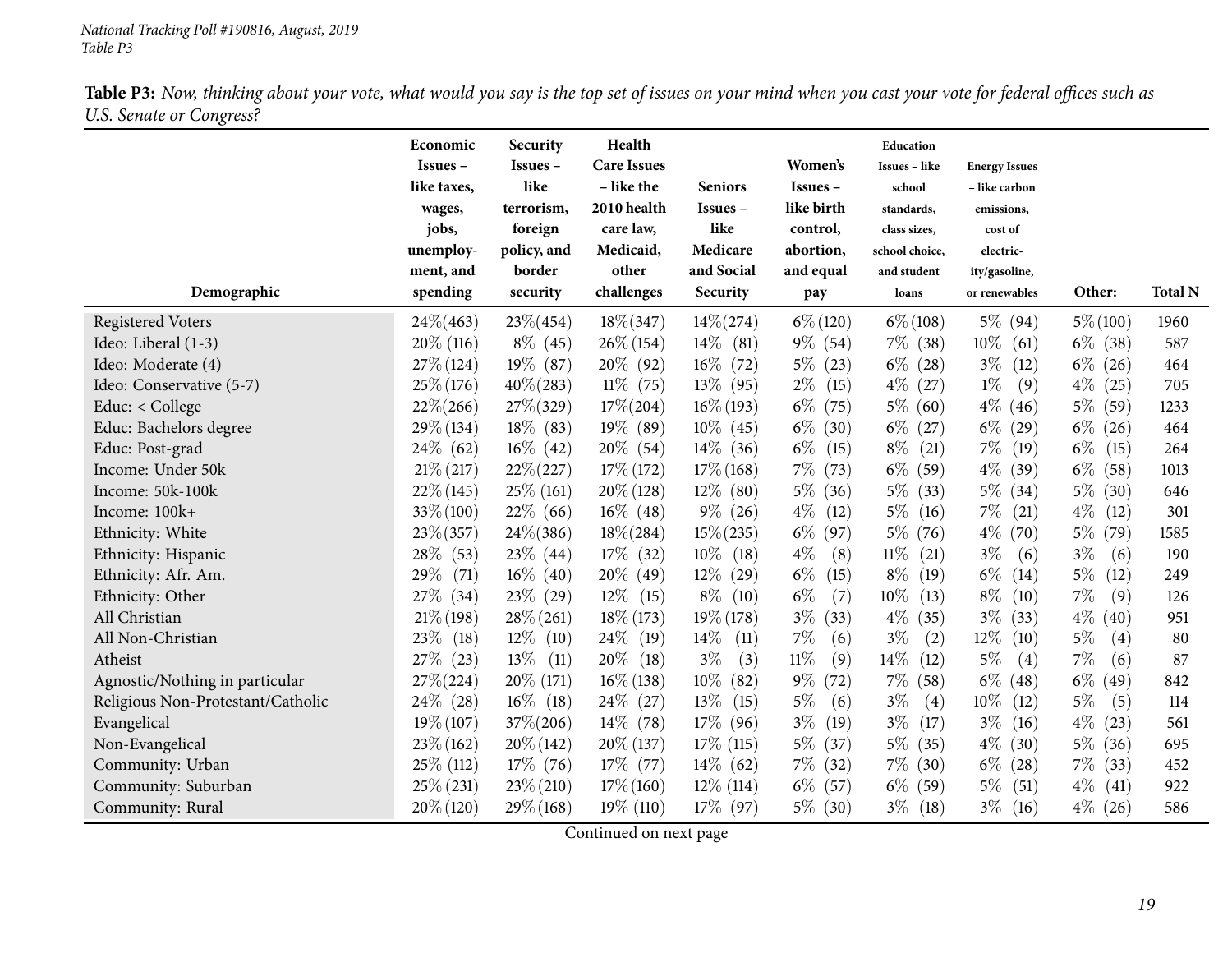**Table P3:** *Now, thinking about your vote, what would you say is the top set of issues on your mind when you cast your vote for federal offices such as U.S. Senate or Congress?*

| Demographic | Economic Issues – like taxes, wages, jobs, unemployment, and spending | Security Issues – like terrorism, foreign policy, and border security | Health Care Issues – like the 2010 health care law, Medicaid, other challenges | Seniors Issues – like Medicare and Social Security | Women's Issues – like birth control, abortion, and equal pay | Education Issues – like school standards, class sizes, school choice, and student loans | Energy Issues – like carbon emissions, cost of electricity/gasoline, or renewables | Other: | Total N |
|---|---|---|---|---|---|---|---|---|---|
| Registered Voters | 24%(463) | 23%(454) | 18%(347) | 14%(274) | 6%(120) | 6%(108) | 5% (94) | 5%(100) | 1960 |
| Ideo: Liberal (1-3) | 20% (116) | 8% (45) | 26%(154) | 14% (81) | 9% (54) | 7% (38) | 10% (61) | 6% (38) | 587 |
| Ideo: Moderate (4) | 27%(124) | 19% (87) | 20% (92) | 16% (72) | 5% (23) | 6% (28) | 3% (12) | 6% (26) | 464 |
| Ideo: Conservative (5-7) | 25%(176) | 40%(283) | 11% (75) | 13% (95) | 2% (15) | 4% (27) | 1% (9) | 4% (25) | 705 |
| Educ: < College | 22%(266) | 27%(329) | 17%(204) | 16%(193) | 6% (75) | 5% (60) | 4% (46) | 5% (59) | 1233 |
| Educ: Bachelors degree | 29%(134) | 18% (83) | 19% (89) | 10% (45) | 6% (30) | 6% (27) | 6% (29) | 6% (26) | 464 |
| Educ: Post-grad | 24% (62) | 16% (42) | 20% (54) | 14% (36) | 6% (15) | 8% (21) | 7% (19) | 6% (15) | 264 |
| Income: Under 50k | 21%(217) | 22%(227) | 17%(172) | 17%(168) | 7% (73) | 6% (59) | 4% (39) | 6% (58) | 1013 |
| Income: 50k-100k | 22%(145) | 25%(161) | 20%(128) | 12% (80) | 5% (36) | 5% (33) | 5% (34) | 5% (30) | 646 |
| Income: 100k+ | 33%(100) | 22% (66) | 16% (48) | 9% (26) | 4% (12) | 5% (16) | 7% (21) | 4% (12) | 301 |
| Ethnicity: White | 23%(357) | 24%(386) | 18%(284) | 15%(235) | 6% (97) | 5% (76) | 4% (70) | 5% (79) | 1585 |
| Ethnicity: Hispanic | 28% (53) | 23% (44) | 17% (32) | 10% (18) | 4% (8) | 11% (21) | 3% (6) | 3% (6) | 190 |
| Ethnicity: Afr. Am. | 29% (71) | 16% (40) | 20% (49) | 12% (29) | 6% (15) | 8% (19) | 6% (14) | 5% (12) | 249 |
| Ethnicity: Other | 27% (34) | 23% (29) | 12% (15) | 8% (10) | 6% (7) | 10% (13) | 8% (10) | 7% (9) | 126 |
| All Christian | 21%(198) | 28%(261) | 18%(173) | 19%(178) | 3% (33) | 4% (35) | 3% (33) | 4% (40) | 951 |
| All Non-Christian | 23% (18) | 12% (10) | 24% (19) | 14% (11) | 7% (6) | 3% (2) | 12% (10) | 5% (4) | 80 |
| Atheist | 27% (23) | 13% (11) | 20% (18) | 3% (3) | 11% (9) | 14% (12) | 5% (4) | 7% (6) | 87 |
| Agnostic/Nothing in particular | 27%(224) | 20%(171) | 16%(138) | 10% (82) | 9% (72) | 7% (58) | 6% (48) | 6% (49) | 842 |
| Religious Non-Protestant/Catholic | 24% (28) | 16% (18) | 24% (27) | 13% (15) | 5% (6) | 3% (4) | 10% (12) | 5% (5) | 114 |
| Evangelical | 19%(107) | 37%(206) | 14% (78) | 17% (96) | 3% (19) | 3% (17) | 3% (16) | 4% (23) | 561 |
| Non-Evangelical | 23%(162) | 20%(142) | 20%(137) | 17% (115) | 5% (37) | 5% (35) | 4% (30) | 5% (36) | 695 |
| Community: Urban | 25% (112) | 17% (76) | 17% (77) | 14% (62) | 7% (32) | 7% (30) | 6% (28) | 7% (33) | 452 |
| Community: Suburban | 25%(231) | 23%(210) | 17%(160) | 12% (114) | 6% (57) | 6% (59) | 5% (51) | 4% (41) | 922 |
| Community: Rural | 20%(120) | 29%(168) | 19% (110) | 17% (97) | 5% (30) | 3% (18) | 3% (16) | 4% (26) | 586 |

Continued on next page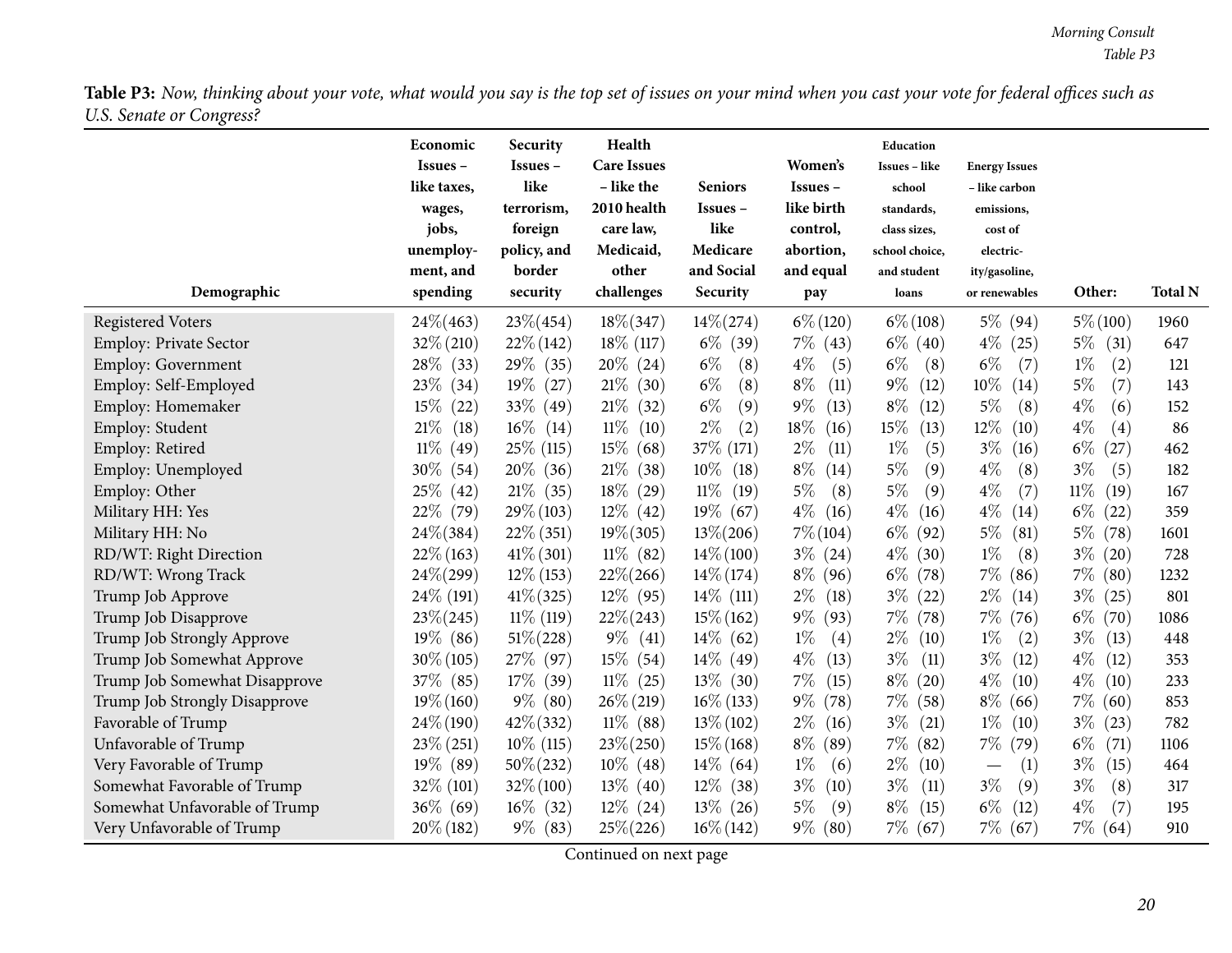**Table P3:** *Now, thinking about your vote, what would you say is the top set of issues on your mind when you cast your vote for federal offices such as U.S. Senate or Congress?*

| Demographic | Economic Issues – like taxes, wages, jobs, unemployment, and spending | Security Issues – like terrorism, foreign policy, and border security | Health Care Issues – like the 2010 health care law, Medicaid, other challenges | Seniors Issues – like Medicare and Social Security | Women's Issues – like birth control, abortion, and equal pay | Education Issues – like school standards, class sizes, school choice, and student loans | Energy Issues – like carbon emissions, cost of electricity/gasoline, or renewables | Other: | Total N |
|---|---|---|---|---|---|---|---|---|---|
| Registered Voters | 24%(463) | 23%(454) | 18%(347) | 14%(274) | 6%(120) | 6%(108) | 5% (94) | 5%(100) | 1960 |
| Employ: Private Sector | 32%(210) | 22%(142) | 18% (117) | 6% (39) | 7% (43) | 6% (40) | 4% (25) | 5% (31) | 647 |
| Employ: Government | 28% (33) | 29% (35) | 20% (24) | 6% (8) | 4% (5) | 6% (8) | 6% (7) | 1% (2) | 121 |
| Employ: Self-Employed | 23% (34) | 19% (27) | 21% (30) | 6% (8) | 8% (11) | 9% (12) | 10% (14) | 5% (7) | 143 |
| Employ: Homemaker | 15% (22) | 33% (49) | 21% (32) | 6% (9) | 9% (13) | 8% (12) | 5% (8) | 4% (6) | 152 |
| Employ: Student | 21% (18) | 16% (14) | 11% (10) | 2% (2) | 18% (16) | 15% (13) | 12% (10) | 4% (4) | 86 |
| Employ: Retired | 11% (49) | 25% (115) | 15% (68) | 37% (171) | 2% (11) | 1% (5) | 3% (16) | 6% (27) | 462 |
| Employ: Unemployed | 30% (54) | 20% (36) | 21% (38) | 10% (18) | 8% (14) | 5% (9) | 4% (8) | 3% (5) | 182 |
| Employ: Other | 25% (42) | 21% (35) | 18% (29) | 11% (19) | 5% (8) | 5% (9) | 4% (7) | 11% (19) | 167 |
| Military HH: Yes | 22% (79) | 29%(103) | 12% (42) | 19% (67) | 4% (16) | 4% (16) | 4% (14) | 6% (22) | 359 |
| Military HH: No | 24%(384) | 22% (351) | 19%(305) | 13%(206) | 7%(104) | 6% (92) | 5% (81) | 5% (78) | 1601 |
| RD/WT: Right Direction | 22%(163) | 41%(301) | 11% (82) | 14%(100) | 3% (24) | 4% (30) | 1% (8) | 3% (20) | 728 |
| RD/WT: Wrong Track | 24%(299) | 12%(153) | 22%(266) | 14%(174) | 8% (96) | 6% (78) | 7% (86) | 7% (80) | 1232 |
| Trump Job Approve | 24% (191) | 41%(325) | 12% (95) | 14% (111) | 2% (18) | 3% (22) | 2% (14) | 3% (25) | 801 |
| Trump Job Disapprove | 23%(245) | 11% (119) | 22%(243) | 15%(162) | 9% (93) | 7% (78) | 7% (76) | 6% (70) | 1086 |
| Trump Job Strongly Approve | 19% (86) | 51%(228) | 9% (41) | 14% (62) | 1% (4) | 2% (10) | 1% (2) | 3% (13) | 448 |
| Trump Job Somewhat Approve | 30%(105) | 27% (97) | 15% (54) | 14% (49) | 4% (13) | 3% (11) | 3% (12) | 4% (12) | 353 |
| Trump Job Somewhat Disapprove | 37% (85) | 17% (39) | 11% (25) | 13% (30) | 7% (15) | 8% (20) | 4% (10) | 4% (10) | 233 |
| Trump Job Strongly Disapprove | 19%(160) | 9% (80) | 26%(219) | 16%(133) | 9% (78) | 7% (58) | 8% (66) | 7% (60) | 853 |
| Favorable of Trump | 24%(190) | 42%(332) | 11% (88) | 13%(102) | 2% (16) | 3% (21) | 1% (10) | 3% (23) | 782 |
| Unfavorable of Trump | 23%(251) | 10% (115) | 23%(250) | 15%(168) | 8% (89) | 7% (82) | 7% (79) | 6% (71) | 1106 |
| Very Favorable of Trump | 19% (89) | 50%(232) | 10% (48) | 14% (64) | 1% (6) | 2% (10) | — (1) | 3% (15) | 464 |
| Somewhat Favorable of Trump | 32% (101) | 32%(100) | 13% (40) | 12% (38) | 3% (10) | 3% (11) | 3% (9) | 3% (8) | 317 |
| Somewhat Unfavorable of Trump | 36% (69) | 16% (32) | 12% (24) | 13% (26) | 5% (9) | 8% (15) | 6% (12) | 4% (7) | 195 |
| Very Unfavorable of Trump | 20%(182) | 9% (83) | 25%(226) | 16%(142) | 9% (80) | 7% (67) | 7% (67) | 7% (64) | 910 |

Continued on next page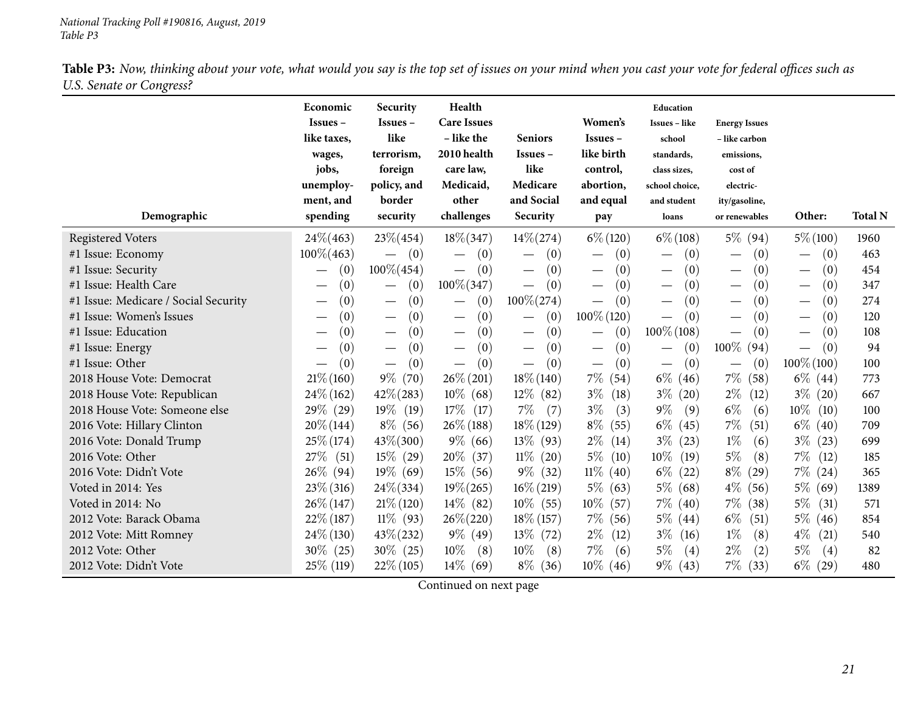**Table P3:** *Now, thinking about your vote, what would you say is the top set of issues on your mind when you cast your vote for federal offices such as U.S. Senate or Congress?*

| Demographic | Economic Issues – like taxes, wages, jobs, unemployment, and spending | Security Issues – like terrorism, foreign policy, and border security | Health Care Issues – like the 2010 health care law, Medicaid, other challenges | Seniors Issues – like Medicare and Social Security | Women's Issues – like birth control, abortion, and equal pay | Education Issues – like school standards, class sizes, school choice, and student loans | Energy Issues – like carbon emissions, cost of electricity/gasoline, or renewables | Other: | Total N |
|---|---|---|---|---|---|---|---|---|---|
| Registered Voters | 24%(463) | 23%(454) | 18%(347) | 14%(274) | 6%(120) | 6%(108) | 5% (94) | 5%(100) | 1960 |
| #1 Issue: Economy | 100%(463) | — (0) | — (0) | — (0) | — (0) | — (0) | — (0) | — (0) | 463 |
| #1 Issue: Security | — (0) | 100%(454) | — (0) | — (0) | — (0) | — (0) | — (0) | — (0) | 454 |
| #1 Issue: Health Care | — (0) | — (0) | 100%(347) | — (0) | — (0) | — (0) | — (0) | — (0) | 347 |
| #1 Issue: Medicare / Social Security | — (0) | — (0) | — (0) | 100%(274) | — (0) | — (0) | — (0) | — (0) | 274 |
| #1 Issue: Women's Issues | — (0) | — (0) | — (0) | — (0) | 100%(120) | — (0) | — (0) | — (0) | 120 |
| #1 Issue: Education | — (0) | — (0) | — (0) | — (0) | — (0) | 100%(108) | — (0) | — (0) | 108 |
| #1 Issue: Energy | — (0) | — (0) | — (0) | — (0) | — (0) | — (0) | 100% (94) | — (0) | 94 |
| #1 Issue: Other | — (0) | — (0) | — (0) | — (0) | — (0) | — (0) | — (0) | 100%(100) | 100 |
| 2018 House Vote: Democrat | 21%(160) | 9% (70) | 26%(201) | 18%(140) | 7% (54) | 6% (46) | 7% (58) | 6% (44) | 773 |
| 2018 House Vote: Republican | 24%(162) | 42%(283) | 10% (68) | 12% (82) | 3% (18) | 3% (20) | 2% (12) | 3% (20) | 667 |
| 2018 House Vote: Someone else | 29% (29) | 19% (19) | 17% (17) | 7% (7) | 3% (3) | 9% (9) | 6% (6) | 10% (10) | 100 |
| 2016 Vote: Hillary Clinton | 20%(144) | 8% (56) | 26%(188) | 18%(129) | 8% (55) | 6% (45) | 7% (51) | 6% (40) | 709 |
| 2016 Vote: Donald Trump | 25%(174) | 43%(300) | 9% (66) | 13% (93) | 2% (14) | 3% (23) | 1% (6) | 3% (23) | 699 |
| 2016 Vote: Other | 27% (51) | 15% (29) | 20% (37) | 11% (20) | 5% (10) | 10% (19) | 5% (8) | 7% (12) | 185 |
| 2016 Vote: Didn't Vote | 26% (94) | 19% (69) | 15% (56) | 9% (32) | 11% (40) | 6% (22) | 8% (29) | 7% (24) | 365 |
| Voted in 2014: Yes | 23%(316) | 24%(334) | 19%(265) | 16%(219) | 5% (63) | 5% (68) | 4% (56) | 5% (69) | 1389 |
| Voted in 2014: No | 26%(147) | 21%(120) | 14% (82) | 10% (55) | 10% (57) | 7% (40) | 7% (38) | 5% (31) | 571 |
| 2012 Vote: Barack Obama | 22%(187) | 11% (93) | 26%(220) | 18%(157) | 7% (56) | 5% (44) | 6% (51) | 5% (46) | 854 |
| 2012 Vote: Mitt Romney | 24%(130) | 43%(232) | 9% (49) | 13% (72) | 2% (12) | 3% (16) | 1% (8) | 4% (21) | 540 |
| 2012 Vote: Other | 30% (25) | 30% (25) | 10% (8) | 10% (8) | 7% (6) | 5% (4) | 2% (2) | 5% (4) | 82 |
| 2012 Vote: Didn't Vote | 25% (119) | 22%(105) | 14% (69) | 8% (36) | 10% (46) | 9% (43) | 7% (33) | 6% (29) | 480 |

Continued on next page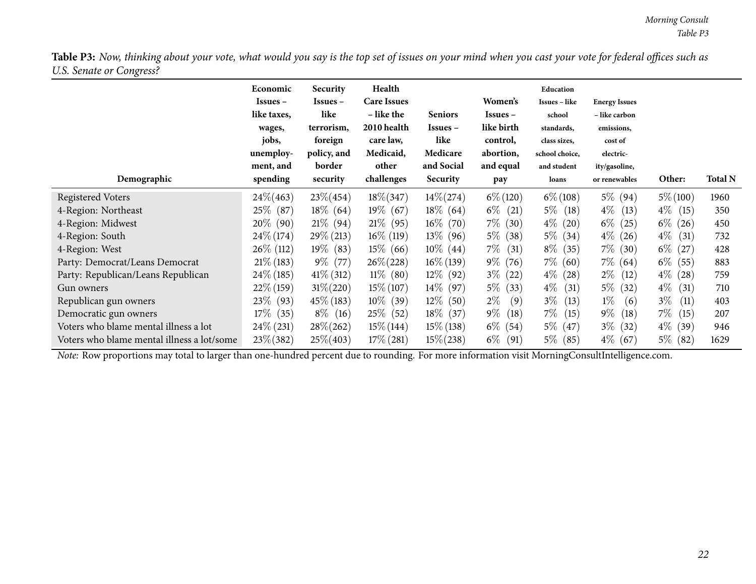**Table P3:** *Now, thinking about your vote, what would you say is the top set of issues on your mind when you cast your vote for federal offices such as U.S. Senate or Congress?*

| Demographic | Economic Issues – like taxes, wages, jobs, unemployment, and spending | Security Issues – like terrorism, foreign policy, and border security | Health Care Issues – like the 2010 health care law, Medicaid, other challenges | Seniors Issues – like Medicare and Social Security | Women's Issues – like birth control, abortion, and equal pay | Education Issues – like school standards, class sizes, school choice, and student loans | Energy Issues – like carbon emissions, cost of electricity/gasoline, or renewables | Other: | Total N |
|---|---|---|---|---|---|---|---|---|---|
| Registered Voters | 24% (463) | 23% (454) | 18% (347) | 14% (274) | 6% (120) | 6% (108) | 5% (94) | 5% (100) | 1960 |
| 4-Region: Northeast | 25% (87) | 18% (64) | 19% (67) | 18% (64) | 6% (21) | 5% (18) | 4% (13) | 4% (15) | 350 |
| 4-Region: Midwest | 20% (90) | 21% (94) | 21% (95) | 16% (70) | 7% (30) | 4% (20) | 6% (25) | 6% (26) | 450 |
| 4-Region: South | 24% (174) | 29% (213) | 16% (119) | 13% (96) | 5% (38) | 5% (34) | 4% (26) | 4% (31) | 732 |
| 4-Region: West | 26% (112) | 19% (83) | 15% (66) | 10% (44) | 7% (31) | 8% (35) | 7% (30) | 6% (27) | 428 |
| Party: Democrat/Leans Democrat | 21% (183) | 9% (77) | 26% (228) | 16% (139) | 9% (76) | 7% (60) | 7% (64) | 6% (55) | 883 |
| Party: Republican/Leans Republican | 24% (185) | 41% (312) | 11% (80) | 12% (92) | 3% (22) | 4% (28) | 2% (12) | 4% (28) | 759 |
| Gun owners | 22% (159) | 31% (220) | 15% (107) | 14% (97) | 5% (33) | 4% (31) | 5% (32) | 4% (31) | 710 |
| Republican gun owners | 23% (93) | 45% (183) | 10% (39) | 12% (50) | 2% (9) | 3% (13) | 1% (6) | 3% (11) | 403 |
| Democratic gun owners | 17% (35) | 8% (16) | 25% (52) | 18% (37) | 9% (18) | 7% (15) | 9% (18) | 7% (15) | 207 |
| Voters who blame mental illness a lot | 24% (231) | 28% (262) | 15% (144) | 15% (138) | 6% (54) | 5% (47) | 3% (32) | 4% (39) | 946 |
| Voters who blame mental illness a lot/some | 23% (382) | 25% (403) | 17% (281) | 15% (238) | 6% (91) | 5% (85) | 4% (67) | 5% (82) | 1629 |

*Note:* Row proportions may total to larger than one-hundred percent due to rounding. For more information visit MorningConsultIntelligence.com.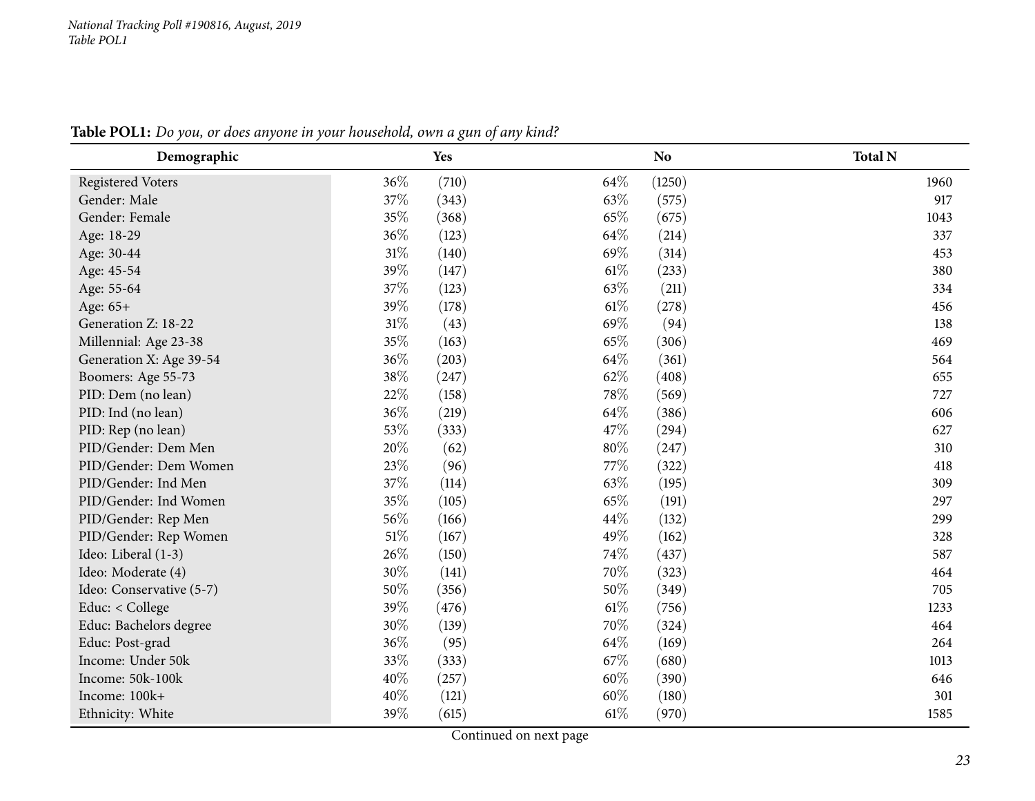**Table POL1:** *Do you, or does anyone in your household, own a gun of any kind?*

| Demographic | Yes | | No | | Total N |
|---|---|---|---|---|---|
| Registered Voters | 36% | (710) | 64% | (1250) | 1960 |
| Gender: Male | 37% | (343) | 63% | (575) | 917 |
| Gender: Female | 35% | (368) | 65% | (675) | 1043 |
| Age: 18-29 | 36% | (123) | 64% | (214) | 337 |
| Age: 30-44 | 31% | (140) | 69% | (314) | 453 |
| Age: 45-54 | 39% | (147) | 61% | (233) | 380 |
| Age: 55-64 | 37% | (123) | 63% | (211) | 334 |
| Age: 65+ | 39% | (178) | 61% | (278) | 456 |
| Generation Z: 18-22 | 31% | (43) | 69% | (94) | 138 |
| Millennial: Age 23-38 | 35% | (163) | 65% | (306) | 469 |
| Generation X: Age 39-54 | 36% | (203) | 64% | (361) | 564 |
| Boomers: Age 55-73 | 38% | (247) | 62% | (408) | 655 |
| PID: Dem (no lean) | 22% | (158) | 78% | (569) | 727 |
| PID: Ind (no lean) | 36% | (219) | 64% | (386) | 606 |
| PID: Rep (no lean) | 53% | (333) | 47% | (294) | 627 |
| PID/Gender: Dem Men | 20% | (62) | 80% | (247) | 310 |
| PID/Gender: Dem Women | 23% | (96) | 77% | (322) | 418 |
| PID/Gender: Ind Men | 37% | (114) | 63% | (195) | 309 |
| PID/Gender: Ind Women | 35% | (105) | 65% | (191) | 297 |
| PID/Gender: Rep Men | 56% | (166) | 44% | (132) | 299 |
| PID/Gender: Rep Women | 51% | (167) | 49% | (162) | 328 |
| Ideo: Liberal (1-3) | 26% | (150) | 74% | (437) | 587 |
| Ideo: Moderate (4) | 30% | (141) | 70% | (323) | 464 |
| Ideo: Conservative (5-7) | 50% | (356) | 50% | (349) | 705 |
| Educ: < College | 39% | (476) | 61% | (756) | 1233 |
| Educ: Bachelors degree | 30% | (139) | 70% | (324) | 464 |
| Educ: Post-grad | 36% | (95) | 64% | (169) | 264 |
| Income: Under 50k | 33% | (333) | 67% | (680) | 1013 |
| Income: 50k-100k | 40% | (257) | 60% | (390) | 646 |
| Income: 100k+ | 40% | (121) | 60% | (180) | 301 |
| Ethnicity: White | 39% | (615) | 61% | (970) | 1585 |

Continued on next page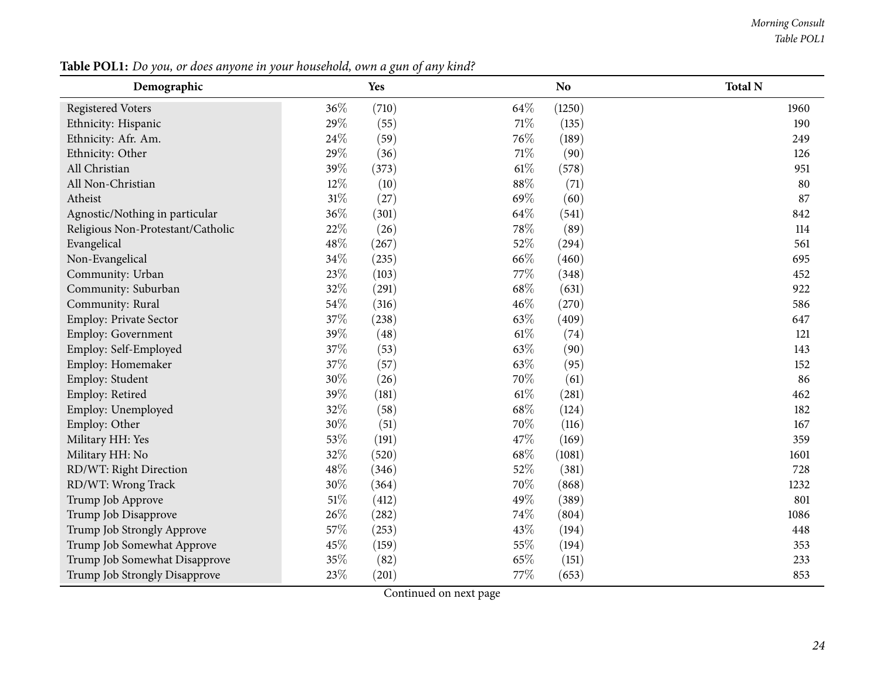**Table POL1:** *Do you, or does anyone in your household, own a gun of any kind?*

| Demographic | Yes | | No | | Total N |
|---|---|---|---|---|---|
| Registered Voters | 36% | (710) | 64% | (1250) | 1960 |
| Ethnicity: Hispanic | 29% | (55) | 71% | (135) | 190 |
| Ethnicity: Afr. Am. | 24% | (59) | 76% | (189) | 249 |
| Ethnicity: Other | 29% | (36) | 71% | (90) | 126 |
| All Christian | 39% | (373) | 61% | (578) | 951 |
| All Non-Christian | 12% | (10) | 88% | (71) | 80 |
| Atheist | 31% | (27) | 69% | (60) | 87 |
| Agnostic/Nothing in particular | 36% | (301) | 64% | (541) | 842 |
| Religious Non-Protestant/Catholic | 22% | (26) | 78% | (89) | 114 |
| Evangelical | 48% | (267) | 52% | (294) | 561 |
| Non-Evangelical | 34% | (235) | 66% | (460) | 695 |
| Community: Urban | 23% | (103) | 77% | (348) | 452 |
| Community: Suburban | 32% | (291) | 68% | (631) | 922 |
| Community: Rural | 54% | (316) | 46% | (270) | 586 |
| Employ: Private Sector | 37% | (238) | 63% | (409) | 647 |
| Employ: Government | 39% | (48) | 61% | (74) | 121 |
| Employ: Self-Employed | 37% | (53) | 63% | (90) | 143 |
| Employ: Homemaker | 37% | (57) | 63% | (95) | 152 |
| Employ: Student | 30% | (26) | 70% | (61) | 86 |
| Employ: Retired | 39% | (181) | 61% | (281) | 462 |
| Employ: Unemployed | 32% | (58) | 68% | (124) | 182 |
| Employ: Other | 30% | (51) | 70% | (116) | 167 |
| Military HH: Yes | 53% | (191) | 47% | (169) | 359 |
| Military HH: No | 32% | (520) | 68% | (1081) | 1601 |
| RD/WT: Right Direction | 48% | (346) | 52% | (381) | 728 |
| RD/WT: Wrong Track | 30% | (364) | 70% | (868) | 1232 |
| Trump Job Approve | 51% | (412) | 49% | (389) | 801 |
| Trump Job Disapprove | 26% | (282) | 74% | (804) | 1086 |
| Trump Job Strongly Approve | 57% | (253) | 43% | (194) | 448 |
| Trump Job Somewhat Approve | 45% | (159) | 55% | (194) | 353 |
| Trump Job Somewhat Disapprove | 35% | (82) | 65% | (151) | 233 |
| Trump Job Strongly Disapprove | 23% | (201) | 77% | (653) | 853 |

Continued on next page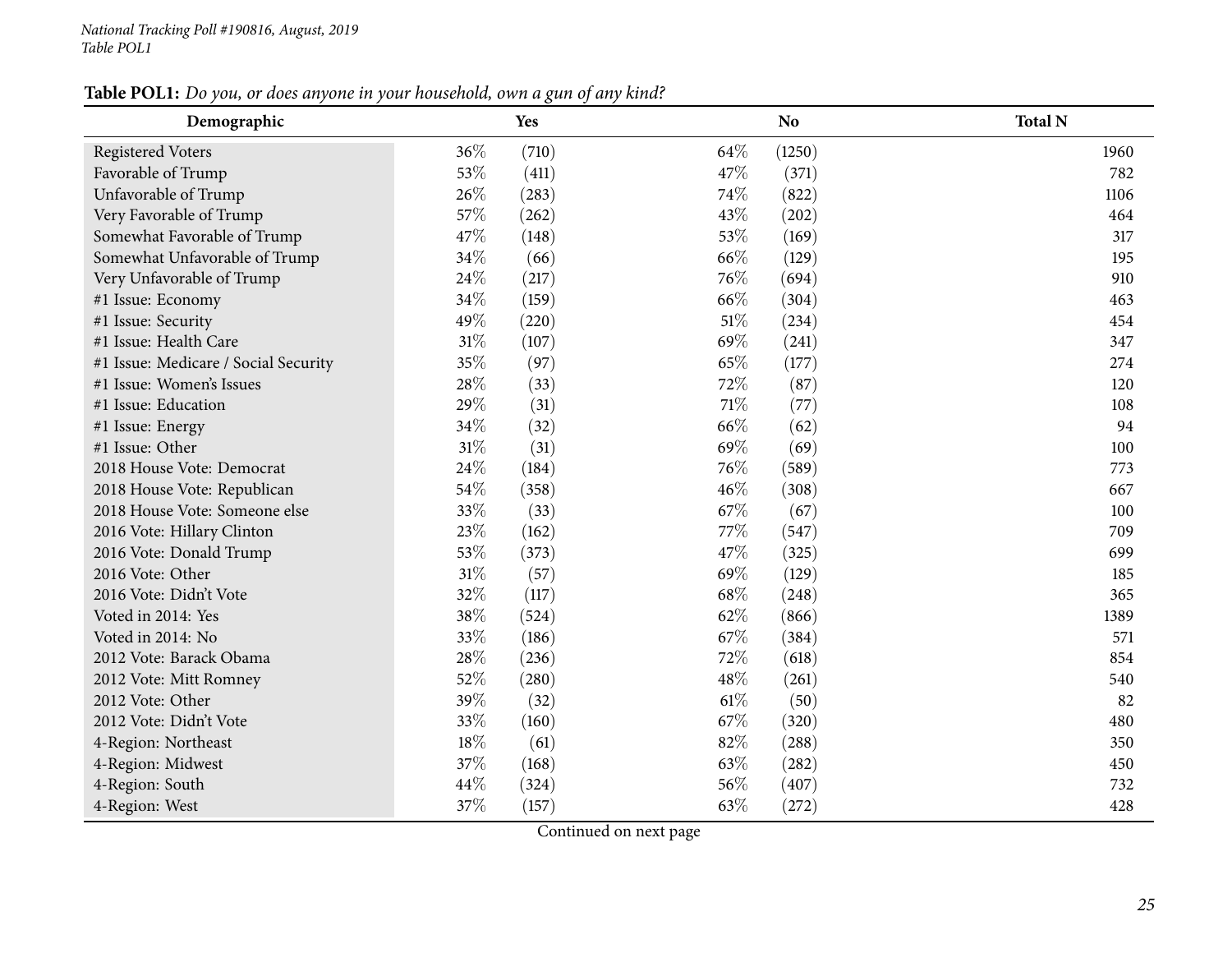*National Tracking Poll #190816, August, 2019*
*Table POL1*

**Table POL1:** *Do you, or does anyone in your household, own a gun of any kind?*

| Demographic | Yes | | No | | Total N |
|---|---|---|---|---|---|
| Registered Voters | 36% | (710) | 64% | (1250) | 1960 |
| Favorable of Trump | 53% | (411) | 47% | (371) | 782 |
| Unfavorable of Trump | 26% | (283) | 74% | (822) | 1106 |
| Very Favorable of Trump | 57% | (262) | 43% | (202) | 464 |
| Somewhat Favorable of Trump | 47% | (148) | 53% | (169) | 317 |
| Somewhat Unfavorable of Trump | 34% | (66) | 66% | (129) | 195 |
| Very Unfavorable of Trump | 24% | (217) | 76% | (694) | 910 |
| #1 Issue: Economy | 34% | (159) | 66% | (304) | 463 |
| #1 Issue: Security | 49% | (220) | 51% | (234) | 454 |
| #1 Issue: Health Care | 31% | (107) | 69% | (241) | 347 |
| #1 Issue: Medicare / Social Security | 35% | (97) | 65% | (177) | 274 |
| #1 Issue: Women's Issues | 28% | (33) | 72% | (87) | 120 |
| #1 Issue: Education | 29% | (31) | 71% | (77) | 108 |
| #1 Issue: Energy | 34% | (32) | 66% | (62) | 94 |
| #1 Issue: Other | 31% | (31) | 69% | (69) | 100 |
| 2018 House Vote: Democrat | 24% | (184) | 76% | (589) | 773 |
| 2018 House Vote: Republican | 54% | (358) | 46% | (308) | 667 |
| 2018 House Vote: Someone else | 33% | (33) | 67% | (67) | 100 |
| 2016 Vote: Hillary Clinton | 23% | (162) | 77% | (547) | 709 |
| 2016 Vote: Donald Trump | 53% | (373) | 47% | (325) | 699 |
| 2016 Vote: Other | 31% | (57) | 69% | (129) | 185 |
| 2016 Vote: Didn't Vote | 32% | (117) | 68% | (248) | 365 |
| Voted in 2014: Yes | 38% | (524) | 62% | (866) | 1389 |
| Voted in 2014: No | 33% | (186) | 67% | (384) | 571 |
| 2012 Vote: Barack Obama | 28% | (236) | 72% | (618) | 854 |
| 2012 Vote: Mitt Romney | 52% | (280) | 48% | (261) | 540 |
| 2012 Vote: Other | 39% | (32) | 61% | (50) | 82 |
| 2012 Vote: Didn't Vote | 33% | (160) | 67% | (320) | 480 |
| 4-Region: Northeast | 18% | (61) | 82% | (288) | 350 |
| 4-Region: Midwest | 37% | (168) | 63% | (282) | 450 |
| 4-Region: South | 44% | (324) | 56% | (407) | 732 |
| 4-Region: West | 37% | (157) | 63% | (272) | 428 |

Continued on next page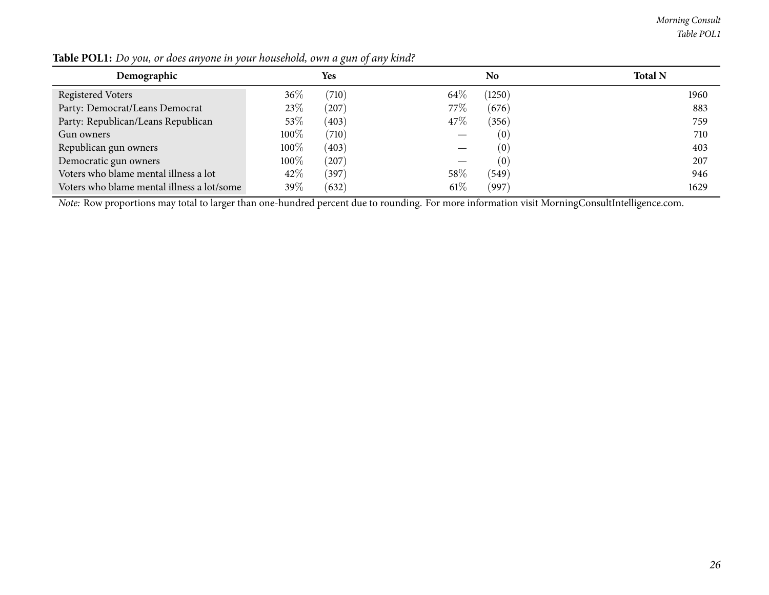**Table POL1:** *Do you, or does anyone in your household, own a gun of any kind?*

| Demographic | Yes | | No | | Total N |
|---|---|---|---|---|---|
| Registered Voters | 36% | (710) | 64% | (1250) | 1960 |
| Party: Democrat/Leans Democrat | 23% | (207) | 77% | (676) | 883 |
| Party: Republican/Leans Republican | 53% | (403) | 47% | (356) | 759 |
| Gun owners | 100% | (710) | — | (0) | 710 |
| Republican gun owners | 100% | (403) | — | (0) | 403 |
| Democratic gun owners | 100% | (207) | — | (0) | 207 |
| Voters who blame mental illness a lot | 42% | (397) | 58% | (549) | 946 |
| Voters who blame mental illness a lot/some | 39% | (632) | 61% | (997) | 1629 |

*Note:* Row proportions may total to larger than one-hundred percent due to rounding. For more information visit MorningConsultIntelligence.com.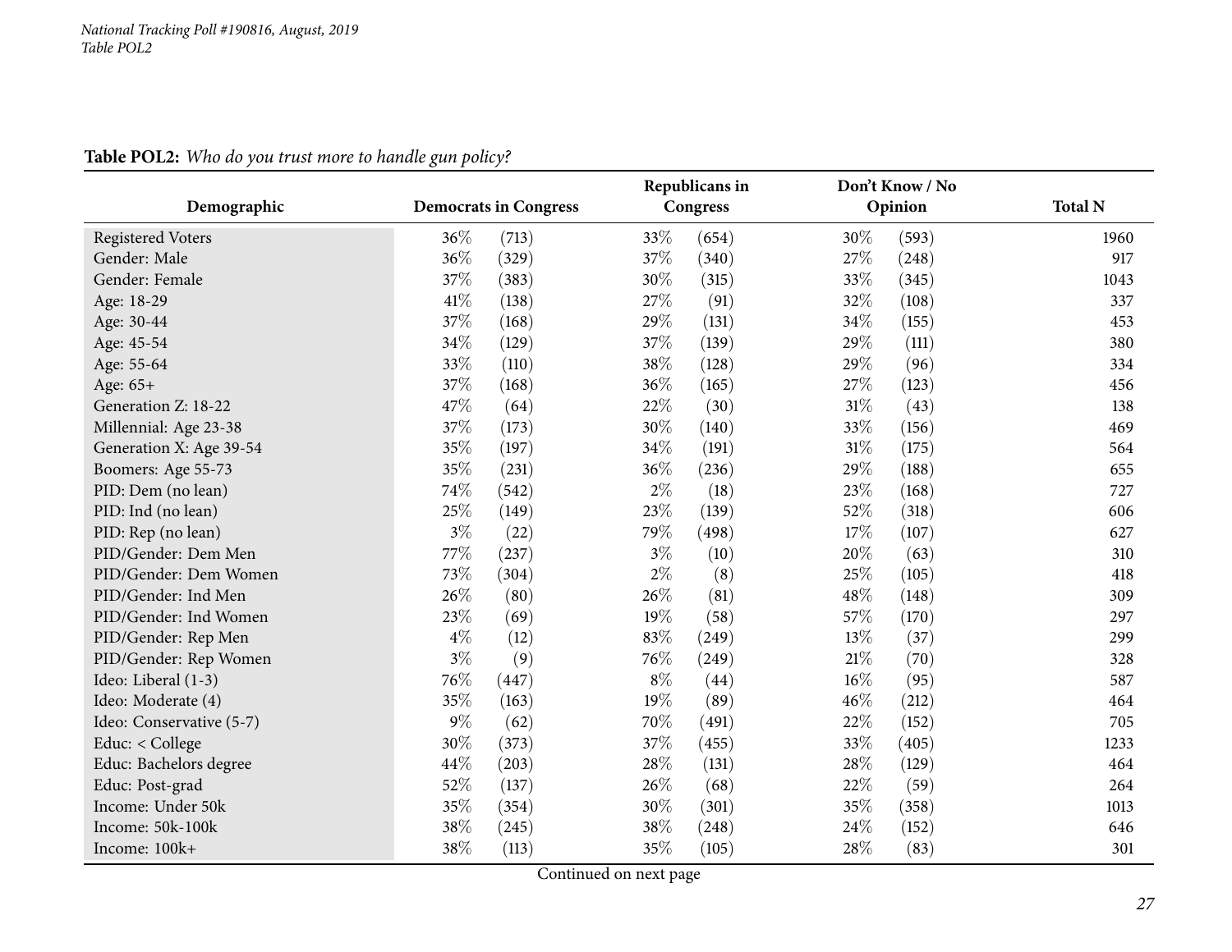**Table POL2:** *Who do you trust more to handle gun policy?*

| Demographic | Democrats in Congress | | Republicans in Congress | | Don't Know / No Opinion | | Total N |
|---|---|---|---|---|---|---|---|
| Registered Voters | 36% | (713) | 33% | (654) | 30% | (593) | 1960 |
| Gender: Male | 36% | (329) | 37% | (340) | 27% | (248) | 917 |
| Gender: Female | 37% | (383) | 30% | (315) | 33% | (345) | 1043 |
| Age: 18-29 | 41% | (138) | 27% | (91) | 32% | (108) | 337 |
| Age: 30-44 | 37% | (168) | 29% | (131) | 34% | (155) | 453 |
| Age: 45-54 | 34% | (129) | 37% | (139) | 29% | (111) | 380 |
| Age: 55-64 | 33% | (110) | 38% | (128) | 29% | (96) | 334 |
| Age: 65+ | 37% | (168) | 36% | (165) | 27% | (123) | 456 |
| Generation Z: 18-22 | 47% | (64) | 22% | (30) | 31% | (43) | 138 |
| Millennial: Age 23-38 | 37% | (173) | 30% | (140) | 33% | (156) | 469 |
| Generation X: Age 39-54 | 35% | (197) | 34% | (191) | 31% | (175) | 564 |
| Boomers: Age 55-73 | 35% | (231) | 36% | (236) | 29% | (188) | 655 |
| PID: Dem (no lean) | 74% | (542) | 2% | (18) | 23% | (168) | 727 |
| PID: Ind (no lean) | 25% | (149) | 23% | (139) | 52% | (318) | 606 |
| PID: Rep (no lean) | 3% | (22) | 79% | (498) | 17% | (107) | 627 |
| PID/Gender: Dem Men | 77% | (237) | 3% | (10) | 20% | (63) | 310 |
| PID/Gender: Dem Women | 73% | (304) | 2% | (8) | 25% | (105) | 418 |
| PID/Gender: Ind Men | 26% | (80) | 26% | (81) | 48% | (148) | 309 |
| PID/Gender: Ind Women | 23% | (69) | 19% | (58) | 57% | (170) | 297 |
| PID/Gender: Rep Men | 4% | (12) | 83% | (249) | 13% | (37) | 299 |
| PID/Gender: Rep Women | 3% | (9) | 76% | (249) | 21% | (70) | 328 |
| Ideo: Liberal (1-3) | 76% | (447) | 8% | (44) | 16% | (95) | 587 |
| Ideo: Moderate (4) | 35% | (163) | 19% | (89) | 46% | (212) | 464 |
| Ideo: Conservative (5-7) | 9% | (62) | 70% | (491) | 22% | (152) | 705 |
| Educ: < College | 30% | (373) | 37% | (455) | 33% | (405) | 1233 |
| Educ: Bachelors degree | 44% | (203) | 28% | (131) | 28% | (129) | 464 |
| Educ: Post-grad | 52% | (137) | 26% | (68) | 22% | (59) | 264 |
| Income: Under 50k | 35% | (354) | 30% | (301) | 35% | (358) | 1013 |
| Income: 50k-100k | 38% | (245) | 38% | (248) | 24% | (152) | 646 |
| Income: 100k+ | 38% | (113) | 35% | (105) | 28% | (83) | 301 |

Continued on next page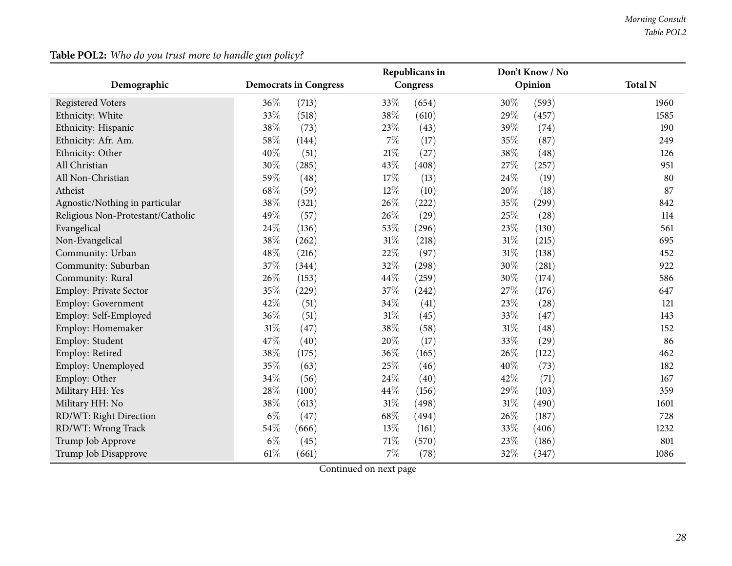**Table POL2:** *Who do you trust more to handle gun policy?*

| Demographic | Democrats in Congress | | Republicans in Congress | | Don't Know / No Opinion | | Total N |
|---|---|---|---|---|---|---|---|
| Registered Voters | 36% | (713) | 33% | (654) | 30% | (593) | 1960 |
| Ethnicity: White | 33% | (518) | 38% | (610) | 29% | (457) | 1585 |
| Ethnicity: Hispanic | 38% | (73) | 23% | (43) | 39% | (74) | 190 |
| Ethnicity: Afr. Am. | 58% | (144) | 7% | (17) | 35% | (87) | 249 |
| Ethnicity: Other | 40% | (51) | 21% | (27) | 38% | (48) | 126 |
| All Christian | 30% | (285) | 43% | (408) | 27% | (257) | 951 |
| All Non-Christian | 59% | (48) | 17% | (13) | 24% | (19) | 80 |
| Atheist | 68% | (59) | 12% | (10) | 20% | (18) | 87 |
| Agnostic/Nothing in particular | 38% | (321) | 26% | (222) | 35% | (299) | 842 |
| Religious Non-Protestant/Catholic | 49% | (57) | 26% | (29) | 25% | (28) | 114 |
| Evangelical | 24% | (136) | 53% | (296) | 23% | (130) | 561 |
| Non-Evangelical | 38% | (262) | 31% | (218) | 31% | (215) | 695 |
| Community: Urban | 48% | (216) | 22% | (97) | 31% | (138) | 452 |
| Community: Suburban | 37% | (344) | 32% | (298) | 30% | (281) | 922 |
| Community: Rural | 26% | (153) | 44% | (259) | 30% | (174) | 586 |
| Employ: Private Sector | 35% | (229) | 37% | (242) | 27% | (176) | 647 |
| Employ: Government | 42% | (51) | 34% | (41) | 23% | (28) | 121 |
| Employ: Self-Employed | 36% | (51) | 31% | (45) | 33% | (47) | 143 |
| Employ: Homemaker | 31% | (47) | 38% | (58) | 31% | (48) | 152 |
| Employ: Student | 47% | (40) | 20% | (17) | 33% | (29) | 86 |
| Employ: Retired | 38% | (175) | 36% | (165) | 26% | (122) | 462 |
| Employ: Unemployed | 35% | (63) | 25% | (46) | 40% | (73) | 182 |
| Employ: Other | 34% | (56) | 24% | (40) | 42% | (71) | 167 |
| Military HH: Yes | 28% | (100) | 44% | (156) | 29% | (103) | 359 |
| Military HH: No | 38% | (613) | 31% | (498) | 31% | (490) | 1601 |
| RD/WT: Right Direction | 6% | (47) | 68% | (494) | 26% | (187) | 728 |
| RD/WT: Wrong Track | 54% | (666) | 13% | (161) | 33% | (406) | 1232 |
| Trump Job Approve | 6% | (45) | 71% | (570) | 23% | (186) | 801 |
| Trump Job Disapprove | 61% | (661) | 7% | (78) | 32% | (347) | 1086 |

Continued on next page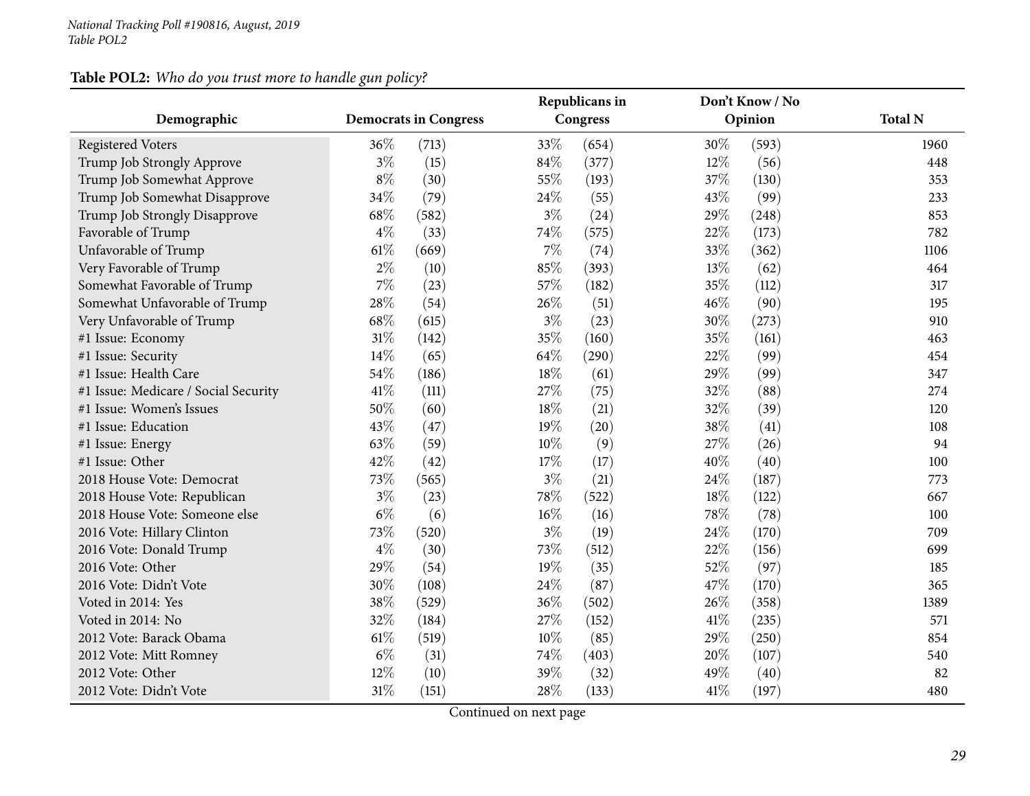**Table POL2:** *Who do you trust more to handle gun policy?*

| Demographic | Democrats in Congress | | Republicans in Congress | | Don't Know / No Opinion | | Total N |
|---|---|---|---|---|---|---|---|
| Registered Voters | 36% | (713) | 33% | (654) | 30% | (593) | 1960 |
| Trump Job Strongly Approve | 3% | (15) | 84% | (377) | 12% | (56) | 448 |
| Trump Job Somewhat Approve | 8% | (30) | 55% | (193) | 37% | (130) | 353 |
| Trump Job Somewhat Disapprove | 34% | (79) | 24% | (55) | 43% | (99) | 233 |
| Trump Job Strongly Disapprove | 68% | (582) | 3% | (24) | 29% | (248) | 853 |
| Favorable of Trump | 4% | (33) | 74% | (575) | 22% | (173) | 782 |
| Unfavorable of Trump | 61% | (669) | 7% | (74) | 33% | (362) | 1106 |
| Very Favorable of Trump | 2% | (10) | 85% | (393) | 13% | (62) | 464 |
| Somewhat Favorable of Trump | 7% | (23) | 57% | (182) | 35% | (112) | 317 |
| Somewhat Unfavorable of Trump | 28% | (54) | 26% | (51) | 46% | (90) | 195 |
| Very Unfavorable of Trump | 68% | (615) | 3% | (23) | 30% | (273) | 910 |
| #1 Issue: Economy | 31% | (142) | 35% | (160) | 35% | (161) | 463 |
| #1 Issue: Security | 14% | (65) | 64% | (290) | 22% | (99) | 454 |
| #1 Issue: Health Care | 54% | (186) | 18% | (61) | 29% | (99) | 347 |
| #1 Issue: Medicare / Social Security | 41% | (111) | 27% | (75) | 32% | (88) | 274 |
| #1 Issue: Women's Issues | 50% | (60) | 18% | (21) | 32% | (39) | 120 |
| #1 Issue: Education | 43% | (47) | 19% | (20) | 38% | (41) | 108 |
| #1 Issue: Energy | 63% | (59) | 10% | (9) | 27% | (26) | 94 |
| #1 Issue: Other | 42% | (42) | 17% | (17) | 40% | (40) | 100 |
| 2018 House Vote: Democrat | 73% | (565) | 3% | (21) | 24% | (187) | 773 |
| 2018 House Vote: Republican | 3% | (23) | 78% | (522) | 18% | (122) | 667 |
| 2018 House Vote: Someone else | 6% | (6) | 16% | (16) | 78% | (78) | 100 |
| 2016 Vote: Hillary Clinton | 73% | (520) | 3% | (19) | 24% | (170) | 709 |
| 2016 Vote: Donald Trump | 4% | (30) | 73% | (512) | 22% | (156) | 699 |
| 2016 Vote: Other | 29% | (54) | 19% | (35) | 52% | (97) | 185 |
| 2016 Vote: Didn't Vote | 30% | (108) | 24% | (87) | 47% | (170) | 365 |
| Voted in 2014: Yes | 38% | (529) | 36% | (502) | 26% | (358) | 1389 |
| Voted in 2014: No | 32% | (184) | 27% | (152) | 41% | (235) | 571 |
| 2012 Vote: Barack Obama | 61% | (519) | 10% | (85) | 29% | (250) | 854 |
| 2012 Vote: Mitt Romney | 6% | (31) | 74% | (403) | 20% | (107) | 540 |
| 2012 Vote: Other | 12% | (10) | 39% | (32) | 49% | (40) | 82 |
| 2012 Vote: Didn't Vote | 31% | (151) | 28% | (133) | 41% | (197) | 480 |

Continued on next page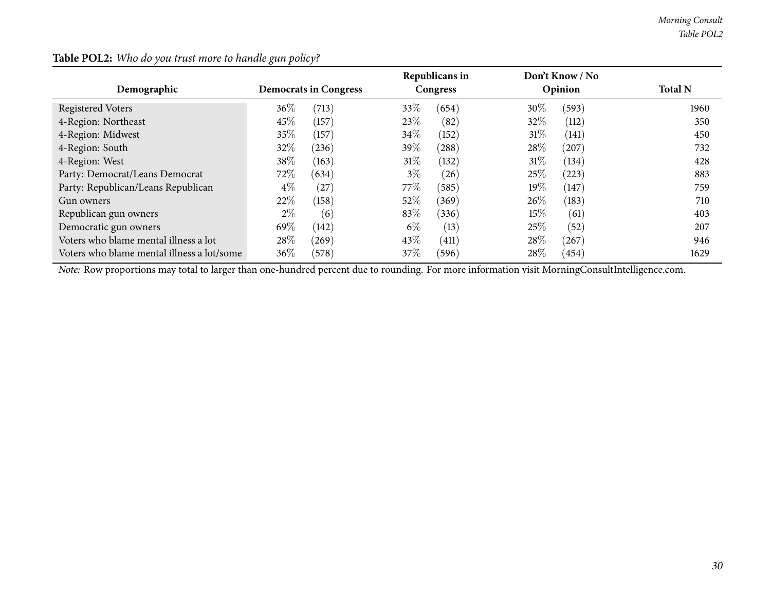**Table POL2:** *Who do you trust more to handle gun policy?*

| Demographic | Democrats in Congress | | Republicans in Congress | | Don't Know / No Opinion | | Total N |
|---|---|---|---|---|---|---|---|
| Registered Voters | 36% | (713) | 33% | (654) | 30% | (593) | 1960 |
| 4-Region: Northeast | 45% | (157) | 23% | (82) | 32% | (112) | 350 |
| 4-Region: Midwest | 35% | (157) | 34% | (152) | 31% | (141) | 450 |
| 4-Region: South | 32% | (236) | 39% | (288) | 28% | (207) | 732 |
| 4-Region: West | 38% | (163) | 31% | (132) | 31% | (134) | 428 |
| Party: Democrat/Leans Democrat | 72% | (634) | 3% | (26) | 25% | (223) | 883 |
| Party: Republican/Leans Republican | 4% | (27) | 77% | (585) | 19% | (147) | 759 |
| Gun owners | 22% | (158) | 52% | (369) | 26% | (183) | 710 |
| Republican gun owners | 2% | (6) | 83% | (336) | 15% | (61) | 403 |
| Democratic gun owners | 69% | (142) | 6% | (13) | 25% | (52) | 207 |
| Voters who blame mental illness a lot | 28% | (269) | 43% | (411) | 28% | (267) | 946 |
| Voters who blame mental illness a lot/some | 36% | (578) | 37% | (596) | 28% | (454) | 1629 |

*Note:* Row proportions may total to larger than one-hundred percent due to rounding. For more information visit MorningConsultIntelligence.com.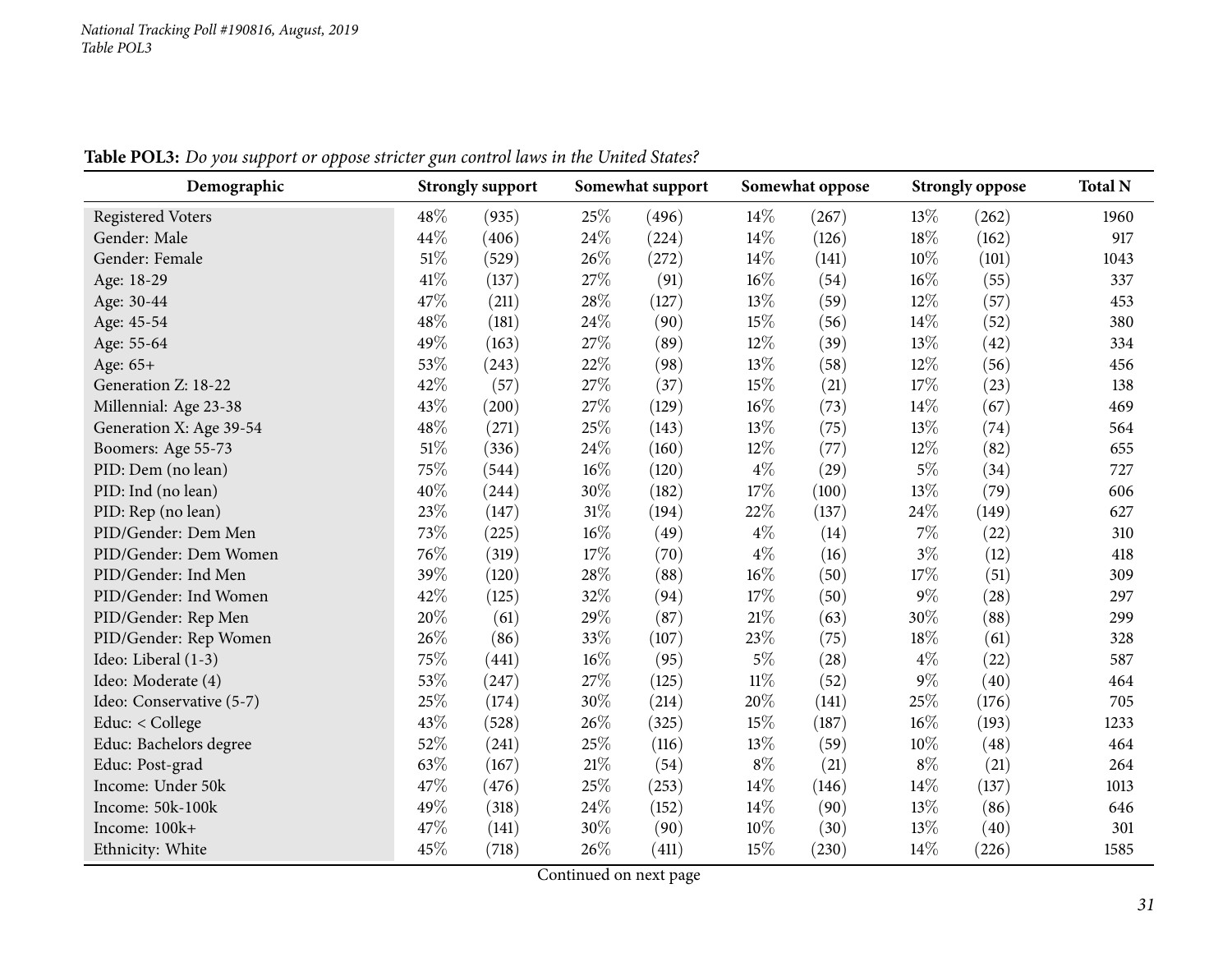**Table POL3:** *Do you support or oppose stricter gun control laws in the United States?*

| Demographic | Strongly support | | Somewhat support | | Somewhat oppose | | Strongly oppose | | Total N |
|---|---|---|---|---|---|---|---|---|---|
| Registered Voters | 48% | (935) | 25% | (496) | 14% | (267) | 13% | (262) | 1960 |
| Gender: Male | 44% | (406) | 24% | (224) | 14% | (126) | 18% | (162) | 917 |
| Gender: Female | 51% | (529) | 26% | (272) | 14% | (141) | 10% | (101) | 1043 |
| Age: 18-29 | 41% | (137) | 27% | (91) | 16% | (54) | 16% | (55) | 337 |
| Age: 30-44 | 47% | (211) | 28% | (127) | 13% | (59) | 12% | (57) | 453 |
| Age: 45-54 | 48% | (181) | 24% | (90) | 15% | (56) | 14% | (52) | 380 |
| Age: 55-64 | 49% | (163) | 27% | (89) | 12% | (39) | 13% | (42) | 334 |
| Age: 65+ | 53% | (243) | 22% | (98) | 13% | (58) | 12% | (56) | 456 |
| Generation Z: 18-22 | 42% | (57) | 27% | (37) | 15% | (21) | 17% | (23) | 138 |
| Millennial: Age 23-38 | 43% | (200) | 27% | (129) | 16% | (73) | 14% | (67) | 469 |
| Generation X: Age 39-54 | 48% | (271) | 25% | (143) | 13% | (75) | 13% | (74) | 564 |
| Boomers: Age 55-73 | 51% | (336) | 24% | (160) | 12% | (77) | 12% | (82) | 655 |
| PID: Dem (no lean) | 75% | (544) | 16% | (120) | 4% | (29) | 5% | (34) | 727 |
| PID: Ind (no lean) | 40% | (244) | 30% | (182) | 17% | (100) | 13% | (79) | 606 |
| PID: Rep (no lean) | 23% | (147) | 31% | (194) | 22% | (137) | 24% | (149) | 627 |
| PID/Gender: Dem Men | 73% | (225) | 16% | (49) | 4% | (14) | 7% | (22) | 310 |
| PID/Gender: Dem Women | 76% | (319) | 17% | (70) | 4% | (16) | 3% | (12) | 418 |
| PID/Gender: Ind Men | 39% | (120) | 28% | (88) | 16% | (50) | 17% | (51) | 309 |
| PID/Gender: Ind Women | 42% | (125) | 32% | (94) | 17% | (50) | 9% | (28) | 297 |
| PID/Gender: Rep Men | 20% | (61) | 29% | (87) | 21% | (63) | 30% | (88) | 299 |
| PID/Gender: Rep Women | 26% | (86) | 33% | (107) | 23% | (75) | 18% | (61) | 328 |
| Ideo: Liberal (1-3) | 75% | (441) | 16% | (95) | 5% | (28) | 4% | (22) | 587 |
| Ideo: Moderate (4) | 53% | (247) | 27% | (125) | 11% | (52) | 9% | (40) | 464 |
| Ideo: Conservative (5-7) | 25% | (174) | 30% | (214) | 20% | (141) | 25% | (176) | 705 |
| Educ: < College | 43% | (528) | 26% | (325) | 15% | (187) | 16% | (193) | 1233 |
| Educ: Bachelors degree | 52% | (241) | 25% | (116) | 13% | (59) | 10% | (48) | 464 |
| Educ: Post-grad | 63% | (167) | 21% | (54) | 8% | (21) | 8% | (21) | 264 |
| Income: Under 50k | 47% | (476) | 25% | (253) | 14% | (146) | 14% | (137) | 1013 |
| Income: 50k-100k | 49% | (318) | 24% | (152) | 14% | (90) | 13% | (86) | 646 |
| Income: 100k+ | 47% | (141) | 30% | (90) | 10% | (30) | 13% | (40) | 301 |
| Ethnicity: White | 45% | (718) | 26% | (411) | 15% | (230) | 14% | (226) | 1585 |

Continued on next page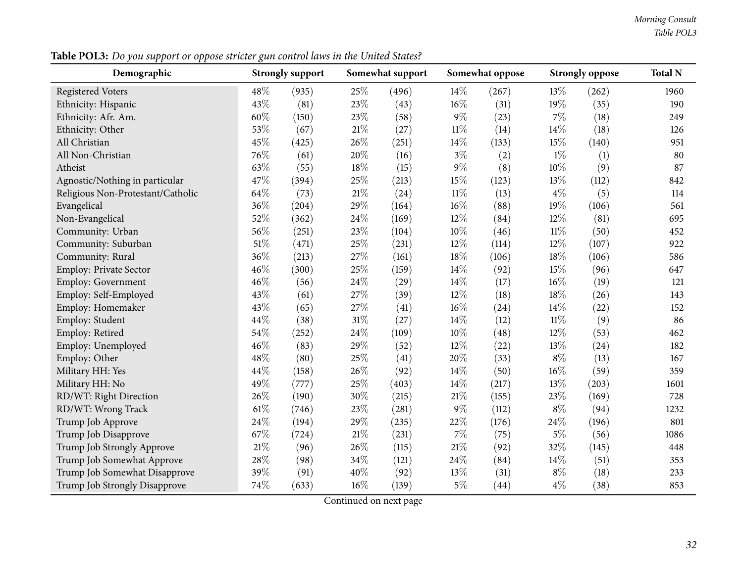**Table POL3:** *Do you support or oppose stricter gun control laws in the United States?*

| Demographic | Strongly support | | Somewhat support | | Somewhat oppose | | Strongly oppose | | Total N |
|---|---|---|---|---|---|---|---|---|---|
| Registered Voters | 48% | (935) | 25% | (496) | 14% | (267) | 13% | (262) | 1960 |
| Ethnicity: Hispanic | 43% | (81) | 23% | (43) | 16% | (31) | 19% | (35) | 190 |
| Ethnicity: Afr. Am. | 60% | (150) | 23% | (58) | 9% | (23) | 7% | (18) | 249 |
| Ethnicity: Other | 53% | (67) | 21% | (27) | 11% | (14) | 14% | (18) | 126 |
| All Christian | 45% | (425) | 26% | (251) | 14% | (133) | 15% | (140) | 951 |
| All Non-Christian | 76% | (61) | 20% | (16) | 3% | (2) | 1% | (1) | 80 |
| Atheist | 63% | (55) | 18% | (15) | 9% | (8) | 10% | (9) | 87 |
| Agnostic/Nothing in particular | 47% | (394) | 25% | (213) | 15% | (123) | 13% | (112) | 842 |
| Religious Non-Protestant/Catholic | 64% | (73) | 21% | (24) | 11% | (13) | 4% | (5) | 114 |
| Evangelical | 36% | (204) | 29% | (164) | 16% | (88) | 19% | (106) | 561 |
| Non-Evangelical | 52% | (362) | 24% | (169) | 12% | (84) | 12% | (81) | 695 |
| Community: Urban | 56% | (251) | 23% | (104) | 10% | (46) | 11% | (50) | 452 |
| Community: Suburban | 51% | (471) | 25% | (231) | 12% | (114) | 12% | (107) | 922 |
| Community: Rural | 36% | (213) | 27% | (161) | 18% | (106) | 18% | (106) | 586 |
| Employ: Private Sector | 46% | (300) | 25% | (159) | 14% | (92) | 15% | (96) | 647 |
| Employ: Government | 46% | (56) | 24% | (29) | 14% | (17) | 16% | (19) | 121 |
| Employ: Self-Employed | 43% | (61) | 27% | (39) | 12% | (18) | 18% | (26) | 143 |
| Employ: Homemaker | 43% | (65) | 27% | (41) | 16% | (24) | 14% | (22) | 152 |
| Employ: Student | 44% | (38) | 31% | (27) | 14% | (12) | 11% | (9) | 86 |
| Employ: Retired | 54% | (252) | 24% | (109) | 10% | (48) | 12% | (53) | 462 |
| Employ: Unemployed | 46% | (83) | 29% | (52) | 12% | (22) | 13% | (24) | 182 |
| Employ: Other | 48% | (80) | 25% | (41) | 20% | (33) | 8% | (13) | 167 |
| Military HH: Yes | 44% | (158) | 26% | (92) | 14% | (50) | 16% | (59) | 359 |
| Military HH: No | 49% | (777) | 25% | (403) | 14% | (217) | 13% | (203) | 1601 |
| RD/WT: Right Direction | 26% | (190) | 30% | (215) | 21% | (155) | 23% | (169) | 728 |
| RD/WT: Wrong Track | 61% | (746) | 23% | (281) | 9% | (112) | 8% | (94) | 1232 |
| Trump Job Approve | 24% | (194) | 29% | (235) | 22% | (176) | 24% | (196) | 801 |
| Trump Job Disapprove | 67% | (724) | 21% | (231) | 7% | (75) | 5% | (56) | 1086 |
| Trump Job Strongly Approve | 21% | (96) | 26% | (115) | 21% | (92) | 32% | (145) | 448 |
| Trump Job Somewhat Approve | 28% | (98) | 34% | (121) | 24% | (84) | 14% | (51) | 353 |
| Trump Job Somewhat Disapprove | 39% | (91) | 40% | (92) | 13% | (31) | 8% | (18) | 233 |
| Trump Job Strongly Disapprove | 74% | (633) | 16% | (139) | 5% | (44) | 4% | (38) | 853 |

Continued on next page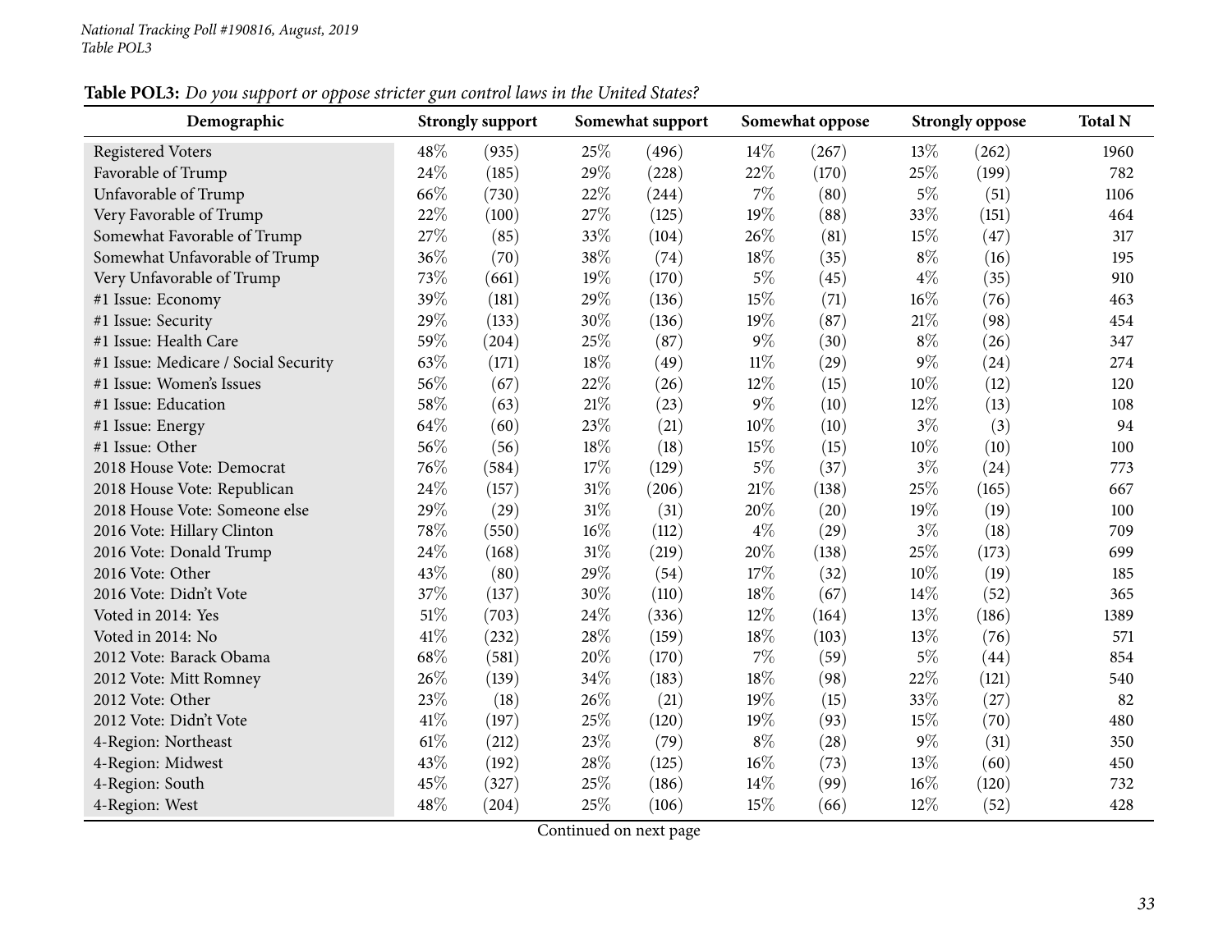**Table POL3:** *Do you support or oppose stricter gun control laws in the United States?*

| Demographic | Strongly support | | Somewhat support | | Somewhat oppose | | Strongly oppose | | Total N |
|---|---|---|---|---|---|---|---|---|---|
| Registered Voters | 48% | (935) | 25% | (496) | 14% | (267) | 13% | (262) | 1960 |
| Favorable of Trump | 24% | (185) | 29% | (228) | 22% | (170) | 25% | (199) | 782 |
| Unfavorable of Trump | 66% | (730) | 22% | (244) | 7% | (80) | 5% | (51) | 1106 |
| Very Favorable of Trump | 22% | (100) | 27% | (125) | 19% | (88) | 33% | (151) | 464 |
| Somewhat Favorable of Trump | 27% | (85) | 33% | (104) | 26% | (81) | 15% | (47) | 317 |
| Somewhat Unfavorable of Trump | 36% | (70) | 38% | (74) | 18% | (35) | 8% | (16) | 195 |
| Very Unfavorable of Trump | 73% | (661) | 19% | (170) | 5% | (45) | 4% | (35) | 910 |
| #1 Issue: Economy | 39% | (181) | 29% | (136) | 15% | (71) | 16% | (76) | 463 |
| #1 Issue: Security | 29% | (133) | 30% | (136) | 19% | (87) | 21% | (98) | 454 |
| #1 Issue: Health Care | 59% | (204) | 25% | (87) | 9% | (30) | 8% | (26) | 347 |
| #1 Issue: Medicare / Social Security | 63% | (171) | 18% | (49) | 11% | (29) | 9% | (24) | 274 |
| #1 Issue: Women's Issues | 56% | (67) | 22% | (26) | 12% | (15) | 10% | (12) | 120 |
| #1 Issue: Education | 58% | (63) | 21% | (23) | 9% | (10) | 12% | (13) | 108 |
| #1 Issue: Energy | 64% | (60) | 23% | (21) | 10% | (10) | 3% | (3) | 94 |
| #1 Issue: Other | 56% | (56) | 18% | (18) | 15% | (15) | 10% | (10) | 100 |
| 2018 House Vote: Democrat | 76% | (584) | 17% | (129) | 5% | (37) | 3% | (24) | 773 |
| 2018 House Vote: Republican | 24% | (157) | 31% | (206) | 21% | (138) | 25% | (165) | 667 |
| 2018 House Vote: Someone else | 29% | (29) | 31% | (31) | 20% | (20) | 19% | (19) | 100 |
| 2016 Vote: Hillary Clinton | 78% | (550) | 16% | (112) | 4% | (29) | 3% | (18) | 709 |
| 2016 Vote: Donald Trump | 24% | (168) | 31% | (219) | 20% | (138) | 25% | (173) | 699 |
| 2016 Vote: Other | 43% | (80) | 29% | (54) | 17% | (32) | 10% | (19) | 185 |
| 2016 Vote: Didn't Vote | 37% | (137) | 30% | (110) | 18% | (67) | 14% | (52) | 365 |
| Voted in 2014: Yes | 51% | (703) | 24% | (336) | 12% | (164) | 13% | (186) | 1389 |
| Voted in 2014: No | 41% | (232) | 28% | (159) | 18% | (103) | 13% | (76) | 571 |
| 2012 Vote: Barack Obama | 68% | (581) | 20% | (170) | 7% | (59) | 5% | (44) | 854 |
| 2012 Vote: Mitt Romney | 26% | (139) | 34% | (183) | 18% | (98) | 22% | (121) | 540 |
| 2012 Vote: Other | 23% | (18) | 26% | (21) | 19% | (15) | 33% | (27) | 82 |
| 2012 Vote: Didn't Vote | 41% | (197) | 25% | (120) | 19% | (93) | 15% | (70) | 480 |
| 4-Region: Northeast | 61% | (212) | 23% | (79) | 8% | (28) | 9% | (31) | 350 |
| 4-Region: Midwest | 43% | (192) | 28% | (125) | 16% | (73) | 13% | (60) | 450 |
| 4-Region: South | 45% | (327) | 25% | (186) | 14% | (99) | 16% | (120) | 732 |
| 4-Region: West | 48% | (204) | 25% | (106) | 15% | (66) | 12% | (52) | 428 |

Continued on next page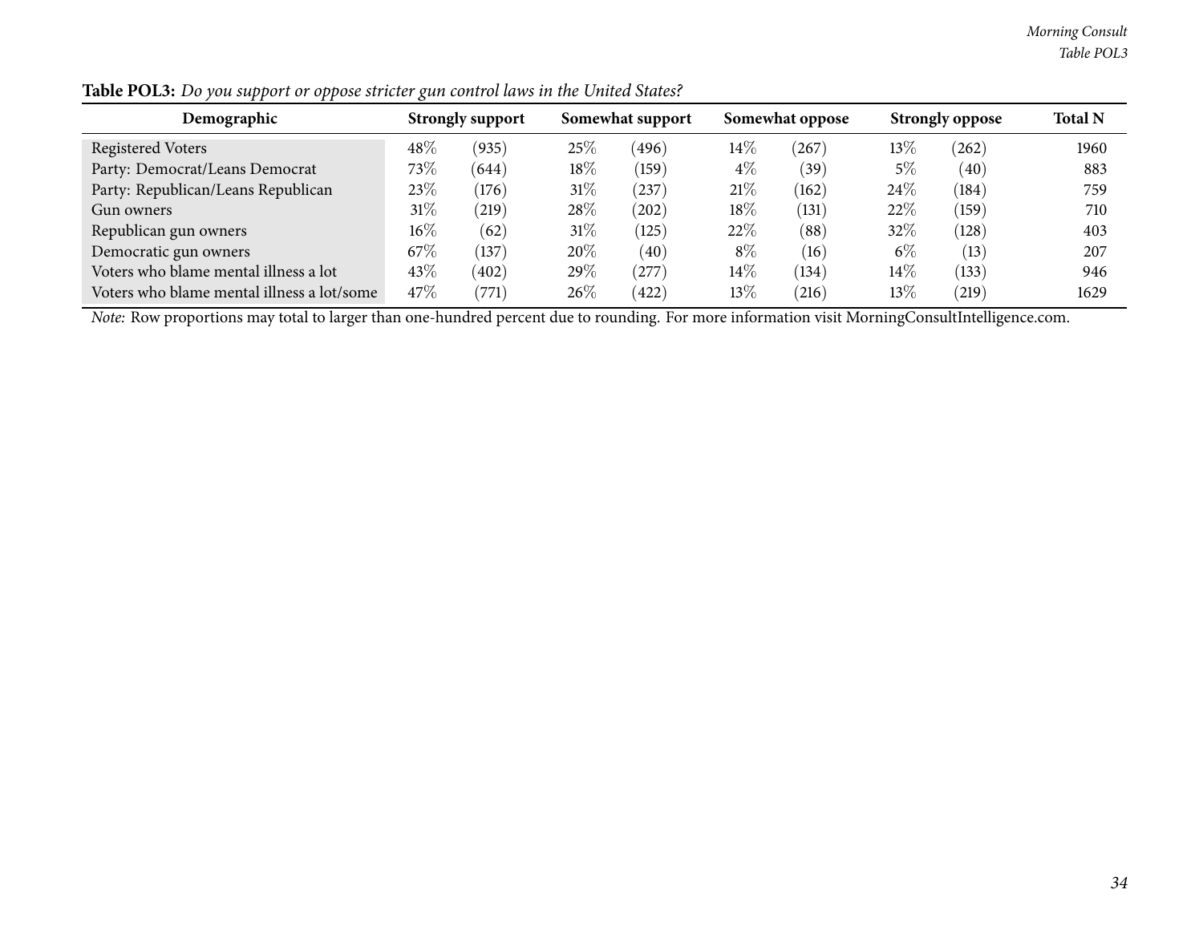**Table POL3:** *Do you support or oppose stricter gun control laws in the United States?*

| Demographic | Strongly support | | Somewhat support | | Somewhat oppose | | Strongly oppose | | Total N |
|---|---|---|---|---|---|---|---|---|---|
| Registered Voters | 48% | (935) | 25% | (496) | 14% | (267) | 13% | (262) | 1960 |
| Party: Democrat/Leans Democrat | 73% | (644) | 18% | (159) | 4% | (39) | 5% | (40) | 883 |
| Party: Republican/Leans Republican | 23% | (176) | 31% | (237) | 21% | (162) | 24% | (184) | 759 |
| Gun owners | 31% | (219) | 28% | (202) | 18% | (131) | 22% | (159) | 710 |
| Republican gun owners | 16% | (62) | 31% | (125) | 22% | (88) | 32% | (128) | 403 |
| Democratic gun owners | 67% | (137) | 20% | (40) | 8% | (16) | 6% | (13) | 207 |
| Voters who blame mental illness a lot | 43% | (402) | 29% | (277) | 14% | (134) | 14% | (133) | 946 |
| Voters who blame mental illness a lot/some | 47% | (771) | 26% | (422) | 13% | (216) | 13% | (219) | 1629 |

*Note:* Row proportions may total to larger than one-hundred percent due to rounding. For more information visit MorningConsultIntelligence.com.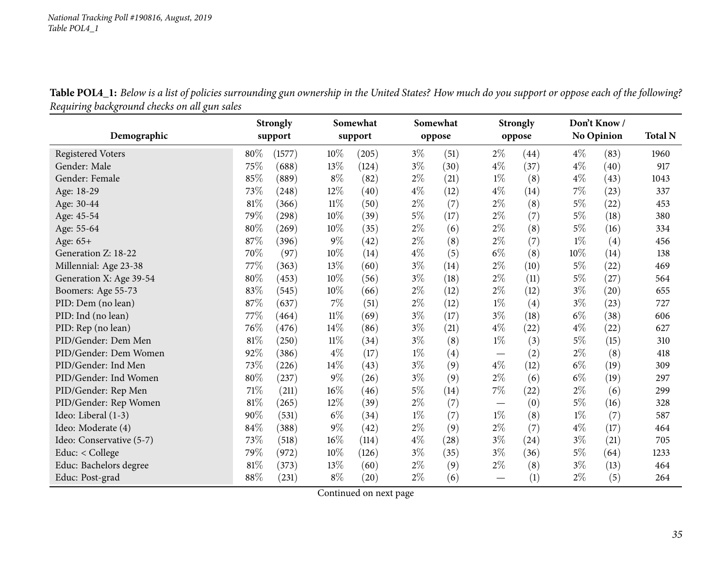**Table POL4_1:** *Below is a list of policies surrounding gun ownership in the United States? How much do you support or oppose each of the following? Requiring background checks on all gun sales*

| Demographic | Strongly support | | Somewhat support | | Somewhat oppose | | Strongly oppose | | Don't Know / No Opinion | | Total N |
|---|---|---|---|---|---|---|---|---|---|---|---|
| Registered Voters | 80% | (1577) | 10% | (205) | 3% | (51) | 2% | (44) | 4% | (83) | 1960 |
| Gender: Male | 75% | (688) | 13% | (124) | 3% | (30) | 4% | (37) | 4% | (40) | 917 |
| Gender: Female | 85% | (889) | 8% | (82) | 2% | (21) | 1% | (8) | 4% | (43) | 1043 |
| Age: 18-29 | 73% | (248) | 12% | (40) | 4% | (12) | 4% | (14) | 7% | (23) | 337 |
| Age: 30-44 | 81% | (366) | 11% | (50) | 2% | (7) | 2% | (8) | 5% | (22) | 453 |
| Age: 45-54 | 79% | (298) | 10% | (39) | 5% | (17) | 2% | (7) | 5% | (18) | 380 |
| Age: 55-64 | 80% | (269) | 10% | (35) | 2% | (6) | 2% | (8) | 5% | (16) | 334 |
| Age: 65+ | 87% | (396) | 9% | (42) | 2% | (8) | 2% | (7) | 1% | (4) | 456 |
| Generation Z: 18-22 | 70% | (97) | 10% | (14) | 4% | (5) | 6% | (8) | 10% | (14) | 138 |
| Millennial: Age 23-38 | 77% | (363) | 13% | (60) | 3% | (14) | 2% | (10) | 5% | (22) | 469 |
| Generation X: Age 39-54 | 80% | (453) | 10% | (56) | 3% | (18) | 2% | (11) | 5% | (27) | 564 |
| Boomers: Age 55-73 | 83% | (545) | 10% | (66) | 2% | (12) | 2% | (12) | 3% | (20) | 655 |
| PID: Dem (no lean) | 87% | (637) | 7% | (51) | 2% | (12) | 1% | (4) | 3% | (23) | 727 |
| PID: Ind (no lean) | 77% | (464) | 11% | (69) | 3% | (17) | 3% | (18) | 6% | (38) | 606 |
| PID: Rep (no lean) | 76% | (476) | 14% | (86) | 3% | (21) | 4% | (22) | 4% | (22) | 627 |
| PID/Gender: Dem Men | 81% | (250) | 11% | (34) | 3% | (8) | 1% | (3) | 5% | (15) | 310 |
| PID/Gender: Dem Women | 92% | (386) | 4% | (17) | 1% | (4) | — | (2) | 2% | (8) | 418 |
| PID/Gender: Ind Men | 73% | (226) | 14% | (43) | 3% | (9) | 4% | (12) | 6% | (19) | 309 |
| PID/Gender: Ind Women | 80% | (237) | 9% | (26) | 3% | (9) | 2% | (6) | 6% | (19) | 297 |
| PID/Gender: Rep Men | 71% | (211) | 16% | (46) | 5% | (14) | 7% | (22) | 2% | (6) | 299 |
| PID/Gender: Rep Women | 81% | (265) | 12% | (39) | 2% | (7) | — | (0) | 5% | (16) | 328 |
| Ideo: Liberal (1-3) | 90% | (531) | 6% | (34) | 1% | (7) | 1% | (8) | 1% | (7) | 587 |
| Ideo: Moderate (4) | 84% | (388) | 9% | (42) | 2% | (9) | 2% | (7) | 4% | (17) | 464 |
| Ideo: Conservative (5-7) | 73% | (518) | 16% | (114) | 4% | (28) | 3% | (24) | 3% | (21) | 705 |
| Educ: < College | 79% | (972) | 10% | (126) | 3% | (35) | 3% | (36) | 5% | (64) | 1233 |
| Educ: Bachelors degree | 81% | (373) | 13% | (60) | 2% | (9) | 2% | (8) | 3% | (13) | 464 |
| Educ: Post-grad | 88% | (231) | 8% | (20) | 2% | (6) | — | (1) | 2% | (5) | 264 |

Continued on next page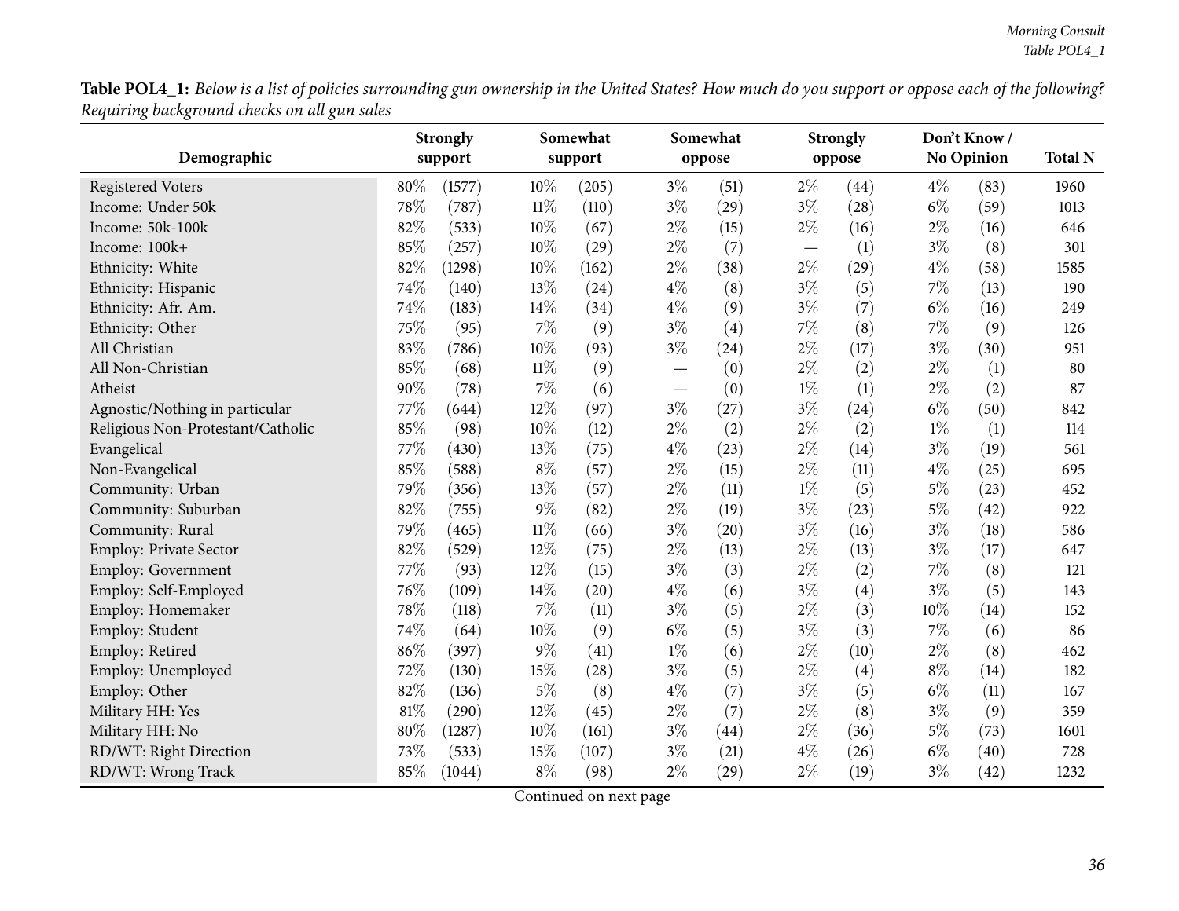**Table POL4_1:** *Below is a list of policies surrounding gun ownership in the United States? How much do you support or oppose each of the following? Requiring background checks on all gun sales*

| Demographic | Strongly support | | Somewhat support | | Somewhat oppose | | Strongly oppose | | Don't Know / No Opinion | | Total N |
|---|---|---|---|---|---|---|---|---|---|---|---|
| Registered Voters | 80% | (1577) | 10% | (205) | 3% | (51) | 2% | (44) | 4% | (83) | 1960 |
| Income: Under 50k | 78% | (787) | 11% | (110) | 3% | (29) | 3% | (28) | 6% | (59) | 1013 |
| Income: 50k-100k | 82% | (533) | 10% | (67) | 2% | (15) | 2% | (16) | 2% | (16) | 646 |
| Income: 100k+ | 85% | (257) | 10% | (29) | 2% | (7) | — | (1) | 3% | (8) | 301 |
| Ethnicity: White | 82% | (1298) | 10% | (162) | 2% | (38) | 2% | (29) | 4% | (58) | 1585 |
| Ethnicity: Hispanic | 74% | (140) | 13% | (24) | 4% | (8) | 3% | (5) | 7% | (13) | 190 |
| Ethnicity: Afr. Am. | 74% | (183) | 14% | (34) | 4% | (9) | 3% | (7) | 6% | (16) | 249 |
| Ethnicity: Other | 75% | (95) | 7% | (9) | 3% | (4) | 7% | (8) | 7% | (9) | 126 |
| All Christian | 83% | (786) | 10% | (93) | 3% | (24) | 2% | (17) | 3% | (30) | 951 |
| All Non-Christian | 85% | (68) | 11% | (9) | — | (0) | 2% | (2) | 2% | (1) | 80 |
| Atheist | 90% | (78) | 7% | (6) | — | (0) | 1% | (1) | 2% | (2) | 87 |
| Agnostic/Nothing in particular | 77% | (644) | 12% | (97) | 3% | (27) | 3% | (24) | 6% | (50) | 842 |
| Religious Non-Protestant/Catholic | 85% | (98) | 10% | (12) | 2% | (2) | 2% | (2) | 1% | (1) | 114 |
| Evangelical | 77% | (430) | 13% | (75) | 4% | (23) | 2% | (14) | 3% | (19) | 561 |
| Non-Evangelical | 85% | (588) | 8% | (57) | 2% | (15) | 2% | (11) | 4% | (25) | 695 |
| Community: Urban | 79% | (356) | 13% | (57) | 2% | (11) | 1% | (5) | 5% | (23) | 452 |
| Community: Suburban | 82% | (755) | 9% | (82) | 2% | (19) | 3% | (23) | 5% | (42) | 922 |
| Community: Rural | 79% | (465) | 11% | (66) | 3% | (20) | 3% | (16) | 3% | (18) | 586 |
| Employ: Private Sector | 82% | (529) | 12% | (75) | 2% | (13) | 2% | (13) | 3% | (17) | 647 |
| Employ: Government | 77% | (93) | 12% | (15) | 3% | (3) | 2% | (2) | 7% | (8) | 121 |
| Employ: Self-Employed | 76% | (109) | 14% | (20) | 4% | (6) | 3% | (4) | 3% | (5) | 143 |
| Employ: Homemaker | 78% | (118) | 7% | (11) | 3% | (5) | 2% | (3) | 10% | (14) | 152 |
| Employ: Student | 74% | (64) | 10% | (9) | 6% | (5) | 3% | (3) | 7% | (6) | 86 |
| Employ: Retired | 86% | (397) | 9% | (41) | 1% | (6) | 2% | (10) | 2% | (8) | 462 |
| Employ: Unemployed | 72% | (130) | 15% | (28) | 3% | (5) | 2% | (4) | 8% | (14) | 182 |
| Employ: Other | 82% | (136) | 5% | (8) | 4% | (7) | 3% | (5) | 6% | (11) | 167 |
| Military HH: Yes | 81% | (290) | 12% | (45) | 2% | (7) | 2% | (8) | 3% | (9) | 359 |
| Military HH: No | 80% | (1287) | 10% | (161) | 3% | (44) | 2% | (36) | 5% | (73) | 1601 |
| RD/WT: Right Direction | 73% | (533) | 15% | (107) | 3% | (21) | 4% | (26) | 6% | (40) | 728 |
| RD/WT: Wrong Track | 85% | (1044) | 8% | (98) | 2% | (29) | 2% | (19) | 3% | (42) | 1232 |

Continued on next page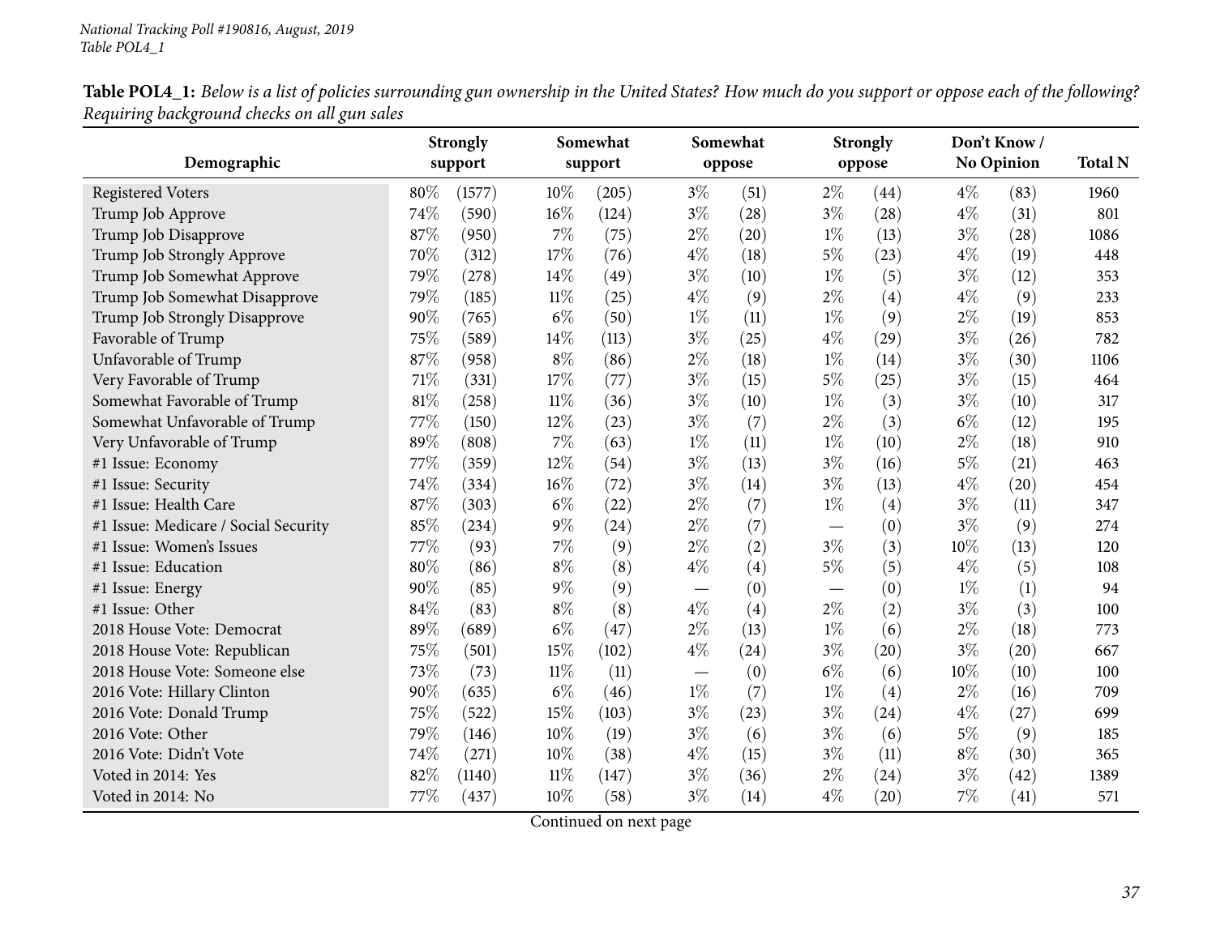*National Tracking Poll #190816, August, 2019*
*Table POL4_1*

**Table POL4_1:** *Below is a list of policies surrounding gun ownership in the United States? How much do you support or oppose each of the following? Requiring background checks on all gun sales*

| Demographic | Strongly support | | Somewhat support | | Somewhat oppose | | Strongly oppose | | Don't Know / No Opinion | | Total N |
|---|---|---|---|---|---|---|---|---|---|---|---|
| Registered Voters | 80% | (1577) | 10% | (205) | 3% | (51) | 2% | (44) | 4% | (83) | 1960 |
| Trump Job Approve | 74% | (590) | 16% | (124) | 3% | (28) | 3% | (28) | 4% | (31) | 801 |
| Trump Job Disapprove | 87% | (950) | 7% | (75) | 2% | (20) | 1% | (13) | 3% | (28) | 1086 |
| Trump Job Strongly Approve | 70% | (312) | 17% | (76) | 4% | (18) | 5% | (23) | 4% | (19) | 448 |
| Trump Job Somewhat Approve | 79% | (278) | 14% | (49) | 3% | (10) | 1% | (5) | 3% | (12) | 353 |
| Trump Job Somewhat Disapprove | 79% | (185) | 11% | (25) | 4% | (9) | 2% | (4) | 4% | (9) | 233 |
| Trump Job Strongly Disapprove | 90% | (765) | 6% | (50) | 1% | (11) | 1% | (9) | 2% | (19) | 853 |
| Favorable of Trump | 75% | (589) | 14% | (113) | 3% | (25) | 4% | (29) | 3% | (26) | 782 |
| Unfavorable of Trump | 87% | (958) | 8% | (86) | 2% | (18) | 1% | (14) | 3% | (30) | 1106 |
| Very Favorable of Trump | 71% | (331) | 17% | (77) | 3% | (15) | 5% | (25) | 3% | (15) | 464 |
| Somewhat Favorable of Trump | 81% | (258) | 11% | (36) | 3% | (10) | 1% | (3) | 3% | (10) | 317 |
| Somewhat Unfavorable of Trump | 77% | (150) | 12% | (23) | 3% | (7) | 2% | (3) | 6% | (12) | 195 |
| Very Unfavorable of Trump | 89% | (808) | 7% | (63) | 1% | (11) | 1% | (10) | 2% | (18) | 910 |
| #1 Issue: Economy | 77% | (359) | 12% | (54) | 3% | (13) | 3% | (16) | 5% | (21) | 463 |
| #1 Issue: Security | 74% | (334) | 16% | (72) | 3% | (14) | 3% | (13) | 4% | (20) | 454 |
| #1 Issue: Health Care | 87% | (303) | 6% | (22) | 2% | (7) | 1% | (4) | 3% | (11) | 347 |
| #1 Issue: Medicare / Social Security | 85% | (234) | 9% | (24) | 2% | (7) | — | (0) | 3% | (9) | 274 |
| #1 Issue: Women's Issues | 77% | (93) | 7% | (9) | 2% | (2) | 3% | (3) | 10% | (13) | 120 |
| #1 Issue: Education | 80% | (86) | 8% | (8) | 4% | (4) | 5% | (5) | 4% | (5) | 108 |
| #1 Issue: Energy | 90% | (85) | 9% | (9) | — | (0) | — | (0) | 1% | (1) | 94 |
| #1 Issue: Other | 84% | (83) | 8% | (8) | 4% | (4) | 2% | (2) | 3% | (3) | 100 |
| 2018 House Vote: Democrat | 89% | (689) | 6% | (47) | 2% | (13) | 1% | (6) | 2% | (18) | 773 |
| 2018 House Vote: Republican | 75% | (501) | 15% | (102) | 4% | (24) | 3% | (20) | 3% | (20) | 667 |
| 2018 House Vote: Someone else | 73% | (73) | 11% | (11) | — | (0) | 6% | (6) | 10% | (10) | 100 |
| 2016 Vote: Hillary Clinton | 90% | (635) | 6% | (46) | 1% | (7) | 1% | (4) | 2% | (16) | 709 |
| 2016 Vote: Donald Trump | 75% | (522) | 15% | (103) | 3% | (23) | 3% | (24) | 4% | (27) | 699 |
| 2016 Vote: Other | 79% | (146) | 10% | (19) | 3% | (6) | 3% | (6) | 5% | (9) | 185 |
| 2016 Vote: Didn't Vote | 74% | (271) | 10% | (38) | 4% | (15) | 3% | (11) | 8% | (30) | 365 |
| Voted in 2014: Yes | 82% | (1140) | 11% | (147) | 3% | (36) | 2% | (24) | 3% | (42) | 1389 |
| Voted in 2014: No | 77% | (437) | 10% | (58) | 3% | (14) | 4% | (20) | 7% | (41) | 571 |

Continued on next page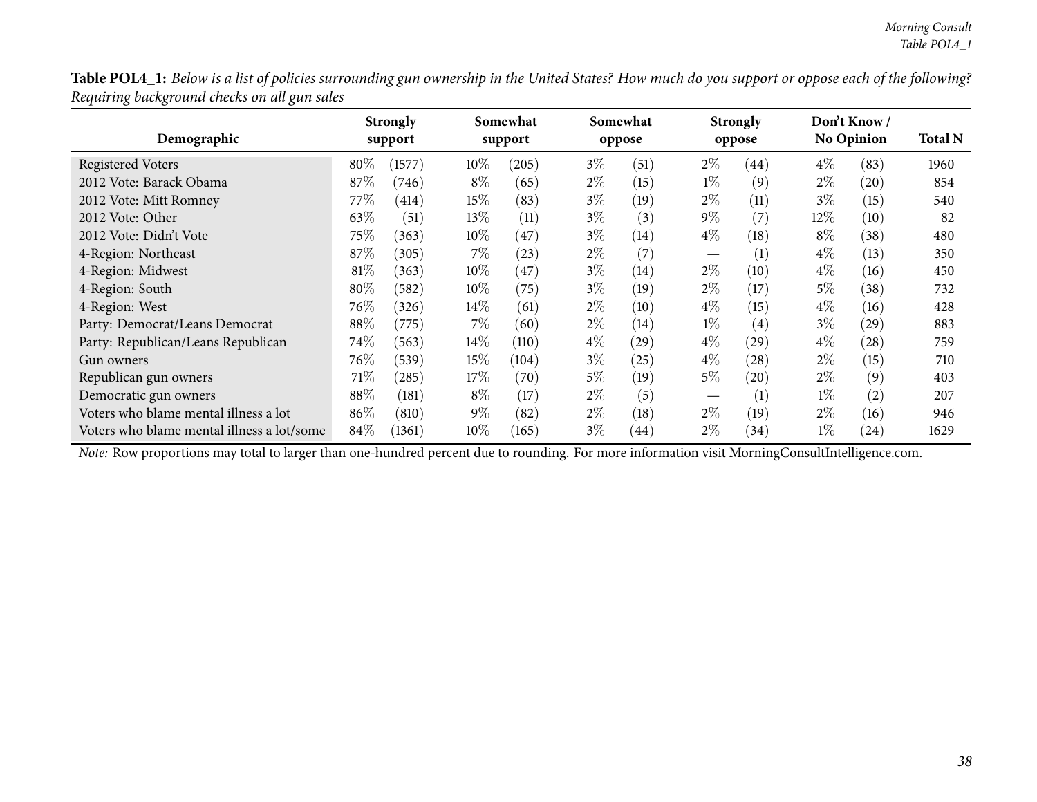**Table POL4_1:** *Below is a list of policies surrounding gun ownership in the United States? How much do you support or oppose each of the following? Requiring background checks on all gun sales*

| Demographic | Strongly support | | Somewhat support | | Somewhat oppose | | Strongly oppose | | Don't Know / No Opinion | | Total N |
|---|---|---|---|---|---|---|---|---|---|---|---|
| Registered Voters | 80% | (1577) | 10% | (205) | 3% | (51) | 2% | (44) | 4% | (83) | 1960 |
| 2012 Vote: Barack Obama | 87% | (746) | 8% | (65) | 2% | (15) | 1% | (9) | 2% | (20) | 854 |
| 2012 Vote: Mitt Romney | 77% | (414) | 15% | (83) | 3% | (19) | 2% | (11) | 3% | (15) | 540 |
| 2012 Vote: Other | 63% | (51) | 13% | (11) | 3% | (3) | 9% | (7) | 12% | (10) | 82 |
| 2012 Vote: Didn't Vote | 75% | (363) | 10% | (47) | 3% | (14) | 4% | (18) | 8% | (38) | 480 |
| 4-Region: Northeast | 87% | (305) | 7% | (23) | 2% | (7) | — | (1) | 4% | (13) | 350 |
| 4-Region: Midwest | 81% | (363) | 10% | (47) | 3% | (14) | 2% | (10) | 4% | (16) | 450 |
| 4-Region: South | 80% | (582) | 10% | (75) | 3% | (19) | 2% | (17) | 5% | (38) | 732 |
| 4-Region: West | 76% | (326) | 14% | (61) | 2% | (10) | 4% | (15) | 4% | (16) | 428 |
| Party: Democrat/Leans Democrat | 88% | (775) | 7% | (60) | 2% | (14) | 1% | (4) | 3% | (29) | 883 |
| Party: Republican/Leans Republican | 74% | (563) | 14% | (110) | 4% | (29) | 4% | (29) | 4% | (28) | 759 |
| Gun owners | 76% | (539) | 15% | (104) | 3% | (25) | 4% | (28) | 2% | (15) | 710 |
| Republican gun owners | 71% | (285) | 17% | (70) | 5% | (19) | 5% | (20) | 2% | (9) | 403 |
| Democratic gun owners | 88% | (181) | 8% | (17) | 2% | (5) | — | (1) | 1% | (2) | 207 |
| Voters who blame mental illness a lot | 86% | (810) | 9% | (82) | 2% | (18) | 2% | (19) | 2% | (16) | 946 |
| Voters who blame mental illness a lot/some | 84% | (1361) | 10% | (165) | 3% | (44) | 2% | (34) | 1% | (24) | 1629 |

*Note:* Row proportions may total to larger than one-hundred percent due to rounding. For more information visit MorningConsultIntelligence.com.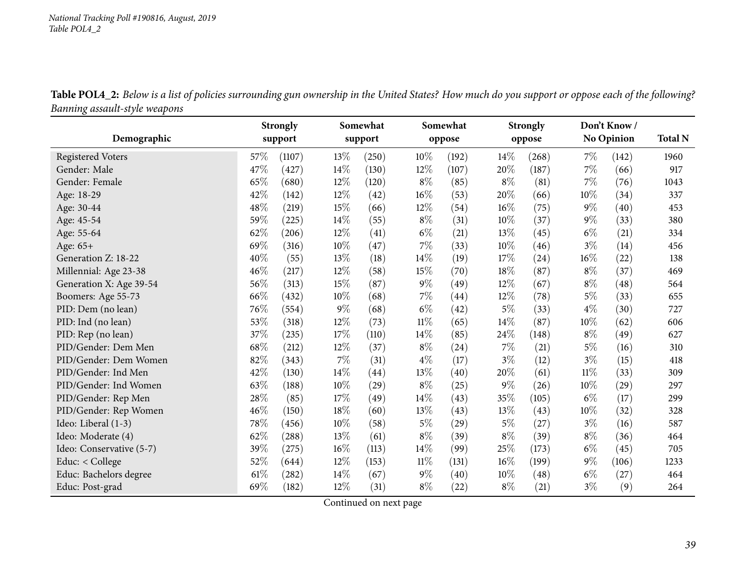*National Tracking Poll #190816, August, 2019*
*Table POL4_2*

**Table POL4_2:** *Below is a list of policies surrounding gun ownership in the United States? How much do you support or oppose each of the following? Banning assault-style weapons*

| Demographic | Strongly support | | Somewhat support | | Somewhat oppose | | Strongly oppose | | Don't Know / No Opinion | | Total N |
|---|---|---|---|---|---|---|---|---|---|---|---|
| Registered Voters | 57% | (1107) | 13% | (250) | 10% | (192) | 14% | (268) | 7% | (142) | 1960 |
| Gender: Male | 47% | (427) | 14% | (130) | 12% | (107) | 20% | (187) | 7% | (66) | 917 |
| Gender: Female | 65% | (680) | 12% | (120) | 8% | (85) | 8% | (81) | 7% | (76) | 1043 |
| Age: 18-29 | 42% | (142) | 12% | (42) | 16% | (53) | 20% | (66) | 10% | (34) | 337 |
| Age: 30-44 | 48% | (219) | 15% | (66) | 12% | (54) | 16% | (75) | 9% | (40) | 453 |
| Age: 45-54 | 59% | (225) | 14% | (55) | 8% | (31) | 10% | (37) | 9% | (33) | 380 |
| Age: 55-64 | 62% | (206) | 12% | (41) | 6% | (21) | 13% | (45) | 6% | (21) | 334 |
| Age: 65+ | 69% | (316) | 10% | (47) | 7% | (33) | 10% | (46) | 3% | (14) | 456 |
| Generation Z: 18-22 | 40% | (55) | 13% | (18) | 14% | (19) | 17% | (24) | 16% | (22) | 138 |
| Millennial: Age 23-38 | 46% | (217) | 12% | (58) | 15% | (70) | 18% | (87) | 8% | (37) | 469 |
| Generation X: Age 39-54 | 56% | (313) | 15% | (87) | 9% | (49) | 12% | (67) | 8% | (48) | 564 |
| Boomers: Age 55-73 | 66% | (432) | 10% | (68) | 7% | (44) | 12% | (78) | 5% | (33) | 655 |
| PID: Dem (no lean) | 76% | (554) | 9% | (68) | 6% | (42) | 5% | (33) | 4% | (30) | 727 |
| PID: Ind (no lean) | 53% | (318) | 12% | (73) | 11% | (65) | 14% | (87) | 10% | (62) | 606 |
| PID: Rep (no lean) | 37% | (235) | 17% | (110) | 14% | (85) | 24% | (148) | 8% | (49) | 627 |
| PID/Gender: Dem Men | 68% | (212) | 12% | (37) | 8% | (24) | 7% | (21) | 5% | (16) | 310 |
| PID/Gender: Dem Women | 82% | (343) | 7% | (31) | 4% | (17) | 3% | (12) | 3% | (15) | 418 |
| PID/Gender: Ind Men | 42% | (130) | 14% | (44) | 13% | (40) | 20% | (61) | 11% | (33) | 309 |
| PID/Gender: Ind Women | 63% | (188) | 10% | (29) | 8% | (25) | 9% | (26) | 10% | (29) | 297 |
| PID/Gender: Rep Men | 28% | (85) | 17% | (49) | 14% | (43) | 35% | (105) | 6% | (17) | 299 |
| PID/Gender: Rep Women | 46% | (150) | 18% | (60) | 13% | (43) | 13% | (43) | 10% | (32) | 328 |
| Ideo: Liberal (1-3) | 78% | (456) | 10% | (58) | 5% | (29) | 5% | (27) | 3% | (16) | 587 |
| Ideo: Moderate (4) | 62% | (288) | 13% | (61) | 8% | (39) | 8% | (39) | 8% | (36) | 464 |
| Ideo: Conservative (5-7) | 39% | (275) | 16% | (113) | 14% | (99) | 25% | (173) | 6% | (45) | 705 |
| Educ: < College | 52% | (644) | 12% | (153) | 11% | (131) | 16% | (199) | 9% | (106) | 1233 |
| Educ: Bachelors degree | 61% | (282) | 14% | (67) | 9% | (40) | 10% | (48) | 6% | (27) | 464 |
| Educ: Post-grad | 69% | (182) | 12% | (31) | 8% | (22) | 8% | (21) | 3% | (9) | 264 |

Continued on next page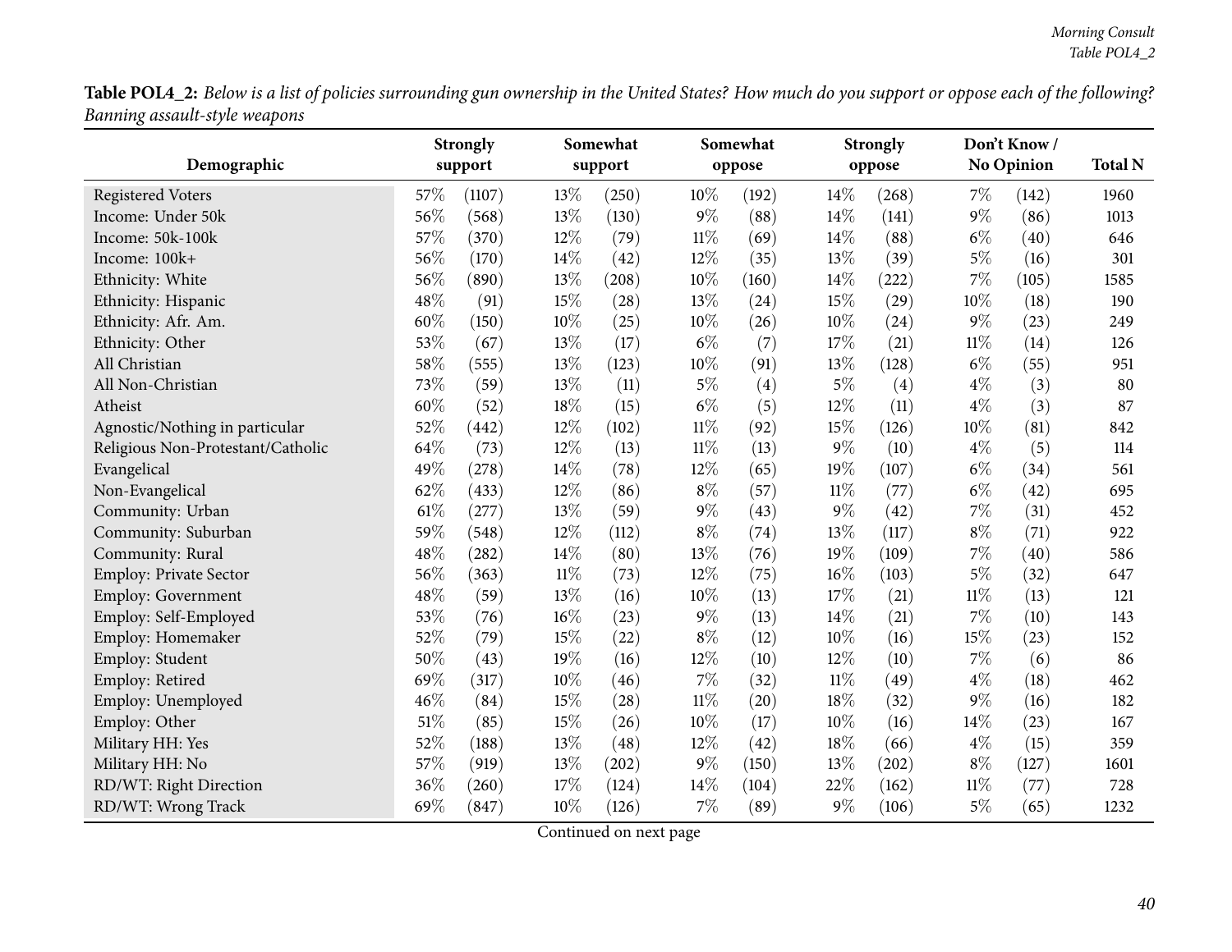**Table POL4_2:** *Below is a list of policies surrounding gun ownership in the United States? How much do you support or oppose each of the following? Banning assault-style weapons*

| Demographic | Strongly support | | Somewhat support | | Somewhat oppose | | Strongly oppose | | Don't Know / No Opinion | | Total N |
|---|---|---|---|---|---|---|---|---|---|---|---|
| Registered Voters | 57% | (1107) | 13% | (250) | 10% | (192) | 14% | (268) | 7% | (142) | 1960 |
| Income: Under 50k | 56% | (568) | 13% | (130) | 9% | (88) | 14% | (141) | 9% | (86) | 1013 |
| Income: 50k-100k | 57% | (370) | 12% | (79) | 11% | (69) | 14% | (88) | 6% | (40) | 646 |
| Income: 100k+ | 56% | (170) | 14% | (42) | 12% | (35) | 13% | (39) | 5% | (16) | 301 |
| Ethnicity: White | 56% | (890) | 13% | (208) | 10% | (160) | 14% | (222) | 7% | (105) | 1585 |
| Ethnicity: Hispanic | 48% | (91) | 15% | (28) | 13% | (24) | 15% | (29) | 10% | (18) | 190 |
| Ethnicity: Afr. Am. | 60% | (150) | 10% | (25) | 10% | (26) | 10% | (24) | 9% | (23) | 249 |
| Ethnicity: Other | 53% | (67) | 13% | (17) | 6% | (7) | 17% | (21) | 11% | (14) | 126 |
| All Christian | 58% | (555) | 13% | (123) | 10% | (91) | 13% | (128) | 6% | (55) | 951 |
| All Non-Christian | 73% | (59) | 13% | (11) | 5% | (4) | 5% | (4) | 4% | (3) | 80 |
| Atheist | 60% | (52) | 18% | (15) | 6% | (5) | 12% | (11) | 4% | (3) | 87 |
| Agnostic/Nothing in particular | 52% | (442) | 12% | (102) | 11% | (92) | 15% | (126) | 10% | (81) | 842 |
| Religious Non-Protestant/Catholic | 64% | (73) | 12% | (13) | 11% | (13) | 9% | (10) | 4% | (5) | 114 |
| Evangelical | 49% | (278) | 14% | (78) | 12% | (65) | 19% | (107) | 6% | (34) | 561 |
| Non-Evangelical | 62% | (433) | 12% | (86) | 8% | (57) | 11% | (77) | 6% | (42) | 695 |
| Community: Urban | 61% | (277) | 13% | (59) | 9% | (43) | 9% | (42) | 7% | (31) | 452 |
| Community: Suburban | 59% | (548) | 12% | (112) | 8% | (74) | 13% | (117) | 8% | (71) | 922 |
| Community: Rural | 48% | (282) | 14% | (80) | 13% | (76) | 19% | (109) | 7% | (40) | 586 |
| Employ: Private Sector | 56% | (363) | 11% | (73) | 12% | (75) | 16% | (103) | 5% | (32) | 647 |
| Employ: Government | 48% | (59) | 13% | (16) | 10% | (13) | 17% | (21) | 11% | (13) | 121 |
| Employ: Self-Employed | 53% | (76) | 16% | (23) | 9% | (13) | 14% | (21) | 7% | (10) | 143 |
| Employ: Homemaker | 52% | (79) | 15% | (22) | 8% | (12) | 10% | (16) | 15% | (23) | 152 |
| Employ: Student | 50% | (43) | 19% | (16) | 12% | (10) | 12% | (10) | 7% | (6) | 86 |
| Employ: Retired | 69% | (317) | 10% | (46) | 7% | (32) | 11% | (49) | 4% | (18) | 462 |
| Employ: Unemployed | 46% | (84) | 15% | (28) | 11% | (20) | 18% | (32) | 9% | (16) | 182 |
| Employ: Other | 51% | (85) | 15% | (26) | 10% | (17) | 10% | (16) | 14% | (23) | 167 |
| Military HH: Yes | 52% | (188) | 13% | (48) | 12% | (42) | 18% | (66) | 4% | (15) | 359 |
| Military HH: No | 57% | (919) | 13% | (202) | 9% | (150) | 13% | (202) | 8% | (127) | 1601 |
| RD/WT: Right Direction | 36% | (260) | 17% | (124) | 14% | (104) | 22% | (162) | 11% | (77) | 728 |
| RD/WT: Wrong Track | 69% | (847) | 10% | (126) | 7% | (89) | 9% | (106) | 5% | (65) | 1232 |

Continued on next page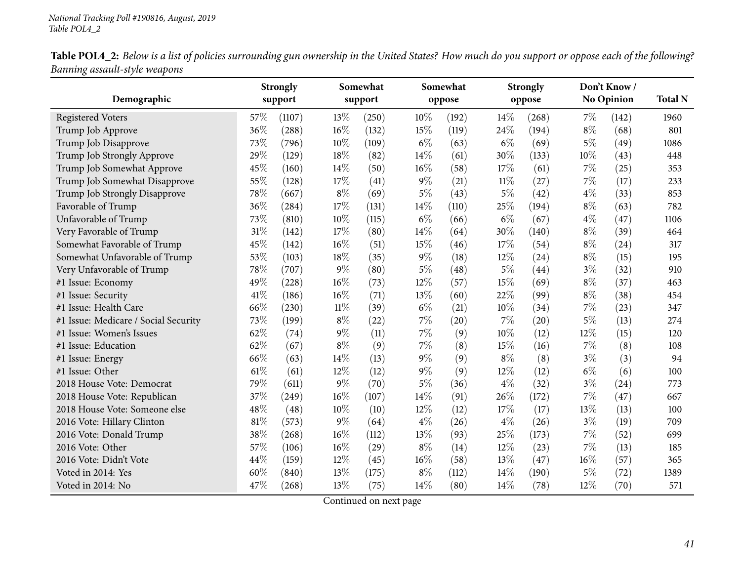**Table POL4_2:** *Below is a list of policies surrounding gun ownership in the United States? How much do you support or oppose each of the following? Banning assault-style weapons*

| Demographic | Strongly support | | Somewhat support | | Somewhat oppose | | Strongly oppose | | Don't Know / No Opinion | | Total N |
|---|---|---|---|---|---|---|---|---|---|---|---|
| Registered Voters | 57% | (1107) | 13% | (250) | 10% | (192) | 14% | (268) | 7% | (142) | 1960 |
| Trump Job Approve | 36% | (288) | 16% | (132) | 15% | (119) | 24% | (194) | 8% | (68) | 801 |
| Trump Job Disapprove | 73% | (796) | 10% | (109) | 6% | (63) | 6% | (69) | 5% | (49) | 1086 |
| Trump Job Strongly Approve | 29% | (129) | 18% | (82) | 14% | (61) | 30% | (133) | 10% | (43) | 448 |
| Trump Job Somewhat Approve | 45% | (160) | 14% | (50) | 16% | (58) | 17% | (61) | 7% | (25) | 353 |
| Trump Job Somewhat Disapprove | 55% | (128) | 17% | (41) | 9% | (21) | 11% | (27) | 7% | (17) | 233 |
| Trump Job Strongly Disapprove | 78% | (667) | 8% | (69) | 5% | (43) | 5% | (42) | 4% | (33) | 853 |
| Favorable of Trump | 36% | (284) | 17% | (131) | 14% | (110) | 25% | (194) | 8% | (63) | 782 |
| Unfavorable of Trump | 73% | (810) | 10% | (115) | 6% | (66) | 6% | (67) | 4% | (47) | 1106 |
| Very Favorable of Trump | 31% | (142) | 17% | (80) | 14% | (64) | 30% | (140) | 8% | (39) | 464 |
| Somewhat Favorable of Trump | 45% | (142) | 16% | (51) | 15% | (46) | 17% | (54) | 8% | (24) | 317 |
| Somewhat Unfavorable of Trump | 53% | (103) | 18% | (35) | 9% | (18) | 12% | (24) | 8% | (15) | 195 |
| Very Unfavorable of Trump | 78% | (707) | 9% | (80) | 5% | (48) | 5% | (44) | 3% | (32) | 910 |
| #1 Issue: Economy | 49% | (228) | 16% | (73) | 12% | (57) | 15% | (69) | 8% | (37) | 463 |
| #1 Issue: Security | 41% | (186) | 16% | (71) | 13% | (60) | 22% | (99) | 8% | (38) | 454 |
| #1 Issue: Health Care | 66% | (230) | 11% | (39) | 6% | (21) | 10% | (34) | 7% | (23) | 347 |
| #1 Issue: Medicare / Social Security | 73% | (199) | 8% | (22) | 7% | (20) | 7% | (20) | 5% | (13) | 274 |
| #1 Issue: Women's Issues | 62% | (74) | 9% | (11) | 7% | (9) | 10% | (12) | 12% | (15) | 120 |
| #1 Issue: Education | 62% | (67) | 8% | (9) | 7% | (8) | 15% | (16) | 7% | (8) | 108 |
| #1 Issue: Energy | 66% | (63) | 14% | (13) | 9% | (9) | 8% | (8) | 3% | (3) | 94 |
| #1 Issue: Other | 61% | (61) | 12% | (12) | 9% | (9) | 12% | (12) | 6% | (6) | 100 |
| 2018 House Vote: Democrat | 79% | (611) | 9% | (70) | 5% | (36) | 4% | (32) | 3% | (24) | 773 |
| 2018 House Vote: Republican | 37% | (249) | 16% | (107) | 14% | (91) | 26% | (172) | 7% | (47) | 667 |
| 2018 House Vote: Someone else | 48% | (48) | 10% | (10) | 12% | (12) | 17% | (17) | 13% | (13) | 100 |
| 2016 Vote: Hillary Clinton | 81% | (573) | 9% | (64) | 4% | (26) | 4% | (26) | 3% | (19) | 709 |
| 2016 Vote: Donald Trump | 38% | (268) | 16% | (112) | 13% | (93) | 25% | (173) | 7% | (52) | 699 |
| 2016 Vote: Other | 57% | (106) | 16% | (29) | 8% | (14) | 12% | (23) | 7% | (13) | 185 |
| 2016 Vote: Didn't Vote | 44% | (159) | 12% | (45) | 16% | (58) | 13% | (47) | 16% | (57) | 365 |
| Voted in 2014: Yes | 60% | (840) | 13% | (175) | 8% | (112) | 14% | (190) | 5% | (72) | 1389 |
| Voted in 2014: No | 47% | (268) | 13% | (75) | 14% | (80) | 14% | (78) | 12% | (70) | 571 |

Continued on next page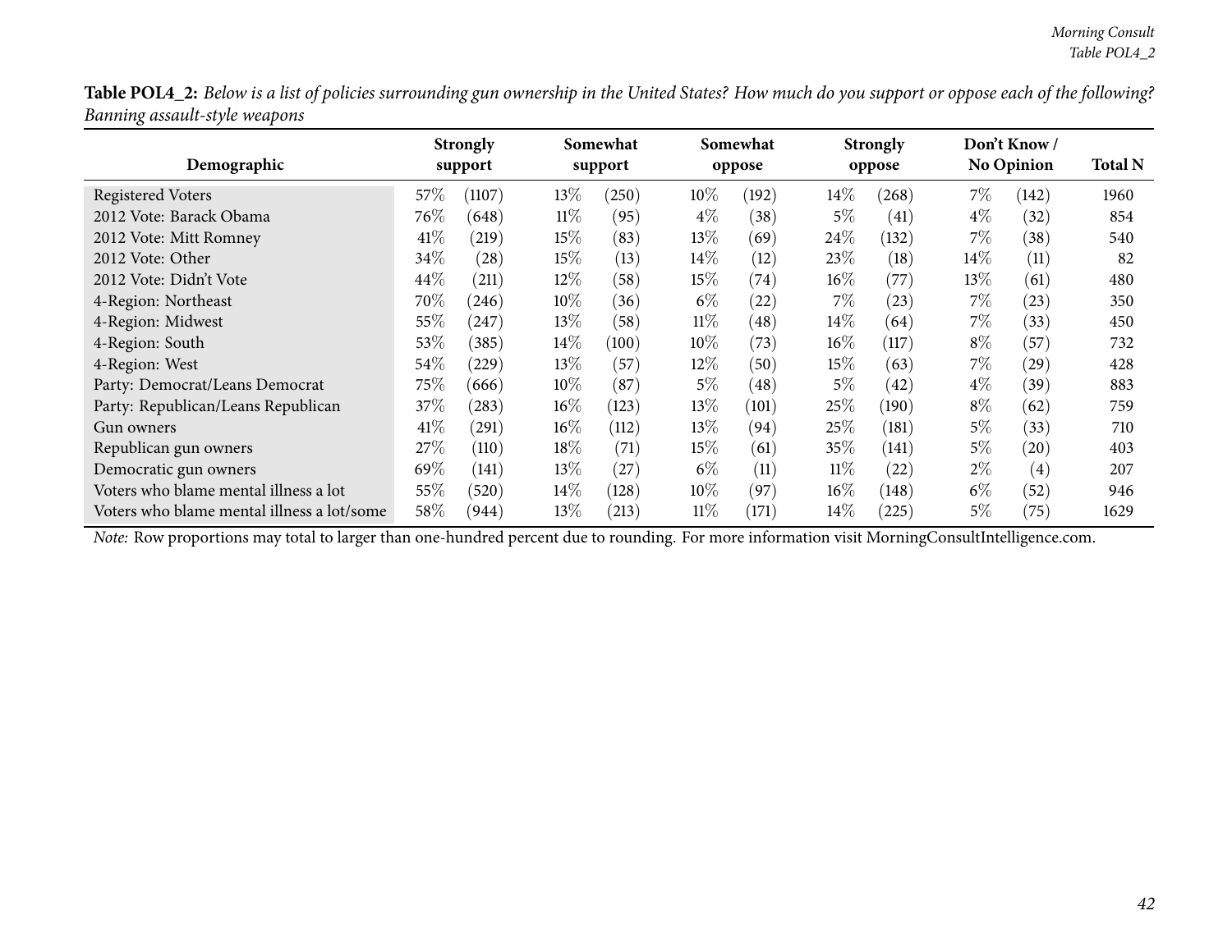**Table POL4_2:** *Below is a list of policies surrounding gun ownership in the United States? How much do you support or oppose each of the following? Banning assault-style weapons*

| Demographic | Strongly support | | Somewhat support | | Somewhat oppose | | Strongly oppose | | Don't Know / No Opinion | | Total N |
|---|---|---|---|---|---|---|---|---|---|---|---|
| Registered Voters | 57% | (1107) | 13% | (250) | 10% | (192) | 14% | (268) | 7% | (142) | 1960 |
| 2012 Vote: Barack Obama | 76% | (648) | 11% | (95) | 4% | (38) | 5% | (41) | 4% | (32) | 854 |
| 2012 Vote: Mitt Romney | 41% | (219) | 15% | (83) | 13% | (69) | 24% | (132) | 7% | (38) | 540 |
| 2012 Vote: Other | 34% | (28) | 15% | (13) | 14% | (12) | 23% | (18) | 14% | (11) | 82 |
| 2012 Vote: Didn't Vote | 44% | (211) | 12% | (58) | 15% | (74) | 16% | (77) | 13% | (61) | 480 |
| 4-Region: Northeast | 70% | (246) | 10% | (36) | 6% | (22) | 7% | (23) | 7% | (23) | 350 |
| 4-Region: Midwest | 55% | (247) | 13% | (58) | 11% | (48) | 14% | (64) | 7% | (33) | 450 |
| 4-Region: South | 53% | (385) | 14% | (100) | 10% | (73) | 16% | (117) | 8% | (57) | 732 |
| 4-Region: West | 54% | (229) | 13% | (57) | 12% | (50) | 15% | (63) | 7% | (29) | 428 |
| Party: Democrat/Leans Democrat | 75% | (666) | 10% | (87) | 5% | (48) | 5% | (42) | 4% | (39) | 883 |
| Party: Republican/Leans Republican | 37% | (283) | 16% | (123) | 13% | (101) | 25% | (190) | 8% | (62) | 759 |
| Gun owners | 41% | (291) | 16% | (112) | 13% | (94) | 25% | (181) | 5% | (33) | 710 |
| Republican gun owners | 27% | (110) | 18% | (71) | 15% | (61) | 35% | (141) | 5% | (20) | 403 |
| Democratic gun owners | 69% | (141) | 13% | (27) | 6% | (11) | 11% | (22) | 2% | (4) | 207 |
| Voters who blame mental illness a lot | 55% | (520) | 14% | (128) | 10% | (97) | 16% | (148) | 6% | (52) | 946 |
| Voters who blame mental illness a lot/some | 58% | (944) | 13% | (213) | 11% | (171) | 14% | (225) | 5% | (75) | 1629 |

*Note:* Row proportions may total to larger than one-hundred percent due to rounding. For more information visit MorningConsultIntelligence.com.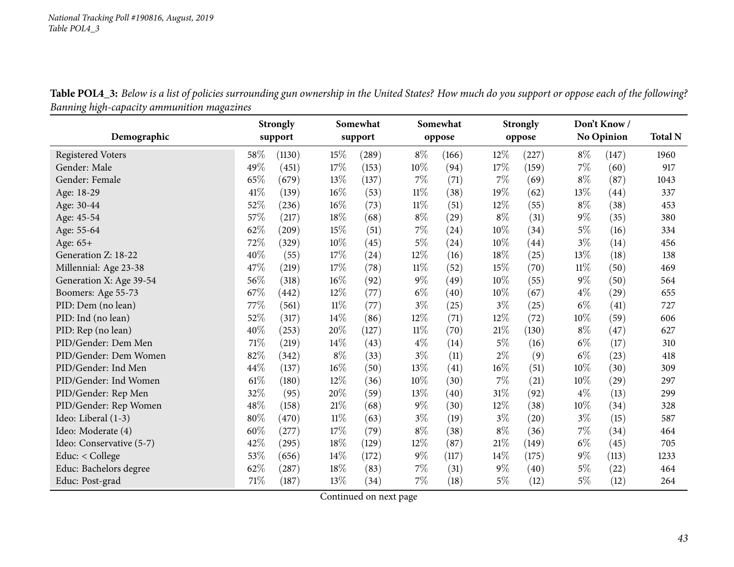**Table POL4_3:** *Below is a list of policies surrounding gun ownership in the United States? How much do you support or oppose each of the following? Banning high-capacity ammunition magazines*

| Demographic | Strongly support | | Somewhat support | | Somewhat oppose | | Strongly oppose | | Don't Know / No Opinion | | Total N |
|---|---|---|---|---|---|---|---|---|---|---|---|
| Registered Voters | 58% | (1130) | 15% | (289) | 8% | (166) | 12% | (227) | 8% | (147) | 1960 |
| Gender: Male | 49% | (451) | 17% | (153) | 10% | (94) | 17% | (159) | 7% | (60) | 917 |
| Gender: Female | 65% | (679) | 13% | (137) | 7% | (71) | 7% | (69) | 8% | (87) | 1043 |
| Age: 18-29 | 41% | (139) | 16% | (53) | 11% | (38) | 19% | (62) | 13% | (44) | 337 |
| Age: 30-44 | 52% | (236) | 16% | (73) | 11% | (51) | 12% | (55) | 8% | (38) | 453 |
| Age: 45-54 | 57% | (217) | 18% | (68) | 8% | (29) | 8% | (31) | 9% | (35) | 380 |
| Age: 55-64 | 62% | (209) | 15% | (51) | 7% | (24) | 10% | (34) | 5% | (16) | 334 |
| Age: 65+ | 72% | (329) | 10% | (45) | 5% | (24) | 10% | (44) | 3% | (14) | 456 |
| Generation Z: 18-22 | 40% | (55) | 17% | (24) | 12% | (16) | 18% | (25) | 13% | (18) | 138 |
| Millennial: Age 23-38 | 47% | (219) | 17% | (78) | 11% | (52) | 15% | (70) | 11% | (50) | 469 |
| Generation X: Age 39-54 | 56% | (318) | 16% | (92) | 9% | (49) | 10% | (55) | 9% | (50) | 564 |
| Boomers: Age 55-73 | 67% | (442) | 12% | (77) | 6% | (40) | 10% | (67) | 4% | (29) | 655 |
| PID: Dem (no lean) | 77% | (561) | 11% | (77) | 3% | (25) | 3% | (25) | 6% | (41) | 727 |
| PID: Ind (no lean) | 52% | (317) | 14% | (86) | 12% | (71) | 12% | (72) | 10% | (59) | 606 |
| PID: Rep (no lean) | 40% | (253) | 20% | (127) | 11% | (70) | 21% | (130) | 8% | (47) | 627 |
| PID/Gender: Dem Men | 71% | (219) | 14% | (43) | 4% | (14) | 5% | (16) | 6% | (17) | 310 |
| PID/Gender: Dem Women | 82% | (342) | 8% | (33) | 3% | (11) | 2% | (9) | 6% | (23) | 418 |
| PID/Gender: Ind Men | 44% | (137) | 16% | (50) | 13% | (41) | 16% | (51) | 10% | (30) | 309 |
| PID/Gender: Ind Women | 61% | (180) | 12% | (36) | 10% | (30) | 7% | (21) | 10% | (29) | 297 |
| PID/Gender: Rep Men | 32% | (95) | 20% | (59) | 13% | (40) | 31% | (92) | 4% | (13) | 299 |
| PID/Gender: Rep Women | 48% | (158) | 21% | (68) | 9% | (30) | 12% | (38) | 10% | (34) | 328 |
| Ideo: Liberal (1-3) | 80% | (470) | 11% | (63) | 3% | (19) | 3% | (20) | 3% | (15) | 587 |
| Ideo: Moderate (4) | 60% | (277) | 17% | (79) | 8% | (38) | 8% | (36) | 7% | (34) | 464 |
| Ideo: Conservative (5-7) | 42% | (295) | 18% | (129) | 12% | (87) | 21% | (149) | 6% | (45) | 705 |
| Educ: < College | 53% | (656) | 14% | (172) | 9% | (117) | 14% | (175) | 9% | (113) | 1233 |
| Educ: Bachelors degree | 62% | (287) | 18% | (83) | 7% | (31) | 9% | (40) | 5% | (22) | 464 |
| Educ: Post-grad | 71% | (187) | 13% | (34) | 7% | (18) | 5% | (12) | 5% | (12) | 264 |

Continued on next page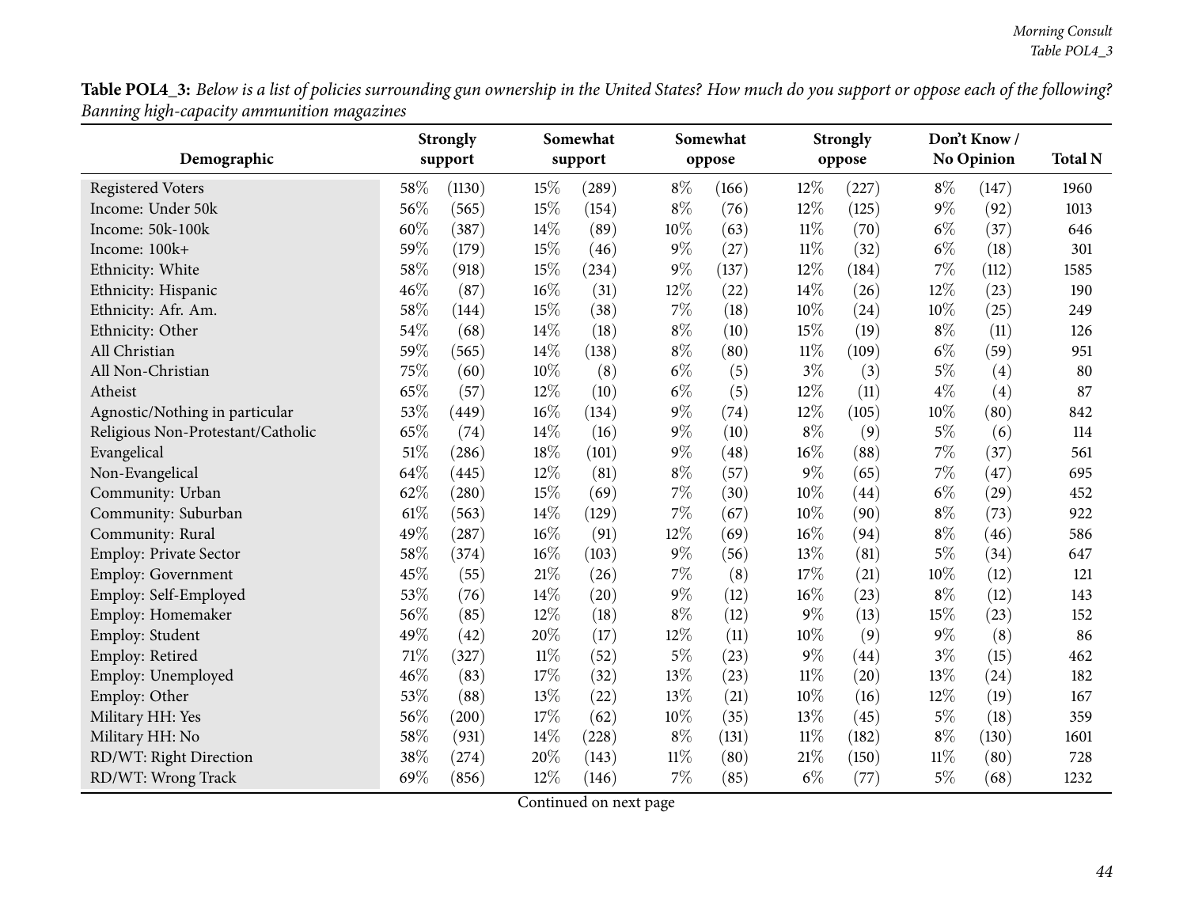**Table POL4_3:** *Below is a list of policies surrounding gun ownership in the United States? How much do you support or oppose each of the following? Banning high-capacity ammunition magazines*

| Demographic | Strongly support | | Somewhat support | | Somewhat oppose | | Strongly oppose | | Don't Know / No Opinion | | Total N |
|---|---|---|---|---|---|---|---|---|---|---|---|
| Registered Voters | 58% | (1130) | 15% | (289) | 8% | (166) | 12% | (227) | 8% | (147) | 1960 |
| Income: Under 50k | 56% | (565) | 15% | (154) | 8% | (76) | 12% | (125) | 9% | (92) | 1013 |
| Income: 50k-100k | 60% | (387) | 14% | (89) | 10% | (63) | 11% | (70) | 6% | (37) | 646 |
| Income: 100k+ | 59% | (179) | 15% | (46) | 9% | (27) | 11% | (32) | 6% | (18) | 301 |
| Ethnicity: White | 58% | (918) | 15% | (234) | 9% | (137) | 12% | (184) | 7% | (112) | 1585 |
| Ethnicity: Hispanic | 46% | (87) | 16% | (31) | 12% | (22) | 14% | (26) | 12% | (23) | 190 |
| Ethnicity: Afr. Am. | 58% | (144) | 15% | (38) | 7% | (18) | 10% | (24) | 10% | (25) | 249 |
| Ethnicity: Other | 54% | (68) | 14% | (18) | 8% | (10) | 15% | (19) | 8% | (11) | 126 |
| All Christian | 59% | (565) | 14% | (138) | 8% | (80) | 11% | (109) | 6% | (59) | 951 |
| All Non-Christian | 75% | (60) | 10% | (8) | 6% | (5) | 3% | (3) | 5% | (4) | 80 |
| Atheist | 65% | (57) | 12% | (10) | 6% | (5) | 12% | (11) | 4% | (4) | 87 |
| Agnostic/Nothing in particular | 53% | (449) | 16% | (134) | 9% | (74) | 12% | (105) | 10% | (80) | 842 |
| Religious Non-Protestant/Catholic | 65% | (74) | 14% | (16) | 9% | (10) | 8% | (9) | 5% | (6) | 114 |
| Evangelical | 51% | (286) | 18% | (101) | 9% | (48) | 16% | (88) | 7% | (37) | 561 |
| Non-Evangelical | 64% | (445) | 12% | (81) | 8% | (57) | 9% | (65) | 7% | (47) | 695 |
| Community: Urban | 62% | (280) | 15% | (69) | 7% | (30) | 10% | (44) | 6% | (29) | 452 |
| Community: Suburban | 61% | (563) | 14% | (129) | 7% | (67) | 10% | (90) | 8% | (73) | 922 |
| Community: Rural | 49% | (287) | 16% | (91) | 12% | (69) | 16% | (94) | 8% | (46) | 586 |
| Employ: Private Sector | 58% | (374) | 16% | (103) | 9% | (56) | 13% | (81) | 5% | (34) | 647 |
| Employ: Government | 45% | (55) | 21% | (26) | 7% | (8) | 17% | (21) | 10% | (12) | 121 |
| Employ: Self-Employed | 53% | (76) | 14% | (20) | 9% | (12) | 16% | (23) | 8% | (12) | 143 |
| Employ: Homemaker | 56% | (85) | 12% | (18) | 8% | (12) | 9% | (13) | 15% | (23) | 152 |
| Employ: Student | 49% | (42) | 20% | (17) | 12% | (11) | 10% | (9) | 9% | (8) | 86 |
| Employ: Retired | 71% | (327) | 11% | (52) | 5% | (23) | 9% | (44) | 3% | (15) | 462 |
| Employ: Unemployed | 46% | (83) | 17% | (32) | 13% | (23) | 11% | (20) | 13% | (24) | 182 |
| Employ: Other | 53% | (88) | 13% | (22) | 13% | (21) | 10% | (16) | 12% | (19) | 167 |
| Military HH: Yes | 56% | (200) | 17% | (62) | 10% | (35) | 13% | (45) | 5% | (18) | 359 |
| Military HH: No | 58% | (931) | 14% | (228) | 8% | (131) | 11% | (182) | 8% | (130) | 1601 |
| RD/WT: Right Direction | 38% | (274) | 20% | (143) | 11% | (80) | 21% | (150) | 11% | (80) | 728 |
| RD/WT: Wrong Track | 69% | (856) | 12% | (146) | 7% | (85) | 6% | (77) | 5% | (68) | 1232 |

Continued on next page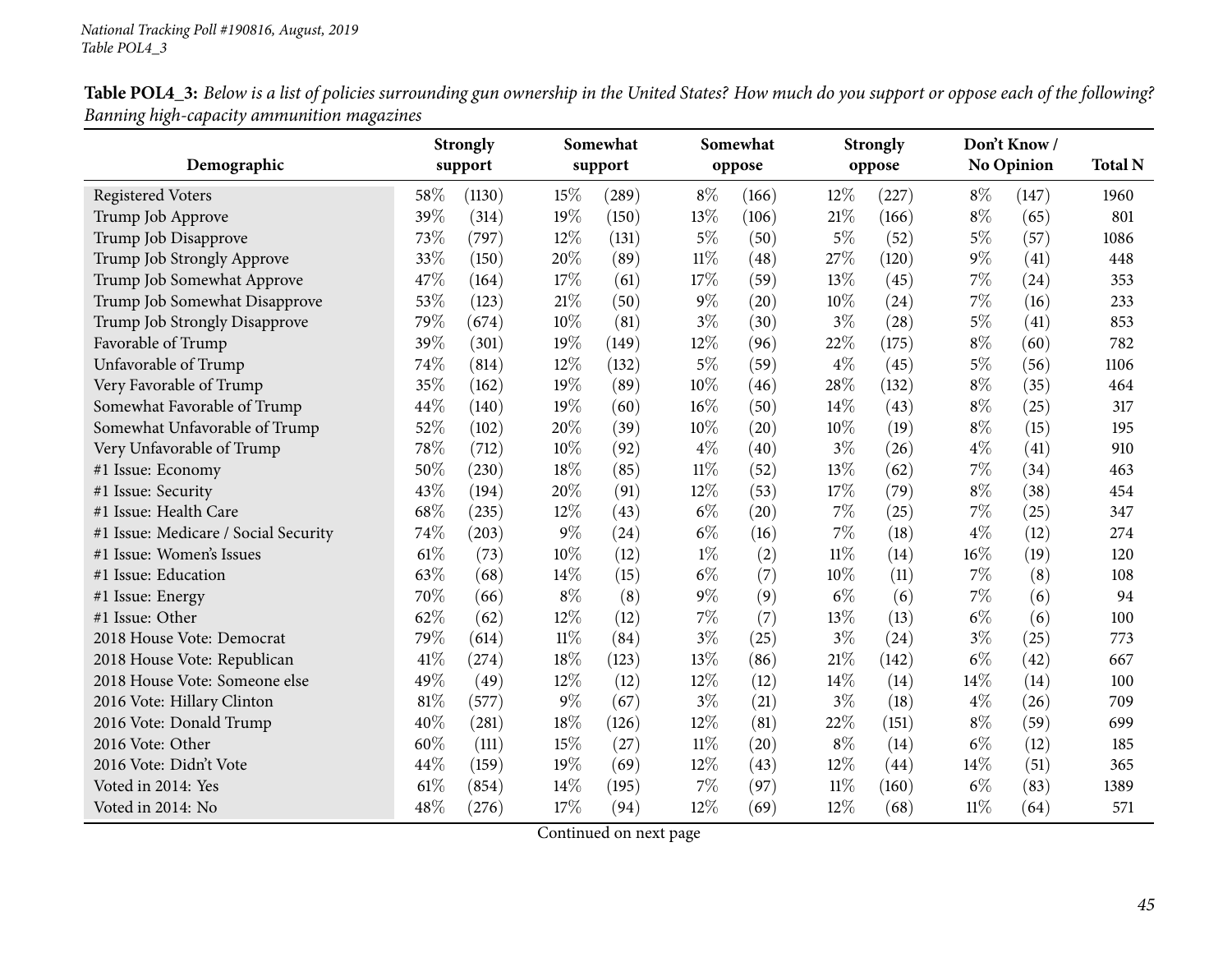*National Tracking Poll #190816, August, 2019*
*Table POL4_3*

**Table POL4_3:** *Below is a list of policies surrounding gun ownership in the United States? How much do you support or oppose each of the following? Banning high-capacity ammunition magazines*

| Demographic | Strongly support | | Somewhat support | | Somewhat oppose | | Strongly oppose | | Don't Know / No Opinion | | Total N |
|---|---|---|---|---|---|---|---|---|---|---|---|
| Registered Voters | 58% | (1130) | 15% | (289) | 8% | (166) | 12% | (227) | 8% | (147) | 1960 |
| Trump Job Approve | 39% | (314) | 19% | (150) | 13% | (106) | 21% | (166) | 8% | (65) | 801 |
| Trump Job Disapprove | 73% | (797) | 12% | (131) | 5% | (50) | 5% | (52) | 5% | (57) | 1086 |
| Trump Job Strongly Approve | 33% | (150) | 20% | (89) | 11% | (48) | 27% | (120) | 9% | (41) | 448 |
| Trump Job Somewhat Approve | 47% | (164) | 17% | (61) | 17% | (59) | 13% | (45) | 7% | (24) | 353 |
| Trump Job Somewhat Disapprove | 53% | (123) | 21% | (50) | 9% | (20) | 10% | (24) | 7% | (16) | 233 |
| Trump Job Strongly Disapprove | 79% | (674) | 10% | (81) | 3% | (30) | 3% | (28) | 5% | (41) | 853 |
| Favorable of Trump | 39% | (301) | 19% | (149) | 12% | (96) | 22% | (175) | 8% | (60) | 782 |
| Unfavorable of Trump | 74% | (814) | 12% | (132) | 5% | (59) | 4% | (45) | 5% | (56) | 1106 |
| Very Favorable of Trump | 35% | (162) | 19% | (89) | 10% | (46) | 28% | (132) | 8% | (35) | 464 |
| Somewhat Favorable of Trump | 44% | (140) | 19% | (60) | 16% | (50) | 14% | (43) | 8% | (25) | 317 |
| Somewhat Unfavorable of Trump | 52% | (102) | 20% | (39) | 10% | (20) | 10% | (19) | 8% | (15) | 195 |
| Very Unfavorable of Trump | 78% | (712) | 10% | (92) | 4% | (40) | 3% | (26) | 4% | (41) | 910 |
| #1 Issue: Economy | 50% | (230) | 18% | (85) | 11% | (52) | 13% | (62) | 7% | (34) | 463 |
| #1 Issue: Security | 43% | (194) | 20% | (91) | 12% | (53) | 17% | (79) | 8% | (38) | 454 |
| #1 Issue: Health Care | 68% | (235) | 12% | (43) | 6% | (20) | 7% | (25) | 7% | (25) | 347 |
| #1 Issue: Medicare / Social Security | 74% | (203) | 9% | (24) | 6% | (16) | 7% | (18) | 4% | (12) | 274 |
| #1 Issue: Women's Issues | 61% | (73) | 10% | (12) | 1% | (2) | 11% | (14) | 16% | (19) | 120 |
| #1 Issue: Education | 63% | (68) | 14% | (15) | 6% | (7) | 10% | (11) | 7% | (8) | 108 |
| #1 Issue: Energy | 70% | (66) | 8% | (8) | 9% | (9) | 6% | (6) | 7% | (6) | 94 |
| #1 Issue: Other | 62% | (62) | 12% | (12) | 7% | (7) | 13% | (13) | 6% | (6) | 100 |
| 2018 House Vote: Democrat | 79% | (614) | 11% | (84) | 3% | (25) | 3% | (24) | 3% | (25) | 773 |
| 2018 House Vote: Republican | 41% | (274) | 18% | (123) | 13% | (86) | 21% | (142) | 6% | (42) | 667 |
| 2018 House Vote: Someone else | 49% | (49) | 12% | (12) | 12% | (12) | 14% | (14) | 14% | (14) | 100 |
| 2016 Vote: Hillary Clinton | 81% | (577) | 9% | (67) | 3% | (21) | 3% | (18) | 4% | (26) | 709 |
| 2016 Vote: Donald Trump | 40% | (281) | 18% | (126) | 12% | (81) | 22% | (151) | 8% | (59) | 699 |
| 2016 Vote: Other | 60% | (111) | 15% | (27) | 11% | (20) | 8% | (14) | 6% | (12) | 185 |
| 2016 Vote: Didn't Vote | 44% | (159) | 19% | (69) | 12% | (43) | 12% | (44) | 14% | (51) | 365 |
| Voted in 2014: Yes | 61% | (854) | 14% | (195) | 7% | (97) | 11% | (160) | 6% | (83) | 1389 |
| Voted in 2014: No | 48% | (276) | 17% | (94) | 12% | (69) | 12% | (68) | 11% | (64) | 571 |

Continued on next page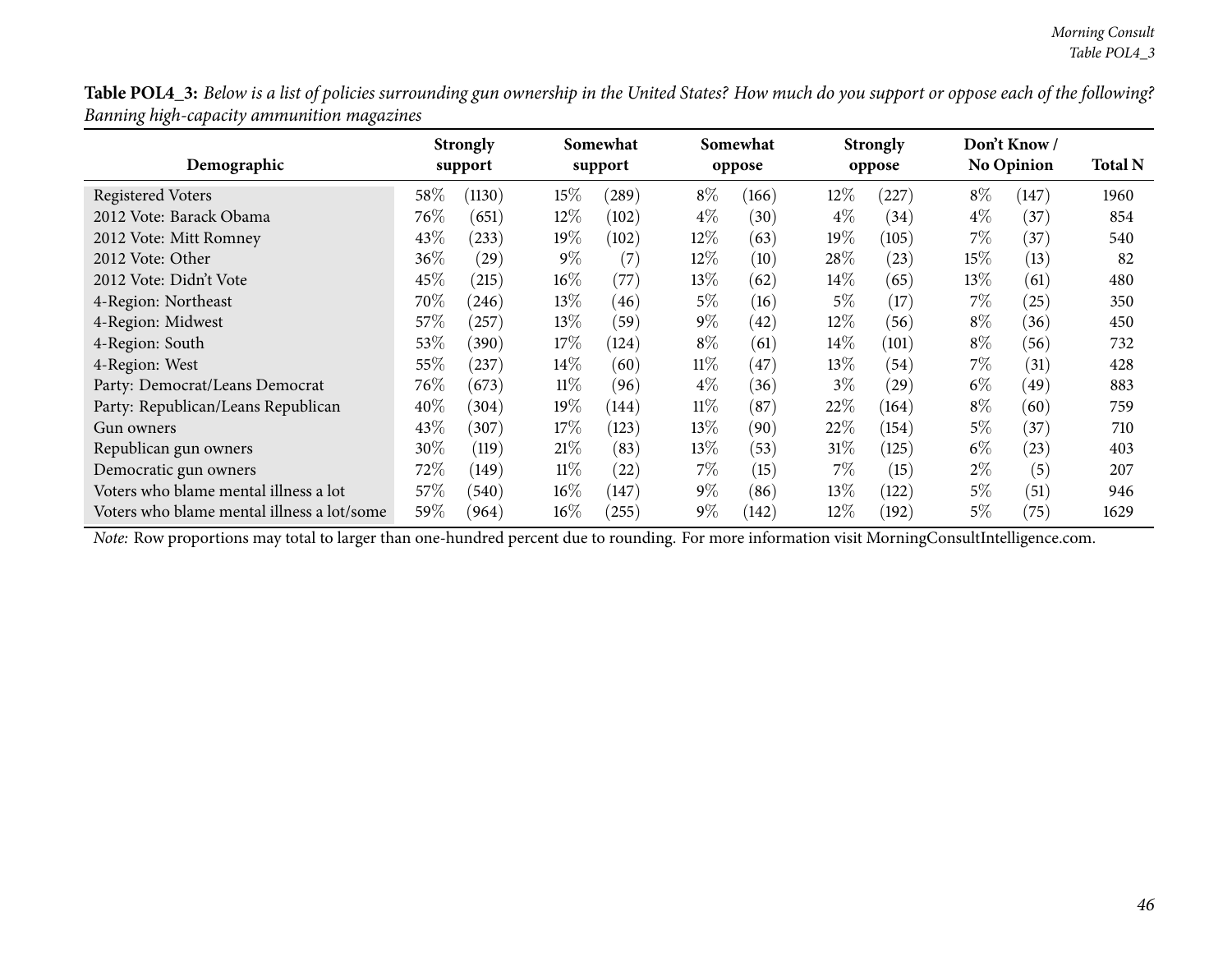**Table POL4_3:** *Below is a list of policies surrounding gun ownership in the United States? How much do you support or oppose each of the following? Banning high-capacity ammunition magazines*

| Demographic | Strongly support | | Somewhat support | | Somewhat oppose | | Strongly oppose | | Don't Know / No Opinion | | Total N |
|---|---|---|---|---|---|---|---|---|---|---|---|
| Registered Voters | 58% | (1130) | 15% | (289) | 8% | (166) | 12% | (227) | 8% | (147) | 1960 |
| 2012 Vote: Barack Obama | 76% | (651) | 12% | (102) | 4% | (30) | 4% | (34) | 4% | (37) | 854 |
| 2012 Vote: Mitt Romney | 43% | (233) | 19% | (102) | 12% | (63) | 19% | (105) | 7% | (37) | 540 |
| 2012 Vote: Other | 36% | (29) | 9% | (7) | 12% | (10) | 28% | (23) | 15% | (13) | 82 |
| 2012 Vote: Didn't Vote | 45% | (215) | 16% | (77) | 13% | (62) | 14% | (65) | 13% | (61) | 480 |
| 4-Region: Northeast | 70% | (246) | 13% | (46) | 5% | (16) | 5% | (17) | 7% | (25) | 350 |
| 4-Region: Midwest | 57% | (257) | 13% | (59) | 9% | (42) | 12% | (56) | 8% | (36) | 450 |
| 4-Region: South | 53% | (390) | 17% | (124) | 8% | (61) | 14% | (101) | 8% | (56) | 732 |
| 4-Region: West | 55% | (237) | 14% | (60) | 11% | (47) | 13% | (54) | 7% | (31) | 428 |
| Party: Democrat/Leans Democrat | 76% | (673) | 11% | (96) | 4% | (36) | 3% | (29) | 6% | (49) | 883 |
| Party: Republican/Leans Republican | 40% | (304) | 19% | (144) | 11% | (87) | 22% | (164) | 8% | (60) | 759 |
| Gun owners | 43% | (307) | 17% | (123) | 13% | (90) | 22% | (154) | 5% | (37) | 710 |
| Republican gun owners | 30% | (119) | 21% | (83) | 13% | (53) | 31% | (125) | 6% | (23) | 403 |
| Democratic gun owners | 72% | (149) | 11% | (22) | 7% | (15) | 7% | (15) | 2% | (5) | 207 |
| Voters who blame mental illness a lot | 57% | (540) | 16% | (147) | 9% | (86) | 13% | (122) | 5% | (51) | 946 |
| Voters who blame mental illness a lot/some | 59% | (964) | 16% | (255) | 9% | (142) | 12% | (192) | 5% | (75) | 1629 |

*Note:* Row proportions may total to larger than one-hundred percent due to rounding. For more information visit MorningConsultIntelligence.com.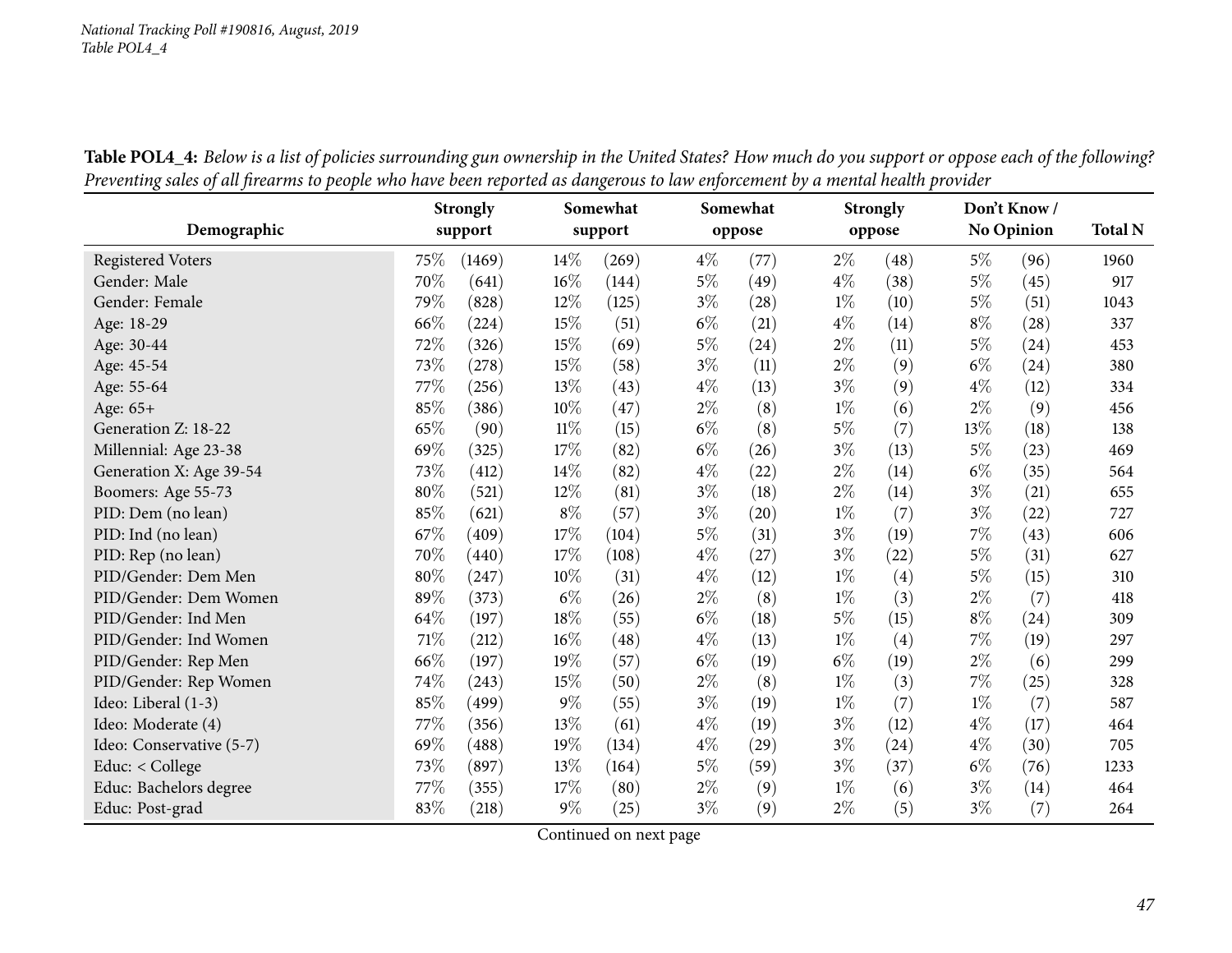*National Tracking Poll #190816, August, 2019*
*Table POL4_4*

**Table POL4_4:** *Below is a list of policies surrounding gun ownership in the United States? How much do you support or oppose each of the following? Preventing sales of all firearms to people who have been reported as dangerous to law enforcement by a mental health provider*

| Demographic | Strongly support | | Somewhat support | | Somewhat oppose | | Strongly oppose | | Don't Know / No Opinion | | Total N |
|---|---|---|---|---|---|---|---|---|---|---|---|
| Registered Voters | 75% | (1469) | 14% | (269) | 4% | (77) | 2% | (48) | 5% | (96) | 1960 |
| Gender: Male | 70% | (641) | 16% | (144) | 5% | (49) | 4% | (38) | 5% | (45) | 917 |
| Gender: Female | 79% | (828) | 12% | (125) | 3% | (28) | 1% | (10) | 5% | (51) | 1043 |
| Age: 18-29 | 66% | (224) | 15% | (51) | 6% | (21) | 4% | (14) | 8% | (28) | 337 |
| Age: 30-44 | 72% | (326) | 15% | (69) | 5% | (24) | 2% | (11) | 5% | (24) | 453 |
| Age: 45-54 | 73% | (278) | 15% | (58) | 3% | (11) | 2% | (9) | 6% | (24) | 380 |
| Age: 55-64 | 77% | (256) | 13% | (43) | 4% | (13) | 3% | (9) | 4% | (12) | 334 |
| Age: 65+ | 85% | (386) | 10% | (47) | 2% | (8) | 1% | (6) | 2% | (9) | 456 |
| Generation Z: 18-22 | 65% | (90) | 11% | (15) | 6% | (8) | 5% | (7) | 13% | (18) | 138 |
| Millennial: Age 23-38 | 69% | (325) | 17% | (82) | 6% | (26) | 3% | (13) | 5% | (23) | 469 |
| Generation X: Age 39-54 | 73% | (412) | 14% | (82) | 4% | (22) | 2% | (14) | 6% | (35) | 564 |
| Boomers: Age 55-73 | 80% | (521) | 12% | (81) | 3% | (18) | 2% | (14) | 3% | (21) | 655 |
| PID: Dem (no lean) | 85% | (621) | 8% | (57) | 3% | (20) | 1% | (7) | 3% | (22) | 727 |
| PID: Ind (no lean) | 67% | (409) | 17% | (104) | 5% | (31) | 3% | (19) | 7% | (43) | 606 |
| PID: Rep (no lean) | 70% | (440) | 17% | (108) | 4% | (27) | 3% | (22) | 5% | (31) | 627 |
| PID/Gender: Dem Men | 80% | (247) | 10% | (31) | 4% | (12) | 1% | (4) | 5% | (15) | 310 |
| PID/Gender: Dem Women | 89% | (373) | 6% | (26) | 2% | (8) | 1% | (3) | 2% | (7) | 418 |
| PID/Gender: Ind Men | 64% | (197) | 18% | (55) | 6% | (18) | 5% | (15) | 8% | (24) | 309 |
| PID/Gender: Ind Women | 71% | (212) | 16% | (48) | 4% | (13) | 1% | (4) | 7% | (19) | 297 |
| PID/Gender: Rep Men | 66% | (197) | 19% | (57) | 6% | (19) | 6% | (19) | 2% | (6) | 299 |
| PID/Gender: Rep Women | 74% | (243) | 15% | (50) | 2% | (8) | 1% | (3) | 7% | (25) | 328 |
| Ideo: Liberal (1-3) | 85% | (499) | 9% | (55) | 3% | (19) | 1% | (7) | 1% | (7) | 587 |
| Ideo: Moderate (4) | 77% | (356) | 13% | (61) | 4% | (19) | 3% | (12) | 4% | (17) | 464 |
| Ideo: Conservative (5-7) | 69% | (488) | 19% | (134) | 4% | (29) | 3% | (24) | 4% | (30) | 705 |
| Educ: < College | 73% | (897) | 13% | (164) | 5% | (59) | 3% | (37) | 6% | (76) | 1233 |
| Educ: Bachelors degree | 77% | (355) | 17% | (80) | 2% | (9) | 1% | (6) | 3% | (14) | 464 |
| Educ: Post-grad | 83% | (218) | 9% | (25) | 3% | (9) | 2% | (5) | 3% | (7) | 264 |

Continued on next page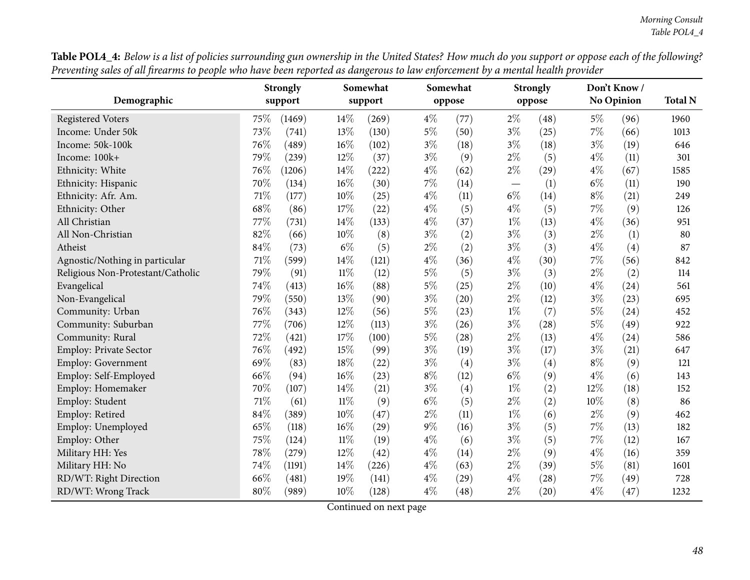**Table POL4_4:** *Below is a list of policies surrounding gun ownership in the United States? How much do you support or oppose each of the following? Preventing sales of all firearms to people who have been reported as dangerous to law enforcement by a mental health provider*

| Demographic | Strongly support | | Somewhat support | | Somewhat oppose | | Strongly oppose | | Don't Know / No Opinion | | Total N |
|---|---|---|---|---|---|---|---|---|---|---|---|
| Registered Voters | 75% | (1469) | 14% | (269) | 4% | (77) | 2% | (48) | 5% | (96) | 1960 |
| Income: Under 50k | 73% | (741) | 13% | (130) | 5% | (50) | 3% | (25) | 7% | (66) | 1013 |
| Income: 50k-100k | 76% | (489) | 16% | (102) | 3% | (18) | 3% | (18) | 3% | (19) | 646 |
| Income: 100k+ | 79% | (239) | 12% | (37) | 3% | (9) | 2% | (5) | 4% | (11) | 301 |
| Ethnicity: White | 76% | (1206) | 14% | (222) | 4% | (62) | 2% | (29) | 4% | (67) | 1585 |
| Ethnicity: Hispanic | 70% | (134) | 16% | (30) | 7% | (14) | — | (1) | 6% | (11) | 190 |
| Ethnicity: Afr. Am. | 71% | (177) | 10% | (25) | 4% | (11) | 6% | (14) | 8% | (21) | 249 |
| Ethnicity: Other | 68% | (86) | 17% | (22) | 4% | (5) | 4% | (5) | 7% | (9) | 126 |
| All Christian | 77% | (731) | 14% | (133) | 4% | (37) | 1% | (13) | 4% | (36) | 951 |
| All Non-Christian | 82% | (66) | 10% | (8) | 3% | (2) | 3% | (3) | 2% | (1) | 80 |
| Atheist | 84% | (73) | 6% | (5) | 2% | (2) | 3% | (3) | 4% | (4) | 87 |
| Agnostic/Nothing in particular | 71% | (599) | 14% | (121) | 4% | (36) | 4% | (30) | 7% | (56) | 842 |
| Religious Non-Protestant/Catholic | 79% | (91) | 11% | (12) | 5% | (5) | 3% | (3) | 2% | (2) | 114 |
| Evangelical | 74% | (413) | 16% | (88) | 5% | (25) | 2% | (10) | 4% | (24) | 561 |
| Non-Evangelical | 79% | (550) | 13% | (90) | 3% | (20) | 2% | (12) | 3% | (23) | 695 |
| Community: Urban | 76% | (343) | 12% | (56) | 5% | (23) | 1% | (7) | 5% | (24) | 452 |
| Community: Suburban | 77% | (706) | 12% | (113) | 3% | (26) | 3% | (28) | 5% | (49) | 922 |
| Community: Rural | 72% | (421) | 17% | (100) | 5% | (28) | 2% | (13) | 4% | (24) | 586 |
| Employ: Private Sector | 76% | (492) | 15% | (99) | 3% | (19) | 3% | (17) | 3% | (21) | 647 |
| Employ: Government | 69% | (83) | 18% | (22) | 3% | (4) | 3% | (4) | 8% | (9) | 121 |
| Employ: Self-Employed | 66% | (94) | 16% | (23) | 8% | (12) | 6% | (9) | 4% | (6) | 143 |
| Employ: Homemaker | 70% | (107) | 14% | (21) | 3% | (4) | 1% | (2) | 12% | (18) | 152 |
| Employ: Student | 71% | (61) | 11% | (9) | 6% | (5) | 2% | (2) | 10% | (8) | 86 |
| Employ: Retired | 84% | (389) | 10% | (47) | 2% | (11) | 1% | (6) | 2% | (9) | 462 |
| Employ: Unemployed | 65% | (118) | 16% | (29) | 9% | (16) | 3% | (5) | 7% | (13) | 182 |
| Employ: Other | 75% | (124) | 11% | (19) | 4% | (6) | 3% | (5) | 7% | (12) | 167 |
| Military HH: Yes | 78% | (279) | 12% | (42) | 4% | (14) | 2% | (9) | 4% | (16) | 359 |
| Military HH: No | 74% | (1191) | 14% | (226) | 4% | (63) | 2% | (39) | 5% | (81) | 1601 |
| RD/WT: Right Direction | 66% | (481) | 19% | (141) | 4% | (29) | 4% | (28) | 7% | (49) | 728 |
| RD/WT: Wrong Track | 80% | (989) | 10% | (128) | 4% | (48) | 2% | (20) | 4% | (47) | 1232 |

Continued on next page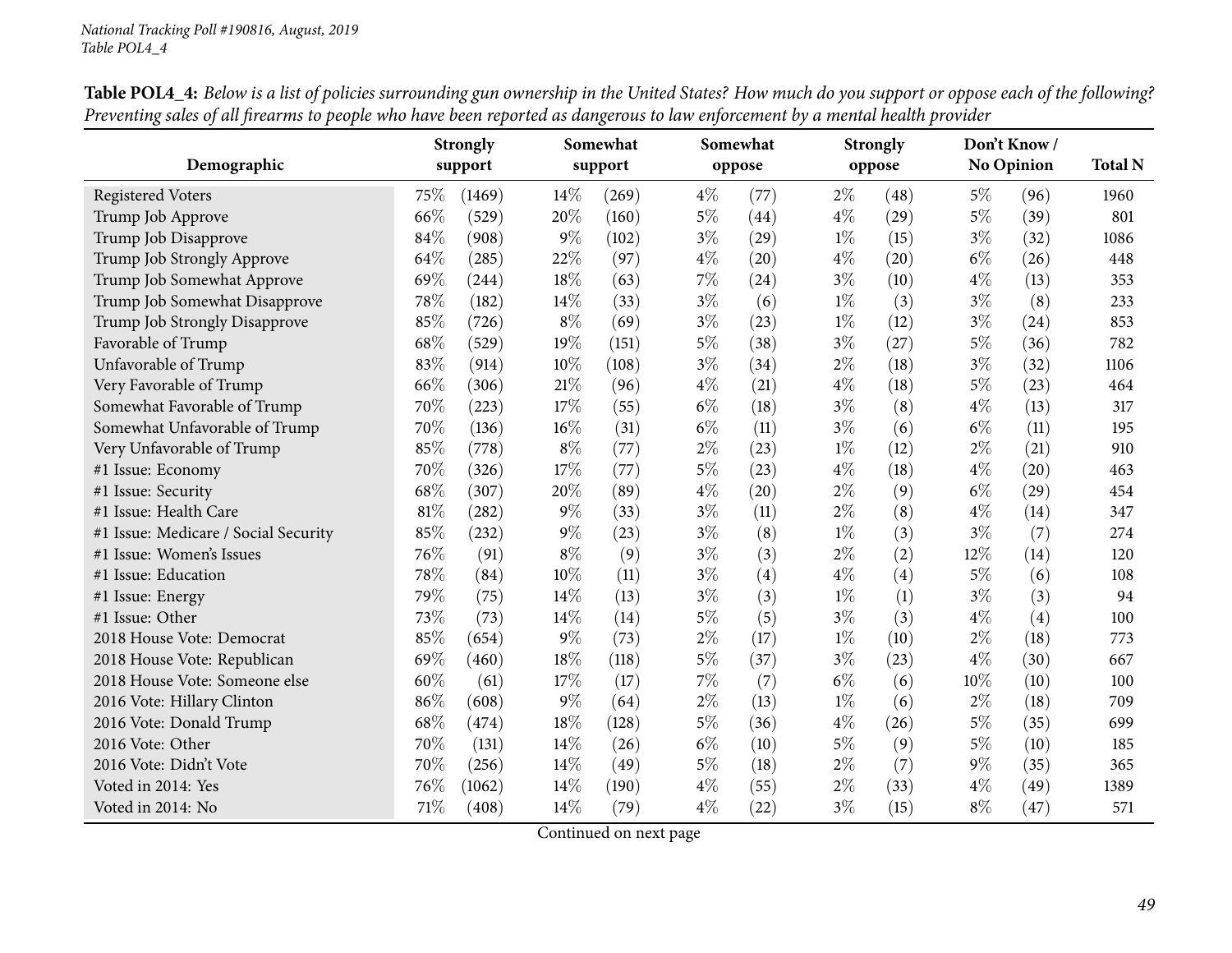*National Tracking Poll #190816, August, 2019*
*Table POL4_4*

**Table POL4_4:** *Below is a list of policies surrounding gun ownership in the United States? How much do you support or oppose each of the following? Preventing sales of all firearms to people who have been reported as dangerous to law enforcement by a mental health provider*

| Demographic | Strongly support | | Somewhat support | | Somewhat oppose | | Strongly oppose | | Don't Know / No Opinion | | Total N |
|---|---|---|---|---|---|---|---|---|---|---|---|
| Registered Voters | 75% | (1469) | 14% | (269) | 4% | (77) | 2% | (48) | 5% | (96) | 1960 |
| Trump Job Approve | 66% | (529) | 20% | (160) | 5% | (44) | 4% | (29) | 5% | (39) | 801 |
| Trump Job Disapprove | 84% | (908) | 9% | (102) | 3% | (29) | 1% | (15) | 3% | (32) | 1086 |
| Trump Job Strongly Approve | 64% | (285) | 22% | (97) | 4% | (20) | 4% | (20) | 6% | (26) | 448 |
| Trump Job Somewhat Approve | 69% | (244) | 18% | (63) | 7% | (24) | 3% | (10) | 4% | (13) | 353 |
| Trump Job Somewhat Disapprove | 78% | (182) | 14% | (33) | 3% | (6) | 1% | (3) | 3% | (8) | 233 |
| Trump Job Strongly Disapprove | 85% | (726) | 8% | (69) | 3% | (23) | 1% | (12) | 3% | (24) | 853 |
| Favorable of Trump | 68% | (529) | 19% | (151) | 5% | (38) | 3% | (27) | 5% | (36) | 782 |
| Unfavorable of Trump | 83% | (914) | 10% | (108) | 3% | (34) | 2% | (18) | 3% | (32) | 1106 |
| Very Favorable of Trump | 66% | (306) | 21% | (96) | 4% | (21) | 4% | (18) | 5% | (23) | 464 |
| Somewhat Favorable of Trump | 70% | (223) | 17% | (55) | 6% | (18) | 3% | (8) | 4% | (13) | 317 |
| Somewhat Unfavorable of Trump | 70% | (136) | 16% | (31) | 6% | (11) | 3% | (6) | 6% | (11) | 195 |
| Very Unfavorable of Trump | 85% | (778) | 8% | (77) | 2% | (23) | 1% | (12) | 2% | (21) | 910 |
| #1 Issue: Economy | 70% | (326) | 17% | (77) | 5% | (23) | 4% | (18) | 4% | (20) | 463 |
| #1 Issue: Security | 68% | (307) | 20% | (89) | 4% | (20) | 2% | (9) | 6% | (29) | 454 |
| #1 Issue: Health Care | 81% | (282) | 9% | (33) | 3% | (11) | 2% | (8) | 4% | (14) | 347 |
| #1 Issue: Medicare / Social Security | 85% | (232) | 9% | (23) | 3% | (8) | 1% | (3) | 3% | (7) | 274 |
| #1 Issue: Women's Issues | 76% | (91) | 8% | (9) | 3% | (3) | 2% | (2) | 12% | (14) | 120 |
| #1 Issue: Education | 78% | (84) | 10% | (11) | 3% | (4) | 4% | (4) | 5% | (6) | 108 |
| #1 Issue: Energy | 79% | (75) | 14% | (13) | 3% | (3) | 1% | (1) | 3% | (3) | 94 |
| #1 Issue: Other | 73% | (73) | 14% | (14) | 5% | (5) | 3% | (3) | 4% | (4) | 100 |
| 2018 House Vote: Democrat | 85% | (654) | 9% | (73) | 2% | (17) | 1% | (10) | 2% | (18) | 773 |
| 2018 House Vote: Republican | 69% | (460) | 18% | (118) | 5% | (37) | 3% | (23) | 4% | (30) | 667 |
| 2018 House Vote: Someone else | 60% | (61) | 17% | (17) | 7% | (7) | 6% | (6) | 10% | (10) | 100 |
| 2016 Vote: Hillary Clinton | 86% | (608) | 9% | (64) | 2% | (13) | 1% | (6) | 2% | (18) | 709 |
| 2016 Vote: Donald Trump | 68% | (474) | 18% | (128) | 5% | (36) | 4% | (26) | 5% | (35) | 699 |
| 2016 Vote: Other | 70% | (131) | 14% | (26) | 6% | (10) | 5% | (9) | 5% | (10) | 185 |
| 2016 Vote: Didn't Vote | 70% | (256) | 14% | (49) | 5% | (18) | 2% | (7) | 9% | (35) | 365 |
| Voted in 2014: Yes | 76% | (1062) | 14% | (190) | 4% | (55) | 2% | (33) | 4% | (49) | 1389 |
| Voted in 2014: No | 71% | (408) | 14% | (79) | 4% | (22) | 3% | (15) | 8% | (47) | 571 |

Continued on next page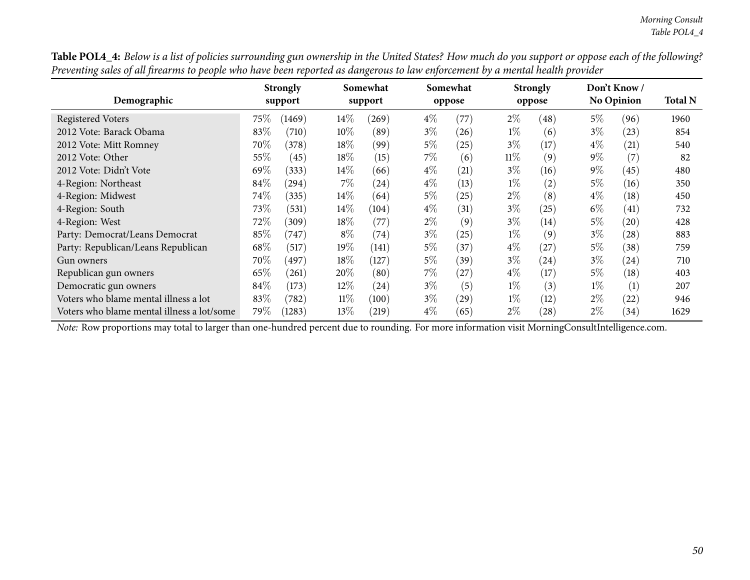**Table POL4_4:** *Below is a list of policies surrounding gun ownership in the United States? How much do you support or oppose each of the following? Preventing sales of all firearms to people who have been reported as dangerous to law enforcement by a mental health provider*

| Demographic | Strongly support | | Somewhat support | | Somewhat oppose | | Strongly oppose | | Don't Know / No Opinion | | Total N |
|---|---|---|---|---|---|---|---|---|---|---|---|
| Registered Voters | 75% | (1469) | 14% | (269) | 4% | (77) | 2% | (48) | 5% | (96) | 1960 |
| 2012 Vote: Barack Obama | 83% | (710) | 10% | (89) | 3% | (26) | 1% | (6) | 3% | (23) | 854 |
| 2012 Vote: Mitt Romney | 70% | (378) | 18% | (99) | 5% | (25) | 3% | (17) | 4% | (21) | 540 |
| 2012 Vote: Other | 55% | (45) | 18% | (15) | 7% | (6) | 11% | (9) | 9% | (7) | 82 |
| 2012 Vote: Didn't Vote | 69% | (333) | 14% | (66) | 4% | (21) | 3% | (16) | 9% | (45) | 480 |
| 4-Region: Northeast | 84% | (294) | 7% | (24) | 4% | (13) | 1% | (2) | 5% | (16) | 350 |
| 4-Region: Midwest | 74% | (335) | 14% | (64) | 5% | (25) | 2% | (8) | 4% | (18) | 450 |
| 4-Region: South | 73% | (531) | 14% | (104) | 4% | (31) | 3% | (25) | 6% | (41) | 732 |
| 4-Region: West | 72% | (309) | 18% | (77) | 2% | (9) | 3% | (14) | 5% | (20) | 428 |
| Party: Democrat/Leans Democrat | 85% | (747) | 8% | (74) | 3% | (25) | 1% | (9) | 3% | (28) | 883 |
| Party: Republican/Leans Republican | 68% | (517) | 19% | (141) | 5% | (37) | 4% | (27) | 5% | (38) | 759 |
| Gun owners | 70% | (497) | 18% | (127) | 5% | (39) | 3% | (24) | 3% | (24) | 710 |
| Republican gun owners | 65% | (261) | 20% | (80) | 7% | (27) | 4% | (17) | 5% | (18) | 403 |
| Democratic gun owners | 84% | (173) | 12% | (24) | 3% | (5) | 1% | (3) | 1% | (1) | 207 |
| Voters who blame mental illness a lot | 83% | (782) | 11% | (100) | 3% | (29) | 1% | (12) | 2% | (22) | 946 |
| Voters who blame mental illness a lot/some | 79% | (1283) | 13% | (219) | 4% | (65) | 2% | (28) | 2% | (34) | 1629 |

*Note:* Row proportions may total to larger than one-hundred percent due to rounding. For more information visit MorningConsultIntelligence.com.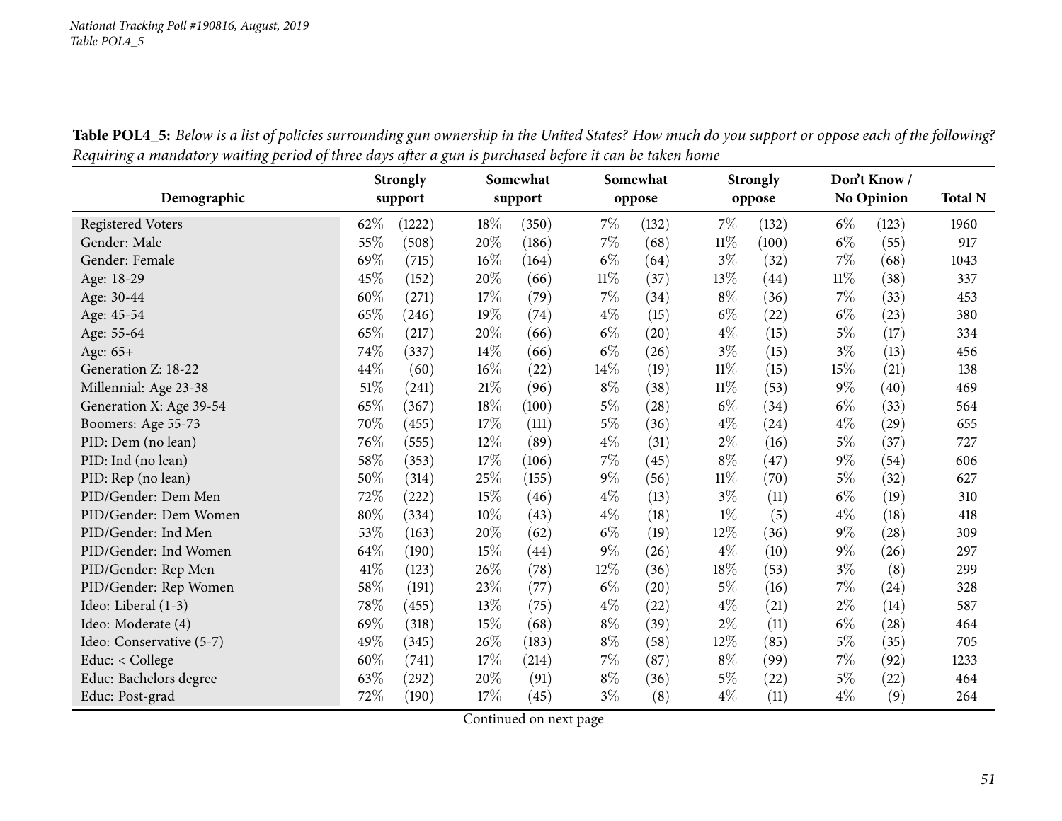*National Tracking Poll #190816, August, 2019*
*Table POL4_5*

**Table POL4_5:** *Below is a list of policies surrounding gun ownership in the United States? How much do you support or oppose each of the following? Requiring a mandatory waiting period of three days after a gun is purchased before it can be taken home*

| Demographic | Strongly support | | Somewhat support | | Somewhat oppose | | Strongly oppose | | Don't Know / No Opinion | | Total N |
|---|---|---|---|---|---|---|---|---|---|---|---|
| Registered Voters | 62% | (1222) | 18% | (350) | 7% | (132) | 7% | (132) | 6% | (123) | 1960 |
| Gender: Male | 55% | (508) | 20% | (186) | 7% | (68) | 11% | (100) | 6% | (55) | 917 |
| Gender: Female | 69% | (715) | 16% | (164) | 6% | (64) | 3% | (32) | 7% | (68) | 1043 |
| Age: 18-29 | 45% | (152) | 20% | (66) | 11% | (37) | 13% | (44) | 11% | (38) | 337 |
| Age: 30-44 | 60% | (271) | 17% | (79) | 7% | (34) | 8% | (36) | 7% | (33) | 453 |
| Age: 45-54 | 65% | (246) | 19% | (74) | 4% | (15) | 6% | (22) | 6% | (23) | 380 |
| Age: 55-64 | 65% | (217) | 20% | (66) | 6% | (20) | 4% | (15) | 5% | (17) | 334 |
| Age: 65+ | 74% | (337) | 14% | (66) | 6% | (26) | 3% | (15) | 3% | (13) | 456 |
| Generation Z: 18-22 | 44% | (60) | 16% | (22) | 14% | (19) | 11% | (15) | 15% | (21) | 138 |
| Millennial: Age 23-38 | 51% | (241) | 21% | (96) | 8% | (38) | 11% | (53) | 9% | (40) | 469 |
| Generation X: Age 39-54 | 65% | (367) | 18% | (100) | 5% | (28) | 6% | (34) | 6% | (33) | 564 |
| Boomers: Age 55-73 | 70% | (455) | 17% | (111) | 5% | (36) | 4% | (24) | 4% | (29) | 655 |
| PID: Dem (no lean) | 76% | (555) | 12% | (89) | 4% | (31) | 2% | (16) | 5% | (37) | 727 |
| PID: Ind (no lean) | 58% | (353) | 17% | (106) | 7% | (45) | 8% | (47) | 9% | (54) | 606 |
| PID: Rep (no lean) | 50% | (314) | 25% | (155) | 9% | (56) | 11% | (70) | 5% | (32) | 627 |
| PID/Gender: Dem Men | 72% | (222) | 15% | (46) | 4% | (13) | 3% | (11) | 6% | (19) | 310 |
| PID/Gender: Dem Women | 80% | (334) | 10% | (43) | 4% | (18) | 1% | (5) | 4% | (18) | 418 |
| PID/Gender: Ind Men | 53% | (163) | 20% | (62) | 6% | (19) | 12% | (36) | 9% | (28) | 309 |
| PID/Gender: Ind Women | 64% | (190) | 15% | (44) | 9% | (26) | 4% | (10) | 9% | (26) | 297 |
| PID/Gender: Rep Men | 41% | (123) | 26% | (78) | 12% | (36) | 18% | (53) | 3% | (8) | 299 |
| PID/Gender: Rep Women | 58% | (191) | 23% | (77) | 6% | (20) | 5% | (16) | 7% | (24) | 328 |
| Ideo: Liberal (1-3) | 78% | (455) | 13% | (75) | 4% | (22) | 4% | (21) | 2% | (14) | 587 |
| Ideo: Moderate (4) | 69% | (318) | 15% | (68) | 8% | (39) | 2% | (11) | 6% | (28) | 464 |
| Ideo: Conservative (5-7) | 49% | (345) | 26% | (183) | 8% | (58) | 12% | (85) | 5% | (35) | 705 |
| Educ: < College | 60% | (741) | 17% | (214) | 7% | (87) | 8% | (99) | 7% | (92) | 1233 |
| Educ: Bachelors degree | 63% | (292) | 20% | (91) | 8% | (36) | 5% | (22) | 5% | (22) | 464 |
| Educ: Post-grad | 72% | (190) | 17% | (45) | 3% | (8) | 4% | (11) | 4% | (9) | 264 |

Continued on next page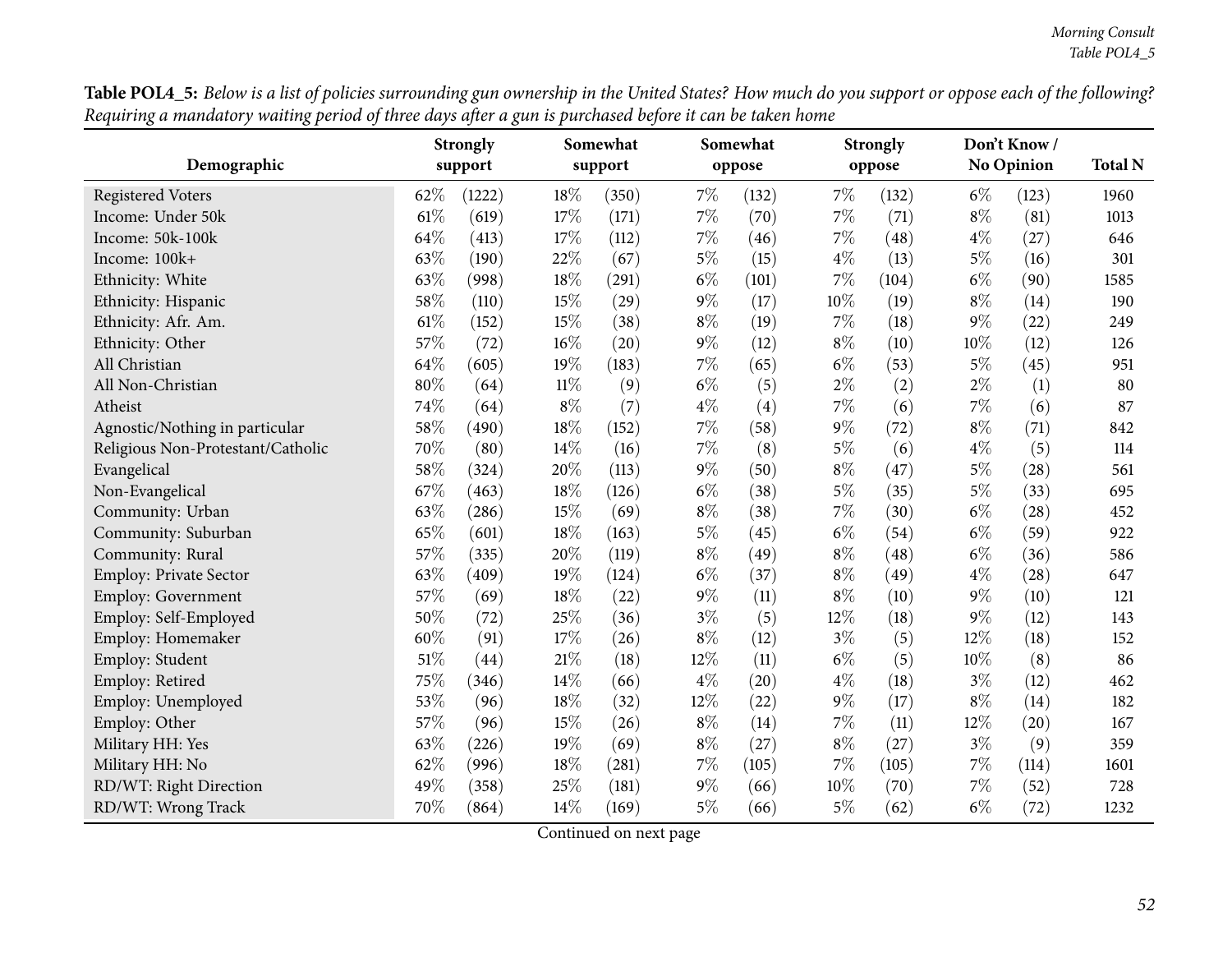**Table POL4_5:** *Below is a list of policies surrounding gun ownership in the United States? How much do you support or oppose each of the following? Requiring a mandatory waiting period of three days after a gun is purchased before it can be taken home*

| Demographic | Strongly support | | Somewhat support | | Somewhat oppose | | Strongly oppose | | Don't Know / No Opinion | | Total N |
|---|---|---|---|---|---|---|---|---|---|---|---|
| Registered Voters | 62% | (1222) | 18% | (350) | 7% | (132) | 7% | (132) | 6% | (123) | 1960 |
| Income: Under 50k | 61% | (619) | 17% | (171) | 7% | (70) | 7% | (71) | 8% | (81) | 1013 |
| Income: 50k-100k | 64% | (413) | 17% | (112) | 7% | (46) | 7% | (48) | 4% | (27) | 646 |
| Income: 100k+ | 63% | (190) | 22% | (67) | 5% | (15) | 4% | (13) | 5% | (16) | 301 |
| Ethnicity: White | 63% | (998) | 18% | (291) | 6% | (101) | 7% | (104) | 6% | (90) | 1585 |
| Ethnicity: Hispanic | 58% | (110) | 15% | (29) | 9% | (17) | 10% | (19) | 8% | (14) | 190 |
| Ethnicity: Afr. Am. | 61% | (152) | 15% | (38) | 8% | (19) | 7% | (18) | 9% | (22) | 249 |
| Ethnicity: Other | 57% | (72) | 16% | (20) | 9% | (12) | 8% | (10) | 10% | (12) | 126 |
| All Christian | 64% | (605) | 19% | (183) | 7% | (65) | 6% | (53) | 5% | (45) | 951 |
| All Non-Christian | 80% | (64) | 11% | (9) | 6% | (5) | 2% | (2) | 2% | (1) | 80 |
| Atheist | 74% | (64) | 8% | (7) | 4% | (4) | 7% | (6) | 7% | (6) | 87 |
| Agnostic/Nothing in particular | 58% | (490) | 18% | (152) | 7% | (58) | 9% | (72) | 8% | (71) | 842 |
| Religious Non-Protestant/Catholic | 70% | (80) | 14% | (16) | 7% | (8) | 5% | (6) | 4% | (5) | 114 |
| Evangelical | 58% | (324) | 20% | (113) | 9% | (50) | 8% | (47) | 5% | (28) | 561 |
| Non-Evangelical | 67% | (463) | 18% | (126) | 6% | (38) | 5% | (35) | 5% | (33) | 695 |
| Community: Urban | 63% | (286) | 15% | (69) | 8% | (38) | 7% | (30) | 6% | (28) | 452 |
| Community: Suburban | 65% | (601) | 18% | (163) | 5% | (45) | 6% | (54) | 6% | (59) | 922 |
| Community: Rural | 57% | (335) | 20% | (119) | 8% | (49) | 8% | (48) | 6% | (36) | 586 |
| Employ: Private Sector | 63% | (409) | 19% | (124) | 6% | (37) | 8% | (49) | 4% | (28) | 647 |
| Employ: Government | 57% | (69) | 18% | (22) | 9% | (11) | 8% | (10) | 9% | (10) | 121 |
| Employ: Self-Employed | 50% | (72) | 25% | (36) | 3% | (5) | 12% | (18) | 9% | (12) | 143 |
| Employ: Homemaker | 60% | (91) | 17% | (26) | 8% | (12) | 3% | (5) | 12% | (18) | 152 |
| Employ: Student | 51% | (44) | 21% | (18) | 12% | (11) | 6% | (5) | 10% | (8) | 86 |
| Employ: Retired | 75% | (346) | 14% | (66) | 4% | (20) | 4% | (18) | 3% | (12) | 462 |
| Employ: Unemployed | 53% | (96) | 18% | (32) | 12% | (22) | 9% | (17) | 8% | (14) | 182 |
| Employ: Other | 57% | (96) | 15% | (26) | 8% | (14) | 7% | (11) | 12% | (20) | 167 |
| Military HH: Yes | 63% | (226) | 19% | (69) | 8% | (27) | 8% | (27) | 3% | (9) | 359 |
| Military HH: No | 62% | (996) | 18% | (281) | 7% | (105) | 7% | (105) | 7% | (114) | 1601 |
| RD/WT: Right Direction | 49% | (358) | 25% | (181) | 9% | (66) | 10% | (70) | 7% | (52) | 728 |
| RD/WT: Wrong Track | 70% | (864) | 14% | (169) | 5% | (66) | 5% | (62) | 6% | (72) | 1232 |

Continued on next page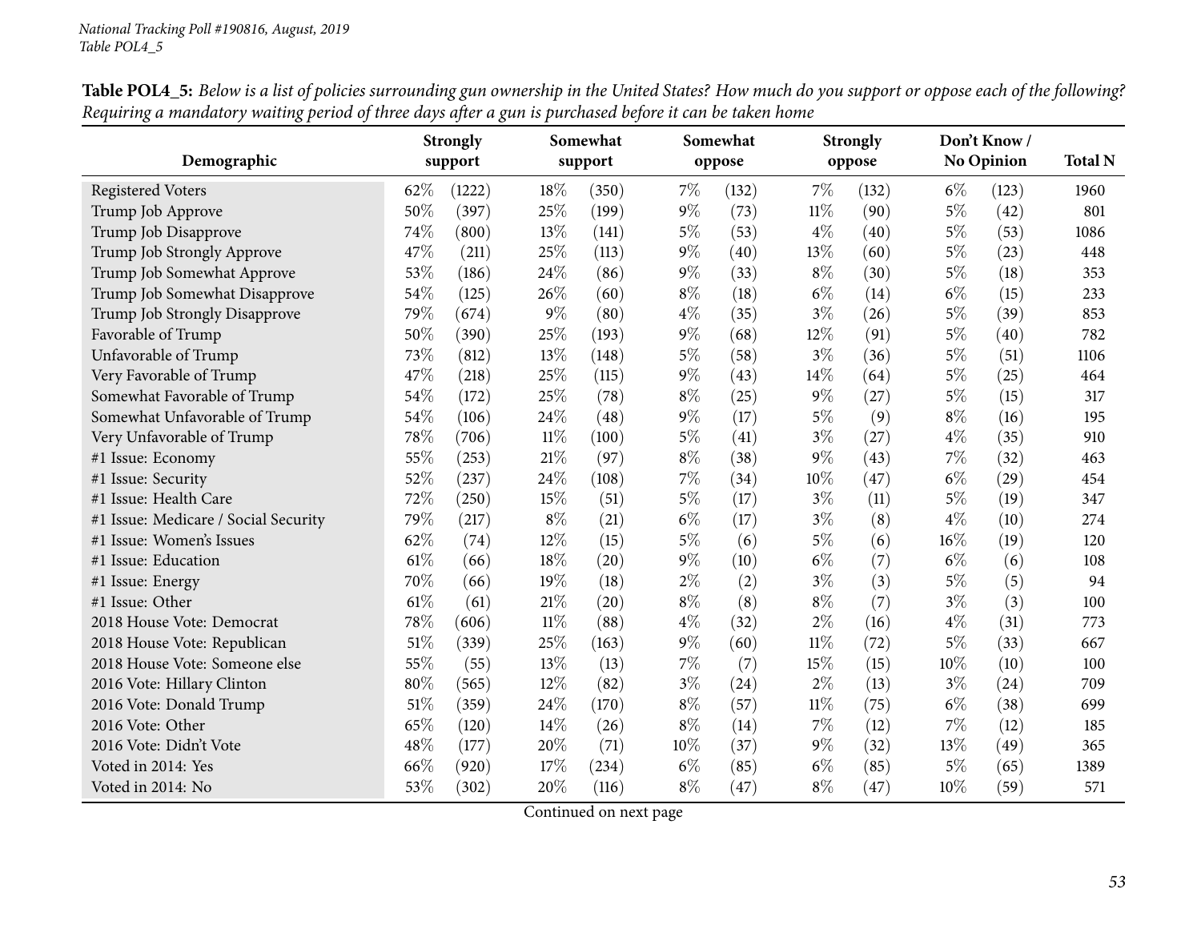**Table POL4_5:** *Below is a list of policies surrounding gun ownership in the United States? How much do you support or oppose each of the following? Requiring a mandatory waiting period of three days after a gun is purchased before it can be taken home*

| Demographic | Strongly support | | Somewhat support | | Somewhat oppose | | Strongly oppose | | Don't Know / No Opinion | | Total N |
|---|---|---|---|---|---|---|---|---|---|---|---|
| Registered Voters | 62% | (1222) | 18% | (350) | 7% | (132) | 7% | (132) | 6% | (123) | 1960 |
| Trump Job Approve | 50% | (397) | 25% | (199) | 9% | (73) | 11% | (90) | 5% | (42) | 801 |
| Trump Job Disapprove | 74% | (800) | 13% | (141) | 5% | (53) | 4% | (40) | 5% | (53) | 1086 |
| Trump Job Strongly Approve | 47% | (211) | 25% | (113) | 9% | (40) | 13% | (60) | 5% | (23) | 448 |
| Trump Job Somewhat Approve | 53% | (186) | 24% | (86) | 9% | (33) | 8% | (30) | 5% | (18) | 353 |
| Trump Job Somewhat Disapprove | 54% | (125) | 26% | (60) | 8% | (18) | 6% | (14) | 6% | (15) | 233 |
| Trump Job Strongly Disapprove | 79% | (674) | 9% | (80) | 4% | (35) | 3% | (26) | 5% | (39) | 853 |
| Favorable of Trump | 50% | (390) | 25% | (193) | 9% | (68) | 12% | (91) | 5% | (40) | 782 |
| Unfavorable of Trump | 73% | (812) | 13% | (148) | 5% | (58) | 3% | (36) | 5% | (51) | 1106 |
| Very Favorable of Trump | 47% | (218) | 25% | (115) | 9% | (43) | 14% | (64) | 5% | (25) | 464 |
| Somewhat Favorable of Trump | 54% | (172) | 25% | (78) | 8% | (25) | 9% | (27) | 5% | (15) | 317 |
| Somewhat Unfavorable of Trump | 54% | (106) | 24% | (48) | 9% | (17) | 5% | (9) | 8% | (16) | 195 |
| Very Unfavorable of Trump | 78% | (706) | 11% | (100) | 5% | (41) | 3% | (27) | 4% | (35) | 910 |
| #1 Issue: Economy | 55% | (253) | 21% | (97) | 8% | (38) | 9% | (43) | 7% | (32) | 463 |
| #1 Issue: Security | 52% | (237) | 24% | (108) | 7% | (34) | 10% | (47) | 6% | (29) | 454 |
| #1 Issue: Health Care | 72% | (250) | 15% | (51) | 5% | (17) | 3% | (11) | 5% | (19) | 347 |
| #1 Issue: Medicare / Social Security | 79% | (217) | 8% | (21) | 6% | (17) | 3% | (8) | 4% | (10) | 274 |
| #1 Issue: Women's Issues | 62% | (74) | 12% | (15) | 5% | (6) | 5% | (6) | 16% | (19) | 120 |
| #1 Issue: Education | 61% | (66) | 18% | (20) | 9% | (10) | 6% | (7) | 6% | (6) | 108 |
| #1 Issue: Energy | 70% | (66) | 19% | (18) | 2% | (2) | 3% | (3) | 5% | (5) | 94 |
| #1 Issue: Other | 61% | (61) | 21% | (20) | 8% | (8) | 8% | (7) | 3% | (3) | 100 |
| 2018 House Vote: Democrat | 78% | (606) | 11% | (88) | 4% | (32) | 2% | (16) | 4% | (31) | 773 |
| 2018 House Vote: Republican | 51% | (339) | 25% | (163) | 9% | (60) | 11% | (72) | 5% | (33) | 667 |
| 2018 House Vote: Someone else | 55% | (55) | 13% | (13) | 7% | (7) | 15% | (15) | 10% | (10) | 100 |
| 2016 Vote: Hillary Clinton | 80% | (565) | 12% | (82) | 3% | (24) | 2% | (13) | 3% | (24) | 709 |
| 2016 Vote: Donald Trump | 51% | (359) | 24% | (170) | 8% | (57) | 11% | (75) | 6% | (38) | 699 |
| 2016 Vote: Other | 65% | (120) | 14% | (26) | 8% | (14) | 7% | (12) | 7% | (12) | 185 |
| 2016 Vote: Didn't Vote | 48% | (177) | 20% | (71) | 10% | (37) | 9% | (32) | 13% | (49) | 365 |
| Voted in 2014: Yes | 66% | (920) | 17% | (234) | 6% | (85) | 6% | (85) | 5% | (65) | 1389 |
| Voted in 2014: No | 53% | (302) | 20% | (116) | 8% | (47) | 8% | (47) | 10% | (59) | 571 |

Continued on next page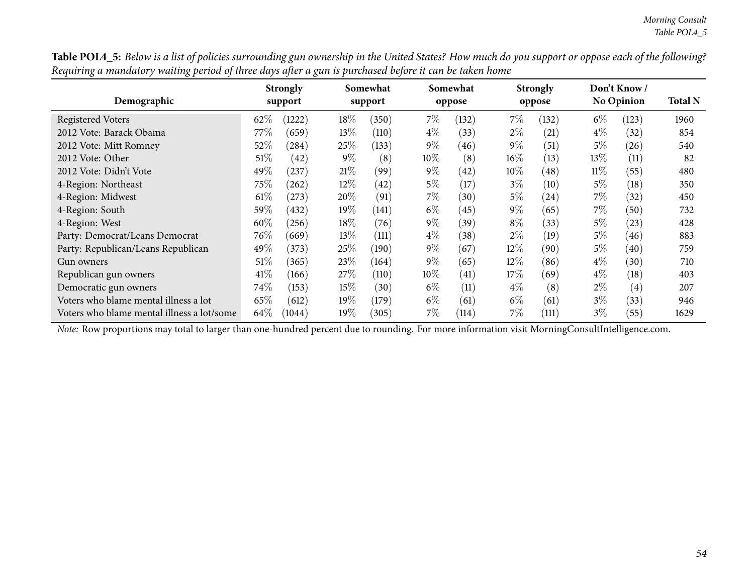**Table POL4_5:** *Below is a list of policies surrounding gun ownership in the United States? How much do you support or oppose each of the following? Requiring a mandatory waiting period of three days after a gun is purchased before it can be taken home*

| Demographic | Strongly support | | Somewhat support | | Somewhat oppose | | Strongly oppose | | Don't Know / No Opinion | | Total N |
|---|---|---|---|---|---|---|---|---|---|---|---|
| Registered Voters | 62% | (1222) | 18% | (350) | 7% | (132) | 7% | (132) | 6% | (123) | 1960 |
| 2012 Vote: Barack Obama | 77% | (659) | 13% | (110) | 4% | (33) | 2% | (21) | 4% | (32) | 854 |
| 2012 Vote: Mitt Romney | 52% | (284) | 25% | (133) | 9% | (46) | 9% | (51) | 5% | (26) | 540 |
| 2012 Vote: Other | 51% | (42) | 9% | (8) | 10% | (8) | 16% | (13) | 13% | (11) | 82 |
| 2012 Vote: Didn't Vote | 49% | (237) | 21% | (99) | 9% | (42) | 10% | (48) | 11% | (55) | 480 |
| 4-Region: Northeast | 75% | (262) | 12% | (42) | 5% | (17) | 3% | (10) | 5% | (18) | 350 |
| 4-Region: Midwest | 61% | (273) | 20% | (91) | 7% | (30) | 5% | (24) | 7% | (32) | 450 |
| 4-Region: South | 59% | (432) | 19% | (141) | 6% | (45) | 9% | (65) | 7% | (50) | 732 |
| 4-Region: West | 60% | (256) | 18% | (76) | 9% | (39) | 8% | (33) | 5% | (23) | 428 |
| Party: Democrat/Leans Democrat | 76% | (669) | 13% | (111) | 4% | (38) | 2% | (19) | 5% | (46) | 883 |
| Party: Republican/Leans Republican | 49% | (373) | 25% | (190) | 9% | (67) | 12% | (90) | 5% | (40) | 759 |
| Gun owners | 51% | (365) | 23% | (164) | 9% | (65) | 12% | (86) | 4% | (30) | 710 |
| Republican gun owners | 41% | (166) | 27% | (110) | 10% | (41) | 17% | (69) | 4% | (18) | 403 |
| Democratic gun owners | 74% | (153) | 15% | (30) | 6% | (11) | 4% | (8) | 2% | (4) | 207 |
| Voters who blame mental illness a lot | 65% | (612) | 19% | (179) | 6% | (61) | 6% | (61) | 3% | (33) | 946 |
| Voters who blame mental illness a lot/some | 64% | (1044) | 19% | (305) | 7% | (114) | 7% | (111) | 3% | (55) | 1629 |

*Note:* Row proportions may total to larger than one-hundred percent due to rounding. For more information visit MorningConsultIntelligence.com.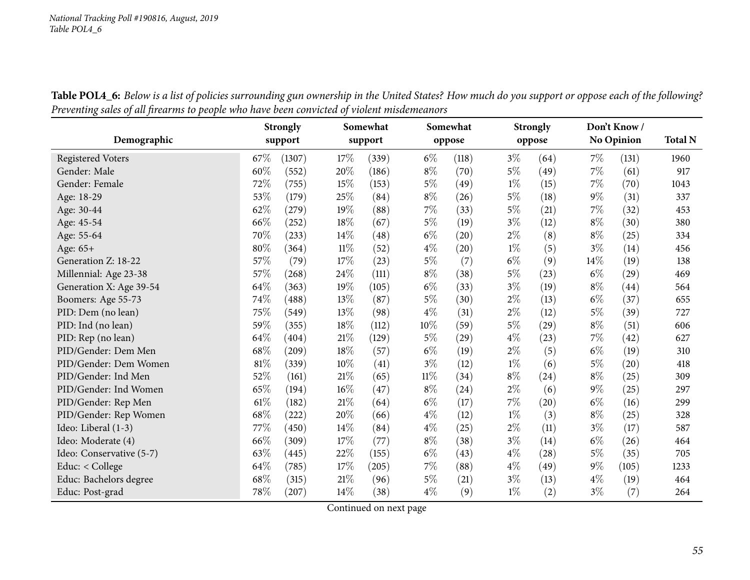*National Tracking Poll #190816, August, 2019*
*Table POL4_6*

**Table POL4_6:** *Below is a list of policies surrounding gun ownership in the United States? How much do you support or oppose each of the following? Preventing sales of all firearms to people who have been convicted of violent misdemeanors*

| Demographic | Strongly support | | Somewhat support | | Somewhat oppose | | Strongly oppose | | Don't Know / No Opinion | | Total N |
|---|---|---|---|---|---|---|---|---|---|---|---|
| Registered Voters | 67% | (1307) | 17% | (339) | 6% | (118) | 3% | (64) | 7% | (131) | 1960 |
| Gender: Male | 60% | (552) | 20% | (186) | 8% | (70) | 5% | (49) | 7% | (61) | 917 |
| Gender: Female | 72% | (755) | 15% | (153) | 5% | (49) | 1% | (15) | 7% | (70) | 1043 |
| Age: 18-29 | 53% | (179) | 25% | (84) | 8% | (26) | 5% | (18) | 9% | (31) | 337 |
| Age: 30-44 | 62% | (279) | 19% | (88) | 7% | (33) | 5% | (21) | 7% | (32) | 453 |
| Age: 45-54 | 66% | (252) | 18% | (67) | 5% | (19) | 3% | (12) | 8% | (30) | 380 |
| Age: 55-64 | 70% | (233) | 14% | (48) | 6% | (20) | 2% | (8) | 8% | (25) | 334 |
| Age: 65+ | 80% | (364) | 11% | (52) | 4% | (20) | 1% | (5) | 3% | (14) | 456 |
| Generation Z: 18-22 | 57% | (79) | 17% | (23) | 5% | (7) | 6% | (9) | 14% | (19) | 138 |
| Millennial: Age 23-38 | 57% | (268) | 24% | (111) | 8% | (38) | 5% | (23) | 6% | (29) | 469 |
| Generation X: Age 39-54 | 64% | (363) | 19% | (105) | 6% | (33) | 3% | (19) | 8% | (44) | 564 |
| Boomers: Age 55-73 | 74% | (488) | 13% | (87) | 5% | (30) | 2% | (13) | 6% | (37) | 655 |
| PID: Dem (no lean) | 75% | (549) | 13% | (98) | 4% | (31) | 2% | (12) | 5% | (39) | 727 |
| PID: Ind (no lean) | 59% | (355) | 18% | (112) | 10% | (59) | 5% | (29) | 8% | (51) | 606 |
| PID: Rep (no lean) | 64% | (404) | 21% | (129) | 5% | (29) | 4% | (23) | 7% | (42) | 627 |
| PID/Gender: Dem Men | 68% | (209) | 18% | (57) | 6% | (19) | 2% | (5) | 6% | (19) | 310 |
| PID/Gender: Dem Women | 81% | (339) | 10% | (41) | 3% | (12) | 1% | (6) | 5% | (20) | 418 |
| PID/Gender: Ind Men | 52% | (161) | 21% | (65) | 11% | (34) | 8% | (24) | 8% | (25) | 309 |
| PID/Gender: Ind Women | 65% | (194) | 16% | (47) | 8% | (24) | 2% | (6) | 9% | (25) | 297 |
| PID/Gender: Rep Men | 61% | (182) | 21% | (64) | 6% | (17) | 7% | (20) | 6% | (16) | 299 |
| PID/Gender: Rep Women | 68% | (222) | 20% | (66) | 4% | (12) | 1% | (3) | 8% | (25) | 328 |
| Ideo: Liberal (1-3) | 77% | (450) | 14% | (84) | 4% | (25) | 2% | (11) | 3% | (17) | 587 |
| Ideo: Moderate (4) | 66% | (309) | 17% | (77) | 8% | (38) | 3% | (14) | 6% | (26) | 464 |
| Ideo: Conservative (5-7) | 63% | (445) | 22% | (155) | 6% | (43) | 4% | (28) | 5% | (35) | 705 |
| Educ: < College | 64% | (785) | 17% | (205) | 7% | (88) | 4% | (49) | 9% | (105) | 1233 |
| Educ: Bachelors degree | 68% | (315) | 21% | (96) | 5% | (21) | 3% | (13) | 4% | (19) | 464 |
| Educ: Post-grad | 78% | (207) | 14% | (38) | 4% | (9) | 1% | (2) | 3% | (7) | 264 |

Continued on next page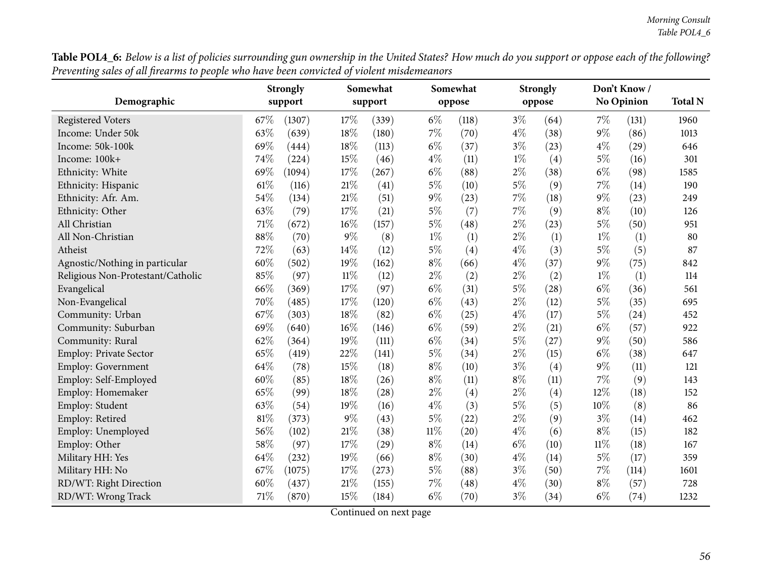**Table POL4_6:** *Below is a list of policies surrounding gun ownership in the United States? How much do you support or oppose each of the following? Preventing sales of all firearms to people who have been convicted of violent misdemeanors*

| Demographic | Strongly support | | Somewhat support | | Somewhat oppose | | Strongly oppose | | Don't Know / No Opinion | | Total N |
|---|---|---|---|---|---|---|---|---|---|---|---|
| Registered Voters | 67% | (1307) | 17% | (339) | 6% | (118) | 3% | (64) | 7% | (131) | 1960 |
| Income: Under 50k | 63% | (639) | 18% | (180) | 7% | (70) | 4% | (38) | 9% | (86) | 1013 |
| Income: 50k-100k | 69% | (444) | 18% | (113) | 6% | (37) | 3% | (23) | 4% | (29) | 646 |
| Income: 100k+ | 74% | (224) | 15% | (46) | 4% | (11) | 1% | (4) | 5% | (16) | 301 |
| Ethnicity: White | 69% | (1094) | 17% | (267) | 6% | (88) | 2% | (38) | 6% | (98) | 1585 |
| Ethnicity: Hispanic | 61% | (116) | 21% | (41) | 5% | (10) | 5% | (9) | 7% | (14) | 190 |
| Ethnicity: Afr. Am. | 54% | (134) | 21% | (51) | 9% | (23) | 7% | (18) | 9% | (23) | 249 |
| Ethnicity: Other | 63% | (79) | 17% | (21) | 5% | (7) | 7% | (9) | 8% | (10) | 126 |
| All Christian | 71% | (672) | 16% | (157) | 5% | (48) | 2% | (23) | 5% | (50) | 951 |
| All Non-Christian | 88% | (70) | 9% | (8) | 1% | (1) | 2% | (1) | 1% | (1) | 80 |
| Atheist | 72% | (63) | 14% | (12) | 5% | (4) | 4% | (3) | 5% | (5) | 87 |
| Agnostic/Nothing in particular | 60% | (502) | 19% | (162) | 8% | (66) | 4% | (37) | 9% | (75) | 842 |
| Religious Non-Protestant/Catholic | 85% | (97) | 11% | (12) | 2% | (2) | 2% | (2) | 1% | (1) | 114 |
| Evangelical | 66% | (369) | 17% | (97) | 6% | (31) | 5% | (28) | 6% | (36) | 561 |
| Non-Evangelical | 70% | (485) | 17% | (120) | 6% | (43) | 2% | (12) | 5% | (35) | 695 |
| Community: Urban | 67% | (303) | 18% | (82) | 6% | (25) | 4% | (17) | 5% | (24) | 452 |
| Community: Suburban | 69% | (640) | 16% | (146) | 6% | (59) | 2% | (21) | 6% | (57) | 922 |
| Community: Rural | 62% | (364) | 19% | (111) | 6% | (34) | 5% | (27) | 9% | (50) | 586 |
| Employ: Private Sector | 65% | (419) | 22% | (141) | 5% | (34) | 2% | (15) | 6% | (38) | 647 |
| Employ: Government | 64% | (78) | 15% | (18) | 8% | (10) | 3% | (4) | 9% | (11) | 121 |
| Employ: Self-Employed | 60% | (85) | 18% | (26) | 8% | (11) | 8% | (11) | 7% | (9) | 143 |
| Employ: Homemaker | 65% | (99) | 18% | (28) | 2% | (4) | 2% | (4) | 12% | (18) | 152 |
| Employ: Student | 63% | (54) | 19% | (16) | 4% | (3) | 5% | (5) | 10% | (8) | 86 |
| Employ: Retired | 81% | (373) | 9% | (43) | 5% | (22) | 2% | (9) | 3% | (14) | 462 |
| Employ: Unemployed | 56% | (102) | 21% | (38) | 11% | (20) | 4% | (6) | 8% | (15) | 182 |
| Employ: Other | 58% | (97) | 17% | (29) | 8% | (14) | 6% | (10) | 11% | (18) | 167 |
| Military HH: Yes | 64% | (232) | 19% | (66) | 8% | (30) | 4% | (14) | 5% | (17) | 359 |
| Military HH: No | 67% | (1075) | 17% | (273) | 5% | (88) | 3% | (50) | 7% | (114) | 1601 |
| RD/WT: Right Direction | 60% | (437) | 21% | (155) | 7% | (48) | 4% | (30) | 8% | (57) | 728 |
| RD/WT: Wrong Track | 71% | (870) | 15% | (184) | 6% | (70) | 3% | (34) | 6% | (74) | 1232 |

Continued on next page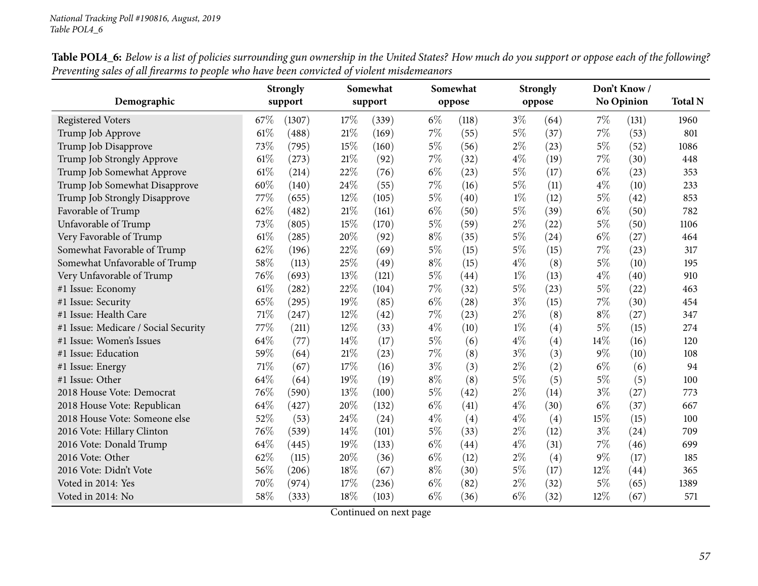**Table POL4_6:** *Below is a list of policies surrounding gun ownership in the United States? How much do you support or oppose each of the following? Preventing sales of all firearms to people who have been convicted of violent misdemeanors*

| Demographic | Strongly support | | Somewhat support | | Somewhat oppose | | Strongly oppose | | Don't Know / No Opinion | | Total N |
|---|---|---|---|---|---|---|---|---|---|---|---|
| Registered Voters | 67% | (1307) | 17% | (339) | 6% | (118) | 3% | (64) | 7% | (131) | 1960 |
| Trump Job Approve | 61% | (488) | 21% | (169) | 7% | (55) | 5% | (37) | 7% | (53) | 801 |
| Trump Job Disapprove | 73% | (795) | 15% | (160) | 5% | (56) | 2% | (23) | 5% | (52) | 1086 |
| Trump Job Strongly Approve | 61% | (273) | 21% | (92) | 7% | (32) | 4% | (19) | 7% | (30) | 448 |
| Trump Job Somewhat Approve | 61% | (214) | 22% | (76) | 6% | (23) | 5% | (17) | 6% | (23) | 353 |
| Trump Job Somewhat Disapprove | 60% | (140) | 24% | (55) | 7% | (16) | 5% | (11) | 4% | (10) | 233 |
| Trump Job Strongly Disapprove | 77% | (655) | 12% | (105) | 5% | (40) | 1% | (12) | 5% | (42) | 853 |
| Favorable of Trump | 62% | (482) | 21% | (161) | 6% | (50) | 5% | (39) | 6% | (50) | 782 |
| Unfavorable of Trump | 73% | (805) | 15% | (170) | 5% | (59) | 2% | (22) | 5% | (50) | 1106 |
| Very Favorable of Trump | 61% | (285) | 20% | (92) | 8% | (35) | 5% | (24) | 6% | (27) | 464 |
| Somewhat Favorable of Trump | 62% | (196) | 22% | (69) | 5% | (15) | 5% | (15) | 7% | (23) | 317 |
| Somewhat Unfavorable of Trump | 58% | (113) | 25% | (49) | 8% | (15) | 4% | (8) | 5% | (10) | 195 |
| Very Unfavorable of Trump | 76% | (693) | 13% | (121) | 5% | (44) | 1% | (13) | 4% | (40) | 910 |
| #1 Issue: Economy | 61% | (282) | 22% | (104) | 7% | (32) | 5% | (23) | 5% | (22) | 463 |
| #1 Issue: Security | 65% | (295) | 19% | (85) | 6% | (28) | 3% | (15) | 7% | (30) | 454 |
| #1 Issue: Health Care | 71% | (247) | 12% | (42) | 7% | (23) | 2% | (8) | 8% | (27) | 347 |
| #1 Issue: Medicare / Social Security | 77% | (211) | 12% | (33) | 4% | (10) | 1% | (4) | 5% | (15) | 274 |
| #1 Issue: Women's Issues | 64% | (77) | 14% | (17) | 5% | (6) | 4% | (4) | 14% | (16) | 120 |
| #1 Issue: Education | 59% | (64) | 21% | (23) | 7% | (8) | 3% | (3) | 9% | (10) | 108 |
| #1 Issue: Energy | 71% | (67) | 17% | (16) | 3% | (3) | 2% | (2) | 6% | (6) | 94 |
| #1 Issue: Other | 64% | (64) | 19% | (19) | 8% | (8) | 5% | (5) | 5% | (5) | 100 |
| 2018 House Vote: Democrat | 76% | (590) | 13% | (100) | 5% | (42) | 2% | (14) | 3% | (27) | 773 |
| 2018 House Vote: Republican | 64% | (427) | 20% | (132) | 6% | (41) | 4% | (30) | 6% | (37) | 667 |
| 2018 House Vote: Someone else | 52% | (53) | 24% | (24) | 4% | (4) | 4% | (4) | 15% | (15) | 100 |
| 2016 Vote: Hillary Clinton | 76% | (539) | 14% | (101) | 5% | (33) | 2% | (12) | 3% | (24) | 709 |
| 2016 Vote: Donald Trump | 64% | (445) | 19% | (133) | 6% | (44) | 4% | (31) | 7% | (46) | 699 |
| 2016 Vote: Other | 62% | (115) | 20% | (36) | 6% | (12) | 2% | (4) | 9% | (17) | 185 |
| 2016 Vote: Didn't Vote | 56% | (206) | 18% | (67) | 8% | (30) | 5% | (17) | 12% | (44) | 365 |
| Voted in 2014: Yes | 70% | (974) | 17% | (236) | 6% | (82) | 2% | (32) | 5% | (65) | 1389 |
| Voted in 2014: No | 58% | (333) | 18% | (103) | 6% | (36) | 6% | (32) | 12% | (67) | 571 |

Continued on next page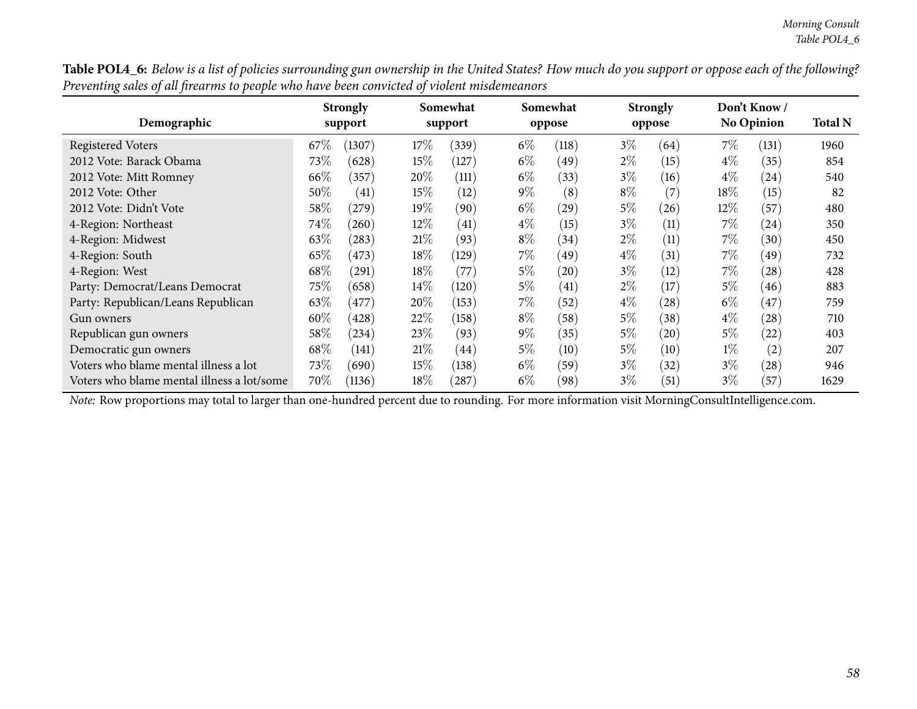**Table POL4_6:** *Below is a list of policies surrounding gun ownership in the United States? How much do you support or oppose each of the following? Preventing sales of all firearms to people who have been convicted of violent misdemeanors*

| Demographic | Strongly support | | Somewhat support | | Somewhat oppose | | Strongly oppose | | Don't Know / No Opinion | | Total N |
|---|---|---|---|---|---|---|---|---|---|---|---|
| Registered Voters | 67% | (1307) | 17% | (339) | 6% | (118) | 3% | (64) | 7% | (131) | 1960 |
| 2012 Vote: Barack Obama | 73% | (628) | 15% | (127) | 6% | (49) | 2% | (15) | 4% | (35) | 854 |
| 2012 Vote: Mitt Romney | 66% | (357) | 20% | (111) | 6% | (33) | 3% | (16) | 4% | (24) | 540 |
| 2012 Vote: Other | 50% | (41) | 15% | (12) | 9% | (8) | 8% | (7) | 18% | (15) | 82 |
| 2012 Vote: Didn't Vote | 58% | (279) | 19% | (90) | 6% | (29) | 5% | (26) | 12% | (57) | 480 |
| 4-Region: Northeast | 74% | (260) | 12% | (41) | 4% | (15) | 3% | (11) | 7% | (24) | 350 |
| 4-Region: Midwest | 63% | (283) | 21% | (93) | 8% | (34) | 2% | (11) | 7% | (30) | 450 |
| 4-Region: South | 65% | (473) | 18% | (129) | 7% | (49) | 4% | (31) | 7% | (49) | 732 |
| 4-Region: West | 68% | (291) | 18% | (77) | 5% | (20) | 3% | (12) | 7% | (28) | 428 |
| Party: Democrat/Leans Democrat | 75% | (658) | 14% | (120) | 5% | (41) | 2% | (17) | 5% | (46) | 883 |
| Party: Republican/Leans Republican | 63% | (477) | 20% | (153) | 7% | (52) | 4% | (28) | 6% | (47) | 759 |
| Gun owners | 60% | (428) | 22% | (158) | 8% | (58) | 5% | (38) | 4% | (28) | 710 |
| Republican gun owners | 58% | (234) | 23% | (93) | 9% | (35) | 5% | (20) | 5% | (22) | 403 |
| Democratic gun owners | 68% | (141) | 21% | (44) | 5% | (10) | 5% | (10) | 1% | (2) | 207 |
| Voters who blame mental illness a lot | 73% | (690) | 15% | (138) | 6% | (59) | 3% | (32) | 3% | (28) | 946 |
| Voters who blame mental illness a lot/some | 70% | (1136) | 18% | (287) | 6% | (98) | 3% | (51) | 3% | (57) | 1629 |

*Note:* Row proportions may total to larger than one-hundred percent due to rounding. For more information visit MorningConsultIntelligence.com.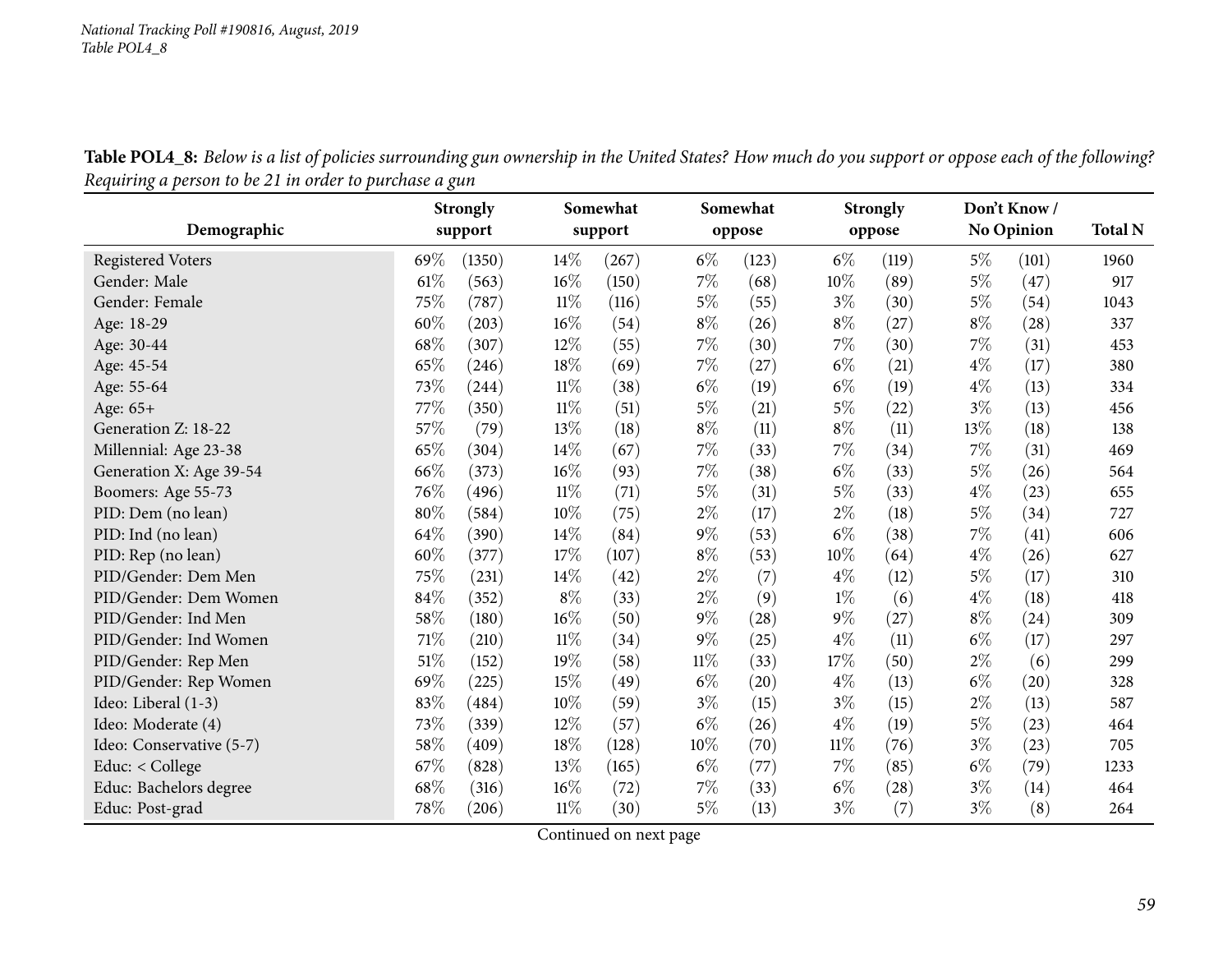*National Tracking Poll #190816, August, 2019*
*Table POL4_8*

**Table POL4_8:** *Below is a list of policies surrounding gun ownership in the United States? How much do you support or oppose each of the following? Requiring a person to be 21 in order to purchase a gun*

| Demographic | Strongly support | | Somewhat support | | Somewhat oppose | | Strongly oppose | | Don't Know / No Opinion | | Total N |
|---|---|---|---|---|---|---|---|---|---|---|---|
| Registered Voters | 69% | (1350) | 14% | (267) | 6% | (123) | 6% | (119) | 5% | (101) | 1960 |
| Gender: Male | 61% | (563) | 16% | (150) | 7% | (68) | 10% | (89) | 5% | (47) | 917 |
| Gender: Female | 75% | (787) | 11% | (116) | 5% | (55) | 3% | (30) | 5% | (54) | 1043 |
| Age: 18-29 | 60% | (203) | 16% | (54) | 8% | (26) | 8% | (27) | 8% | (28) | 337 |
| Age: 30-44 | 68% | (307) | 12% | (55) | 7% | (30) | 7% | (30) | 7% | (31) | 453 |
| Age: 45-54 | 65% | (246) | 18% | (69) | 7% | (27) | 6% | (21) | 4% | (17) | 380 |
| Age: 55-64 | 73% | (244) | 11% | (38) | 6% | (19) | 6% | (19) | 4% | (13) | 334 |
| Age: 65+ | 77% | (350) | 11% | (51) | 5% | (21) | 5% | (22) | 3% | (13) | 456 |
| Generation Z: 18-22 | 57% | (79) | 13% | (18) | 8% | (11) | 8% | (11) | 13% | (18) | 138 |
| Millennial: Age 23-38 | 65% | (304) | 14% | (67) | 7% | (33) | 7% | (34) | 7% | (31) | 469 |
| Generation X: Age 39-54 | 66% | (373) | 16% | (93) | 7% | (38) | 6% | (33) | 5% | (26) | 564 |
| Boomers: Age 55-73 | 76% | (496) | 11% | (71) | 5% | (31) | 5% | (33) | 4% | (23) | 655 |
| PID: Dem (no lean) | 80% | (584) | 10% | (75) | 2% | (17) | 2% | (18) | 5% | (34) | 727 |
| PID: Ind (no lean) | 64% | (390) | 14% | (84) | 9% | (53) | 6% | (38) | 7% | (41) | 606 |
| PID: Rep (no lean) | 60% | (377) | 17% | (107) | 8% | (53) | 10% | (64) | 4% | (26) | 627 |
| PID/Gender: Dem Men | 75% | (231) | 14% | (42) | 2% | (7) | 4% | (12) | 5% | (17) | 310 |
| PID/Gender: Dem Women | 84% | (352) | 8% | (33) | 2% | (9) | 1% | (6) | 4% | (18) | 418 |
| PID/Gender: Ind Men | 58% | (180) | 16% | (50) | 9% | (28) | 9% | (27) | 8% | (24) | 309 |
| PID/Gender: Ind Women | 71% | (210) | 11% | (34) | 9% | (25) | 4% | (11) | 6% | (17) | 297 |
| PID/Gender: Rep Men | 51% | (152) | 19% | (58) | 11% | (33) | 17% | (50) | 2% | (6) | 299 |
| PID/Gender: Rep Women | 69% | (225) | 15% | (49) | 6% | (20) | 4% | (13) | 6% | (20) | 328 |
| Ideo: Liberal (1-3) | 83% | (484) | 10% | (59) | 3% | (15) | 3% | (15) | 2% | (13) | 587 |
| Ideo: Moderate (4) | 73% | (339) | 12% | (57) | 6% | (26) | 4% | (19) | 5% | (23) | 464 |
| Ideo: Conservative (5-7) | 58% | (409) | 18% | (128) | 10% | (70) | 11% | (76) | 3% | (23) | 705 |
| Educ: < College | 67% | (828) | 13% | (165) | 6% | (77) | 7% | (85) | 6% | (79) | 1233 |
| Educ: Bachelors degree | 68% | (316) | 16% | (72) | 7% | (33) | 6% | (28) | 3% | (14) | 464 |
| Educ: Post-grad | 78% | (206) | 11% | (30) | 5% | (13) | 3% | (7) | 3% | (8) | 264 |

Continued on next page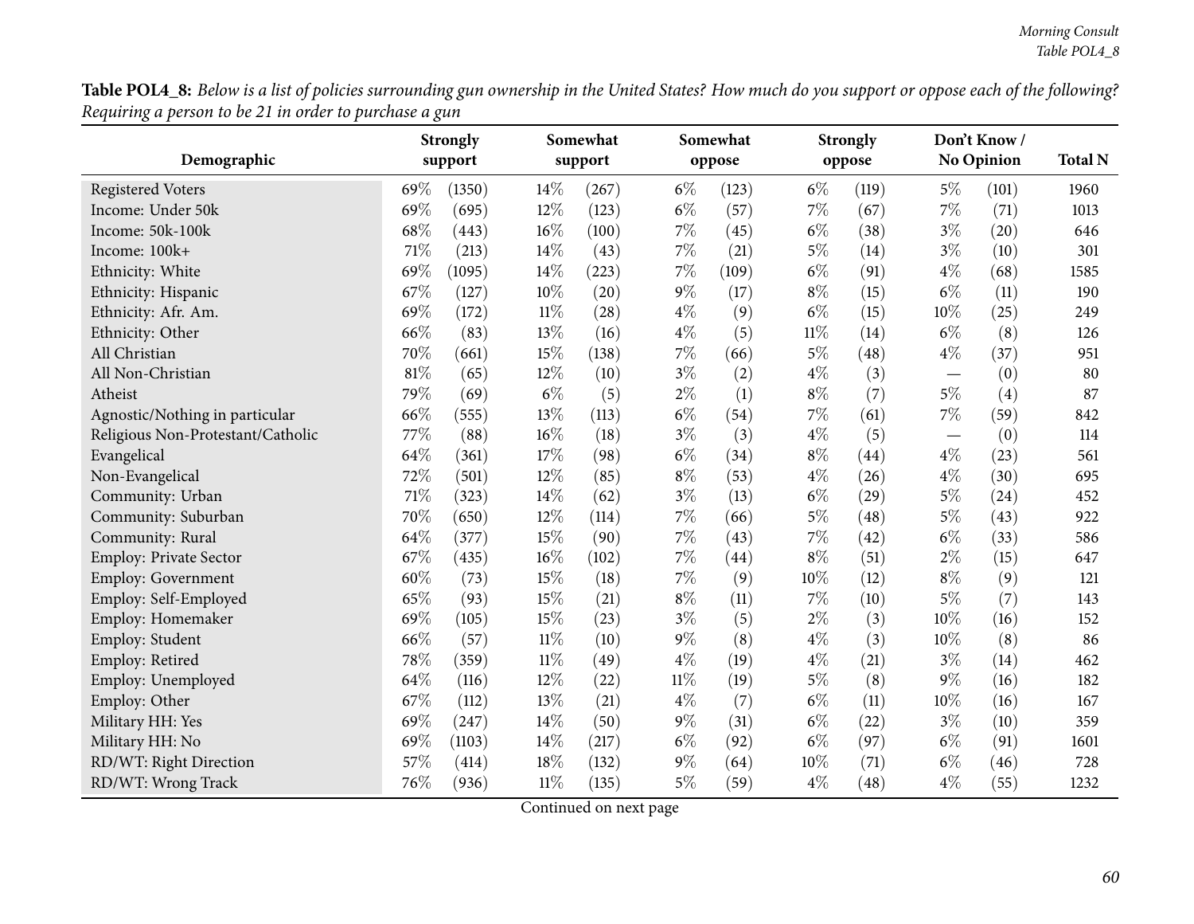**Table POL4_8:** *Below is a list of policies surrounding gun ownership in the United States? How much do you support or oppose each of the following? Requiring a person to be 21 in order to purchase a gun*

| Demographic | Strongly support | | Somewhat support | | Somewhat oppose | | Strongly oppose | | Don't Know / No Opinion | | Total N |
|---|---|---|---|---|---|---|---|---|---|---|---|
| Registered Voters | 69% | (1350) | 14% | (267) | 6% | (123) | 6% | (119) | 5% | (101) | 1960 |
| Income: Under 50k | 69% | (695) | 12% | (123) | 6% | (57) | 7% | (67) | 7% | (71) | 1013 |
| Income: 50k-100k | 68% | (443) | 16% | (100) | 7% | (45) | 6% | (38) | 3% | (20) | 646 |
| Income: 100k+ | 71% | (213) | 14% | (43) | 7% | (21) | 5% | (14) | 3% | (10) | 301 |
| Ethnicity: White | 69% | (1095) | 14% | (223) | 7% | (109) | 6% | (91) | 4% | (68) | 1585 |
| Ethnicity: Hispanic | 67% | (127) | 10% | (20) | 9% | (17) | 8% | (15) | 6% | (11) | 190 |
| Ethnicity: Afr. Am. | 69% | (172) | 11% | (28) | 4% | (9) | 6% | (15) | 10% | (25) | 249 |
| Ethnicity: Other | 66% | (83) | 13% | (16) | 4% | (5) | 11% | (14) | 6% | (8) | 126 |
| All Christian | 70% | (661) | 15% | (138) | 7% | (66) | 5% | (48) | 4% | (37) | 951 |
| All Non-Christian | 81% | (65) | 12% | (10) | 3% | (2) | 4% | (3) | — | (0) | 80 |
| Atheist | 79% | (69) | 6% | (5) | 2% | (1) | 8% | (7) | 5% | (4) | 87 |
| Agnostic/Nothing in particular | 66% | (555) | 13% | (113) | 6% | (54) | 7% | (61) | 7% | (59) | 842 |
| Religious Non-Protestant/Catholic | 77% | (88) | 16% | (18) | 3% | (3) | 4% | (5) | — | (0) | 114 |
| Evangelical | 64% | (361) | 17% | (98) | 6% | (34) | 8% | (44) | 4% | (23) | 561 |
| Non-Evangelical | 72% | (501) | 12% | (85) | 8% | (53) | 4% | (26) | 4% | (30) | 695 |
| Community: Urban | 71% | (323) | 14% | (62) | 3% | (13) | 6% | (29) | 5% | (24) | 452 |
| Community: Suburban | 70% | (650) | 12% | (114) | 7% | (66) | 5% | (48) | 5% | (43) | 922 |
| Community: Rural | 64% | (377) | 15% | (90) | 7% | (43) | 7% | (42) | 6% | (33) | 586 |
| Employ: Private Sector | 67% | (435) | 16% | (102) | 7% | (44) | 8% | (51) | 2% | (15) | 647 |
| Employ: Government | 60% | (73) | 15% | (18) | 7% | (9) | 10% | (12) | 8% | (9) | 121 |
| Employ: Self-Employed | 65% | (93) | 15% | (21) | 8% | (11) | 7% | (10) | 5% | (7) | 143 |
| Employ: Homemaker | 69% | (105) | 15% | (23) | 3% | (5) | 2% | (3) | 10% | (16) | 152 |
| Employ: Student | 66% | (57) | 11% | (10) | 9% | (8) | 4% | (3) | 10% | (8) | 86 |
| Employ: Retired | 78% | (359) | 11% | (49) | 4% | (19) | 4% | (21) | 3% | (14) | 462 |
| Employ: Unemployed | 64% | (116) | 12% | (22) | 11% | (19) | 5% | (8) | 9% | (16) | 182 |
| Employ: Other | 67% | (112) | 13% | (21) | 4% | (7) | 6% | (11) | 10% | (16) | 167 |
| Military HH: Yes | 69% | (247) | 14% | (50) | 9% | (31) | 6% | (22) | 3% | (10) | 359 |
| Military HH: No | 69% | (1103) | 14% | (217) | 6% | (92) | 6% | (97) | 6% | (91) | 1601 |
| RD/WT: Right Direction | 57% | (414) | 18% | (132) | 9% | (64) | 10% | (71) | 6% | (46) | 728 |
| RD/WT: Wrong Track | 76% | (936) | 11% | (135) | 5% | (59) | 4% | (48) | 4% | (55) | 1232 |

Continued on next page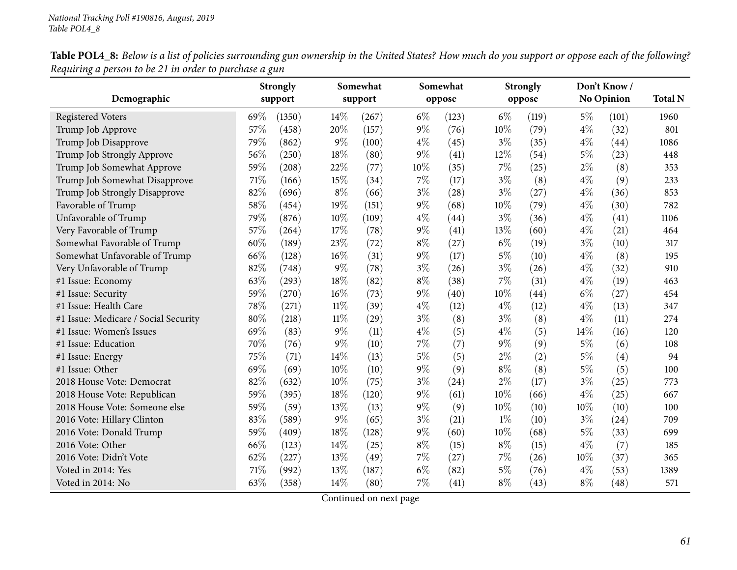**Table POL4_8:** *Below is a list of policies surrounding gun ownership in the United States? How much do you support or oppose each of the following? Requiring a person to be 21 in order to purchase a gun*

| Demographic | Strongly support | | Somewhat support | | Somewhat oppose | | Strongly oppose | | Don't Know / No Opinion | | Total N |
|---|---|---|---|---|---|---|---|---|---|---|---|
| Registered Voters | 69% | (1350) | 14% | (267) | 6% | (123) | 6% | (119) | 5% | (101) | 1960 |
| Trump Job Approve | 57% | (458) | 20% | (157) | 9% | (76) | 10% | (79) | 4% | (32) | 801 |
| Trump Job Disapprove | 79% | (862) | 9% | (100) | 4% | (45) | 3% | (35) | 4% | (44) | 1086 |
| Trump Job Strongly Approve | 56% | (250) | 18% | (80) | 9% | (41) | 12% | (54) | 5% | (23) | 448 |
| Trump Job Somewhat Approve | 59% | (208) | 22% | (77) | 10% | (35) | 7% | (25) | 2% | (8) | 353 |
| Trump Job Somewhat Disapprove | 71% | (166) | 15% | (34) | 7% | (17) | 3% | (8) | 4% | (9) | 233 |
| Trump Job Strongly Disapprove | 82% | (696) | 8% | (66) | 3% | (28) | 3% | (27) | 4% | (36) | 853 |
| Favorable of Trump | 58% | (454) | 19% | (151) | 9% | (68) | 10% | (79) | 4% | (30) | 782 |
| Unfavorable of Trump | 79% | (876) | 10% | (109) | 4% | (44) | 3% | (36) | 4% | (41) | 1106 |
| Very Favorable of Trump | 57% | (264) | 17% | (78) | 9% | (41) | 13% | (60) | 4% | (21) | 464 |
| Somewhat Favorable of Trump | 60% | (189) | 23% | (72) | 8% | (27) | 6% | (19) | 3% | (10) | 317 |
| Somewhat Unfavorable of Trump | 66% | (128) | 16% | (31) | 9% | (17) | 5% | (10) | 4% | (8) | 195 |
| Very Unfavorable of Trump | 82% | (748) | 9% | (78) | 3% | (26) | 3% | (26) | 4% | (32) | 910 |
| #1 Issue: Economy | 63% | (293) | 18% | (82) | 8% | (38) | 7% | (31) | 4% | (19) | 463 |
| #1 Issue: Security | 59% | (270) | 16% | (73) | 9% | (40) | 10% | (44) | 6% | (27) | 454 |
| #1 Issue: Health Care | 78% | (271) | 11% | (39) | 4% | (12) | 4% | (12) | 4% | (13) | 347 |
| #1 Issue: Medicare / Social Security | 80% | (218) | 11% | (29) | 3% | (8) | 3% | (8) | 4% | (11) | 274 |
| #1 Issue: Women's Issues | 69% | (83) | 9% | (11) | 4% | (5) | 4% | (5) | 14% | (16) | 120 |
| #1 Issue: Education | 70% | (76) | 9% | (10) | 7% | (7) | 9% | (9) | 5% | (6) | 108 |
| #1 Issue: Energy | 75% | (71) | 14% | (13) | 5% | (5) | 2% | (2) | 5% | (4) | 94 |
| #1 Issue: Other | 69% | (69) | 10% | (10) | 9% | (9) | 8% | (8) | 5% | (5) | 100 |
| 2018 House Vote: Democrat | 82% | (632) | 10% | (75) | 3% | (24) | 2% | (17) | 3% | (25) | 773 |
| 2018 House Vote: Republican | 59% | (395) | 18% | (120) | 9% | (61) | 10% | (66) | 4% | (25) | 667 |
| 2018 House Vote: Someone else | 59% | (59) | 13% | (13) | 9% | (9) | 10% | (10) | 10% | (10) | 100 |
| 2016 Vote: Hillary Clinton | 83% | (589) | 9% | (65) | 3% | (21) | 1% | (10) | 3% | (24) | 709 |
| 2016 Vote: Donald Trump | 59% | (409) | 18% | (128) | 9% | (60) | 10% | (68) | 5% | (33) | 699 |
| 2016 Vote: Other | 66% | (123) | 14% | (25) | 8% | (15) | 8% | (15) | 4% | (7) | 185 |
| 2016 Vote: Didn't Vote | 62% | (227) | 13% | (49) | 7% | (27) | 7% | (26) | 10% | (37) | 365 |
| Voted in 2014: Yes | 71% | (992) | 13% | (187) | 6% | (82) | 5% | (76) | 4% | (53) | 1389 |
| Voted in 2014: No | 63% | (358) | 14% | (80) | 7% | (41) | 8% | (43) | 8% | (48) | 571 |

Continued on next page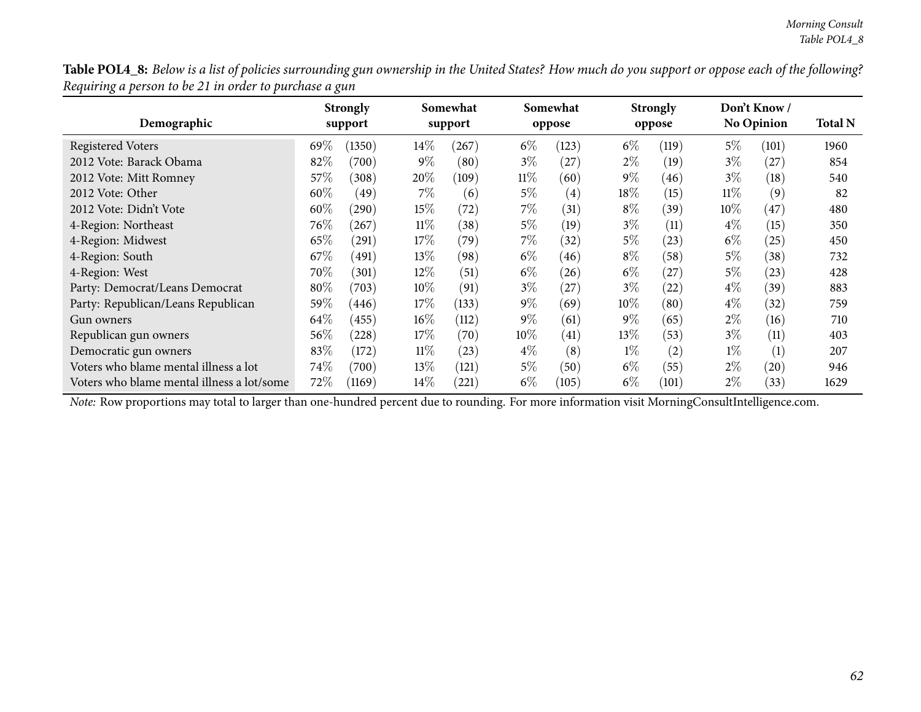**Table POL4_8:** *Below is a list of policies surrounding gun ownership in the United States? How much do you support or oppose each of the following? Requiring a person to be 21 in order to purchase a gun*

| Demographic | Strongly support | | Somewhat support | | Somewhat oppose | | Strongly oppose | | Don't Know / No Opinion | | Total N |
|---|---|---|---|---|---|---|---|---|---|---|---|
| Registered Voters | 69% | (1350) | 14% | (267) | 6% | (123) | 6% | (119) | 5% | (101) | 1960 |
| 2012 Vote: Barack Obama | 82% | (700) | 9% | (80) | 3% | (27) | 2% | (19) | 3% | (27) | 854 |
| 2012 Vote: Mitt Romney | 57% | (308) | 20% | (109) | 11% | (60) | 9% | (46) | 3% | (18) | 540 |
| 2012 Vote: Other | 60% | (49) | 7% | (6) | 5% | (4) | 18% | (15) | 11% | (9) | 82 |
| 2012 Vote: Didn't Vote | 60% | (290) | 15% | (72) | 7% | (31) | 8% | (39) | 10% | (47) | 480 |
| 4-Region: Northeast | 76% | (267) | 11% | (38) | 5% | (19) | 3% | (11) | 4% | (15) | 350 |
| 4-Region: Midwest | 65% | (291) | 17% | (79) | 7% | (32) | 5% | (23) | 6% | (25) | 450 |
| 4-Region: South | 67% | (491) | 13% | (98) | 6% | (46) | 8% | (58) | 5% | (38) | 732 |
| 4-Region: West | 70% | (301) | 12% | (51) | 6% | (26) | 6% | (27) | 5% | (23) | 428 |
| Party: Democrat/Leans Democrat | 80% | (703) | 10% | (91) | 3% | (27) | 3% | (22) | 4% | (39) | 883 |
| Party: Republican/Leans Republican | 59% | (446) | 17% | (133) | 9% | (69) | 10% | (80) | 4% | (32) | 759 |
| Gun owners | 64% | (455) | 16% | (112) | 9% | (61) | 9% | (65) | 2% | (16) | 710 |
| Republican gun owners | 56% | (228) | 17% | (70) | 10% | (41) | 13% | (53) | 3% | (11) | 403 |
| Democratic gun owners | 83% | (172) | 11% | (23) | 4% | (8) | 1% | (2) | 1% | (1) | 207 |
| Voters who blame mental illness a lot | 74% | (700) | 13% | (121) | 5% | (50) | 6% | (55) | 2% | (20) | 946 |
| Voters who blame mental illness a lot/some | 72% | (1169) | 14% | (221) | 6% | (105) | 6% | (101) | 2% | (33) | 1629 |

*Note:* Row proportions may total to larger than one-hundred percent due to rounding. For more information visit MorningConsultIntelligence.com.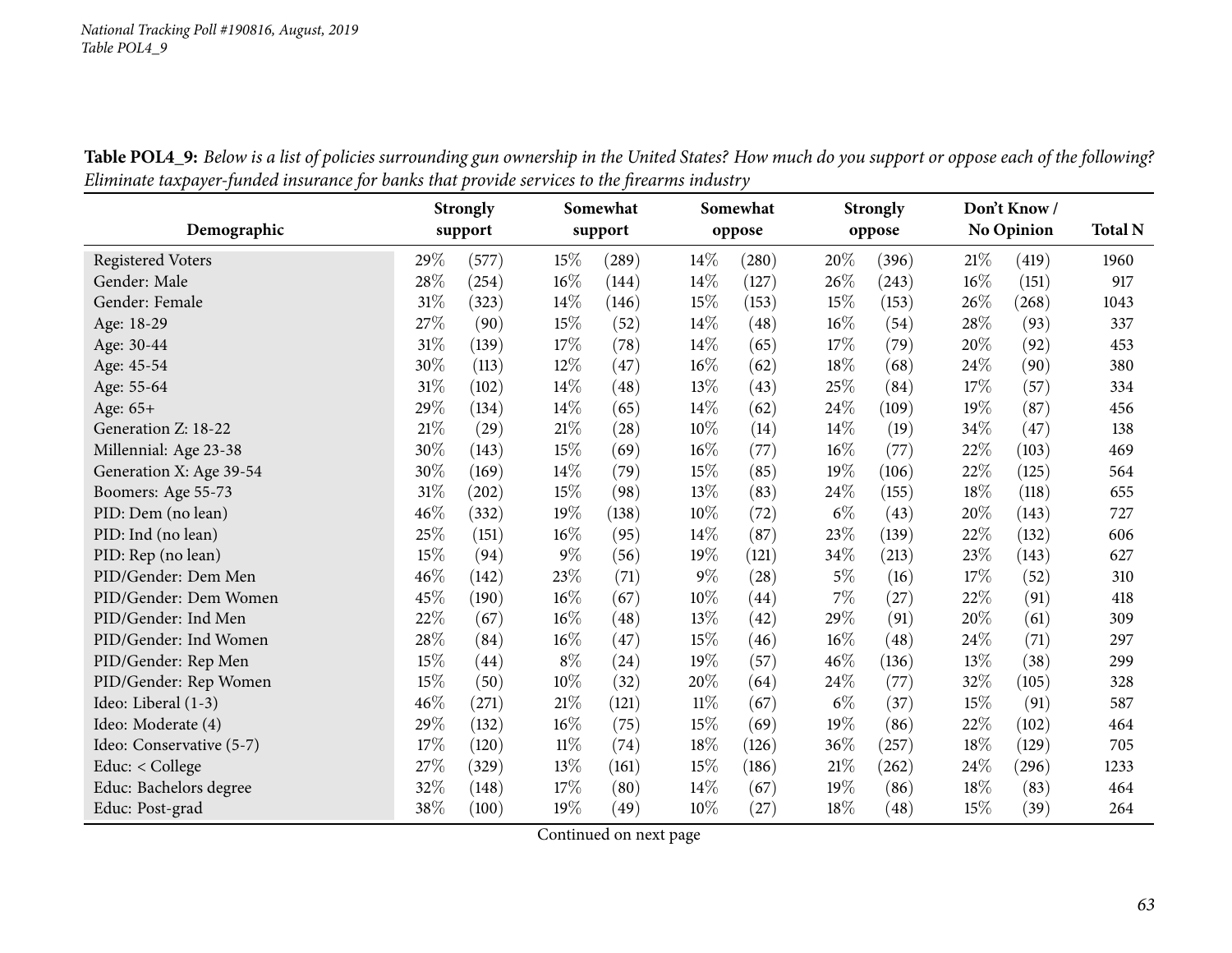*National Tracking Poll #190816, August, 2019*
*Table POL4_9*

**Table POL4_9:** *Below is a list of policies surrounding gun ownership in the United States? How much do you support or oppose each of the following? Eliminate taxpayer-funded insurance for banks that provide services to the firearms industry*

| Demographic | Strongly support | | Somewhat support | | Somewhat oppose | | Strongly oppose | | Don't Know / No Opinion | | Total N |
|---|---|---|---|---|---|---|---|---|---|---|---|
| Registered Voters | 29% | (577) | 15% | (289) | 14% | (280) | 20% | (396) | 21% | (419) | 1960 |
| Gender: Male | 28% | (254) | 16% | (144) | 14% | (127) | 26% | (243) | 16% | (151) | 917 |
| Gender: Female | 31% | (323) | 14% | (146) | 15% | (153) | 15% | (153) | 26% | (268) | 1043 |
| Age: 18-29 | 27% | (90) | 15% | (52) | 14% | (48) | 16% | (54) | 28% | (93) | 337 |
| Age: 30-44 | 31% | (139) | 17% | (78) | 14% | (65) | 17% | (79) | 20% | (92) | 453 |
| Age: 45-54 | 30% | (113) | 12% | (47) | 16% | (62) | 18% | (68) | 24% | (90) | 380 |
| Age: 55-64 | 31% | (102) | 14% | (48) | 13% | (43) | 25% | (84) | 17% | (57) | 334 |
| Age: 65+ | 29% | (134) | 14% | (65) | 14% | (62) | 24% | (109) | 19% | (87) | 456 |
| Generation Z: 18-22 | 21% | (29) | 21% | (28) | 10% | (14) | 14% | (19) | 34% | (47) | 138 |
| Millennial: Age 23-38 | 30% | (143) | 15% | (69) | 16% | (77) | 16% | (77) | 22% | (103) | 469 |
| Generation X: Age 39-54 | 30% | (169) | 14% | (79) | 15% | (85) | 19% | (106) | 22% | (125) | 564 |
| Boomers: Age 55-73 | 31% | (202) | 15% | (98) | 13% | (83) | 24% | (155) | 18% | (118) | 655 |
| PID: Dem (no lean) | 46% | (332) | 19% | (138) | 10% | (72) | 6% | (43) | 20% | (143) | 727 |
| PID: Ind (no lean) | 25% | (151) | 16% | (95) | 14% | (87) | 23% | (139) | 22% | (132) | 606 |
| PID: Rep (no lean) | 15% | (94) | 9% | (56) | 19% | (121) | 34% | (213) | 23% | (143) | 627 |
| PID/Gender: Dem Men | 46% | (142) | 23% | (71) | 9% | (28) | 5% | (16) | 17% | (52) | 310 |
| PID/Gender: Dem Women | 45% | (190) | 16% | (67) | 10% | (44) | 7% | (27) | 22% | (91) | 418 |
| PID/Gender: Ind Men | 22% | (67) | 16% | (48) | 13% | (42) | 29% | (91) | 20% | (61) | 309 |
| PID/Gender: Ind Women | 28% | (84) | 16% | (47) | 15% | (46) | 16% | (48) | 24% | (71) | 297 |
| PID/Gender: Rep Men | 15% | (44) | 8% | (24) | 19% | (57) | 46% | (136) | 13% | (38) | 299 |
| PID/Gender: Rep Women | 15% | (50) | 10% | (32) | 20% | (64) | 24% | (77) | 32% | (105) | 328 |
| Ideo: Liberal (1-3) | 46% | (271) | 21% | (121) | 11% | (67) | 6% | (37) | 15% | (91) | 587 |
| Ideo: Moderate (4) | 29% | (132) | 16% | (75) | 15% | (69) | 19% | (86) | 22% | (102) | 464 |
| Ideo: Conservative (5-7) | 17% | (120) | 11% | (74) | 18% | (126) | 36% | (257) | 18% | (129) | 705 |
| Educ: < College | 27% | (329) | 13% | (161) | 15% | (186) | 21% | (262) | 24% | (296) | 1233 |
| Educ: Bachelors degree | 32% | (148) | 17% | (80) | 14% | (67) | 19% | (86) | 18% | (83) | 464 |
| Educ: Post-grad | 38% | (100) | 19% | (49) | 10% | (27) | 18% | (48) | 15% | (39) | 264 |

Continued on next page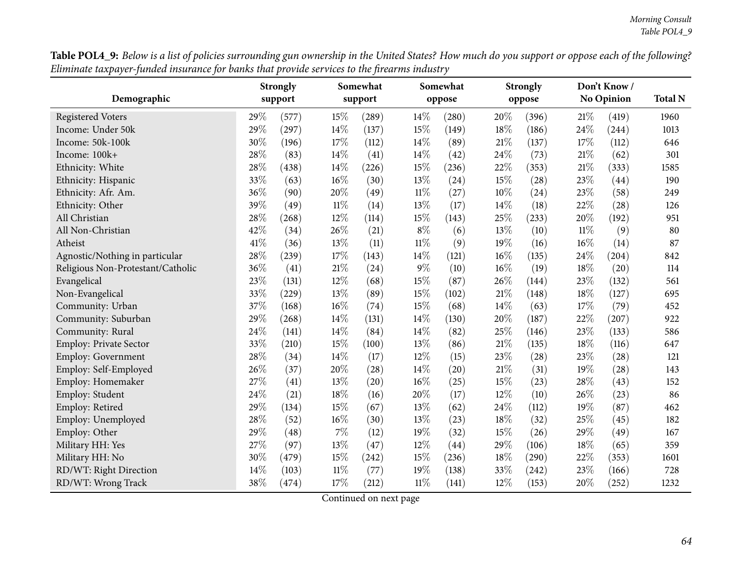**Table POL4_9:** *Below is a list of policies surrounding gun ownership in the United States? How much do you support or oppose each of the following? Eliminate taxpayer-funded insurance for banks that provide services to the firearms industry*

| Demographic | Strongly support | | Somewhat support | | Somewhat oppose | | Strongly oppose | | Don't Know / No Opinion | | Total N |
|---|---|---|---|---|---|---|---|---|---|---|---|
| Registered Voters | 29% | (577) | 15% | (289) | 14% | (280) | 20% | (396) | 21% | (419) | 1960 |
| Income: Under 50k | 29% | (297) | 14% | (137) | 15% | (149) | 18% | (186) | 24% | (244) | 1013 |
| Income: 50k-100k | 30% | (196) | 17% | (112) | 14% | (89) | 21% | (137) | 17% | (112) | 646 |
| Income: 100k+ | 28% | (83) | 14% | (41) | 14% | (42) | 24% | (73) | 21% | (62) | 301 |
| Ethnicity: White | 28% | (438) | 14% | (226) | 15% | (236) | 22% | (353) | 21% | (333) | 1585 |
| Ethnicity: Hispanic | 33% | (63) | 16% | (30) | 13% | (24) | 15% | (28) | 23% | (44) | 190 |
| Ethnicity: Afr. Am. | 36% | (90) | 20% | (49) | 11% | (27) | 10% | (24) | 23% | (58) | 249 |
| Ethnicity: Other | 39% | (49) | 11% | (14) | 13% | (17) | 14% | (18) | 22% | (28) | 126 |
| All Christian | 28% | (268) | 12% | (114) | 15% | (143) | 25% | (233) | 20% | (192) | 951 |
| All Non-Christian | 42% | (34) | 26% | (21) | 8% | (6) | 13% | (10) | 11% | (9) | 80 |
| Atheist | 41% | (36) | 13% | (11) | 11% | (9) | 19% | (16) | 16% | (14) | 87 |
| Agnostic/Nothing in particular | 28% | (239) | 17% | (143) | 14% | (121) | 16% | (135) | 24% | (204) | 842 |
| Religious Non-Protestant/Catholic | 36% | (41) | 21% | (24) | 9% | (10) | 16% | (19) | 18% | (20) | 114 |
| Evangelical | 23% | (131) | 12% | (68) | 15% | (87) | 26% | (144) | 23% | (132) | 561 |
| Non-Evangelical | 33% | (229) | 13% | (89) | 15% | (102) | 21% | (148) | 18% | (127) | 695 |
| Community: Urban | 37% | (168) | 16% | (74) | 15% | (68) | 14% | (63) | 17% | (79) | 452 |
| Community: Suburban | 29% | (268) | 14% | (131) | 14% | (130) | 20% | (187) | 22% | (207) | 922 |
| Community: Rural | 24% | (141) | 14% | (84) | 14% | (82) | 25% | (146) | 23% | (133) | 586 |
| Employ: Private Sector | 33% | (210) | 15% | (100) | 13% | (86) | 21% | (135) | 18% | (116) | 647 |
| Employ: Government | 28% | (34) | 14% | (17) | 12% | (15) | 23% | (28) | 23% | (28) | 121 |
| Employ: Self-Employed | 26% | (37) | 20% | (28) | 14% | (20) | 21% | (31) | 19% | (28) | 143 |
| Employ: Homemaker | 27% | (41) | 13% | (20) | 16% | (25) | 15% | (23) | 28% | (43) | 152 |
| Employ: Student | 24% | (21) | 18% | (16) | 20% | (17) | 12% | (10) | 26% | (23) | 86 |
| Employ: Retired | 29% | (134) | 15% | (67) | 13% | (62) | 24% | (112) | 19% | (87) | 462 |
| Employ: Unemployed | 28% | (52) | 16% | (30) | 13% | (23) | 18% | (32) | 25% | (45) | 182 |
| Employ: Other | 29% | (48) | 7% | (12) | 19% | (32) | 15% | (26) | 29% | (49) | 167 |
| Military HH: Yes | 27% | (97) | 13% | (47) | 12% | (44) | 29% | (106) | 18% | (65) | 359 |
| Military HH: No | 30% | (479) | 15% | (242) | 15% | (236) | 18% | (290) | 22% | (353) | 1601 |
| RD/WT: Right Direction | 14% | (103) | 11% | (77) | 19% | (138) | 33% | (242) | 23% | (166) | 728 |
| RD/WT: Wrong Track | 38% | (474) | 17% | (212) | 11% | (141) | 12% | (153) | 20% | (252) | 1232 |

Continued on next page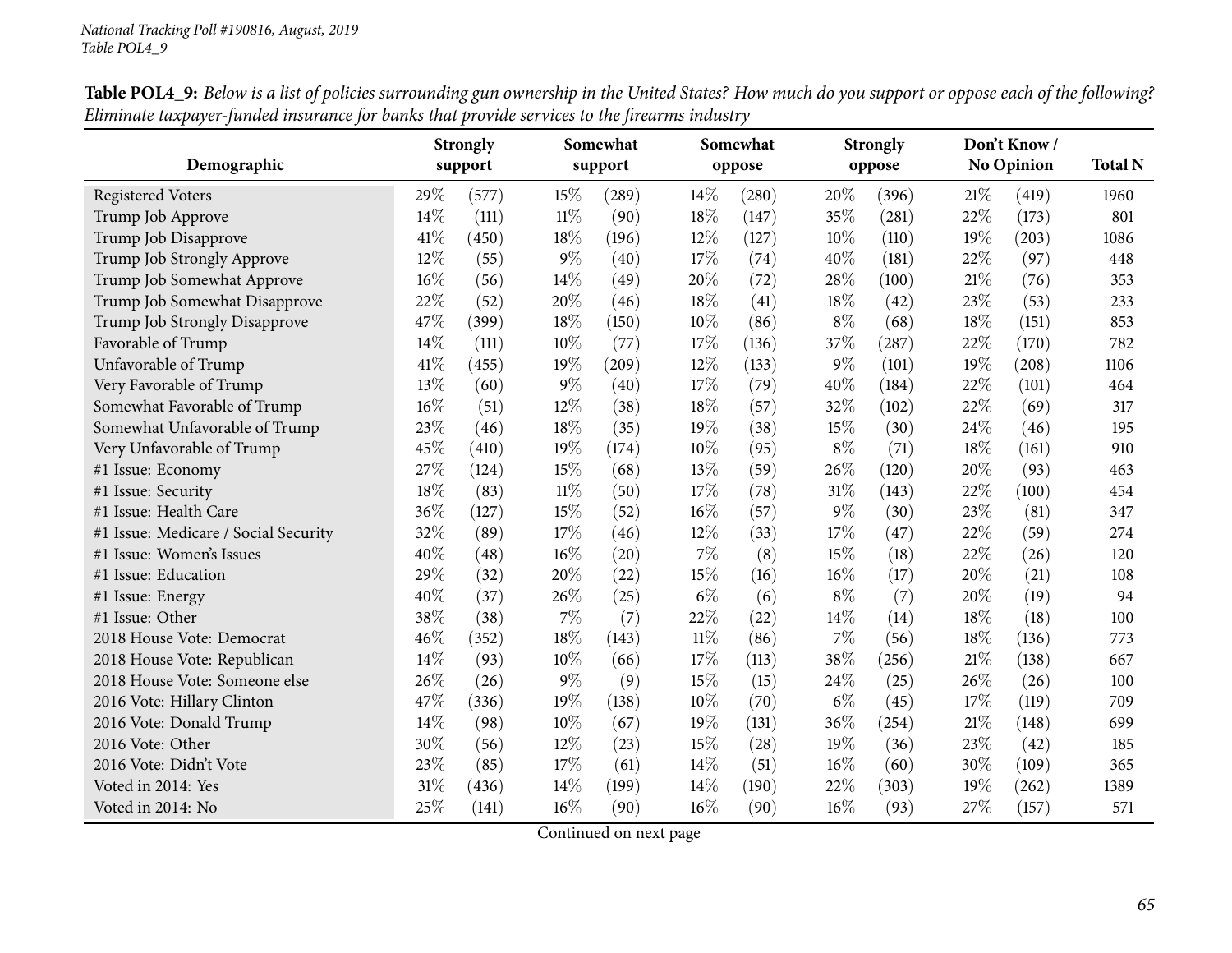**Table POL4_9:** *Below is a list of policies surrounding gun ownership in the United States? How much do you support or oppose each of the following? Eliminate taxpayer-funded insurance for banks that provide services to the firearms industry*

| Demographic | Strongly support | | Somewhat support | | Somewhat oppose | | Strongly oppose | | Don't Know / No Opinion | | Total N |
|---|---|---|---|---|---|---|---|---|---|---|---|
| Registered Voters | 29% | (577) | 15% | (289) | 14% | (280) | 20% | (396) | 21% | (419) | 1960 |
| Trump Job Approve | 14% | (111) | 11% | (90) | 18% | (147) | 35% | (281) | 22% | (173) | 801 |
| Trump Job Disapprove | 41% | (450) | 18% | (196) | 12% | (127) | 10% | (110) | 19% | (203) | 1086 |
| Trump Job Strongly Approve | 12% | (55) | 9% | (40) | 17% | (74) | 40% | (181) | 22% | (97) | 448 |
| Trump Job Somewhat Approve | 16% | (56) | 14% | (49) | 20% | (72) | 28% | (100) | 21% | (76) | 353 |
| Trump Job Somewhat Disapprove | 22% | (52) | 20% | (46) | 18% | (41) | 18% | (42) | 23% | (53) | 233 |
| Trump Job Strongly Disapprove | 47% | (399) | 18% | (150) | 10% | (86) | 8% | (68) | 18% | (151) | 853 |
| Favorable of Trump | 14% | (111) | 10% | (77) | 17% | (136) | 37% | (287) | 22% | (170) | 782 |
| Unfavorable of Trump | 41% | (455) | 19% | (209) | 12% | (133) | 9% | (101) | 19% | (208) | 1106 |
| Very Favorable of Trump | 13% | (60) | 9% | (40) | 17% | (79) | 40% | (184) | 22% | (101) | 464 |
| Somewhat Favorable of Trump | 16% | (51) | 12% | (38) | 18% | (57) | 32% | (102) | 22% | (69) | 317 |
| Somewhat Unfavorable of Trump | 23% | (46) | 18% | (35) | 19% | (38) | 15% | (30) | 24% | (46) | 195 |
| Very Unfavorable of Trump | 45% | (410) | 19% | (174) | 10% | (95) | 8% | (71) | 18% | (161) | 910 |
| #1 Issue: Economy | 27% | (124) | 15% | (68) | 13% | (59) | 26% | (120) | 20% | (93) | 463 |
| #1 Issue: Security | 18% | (83) | 11% | (50) | 17% | (78) | 31% | (143) | 22% | (100) | 454 |
| #1 Issue: Health Care | 36% | (127) | 15% | (52) | 16% | (57) | 9% | (30) | 23% | (81) | 347 |
| #1 Issue: Medicare / Social Security | 32% | (89) | 17% | (46) | 12% | (33) | 17% | (47) | 22% | (59) | 274 |
| #1 Issue: Women's Issues | 40% | (48) | 16% | (20) | 7% | (8) | 15% | (18) | 22% | (26) | 120 |
| #1 Issue: Education | 29% | (32) | 20% | (22) | 15% | (16) | 16% | (17) | 20% | (21) | 108 |
| #1 Issue: Energy | 40% | (37) | 26% | (25) | 6% | (6) | 8% | (7) | 20% | (19) | 94 |
| #1 Issue: Other | 38% | (38) | 7% | (7) | 22% | (22) | 14% | (14) | 18% | (18) | 100 |
| 2018 House Vote: Democrat | 46% | (352) | 18% | (143) | 11% | (86) | 7% | (56) | 18% | (136) | 773 |
| 2018 House Vote: Republican | 14% | (93) | 10% | (66) | 17% | (113) | 38% | (256) | 21% | (138) | 667 |
| 2018 House Vote: Someone else | 26% | (26) | 9% | (9) | 15% | (15) | 24% | (25) | 26% | (26) | 100 |
| 2016 Vote: Hillary Clinton | 47% | (336) | 19% | (138) | 10% | (70) | 6% | (45) | 17% | (119) | 709 |
| 2016 Vote: Donald Trump | 14% | (98) | 10% | (67) | 19% | (131) | 36% | (254) | 21% | (148) | 699 |
| 2016 Vote: Other | 30% | (56) | 12% | (23) | 15% | (28) | 19% | (36) | 23% | (42) | 185 |
| 2016 Vote: Didn't Vote | 23% | (85) | 17% | (61) | 14% | (51) | 16% | (60) | 30% | (109) | 365 |
| Voted in 2014: Yes | 31% | (436) | 14% | (199) | 14% | (190) | 22% | (303) | 19% | (262) | 1389 |
| Voted in 2014: No | 25% | (141) | 16% | (90) | 16% | (90) | 16% | (93) | 27% | (157) | 571 |

Continued on next page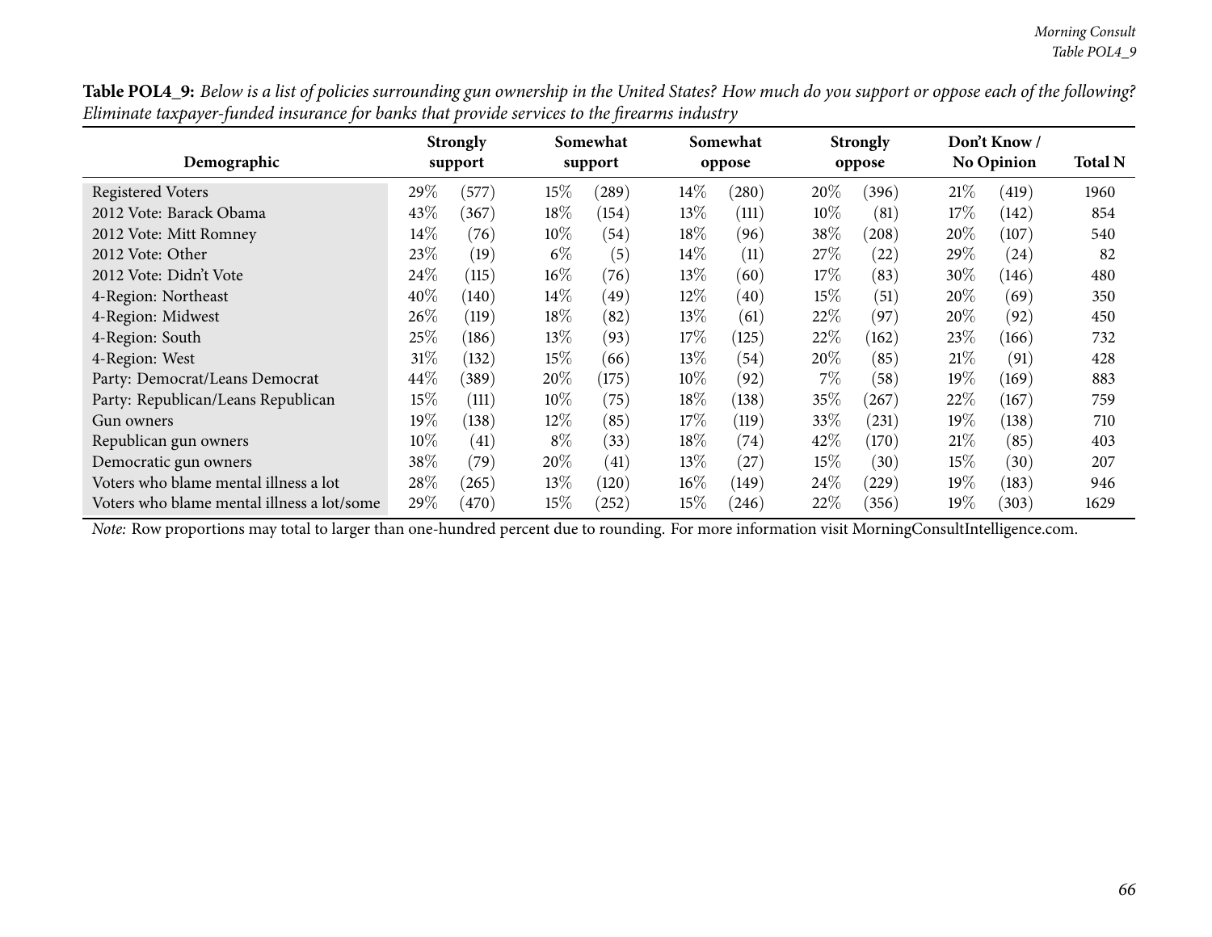**Table POL4_9:** *Below is a list of policies surrounding gun ownership in the United States? How much do you support or oppose each of the following? Eliminate taxpayer-funded insurance for banks that provide services to the firearms industry*

| Demographic | Strongly support | | Somewhat support | | Somewhat oppose | | Strongly oppose | | Don't Know / No Opinion | | Total N |
|---|---|---|---|---|---|---|---|---|---|---|---|
| Registered Voters | 29% | (577) | 15% | (289) | 14% | (280) | 20% | (396) | 21% | (419) | 1960 |
| 2012 Vote: Barack Obama | 43% | (367) | 18% | (154) | 13% | (111) | 10% | (81) | 17% | (142) | 854 |
| 2012 Vote: Mitt Romney | 14% | (76) | 10% | (54) | 18% | (96) | 38% | (208) | 20% | (107) | 540 |
| 2012 Vote: Other | 23% | (19) | 6% | (5) | 14% | (11) | 27% | (22) | 29% | (24) | 82 |
| 2012 Vote: Didn't Vote | 24% | (115) | 16% | (76) | 13% | (60) | 17% | (83) | 30% | (146) | 480 |
| 4-Region: Northeast | 40% | (140) | 14% | (49) | 12% | (40) | 15% | (51) | 20% | (69) | 350 |
| 4-Region: Midwest | 26% | (119) | 18% | (82) | 13% | (61) | 22% | (97) | 20% | (92) | 450 |
| 4-Region: South | 25% | (186) | 13% | (93) | 17% | (125) | 22% | (162) | 23% | (166) | 732 |
| 4-Region: West | 31% | (132) | 15% | (66) | 13% | (54) | 20% | (85) | 21% | (91) | 428 |
| Party: Democrat/Leans Democrat | 44% | (389) | 20% | (175) | 10% | (92) | 7% | (58) | 19% | (169) | 883 |
| Party: Republican/Leans Republican | 15% | (111) | 10% | (75) | 18% | (138) | 35% | (267) | 22% | (167) | 759 |
| Gun owners | 19% | (138) | 12% | (85) | 17% | (119) | 33% | (231) | 19% | (138) | 710 |
| Republican gun owners | 10% | (41) | 8% | (33) | 18% | (74) | 42% | (170) | 21% | (85) | 403 |
| Democratic gun owners | 38% | (79) | 20% | (41) | 13% | (27) | 15% | (30) | 15% | (30) | 207 |
| Voters who blame mental illness a lot | 28% | (265) | 13% | (120) | 16% | (149) | 24% | (229) | 19% | (183) | 946 |
| Voters who blame mental illness a lot/some | 29% | (470) | 15% | (252) | 15% | (246) | 22% | (356) | 19% | (303) | 1629 |

*Note:* Row proportions may total to larger than one-hundred percent due to rounding. For more information visit MorningConsultIntelligence.com.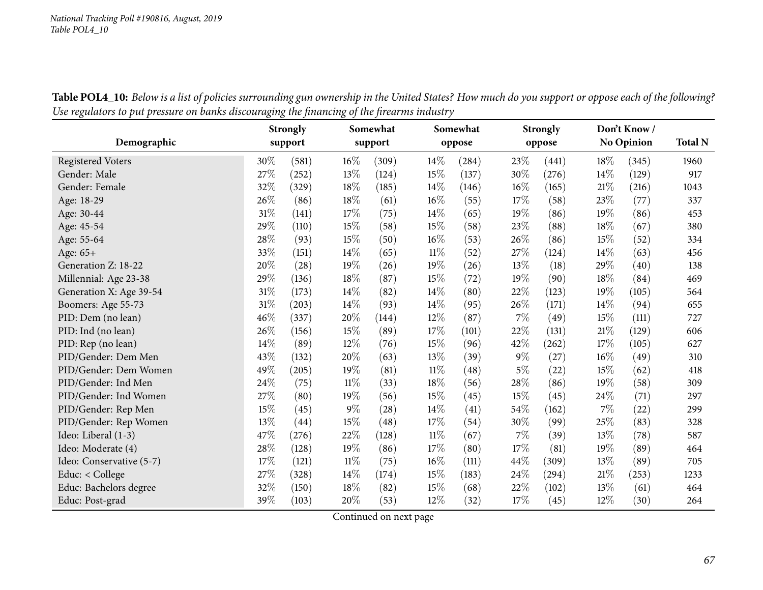**Table POL4_10:** *Below is a list of policies surrounding gun ownership in the United States? How much do you support or oppose each of the following? Use regulators to put pressure on banks discouraging the financing of the firearms industry*

| Demographic | Strongly support | | Somewhat support | | Somewhat oppose | | Strongly oppose | | Don't Know / No Opinion | | Total N |
|---|---|---|---|---|---|---|---|---|---|---|---|
| Registered Voters | 30% | (581) | 16% | (309) | 14% | (284) | 23% | (441) | 18% | (345) | 1960 |
| Gender: Male | 27% | (252) | 13% | (124) | 15% | (137) | 30% | (276) | 14% | (129) | 917 |
| Gender: Female | 32% | (329) | 18% | (185) | 14% | (146) | 16% | (165) | 21% | (216) | 1043 |
| Age: 18-29 | 26% | (86) | 18% | (61) | 16% | (55) | 17% | (58) | 23% | (77) | 337 |
| Age: 30-44 | 31% | (141) | 17% | (75) | 14% | (65) | 19% | (86) | 19% | (86) | 453 |
| Age: 45-54 | 29% | (110) | 15% | (58) | 15% | (58) | 23% | (88) | 18% | (67) | 380 |
| Age: 55-64 | 28% | (93) | 15% | (50) | 16% | (53) | 26% | (86) | 15% | (52) | 334 |
| Age: 65+ | 33% | (151) | 14% | (65) | 11% | (52) | 27% | (124) | 14% | (63) | 456 |
| Generation Z: 18-22 | 20% | (28) | 19% | (26) | 19% | (26) | 13% | (18) | 29% | (40) | 138 |
| Millennial: Age 23-38 | 29% | (136) | 18% | (87) | 15% | (72) | 19% | (90) | 18% | (84) | 469 |
| Generation X: Age 39-54 | 31% | (173) | 14% | (82) | 14% | (80) | 22% | (123) | 19% | (105) | 564 |
| Boomers: Age 55-73 | 31% | (203) | 14% | (93) | 14% | (95) | 26% | (171) | 14% | (94) | 655 |
| PID: Dem (no lean) | 46% | (337) | 20% | (144) | 12% | (87) | 7% | (49) | 15% | (111) | 727 |
| PID: Ind (no lean) | 26% | (156) | 15% | (89) | 17% | (101) | 22% | (131) | 21% | (129) | 606 |
| PID: Rep (no lean) | 14% | (89) | 12% | (76) | 15% | (96) | 42% | (262) | 17% | (105) | 627 |
| PID/Gender: Dem Men | 43% | (132) | 20% | (63) | 13% | (39) | 9% | (27) | 16% | (49) | 310 |
| PID/Gender: Dem Women | 49% | (205) | 19% | (81) | 11% | (48) | 5% | (22) | 15% | (62) | 418 |
| PID/Gender: Ind Men | 24% | (75) | 11% | (33) | 18% | (56) | 28% | (86) | 19% | (58) | 309 |
| PID/Gender: Ind Women | 27% | (80) | 19% | (56) | 15% | (45) | 15% | (45) | 24% | (71) | 297 |
| PID/Gender: Rep Men | 15% | (45) | 9% | (28) | 14% | (41) | 54% | (162) | 7% | (22) | 299 |
| PID/Gender: Rep Women | 13% | (44) | 15% | (48) | 17% | (54) | 30% | (99) | 25% | (83) | 328 |
| Ideo: Liberal (1-3) | 47% | (276) | 22% | (128) | 11% | (67) | 7% | (39) | 13% | (78) | 587 |
| Ideo: Moderate (4) | 28% | (128) | 19% | (86) | 17% | (80) | 17% | (81) | 19% | (89) | 464 |
| Ideo: Conservative (5-7) | 17% | (121) | 11% | (75) | 16% | (111) | 44% | (309) | 13% | (89) | 705 |
| Educ: < College | 27% | (328) | 14% | (174) | 15% | (183) | 24% | (294) | 21% | (253) | 1233 |
| Educ: Bachelors degree | 32% | (150) | 18% | (82) | 15% | (68) | 22% | (102) | 13% | (61) | 464 |
| Educ: Post-grad | 39% | (103) | 20% | (53) | 12% | (32) | 17% | (45) | 12% | (30) | 264 |

Continued on next page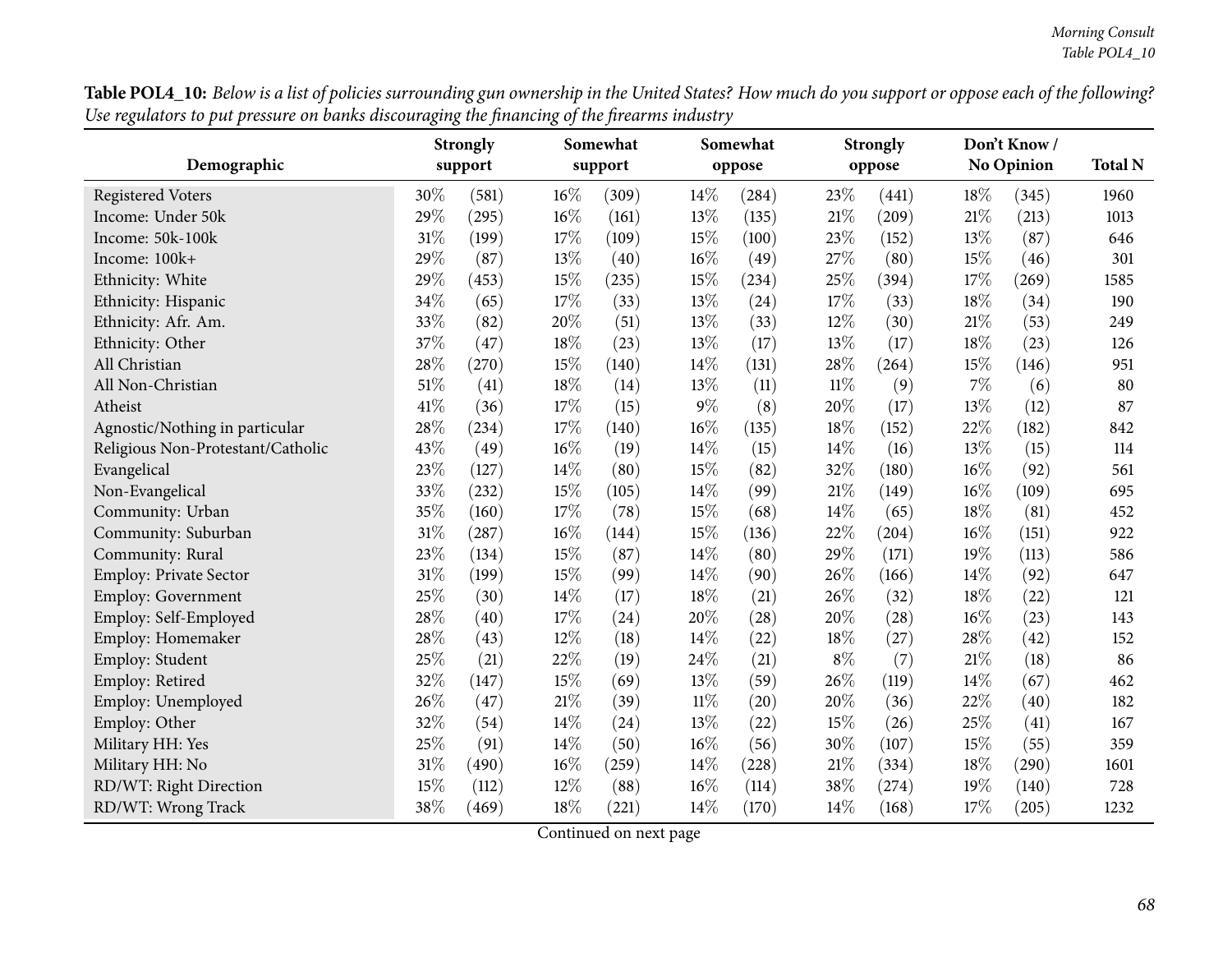**Table POL4_10:** *Below is a list of policies surrounding gun ownership in the United States? How much do you support or oppose each of the following? Use regulators to put pressure on banks discouraging the financing of the firearms industry*

| Demographic | Strongly support | | Somewhat support | | Somewhat oppose | | Strongly oppose | | Don't Know / No Opinion | | Total N |
|---|---|---|---|---|---|---|---|---|---|---|---|
| Registered Voters | 30% | (581) | 16% | (309) | 14% | (284) | 23% | (441) | 18% | (345) | 1960 |
| Income: Under 50k | 29% | (295) | 16% | (161) | 13% | (135) | 21% | (209) | 21% | (213) | 1013 |
| Income: 50k-100k | 31% | (199) | 17% | (109) | 15% | (100) | 23% | (152) | 13% | (87) | 646 |
| Income: 100k+ | 29% | (87) | 13% | (40) | 16% | (49) | 27% | (80) | 15% | (46) | 301 |
| Ethnicity: White | 29% | (453) | 15% | (235) | 15% | (234) | 25% | (394) | 17% | (269) | 1585 |
| Ethnicity: Hispanic | 34% | (65) | 17% | (33) | 13% | (24) | 17% | (33) | 18% | (34) | 190 |
| Ethnicity: Afr. Am. | 33% | (82) | 20% | (51) | 13% | (33) | 12% | (30) | 21% | (53) | 249 |
| Ethnicity: Other | 37% | (47) | 18% | (23) | 13% | (17) | 13% | (17) | 18% | (23) | 126 |
| All Christian | 28% | (270) | 15% | (140) | 14% | (131) | 28% | (264) | 15% | (146) | 951 |
| All Non-Christian | 51% | (41) | 18% | (14) | 13% | (11) | 11% | (9) | 7% | (6) | 80 |
| Atheist | 41% | (36) | 17% | (15) | 9% | (8) | 20% | (17) | 13% | (12) | 87 |
| Agnostic/Nothing in particular | 28% | (234) | 17% | (140) | 16% | (135) | 18% | (152) | 22% | (182) | 842 |
| Religious Non-Protestant/Catholic | 43% | (49) | 16% | (19) | 14% | (15) | 14% | (16) | 13% | (15) | 114 |
| Evangelical | 23% | (127) | 14% | (80) | 15% | (82) | 32% | (180) | 16% | (92) | 561 |
| Non-Evangelical | 33% | (232) | 15% | (105) | 14% | (99) | 21% | (149) | 16% | (109) | 695 |
| Community: Urban | 35% | (160) | 17% | (78) | 15% | (68) | 14% | (65) | 18% | (81) | 452 |
| Community: Suburban | 31% | (287) | 16% | (144) | 15% | (136) | 22% | (204) | 16% | (151) | 922 |
| Community: Rural | 23% | (134) | 15% | (87) | 14% | (80) | 29% | (171) | 19% | (113) | 586 |
| Employ: Private Sector | 31% | (199) | 15% | (99) | 14% | (90) | 26% | (166) | 14% | (92) | 647 |
| Employ: Government | 25% | (30) | 14% | (17) | 18% | (21) | 26% | (32) | 18% | (22) | 121 |
| Employ: Self-Employed | 28% | (40) | 17% | (24) | 20% | (28) | 20% | (28) | 16% | (23) | 143 |
| Employ: Homemaker | 28% | (43) | 12% | (18) | 14% | (22) | 18% | (27) | 28% | (42) | 152 |
| Employ: Student | 25% | (21) | 22% | (19) | 24% | (21) | 8% | (7) | 21% | (18) | 86 |
| Employ: Retired | 32% | (147) | 15% | (69) | 13% | (59) | 26% | (119) | 14% | (67) | 462 |
| Employ: Unemployed | 26% | (47) | 21% | (39) | 11% | (20) | 20% | (36) | 22% | (40) | 182 |
| Employ: Other | 32% | (54) | 14% | (24) | 13% | (22) | 15% | (26) | 25% | (41) | 167 |
| Military HH: Yes | 25% | (91) | 14% | (50) | 16% | (56) | 30% | (107) | 15% | (55) | 359 |
| Military HH: No | 31% | (490) | 16% | (259) | 14% | (228) | 21% | (334) | 18% | (290) | 1601 |
| RD/WT: Right Direction | 15% | (112) | 12% | (88) | 16% | (114) | 38% | (274) | 19% | (140) | 728 |
| RD/WT: Wrong Track | 38% | (469) | 18% | (221) | 14% | (170) | 14% | (168) | 17% | (205) | 1232 |

Continued on next page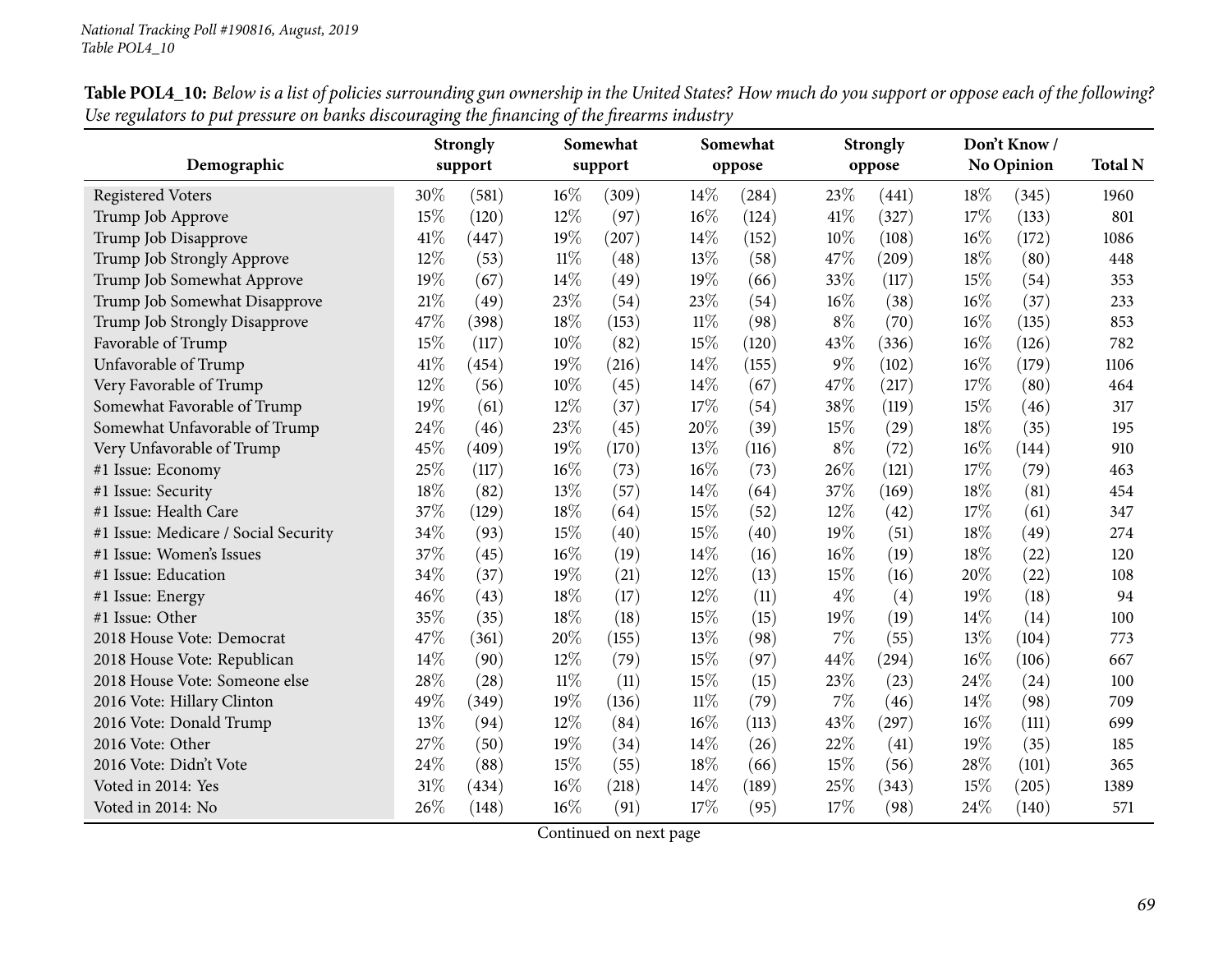*National Tracking Poll #190816, August, 2019*
*Table POL4_10*

**Table POL4_10:** *Below is a list of policies surrounding gun ownership in the United States? How much do you support or oppose each of the following? Use regulators to put pressure on banks discouraging the financing of the firearms industry*

| Demographic | Strongly support | | Somewhat support | | Somewhat oppose | | Strongly oppose | | Don't Know / No Opinion | | Total N |
|---|---|---|---|---|---|---|---|---|---|---|---|
| Registered Voters | 30% | (581) | 16% | (309) | 14% | (284) | 23% | (441) | 18% | (345) | 1960 |
| Trump Job Approve | 15% | (120) | 12% | (97) | 16% | (124) | 41% | (327) | 17% | (133) | 801 |
| Trump Job Disapprove | 41% | (447) | 19% | (207) | 14% | (152) | 10% | (108) | 16% | (172) | 1086 |
| Trump Job Strongly Approve | 12% | (53) | 11% | (48) | 13% | (58) | 47% | (209) | 18% | (80) | 448 |
| Trump Job Somewhat Approve | 19% | (67) | 14% | (49) | 19% | (66) | 33% | (117) | 15% | (54) | 353 |
| Trump Job Somewhat Disapprove | 21% | (49) | 23% | (54) | 23% | (54) | 16% | (38) | 16% | (37) | 233 |
| Trump Job Strongly Disapprove | 47% | (398) | 18% | (153) | 11% | (98) | 8% | (70) | 16% | (135) | 853 |
| Favorable of Trump | 15% | (117) | 10% | (82) | 15% | (120) | 43% | (336) | 16% | (126) | 782 |
| Unfavorable of Trump | 41% | (454) | 19% | (216) | 14% | (155) | 9% | (102) | 16% | (179) | 1106 |
| Very Favorable of Trump | 12% | (56) | 10% | (45) | 14% | (67) | 47% | (217) | 17% | (80) | 464 |
| Somewhat Favorable of Trump | 19% | (61) | 12% | (37) | 17% | (54) | 38% | (119) | 15% | (46) | 317 |
| Somewhat Unfavorable of Trump | 24% | (46) | 23% | (45) | 20% | (39) | 15% | (29) | 18% | (35) | 195 |
| Very Unfavorable of Trump | 45% | (409) | 19% | (170) | 13% | (116) | 8% | (72) | 16% | (144) | 910 |
| #1 Issue: Economy | 25% | (117) | 16% | (73) | 16% | (73) | 26% | (121) | 17% | (79) | 463 |
| #1 Issue: Security | 18% | (82) | 13% | (57) | 14% | (64) | 37% | (169) | 18% | (81) | 454 |
| #1 Issue: Health Care | 37% | (129) | 18% | (64) | 15% | (52) | 12% | (42) | 17% | (61) | 347 |
| #1 Issue: Medicare / Social Security | 34% | (93) | 15% | (40) | 15% | (40) | 19% | (51) | 18% | (49) | 274 |
| #1 Issue: Women's Issues | 37% | (45) | 16% | (19) | 14% | (16) | 16% | (19) | 18% | (22) | 120 |
| #1 Issue: Education | 34% | (37) | 19% | (21) | 12% | (13) | 15% | (16) | 20% | (22) | 108 |
| #1 Issue: Energy | 46% | (43) | 18% | (17) | 12% | (11) | 4% | (4) | 19% | (18) | 94 |
| #1 Issue: Other | 35% | (35) | 18% | (18) | 15% | (15) | 19% | (19) | 14% | (14) | 100 |
| 2018 House Vote: Democrat | 47% | (361) | 20% | (155) | 13% | (98) | 7% | (55) | 13% | (104) | 773 |
| 2018 House Vote: Republican | 14% | (90) | 12% | (79) | 15% | (97) | 44% | (294) | 16% | (106) | 667 |
| 2018 House Vote: Someone else | 28% | (28) | 11% | (11) | 15% | (15) | 23% | (23) | 24% | (24) | 100 |
| 2016 Vote: Hillary Clinton | 49% | (349) | 19% | (136) | 11% | (79) | 7% | (46) | 14% | (98) | 709 |
| 2016 Vote: Donald Trump | 13% | (94) | 12% | (84) | 16% | (113) | 43% | (297) | 16% | (111) | 699 |
| 2016 Vote: Other | 27% | (50) | 19% | (34) | 14% | (26) | 22% | (41) | 19% | (35) | 185 |
| 2016 Vote: Didn't Vote | 24% | (88) | 15% | (55) | 18% | (66) | 15% | (56) | 28% | (101) | 365 |
| Voted in 2014: Yes | 31% | (434) | 16% | (218) | 14% | (189) | 25% | (343) | 15% | (205) | 1389 |
| Voted in 2014: No | 26% | (148) | 16% | (91) | 17% | (95) | 17% | (98) | 24% | (140) | 571 |

Continued on next page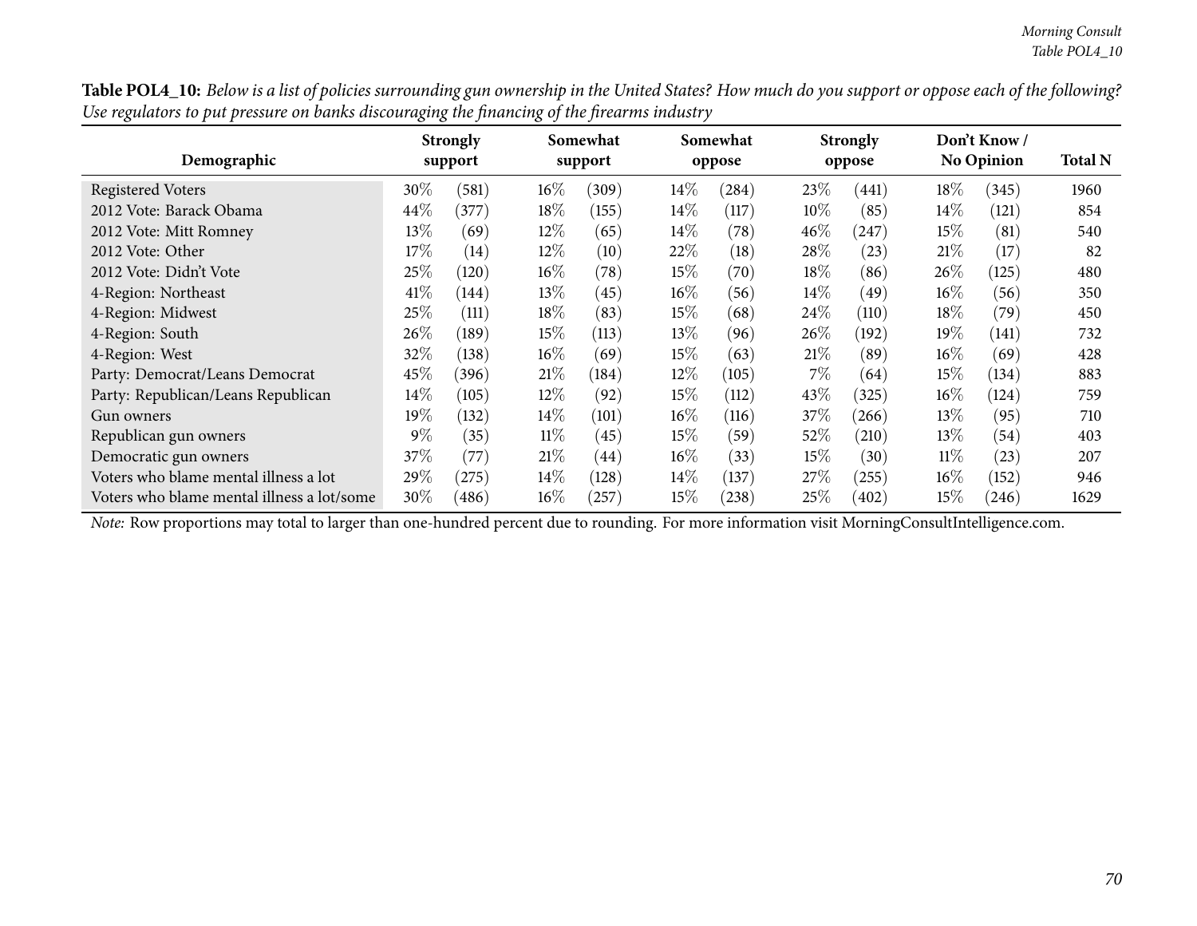**Table POL4_10:** *Below is a list of policies surrounding gun ownership in the United States? How much do you support or oppose each of the following? Use regulators to put pressure on banks discouraging the financing of the firearms industry*

| Demographic | Strongly support | | Somewhat support | | Somewhat oppose | | Strongly oppose | | Don't Know / No Opinion | | Total N |
|---|---|---|---|---|---|---|---|---|---|---|---|
| Registered Voters | 30% | (581) | 16% | (309) | 14% | (284) | 23% | (441) | 18% | (345) | 1960 |
| 2012 Vote: Barack Obama | 44% | (377) | 18% | (155) | 14% | (117) | 10% | (85) | 14% | (121) | 854 |
| 2012 Vote: Mitt Romney | 13% | (69) | 12% | (65) | 14% | (78) | 46% | (247) | 15% | (81) | 540 |
| 2012 Vote: Other | 17% | (14) | 12% | (10) | 22% | (18) | 28% | (23) | 21% | (17) | 82 |
| 2012 Vote: Didn't Vote | 25% | (120) | 16% | (78) | 15% | (70) | 18% | (86) | 26% | (125) | 480 |
| 4-Region: Northeast | 41% | (144) | 13% | (45) | 16% | (56) | 14% | (49) | 16% | (56) | 350 |
| 4-Region: Midwest | 25% | (111) | 18% | (83) | 15% | (68) | 24% | (110) | 18% | (79) | 450 |
| 4-Region: South | 26% | (189) | 15% | (113) | 13% | (96) | 26% | (192) | 19% | (141) | 732 |
| 4-Region: West | 32% | (138) | 16% | (69) | 15% | (63) | 21% | (89) | 16% | (69) | 428 |
| Party: Democrat/Leans Democrat | 45% | (396) | 21% | (184) | 12% | (105) | 7% | (64) | 15% | (134) | 883 |
| Party: Republican/Leans Republican | 14% | (105) | 12% | (92) | 15% | (112) | 43% | (325) | 16% | (124) | 759 |
| Gun owners | 19% | (132) | 14% | (101) | 16% | (116) | 37% | (266) | 13% | (95) | 710 |
| Republican gun owners | 9% | (35) | 11% | (45) | 15% | (59) | 52% | (210) | 13% | (54) | 403 |
| Democratic gun owners | 37% | (77) | 21% | (44) | 16% | (33) | 15% | (30) | 11% | (23) | 207 |
| Voters who blame mental illness a lot | 29% | (275) | 14% | (128) | 14% | (137) | 27% | (255) | 16% | (152) | 946 |
| Voters who blame mental illness a lot/some | 30% | (486) | 16% | (257) | 15% | (238) | 25% | (402) | 15% | (246) | 1629 |

*Note:* Row proportions may total to larger than one-hundred percent due to rounding. For more information visit MorningConsultIntelligence.com.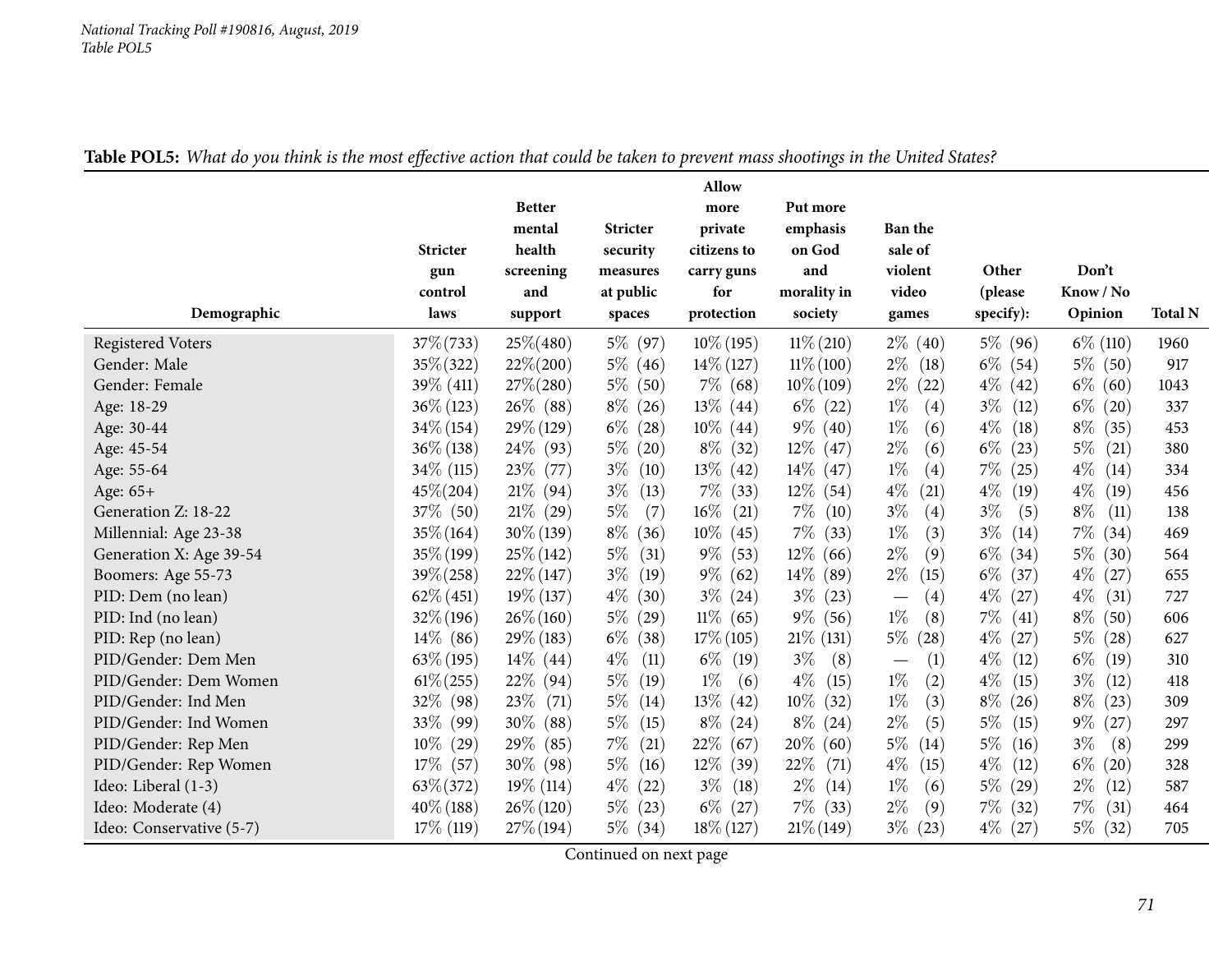**Table POL5:** *What do you think is the most effective action that could be taken to prevent mass shootings in the United States?*

| Demographic | Stricter gun control laws | Better mental health screening and support | Stricter security measures at public spaces | Allow more private citizens to carry guns for protection | Put more emphasis on God and morality in society | Ban the sale of violent video games | Other (please specify): | Don't Know / No Opinion | Total N |
|---|---|---|---|---|---|---|---|---|---|
| Registered Voters | 37% (733) | 25% (480) | 5% (97) | 10% (195) | 11% (210) | 2% (40) | 5% (96) | 6% (110) | 1960 |
| Gender: Male | 35% (322) | 22% (200) | 5% (46) | 14% (127) | 11% (100) | 2% (18) | 6% (54) | 5% (50) | 917 |
| Gender: Female | 39% (411) | 27% (280) | 5% (50) | 7% (68) | 10% (109) | 2% (22) | 4% (42) | 6% (60) | 1043 |
| Age: 18-29 | 36% (123) | 26% (88) | 8% (26) | 13% (44) | 6% (22) | 1% (4) | 3% (12) | 6% (20) | 337 |
| Age: 30-44 | 34% (154) | 29% (129) | 6% (28) | 10% (44) | 9% (40) | 1% (6) | 4% (18) | 8% (35) | 453 |
| Age: 45-54 | 36% (138) | 24% (93) | 5% (20) | 8% (32) | 12% (47) | 2% (6) | 6% (23) | 5% (21) | 380 |
| Age: 55-64 | 34% (115) | 23% (77) | 3% (10) | 13% (42) | 14% (47) | 1% (4) | 7% (25) | 4% (14) | 334 |
| Age: 65+ | 45% (204) | 21% (94) | 3% (13) | 7% (33) | 12% (54) | 4% (21) | 4% (19) | 4% (19) | 456 |
| Generation Z: 18-22 | 37% (50) | 21% (29) | 5% (7) | 16% (21) | 7% (10) | 3% (4) | 3% (5) | 8% (11) | 138 |
| Millennial: Age 23-38 | 35% (164) | 30% (139) | 8% (36) | 10% (45) | 7% (33) | 1% (3) | 3% (14) | 7% (34) | 469 |
| Generation X: Age 39-54 | 35% (199) | 25% (142) | 5% (31) | 9% (53) | 12% (66) | 2% (9) | 6% (34) | 5% (30) | 564 |
| Boomers: Age 55-73 | 39% (258) | 22% (147) | 3% (19) | 9% (62) | 14% (89) | 2% (15) | 6% (37) | 4% (27) | 655 |
| PID: Dem (no lean) | 62% (451) | 19% (137) | 4% (30) | 3% (24) | 3% (23) | — (4) | 4% (27) | 4% (31) | 727 |
| PID: Ind (no lean) | 32% (196) | 26% (160) | 5% (29) | 11% (65) | 9% (56) | 1% (8) | 7% (41) | 8% (50) | 606 |
| PID: Rep (no lean) | 14% (86) | 29% (183) | 6% (38) | 17% (105) | 21% (131) | 5% (28) | 4% (27) | 5% (28) | 627 |
| PID/Gender: Dem Men | 63% (195) | 14% (44) | 4% (11) | 6% (19) | 3% (8) | — (1) | 4% (12) | 6% (19) | 310 |
| PID/Gender: Dem Women | 61% (255) | 22% (94) | 5% (19) | 1% (6) | 4% (15) | 1% (2) | 4% (15) | 3% (12) | 418 |
| PID/Gender: Ind Men | 32% (98) | 23% (71) | 5% (14) | 13% (42) | 10% (32) | 1% (3) | 8% (26) | 8% (23) | 309 |
| PID/Gender: Ind Women | 33% (99) | 30% (88) | 5% (15) | 8% (24) | 8% (24) | 2% (5) | 5% (15) | 9% (27) | 297 |
| PID/Gender: Rep Men | 10% (29) | 29% (85) | 7% (21) | 22% (67) | 20% (60) | 5% (14) | 5% (16) | 3% (8) | 299 |
| PID/Gender: Rep Women | 17% (57) | 30% (98) | 5% (16) | 12% (39) | 22% (71) | 4% (15) | 4% (12) | 6% (20) | 328 |
| Ideo: Liberal (1-3) | 63% (372) | 19% (114) | 4% (22) | 3% (18) | 2% (14) | 1% (6) | 5% (29) | 2% (12) | 587 |
| Ideo: Moderate (4) | 40% (188) | 26% (120) | 5% (23) | 6% (27) | 7% (33) | 2% (9) | 7% (32) | 7% (31) | 464 |
| Ideo: Conservative (5-7) | 17% (119) | 27% (194) | 5% (34) | 18% (127) | 21% (149) | 3% (23) | 4% (27) | 5% (32) | 705 |

Continued on next page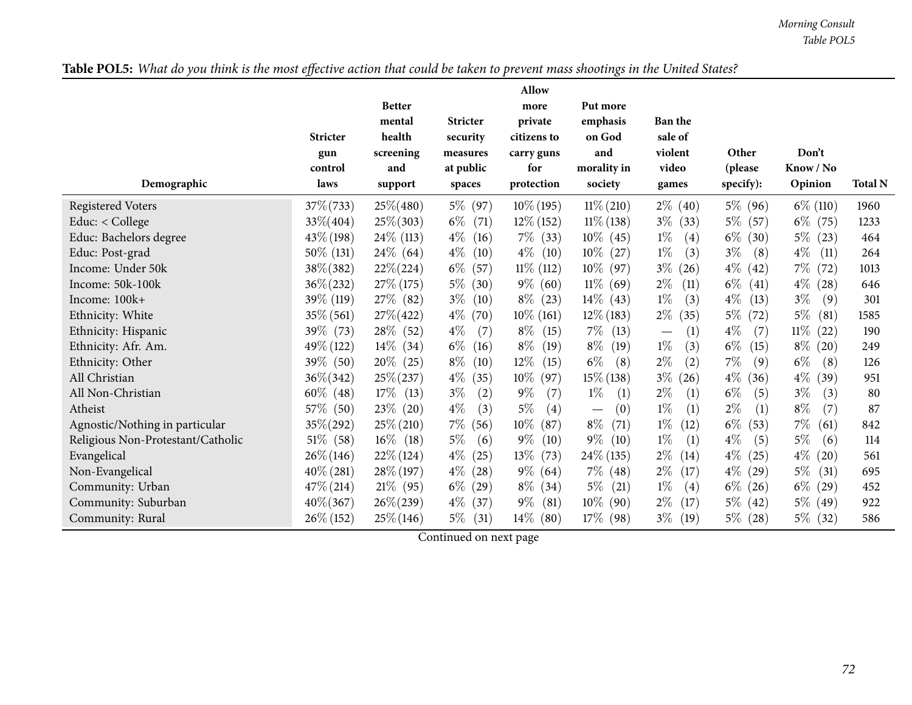**Table POL5:** *What do you think is the most effective action that could be taken to prevent mass shootings in the United States?*

| Demographic | Stricter gun control laws | Better mental health screening and support | Stricter security measures at public spaces | Allow more private citizens to carry guns for protection | Put more emphasis on God and morality in society | Ban the sale of violent video games | Other (please specify): | Don't Know / No Opinion | Total N |
|---|---|---|---|---|---|---|---|---|---|
| Registered Voters | 37% (733) | 25% (480) | 5% (97) | 10% (195) | 11% (210) | 2% (40) | 5% (96) | 6% (110) | 1960 |
| Educ: < College | 33% (404) | 25% (303) | 6% (71) | 12% (152) | 11% (138) | 3% (33) | 5% (57) | 6% (75) | 1233 |
| Educ: Bachelors degree | 43% (198) | 24% (113) | 4% (16) | 7% (33) | 10% (45) | 1% (4) | 6% (30) | 5% (23) | 464 |
| Educ: Post-grad | 50% (131) | 24% (64) | 4% (10) | 4% (10) | 10% (27) | 1% (3) | 3% (8) | 4% (11) | 264 |
| Income: Under 50k | 38% (382) | 22% (224) | 6% (57) | 11% (112) | 10% (97) | 3% (26) | 4% (42) | 7% (72) | 1013 |
| Income: 50k-100k | 36% (232) | 27% (175) | 5% (30) | 9% (60) | 11% (69) | 2% (11) | 6% (41) | 4% (28) | 646 |
| Income: 100k+ | 39% (119) | 27% (82) | 3% (10) | 8% (23) | 14% (43) | 1% (3) | 4% (13) | 3% (9) | 301 |
| Ethnicity: White | 35% (561) | 27% (422) | 4% (70) | 10% (161) | 12% (183) | 2% (35) | 5% (72) | 5% (81) | 1585 |
| Ethnicity: Hispanic | 39% (73) | 28% (52) | 4% (7) | 8% (15) | 7% (13) | — (1) | 4% (7) | 11% (22) | 190 |
| Ethnicity: Afr. Am. | 49% (122) | 14% (34) | 6% (16) | 8% (19) | 8% (19) | 1% (3) | 6% (15) | 8% (20) | 249 |
| Ethnicity: Other | 39% (50) | 20% (25) | 8% (10) | 12% (15) | 6% (8) | 2% (2) | 7% (9) | 6% (8) | 126 |
| All Christian | 36% (342) | 25% (237) | 4% (35) | 10% (97) | 15% (138) | 3% (26) | 4% (36) | 4% (39) | 951 |
| All Non-Christian | 60% (48) | 17% (13) | 3% (2) | 9% (7) | 1% (1) | 2% (1) | 6% (5) | 3% (3) | 80 |
| Atheist | 57% (50) | 23% (20) | 4% (3) | 5% (4) | — (0) | 1% (1) | 2% (1) | 8% (7) | 87 |
| Agnostic/Nothing in particular | 35% (292) | 25% (210) | 7% (56) | 10% (87) | 8% (71) | 1% (12) | 6% (53) | 7% (61) | 842 |
| Religious Non-Protestant/Catholic | 51% (58) | 16% (18) | 5% (6) | 9% (10) | 9% (10) | 1% (1) | 4% (5) | 5% (6) | 114 |
| Evangelical | 26% (146) | 22% (124) | 4% (25) | 13% (73) | 24% (135) | 2% (14) | 4% (25) | 4% (20) | 561 |
| Non-Evangelical | 40% (281) | 28% (197) | 4% (28) | 9% (64) | 7% (48) | 2% (17) | 4% (29) | 5% (31) | 695 |
| Community: Urban | 47% (214) | 21% (95) | 6% (29) | 8% (34) | 5% (21) | 1% (4) | 6% (26) | 6% (29) | 452 |
| Community: Suburban | 40% (367) | 26% (239) | 4% (37) | 9% (81) | 10% (90) | 2% (17) | 5% (42) | 5% (49) | 922 |
| Community: Rural | 26% (152) | 25% (146) | 5% (31) | 14% (80) | 17% (98) | 3% (19) | 5% (28) | 5% (32) | 586 |

Continued on next page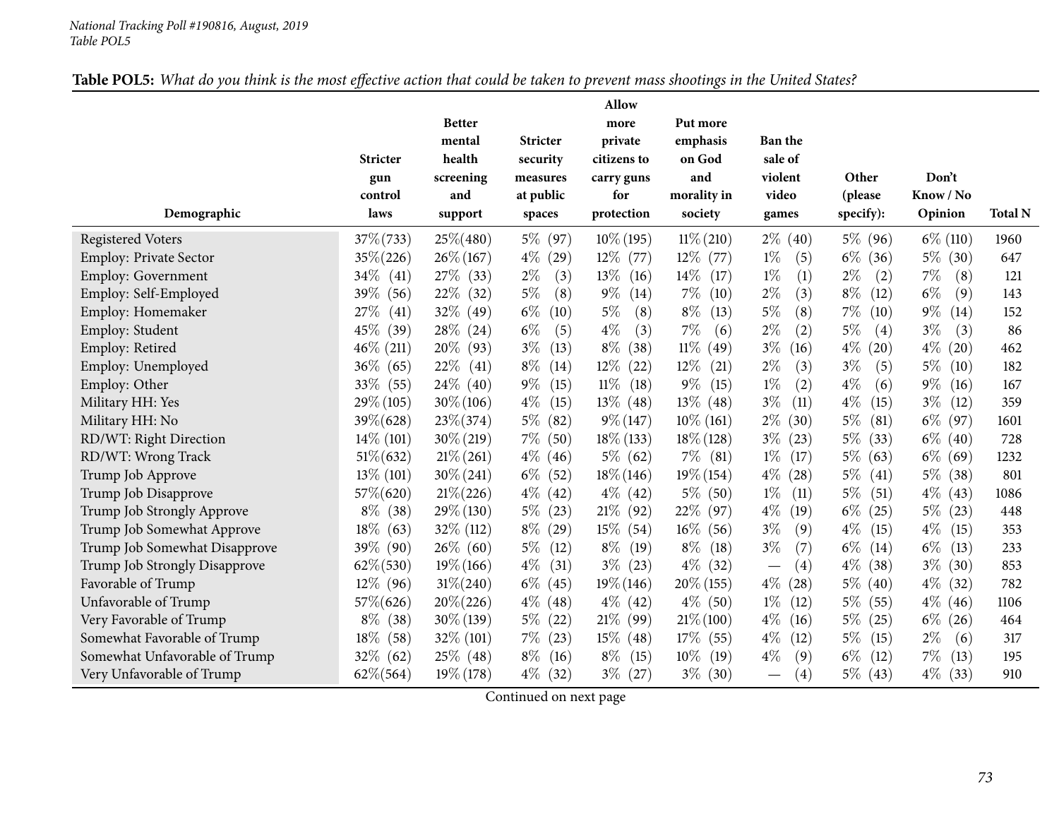**Table POL5:** *What do you think is the most effective action that could be taken to prevent mass shootings in the United States?*

| Demographic | Stricter gun control laws | Better mental health screening and support | Stricter security measures at public spaces | Allow more private citizens to carry guns for protection | Put more emphasis on God and morality in society | Ban the sale of violent video games | Other (please specify): | Don't Know / No Opinion | Total N |
|---|---|---|---|---|---|---|---|---|---|
| Registered Voters | 37% (733) | 25% (480) | 5% (97) | 10% (195) | 11% (210) | 2% (40) | 5% (96) | 6% (110) | 1960 |
| Employ: Private Sector | 35% (226) | 26% (167) | 4% (29) | 12% (77) | 12% (77) | 1% (5) | 6% (36) | 5% (30) | 647 |
| Employ: Government | 34% (41) | 27% (33) | 2% (3) | 13% (16) | 14% (17) | 1% (1) | 2% (2) | 7% (8) | 121 |
| Employ: Self-Employed | 39% (56) | 22% (32) | 5% (8) | 9% (14) | 7% (10) | 2% (3) | 8% (12) | 6% (9) | 143 |
| Employ: Homemaker | 27% (41) | 32% (49) | 6% (10) | 5% (8) | 8% (13) | 5% (8) | 7% (10) | 9% (14) | 152 |
| Employ: Student | 45% (39) | 28% (24) | 6% (5) | 4% (3) | 7% (6) | 2% (2) | 5% (4) | 3% (3) | 86 |
| Employ: Retired | 46% (211) | 20% (93) | 3% (13) | 8% (38) | 11% (49) | 3% (16) | 4% (20) | 4% (20) | 462 |
| Employ: Unemployed | 36% (65) | 22% (41) | 8% (14) | 12% (22) | 12% (21) | 2% (3) | 3% (5) | 5% (10) | 182 |
| Employ: Other | 33% (55) | 24% (40) | 9% (15) | 11% (18) | 9% (15) | 1% (2) | 4% (6) | 9% (16) | 167 |
| Military HH: Yes | 29% (105) | 30% (106) | 4% (15) | 13% (48) | 13% (48) | 3% (11) | 4% (15) | 3% (12) | 359 |
| Military HH: No | 39% (628) | 23% (374) | 5% (82) | 9% (147) | 10% (161) | 2% (30) | 5% (81) | 6% (97) | 1601 |
| RD/WT: Right Direction | 14% (101) | 30% (219) | 7% (50) | 18% (133) | 18% (128) | 3% (23) | 5% (33) | 6% (40) | 728 |
| RD/WT: Wrong Track | 51% (632) | 21% (261) | 4% (46) | 5% (62) | 7% (81) | 1% (17) | 5% (63) | 6% (69) | 1232 |
| Trump Job Approve | 13% (101) | 30% (241) | 6% (52) | 18% (146) | 19% (154) | 4% (28) | 5% (41) | 5% (38) | 801 |
| Trump Job Disapprove | 57% (620) | 21% (226) | 4% (42) | 4% (42) | 5% (50) | 1% (11) | 5% (51) | 4% (43) | 1086 |
| Trump Job Strongly Approve | 8% (38) | 29% (130) | 5% (23) | 21% (92) | 22% (97) | 4% (19) | 6% (25) | 5% (23) | 448 |
| Trump Job Somewhat Approve | 18% (63) | 32% (112) | 8% (29) | 15% (54) | 16% (56) | 3% (9) | 4% (15) | 4% (15) | 353 |
| Trump Job Somewhat Disapprove | 39% (90) | 26% (60) | 5% (12) | 8% (19) | 8% (18) | 3% (7) | 6% (14) | 6% (13) | 233 |
| Trump Job Strongly Disapprove | 62% (530) | 19% (166) | 4% (31) | 3% (23) | 4% (32) | — (4) | 4% (38) | 3% (30) | 853 |
| Favorable of Trump | 12% (96) | 31% (240) | 6% (45) | 19% (146) | 20% (155) | 4% (28) | 5% (40) | 4% (32) | 782 |
| Unfavorable of Trump | 57% (626) | 20% (226) | 4% (48) | 4% (42) | 4% (50) | 1% (12) | 5% (55) | 4% (46) | 1106 |
| Very Favorable of Trump | 8% (38) | 30% (139) | 5% (22) | 21% (99) | 21% (100) | 4% (16) | 5% (25) | 6% (26) | 464 |
| Somewhat Favorable of Trump | 18% (58) | 32% (101) | 7% (23) | 15% (48) | 17% (55) | 4% (12) | 5% (15) | 2% (6) | 317 |
| Somewhat Unfavorable of Trump | 32% (62) | 25% (48) | 8% (16) | 8% (15) | 10% (19) | 4% (9) | 6% (12) | 7% (13) | 195 |
| Very Unfavorable of Trump | 62% (564) | 19% (178) | 4% (32) | 3% (27) | 3% (30) | — (4) | 5% (43) | 4% (33) | 910 |

Continued on next page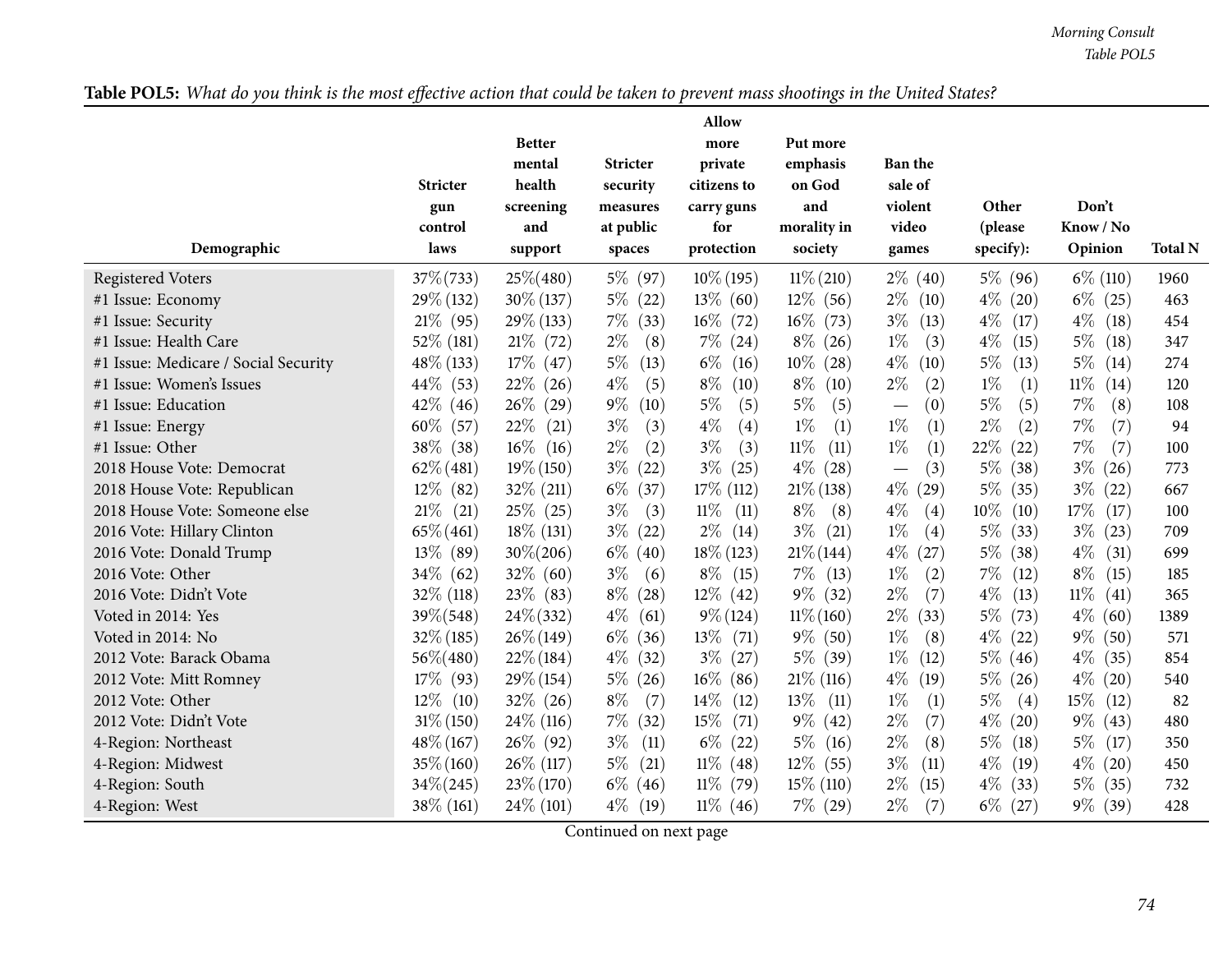**Table POL5:** *What do you think is the most effective action that could be taken to prevent mass shootings in the United States?*

| Demographic | Stricter gun control laws | Better mental health screening and support | Stricter security measures at public spaces | Allow more private citizens to carry guns for protection | Put more emphasis on God and morality in society | Ban the sale of violent video games | Other (please specify): | Don't Know / No Opinion | Total N |
|---|---|---|---|---|---|---|---|---|---|
| Registered Voters | 37% (733) | 25% (480) | 5% (97) | 10% (195) | 11% (210) | 2% (40) | 5% (96) | 6% (110) | 1960 |
| #1 Issue: Economy | 29% (132) | 30% (137) | 5% (22) | 13% (60) | 12% (56) | 2% (10) | 4% (20) | 6% (25) | 463 |
| #1 Issue: Security | 21% (95) | 29% (133) | 7% (33) | 16% (72) | 16% (73) | 3% (13) | 4% (17) | 4% (18) | 454 |
| #1 Issue: Health Care | 52% (181) | 21% (72) | 2% (8) | 7% (24) | 8% (26) | 1% (3) | 4% (15) | 5% (18) | 347 |
| #1 Issue: Medicare / Social Security | 48% (133) | 17% (47) | 5% (13) | 6% (16) | 10% (28) | 4% (10) | 5% (13) | 5% (14) | 274 |
| #1 Issue: Women's Issues | 44% (53) | 22% (26) | 4% (5) | 8% (10) | 8% (10) | 2% (2) | 1% (1) | 11% (14) | 120 |
| #1 Issue: Education | 42% (46) | 26% (29) | 9% (10) | 5% (5) | 5% (5) | — (0) | 5% (5) | 7% (8) | 108 |
| #1 Issue: Energy | 60% (57) | 22% (21) | 3% (3) | 4% (4) | 1% (1) | 1% (1) | 2% (2) | 7% (7) | 94 |
| #1 Issue: Other | 38% (38) | 16% (16) | 2% (2) | 3% (3) | 11% (11) | 1% (1) | 22% (22) | 7% (7) | 100 |
| 2018 House Vote: Democrat | 62% (481) | 19% (150) | 3% (22) | 3% (25) | 4% (28) | — (3) | 5% (38) | 3% (26) | 773 |
| 2018 House Vote: Republican | 12% (82) | 32% (211) | 6% (37) | 17% (112) | 21% (138) | 4% (29) | 5% (35) | 3% (22) | 667 |
| 2018 House Vote: Someone else | 21% (21) | 25% (25) | 3% (3) | 11% (11) | 8% (8) | 4% (4) | 10% (10) | 17% (17) | 100 |
| 2016 Vote: Hillary Clinton | 65% (461) | 18% (131) | 3% (22) | 2% (14) | 3% (21) | 1% (4) | 5% (33) | 3% (23) | 709 |
| 2016 Vote: Donald Trump | 13% (89) | 30% (206) | 6% (40) | 18% (123) | 21% (144) | 4% (27) | 5% (38) | 4% (31) | 699 |
| 2016 Vote: Other | 34% (62) | 32% (60) | 3% (6) | 8% (15) | 7% (13) | 1% (2) | 7% (12) | 8% (15) | 185 |
| 2016 Vote: Didn't Vote | 32% (118) | 23% (83) | 8% (28) | 12% (42) | 9% (32) | 2% (7) | 4% (13) | 11% (41) | 365 |
| Voted in 2014: Yes | 39% (548) | 24% (332) | 4% (61) | 9% (124) | 11% (160) | 2% (33) | 5% (73) | 4% (60) | 1389 |
| Voted in 2014: No | 32% (185) | 26% (149) | 6% (36) | 13% (71) | 9% (50) | 1% (8) | 4% (22) | 9% (50) | 571 |
| 2012 Vote: Barack Obama | 56% (480) | 22% (184) | 4% (32) | 3% (27) | 5% (39) | 1% (12) | 5% (46) | 4% (35) | 854 |
| 2012 Vote: Mitt Romney | 17% (93) | 29% (154) | 5% (26) | 16% (86) | 21% (116) | 4% (19) | 5% (26) | 4% (20) | 540 |
| 2012 Vote: Other | 12% (10) | 32% (26) | 8% (7) | 14% (12) | 13% (11) | 1% (1) | 5% (4) | 15% (12) | 82 |
| 2012 Vote: Didn't Vote | 31% (150) | 24% (116) | 7% (32) | 15% (71) | 9% (42) | 2% (7) | 4% (20) | 9% (43) | 480 |
| 4-Region: Northeast | 48% (167) | 26% (92) | 3% (11) | 6% (22) | 5% (16) | 2% (8) | 5% (18) | 5% (17) | 350 |
| 4-Region: Midwest | 35% (160) | 26% (117) | 5% (21) | 11% (48) | 12% (55) | 3% (11) | 4% (19) | 4% (20) | 450 |
| 4-Region: South | 34% (245) | 23% (170) | 6% (46) | 11% (79) | 15% (110) | 2% (15) | 4% (33) | 5% (35) | 732 |
| 4-Region: West | 38% (161) | 24% (101) | 4% (19) | 11% (46) | 7% (29) | 2% (7) | 6% (27) | 9% (39) | 428 |

Continued on next page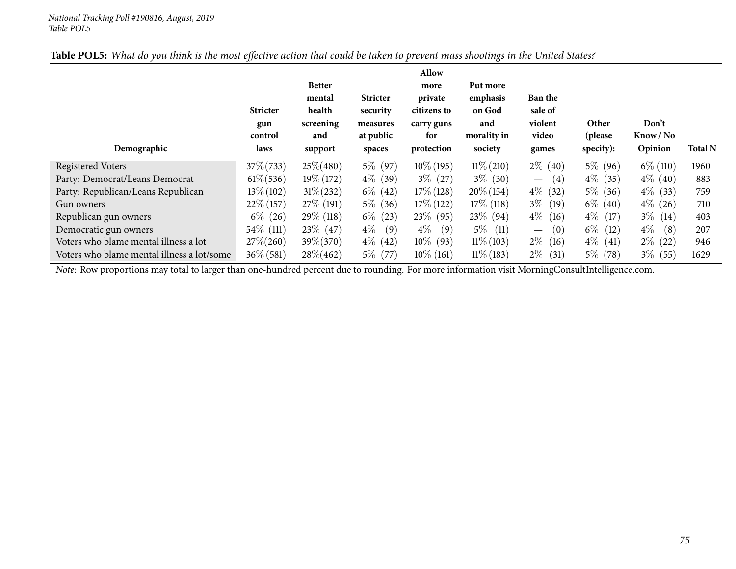*National Tracking Poll #190816, August, 2019*
*Table POL5*

**Table POL5:** *What do you think is the most effective action that could be taken to prevent mass shootings in the United States?*

| Demographic | Stricter gun control laws | Better mental health screening and support | Stricter security measures at public spaces | Allow more private citizens to carry guns for protection | Put more emphasis on God and morality in society | Ban the sale of violent video games | Other (please specify): | Don't Know / No Opinion | Total N |
|---|---|---|---|---|---|---|---|---|---|
| Registered Voters | 37% (733) | 25% (480) | 5% (97) | 10% (195) | 11% (210) | 2% (40) | 5% (96) | 6% (110) | 1960 |
| Party: Democrat/Leans Democrat | 61% (536) | 19% (172) | 4% (39) | 3% (27) | 3% (30) | — (4) | 4% (35) | 4% (40) | 883 |
| Party: Republican/Leans Republican | 13% (102) | 31% (232) | 6% (42) | 17% (128) | 20% (154) | 4% (32) | 5% (36) | 4% (33) | 759 |
| Gun owners | 22% (157) | 27% (191) | 5% (36) | 17% (122) | 17% (118) | 3% (19) | 6% (40) | 4% (26) | 710 |
| Republican gun owners | 6% (26) | 29% (118) | 6% (23) | 23% (95) | 23% (94) | 4% (16) | 4% (17) | 3% (14) | 403 |
| Democratic gun owners | 54% (111) | 23% (47) | 4% (9) | 4% (9) | 5% (11) | — (0) | 6% (12) | 4% (8) | 207 |
| Voters who blame mental illness a lot | 27% (260) | 39% (370) | 4% (42) | 10% (93) | 11% (103) | 2% (16) | 4% (41) | 2% (22) | 946 |
| Voters who blame mental illness a lot/some | 36% (581) | 28% (462) | 5% (77) | 10% (161) | 11% (183) | 2% (31) | 5% (78) | 3% (55) | 1629 |

*Note:* Row proportions may total to larger than one-hundred percent due to rounding. For more information visit MorningConsultIntelligence.com.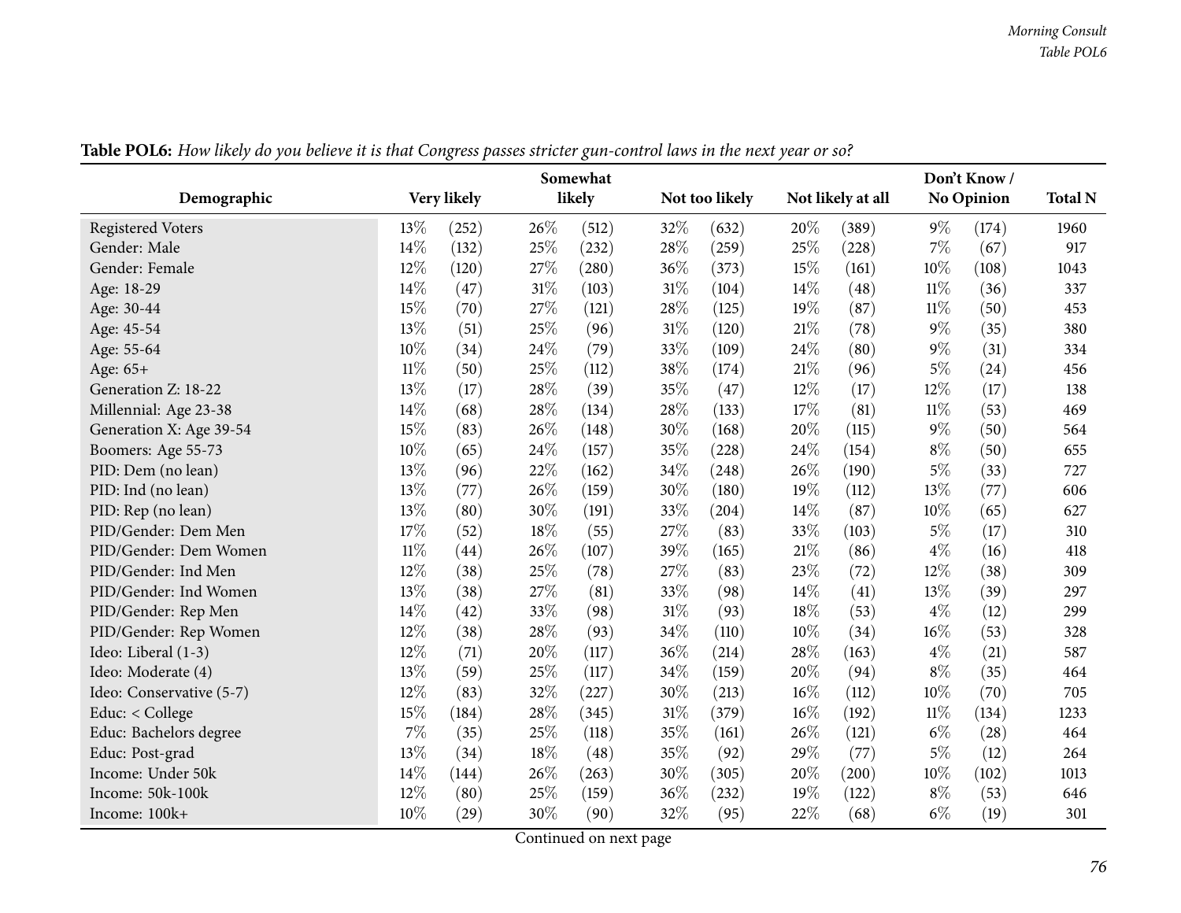**Table POL6:** *How likely do you believe it is that Congress passes stricter gun-control laws in the next year or so?*

| Demographic | Very likely | | Somewhat likely | | Not too likely | | Not likely at all | | Don't Know / No Opinion | | Total N |
|---|---|---|---|---|---|---|---|---|---|---|---|
| Registered Voters | 13% | (252) | 26% | (512) | 32% | (632) | 20% | (389) | 9% | (174) | 1960 |
| Gender: Male | 14% | (132) | 25% | (232) | 28% | (259) | 25% | (228) | 7% | (67) | 917 |
| Gender: Female | 12% | (120) | 27% | (280) | 36% | (373) | 15% | (161) | 10% | (108) | 1043 |
| Age: 18-29 | 14% | (47) | 31% | (103) | 31% | (104) | 14% | (48) | 11% | (36) | 337 |
| Age: 30-44 | 15% | (70) | 27% | (121) | 28% | (125) | 19% | (87) | 11% | (50) | 453 |
| Age: 45-54 | 13% | (51) | 25% | (96) | 31% | (120) | 21% | (78) | 9% | (35) | 380 |
| Age: 55-64 | 10% | (34) | 24% | (79) | 33% | (109) | 24% | (80) | 9% | (31) | 334 |
| Age: 65+ | 11% | (50) | 25% | (112) | 38% | (174) | 21% | (96) | 5% | (24) | 456 |
| Generation Z: 18-22 | 13% | (17) | 28% | (39) | 35% | (47) | 12% | (17) | 12% | (17) | 138 |
| Millennial: Age 23-38 | 14% | (68) | 28% | (134) | 28% | (133) | 17% | (81) | 11% | (53) | 469 |
| Generation X: Age 39-54 | 15% | (83) | 26% | (148) | 30% | (168) | 20% | (115) | 9% | (50) | 564 |
| Boomers: Age 55-73 | 10% | (65) | 24% | (157) | 35% | (228) | 24% | (154) | 8% | (50) | 655 |
| PID: Dem (no lean) | 13% | (96) | 22% | (162) | 34% | (248) | 26% | (190) | 5% | (33) | 727 |
| PID: Ind (no lean) | 13% | (77) | 26% | (159) | 30% | (180) | 19% | (112) | 13% | (77) | 606 |
| PID: Rep (no lean) | 13% | (80) | 30% | (191) | 33% | (204) | 14% | (87) | 10% | (65) | 627 |
| PID/Gender: Dem Men | 17% | (52) | 18% | (55) | 27% | (83) | 33% | (103) | 5% | (17) | 310 |
| PID/Gender: Dem Women | 11% | (44) | 26% | (107) | 39% | (165) | 21% | (86) | 4% | (16) | 418 |
| PID/Gender: Ind Men | 12% | (38) | 25% | (78) | 27% | (83) | 23% | (72) | 12% | (38) | 309 |
| PID/Gender: Ind Women | 13% | (38) | 27% | (81) | 33% | (98) | 14% | (41) | 13% | (39) | 297 |
| PID/Gender: Rep Men | 14% | (42) | 33% | (98) | 31% | (93) | 18% | (53) | 4% | (12) | 299 |
| PID/Gender: Rep Women | 12% | (38) | 28% | (93) | 34% | (110) | 10% | (34) | 16% | (53) | 328 |
| Ideo: Liberal (1-3) | 12% | (71) | 20% | (117) | 36% | (214) | 28% | (163) | 4% | (21) | 587 |
| Ideo: Moderate (4) | 13% | (59) | 25% | (117) | 34% | (159) | 20% | (94) | 8% | (35) | 464 |
| Ideo: Conservative (5-7) | 12% | (83) | 32% | (227) | 30% | (213) | 16% | (112) | 10% | (70) | 705 |
| Educ: < College | 15% | (184) | 28% | (345) | 31% | (379) | 16% | (192) | 11% | (134) | 1233 |
| Educ: Bachelors degree | 7% | (35) | 25% | (118) | 35% | (161) | 26% | (121) | 6% | (28) | 464 |
| Educ: Post-grad | 13% | (34) | 18% | (48) | 35% | (92) | 29% | (77) | 5% | (12) | 264 |
| Income: Under 50k | 14% | (144) | 26% | (263) | 30% | (305) | 20% | (200) | 10% | (102) | 1013 |
| Income: 50k-100k | 12% | (80) | 25% | (159) | 36% | (232) | 19% | (122) | 8% | (53) | 646 |
| Income: 100k+ | 10% | (29) | 30% | (90) | 32% | (95) | 22% | (68) | 6% | (19) | 301 |

Continued on next page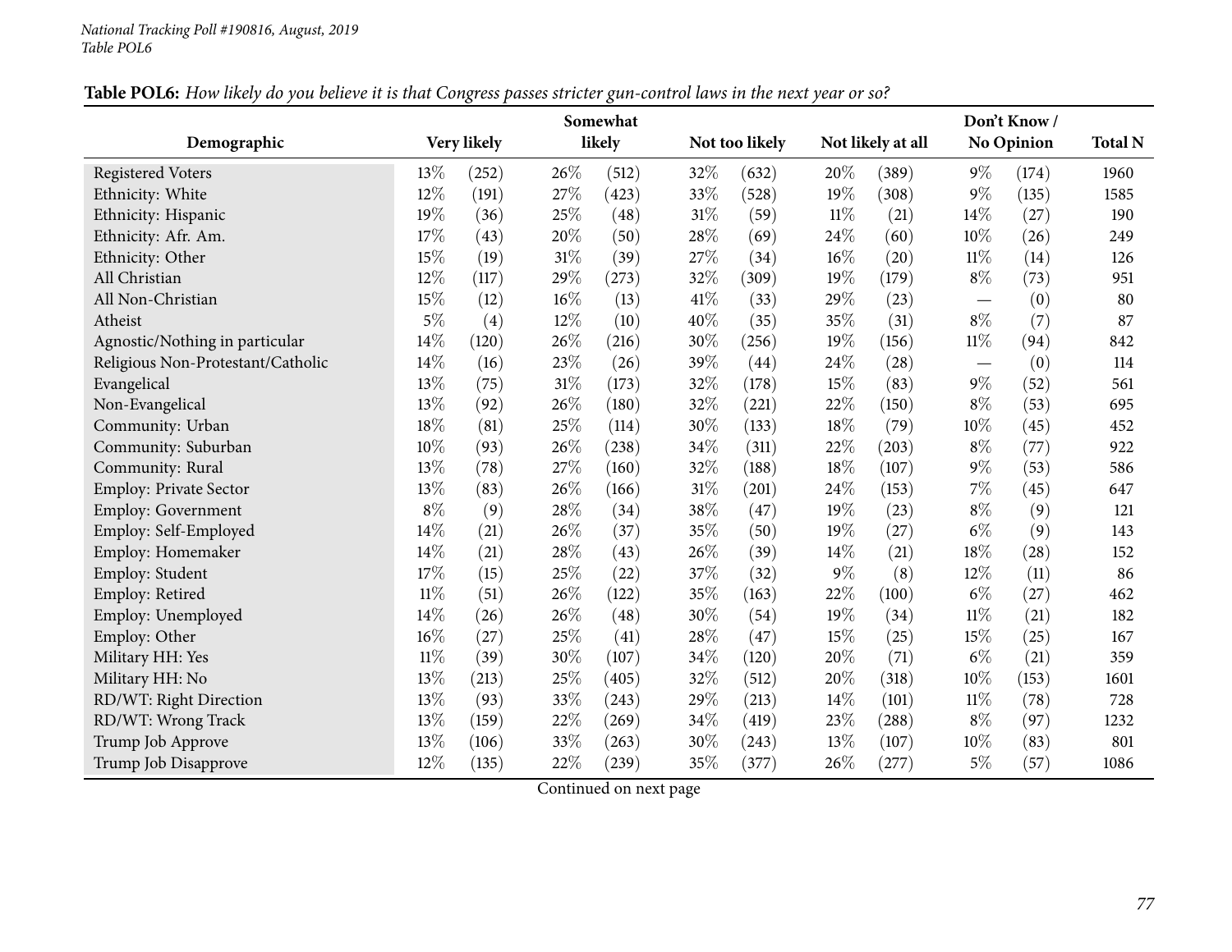National Tracking Poll #190816, August, 2019
Table POL6

**Table POL6:** *How likely do you believe it is that Congress passes stricter gun-control laws in the next year or so?*

| Demographic | Very likely | | Somewhat likely | | Not too likely | | Not likely at all | | Don't Know / No Opinion | | Total N |
|---|---|---|---|---|---|---|---|---|---|---|---|
| Registered Voters | 13% | (252) | 26% | (512) | 32% | (632) | 20% | (389) | 9% | (174) | 1960 |
| Ethnicity: White | 12% | (191) | 27% | (423) | 33% | (528) | 19% | (308) | 9% | (135) | 1585 |
| Ethnicity: Hispanic | 19% | (36) | 25% | (48) | 31% | (59) | 11% | (21) | 14% | (27) | 190 |
| Ethnicity: Afr. Am. | 17% | (43) | 20% | (50) | 28% | (69) | 24% | (60) | 10% | (26) | 249 |
| Ethnicity: Other | 15% | (19) | 31% | (39) | 27% | (34) | 16% | (20) | 11% | (14) | 126 |
| All Christian | 12% | (117) | 29% | (273) | 32% | (309) | 19% | (179) | 8% | (73) | 951 |
| All Non-Christian | 15% | (12) | 16% | (13) | 41% | (33) | 29% | (23) | — | (0) | 80 |
| Atheist | 5% | (4) | 12% | (10) | 40% | (35) | 35% | (31) | 8% | (7) | 87 |
| Agnostic/Nothing in particular | 14% | (120) | 26% | (216) | 30% | (256) | 19% | (156) | 11% | (94) | 842 |
| Religious Non-Protestant/Catholic | 14% | (16) | 23% | (26) | 39% | (44) | 24% | (28) | — | (0) | 114 |
| Evangelical | 13% | (75) | 31% | (173) | 32% | (178) | 15% | (83) | 9% | (52) | 561 |
| Non-Evangelical | 13% | (92) | 26% | (180) | 32% | (221) | 22% | (150) | 8% | (53) | 695 |
| Community: Urban | 18% | (81) | 25% | (114) | 30% | (133) | 18% | (79) | 10% | (45) | 452 |
| Community: Suburban | 10% | (93) | 26% | (238) | 34% | (311) | 22% | (203) | 8% | (77) | 922 |
| Community: Rural | 13% | (78) | 27% | (160) | 32% | (188) | 18% | (107) | 9% | (53) | 586 |
| Employ: Private Sector | 13% | (83) | 26% | (166) | 31% | (201) | 24% | (153) | 7% | (45) | 647 |
| Employ: Government | 8% | (9) | 28% | (34) | 38% | (47) | 19% | (23) | 8% | (9) | 121 |
| Employ: Self-Employed | 14% | (21) | 26% | (37) | 35% | (50) | 19% | (27) | 6% | (9) | 143 |
| Employ: Homemaker | 14% | (21) | 28% | (43) | 26% | (39) | 14% | (21) | 18% | (28) | 152 |
| Employ: Student | 17% | (15) | 25% | (22) | 37% | (32) | 9% | (8) | 12% | (11) | 86 |
| Employ: Retired | 11% | (51) | 26% | (122) | 35% | (163) | 22% | (100) | 6% | (27) | 462 |
| Employ: Unemployed | 14% | (26) | 26% | (48) | 30% | (54) | 19% | (34) | 11% | (21) | 182 |
| Employ: Other | 16% | (27) | 25% | (41) | 28% | (47) | 15% | (25) | 15% | (25) | 167 |
| Military HH: Yes | 11% | (39) | 30% | (107) | 34% | (120) | 20% | (71) | 6% | (21) | 359 |
| Military HH: No | 13% | (213) | 25% | (405) | 32% | (512) | 20% | (318) | 10% | (153) | 1601 |
| RD/WT: Right Direction | 13% | (93) | 33% | (243) | 29% | (213) | 14% | (101) | 11% | (78) | 728 |
| RD/WT: Wrong Track | 13% | (159) | 22% | (269) | 34% | (419) | 23% | (288) | 8% | (97) | 1232 |
| Trump Job Approve | 13% | (106) | 33% | (263) | 30% | (243) | 13% | (107) | 10% | (83) | 801 |
| Trump Job Disapprove | 12% | (135) | 22% | (239) | 35% | (377) | 26% | (277) | 5% | (57) | 1086 |

Continued on next page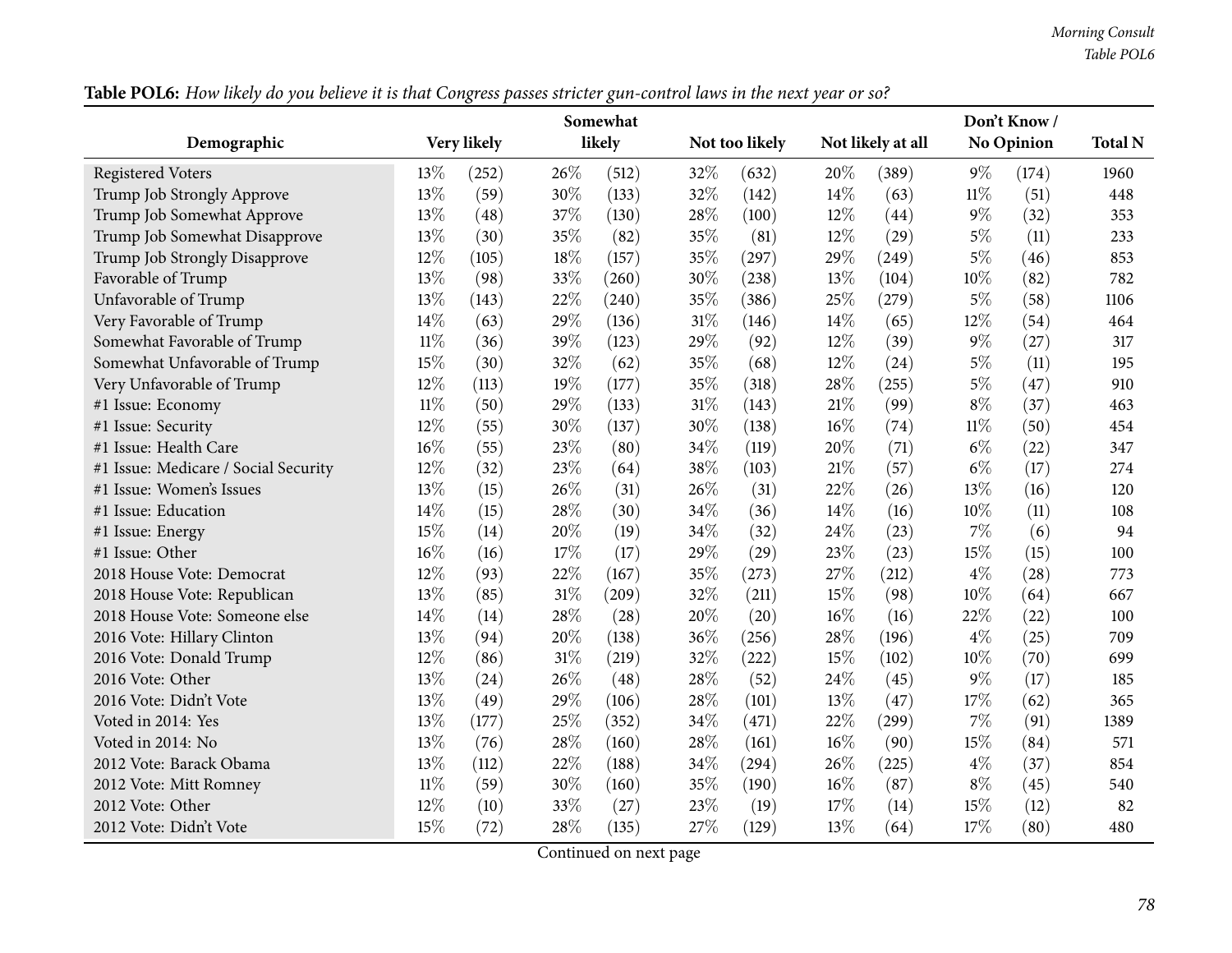**Table POL6:** *How likely do you believe it is that Congress passes stricter gun-control laws in the next year or so?*

| Demographic | Very likely | | Somewhat likely | | Not too likely | | Not likely at all | | Don't Know / No Opinion | | Total N |
|---|---|---|---|---|---|---|---|---|---|---|---|
| Registered Voters | 13% | (252) | 26% | (512) | 32% | (632) | 20% | (389) | 9% | (174) | 1960 |
| Trump Job Strongly Approve | 13% | (59) | 30% | (133) | 32% | (142) | 14% | (63) | 11% | (51) | 448 |
| Trump Job Somewhat Approve | 13% | (48) | 37% | (130) | 28% | (100) | 12% | (44) | 9% | (32) | 353 |
| Trump Job Somewhat Disapprove | 13% | (30) | 35% | (82) | 35% | (81) | 12% | (29) | 5% | (11) | 233 |
| Trump Job Strongly Disapprove | 12% | (105) | 18% | (157) | 35% | (297) | 29% | (249) | 5% | (46) | 853 |
| Favorable of Trump | 13% | (98) | 33% | (260) | 30% | (238) | 13% | (104) | 10% | (82) | 782 |
| Unfavorable of Trump | 13% | (143) | 22% | (240) | 35% | (386) | 25% | (279) | 5% | (58) | 1106 |
| Very Favorable of Trump | 14% | (63) | 29% | (136) | 31% | (146) | 14% | (65) | 12% | (54) | 464 |
| Somewhat Favorable of Trump | 11% | (36) | 39% | (123) | 29% | (92) | 12% | (39) | 9% | (27) | 317 |
| Somewhat Unfavorable of Trump | 15% | (30) | 32% | (62) | 35% | (68) | 12% | (24) | 5% | (11) | 195 |
| Very Unfavorable of Trump | 12% | (113) | 19% | (177) | 35% | (318) | 28% | (255) | 5% | (47) | 910 |
| #1 Issue: Economy | 11% | (50) | 29% | (133) | 31% | (143) | 21% | (99) | 8% | (37) | 463 |
| #1 Issue: Security | 12% | (55) | 30% | (137) | 30% | (138) | 16% | (74) | 11% | (50) | 454 |
| #1 Issue: Health Care | 16% | (55) | 23% | (80) | 34% | (119) | 20% | (71) | 6% | (22) | 347 |
| #1 Issue: Medicare / Social Security | 12% | (32) | 23% | (64) | 38% | (103) | 21% | (57) | 6% | (17) | 274 |
| #1 Issue: Women's Issues | 13% | (15) | 26% | (31) | 26% | (31) | 22% | (26) | 13% | (16) | 120 |
| #1 Issue: Education | 14% | (15) | 28% | (30) | 34% | (36) | 14% | (16) | 10% | (11) | 108 |
| #1 Issue: Energy | 15% | (14) | 20% | (19) | 34% | (32) | 24% | (23) | 7% | (6) | 94 |
| #1 Issue: Other | 16% | (16) | 17% | (17) | 29% | (29) | 23% | (23) | 15% | (15) | 100 |
| 2018 House Vote: Democrat | 12% | (93) | 22% | (167) | 35% | (273) | 27% | (212) | 4% | (28) | 773 |
| 2018 House Vote: Republican | 13% | (85) | 31% | (209) | 32% | (211) | 15% | (98) | 10% | (64) | 667 |
| 2018 House Vote: Someone else | 14% | (14) | 28% | (28) | 20% | (20) | 16% | (16) | 22% | (22) | 100 |
| 2016 Vote: Hillary Clinton | 13% | (94) | 20% | (138) | 36% | (256) | 28% | (196) | 4% | (25) | 709 |
| 2016 Vote: Donald Trump | 12% | (86) | 31% | (219) | 32% | (222) | 15% | (102) | 10% | (70) | 699 |
| 2016 Vote: Other | 13% | (24) | 26% | (48) | 28% | (52) | 24% | (45) | 9% | (17) | 185 |
| 2016 Vote: Didn't Vote | 13% | (49) | 29% | (106) | 28% | (101) | 13% | (47) | 17% | (62) | 365 |
| Voted in 2014: Yes | 13% | (177) | 25% | (352) | 34% | (471) | 22% | (299) | 7% | (91) | 1389 |
| Voted in 2014: No | 13% | (76) | 28% | (160) | 28% | (161) | 16% | (90) | 15% | (84) | 571 |
| 2012 Vote: Barack Obama | 13% | (112) | 22% | (188) | 34% | (294) | 26% | (225) | 4% | (37) | 854 |
| 2012 Vote: Mitt Romney | 11% | (59) | 30% | (160) | 35% | (190) | 16% | (87) | 8% | (45) | 540 |
| 2012 Vote: Other | 12% | (10) | 33% | (27) | 23% | (19) | 17% | (14) | 15% | (12) | 82 |
| 2012 Vote: Didn't Vote | 15% | (72) | 28% | (135) | 27% | (129) | 13% | (64) | 17% | (80) | 480 |

Continued on next page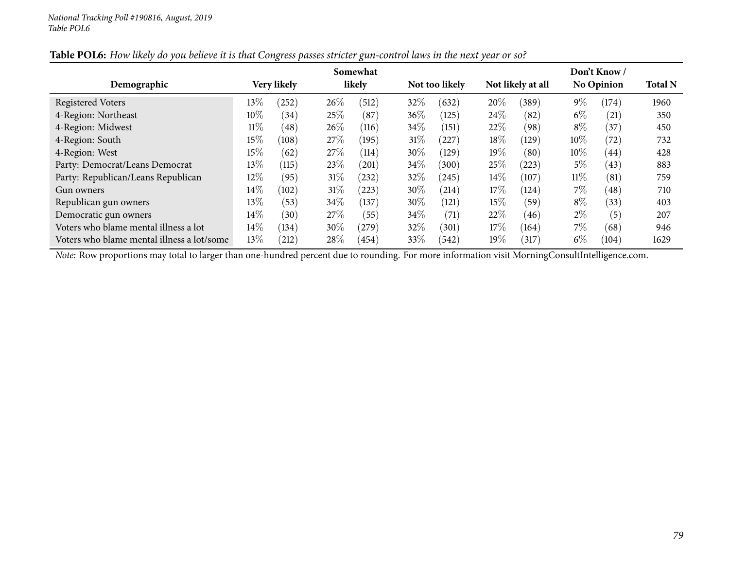*National Tracking Poll #190816, August, 2019*
*Table POL6*

**Table POL6:** *How likely do you believe it is that Congress passes stricter gun-control laws in the next year or so?*

| Demographic | Very likely | | Somewhat likely | | Not too likely | | Not likely at all | | Don't Know / No Opinion | | Total N |
|---|---|---|---|---|---|---|---|---|---|---|---|
| Registered Voters | 13% | (252) | 26% | (512) | 32% | (632) | 20% | (389) | 9% | (174) | 1960 |
| 4-Region: Northeast | 10% | (34) | 25% | (87) | 36% | (125) | 24% | (82) | 6% | (21) | 350 |
| 4-Region: Midwest | 11% | (48) | 26% | (116) | 34% | (151) | 22% | (98) | 8% | (37) | 450 |
| 4-Region: South | 15% | (108) | 27% | (195) | 31% | (227) | 18% | (129) | 10% | (72) | 732 |
| 4-Region: West | 15% | (62) | 27% | (114) | 30% | (129) | 19% | (80) | 10% | (44) | 428 |
| Party: Democrat/Leans Democrat | 13% | (115) | 23% | (201) | 34% | (300) | 25% | (223) | 5% | (43) | 883 |
| Party: Republican/Leans Republican | 12% | (95) | 31% | (232) | 32% | (245) | 14% | (107) | 11% | (81) | 759 |
| Gun owners | 14% | (102) | 31% | (223) | 30% | (214) | 17% | (124) | 7% | (48) | 710 |
| Republican gun owners | 13% | (53) | 34% | (137) | 30% | (121) | 15% | (59) | 8% | (33) | 403 |
| Democratic gun owners | 14% | (30) | 27% | (55) | 34% | (71) | 22% | (46) | 2% | (5) | 207 |
| Voters who blame mental illness a lot | 14% | (134) | 30% | (279) | 32% | (301) | 17% | (164) | 7% | (68) | 946 |
| Voters who blame mental illness a lot/some | 13% | (212) | 28% | (454) | 33% | (542) | 19% | (317) | 6% | (104) | 1629 |

*Note:* Row proportions may total to larger than one-hundred percent due to rounding. For more information visit MorningConsultIntelligence.com.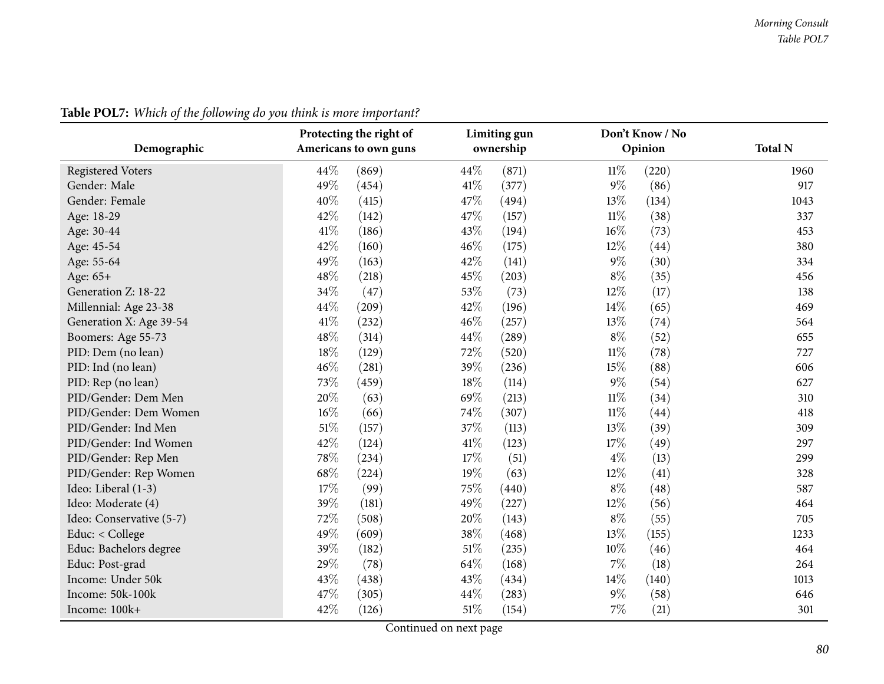**Table POL7:** *Which of the following do you think is more important?*

| Demographic | Protecting the right of Americans to own guns | | Limiting gun ownership | | Don't Know / No Opinion | | Total N |
|---|---|---|---|---|---|---|---|
| Registered Voters | 44% | (869) | 44% | (871) | 11% | (220) | 1960 |
| Gender: Male | 49% | (454) | 41% | (377) | 9% | (86) | 917 |
| Gender: Female | 40% | (415) | 47% | (494) | 13% | (134) | 1043 |
| Age: 18-29 | 42% | (142) | 47% | (157) | 11% | (38) | 337 |
| Age: 30-44 | 41% | (186) | 43% | (194) | 16% | (73) | 453 |
| Age: 45-54 | 42% | (160) | 46% | (175) | 12% | (44) | 380 |
| Age: 55-64 | 49% | (163) | 42% | (141) | 9% | (30) | 334 |
| Age: 65+ | 48% | (218) | 45% | (203) | 8% | (35) | 456 |
| Generation Z: 18-22 | 34% | (47) | 53% | (73) | 12% | (17) | 138 |
| Millennial: Age 23-38 | 44% | (209) | 42% | (196) | 14% | (65) | 469 |
| Generation X: Age 39-54 | 41% | (232) | 46% | (257) | 13% | (74) | 564 |
| Boomers: Age 55-73 | 48% | (314) | 44% | (289) | 8% | (52) | 655 |
| PID: Dem (no lean) | 18% | (129) | 72% | (520) | 11% | (78) | 727 |
| PID: Ind (no lean) | 46% | (281) | 39% | (236) | 15% | (88) | 606 |
| PID: Rep (no lean) | 73% | (459) | 18% | (114) | 9% | (54) | 627 |
| PID/Gender: Dem Men | 20% | (63) | 69% | (213) | 11% | (34) | 310 |
| PID/Gender: Dem Women | 16% | (66) | 74% | (307) | 11% | (44) | 418 |
| PID/Gender: Ind Men | 51% | (157) | 37% | (113) | 13% | (39) | 309 |
| PID/Gender: Ind Women | 42% | (124) | 41% | (123) | 17% | (49) | 297 |
| PID/Gender: Rep Men | 78% | (234) | 17% | (51) | 4% | (13) | 299 |
| PID/Gender: Rep Women | 68% | (224) | 19% | (63) | 12% | (41) | 328 |
| Ideo: Liberal (1-3) | 17% | (99) | 75% | (440) | 8% | (48) | 587 |
| Ideo: Moderate (4) | 39% | (181) | 49% | (227) | 12% | (56) | 464 |
| Ideo: Conservative (5-7) | 72% | (508) | 20% | (143) | 8% | (55) | 705 |
| Educ: < College | 49% | (609) | 38% | (468) | 13% | (155) | 1233 |
| Educ: Bachelors degree | 39% | (182) | 51% | (235) | 10% | (46) | 464 |
| Educ: Post-grad | 29% | (78) | 64% | (168) | 7% | (18) | 264 |
| Income: Under 50k | 43% | (438) | 43% | (434) | 14% | (140) | 1013 |
| Income: 50k-100k | 47% | (305) | 44% | (283) | 9% | (58) | 646 |
| Income: 100k+ | 42% | (126) | 51% | (154) | 7% | (21) | 301 |

Continued on next page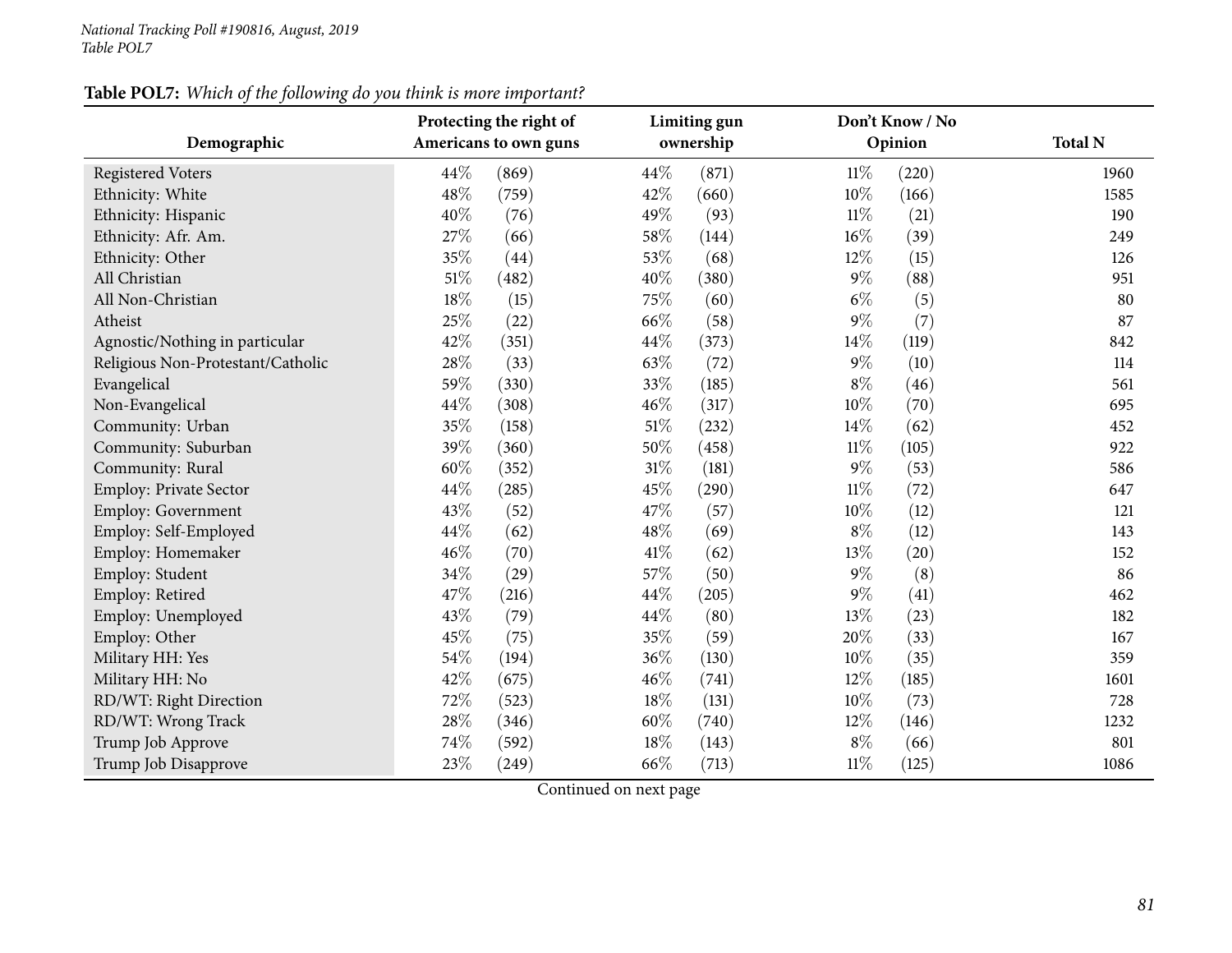**Table POL7:** *Which of the following do you think is more important?*

| Demographic | Protecting the right of Americans to own guns | | Limiting gun ownership | | Don't Know / No Opinion | | Total N |
|---|---|---|---|---|---|---|---|
| Registered Voters | 44% | (869) | 44% | (871) | 11% | (220) | 1960 |
| Ethnicity: White | 48% | (759) | 42% | (660) | 10% | (166) | 1585 |
| Ethnicity: Hispanic | 40% | (76) | 49% | (93) | 11% | (21) | 190 |
| Ethnicity: Afr. Am. | 27% | (66) | 58% | (144) | 16% | (39) | 249 |
| Ethnicity: Other | 35% | (44) | 53% | (68) | 12% | (15) | 126 |
| All Christian | 51% | (482) | 40% | (380) | 9% | (88) | 951 |
| All Non-Christian | 18% | (15) | 75% | (60) | 6% | (5) | 80 |
| Atheist | 25% | (22) | 66% | (58) | 9% | (7) | 87 |
| Agnostic/Nothing in particular | 42% | (351) | 44% | (373) | 14% | (119) | 842 |
| Religious Non-Protestant/Catholic | 28% | (33) | 63% | (72) | 9% | (10) | 114 |
| Evangelical | 59% | (330) | 33% | (185) | 8% | (46) | 561 |
| Non-Evangelical | 44% | (308) | 46% | (317) | 10% | (70) | 695 |
| Community: Urban | 35% | (158) | 51% | (232) | 14% | (62) | 452 |
| Community: Suburban | 39% | (360) | 50% | (458) | 11% | (105) | 922 |
| Community: Rural | 60% | (352) | 31% | (181) | 9% | (53) | 586 |
| Employ: Private Sector | 44% | (285) | 45% | (290) | 11% | (72) | 647 |
| Employ: Government | 43% | (52) | 47% | (57) | 10% | (12) | 121 |
| Employ: Self-Employed | 44% | (62) | 48% | (69) | 8% | (12) | 143 |
| Employ: Homemaker | 46% | (70) | 41% | (62) | 13% | (20) | 152 |
| Employ: Student | 34% | (29) | 57% | (50) | 9% | (8) | 86 |
| Employ: Retired | 47% | (216) | 44% | (205) | 9% | (41) | 462 |
| Employ: Unemployed | 43% | (79) | 44% | (80) | 13% | (23) | 182 |
| Employ: Other | 45% | (75) | 35% | (59) | 20% | (33) | 167 |
| Military HH: Yes | 54% | (194) | 36% | (130) | 10% | (35) | 359 |
| Military HH: No | 42% | (675) | 46% | (741) | 12% | (185) | 1601 |
| RD/WT: Right Direction | 72% | (523) | 18% | (131) | 10% | (73) | 728 |
| RD/WT: Wrong Track | 28% | (346) | 60% | (740) | 12% | (146) | 1232 |
| Trump Job Approve | 74% | (592) | 18% | (143) | 8% | (66) | 801 |
| Trump Job Disapprove | 23% | (249) | 66% | (713) | 11% | (125) | 1086 |

Continued on next page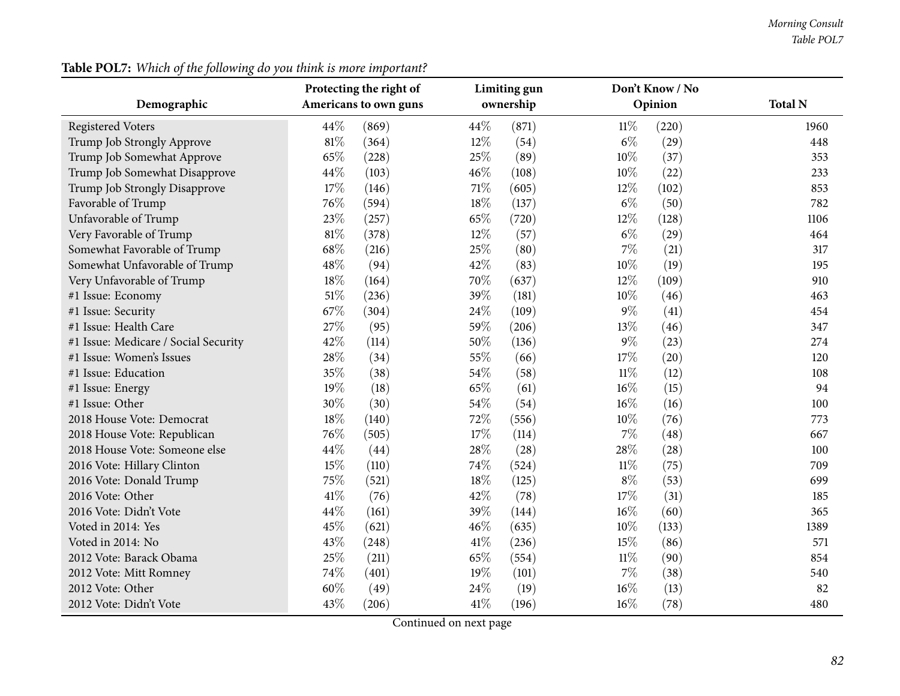**Table POL7:** *Which of the following do you think is more important?*

| Demographic | Protecting the right of Americans to own guns | | Limiting gun ownership | | Don't Know / No Opinion | | Total N |
|---|---|---|---|---|---|---|---|
| Registered Voters | 44% | (869) | 44% | (871) | 11% | (220) | 1960 |
| Trump Job Strongly Approve | 81% | (364) | 12% | (54) | 6% | (29) | 448 |
| Trump Job Somewhat Approve | 65% | (228) | 25% | (89) | 10% | (37) | 353 |
| Trump Job Somewhat Disapprove | 44% | (103) | 46% | (108) | 10% | (22) | 233 |
| Trump Job Strongly Disapprove | 17% | (146) | 71% | (605) | 12% | (102) | 853 |
| Favorable of Trump | 76% | (594) | 18% | (137) | 6% | (50) | 782 |
| Unfavorable of Trump | 23% | (257) | 65% | (720) | 12% | (128) | 1106 |
| Very Favorable of Trump | 81% | (378) | 12% | (57) | 6% | (29) | 464 |
| Somewhat Favorable of Trump | 68% | (216) | 25% | (80) | 7% | (21) | 317 |
| Somewhat Unfavorable of Trump | 48% | (94) | 42% | (83) | 10% | (19) | 195 |
| Very Unfavorable of Trump | 18% | (164) | 70% | (637) | 12% | (109) | 910 |
| #1 Issue: Economy | 51% | (236) | 39% | (181) | 10% | (46) | 463 |
| #1 Issue: Security | 67% | (304) | 24% | (109) | 9% | (41) | 454 |
| #1 Issue: Health Care | 27% | (95) | 59% | (206) | 13% | (46) | 347 |
| #1 Issue: Medicare / Social Security | 42% | (114) | 50% | (136) | 9% | (23) | 274 |
| #1 Issue: Women's Issues | 28% | (34) | 55% | (66) | 17% | (20) | 120 |
| #1 Issue: Education | 35% | (38) | 54% | (58) | 11% | (12) | 108 |
| #1 Issue: Energy | 19% | (18) | 65% | (61) | 16% | (15) | 94 |
| #1 Issue: Other | 30% | (30) | 54% | (54) | 16% | (16) | 100 |
| 2018 House Vote: Democrat | 18% | (140) | 72% | (556) | 10% | (76) | 773 |
| 2018 House Vote: Republican | 76% | (505) | 17% | (114) | 7% | (48) | 667 |
| 2018 House Vote: Someone else | 44% | (44) | 28% | (28) | 28% | (28) | 100 |
| 2016 Vote: Hillary Clinton | 15% | (110) | 74% | (524) | 11% | (75) | 709 |
| 2016 Vote: Donald Trump | 75% | (521) | 18% | (125) | 8% | (53) | 699 |
| 2016 Vote: Other | 41% | (76) | 42% | (78) | 17% | (31) | 185 |
| 2016 Vote: Didn't Vote | 44% | (161) | 39% | (144) | 16% | (60) | 365 |
| Voted in 2014: Yes | 45% | (621) | 46% | (635) | 10% | (133) | 1389 |
| Voted in 2014: No | 43% | (248) | 41% | (236) | 15% | (86) | 571 |
| 2012 Vote: Barack Obama | 25% | (211) | 65% | (554) | 11% | (90) | 854 |
| 2012 Vote: Mitt Romney | 74% | (401) | 19% | (101) | 7% | (38) | 540 |
| 2012 Vote: Other | 60% | (49) | 24% | (19) | 16% | (13) | 82 |
| 2012 Vote: Didn't Vote | 43% | (206) | 41% | (196) | 16% | (78) | 480 |

Continued on next page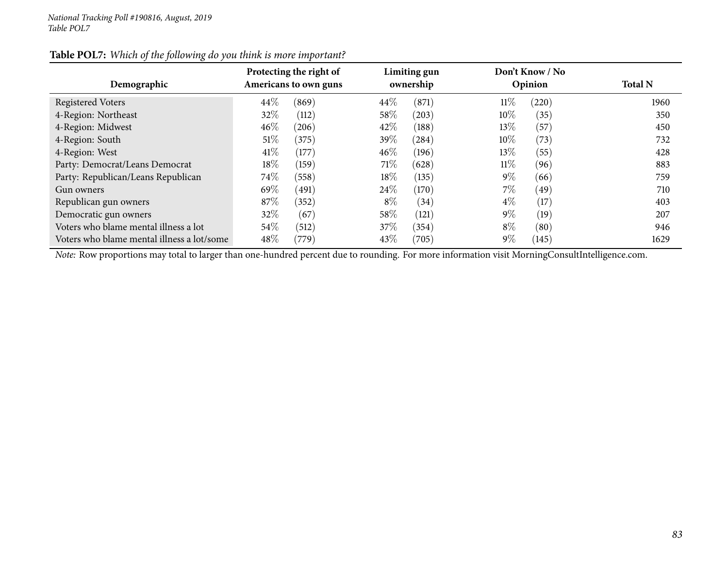**Table POL7:** *Which of the following do you think is more important?*

| Demographic | Protecting the right of Americans to own guns | | Limiting gun ownership | | Don't Know / No Opinion | | Total N |
|---|---|---|---|---|---|---|---|
| Registered Voters | 44% | (869) | 44% | (871) | 11% | (220) | 1960 |
| 4-Region: Northeast | 32% | (112) | 58% | (203) | 10% | (35) | 350 |
| 4-Region: Midwest | 46% | (206) | 42% | (188) | 13% | (57) | 450 |
| 4-Region: South | 51% | (375) | 39% | (284) | 10% | (73) | 732 |
| 4-Region: West | 41% | (177) | 46% | (196) | 13% | (55) | 428 |
| Party: Democrat/Leans Democrat | 18% | (159) | 71% | (628) | 11% | (96) | 883 |
| Party: Republican/Leans Republican | 74% | (558) | 18% | (135) | 9% | (66) | 759 |
| Gun owners | 69% | (491) | 24% | (170) | 7% | (49) | 710 |
| Republican gun owners | 87% | (352) | 8% | (34) | 4% | (17) | 403 |
| Democratic gun owners | 32% | (67) | 58% | (121) | 9% | (19) | 207 |
| Voters who blame mental illness a lot | 54% | (512) | 37% | (354) | 8% | (80) | 946 |
| Voters who blame mental illness a lot/some | 48% | (779) | 43% | (705) | 9% | (145) | 1629 |

*Note:* Row proportions may total to larger than one-hundred percent due to rounding. For more information visit MorningConsultIntelligence.com.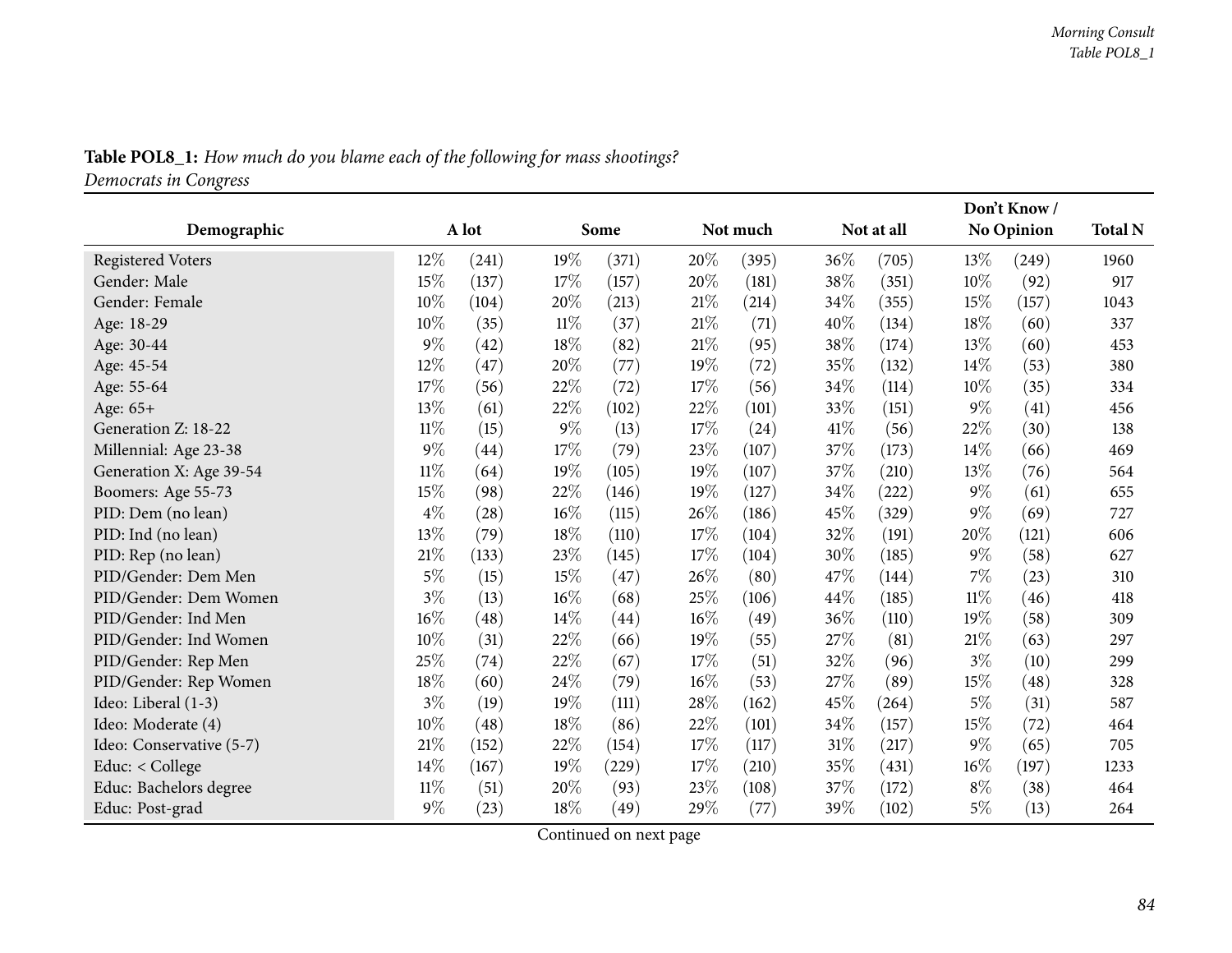**Table POL8_1:** *How much do you blame each of the following for mass shootings?*
*Democrats in Congress*

| Demographic | A lot | | Some | | Not much | | Not at all | | Don't Know / No Opinion | | Total N |
|---|---|---|---|---|---|---|---|---|---|---|---|
| Registered Voters | 12% | (241) | 19% | (371) | 20% | (395) | 36% | (705) | 13% | (249) | 1960 |
| Gender: Male | 15% | (137) | 17% | (157) | 20% | (181) | 38% | (351) | 10% | (92) | 917 |
| Gender: Female | 10% | (104) | 20% | (213) | 21% | (214) | 34% | (355) | 15% | (157) | 1043 |
| Age: 18-29 | 10% | (35) | 11% | (37) | 21% | (71) | 40% | (134) | 18% | (60) | 337 |
| Age: 30-44 | 9% | (42) | 18% | (82) | 21% | (95) | 38% | (174) | 13% | (60) | 453 |
| Age: 45-54 | 12% | (47) | 20% | (77) | 19% | (72) | 35% | (132) | 14% | (53) | 380 |
| Age: 55-64 | 17% | (56) | 22% | (72) | 17% | (56) | 34% | (114) | 10% | (35) | 334 |
| Age: 65+ | 13% | (61) | 22% | (102) | 22% | (101) | 33% | (151) | 9% | (41) | 456 |
| Generation Z: 18-22 | 11% | (15) | 9% | (13) | 17% | (24) | 41% | (56) | 22% | (30) | 138 |
| Millennial: Age 23-38 | 9% | (44) | 17% | (79) | 23% | (107) | 37% | (173) | 14% | (66) | 469 |
| Generation X: Age 39-54 | 11% | (64) | 19% | (105) | 19% | (107) | 37% | (210) | 13% | (76) | 564 |
| Boomers: Age 55-73 | 15% | (98) | 22% | (146) | 19% | (127) | 34% | (222) | 9% | (61) | 655 |
| PID: Dem (no lean) | 4% | (28) | 16% | (115) | 26% | (186) | 45% | (329) | 9% | (69) | 727 |
| PID: Ind (no lean) | 13% | (79) | 18% | (110) | 17% | (104) | 32% | (191) | 20% | (121) | 606 |
| PID: Rep (no lean) | 21% | (133) | 23% | (145) | 17% | (104) | 30% | (185) | 9% | (58) | 627 |
| PID/Gender: Dem Men | 5% | (15) | 15% | (47) | 26% | (80) | 47% | (144) | 7% | (23) | 310 |
| PID/Gender: Dem Women | 3% | (13) | 16% | (68) | 25% | (106) | 44% | (185) | 11% | (46) | 418 |
| PID/Gender: Ind Men | 16% | (48) | 14% | (44) | 16% | (49) | 36% | (110) | 19% | (58) | 309 |
| PID/Gender: Ind Women | 10% | (31) | 22% | (66) | 19% | (55) | 27% | (81) | 21% | (63) | 297 |
| PID/Gender: Rep Men | 25% | (74) | 22% | (67) | 17% | (51) | 32% | (96) | 3% | (10) | 299 |
| PID/Gender: Rep Women | 18% | (60) | 24% | (79) | 16% | (53) | 27% | (89) | 15% | (48) | 328 |
| Ideo: Liberal (1-3) | 3% | (19) | 19% | (111) | 28% | (162) | 45% | (264) | 5% | (31) | 587 |
| Ideo: Moderate (4) | 10% | (48) | 18% | (86) | 22% | (101) | 34% | (157) | 15% | (72) | 464 |
| Ideo: Conservative (5-7) | 21% | (152) | 22% | (154) | 17% | (117) | 31% | (217) | 9% | (65) | 705 |
| Educ: < College | 14% | (167) | 19% | (229) | 17% | (210) | 35% | (431) | 16% | (197) | 1233 |
| Educ: Bachelors degree | 11% | (51) | 20% | (93) | 23% | (108) | 37% | (172) | 8% | (38) | 464 |
| Educ: Post-grad | 9% | (23) | 18% | (49) | 29% | (77) | 39% | (102) | 5% | (13) | 264 |

Continued on next page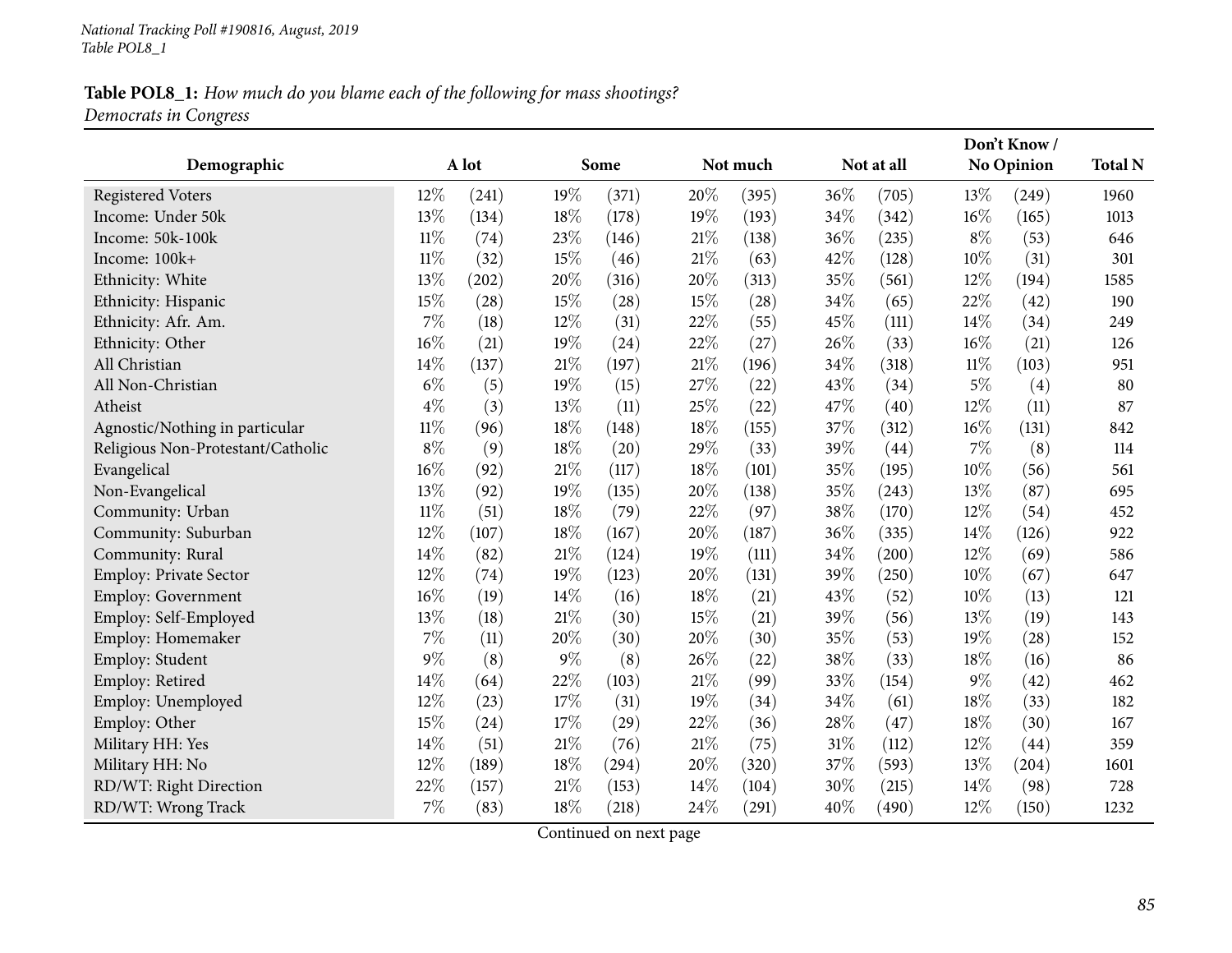**Table POL8_1:** *How much do you blame each of the following for mass shootings?*
*Democrats in Congress*

| Demographic | A lot | | Some | | Not much | | Not at all | | Don't Know / No Opinion | | Total N |
|---|---|---|---|---|---|---|---|---|---|---|---|
| Registered Voters | 12% | (241) | 19% | (371) | 20% | (395) | 36% | (705) | 13% | (249) | 1960 |
| Income: Under 50k | 13% | (134) | 18% | (178) | 19% | (193) | 34% | (342) | 16% | (165) | 1013 |
| Income: 50k-100k | 11% | (74) | 23% | (146) | 21% | (138) | 36% | (235) | 8% | (53) | 646 |
| Income: 100k+ | 11% | (32) | 15% | (46) | 21% | (63) | 42% | (128) | 10% | (31) | 301 |
| Ethnicity: White | 13% | (202) | 20% | (316) | 20% | (313) | 35% | (561) | 12% | (194) | 1585 |
| Ethnicity: Hispanic | 15% | (28) | 15% | (28) | 15% | (28) | 34% | (65) | 22% | (42) | 190 |
| Ethnicity: Afr. Am. | 7% | (18) | 12% | (31) | 22% | (55) | 45% | (111) | 14% | (34) | 249 |
| Ethnicity: Other | 16% | (21) | 19% | (24) | 22% | (27) | 26% | (33) | 16% | (21) | 126 |
| All Christian | 14% | (137) | 21% | (197) | 21% | (196) | 34% | (318) | 11% | (103) | 951 |
| All Non-Christian | 6% | (5) | 19% | (15) | 27% | (22) | 43% | (34) | 5% | (4) | 80 |
| Atheist | 4% | (3) | 13% | (11) | 25% | (22) | 47% | (40) | 12% | (11) | 87 |
| Agnostic/Nothing in particular | 11% | (96) | 18% | (148) | 18% | (155) | 37% | (312) | 16% | (131) | 842 |
| Religious Non-Protestant/Catholic | 8% | (9) | 18% | (20) | 29% | (33) | 39% | (44) | 7% | (8) | 114 |
| Evangelical | 16% | (92) | 21% | (117) | 18% | (101) | 35% | (195) | 10% | (56) | 561 |
| Non-Evangelical | 13% | (92) | 19% | (135) | 20% | (138) | 35% | (243) | 13% | (87) | 695 |
| Community: Urban | 11% | (51) | 18% | (79) | 22% | (97) | 38% | (170) | 12% | (54) | 452 |
| Community: Suburban | 12% | (107) | 18% | (167) | 20% | (187) | 36% | (335) | 14% | (126) | 922 |
| Community: Rural | 14% | (82) | 21% | (124) | 19% | (111) | 34% | (200) | 12% | (69) | 586 |
| Employ: Private Sector | 12% | (74) | 19% | (123) | 20% | (131) | 39% | (250) | 10% | (67) | 647 |
| Employ: Government | 16% | (19) | 14% | (16) | 18% | (21) | 43% | (52) | 10% | (13) | 121 |
| Employ: Self-Employed | 13% | (18) | 21% | (30) | 15% | (21) | 39% | (56) | 13% | (19) | 143 |
| Employ: Homemaker | 7% | (11) | 20% | (30) | 20% | (30) | 35% | (53) | 19% | (28) | 152 |
| Employ: Student | 9% | (8) | 9% | (8) | 26% | (22) | 38% | (33) | 18% | (16) | 86 |
| Employ: Retired | 14% | (64) | 22% | (103) | 21% | (99) | 33% | (154) | 9% | (42) | 462 |
| Employ: Unemployed | 12% | (23) | 17% | (31) | 19% | (34) | 34% | (61) | 18% | (33) | 182 |
| Employ: Other | 15% | (24) | 17% | (29) | 22% | (36) | 28% | (47) | 18% | (30) | 167 |
| Military HH: Yes | 14% | (51) | 21% | (76) | 21% | (75) | 31% | (112) | 12% | (44) | 359 |
| Military HH: No | 12% | (189) | 18% | (294) | 20% | (320) | 37% | (593) | 13% | (204) | 1601 |
| RD/WT: Right Direction | 22% | (157) | 21% | (153) | 14% | (104) | 30% | (215) | 14% | (98) | 728 |
| RD/WT: Wrong Track | 7% | (83) | 18% | (218) | 24% | (291) | 40% | (490) | 12% | (150) | 1232 |

Continued on next page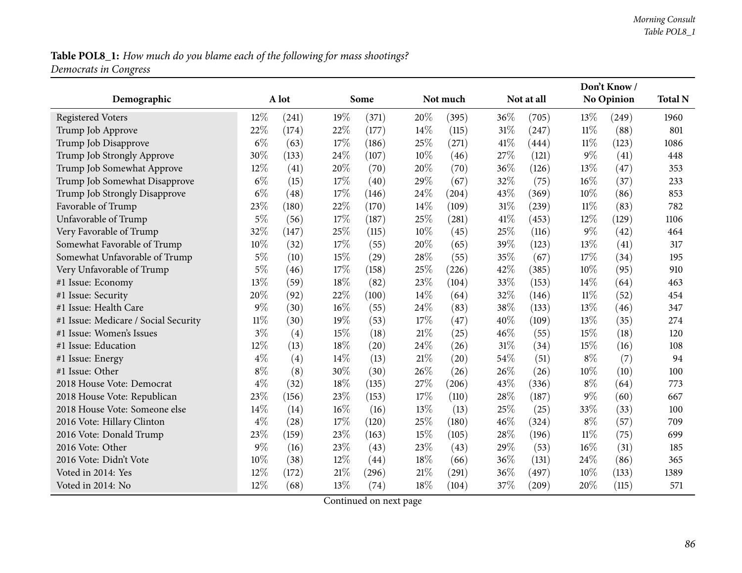**Table POL8_1:** *How much do you blame each of the following for mass shootings?*
*Democrats in Congress*

| Demographic | A lot | | Some | | Not much | | Not at all | | Don't Know / No Opinion | | Total N |
|---|---|---|---|---|---|---|---|---|---|---|---|
| Registered Voters | 12% | (241) | 19% | (371) | 20% | (395) | 36% | (705) | 13% | (249) | 1960 |
| Trump Job Approve | 22% | (174) | 22% | (177) | 14% | (115) | 31% | (247) | 11% | (88) | 801 |
| Trump Job Disapprove | 6% | (63) | 17% | (186) | 25% | (271) | 41% | (444) | 11% | (123) | 1086 |
| Trump Job Strongly Approve | 30% | (133) | 24% | (107) | 10% | (46) | 27% | (121) | 9% | (41) | 448 |
| Trump Job Somewhat Approve | 12% | (41) | 20% | (70) | 20% | (70) | 36% | (126) | 13% | (47) | 353 |
| Trump Job Somewhat Disapprove | 6% | (15) | 17% | (40) | 29% | (67) | 32% | (75) | 16% | (37) | 233 |
| Trump Job Strongly Disapprove | 6% | (48) | 17% | (146) | 24% | (204) | 43% | (369) | 10% | (86) | 853 |
| Favorable of Trump | 23% | (180) | 22% | (170) | 14% | (109) | 31% | (239) | 11% | (83) | 782 |
| Unfavorable of Trump | 5% | (56) | 17% | (187) | 25% | (281) | 41% | (453) | 12% | (129) | 1106 |
| Very Favorable of Trump | 32% | (147) | 25% | (115) | 10% | (45) | 25% | (116) | 9% | (42) | 464 |
| Somewhat Favorable of Trump | 10% | (32) | 17% | (55) | 20% | (65) | 39% | (123) | 13% | (41) | 317 |
| Somewhat Unfavorable of Trump | 5% | (10) | 15% | (29) | 28% | (55) | 35% | (67) | 17% | (34) | 195 |
| Very Unfavorable of Trump | 5% | (46) | 17% | (158) | 25% | (226) | 42% | (385) | 10% | (95) | 910 |
| #1 Issue: Economy | 13% | (59) | 18% | (82) | 23% | (104) | 33% | (153) | 14% | (64) | 463 |
| #1 Issue: Security | 20% | (92) | 22% | (100) | 14% | (64) | 32% | (146) | 11% | (52) | 454 |
| #1 Issue: Health Care | 9% | (30) | 16% | (55) | 24% | (83) | 38% | (133) | 13% | (46) | 347 |
| #1 Issue: Medicare / Social Security | 11% | (30) | 19% | (53) | 17% | (47) | 40% | (109) | 13% | (35) | 274 |
| #1 Issue: Women's Issues | 3% | (4) | 15% | (18) | 21% | (25) | 46% | (55) | 15% | (18) | 120 |
| #1 Issue: Education | 12% | (13) | 18% | (20) | 24% | (26) | 31% | (34) | 15% | (16) | 108 |
| #1 Issue: Energy | 4% | (4) | 14% | (13) | 21% | (20) | 54% | (51) | 8% | (7) | 94 |
| #1 Issue: Other | 8% | (8) | 30% | (30) | 26% | (26) | 26% | (26) | 10% | (10) | 100 |
| 2018 House Vote: Democrat | 4% | (32) | 18% | (135) | 27% | (206) | 43% | (336) | 8% | (64) | 773 |
| 2018 House Vote: Republican | 23% | (156) | 23% | (153) | 17% | (110) | 28% | (187) | 9% | (60) | 667 |
| 2018 House Vote: Someone else | 14% | (14) | 16% | (16) | 13% | (13) | 25% | (25) | 33% | (33) | 100 |
| 2016 Vote: Hillary Clinton | 4% | (28) | 17% | (120) | 25% | (180) | 46% | (324) | 8% | (57) | 709 |
| 2016 Vote: Donald Trump | 23% | (159) | 23% | (163) | 15% | (105) | 28% | (196) | 11% | (75) | 699 |
| 2016 Vote: Other | 9% | (16) | 23% | (43) | 23% | (43) | 29% | (53) | 16% | (31) | 185 |
| 2016 Vote: Didn't Vote | 10% | (38) | 12% | (44) | 18% | (66) | 36% | (131) | 24% | (86) | 365 |
| Voted in 2014: Yes | 12% | (172) | 21% | (296) | 21% | (291) | 36% | (497) | 10% | (133) | 1389 |
| Voted in 2014: No | 12% | (68) | 13% | (74) | 18% | (104) | 37% | (209) | 20% | (115) | 571 |

Continued on next page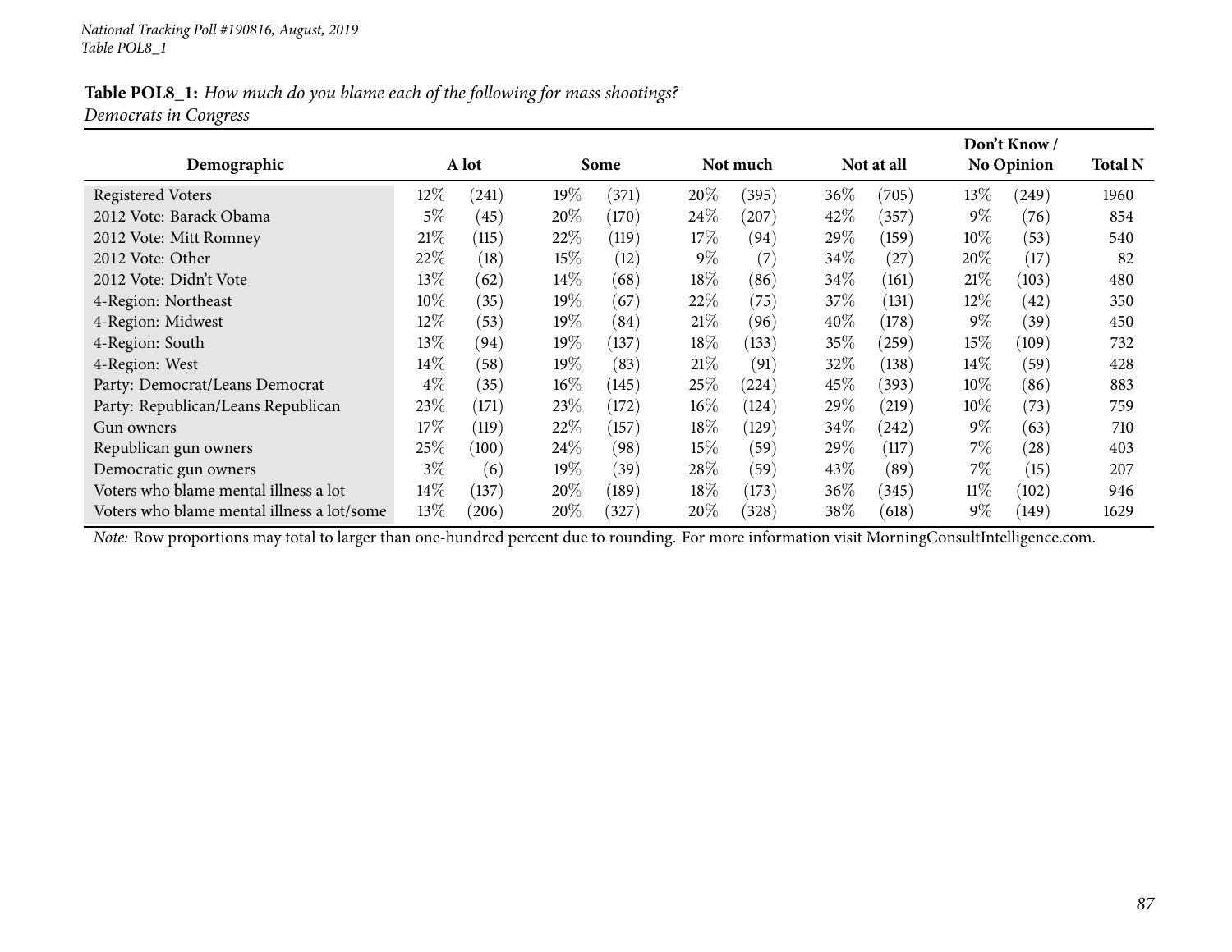National Tracking Poll #190816, August, 2019
Table POL8_1

**Table POL8_1:** *How much do you blame each of the following for mass shootings?*
*Democrats in Congress*

| Demographic | A lot | | Some | | Not much | | Not at all | | Don't Know / No Opinion | | Total N |
|---|---|---|---|---|---|---|---|---|---|---|---|
| Registered Voters | 12% | (241) | 19% | (371) | 20% | (395) | 36% | (705) | 13% | (249) | 1960 |
| 2012 Vote: Barack Obama | 5% | (45) | 20% | (170) | 24% | (207) | 42% | (357) | 9% | (76) | 854 |
| 2012 Vote: Mitt Romney | 21% | (115) | 22% | (119) | 17% | (94) | 29% | (159) | 10% | (53) | 540 |
| 2012 Vote: Other | 22% | (18) | 15% | (12) | 9% | (7) | 34% | (27) | 20% | (17) | 82 |
| 2012 Vote: Didn't Vote | 13% | (62) | 14% | (68) | 18% | (86) | 34% | (161) | 21% | (103) | 480 |
| 4-Region: Northeast | 10% | (35) | 19% | (67) | 22% | (75) | 37% | (131) | 12% | (42) | 350 |
| 4-Region: Midwest | 12% | (53) | 19% | (84) | 21% | (96) | 40% | (178) | 9% | (39) | 450 |
| 4-Region: South | 13% | (94) | 19% | (137) | 18% | (133) | 35% | (259) | 15% | (109) | 732 |
| 4-Region: West | 14% | (58) | 19% | (83) | 21% | (91) | 32% | (138) | 14% | (59) | 428 |
| Party: Democrat/Leans Democrat | 4% | (35) | 16% | (145) | 25% | (224) | 45% | (393) | 10% | (86) | 883 |
| Party: Republican/Leans Republican | 23% | (171) | 23% | (172) | 16% | (124) | 29% | (219) | 10% | (73) | 759 |
| Gun owners | 17% | (119) | 22% | (157) | 18% | (129) | 34% | (242) | 9% | (63) | 710 |
| Republican gun owners | 25% | (100) | 24% | (98) | 15% | (59) | 29% | (117) | 7% | (28) | 403 |
| Democratic gun owners | 3% | (6) | 19% | (39) | 28% | (59) | 43% | (89) | 7% | (15) | 207 |
| Voters who blame mental illness a lot | 14% | (137) | 20% | (189) | 18% | (173) | 36% | (345) | 11% | (102) | 946 |
| Voters who blame mental illness a lot/some | 13% | (206) | 20% | (327) | 20% | (328) | 38% | (618) | 9% | (149) | 1629 |

*Note:* Row proportions may total to larger than one-hundred percent due to rounding. For more information visit MorningConsultIntelligence.com.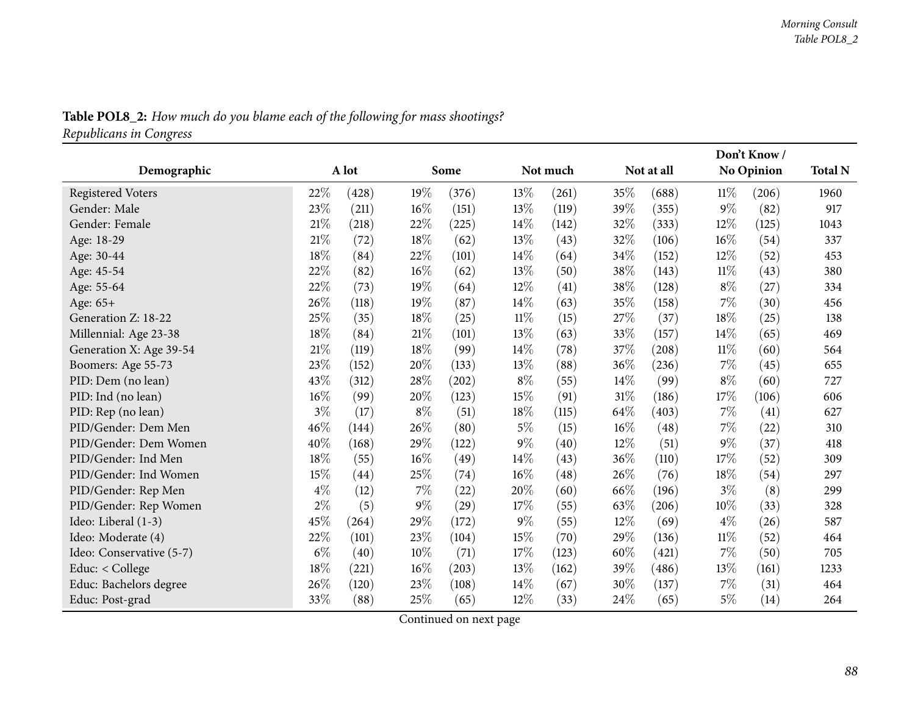**Table POL8_2:** *How much do you blame each of the following for mass shootings?*
*Republicans in Congress*

| Demographic | A lot | | Some | | Not much | | Not at all | | Don't Know / No Opinion | | Total N |
|---|---|---|---|---|---|---|---|---|---|---|---|
| Registered Voters | 22% | (428) | 19% | (376) | 13% | (261) | 35% | (688) | 11% | (206) | 1960 |
| Gender: Male | 23% | (211) | 16% | (151) | 13% | (119) | 39% | (355) | 9% | (82) | 917 |
| Gender: Female | 21% | (218) | 22% | (225) | 14% | (142) | 32% | (333) | 12% | (125) | 1043 |
| Age: 18-29 | 21% | (72) | 18% | (62) | 13% | (43) | 32% | (106) | 16% | (54) | 337 |
| Age: 30-44 | 18% | (84) | 22% | (101) | 14% | (64) | 34% | (152) | 12% | (52) | 453 |
| Age: 45-54 | 22% | (82) | 16% | (62) | 13% | (50) | 38% | (143) | 11% | (43) | 380 |
| Age: 55-64 | 22% | (73) | 19% | (64) | 12% | (41) | 38% | (128) | 8% | (27) | 334 |
| Age: 65+ | 26% | (118) | 19% | (87) | 14% | (63) | 35% | (158) | 7% | (30) | 456 |
| Generation Z: 18-22 | 25% | (35) | 18% | (25) | 11% | (15) | 27% | (37) | 18% | (25) | 138 |
| Millennial: Age 23-38 | 18% | (84) | 21% | (101) | 13% | (63) | 33% | (157) | 14% | (65) | 469 |
| Generation X: Age 39-54 | 21% | (119) | 18% | (99) | 14% | (78) | 37% | (208) | 11% | (60) | 564 |
| Boomers: Age 55-73 | 23% | (152) | 20% | (133) | 13% | (88) | 36% | (236) | 7% | (45) | 655 |
| PID: Dem (no lean) | 43% | (312) | 28% | (202) | 8% | (55) | 14% | (99) | 8% | (60) | 727 |
| PID: Ind (no lean) | 16% | (99) | 20% | (123) | 15% | (91) | 31% | (186) | 17% | (106) | 606 |
| PID: Rep (no lean) | 3% | (17) | 8% | (51) | 18% | (115) | 64% | (403) | 7% | (41) | 627 |
| PID/Gender: Dem Men | 46% | (144) | 26% | (80) | 5% | (15) | 16% | (48) | 7% | (22) | 310 |
| PID/Gender: Dem Women | 40% | (168) | 29% | (122) | 9% | (40) | 12% | (51) | 9% | (37) | 418 |
| PID/Gender: Ind Men | 18% | (55) | 16% | (49) | 14% | (43) | 36% | (110) | 17% | (52) | 309 |
| PID/Gender: Ind Women | 15% | (44) | 25% | (74) | 16% | (48) | 26% | (76) | 18% | (54) | 297 |
| PID/Gender: Rep Men | 4% | (12) | 7% | (22) | 20% | (60) | 66% | (196) | 3% | (8) | 299 |
| PID/Gender: Rep Women | 2% | (5) | 9% | (29) | 17% | (55) | 63% | (206) | 10% | (33) | 328 |
| Ideo: Liberal (1-3) | 45% | (264) | 29% | (172) | 9% | (55) | 12% | (69) | 4% | (26) | 587 |
| Ideo: Moderate (4) | 22% | (101) | 23% | (104) | 15% | (70) | 29% | (136) | 11% | (52) | 464 |
| Ideo: Conservative (5-7) | 6% | (40) | 10% | (71) | 17% | (123) | 60% | (421) | 7% | (50) | 705 |
| Educ: < College | 18% | (221) | 16% | (203) | 13% | (162) | 39% | (486) | 13% | (161) | 1233 |
| Educ: Bachelors degree | 26% | (120) | 23% | (108) | 14% | (67) | 30% | (137) | 7% | (31) | 464 |
| Educ: Post-grad | 33% | (88) | 25% | (65) | 12% | (33) | 24% | (65) | 5% | (14) | 264 |

Continued on next page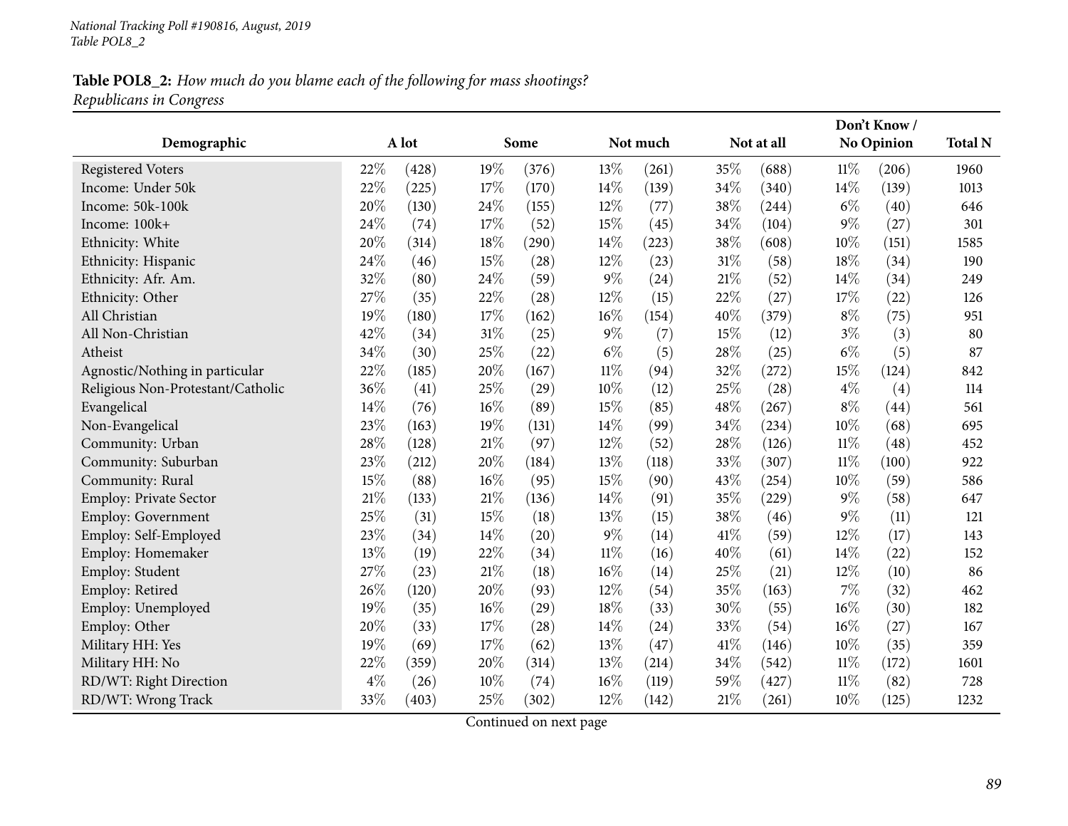**Table POL8_2:** *How much do you blame each of the following for mass shootings?*
*Republicans in Congress*

| Demographic | A lot | | Some | | Not much | | Not at all | | Don't Know / No Opinion | | Total N |
|---|---|---|---|---|---|---|---|---|---|---|---|
| Registered Voters | 22% | (428) | 19% | (376) | 13% | (261) | 35% | (688) | 11% | (206) | 1960 |
| Income: Under 50k | 22% | (225) | 17% | (170) | 14% | (139) | 34% | (340) | 14% | (139) | 1013 |
| Income: 50k-100k | 20% | (130) | 24% | (155) | 12% | (77) | 38% | (244) | 6% | (40) | 646 |
| Income: 100k+ | 24% | (74) | 17% | (52) | 15% | (45) | 34% | (104) | 9% | (27) | 301 |
| Ethnicity: White | 20% | (314) | 18% | (290) | 14% | (223) | 38% | (608) | 10% | (151) | 1585 |
| Ethnicity: Hispanic | 24% | (46) | 15% | (28) | 12% | (23) | 31% | (58) | 18% | (34) | 190 |
| Ethnicity: Afr. Am. | 32% | (80) | 24% | (59) | 9% | (24) | 21% | (52) | 14% | (34) | 249 |
| Ethnicity: Other | 27% | (35) | 22% | (28) | 12% | (15) | 22% | (27) | 17% | (22) | 126 |
| All Christian | 19% | (180) | 17% | (162) | 16% | (154) | 40% | (379) | 8% | (75) | 951 |
| All Non-Christian | 42% | (34) | 31% | (25) | 9% | (7) | 15% | (12) | 3% | (3) | 80 |
| Atheist | 34% | (30) | 25% | (22) | 6% | (5) | 28% | (25) | 6% | (5) | 87 |
| Agnostic/Nothing in particular | 22% | (185) | 20% | (167) | 11% | (94) | 32% | (272) | 15% | (124) | 842 |
| Religious Non-Protestant/Catholic | 36% | (41) | 25% | (29) | 10% | (12) | 25% | (28) | 4% | (4) | 114 |
| Evangelical | 14% | (76) | 16% | (89) | 15% | (85) | 48% | (267) | 8% | (44) | 561 |
| Non-Evangelical | 23% | (163) | 19% | (131) | 14% | (99) | 34% | (234) | 10% | (68) | 695 |
| Community: Urban | 28% | (128) | 21% | (97) | 12% | (52) | 28% | (126) | 11% | (48) | 452 |
| Community: Suburban | 23% | (212) | 20% | (184) | 13% | (118) | 33% | (307) | 11% | (100) | 922 |
| Community: Rural | 15% | (88) | 16% | (95) | 15% | (90) | 43% | (254) | 10% | (59) | 586 |
| Employ: Private Sector | 21% | (133) | 21% | (136) | 14% | (91) | 35% | (229) | 9% | (58) | 647 |
| Employ: Government | 25% | (31) | 15% | (18) | 13% | (15) | 38% | (46) | 9% | (11) | 121 |
| Employ: Self-Employed | 23% | (34) | 14% | (20) | 9% | (14) | 41% | (59) | 12% | (17) | 143 |
| Employ: Homemaker | 13% | (19) | 22% | (34) | 11% | (16) | 40% | (61) | 14% | (22) | 152 |
| Employ: Student | 27% | (23) | 21% | (18) | 16% | (14) | 25% | (21) | 12% | (10) | 86 |
| Employ: Retired | 26% | (120) | 20% | (93) | 12% | (54) | 35% | (163) | 7% | (32) | 462 |
| Employ: Unemployed | 19% | (35) | 16% | (29) | 18% | (33) | 30% | (55) | 16% | (30) | 182 |
| Employ: Other | 20% | (33) | 17% | (28) | 14% | (24) | 33% | (54) | 16% | (27) | 167 |
| Military HH: Yes | 19% | (69) | 17% | (62) | 13% | (47) | 41% | (146) | 10% | (35) | 359 |
| Military HH: No | 22% | (359) | 20% | (314) | 13% | (214) | 34% | (542) | 11% | (172) | 1601 |
| RD/WT: Right Direction | 4% | (26) | 10% | (74) | 16% | (119) | 59% | (427) | 11% | (82) | 728 |
| RD/WT: Wrong Track | 33% | (403) | 25% | (302) | 12% | (142) | 21% | (261) | 10% | (125) | 1232 |

Continued on next page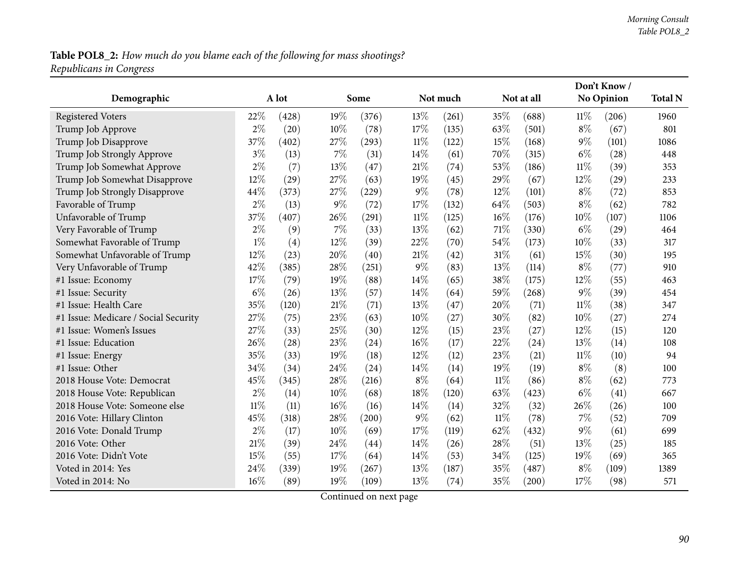**Table POL8_2:** *How much do you blame each of the following for mass shootings?*
*Republicans in Congress*

| Demographic | A lot | | Some | | Not much | | Not at all | | Don't Know / No Opinion | | Total N |
|---|---|---|---|---|---|---|---|---|---|---|---|
| Registered Voters | 22% | (428) | 19% | (376) | 13% | (261) | 35% | (688) | 11% | (206) | 1960 |
| Trump Job Approve | 2% | (20) | 10% | (78) | 17% | (135) | 63% | (501) | 8% | (67) | 801 |
| Trump Job Disapprove | 37% | (402) | 27% | (293) | 11% | (122) | 15% | (168) | 9% | (101) | 1086 |
| Trump Job Strongly Approve | 3% | (13) | 7% | (31) | 14% | (61) | 70% | (315) | 6% | (28) | 448 |
| Trump Job Somewhat Approve | 2% | (7) | 13% | (47) | 21% | (74) | 53% | (186) | 11% | (39) | 353 |
| Trump Job Somewhat Disapprove | 12% | (29) | 27% | (63) | 19% | (45) | 29% | (67) | 12% | (29) | 233 |
| Trump Job Strongly Disapprove | 44% | (373) | 27% | (229) | 9% | (78) | 12% | (101) | 8% | (72) | 853 |
| Favorable of Trump | 2% | (13) | 9% | (72) | 17% | (132) | 64% | (503) | 8% | (62) | 782 |
| Unfavorable of Trump | 37% | (407) | 26% | (291) | 11% | (125) | 16% | (176) | 10% | (107) | 1106 |
| Very Favorable of Trump | 2% | (9) | 7% | (33) | 13% | (62) | 71% | (330) | 6% | (29) | 464 |
| Somewhat Favorable of Trump | 1% | (4) | 12% | (39) | 22% | (70) | 54% | (173) | 10% | (33) | 317 |
| Somewhat Unfavorable of Trump | 12% | (23) | 20% | (40) | 21% | (42) | 31% | (61) | 15% | (30) | 195 |
| Very Unfavorable of Trump | 42% | (385) | 28% | (251) | 9% | (83) | 13% | (114) | 8% | (77) | 910 |
| #1 Issue: Economy | 17% | (79) | 19% | (88) | 14% | (65) | 38% | (175) | 12% | (55) | 463 |
| #1 Issue: Security | 6% | (26) | 13% | (57) | 14% | (64) | 59% | (268) | 9% | (39) | 454 |
| #1 Issue: Health Care | 35% | (120) | 21% | (71) | 13% | (47) | 20% | (71) | 11% | (38) | 347 |
| #1 Issue: Medicare / Social Security | 27% | (75) | 23% | (63) | 10% | (27) | 30% | (82) | 10% | (27) | 274 |
| #1 Issue: Women's Issues | 27% | (33) | 25% | (30) | 12% | (15) | 23% | (27) | 12% | (15) | 120 |
| #1 Issue: Education | 26% | (28) | 23% | (24) | 16% | (17) | 22% | (24) | 13% | (14) | 108 |
| #1 Issue: Energy | 35% | (33) | 19% | (18) | 12% | (12) | 23% | (21) | 11% | (10) | 94 |
| #1 Issue: Other | 34% | (34) | 24% | (24) | 14% | (14) | 19% | (19) | 8% | (8) | 100 |
| 2018 House Vote: Democrat | 45% | (345) | 28% | (216) | 8% | (64) | 11% | (86) | 8% | (62) | 773 |
| 2018 House Vote: Republican | 2% | (14) | 10% | (68) | 18% | (120) | 63% | (423) | 6% | (41) | 667 |
| 2018 House Vote: Someone else | 11% | (11) | 16% | (16) | 14% | (14) | 32% | (32) | 26% | (26) | 100 |
| 2016 Vote: Hillary Clinton | 45% | (318) | 28% | (200) | 9% | (62) | 11% | (78) | 7% | (52) | 709 |
| 2016 Vote: Donald Trump | 2% | (17) | 10% | (69) | 17% | (119) | 62% | (432) | 9% | (61) | 699 |
| 2016 Vote: Other | 21% | (39) | 24% | (44) | 14% | (26) | 28% | (51) | 13% | (25) | 185 |
| 2016 Vote: Didn't Vote | 15% | (55) | 17% | (64) | 14% | (53) | 34% | (125) | 19% | (69) | 365 |
| Voted in 2014: Yes | 24% | (339) | 19% | (267) | 13% | (187) | 35% | (487) | 8% | (109) | 1389 |
| Voted in 2014: No | 16% | (89) | 19% | (109) | 13% | (74) | 35% | (200) | 17% | (98) | 571 |

Continued on next page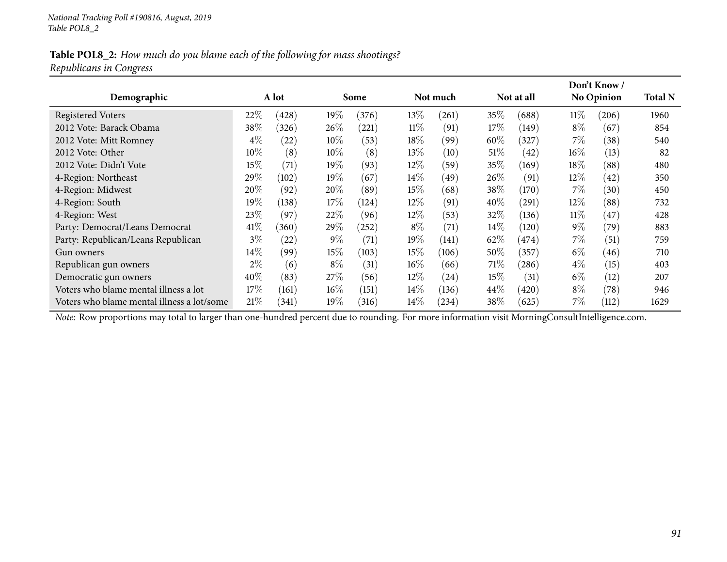*National Tracking Poll #190816, August, 2019*
*Table POL8_2*

**Table POL8_2:** *How much do you blame each of the following for mass shootings?*
*Republicans in Congress*

| Demographic | A lot | | Some | | Not much | | Not at all | | Don't Know / No Opinion | | Total N |
|---|---|---|---|---|---|---|---|---|---|---|---|
| Registered Voters | 22% | (428) | 19% | (376) | 13% | (261) | 35% | (688) | 11% | (206) | 1960 |
| 2012 Vote: Barack Obama | 38% | (326) | 26% | (221) | 11% | (91) | 17% | (149) | 8% | (67) | 854 |
| 2012 Vote: Mitt Romney | 4% | (22) | 10% | (53) | 18% | (99) | 60% | (327) | 7% | (38) | 540 |
| 2012 Vote: Other | 10% | (8) | 10% | (8) | 13% | (10) | 51% | (42) | 16% | (13) | 82 |
| 2012 Vote: Didn't Vote | 15% | (71) | 19% | (93) | 12% | (59) | 35% | (169) | 18% | (88) | 480 |
| 4-Region: Northeast | 29% | (102) | 19% | (67) | 14% | (49) | 26% | (91) | 12% | (42) | 350 |
| 4-Region: Midwest | 20% | (92) | 20% | (89) | 15% | (68) | 38% | (170) | 7% | (30) | 450 |
| 4-Region: South | 19% | (138) | 17% | (124) | 12% | (91) | 40% | (291) | 12% | (88) | 732 |
| 4-Region: West | 23% | (97) | 22% | (96) | 12% | (53) | 32% | (136) | 11% | (47) | 428 |
| Party: Democrat/Leans Democrat | 41% | (360) | 29% | (252) | 8% | (71) | 14% | (120) | 9% | (79) | 883 |
| Party: Republican/Leans Republican | 3% | (22) | 9% | (71) | 19% | (141) | 62% | (474) | 7% | (51) | 759 |
| Gun owners | 14% | (99) | 15% | (103) | 15% | (106) | 50% | (357) | 6% | (46) | 710 |
| Republican gun owners | 2% | (6) | 8% | (31) | 16% | (66) | 71% | (286) | 4% | (15) | 403 |
| Democratic gun owners | 40% | (83) | 27% | (56) | 12% | (24) | 15% | (31) | 6% | (12) | 207 |
| Voters who blame mental illness a lot | 17% | (161) | 16% | (151) | 14% | (136) | 44% | (420) | 8% | (78) | 946 |
| Voters who blame mental illness a lot/some | 21% | (341) | 19% | (316) | 14% | (234) | 38% | (625) | 7% | (112) | 1629 |

*Note:* Row proportions may total to larger than one-hundred percent due to rounding. For more information visit MorningConsultIntelligence.com.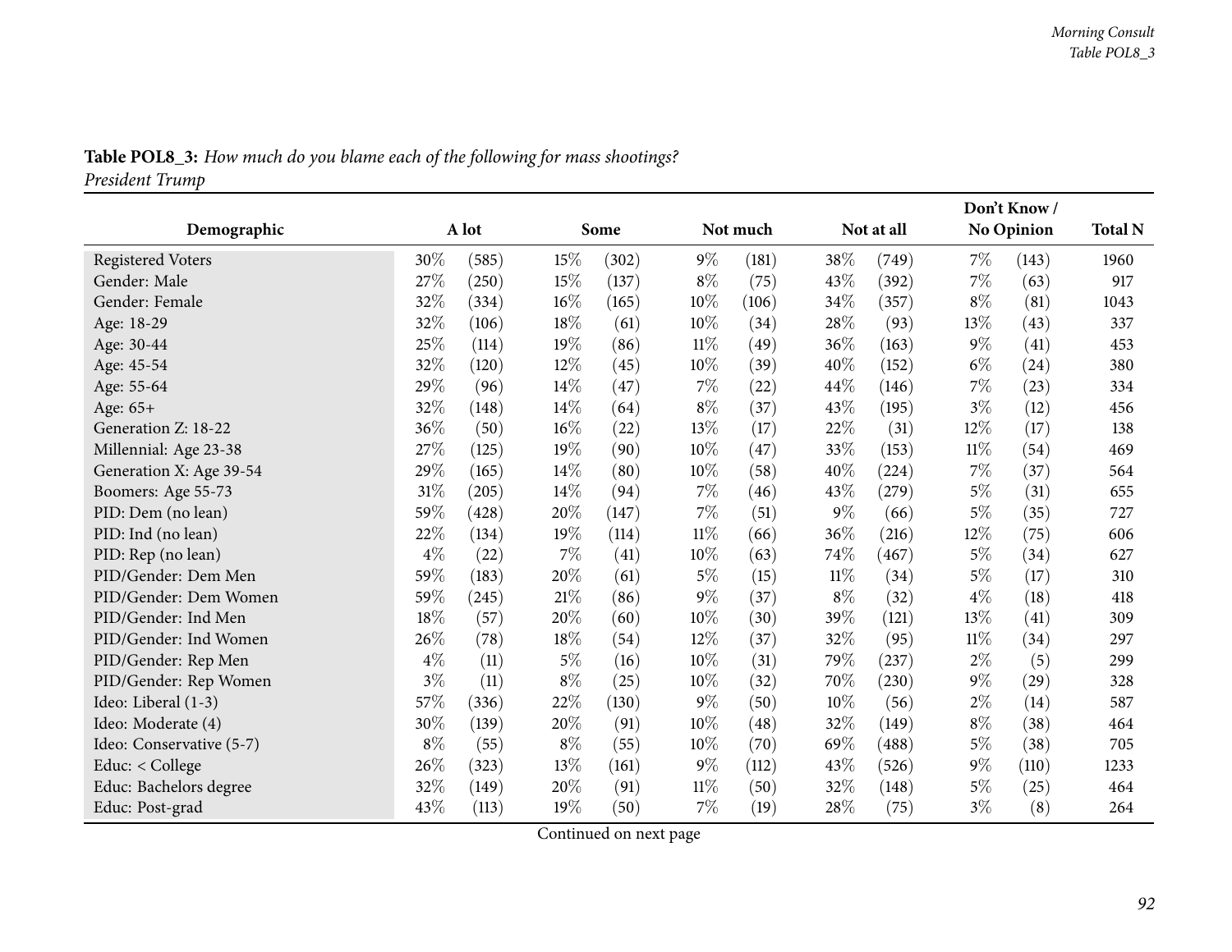**Table POL8_3:** *How much do you blame each of the following for mass shootings?*
*President Trump*

| Demographic | A lot | | Some | | Not much | | Not at all | | Don't Know / No Opinion | | Total N |
|---|---|---|---|---|---|---|---|---|---|---|---|
| Registered Voters | 30% | (585) | 15% | (302) | 9% | (181) | 38% | (749) | 7% | (143) | 1960 |
| Gender: Male | 27% | (250) | 15% | (137) | 8% | (75) | 43% | (392) | 7% | (63) | 917 |
| Gender: Female | 32% | (334) | 16% | (165) | 10% | (106) | 34% | (357) | 8% | (81) | 1043 |
| Age: 18-29 | 32% | (106) | 18% | (61) | 10% | (34) | 28% | (93) | 13% | (43) | 337 |
| Age: 30-44 | 25% | (114) | 19% | (86) | 11% | (49) | 36% | (163) | 9% | (41) | 453 |
| Age: 45-54 | 32% | (120) | 12% | (45) | 10% | (39) | 40% | (152) | 6% | (24) | 380 |
| Age: 55-64 | 29% | (96) | 14% | (47) | 7% | (22) | 44% | (146) | 7% | (23) | 334 |
| Age: 65+ | 32% | (148) | 14% | (64) | 8% | (37) | 43% | (195) | 3% | (12) | 456 |
| Generation Z: 18-22 | 36% | (50) | 16% | (22) | 13% | (17) | 22% | (31) | 12% | (17) | 138 |
| Millennial: Age 23-38 | 27% | (125) | 19% | (90) | 10% | (47) | 33% | (153) | 11% | (54) | 469 |
| Generation X: Age 39-54 | 29% | (165) | 14% | (80) | 10% | (58) | 40% | (224) | 7% | (37) | 564 |
| Boomers: Age 55-73 | 31% | (205) | 14% | (94) | 7% | (46) | 43% | (279) | 5% | (31) | 655 |
| PID: Dem (no lean) | 59% | (428) | 20% | (147) | 7% | (51) | 9% | (66) | 5% | (35) | 727 |
| PID: Ind (no lean) | 22% | (134) | 19% | (114) | 11% | (66) | 36% | (216) | 12% | (75) | 606 |
| PID: Rep (no lean) | 4% | (22) | 7% | (41) | 10% | (63) | 74% | (467) | 5% | (34) | 627 |
| PID/Gender: Dem Men | 59% | (183) | 20% | (61) | 5% | (15) | 11% | (34) | 5% | (17) | 310 |
| PID/Gender: Dem Women | 59% | (245) | 21% | (86) | 9% | (37) | 8% | (32) | 4% | (18) | 418 |
| PID/Gender: Ind Men | 18% | (57) | 20% | (60) | 10% | (30) | 39% | (121) | 13% | (41) | 309 |
| PID/Gender: Ind Women | 26% | (78) | 18% | (54) | 12% | (37) | 32% | (95) | 11% | (34) | 297 |
| PID/Gender: Rep Men | 4% | (11) | 5% | (16) | 10% | (31) | 79% | (237) | 2% | (5) | 299 |
| PID/Gender: Rep Women | 3% | (11) | 8% | (25) | 10% | (32) | 70% | (230) | 9% | (29) | 328 |
| Ideo: Liberal (1-3) | 57% | (336) | 22% | (130) | 9% | (50) | 10% | (56) | 2% | (14) | 587 |
| Ideo: Moderate (4) | 30% | (139) | 20% | (91) | 10% | (48) | 32% | (149) | 8% | (38) | 464 |
| Ideo: Conservative (5-7) | 8% | (55) | 8% | (55) | 10% | (70) | 69% | (488) | 5% | (38) | 705 |
| Educ: < College | 26% | (323) | 13% | (161) | 9% | (112) | 43% | (526) | 9% | (110) | 1233 |
| Educ: Bachelors degree | 32% | (149) | 20% | (91) | 11% | (50) | 32% | (148) | 5% | (25) | 464 |
| Educ: Post-grad | 43% | (113) | 19% | (50) | 7% | (19) | 28% | (75) | 3% | (8) | 264 |

Continued on next page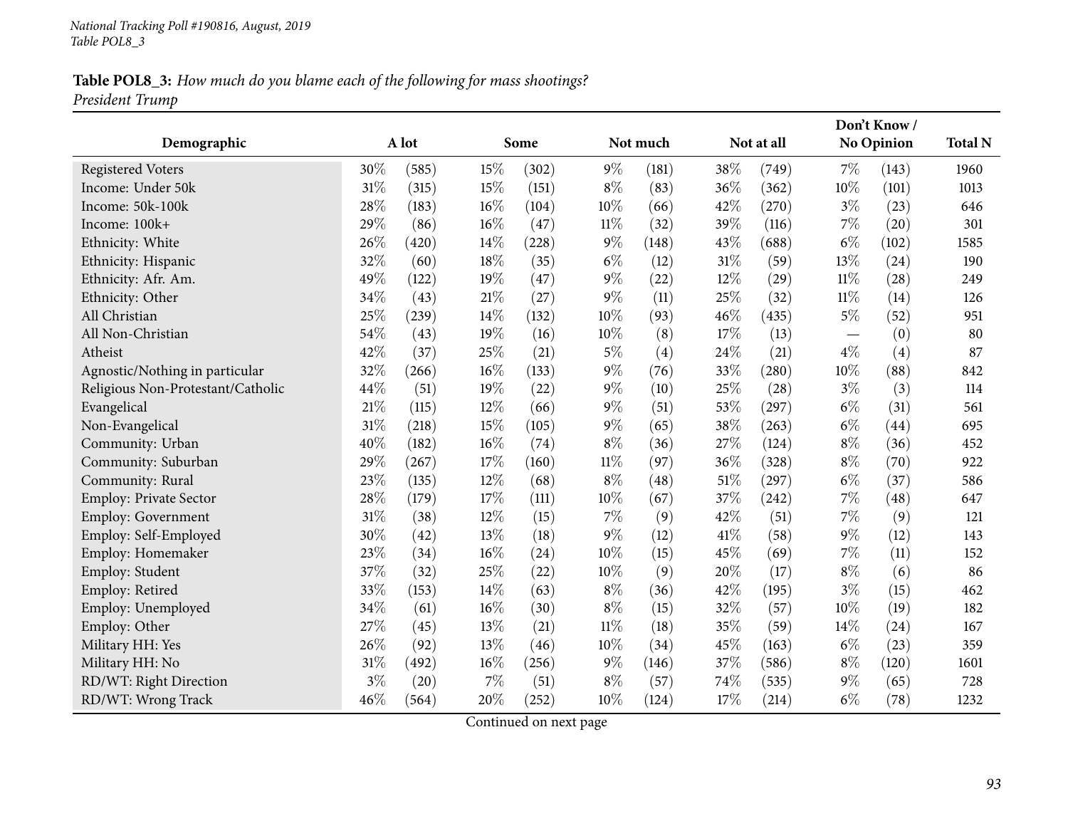**Table POL8_3:** *How much do you blame each of the following for mass shootings?*
*President Trump*

| Demographic | A lot | | Some | | Not much | | Not at all | | Don't Know / No Opinion | | Total N |
|---|---|---|---|---|---|---|---|---|---|---|---|
| Registered Voters | 30% | (585) | 15% | (302) | 9% | (181) | 38% | (749) | 7% | (143) | 1960 |
| Income: Under 50k | 31% | (315) | 15% | (151) | 8% | (83) | 36% | (362) | 10% | (101) | 1013 |
| Income: 50k-100k | 28% | (183) | 16% | (104) | 10% | (66) | 42% | (270) | 3% | (23) | 646 |
| Income: 100k+ | 29% | (86) | 16% | (47) | 11% | (32) | 39% | (116) | 7% | (20) | 301 |
| Ethnicity: White | 26% | (420) | 14% | (228) | 9% | (148) | 43% | (688) | 6% | (102) | 1585 |
| Ethnicity: Hispanic | 32% | (60) | 18% | (35) | 6% | (12) | 31% | (59) | 13% | (24) | 190 |
| Ethnicity: Afr. Am. | 49% | (122) | 19% | (47) | 9% | (22) | 12% | (29) | 11% | (28) | 249 |
| Ethnicity: Other | 34% | (43) | 21% | (27) | 9% | (11) | 25% | (32) | 11% | (14) | 126 |
| All Christian | 25% | (239) | 14% | (132) | 10% | (93) | 46% | (435) | 5% | (52) | 951 |
| All Non-Christian | 54% | (43) | 19% | (16) | 10% | (8) | 17% | (13) | — | (0) | 80 |
| Atheist | 42% | (37) | 25% | (21) | 5% | (4) | 24% | (21) | 4% | (4) | 87 |
| Agnostic/Nothing in particular | 32% | (266) | 16% | (133) | 9% | (76) | 33% | (280) | 10% | (88) | 842 |
| Religious Non-Protestant/Catholic | 44% | (51) | 19% | (22) | 9% | (10) | 25% | (28) | 3% | (3) | 114 |
| Evangelical | 21% | (115) | 12% | (66) | 9% | (51) | 53% | (297) | 6% | (31) | 561 |
| Non-Evangelical | 31% | (218) | 15% | (105) | 9% | (65) | 38% | (263) | 6% | (44) | 695 |
| Community: Urban | 40% | (182) | 16% | (74) | 8% | (36) | 27% | (124) | 8% | (36) | 452 |
| Community: Suburban | 29% | (267) | 17% | (160) | 11% | (97) | 36% | (328) | 8% | (70) | 922 |
| Community: Rural | 23% | (135) | 12% | (68) | 8% | (48) | 51% | (297) | 6% | (37) | 586 |
| Employ: Private Sector | 28% | (179) | 17% | (111) | 10% | (67) | 37% | (242) | 7% | (48) | 647 |
| Employ: Government | 31% | (38) | 12% | (15) | 7% | (9) | 42% | (51) | 7% | (9) | 121 |
| Employ: Self-Employed | 30% | (42) | 13% | (18) | 9% | (12) | 41% | (58) | 9% | (12) | 143 |
| Employ: Homemaker | 23% | (34) | 16% | (24) | 10% | (15) | 45% | (69) | 7% | (11) | 152 |
| Employ: Student | 37% | (32) | 25% | (22) | 10% | (9) | 20% | (17) | 8% | (6) | 86 |
| Employ: Retired | 33% | (153) | 14% | (63) | 8% | (36) | 42% | (195) | 3% | (15) | 462 |
| Employ: Unemployed | 34% | (61) | 16% | (30) | 8% | (15) | 32% | (57) | 10% | (19) | 182 |
| Employ: Other | 27% | (45) | 13% | (21) | 11% | (18) | 35% | (59) | 14% | (24) | 167 |
| Military HH: Yes | 26% | (92) | 13% | (46) | 10% | (34) | 45% | (163) | 6% | (23) | 359 |
| Military HH: No | 31% | (492) | 16% | (256) | 9% | (146) | 37% | (586) | 8% | (120) | 1601 |
| RD/WT: Right Direction | 3% | (20) | 7% | (51) | 8% | (57) | 74% | (535) | 9% | (65) | 728 |
| RD/WT: Wrong Track | 46% | (564) | 20% | (252) | 10% | (124) | 17% | (214) | 6% | (78) | 1232 |

Continued on next page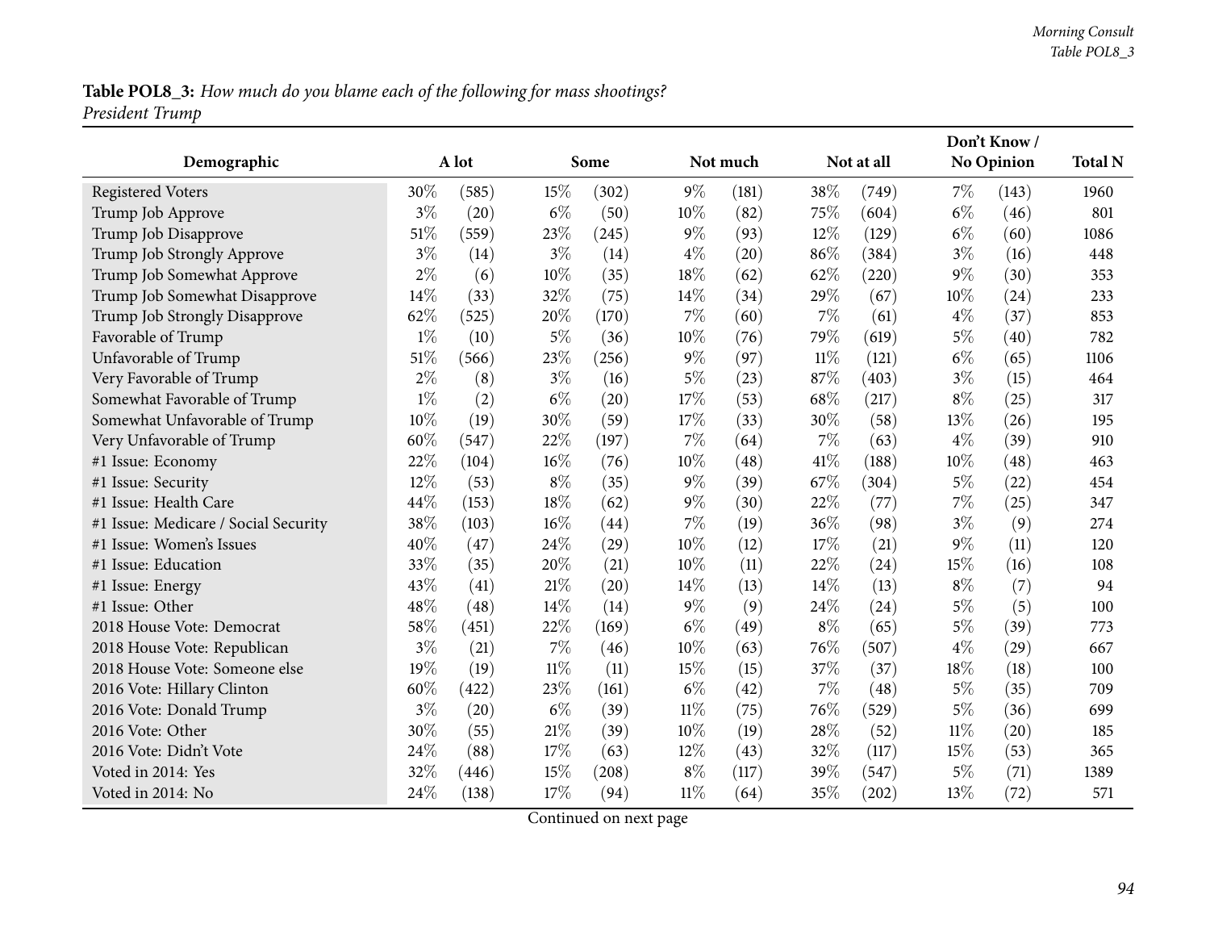**Table POL8_3:** *How much do you blame each of the following for mass shootings?*
*President Trump*

| Demographic | A lot | | Some | | Not much | | Not at all | | Don't Know / No Opinion | | Total N |
|---|---|---|---|---|---|---|---|---|---|---|---|
| Registered Voters | 30% | (585) | 15% | (302) | 9% | (181) | 38% | (749) | 7% | (143) | 1960 |
| Trump Job Approve | 3% | (20) | 6% | (50) | 10% | (82) | 75% | (604) | 6% | (46) | 801 |
| Trump Job Disapprove | 51% | (559) | 23% | (245) | 9% | (93) | 12% | (129) | 6% | (60) | 1086 |
| Trump Job Strongly Approve | 3% | (14) | 3% | (14) | 4% | (20) | 86% | (384) | 3% | (16) | 448 |
| Trump Job Somewhat Approve | 2% | (6) | 10% | (35) | 18% | (62) | 62% | (220) | 9% | (30) | 353 |
| Trump Job Somewhat Disapprove | 14% | (33) | 32% | (75) | 14% | (34) | 29% | (67) | 10% | (24) | 233 |
| Trump Job Strongly Disapprove | 62% | (525) | 20% | (170) | 7% | (60) | 7% | (61) | 4% | (37) | 853 |
| Favorable of Trump | 1% | (10) | 5% | (36) | 10% | (76) | 79% | (619) | 5% | (40) | 782 |
| Unfavorable of Trump | 51% | (566) | 23% | (256) | 9% | (97) | 11% | (121) | 6% | (65) | 1106 |
| Very Favorable of Trump | 2% | (8) | 3% | (16) | 5% | (23) | 87% | (403) | 3% | (15) | 464 |
| Somewhat Favorable of Trump | 1% | (2) | 6% | (20) | 17% | (53) | 68% | (217) | 8% | (25) | 317 |
| Somewhat Unfavorable of Trump | 10% | (19) | 30% | (59) | 17% | (33) | 30% | (58) | 13% | (26) | 195 |
| Very Unfavorable of Trump | 60% | (547) | 22% | (197) | 7% | (64) | 7% | (63) | 4% | (39) | 910 |
| #1 Issue: Economy | 22% | (104) | 16% | (76) | 10% | (48) | 41% | (188) | 10% | (48) | 463 |
| #1 Issue: Security | 12% | (53) | 8% | (35) | 9% | (39) | 67% | (304) | 5% | (22) | 454 |
| #1 Issue: Health Care | 44% | (153) | 18% | (62) | 9% | (30) | 22% | (77) | 7% | (25) | 347 |
| #1 Issue: Medicare / Social Security | 38% | (103) | 16% | (44) | 7% | (19) | 36% | (98) | 3% | (9) | 274 |
| #1 Issue: Women's Issues | 40% | (47) | 24% | (29) | 10% | (12) | 17% | (21) | 9% | (11) | 120 |
| #1 Issue: Education | 33% | (35) | 20% | (21) | 10% | (11) | 22% | (24) | 15% | (16) | 108 |
| #1 Issue: Energy | 43% | (41) | 21% | (20) | 14% | (13) | 14% | (13) | 8% | (7) | 94 |
| #1 Issue: Other | 48% | (48) | 14% | (14) | 9% | (9) | 24% | (24) | 5% | (5) | 100 |
| 2018 House Vote: Democrat | 58% | (451) | 22% | (169) | 6% | (49) | 8% | (65) | 5% | (39) | 773 |
| 2018 House Vote: Republican | 3% | (21) | 7% | (46) | 10% | (63) | 76% | (507) | 4% | (29) | 667 |
| 2018 House Vote: Someone else | 19% | (19) | 11% | (11) | 15% | (15) | 37% | (37) | 18% | (18) | 100 |
| 2016 Vote: Hillary Clinton | 60% | (422) | 23% | (161) | 6% | (42) | 7% | (48) | 5% | (35) | 709 |
| 2016 Vote: Donald Trump | 3% | (20) | 6% | (39) | 11% | (75) | 76% | (529) | 5% | (36) | 699 |
| 2016 Vote: Other | 30% | (55) | 21% | (39) | 10% | (19) | 28% | (52) | 11% | (20) | 185 |
| 2016 Vote: Didn't Vote | 24% | (88) | 17% | (63) | 12% | (43) | 32% | (117) | 15% | (53) | 365 |
| Voted in 2014: Yes | 32% | (446) | 15% | (208) | 8% | (117) | 39% | (547) | 5% | (71) | 1389 |
| Voted in 2014: No | 24% | (138) | 17% | (94) | 11% | (64) | 35% | (202) | 13% | (72) | 571 |

Continued on next page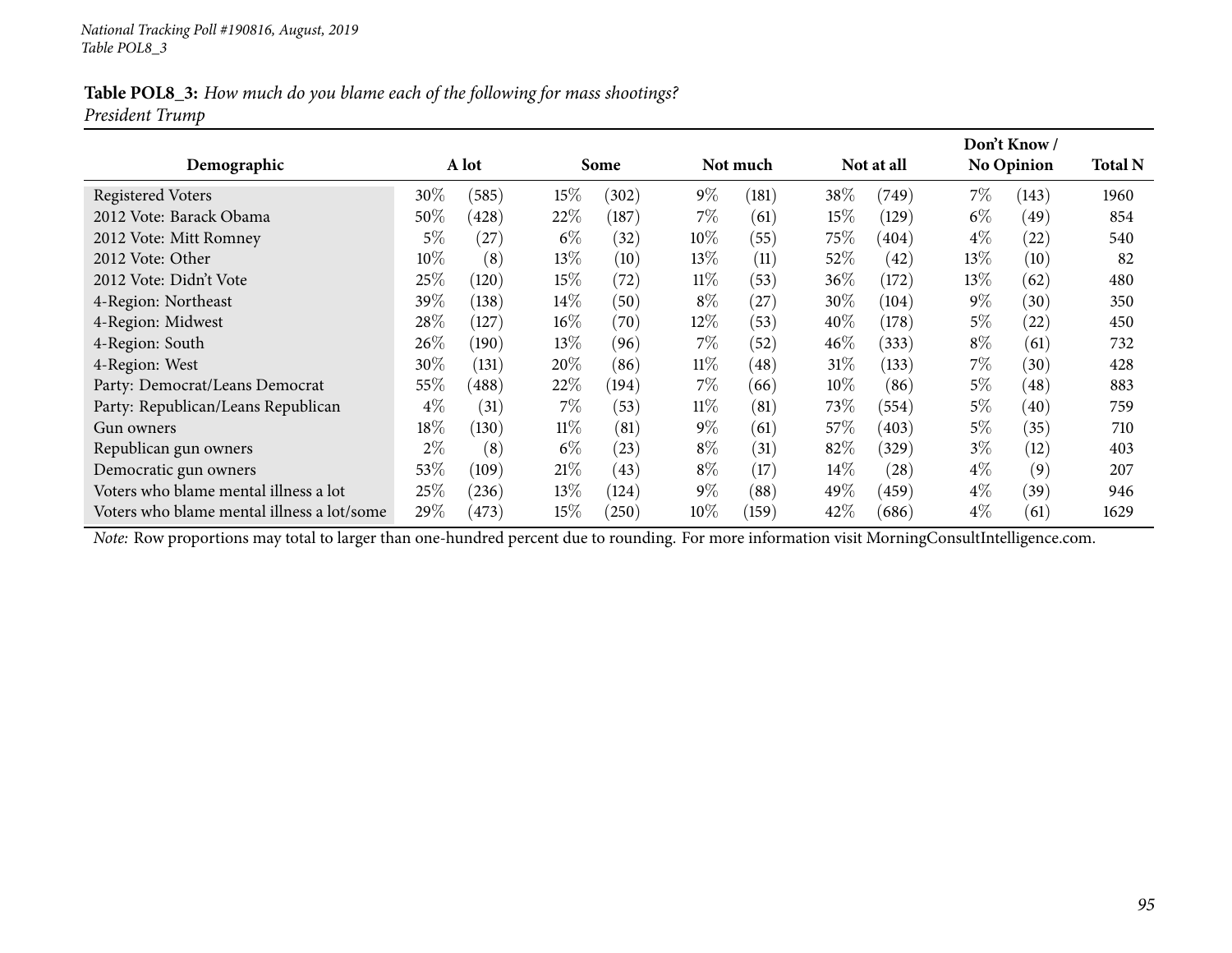**Table POL8_3:** *How much do you blame each of the following for mass shootings?*
*President Trump*

| Demographic | A lot | | Some | | Not much | | Not at all | | Don't Know / No Opinion | | Total N |
|---|---|---|---|---|---|---|---|---|---|---|---|
| Registered Voters | 30% | (585) | 15% | (302) | 9% | (181) | 38% | (749) | 7% | (143) | 1960 |
| 2012 Vote: Barack Obama | 50% | (428) | 22% | (187) | 7% | (61) | 15% | (129) | 6% | (49) | 854 |
| 2012 Vote: Mitt Romney | 5% | (27) | 6% | (32) | 10% | (55) | 75% | (404) | 4% | (22) | 540 |
| 2012 Vote: Other | 10% | (8) | 13% | (10) | 13% | (11) | 52% | (42) | 13% | (10) | 82 |
| 2012 Vote: Didn't Vote | 25% | (120) | 15% | (72) | 11% | (53) | 36% | (172) | 13% | (62) | 480 |
| 4-Region: Northeast | 39% | (138) | 14% | (50) | 8% | (27) | 30% | (104) | 9% | (30) | 350 |
| 4-Region: Midwest | 28% | (127) | 16% | (70) | 12% | (53) | 40% | (178) | 5% | (22) | 450 |
| 4-Region: South | 26% | (190) | 13% | (96) | 7% | (52) | 46% | (333) | 8% | (61) | 732 |
| 4-Region: West | 30% | (131) | 20% | (86) | 11% | (48) | 31% | (133) | 7% | (30) | 428 |
| Party: Democrat/Leans Democrat | 55% | (488) | 22% | (194) | 7% | (66) | 10% | (86) | 5% | (48) | 883 |
| Party: Republican/Leans Republican | 4% | (31) | 7% | (53) | 11% | (81) | 73% | (554) | 5% | (40) | 759 |
| Gun owners | 18% | (130) | 11% | (81) | 9% | (61) | 57% | (403) | 5% | (35) | 710 |
| Republican gun owners | 2% | (8) | 6% | (23) | 8% | (31) | 82% | (329) | 3% | (12) | 403 |
| Democratic gun owners | 53% | (109) | 21% | (43) | 8% | (17) | 14% | (28) | 4% | (9) | 207 |
| Voters who blame mental illness a lot | 25% | (236) | 13% | (124) | 9% | (88) | 49% | (459) | 4% | (39) | 946 |
| Voters who blame mental illness a lot/some | 29% | (473) | 15% | (250) | 10% | (159) | 42% | (686) | 4% | (61) | 1629 |

*Note:* Row proportions may total to larger than one-hundred percent due to rounding. For more information visit MorningConsultIntelligence.com.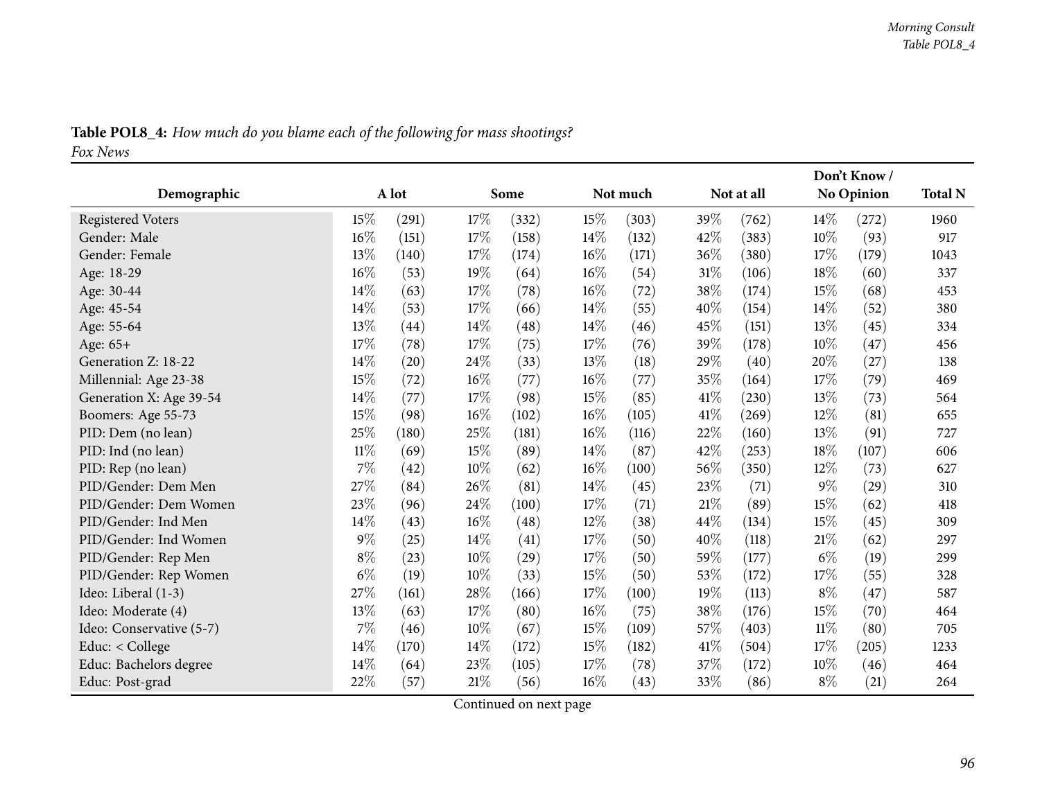**Table POL8_4:** *How much do you blame each of the following for mass shootings?*
*Fox News*

| Demographic | A lot | | Some | | Not much | | Not at all | | Don't Know / No Opinion | | Total N |
|---|---|---|---|---|---|---|---|---|---|---|---|
| Registered Voters | 15% | (291) | 17% | (332) | 15% | (303) | 39% | (762) | 14% | (272) | 1960 |
| Gender: Male | 16% | (151) | 17% | (158) | 14% | (132) | 42% | (383) | 10% | (93) | 917 |
| Gender: Female | 13% | (140) | 17% | (174) | 16% | (171) | 36% | (380) | 17% | (179) | 1043 |
| Age: 18-29 | 16% | (53) | 19% | (64) | 16% | (54) | 31% | (106) | 18% | (60) | 337 |
| Age: 30-44 | 14% | (63) | 17% | (78) | 16% | (72) | 38% | (174) | 15% | (68) | 453 |
| Age: 45-54 | 14% | (53) | 17% | (66) | 14% | (55) | 40% | (154) | 14% | (52) | 380 |
| Age: 55-64 | 13% | (44) | 14% | (48) | 14% | (46) | 45% | (151) | 13% | (45) | 334 |
| Age: 65+ | 17% | (78) | 17% | (75) | 17% | (76) | 39% | (178) | 10% | (47) | 456 |
| Generation Z: 18-22 | 14% | (20) | 24% | (33) | 13% | (18) | 29% | (40) | 20% | (27) | 138 |
| Millennial: Age 23-38 | 15% | (72) | 16% | (77) | 16% | (77) | 35% | (164) | 17% | (79) | 469 |
| Generation X: Age 39-54 | 14% | (77) | 17% | (98) | 15% | (85) | 41% | (230) | 13% | (73) | 564 |
| Boomers: Age 55-73 | 15% | (98) | 16% | (102) | 16% | (105) | 41% | (269) | 12% | (81) | 655 |
| PID: Dem (no lean) | 25% | (180) | 25% | (181) | 16% | (116) | 22% | (160) | 13% | (91) | 727 |
| PID: Ind (no lean) | 11% | (69) | 15% | (89) | 14% | (87) | 42% | (253) | 18% | (107) | 606 |
| PID: Rep (no lean) | 7% | (42) | 10% | (62) | 16% | (100) | 56% | (350) | 12% | (73) | 627 |
| PID/Gender: Dem Men | 27% | (84) | 26% | (81) | 14% | (45) | 23% | (71) | 9% | (29) | 310 |
| PID/Gender: Dem Women | 23% | (96) | 24% | (100) | 17% | (71) | 21% | (89) | 15% | (62) | 418 |
| PID/Gender: Ind Men | 14% | (43) | 16% | (48) | 12% | (38) | 44% | (134) | 15% | (45) | 309 |
| PID/Gender: Ind Women | 9% | (25) | 14% | (41) | 17% | (50) | 40% | (118) | 21% | (62) | 297 |
| PID/Gender: Rep Men | 8% | (23) | 10% | (29) | 17% | (50) | 59% | (177) | 6% | (19) | 299 |
| PID/Gender: Rep Women | 6% | (19) | 10% | (33) | 15% | (50) | 53% | (172) | 17% | (55) | 328 |
| Ideo: Liberal (1-3) | 27% | (161) | 28% | (166) | 17% | (100) | 19% | (113) | 8% | (47) | 587 |
| Ideo: Moderate (4) | 13% | (63) | 17% | (80) | 16% | (75) | 38% | (176) | 15% | (70) | 464 |
| Ideo: Conservative (5-7) | 7% | (46) | 10% | (67) | 15% | (109) | 57% | (403) | 11% | (80) | 705 |
| Educ: < College | 14% | (170) | 14% | (172) | 15% | (182) | 41% | (504) | 17% | (205) | 1233 |
| Educ: Bachelors degree | 14% | (64) | 23% | (105) | 17% | (78) | 37% | (172) | 10% | (46) | 464 |
| Educ: Post-grad | 22% | (57) | 21% | (56) | 16% | (43) | 33% | (86) | 8% | (21) | 264 |

Continued on next page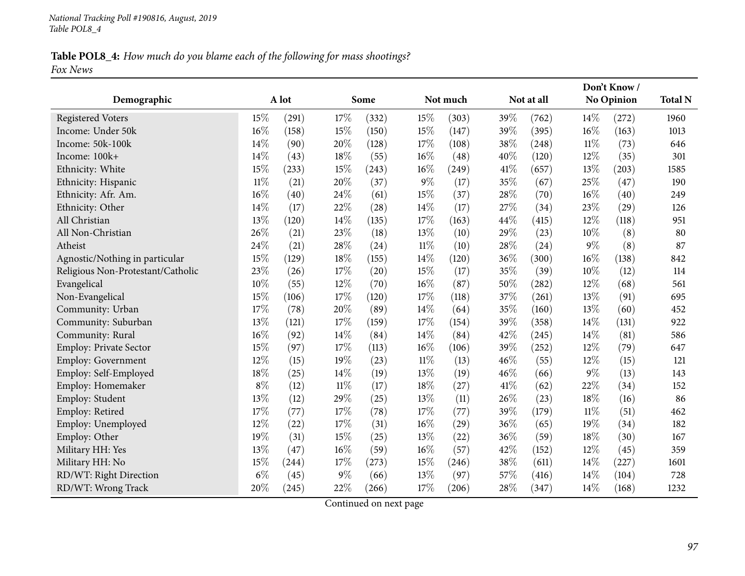*National Tracking Poll #190816, August, 2019*
*Table POL8_4*

**Table POL8_4:** *How much do you blame each of the following for mass shootings?*
*Fox News*

| Demographic | A lot | | Some | | Not much | | Not at all | | Don't Know / No Opinion | | Total N |
|---|---|---|---|---|---|---|---|---|---|---|---|
| Registered Voters | 15% | (291) | 17% | (332) | 15% | (303) | 39% | (762) | 14% | (272) | 1960 |
| Income: Under 50k | 16% | (158) | 15% | (150) | 15% | (147) | 39% | (395) | 16% | (163) | 1013 |
| Income: 50k-100k | 14% | (90) | 20% | (128) | 17% | (108) | 38% | (248) | 11% | (73) | 646 |
| Income: 100k+ | 14% | (43) | 18% | (55) | 16% | (48) | 40% | (120) | 12% | (35) | 301 |
| Ethnicity: White | 15% | (233) | 15% | (243) | 16% | (249) | 41% | (657) | 13% | (203) | 1585 |
| Ethnicity: Hispanic | 11% | (21) | 20% | (37) | 9% | (17) | 35% | (67) | 25% | (47) | 190 |
| Ethnicity: Afr. Am. | 16% | (40) | 24% | (61) | 15% | (37) | 28% | (70) | 16% | (40) | 249 |
| Ethnicity: Other | 14% | (17) | 22% | (28) | 14% | (17) | 27% | (34) | 23% | (29) | 126 |
| All Christian | 13% | (120) | 14% | (135) | 17% | (163) | 44% | (415) | 12% | (118) | 951 |
| All Non-Christian | 26% | (21) | 23% | (18) | 13% | (10) | 29% | (23) | 10% | (8) | 80 |
| Atheist | 24% | (21) | 28% | (24) | 11% | (10) | 28% | (24) | 9% | (8) | 87 |
| Agnostic/Nothing in particular | 15% | (129) | 18% | (155) | 14% | (120) | 36% | (300) | 16% | (138) | 842 |
| Religious Non-Protestant/Catholic | 23% | (26) | 17% | (20) | 15% | (17) | 35% | (39) | 10% | (12) | 114 |
| Evangelical | 10% | (55) | 12% | (70) | 16% | (87) | 50% | (282) | 12% | (68) | 561 |
| Non-Evangelical | 15% | (106) | 17% | (120) | 17% | (118) | 37% | (261) | 13% | (91) | 695 |
| Community: Urban | 17% | (78) | 20% | (89) | 14% | (64) | 35% | (160) | 13% | (60) | 452 |
| Community: Suburban | 13% | (121) | 17% | (159) | 17% | (154) | 39% | (358) | 14% | (131) | 922 |
| Community: Rural | 16% | (92) | 14% | (84) | 14% | (84) | 42% | (245) | 14% | (81) | 586 |
| Employ: Private Sector | 15% | (97) | 17% | (113) | 16% | (106) | 39% | (252) | 12% | (79) | 647 |
| Employ: Government | 12% | (15) | 19% | (23) | 11% | (13) | 46% | (55) | 12% | (15) | 121 |
| Employ: Self-Employed | 18% | (25) | 14% | (19) | 13% | (19) | 46% | (66) | 9% | (13) | 143 |
| Employ: Homemaker | 8% | (12) | 11% | (17) | 18% | (27) | 41% | (62) | 22% | (34) | 152 |
| Employ: Student | 13% | (12) | 29% | (25) | 13% | (11) | 26% | (23) | 18% | (16) | 86 |
| Employ: Retired | 17% | (77) | 17% | (78) | 17% | (77) | 39% | (179) | 11% | (51) | 462 |
| Employ: Unemployed | 12% | (22) | 17% | (31) | 16% | (29) | 36% | (65) | 19% | (34) | 182 |
| Employ: Other | 19% | (31) | 15% | (25) | 13% | (22) | 36% | (59) | 18% | (30) | 167 |
| Military HH: Yes | 13% | (47) | 16% | (59) | 16% | (57) | 42% | (152) | 12% | (45) | 359 |
| Military HH: No | 15% | (244) | 17% | (273) | 15% | (246) | 38% | (611) | 14% | (227) | 1601 |
| RD/WT: Right Direction | 6% | (45) | 9% | (66) | 13% | (97) | 57% | (416) | 14% | (104) | 728 |
| RD/WT: Wrong Track | 20% | (245) | 22% | (266) | 17% | (206) | 28% | (347) | 14% | (168) | 1232 |

Continued on next page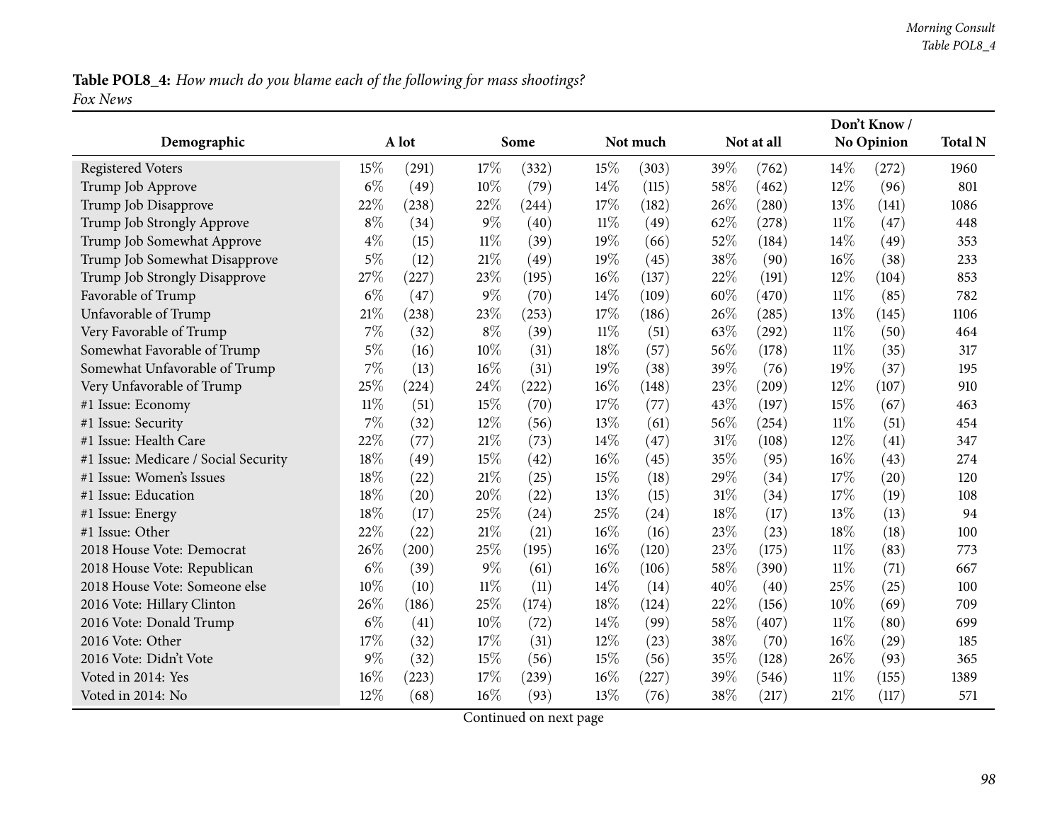**Table POL8_4:** *How much do you blame each of the following for mass shootings?*
*Fox News*

| Demographic | A lot | | Some | | Not much | | Not at all | | Don't Know / No Opinion | | Total N |
|---|---|---|---|---|---|---|---|---|---|---|---|
| Registered Voters | 15% | (291) | 17% | (332) | 15% | (303) | 39% | (762) | 14% | (272) | 1960 |
| Trump Job Approve | 6% | (49) | 10% | (79) | 14% | (115) | 58% | (462) | 12% | (96) | 801 |
| Trump Job Disapprove | 22% | (238) | 22% | (244) | 17% | (182) | 26% | (280) | 13% | (141) | 1086 |
| Trump Job Strongly Approve | 8% | (34) | 9% | (40) | 11% | (49) | 62% | (278) | 11% | (47) | 448 |
| Trump Job Somewhat Approve | 4% | (15) | 11% | (39) | 19% | (66) | 52% | (184) | 14% | (49) | 353 |
| Trump Job Somewhat Disapprove | 5% | (12) | 21% | (49) | 19% | (45) | 38% | (90) | 16% | (38) | 233 |
| Trump Job Strongly Disapprove | 27% | (227) | 23% | (195) | 16% | (137) | 22% | (191) | 12% | (104) | 853 |
| Favorable of Trump | 6% | (47) | 9% | (70) | 14% | (109) | 60% | (470) | 11% | (85) | 782 |
| Unfavorable of Trump | 21% | (238) | 23% | (253) | 17% | (186) | 26% | (285) | 13% | (145) | 1106 |
| Very Favorable of Trump | 7% | (32) | 8% | (39) | 11% | (51) | 63% | (292) | 11% | (50) | 464 |
| Somewhat Favorable of Trump | 5% | (16) | 10% | (31) | 18% | (57) | 56% | (178) | 11% | (35) | 317 |
| Somewhat Unfavorable of Trump | 7% | (13) | 16% | (31) | 19% | (38) | 39% | (76) | 19% | (37) | 195 |
| Very Unfavorable of Trump | 25% | (224) | 24% | (222) | 16% | (148) | 23% | (209) | 12% | (107) | 910 |
| #1 Issue: Economy | 11% | (51) | 15% | (70) | 17% | (77) | 43% | (197) | 15% | (67) | 463 |
| #1 Issue: Security | 7% | (32) | 12% | (56) | 13% | (61) | 56% | (254) | 11% | (51) | 454 |
| #1 Issue: Health Care | 22% | (77) | 21% | (73) | 14% | (47) | 31% | (108) | 12% | (41) | 347 |
| #1 Issue: Medicare / Social Security | 18% | (49) | 15% | (42) | 16% | (45) | 35% | (95) | 16% | (43) | 274 |
| #1 Issue: Women's Issues | 18% | (22) | 21% | (25) | 15% | (18) | 29% | (34) | 17% | (20) | 120 |
| #1 Issue: Education | 18% | (20) | 20% | (22) | 13% | (15) | 31% | (34) | 17% | (19) | 108 |
| #1 Issue: Energy | 18% | (17) | 25% | (24) | 25% | (24) | 18% | (17) | 13% | (13) | 94 |
| #1 Issue: Other | 22% | (22) | 21% | (21) | 16% | (16) | 23% | (23) | 18% | (18) | 100 |
| 2018 House Vote: Democrat | 26% | (200) | 25% | (195) | 16% | (120) | 23% | (175) | 11% | (83) | 773 |
| 2018 House Vote: Republican | 6% | (39) | 9% | (61) | 16% | (106) | 58% | (390) | 11% | (71) | 667 |
| 2018 House Vote: Someone else | 10% | (10) | 11% | (11) | 14% | (14) | 40% | (40) | 25% | (25) | 100 |
| 2016 Vote: Hillary Clinton | 26% | (186) | 25% | (174) | 18% | (124) | 22% | (156) | 10% | (69) | 709 |
| 2016 Vote: Donald Trump | 6% | (41) | 10% | (72) | 14% | (99) | 58% | (407) | 11% | (80) | 699 |
| 2016 Vote: Other | 17% | (32) | 17% | (31) | 12% | (23) | 38% | (70) | 16% | (29) | 185 |
| 2016 Vote: Didn't Vote | 9% | (32) | 15% | (56) | 15% | (56) | 35% | (128) | 26% | (93) | 365 |
| Voted in 2014: Yes | 16% | (223) | 17% | (239) | 16% | (227) | 39% | (546) | 11% | (155) | 1389 |
| Voted in 2014: No | 12% | (68) | 16% | (93) | 13% | (76) | 38% | (217) | 21% | (117) | 571 |

Continued on next page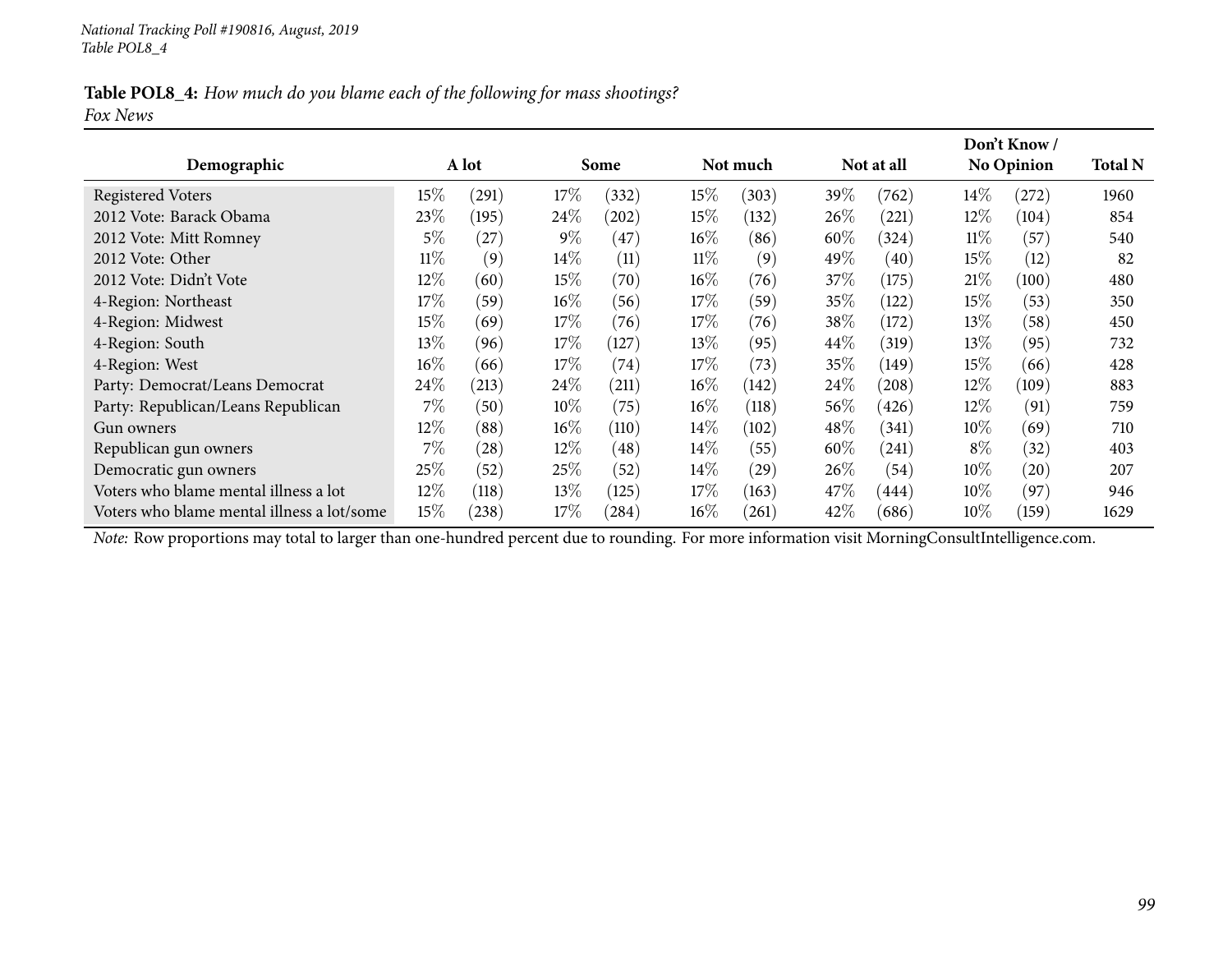*National Tracking Poll #190816, August, 2019*
*Table POL8_4*

**Table POL8_4:** *How much do you blame each of the following for mass shootings?*
*Fox News*

| Demographic | A lot | | Some | | Not much | | Not at all | | Don't Know / No Opinion | | Total N |
|---|---|---|---|---|---|---|---|---|---|---|---|
| Registered Voters | 15% | (291) | 17% | (332) | 15% | (303) | 39% | (762) | 14% | (272) | 1960 |
| 2012 Vote: Barack Obama | 23% | (195) | 24% | (202) | 15% | (132) | 26% | (221) | 12% | (104) | 854 |
| 2012 Vote: Mitt Romney | 5% | (27) | 9% | (47) | 16% | (86) | 60% | (324) | 11% | (57) | 540 |
| 2012 Vote: Other | 11% | (9) | 14% | (11) | 11% | (9) | 49% | (40) | 15% | (12) | 82 |
| 2012 Vote: Didn't Vote | 12% | (60) | 15% | (70) | 16% | (76) | 37% | (175) | 21% | (100) | 480 |
| 4-Region: Northeast | 17% | (59) | 16% | (56) | 17% | (59) | 35% | (122) | 15% | (53) | 350 |
| 4-Region: Midwest | 15% | (69) | 17% | (76) | 17% | (76) | 38% | (172) | 13% | (58) | 450 |
| 4-Region: South | 13% | (96) | 17% | (127) | 13% | (95) | 44% | (319) | 13% | (95) | 732 |
| 4-Region: West | 16% | (66) | 17% | (74) | 17% | (73) | 35% | (149) | 15% | (66) | 428 |
| Party: Democrat/Leans Democrat | 24% | (213) | 24% | (211) | 16% | (142) | 24% | (208) | 12% | (109) | 883 |
| Party: Republican/Leans Republican | 7% | (50) | 10% | (75) | 16% | (118) | 56% | (426) | 12% | (91) | 759 |
| Gun owners | 12% | (88) | 16% | (110) | 14% | (102) | 48% | (341) | 10% | (69) | 710 |
| Republican gun owners | 7% | (28) | 12% | (48) | 14% | (55) | 60% | (241) | 8% | (32) | 403 |
| Democratic gun owners | 25% | (52) | 25% | (52) | 14% | (29) | 26% | (54) | 10% | (20) | 207 |
| Voters who blame mental illness a lot | 12% | (118) | 13% | (125) | 17% | (163) | 47% | (444) | 10% | (97) | 946 |
| Voters who blame mental illness a lot/some | 15% | (238) | 17% | (284) | 16% | (261) | 42% | (686) | 10% | (159) | 1629 |

*Note:* Row proportions may total to larger than one-hundred percent due to rounding. For more information visit MorningConsultIntelligence.com.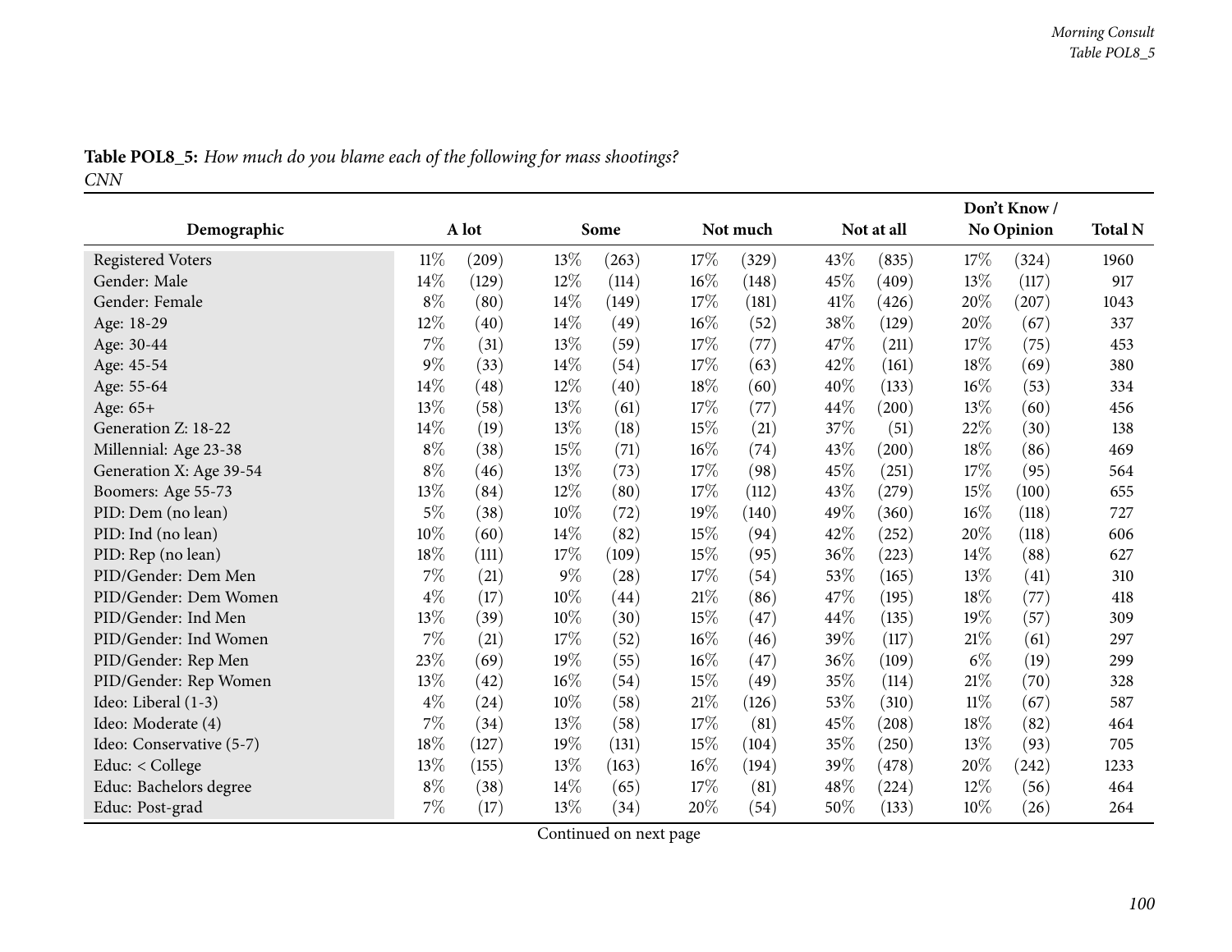**Table POL8_5:** *How much do you blame each of the following for mass shootings?*
*CNN*

| Demographic | A lot | | Some | | Not much | | Not at all | | Don't Know / No Opinion | | Total N |
|---|---|---|---|---|---|---|---|---|---|---|---|
| Registered Voters | 11% | (209) | 13% | (263) | 17% | (329) | 43% | (835) | 17% | (324) | 1960 |
| Gender: Male | 14% | (129) | 12% | (114) | 16% | (148) | 45% | (409) | 13% | (117) | 917 |
| Gender: Female | 8% | (80) | 14% | (149) | 17% | (181) | 41% | (426) | 20% | (207) | 1043 |
| Age: 18-29 | 12% | (40) | 14% | (49) | 16% | (52) | 38% | (129) | 20% | (67) | 337 |
| Age: 30-44 | 7% | (31) | 13% | (59) | 17% | (77) | 47% | (211) | 17% | (75) | 453 |
| Age: 45-54 | 9% | (33) | 14% | (54) | 17% | (63) | 42% | (161) | 18% | (69) | 380 |
| Age: 55-64 | 14% | (48) | 12% | (40) | 18% | (60) | 40% | (133) | 16% | (53) | 334 |
| Age: 65+ | 13% | (58) | 13% | (61) | 17% | (77) | 44% | (200) | 13% | (60) | 456 |
| Generation Z: 18-22 | 14% | (19) | 13% | (18) | 15% | (21) | 37% | (51) | 22% | (30) | 138 |
| Millennial: Age 23-38 | 8% | (38) | 15% | (71) | 16% | (74) | 43% | (200) | 18% | (86) | 469 |
| Generation X: Age 39-54 | 8% | (46) | 13% | (73) | 17% | (98) | 45% | (251) | 17% | (95) | 564 |
| Boomers: Age 55-73 | 13% | (84) | 12% | (80) | 17% | (112) | 43% | (279) | 15% | (100) | 655 |
| PID: Dem (no lean) | 5% | (38) | 10% | (72) | 19% | (140) | 49% | (360) | 16% | (118) | 727 |
| PID: Ind (no lean) | 10% | (60) | 14% | (82) | 15% | (94) | 42% | (252) | 20% | (118) | 606 |
| PID: Rep (no lean) | 18% | (111) | 17% | (109) | 15% | (95) | 36% | (223) | 14% | (88) | 627 |
| PID/Gender: Dem Men | 7% | (21) | 9% | (28) | 17% | (54) | 53% | (165) | 13% | (41) | 310 |
| PID/Gender: Dem Women | 4% | (17) | 10% | (44) | 21% | (86) | 47% | (195) | 18% | (77) | 418 |
| PID/Gender: Ind Men | 13% | (39) | 10% | (30) | 15% | (47) | 44% | (135) | 19% | (57) | 309 |
| PID/Gender: Ind Women | 7% | (21) | 17% | (52) | 16% | (46) | 39% | (117) | 21% | (61) | 297 |
| PID/Gender: Rep Men | 23% | (69) | 19% | (55) | 16% | (47) | 36% | (109) | 6% | (19) | 299 |
| PID/Gender: Rep Women | 13% | (42) | 16% | (54) | 15% | (49) | 35% | (114) | 21% | (70) | 328 |
| Ideo: Liberal (1-3) | 4% | (24) | 10% | (58) | 21% | (126) | 53% | (310) | 11% | (67) | 587 |
| Ideo: Moderate (4) | 7% | (34) | 13% | (58) | 17% | (81) | 45% | (208) | 18% | (82) | 464 |
| Ideo: Conservative (5-7) | 18% | (127) | 19% | (131) | 15% | (104) | 35% | (250) | 13% | (93) | 705 |
| Educ: < College | 13% | (155) | 13% | (163) | 16% | (194) | 39% | (478) | 20% | (242) | 1233 |
| Educ: Bachelors degree | 8% | (38) | 14% | (65) | 17% | (81) | 48% | (224) | 12% | (56) | 464 |
| Educ: Post-grad | 7% | (17) | 13% | (34) | 20% | (54) | 50% | (133) | 10% | (26) | 264 |

Continued on next page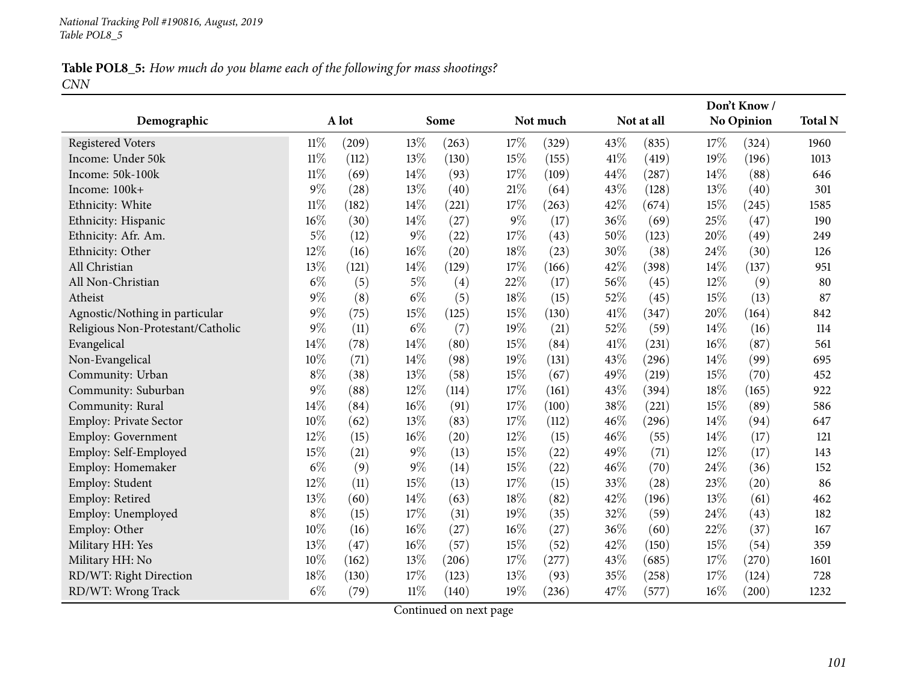*National Tracking Poll #190816, August, 2019*
*Table POL8_5*

**Table POL8_5:** *How much do you blame each of the following for mass shootings?*
*CNN*

| Demographic | A lot | | Some | | Not much | | Not at all | | Don't Know / No Opinion | | Total N |
|---|---|---|---|---|---|---|---|---|---|---|---|
| Registered Voters | 11% | (209) | 13% | (263) | 17% | (329) | 43% | (835) | 17% | (324) | 1960 |
| Income: Under 50k | 11% | (112) | 13% | (130) | 15% | (155) | 41% | (419) | 19% | (196) | 1013 |
| Income: 50k-100k | 11% | (69) | 14% | (93) | 17% | (109) | 44% | (287) | 14% | (88) | 646 |
| Income: 100k+ | 9% | (28) | 13% | (40) | 21% | (64) | 43% | (128) | 13% | (40) | 301 |
| Ethnicity: White | 11% | (182) | 14% | (221) | 17% | (263) | 42% | (674) | 15% | (245) | 1585 |
| Ethnicity: Hispanic | 16% | (30) | 14% | (27) | 9% | (17) | 36% | (69) | 25% | (47) | 190 |
| Ethnicity: Afr. Am. | 5% | (12) | 9% | (22) | 17% | (43) | 50% | (123) | 20% | (49) | 249 |
| Ethnicity: Other | 12% | (16) | 16% | (20) | 18% | (23) | 30% | (38) | 24% | (30) | 126 |
| All Christian | 13% | (121) | 14% | (129) | 17% | (166) | 42% | (398) | 14% | (137) | 951 |
| All Non-Christian | 6% | (5) | 5% | (4) | 22% | (17) | 56% | (45) | 12% | (9) | 80 |
| Atheist | 9% | (8) | 6% | (5) | 18% | (15) | 52% | (45) | 15% | (13) | 87 |
| Agnostic/Nothing in particular | 9% | (75) | 15% | (125) | 15% | (130) | 41% | (347) | 20% | (164) | 842 |
| Religious Non-Protestant/Catholic | 9% | (11) | 6% | (7) | 19% | (21) | 52% | (59) | 14% | (16) | 114 |
| Evangelical | 14% | (78) | 14% | (80) | 15% | (84) | 41% | (231) | 16% | (87) | 561 |
| Non-Evangelical | 10% | (71) | 14% | (98) | 19% | (131) | 43% | (296) | 14% | (99) | 695 |
| Community: Urban | 8% | (38) | 13% | (58) | 15% | (67) | 49% | (219) | 15% | (70) | 452 |
| Community: Suburban | 9% | (88) | 12% | (114) | 17% | (161) | 43% | (394) | 18% | (165) | 922 |
| Community: Rural | 14% | (84) | 16% | (91) | 17% | (100) | 38% | (221) | 15% | (89) | 586 |
| Employ: Private Sector | 10% | (62) | 13% | (83) | 17% | (112) | 46% | (296) | 14% | (94) | 647 |
| Employ: Government | 12% | (15) | 16% | (20) | 12% | (15) | 46% | (55) | 14% | (17) | 121 |
| Employ: Self-Employed | 15% | (21) | 9% | (13) | 15% | (22) | 49% | (71) | 12% | (17) | 143 |
| Employ: Homemaker | 6% | (9) | 9% | (14) | 15% | (22) | 46% | (70) | 24% | (36) | 152 |
| Employ: Student | 12% | (11) | 15% | (13) | 17% | (15) | 33% | (28) | 23% | (20) | 86 |
| Employ: Retired | 13% | (60) | 14% | (63) | 18% | (82) | 42% | (196) | 13% | (61) | 462 |
| Employ: Unemployed | 8% | (15) | 17% | (31) | 19% | (35) | 32% | (59) | 24% | (43) | 182 |
| Employ: Other | 10% | (16) | 16% | (27) | 16% | (27) | 36% | (60) | 22% | (37) | 167 |
| Military HH: Yes | 13% | (47) | 16% | (57) | 15% | (52) | 42% | (150) | 15% | (54) | 359 |
| Military HH: No | 10% | (162) | 13% | (206) | 17% | (277) | 43% | (685) | 17% | (270) | 1601 |
| RD/WT: Right Direction | 18% | (130) | 17% | (123) | 13% | (93) | 35% | (258) | 17% | (124) | 728 |
| RD/WT: Wrong Track | 6% | (79) | 11% | (140) | 19% | (236) | 47% | (577) | 16% | (200) | 1232 |

Continued on next page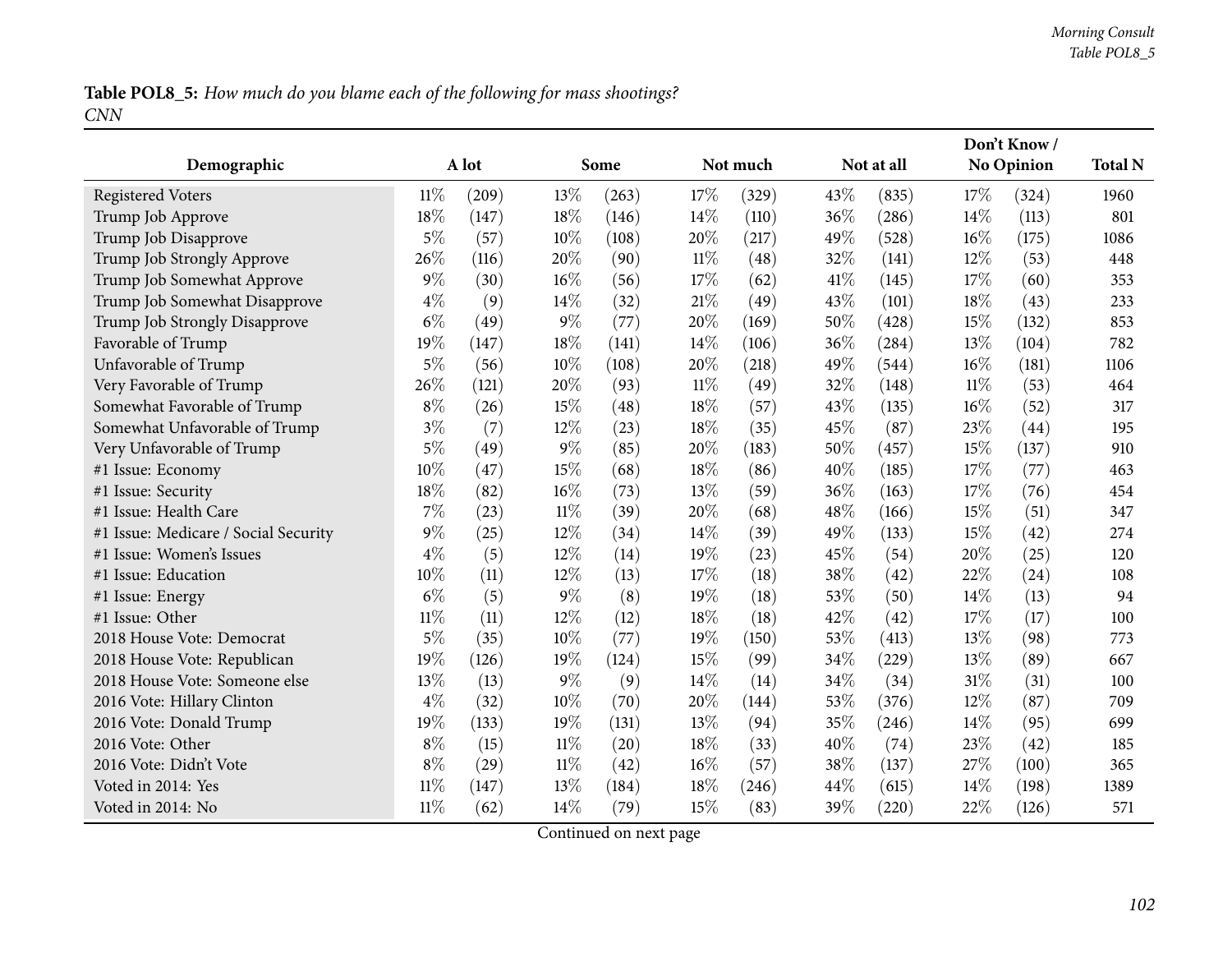**Table POL8_5:** *How much do you blame each of the following for mass shootings?*
*CNN*

| Demographic | A lot | | Some | | Not much | | Not at all | | Don't Know / No Opinion | | Total N |
|---|---|---|---|---|---|---|---|---|---|---|---|
| Registered Voters | 11% | (209) | 13% | (263) | 17% | (329) | 43% | (835) | 17% | (324) | 1960 |
| Trump Job Approve | 18% | (147) | 18% | (146) | 14% | (110) | 36% | (286) | 14% | (113) | 801 |
| Trump Job Disapprove | 5% | (57) | 10% | (108) | 20% | (217) | 49% | (528) | 16% | (175) | 1086 |
| Trump Job Strongly Approve | 26% | (116) | 20% | (90) | 11% | (48) | 32% | (141) | 12% | (53) | 448 |
| Trump Job Somewhat Approve | 9% | (30) | 16% | (56) | 17% | (62) | 41% | (145) | 17% | (60) | 353 |
| Trump Job Somewhat Disapprove | 4% | (9) | 14% | (32) | 21% | (49) | 43% | (101) | 18% | (43) | 233 |
| Trump Job Strongly Disapprove | 6% | (49) | 9% | (77) | 20% | (169) | 50% | (428) | 15% | (132) | 853 |
| Favorable of Trump | 19% | (147) | 18% | (141) | 14% | (106) | 36% | (284) | 13% | (104) | 782 |
| Unfavorable of Trump | 5% | (56) | 10% | (108) | 20% | (218) | 49% | (544) | 16% | (181) | 1106 |
| Very Favorable of Trump | 26% | (121) | 20% | (93) | 11% | (49) | 32% | (148) | 11% | (53) | 464 |
| Somewhat Favorable of Trump | 8% | (26) | 15% | (48) | 18% | (57) | 43% | (135) | 16% | (52) | 317 |
| Somewhat Unfavorable of Trump | 3% | (7) | 12% | (23) | 18% | (35) | 45% | (87) | 23% | (44) | 195 |
| Very Unfavorable of Trump | 5% | (49) | 9% | (85) | 20% | (183) | 50% | (457) | 15% | (137) | 910 |
| #1 Issue: Economy | 10% | (47) | 15% | (68) | 18% | (86) | 40% | (185) | 17% | (77) | 463 |
| #1 Issue: Security | 18% | (82) | 16% | (73) | 13% | (59) | 36% | (163) | 17% | (76) | 454 |
| #1 Issue: Health Care | 7% | (23) | 11% | (39) | 20% | (68) | 48% | (166) | 15% | (51) | 347 |
| #1 Issue: Medicare / Social Security | 9% | (25) | 12% | (34) | 14% | (39) | 49% | (133) | 15% | (42) | 274 |
| #1 Issue: Women's Issues | 4% | (5) | 12% | (14) | 19% | (23) | 45% | (54) | 20% | (25) | 120 |
| #1 Issue: Education | 10% | (11) | 12% | (13) | 17% | (18) | 38% | (42) | 22% | (24) | 108 |
| #1 Issue: Energy | 6% | (5) | 9% | (8) | 19% | (18) | 53% | (50) | 14% | (13) | 94 |
| #1 Issue: Other | 11% | (11) | 12% | (12) | 18% | (18) | 42% | (42) | 17% | (17) | 100 |
| 2018 House Vote: Democrat | 5% | (35) | 10% | (77) | 19% | (150) | 53% | (413) | 13% | (98) | 773 |
| 2018 House Vote: Republican | 19% | (126) | 19% | (124) | 15% | (99) | 34% | (229) | 13% | (89) | 667 |
| 2018 House Vote: Someone else | 13% | (13) | 9% | (9) | 14% | (14) | 34% | (34) | 31% | (31) | 100 |
| 2016 Vote: Hillary Clinton | 4% | (32) | 10% | (70) | 20% | (144) | 53% | (376) | 12% | (87) | 709 |
| 2016 Vote: Donald Trump | 19% | (133) | 19% | (131) | 13% | (94) | 35% | (246) | 14% | (95) | 699 |
| 2016 Vote: Other | 8% | (15) | 11% | (20) | 18% | (33) | 40% | (74) | 23% | (42) | 185 |
| 2016 Vote: Didn't Vote | 8% | (29) | 11% | (42) | 16% | (57) | 38% | (137) | 27% | (100) | 365 |
| Voted in 2014: Yes | 11% | (147) | 13% | (184) | 18% | (246) | 44% | (615) | 14% | (198) | 1389 |
| Voted in 2014: No | 11% | (62) | 14% | (79) | 15% | (83) | 39% | (220) | 22% | (126) | 571 |

Continued on next page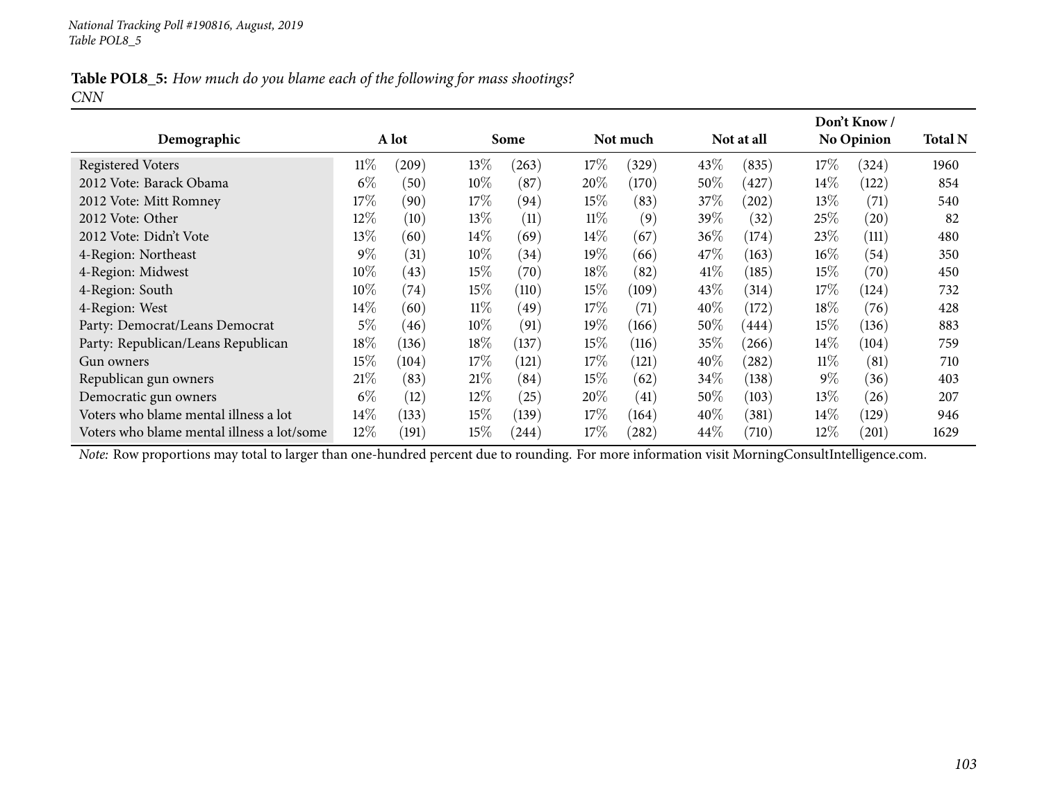**Table POL8_5:** *How much do you blame each of the following for mass shootings?*
*CNN*

| Demographic | A lot | | Some | | Not much | | Not at all | | Don't Know / No Opinion | | Total N |
|---|---|---|---|---|---|---|---|---|---|---|---|
| Registered Voters | 11% | (209) | 13% | (263) | 17% | (329) | 43% | (835) | 17% | (324) | 1960 |
| 2012 Vote: Barack Obama | 6% | (50) | 10% | (87) | 20% | (170) | 50% | (427) | 14% | (122) | 854 |
| 2012 Vote: Mitt Romney | 17% | (90) | 17% | (94) | 15% | (83) | 37% | (202) | 13% | (71) | 540 |
| 2012 Vote: Other | 12% | (10) | 13% | (11) | 11% | (9) | 39% | (32) | 25% | (20) | 82 |
| 2012 Vote: Didn't Vote | 13% | (60) | 14% | (69) | 14% | (67) | 36% | (174) | 23% | (111) | 480 |
| 4-Region: Northeast | 9% | (31) | 10% | (34) | 19% | (66) | 47% | (163) | 16% | (54) | 350 |
| 4-Region: Midwest | 10% | (43) | 15% | (70) | 18% | (82) | 41% | (185) | 15% | (70) | 450 |
| 4-Region: South | 10% | (74) | 15% | (110) | 15% | (109) | 43% | (314) | 17% | (124) | 732 |
| 4-Region: West | 14% | (60) | 11% | (49) | 17% | (71) | 40% | (172) | 18% | (76) | 428 |
| Party: Democrat/Leans Democrat | 5% | (46) | 10% | (91) | 19% | (166) | 50% | (444) | 15% | (136) | 883 |
| Party: Republican/Leans Republican | 18% | (136) | 18% | (137) | 15% | (116) | 35% | (266) | 14% | (104) | 759 |
| Gun owners | 15% | (104) | 17% | (121) | 17% | (121) | 40% | (282) | 11% | (81) | 710 |
| Republican gun owners | 21% | (83) | 21% | (84) | 15% | (62) | 34% | (138) | 9% | (36) | 403 |
| Democratic gun owners | 6% | (12) | 12% | (25) | 20% | (41) | 50% | (103) | 13% | (26) | 207 |
| Voters who blame mental illness a lot | 14% | (133) | 15% | (139) | 17% | (164) | 40% | (381) | 14% | (129) | 946 |
| Voters who blame mental illness a lot/some | 12% | (191) | 15% | (244) | 17% | (282) | 44% | (710) | 12% | (201) | 1629 |

*Note:* Row proportions may total to larger than one-hundred percent due to rounding. For more information visit MorningConsultIntelligence.com.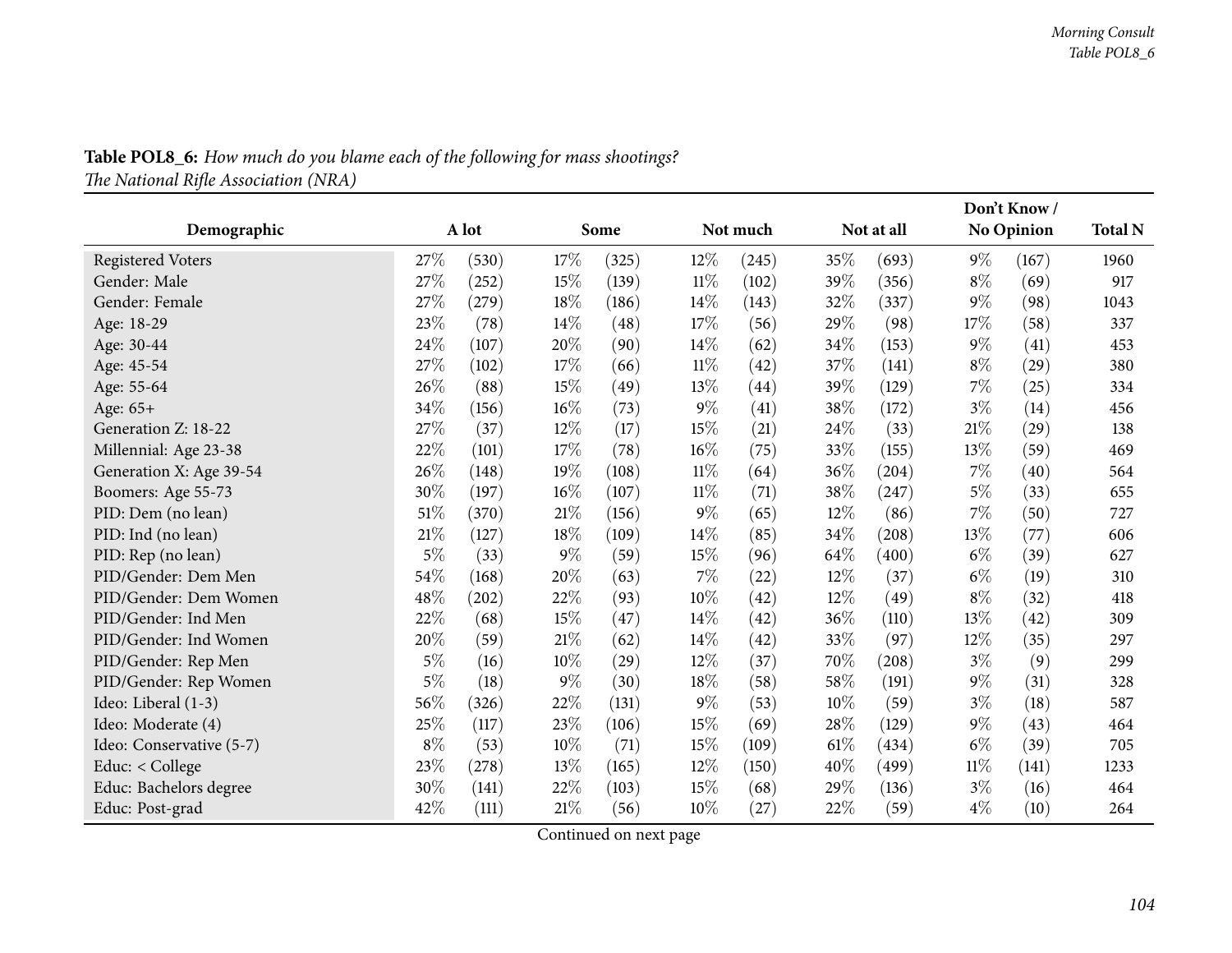**Table POL8_6:** *How much do you blame each of the following for mass shootings?*
*The National Rifle Association (NRA)*

| Demographic | A lot | | Some | | Not much | | Not at all | | Don't Know / No Opinion | | Total N |
|---|---|---|---|---|---|---|---|---|---|---|---|
| Registered Voters | 27% | (530) | 17% | (325) | 12% | (245) | 35% | (693) | 9% | (167) | 1960 |
| Gender: Male | 27% | (252) | 15% | (139) | 11% | (102) | 39% | (356) | 8% | (69) | 917 |
| Gender: Female | 27% | (279) | 18% | (186) | 14% | (143) | 32% | (337) | 9% | (98) | 1043 |
| Age: 18-29 | 23% | (78) | 14% | (48) | 17% | (56) | 29% | (98) | 17% | (58) | 337 |
| Age: 30-44 | 24% | (107) | 20% | (90) | 14% | (62) | 34% | (153) | 9% | (41) | 453 |
| Age: 45-54 | 27% | (102) | 17% | (66) | 11% | (42) | 37% | (141) | 8% | (29) | 380 |
| Age: 55-64 | 26% | (88) | 15% | (49) | 13% | (44) | 39% | (129) | 7% | (25) | 334 |
| Age: 65+ | 34% | (156) | 16% | (73) | 9% | (41) | 38% | (172) | 3% | (14) | 456 |
| Generation Z: 18-22 | 27% | (37) | 12% | (17) | 15% | (21) | 24% | (33) | 21% | (29) | 138 |
| Millennial: Age 23-38 | 22% | (101) | 17% | (78) | 16% | (75) | 33% | (155) | 13% | (59) | 469 |
| Generation X: Age 39-54 | 26% | (148) | 19% | (108) | 11% | (64) | 36% | (204) | 7% | (40) | 564 |
| Boomers: Age 55-73 | 30% | (197) | 16% | (107) | 11% | (71) | 38% | (247) | 5% | (33) | 655 |
| PID: Dem (no lean) | 51% | (370) | 21% | (156) | 9% | (65) | 12% | (86) | 7% | (50) | 727 |
| PID: Ind (no lean) | 21% | (127) | 18% | (109) | 14% | (85) | 34% | (208) | 13% | (77) | 606 |
| PID: Rep (no lean) | 5% | (33) | 9% | (59) | 15% | (96) | 64% | (400) | 6% | (39) | 627 |
| PID/Gender: Dem Men | 54% | (168) | 20% | (63) | 7% | (22) | 12% | (37) | 6% | (19) | 310 |
| PID/Gender: Dem Women | 48% | (202) | 22% | (93) | 10% | (42) | 12% | (49) | 8% | (32) | 418 |
| PID/Gender: Ind Men | 22% | (68) | 15% | (47) | 14% | (42) | 36% | (110) | 13% | (42) | 309 |
| PID/Gender: Ind Women | 20% | (59) | 21% | (62) | 14% | (42) | 33% | (97) | 12% | (35) | 297 |
| PID/Gender: Rep Men | 5% | (16) | 10% | (29) | 12% | (37) | 70% | (208) | 3% | (9) | 299 |
| PID/Gender: Rep Women | 5% | (18) | 9% | (30) | 18% | (58) | 58% | (191) | 9% | (31) | 328 |
| Ideo: Liberal (1-3) | 56% | (326) | 22% | (131) | 9% | (53) | 10% | (59) | 3% | (18) | 587 |
| Ideo: Moderate (4) | 25% | (117) | 23% | (106) | 15% | (69) | 28% | (129) | 9% | (43) | 464 |
| Ideo: Conservative (5-7) | 8% | (53) | 10% | (71) | 15% | (109) | 61% | (434) | 6% | (39) | 705 |
| Educ: < College | 23% | (278) | 13% | (165) | 12% | (150) | 40% | (499) | 11% | (141) | 1233 |
| Educ: Bachelors degree | 30% | (141) | 22% | (103) | 15% | (68) | 29% | (136) | 3% | (16) | 464 |
| Educ: Post-grad | 42% | (111) | 21% | (56) | 10% | (27) | 22% | (59) | 4% | (10) | 264 |

Continued on next page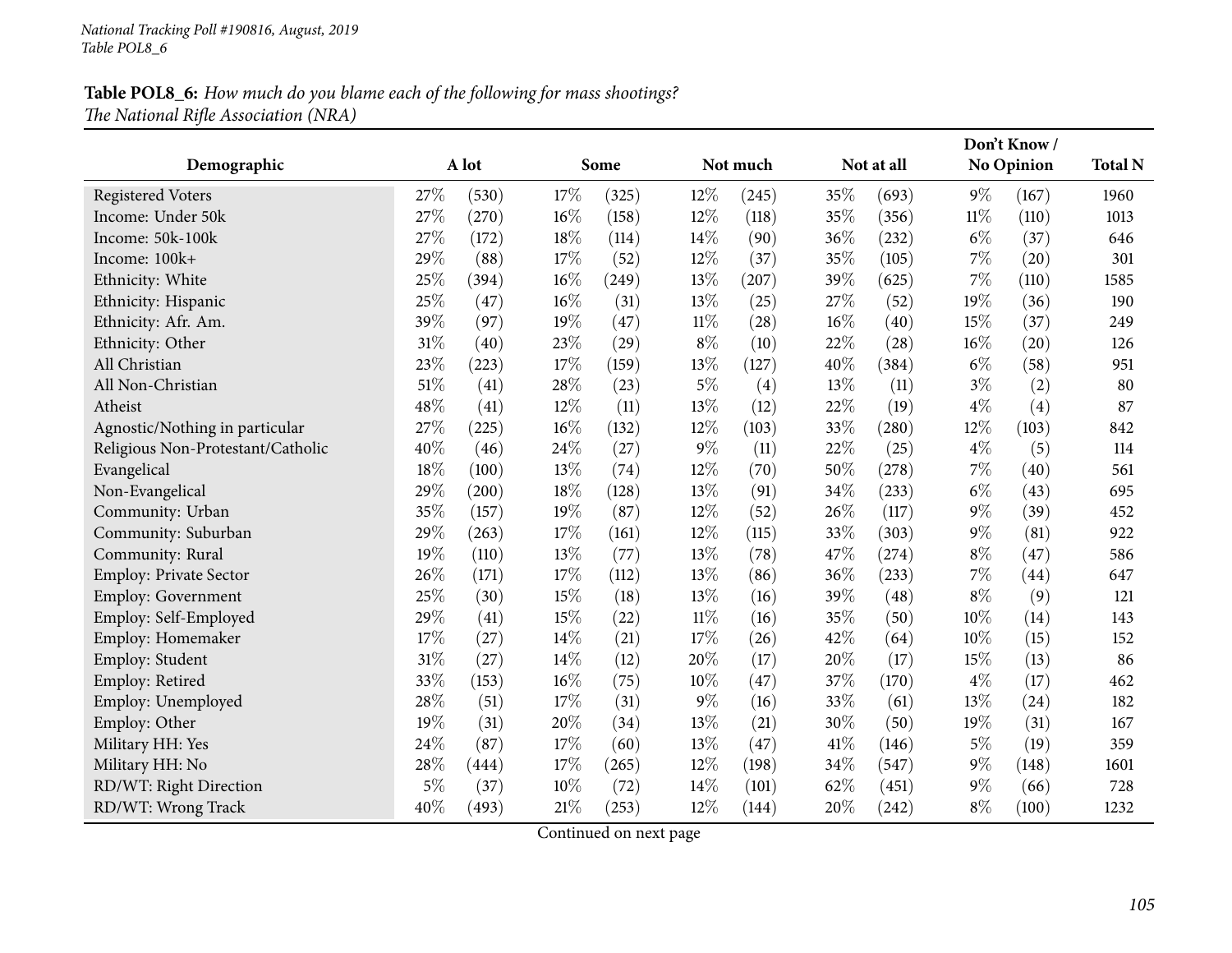**Table POL8_6:** *How much do you blame each of the following for mass shootings?*
*The National Rifle Association (NRA)*

| Demographic | A lot | | Some | | Not much | | Not at all | | Don't Know / No Opinion | | Total N |
|---|---|---|---|---|---|---|---|---|---|---|---|
| Registered Voters | 27% | (530) | 17% | (325) | 12% | (245) | 35% | (693) | 9% | (167) | 1960 |
| Income: Under 50k | 27% | (270) | 16% | (158) | 12% | (118) | 35% | (356) | 11% | (110) | 1013 |
| Income: 50k-100k | 27% | (172) | 18% | (114) | 14% | (90) | 36% | (232) | 6% | (37) | 646 |
| Income: 100k+ | 29% | (88) | 17% | (52) | 12% | (37) | 35% | (105) | 7% | (20) | 301 |
| Ethnicity: White | 25% | (394) | 16% | (249) | 13% | (207) | 39% | (625) | 7% | (110) | 1585 |
| Ethnicity: Hispanic | 25% | (47) | 16% | (31) | 13% | (25) | 27% | (52) | 19% | (36) | 190 |
| Ethnicity: Afr. Am. | 39% | (97) | 19% | (47) | 11% | (28) | 16% | (40) | 15% | (37) | 249 |
| Ethnicity: Other | 31% | (40) | 23% | (29) | 8% | (10) | 22% | (28) | 16% | (20) | 126 |
| All Christian | 23% | (223) | 17% | (159) | 13% | (127) | 40% | (384) | 6% | (58) | 951 |
| All Non-Christian | 51% | (41) | 28% | (23) | 5% | (4) | 13% | (11) | 3% | (2) | 80 |
| Atheist | 48% | (41) | 12% | (11) | 13% | (12) | 22% | (19) | 4% | (4) | 87 |
| Agnostic/Nothing in particular | 27% | (225) | 16% | (132) | 12% | (103) | 33% | (280) | 12% | (103) | 842 |
| Religious Non-Protestant/Catholic | 40% | (46) | 24% | (27) | 9% | (11) | 22% | (25) | 4% | (5) | 114 |
| Evangelical | 18% | (100) | 13% | (74) | 12% | (70) | 50% | (278) | 7% | (40) | 561 |
| Non-Evangelical | 29% | (200) | 18% | (128) | 13% | (91) | 34% | (233) | 6% | (43) | 695 |
| Community: Urban | 35% | (157) | 19% | (87) | 12% | (52) | 26% | (117) | 9% | (39) | 452 |
| Community: Suburban | 29% | (263) | 17% | (161) | 12% | (115) | 33% | (303) | 9% | (81) | 922 |
| Community: Rural | 19% | (110) | 13% | (77) | 13% | (78) | 47% | (274) | 8% | (47) | 586 |
| Employ: Private Sector | 26% | (171) | 17% | (112) | 13% | (86) | 36% | (233) | 7% | (44) | 647 |
| Employ: Government | 25% | (30) | 15% | (18) | 13% | (16) | 39% | (48) | 8% | (9) | 121 |
| Employ: Self-Employed | 29% | (41) | 15% | (22) | 11% | (16) | 35% | (50) | 10% | (14) | 143 |
| Employ: Homemaker | 17% | (27) | 14% | (21) | 17% | (26) | 42% | (64) | 10% | (15) | 152 |
| Employ: Student | 31% | (27) | 14% | (12) | 20% | (17) | 20% | (17) | 15% | (13) | 86 |
| Employ: Retired | 33% | (153) | 16% | (75) | 10% | (47) | 37% | (170) | 4% | (17) | 462 |
| Employ: Unemployed | 28% | (51) | 17% | (31) | 9% | (16) | 33% | (61) | 13% | (24) | 182 |
| Employ: Other | 19% | (31) | 20% | (34) | 13% | (21) | 30% | (50) | 19% | (31) | 167 |
| Military HH: Yes | 24% | (87) | 17% | (60) | 13% | (47) | 41% | (146) | 5% | (19) | 359 |
| Military HH: No | 28% | (444) | 17% | (265) | 12% | (198) | 34% | (547) | 9% | (148) | 1601 |
| RD/WT: Right Direction | 5% | (37) | 10% | (72) | 14% | (101) | 62% | (451) | 9% | (66) | 728 |
| RD/WT: Wrong Track | 40% | (493) | 21% | (253) | 12% | (144) | 20% | (242) | 8% | (100) | 1232 |

Continued on next page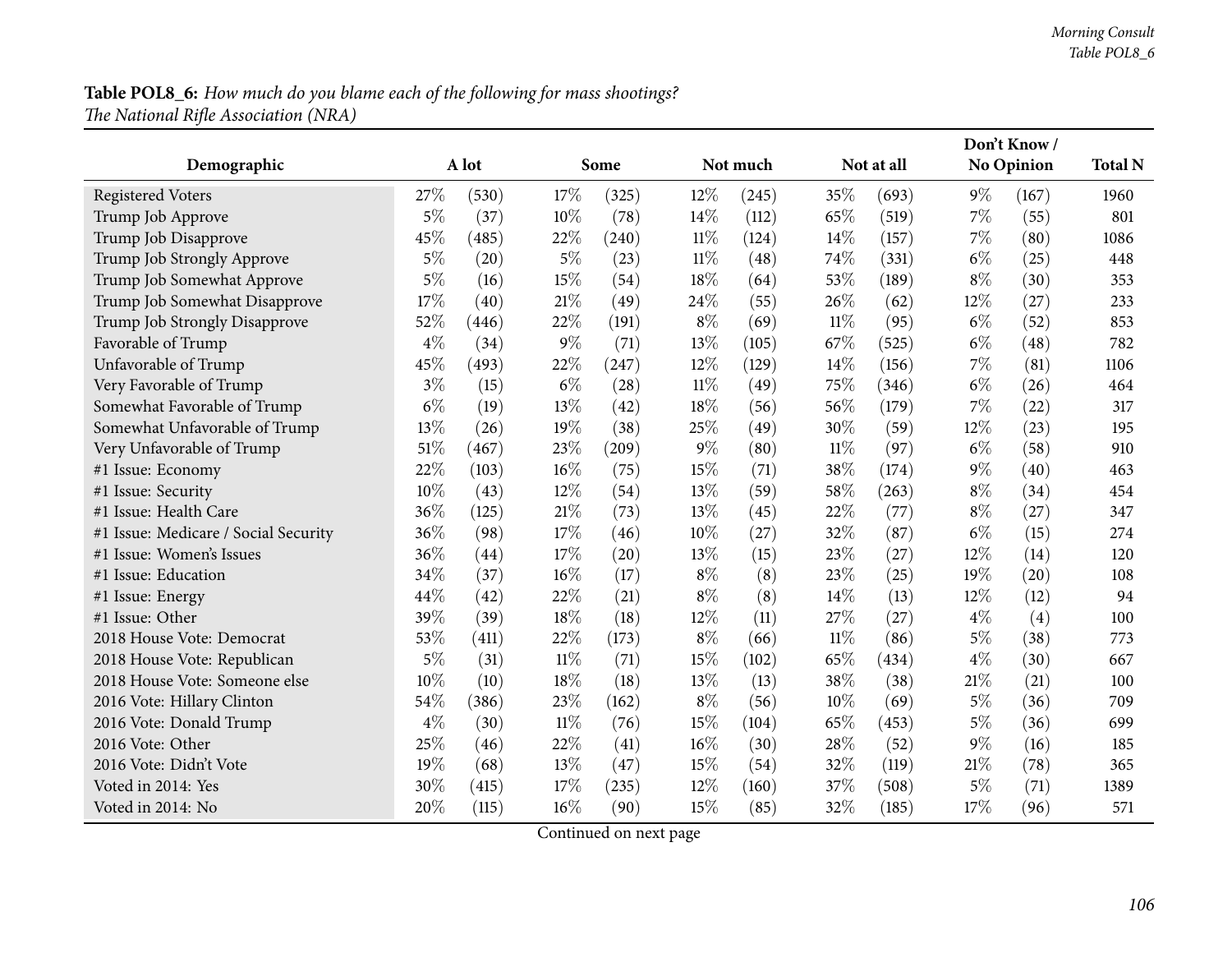**Table POL8_6:** *How much do you blame each of the following for mass shootings?*
*The National Rifle Association (NRA)*

| Demographic | A lot | | Some | | Not much | | Not at all | | Don't Know / No Opinion | | Total N |
|---|---|---|---|---|---|---|---|---|---|---|---|
| Registered Voters | 27% | (530) | 17% | (325) | 12% | (245) | 35% | (693) | 9% | (167) | 1960 |
| Trump Job Approve | 5% | (37) | 10% | (78) | 14% | (112) | 65% | (519) | 7% | (55) | 801 |
| Trump Job Disapprove | 45% | (485) | 22% | (240) | 11% | (124) | 14% | (157) | 7% | (80) | 1086 |
| Trump Job Strongly Approve | 5% | (20) | 5% | (23) | 11% | (48) | 74% | (331) | 6% | (25) | 448 |
| Trump Job Somewhat Approve | 5% | (16) | 15% | (54) | 18% | (64) | 53% | (189) | 8% | (30) | 353 |
| Trump Job Somewhat Disapprove | 17% | (40) | 21% | (49) | 24% | (55) | 26% | (62) | 12% | (27) | 233 |
| Trump Job Strongly Disapprove | 52% | (446) | 22% | (191) | 8% | (69) | 11% | (95) | 6% | (52) | 853 |
| Favorable of Trump | 4% | (34) | 9% | (71) | 13% | (105) | 67% | (525) | 6% | (48) | 782 |
| Unfavorable of Trump | 45% | (493) | 22% | (247) | 12% | (129) | 14% | (156) | 7% | (81) | 1106 |
| Very Favorable of Trump | 3% | (15) | 6% | (28) | 11% | (49) | 75% | (346) | 6% | (26) | 464 |
| Somewhat Favorable of Trump | 6% | (19) | 13% | (42) | 18% | (56) | 56% | (179) | 7% | (22) | 317 |
| Somewhat Unfavorable of Trump | 13% | (26) | 19% | (38) | 25% | (49) | 30% | (59) | 12% | (23) | 195 |
| Very Unfavorable of Trump | 51% | (467) | 23% | (209) | 9% | (80) | 11% | (97) | 6% | (58) | 910 |
| #1 Issue: Economy | 22% | (103) | 16% | (75) | 15% | (71) | 38% | (174) | 9% | (40) | 463 |
| #1 Issue: Security | 10% | (43) | 12% | (54) | 13% | (59) | 58% | (263) | 8% | (34) | 454 |
| #1 Issue: Health Care | 36% | (125) | 21% | (73) | 13% | (45) | 22% | (77) | 8% | (27) | 347 |
| #1 Issue: Medicare / Social Security | 36% | (98) | 17% | (46) | 10% | (27) | 32% | (87) | 6% | (15) | 274 |
| #1 Issue: Women's Issues | 36% | (44) | 17% | (20) | 13% | (15) | 23% | (27) | 12% | (14) | 120 |
| #1 Issue: Education | 34% | (37) | 16% | (17) | 8% | (8) | 23% | (25) | 19% | (20) | 108 |
| #1 Issue: Energy | 44% | (42) | 22% | (21) | 8% | (8) | 14% | (13) | 12% | (12) | 94 |
| #1 Issue: Other | 39% | (39) | 18% | (18) | 12% | (11) | 27% | (27) | 4% | (4) | 100 |
| 2018 House Vote: Democrat | 53% | (411) | 22% | (173) | 8% | (66) | 11% | (86) | 5% | (38) | 773 |
| 2018 House Vote: Republican | 5% | (31) | 11% | (71) | 15% | (102) | 65% | (434) | 4% | (30) | 667 |
| 2018 House Vote: Someone else | 10% | (10) | 18% | (18) | 13% | (13) | 38% | (38) | 21% | (21) | 100 |
| 2016 Vote: Hillary Clinton | 54% | (386) | 23% | (162) | 8% | (56) | 10% | (69) | 5% | (36) | 709 |
| 2016 Vote: Donald Trump | 4% | (30) | 11% | (76) | 15% | (104) | 65% | (453) | 5% | (36) | 699 |
| 2016 Vote: Other | 25% | (46) | 22% | (41) | 16% | (30) | 28% | (52) | 9% | (16) | 185 |
| 2016 Vote: Didn't Vote | 19% | (68) | 13% | (47) | 15% | (54) | 32% | (119) | 21% | (78) | 365 |
| Voted in 2014: Yes | 30% | (415) | 17% | (235) | 12% | (160) | 37% | (508) | 5% | (71) | 1389 |
| Voted in 2014: No | 20% | (115) | 16% | (90) | 15% | (85) | 32% | (185) | 17% | (96) | 571 |

Continued on next page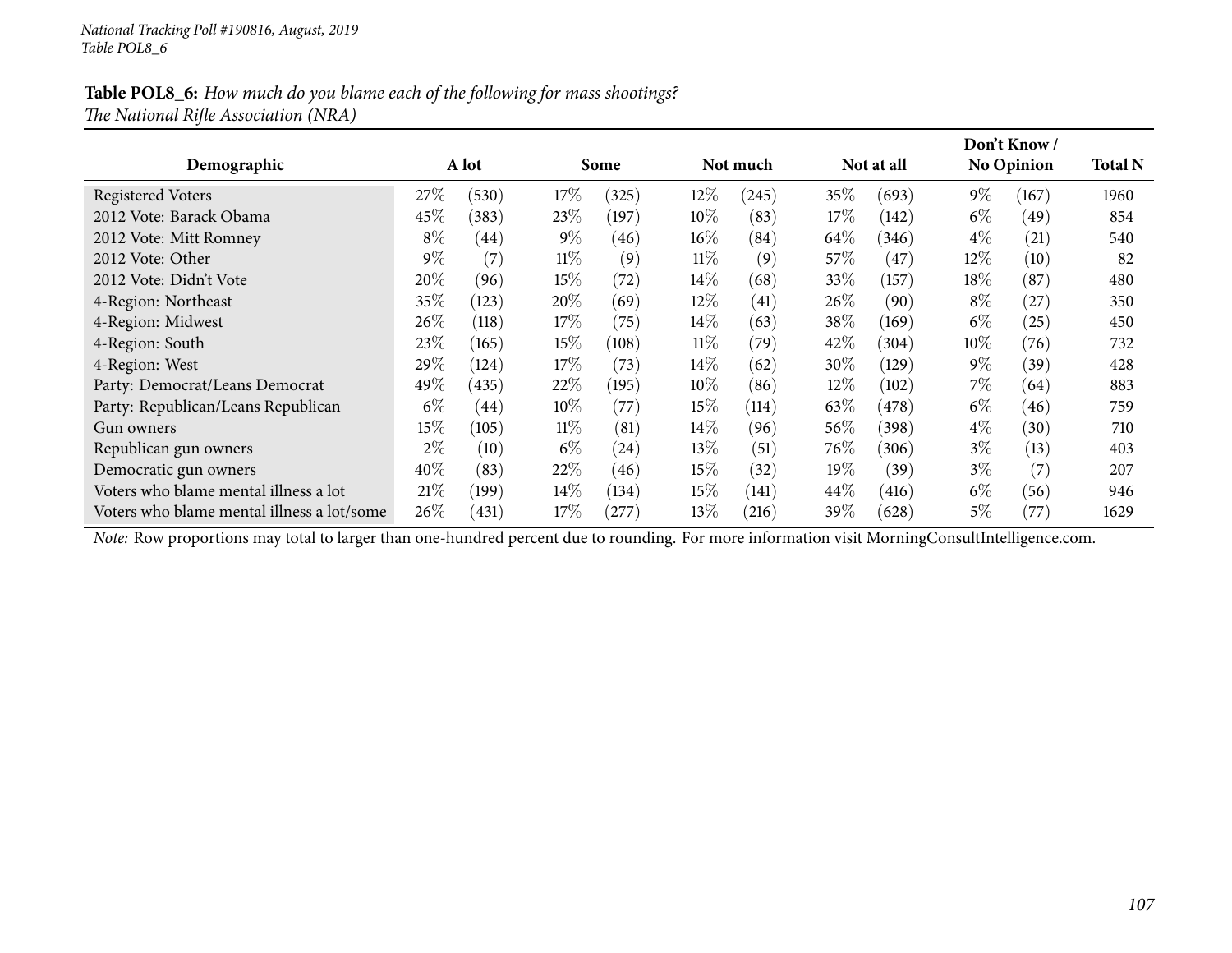*National Tracking Poll #190816, August, 2019*
*Table POL8_6*

**Table POL8_6:** *How much do you blame each of the following for mass shootings?*
*The National Rifle Association (NRA)*

| Demographic | A lot | | Some | | Not much | | Not at all | | Don't Know / No Opinion | | Total N |
|---|---|---|---|---|---|---|---|---|---|---|---|
| Registered Voters | 27% | (530) | 17% | (325) | 12% | (245) | 35% | (693) | 9% | (167) | 1960 |
| 2012 Vote: Barack Obama | 45% | (383) | 23% | (197) | 10% | (83) | 17% | (142) | 6% | (49) | 854 |
| 2012 Vote: Mitt Romney | 8% | (44) | 9% | (46) | 16% | (84) | 64% | (346) | 4% | (21) | 540 |
| 2012 Vote: Other | 9% | (7) | 11% | (9) | 11% | (9) | 57% | (47) | 12% | (10) | 82 |
| 2012 Vote: Didn't Vote | 20% | (96) | 15% | (72) | 14% | (68) | 33% | (157) | 18% | (87) | 480 |
| 4-Region: Northeast | 35% | (123) | 20% | (69) | 12% | (41) | 26% | (90) | 8% | (27) | 350 |
| 4-Region: Midwest | 26% | (118) | 17% | (75) | 14% | (63) | 38% | (169) | 6% | (25) | 450 |
| 4-Region: South | 23% | (165) | 15% | (108) | 11% | (79) | 42% | (304) | 10% | (76) | 732 |
| 4-Region: West | 29% | (124) | 17% | (73) | 14% | (62) | 30% | (129) | 9% | (39) | 428 |
| Party: Democrat/Leans Democrat | 49% | (435) | 22% | (195) | 10% | (86) | 12% | (102) | 7% | (64) | 883 |
| Party: Republican/Leans Republican | 6% | (44) | 10% | (77) | 15% | (114) | 63% | (478) | 6% | (46) | 759 |
| Gun owners | 15% | (105) | 11% | (81) | 14% | (96) | 56% | (398) | 4% | (30) | 710 |
| Republican gun owners | 2% | (10) | 6% | (24) | 13% | (51) | 76% | (306) | 3% | (13) | 403 |
| Democratic gun owners | 40% | (83) | 22% | (46) | 15% | (32) | 19% | (39) | 3% | (7) | 207 |
| Voters who blame mental illness a lot | 21% | (199) | 14% | (134) | 15% | (141) | 44% | (416) | 6% | (56) | 946 |
| Voters who blame mental illness a lot/some | 26% | (431) | 17% | (277) | 13% | (216) | 39% | (628) | 5% | (77) | 1629 |

*Note:* Row proportions may total to larger than one-hundred percent due to rounding. For more information visit MorningConsultIntelligence.com.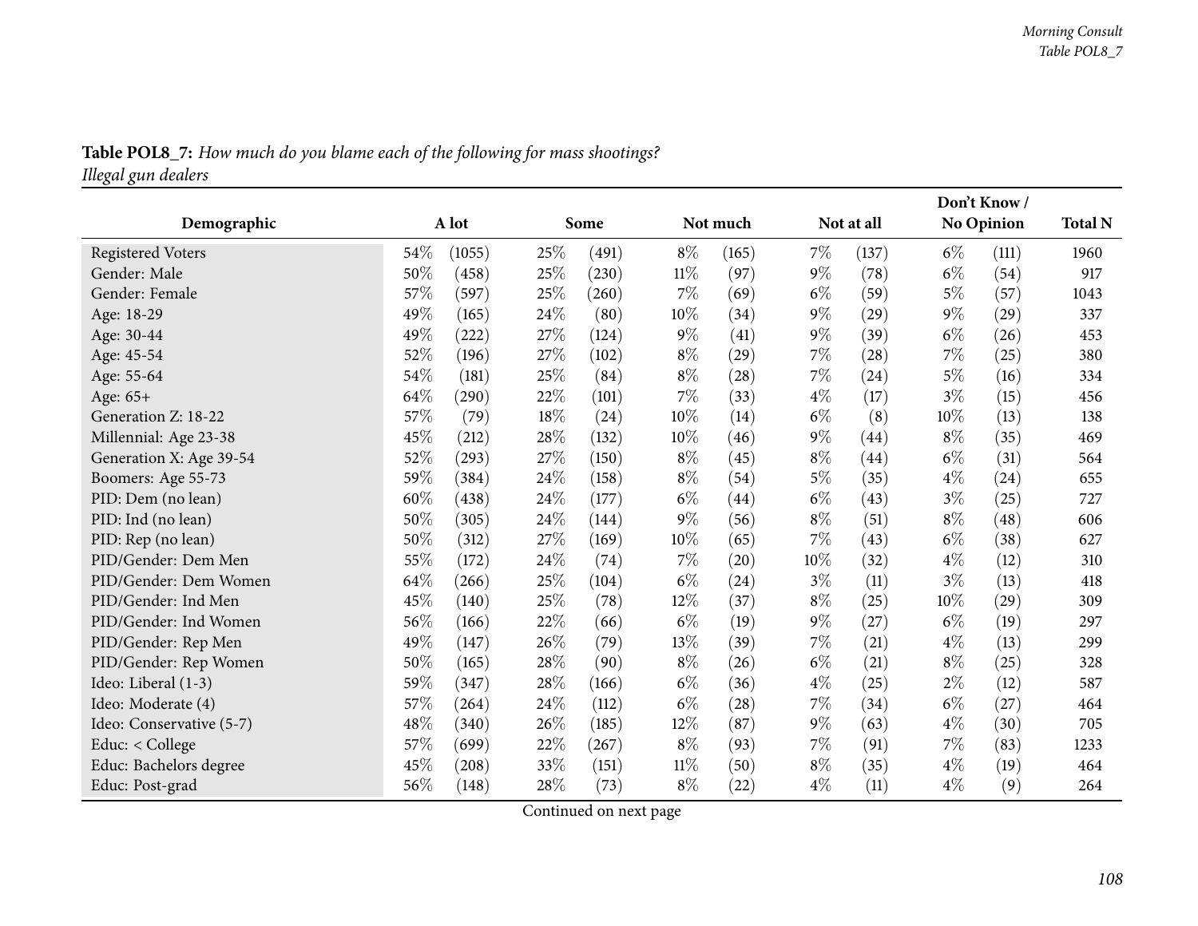**Table POL8_7:** *How much do you blame each of the following for mass shootings?*
*Illegal gun dealers*

| Demographic | A lot | | Some | | Not much | | Not at all | | Don't Know / No Opinion | | Total N |
|---|---|---|---|---|---|---|---|---|---|---|---|
| Registered Voters | 54% | (1055) | 25% | (491) | 8% | (165) | 7% | (137) | 6% | (111) | 1960 |
| Gender: Male | 50% | (458) | 25% | (230) | 11% | (97) | 9% | (78) | 6% | (54) | 917 |
| Gender: Female | 57% | (597) | 25% | (260) | 7% | (69) | 6% | (59) | 5% | (57) | 1043 |
| Age: 18-29 | 49% | (165) | 24% | (80) | 10% | (34) | 9% | (29) | 9% | (29) | 337 |
| Age: 30-44 | 49% | (222) | 27% | (124) | 9% | (41) | 9% | (39) | 6% | (26) | 453 |
| Age: 45-54 | 52% | (196) | 27% | (102) | 8% | (29) | 7% | (28) | 7% | (25) | 380 |
| Age: 55-64 | 54% | (181) | 25% | (84) | 8% | (28) | 7% | (24) | 5% | (16) | 334 |
| Age: 65+ | 64% | (290) | 22% | (101) | 7% | (33) | 4% | (17) | 3% | (15) | 456 |
| Generation Z: 18-22 | 57% | (79) | 18% | (24) | 10% | (14) | 6% | (8) | 10% | (13) | 138 |
| Millennial: Age 23-38 | 45% | (212) | 28% | (132) | 10% | (46) | 9% | (44) | 8% | (35) | 469 |
| Generation X: Age 39-54 | 52% | (293) | 27% | (150) | 8% | (45) | 8% | (44) | 6% | (31) | 564 |
| Boomers: Age 55-73 | 59% | (384) | 24% | (158) | 8% | (54) | 5% | (35) | 4% | (24) | 655 |
| PID: Dem (no lean) | 60% | (438) | 24% | (177) | 6% | (44) | 6% | (43) | 3% | (25) | 727 |
| PID: Ind (no lean) | 50% | (305) | 24% | (144) | 9% | (56) | 8% | (51) | 8% | (48) | 606 |
| PID: Rep (no lean) | 50% | (312) | 27% | (169) | 10% | (65) | 7% | (43) | 6% | (38) | 627 |
| PID/Gender: Dem Men | 55% | (172) | 24% | (74) | 7% | (20) | 10% | (32) | 4% | (12) | 310 |
| PID/Gender: Dem Women | 64% | (266) | 25% | (104) | 6% | (24) | 3% | (11) | 3% | (13) | 418 |
| PID/Gender: Ind Men | 45% | (140) | 25% | (78) | 12% | (37) | 8% | (25) | 10% | (29) | 309 |
| PID/Gender: Ind Women | 56% | (166) | 22% | (66) | 6% | (19) | 9% | (27) | 6% | (19) | 297 |
| PID/Gender: Rep Men | 49% | (147) | 26% | (79) | 13% | (39) | 7% | (21) | 4% | (13) | 299 |
| PID/Gender: Rep Women | 50% | (165) | 28% | (90) | 8% | (26) | 6% | (21) | 8% | (25) | 328 |
| Ideo: Liberal (1-3) | 59% | (347) | 28% | (166) | 6% | (36) | 4% | (25) | 2% | (12) | 587 |
| Ideo: Moderate (4) | 57% | (264) | 24% | (112) | 6% | (28) | 7% | (34) | 6% | (27) | 464 |
| Ideo: Conservative (5-7) | 48% | (340) | 26% | (185) | 12% | (87) | 9% | (63) | 4% | (30) | 705 |
| Educ: < College | 57% | (699) | 22% | (267) | 8% | (93) | 7% | (91) | 7% | (83) | 1233 |
| Educ: Bachelors degree | 45% | (208) | 33% | (151) | 11% | (50) | 8% | (35) | 4% | (19) | 464 |
| Educ: Post-grad | 56% | (148) | 28% | (73) | 8% | (22) | 4% | (11) | 4% | (9) | 264 |

Continued on next page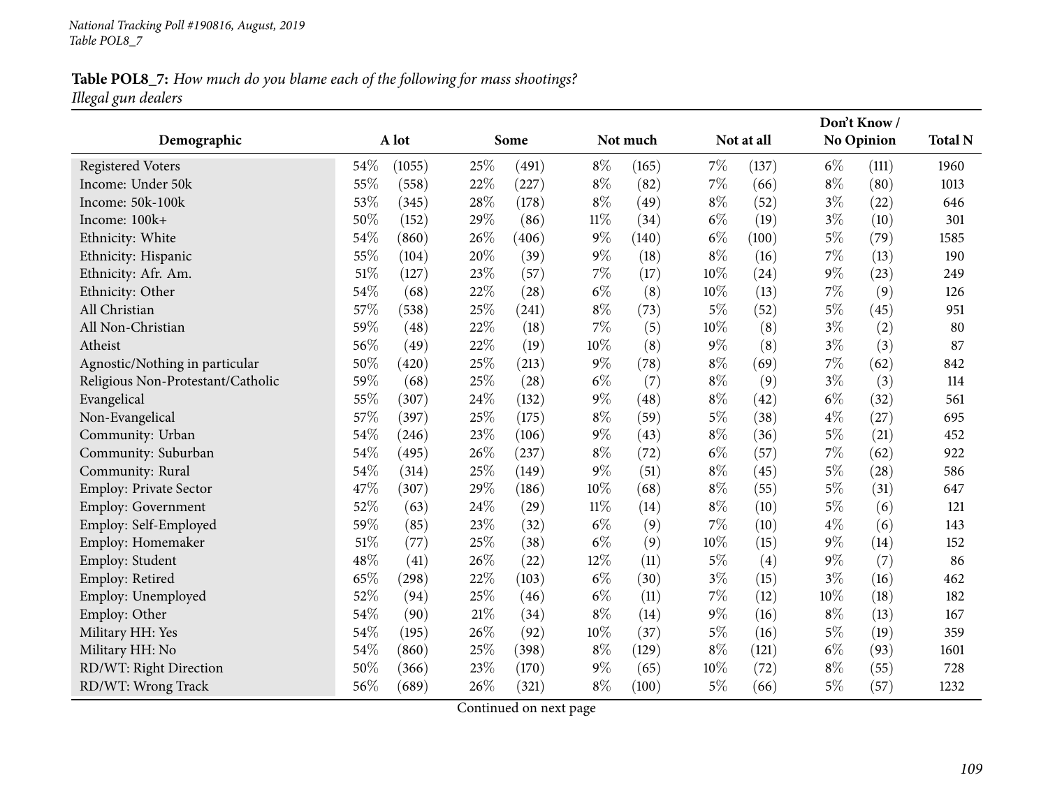**Table POL8_7:** *How much do you blame each of the following for mass shootings?*
*Illegal gun dealers*

| Demographic | A lot | | Some | | Not much | | Not at all | | Don't Know / No Opinion | | Total N |
|---|---|---|---|---|---|---|---|---|---|---|---|
| Registered Voters | 54% | (1055) | 25% | (491) | 8% | (165) | 7% | (137) | 6% | (111) | 1960 |
| Income: Under 50k | 55% | (558) | 22% | (227) | 8% | (82) | 7% | (66) | 8% | (80) | 1013 |
| Income: 50k-100k | 53% | (345) | 28% | (178) | 8% | (49) | 8% | (52) | 3% | (22) | 646 |
| Income: 100k+ | 50% | (152) | 29% | (86) | 11% | (34) | 6% | (19) | 3% | (10) | 301 |
| Ethnicity: White | 54% | (860) | 26% | (406) | 9% | (140) | 6% | (100) | 5% | (79) | 1585 |
| Ethnicity: Hispanic | 55% | (104) | 20% | (39) | 9% | (18) | 8% | (16) | 7% | (13) | 190 |
| Ethnicity: Afr. Am. | 51% | (127) | 23% | (57) | 7% | (17) | 10% | (24) | 9% | (23) | 249 |
| Ethnicity: Other | 54% | (68) | 22% | (28) | 6% | (8) | 10% | (13) | 7% | (9) | 126 |
| All Christian | 57% | (538) | 25% | (241) | 8% | (73) | 5% | (52) | 5% | (45) | 951 |
| All Non-Christian | 59% | (48) | 22% | (18) | 7% | (5) | 10% | (8) | 3% | (2) | 80 |
| Atheist | 56% | (49) | 22% | (19) | 10% | (8) | 9% | (8) | 3% | (3) | 87 |
| Agnostic/Nothing in particular | 50% | (420) | 25% | (213) | 9% | (78) | 8% | (69) | 7% | (62) | 842 |
| Religious Non-Protestant/Catholic | 59% | (68) | 25% | (28) | 6% | (7) | 8% | (9) | 3% | (3) | 114 |
| Evangelical | 55% | (307) | 24% | (132) | 9% | (48) | 8% | (42) | 6% | (32) | 561 |
| Non-Evangelical | 57% | (397) | 25% | (175) | 8% | (59) | 5% | (38) | 4% | (27) | 695 |
| Community: Urban | 54% | (246) | 23% | (106) | 9% | (43) | 8% | (36) | 5% | (21) | 452 |
| Community: Suburban | 54% | (495) | 26% | (237) | 8% | (72) | 6% | (57) | 7% | (62) | 922 |
| Community: Rural | 54% | (314) | 25% | (149) | 9% | (51) | 8% | (45) | 5% | (28) | 586 |
| Employ: Private Sector | 47% | (307) | 29% | (186) | 10% | (68) | 8% | (55) | 5% | (31) | 647 |
| Employ: Government | 52% | (63) | 24% | (29) | 11% | (14) | 8% | (10) | 5% | (6) | 121 |
| Employ: Self-Employed | 59% | (85) | 23% | (32) | 6% | (9) | 7% | (10) | 4% | (6) | 143 |
| Employ: Homemaker | 51% | (77) | 25% | (38) | 6% | (9) | 10% | (15) | 9% | (14) | 152 |
| Employ: Student | 48% | (41) | 26% | (22) | 12% | (11) | 5% | (4) | 9% | (7) | 86 |
| Employ: Retired | 65% | (298) | 22% | (103) | 6% | (30) | 3% | (15) | 3% | (16) | 462 |
| Employ: Unemployed | 52% | (94) | 25% | (46) | 6% | (11) | 7% | (12) | 10% | (18) | 182 |
| Employ: Other | 54% | (90) | 21% | (34) | 8% | (14) | 9% | (16) | 8% | (13) | 167 |
| Military HH: Yes | 54% | (195) | 26% | (92) | 10% | (37) | 5% | (16) | 5% | (19) | 359 |
| Military HH: No | 54% | (860) | 25% | (398) | 8% | (129) | 8% | (121) | 6% | (93) | 1601 |
| RD/WT: Right Direction | 50% | (366) | 23% | (170) | 9% | (65) | 10% | (72) | 8% | (55) | 728 |
| RD/WT: Wrong Track | 56% | (689) | 26% | (321) | 8% | (100) | 5% | (66) | 5% | (57) | 1232 |

Continued on next page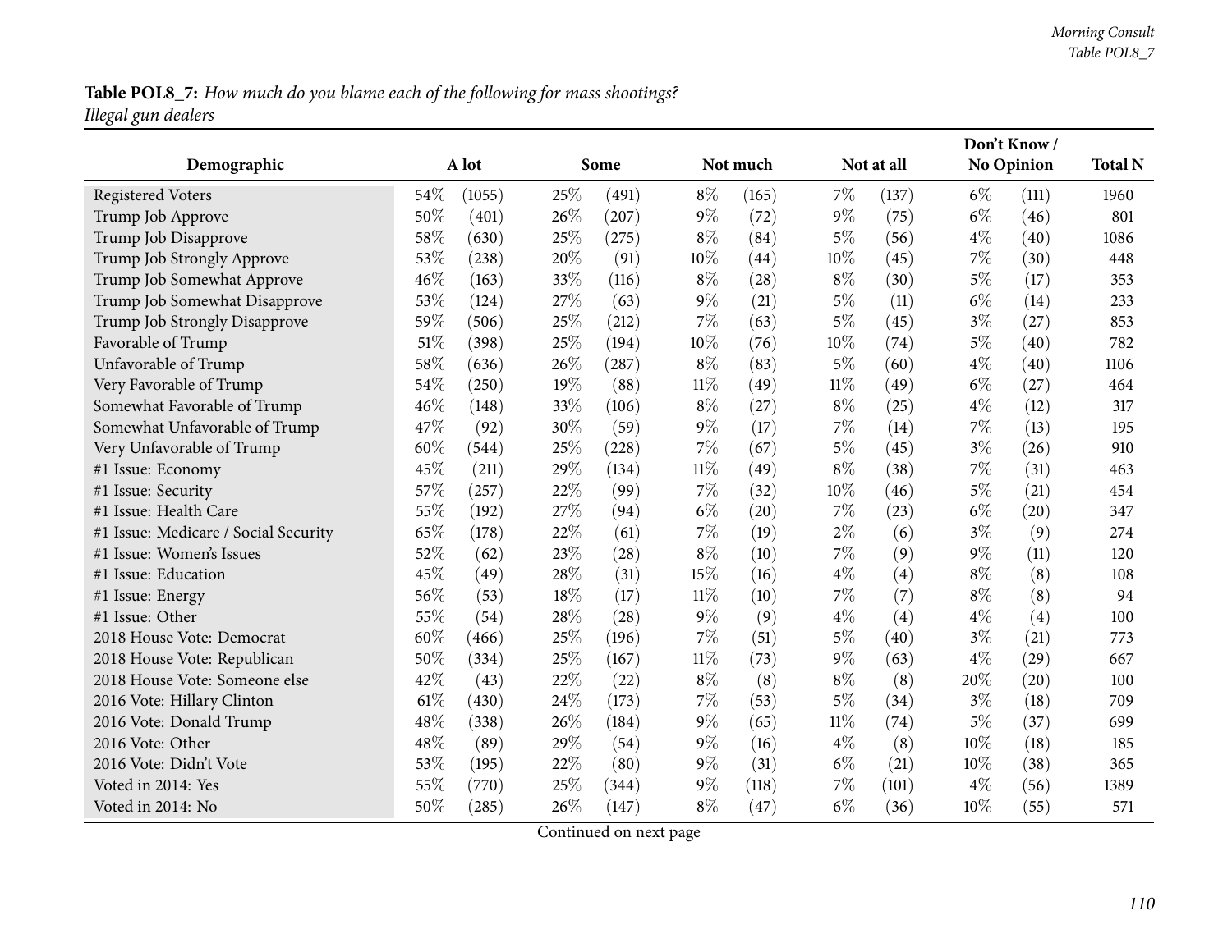**Table POL8_7:** *How much do you blame each of the following for mass shootings?*
*Illegal gun dealers*

| Demographic | A lot | | Some | | Not much | | Not at all | | Don't Know / No Opinion | | Total N |
|---|---|---|---|---|---|---|---|---|---|---|---|
| Registered Voters | 54% | (1055) | 25% | (491) | 8% | (165) | 7% | (137) | 6% | (111) | 1960 |
| Trump Job Approve | 50% | (401) | 26% | (207) | 9% | (72) | 9% | (75) | 6% | (46) | 801 |
| Trump Job Disapprove | 58% | (630) | 25% | (275) | 8% | (84) | 5% | (56) | 4% | (40) | 1086 |
| Trump Job Strongly Approve | 53% | (238) | 20% | (91) | 10% | (44) | 10% | (45) | 7% | (30) | 448 |
| Trump Job Somewhat Approve | 46% | (163) | 33% | (116) | 8% | (28) | 8% | (30) | 5% | (17) | 353 |
| Trump Job Somewhat Disapprove | 53% | (124) | 27% | (63) | 9% | (21) | 5% | (11) | 6% | (14) | 233 |
| Trump Job Strongly Disapprove | 59% | (506) | 25% | (212) | 7% | (63) | 5% | (45) | 3% | (27) | 853 |
| Favorable of Trump | 51% | (398) | 25% | (194) | 10% | (76) | 10% | (74) | 5% | (40) | 782 |
| Unfavorable of Trump | 58% | (636) | 26% | (287) | 8% | (83) | 5% | (60) | 4% | (40) | 1106 |
| Very Favorable of Trump | 54% | (250) | 19% | (88) | 11% | (49) | 11% | (49) | 6% | (27) | 464 |
| Somewhat Favorable of Trump | 46% | (148) | 33% | (106) | 8% | (27) | 8% | (25) | 4% | (12) | 317 |
| Somewhat Unfavorable of Trump | 47% | (92) | 30% | (59) | 9% | (17) | 7% | (14) | 7% | (13) | 195 |
| Very Unfavorable of Trump | 60% | (544) | 25% | (228) | 7% | (67) | 5% | (45) | 3% | (26) | 910 |
| #1 Issue: Economy | 45% | (211) | 29% | (134) | 11% | (49) | 8% | (38) | 7% | (31) | 463 |
| #1 Issue: Security | 57% | (257) | 22% | (99) | 7% | (32) | 10% | (46) | 5% | (21) | 454 |
| #1 Issue: Health Care | 55% | (192) | 27% | (94) | 6% | (20) | 7% | (23) | 6% | (20) | 347 |
| #1 Issue: Medicare / Social Security | 65% | (178) | 22% | (61) | 7% | (19) | 2% | (6) | 3% | (9) | 274 |
| #1 Issue: Women's Issues | 52% | (62) | 23% | (28) | 8% | (10) | 7% | (9) | 9% | (11) | 120 |
| #1 Issue: Education | 45% | (49) | 28% | (31) | 15% | (16) | 4% | (4) | 8% | (8) | 108 |
| #1 Issue: Energy | 56% | (53) | 18% | (17) | 11% | (10) | 7% | (7) | 8% | (8) | 94 |
| #1 Issue: Other | 55% | (54) | 28% | (28) | 9% | (9) | 4% | (4) | 4% | (4) | 100 |
| 2018 House Vote: Democrat | 60% | (466) | 25% | (196) | 7% | (51) | 5% | (40) | 3% | (21) | 773 |
| 2018 House Vote: Republican | 50% | (334) | 25% | (167) | 11% | (73) | 9% | (63) | 4% | (29) | 667 |
| 2018 House Vote: Someone else | 42% | (43) | 22% | (22) | 8% | (8) | 8% | (8) | 20% | (20) | 100 |
| 2016 Vote: Hillary Clinton | 61% | (430) | 24% | (173) | 7% | (53) | 5% | (34) | 3% | (18) | 709 |
| 2016 Vote: Donald Trump | 48% | (338) | 26% | (184) | 9% | (65) | 11% | (74) | 5% | (37) | 699 |
| 2016 Vote: Other | 48% | (89) | 29% | (54) | 9% | (16) | 4% | (8) | 10% | (18) | 185 |
| 2016 Vote: Didn't Vote | 53% | (195) | 22% | (80) | 9% | (31) | 6% | (21) | 10% | (38) | 365 |
| Voted in 2014: Yes | 55% | (770) | 25% | (344) | 9% | (118) | 7% | (101) | 4% | (56) | 1389 |
| Voted in 2014: No | 50% | (285) | 26% | (147) | 8% | (47) | 6% | (36) | 10% | (55) | 571 |

Continued on next page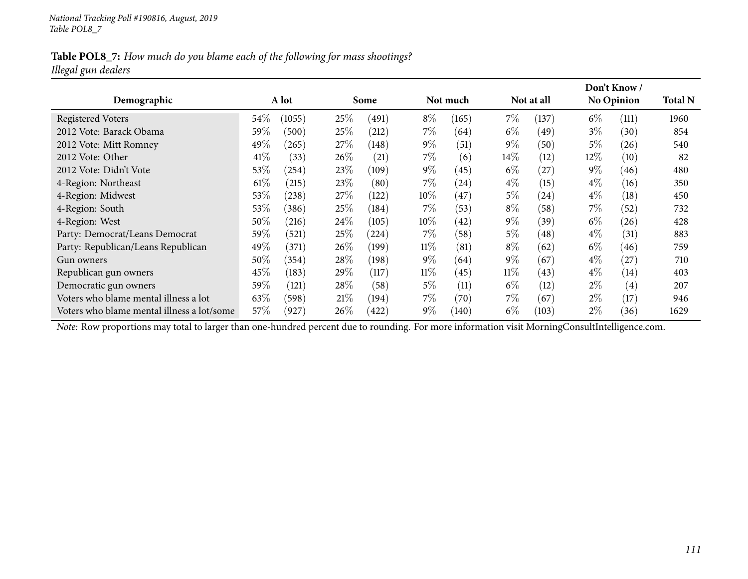**Table POL8_7:** *How much do you blame each of the following for mass shootings?*
*Illegal gun dealers*

| Demographic | A lot | | Some | | Not much | | Not at all | | Don't Know / No Opinion | | Total N |
|---|---|---|---|---|---|---|---|---|---|---|---|
| Registered Voters | 54% | (1055) | 25% | (491) | 8% | (165) | 7% | (137) | 6% | (111) | 1960 |
| 2012 Vote: Barack Obama | 59% | (500) | 25% | (212) | 7% | (64) | 6% | (49) | 3% | (30) | 854 |
| 2012 Vote: Mitt Romney | 49% | (265) | 27% | (148) | 9% | (51) | 9% | (50) | 5% | (26) | 540 |
| 2012 Vote: Other | 41% | (33) | 26% | (21) | 7% | (6) | 14% | (12) | 12% | (10) | 82 |
| 2012 Vote: Didn't Vote | 53% | (254) | 23% | (109) | 9% | (45) | 6% | (27) | 9% | (46) | 480 |
| 4-Region: Northeast | 61% | (215) | 23% | (80) | 7% | (24) | 4% | (15) | 4% | (16) | 350 |
| 4-Region: Midwest | 53% | (238) | 27% | (122) | 10% | (47) | 5% | (24) | 4% | (18) | 450 |
| 4-Region: South | 53% | (386) | 25% | (184) | 7% | (53) | 8% | (58) | 7% | (52) | 732 |
| 4-Region: West | 50% | (216) | 24% | (105) | 10% | (42) | 9% | (39) | 6% | (26) | 428 |
| Party: Democrat/Leans Democrat | 59% | (521) | 25% | (224) | 7% | (58) | 5% | (48) | 4% | (31) | 883 |
| Party: Republican/Leans Republican | 49% | (371) | 26% | (199) | 11% | (81) | 8% | (62) | 6% | (46) | 759 |
| Gun owners | 50% | (354) | 28% | (198) | 9% | (64) | 9% | (67) | 4% | (27) | 710 |
| Republican gun owners | 45% | (183) | 29% | (117) | 11% | (45) | 11% | (43) | 4% | (14) | 403 |
| Democratic gun owners | 59% | (121) | 28% | (58) | 5% | (11) | 6% | (12) | 2% | (4) | 207 |
| Voters who blame mental illness a lot | 63% | (598) | 21% | (194) | 7% | (70) | 7% | (67) | 2% | (17) | 946 |
| Voters who blame mental illness a lot/some | 57% | (927) | 26% | (422) | 9% | (140) | 6% | (103) | 2% | (36) | 1629 |

*Note:* Row proportions may total to larger than one-hundred percent due to rounding. For more information visit MorningConsultIntelligence.com.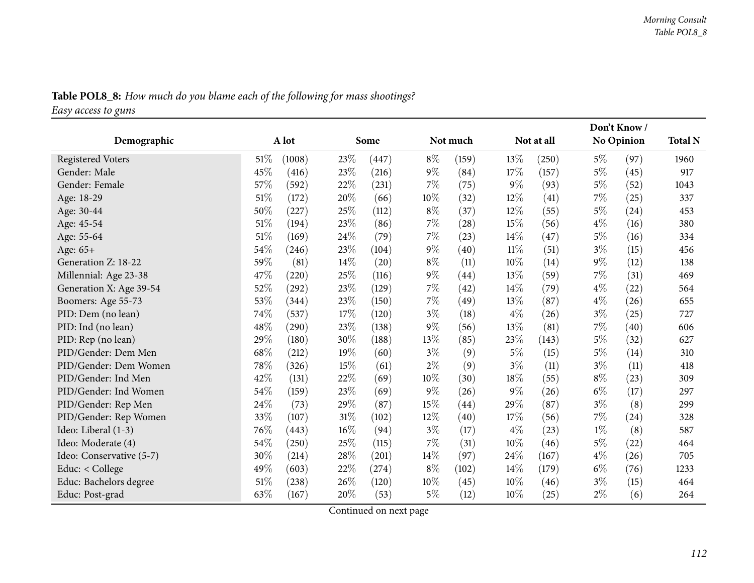**Table POL8_8:** *How much do you blame each of the following for mass shootings?*
*Easy access to guns*

| Demographic | A lot | | Some | | Not much | | Not at all | | Don't Know / No Opinion | | Total N |
|---|---|---|---|---|---|---|---|---|---|---|---|
| Registered Voters | 51% | (1008) | 23% | (447) | 8% | (159) | 13% | (250) | 5% | (97) | 1960 |
| Gender: Male | 45% | (416) | 23% | (216) | 9% | (84) | 17% | (157) | 5% | (45) | 917 |
| Gender: Female | 57% | (592) | 22% | (231) | 7% | (75) | 9% | (93) | 5% | (52) | 1043 |
| Age: 18-29 | 51% | (172) | 20% | (66) | 10% | (32) | 12% | (41) | 7% | (25) | 337 |
| Age: 30-44 | 50% | (227) | 25% | (112) | 8% | (37) | 12% | (55) | 5% | (24) | 453 |
| Age: 45-54 | 51% | (194) | 23% | (86) | 7% | (28) | 15% | (56) | 4% | (16) | 380 |
| Age: 55-64 | 51% | (169) | 24% | (79) | 7% | (23) | 14% | (47) | 5% | (16) | 334 |
| Age: 65+ | 54% | (246) | 23% | (104) | 9% | (40) | 11% | (51) | 3% | (15) | 456 |
| Generation Z: 18-22 | 59% | (81) | 14% | (20) | 8% | (11) | 10% | (14) | 9% | (12) | 138 |
| Millennial: Age 23-38 | 47% | (220) | 25% | (116) | 9% | (44) | 13% | (59) | 7% | (31) | 469 |
| Generation X: Age 39-54 | 52% | (292) | 23% | (129) | 7% | (42) | 14% | (79) | 4% | (22) | 564 |
| Boomers: Age 55-73 | 53% | (344) | 23% | (150) | 7% | (49) | 13% | (87) | 4% | (26) | 655 |
| PID: Dem (no lean) | 74% | (537) | 17% | (120) | 3% | (18) | 4% | (26) | 3% | (25) | 727 |
| PID: Ind (no lean) | 48% | (290) | 23% | (138) | 9% | (56) | 13% | (81) | 7% | (40) | 606 |
| PID: Rep (no lean) | 29% | (180) | 30% | (188) | 13% | (85) | 23% | (143) | 5% | (32) | 627 |
| PID/Gender: Dem Men | 68% | (212) | 19% | (60) | 3% | (9) | 5% | (15) | 5% | (14) | 310 |
| PID/Gender: Dem Women | 78% | (326) | 15% | (61) | 2% | (9) | 3% | (11) | 3% | (11) | 418 |
| PID/Gender: Ind Men | 42% | (131) | 22% | (69) | 10% | (30) | 18% | (55) | 8% | (23) | 309 |
| PID/Gender: Ind Women | 54% | (159) | 23% | (69) | 9% | (26) | 9% | (26) | 6% | (17) | 297 |
| PID/Gender: Rep Men | 24% | (73) | 29% | (87) | 15% | (44) | 29% | (87) | 3% | (8) | 299 |
| PID/Gender: Rep Women | 33% | (107) | 31% | (102) | 12% | (40) | 17% | (56) | 7% | (24) | 328 |
| Ideo: Liberal (1-3) | 76% | (443) | 16% | (94) | 3% | (17) | 4% | (23) | 1% | (8) | 587 |
| Ideo: Moderate (4) | 54% | (250) | 25% | (115) | 7% | (31) | 10% | (46) | 5% | (22) | 464 |
| Ideo: Conservative (5-7) | 30% | (214) | 28% | (201) | 14% | (97) | 24% | (167) | 4% | (26) | 705 |
| Educ: < College | 49% | (603) | 22% | (274) | 8% | (102) | 14% | (179) | 6% | (76) | 1233 |
| Educ: Bachelors degree | 51% | (238) | 26% | (120) | 10% | (45) | 10% | (46) | 3% | (15) | 464 |
| Educ: Post-grad | 63% | (167) | 20% | (53) | 5% | (12) | 10% | (25) | 2% | (6) | 264 |

Continued on next page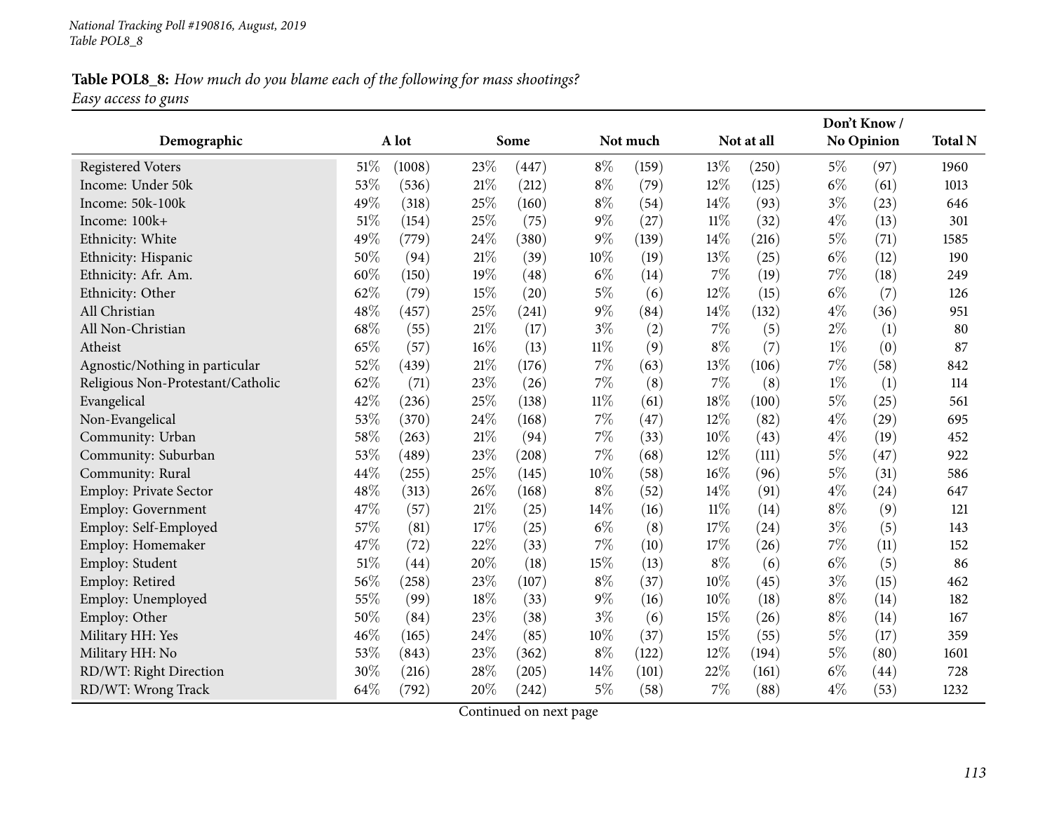**Table POL8_8:** *How much do you blame each of the following for mass shootings?*
*Easy access to guns*

| Demographic | A lot | | Some | | Not much | | Not at all | | Don't Know / No Opinion | | Total N |
|---|---|---|---|---|---|---|---|---|---|---|---|
| Registered Voters | 51% | (1008) | 23% | (447) | 8% | (159) | 13% | (250) | 5% | (97) | 1960 |
| Income: Under 50k | 53% | (536) | 21% | (212) | 8% | (79) | 12% | (125) | 6% | (61) | 1013 |
| Income: 50k-100k | 49% | (318) | 25% | (160) | 8% | (54) | 14% | (93) | 3% | (23) | 646 |
| Income: 100k+ | 51% | (154) | 25% | (75) | 9% | (27) | 11% | (32) | 4% | (13) | 301 |
| Ethnicity: White | 49% | (779) | 24% | (380) | 9% | (139) | 14% | (216) | 5% | (71) | 1585 |
| Ethnicity: Hispanic | 50% | (94) | 21% | (39) | 10% | (19) | 13% | (25) | 6% | (12) | 190 |
| Ethnicity: Afr. Am. | 60% | (150) | 19% | (48) | 6% | (14) | 7% | (19) | 7% | (18) | 249 |
| Ethnicity: Other | 62% | (79) | 15% | (20) | 5% | (6) | 12% | (15) | 6% | (7) | 126 |
| All Christian | 48% | (457) | 25% | (241) | 9% | (84) | 14% | (132) | 4% | (36) | 951 |
| All Non-Christian | 68% | (55) | 21% | (17) | 3% | (2) | 7% | (5) | 2% | (1) | 80 |
| Atheist | 65% | (57) | 16% | (13) | 11% | (9) | 8% | (7) | 1% | (0) | 87 |
| Agnostic/Nothing in particular | 52% | (439) | 21% | (176) | 7% | (63) | 13% | (106) | 7% | (58) | 842 |
| Religious Non-Protestant/Catholic | 62% | (71) | 23% | (26) | 7% | (8) | 7% | (8) | 1% | (1) | 114 |
| Evangelical | 42% | (236) | 25% | (138) | 11% | (61) | 18% | (100) | 5% | (25) | 561 |
| Non-Evangelical | 53% | (370) | 24% | (168) | 7% | (47) | 12% | (82) | 4% | (29) | 695 |
| Community: Urban | 58% | (263) | 21% | (94) | 7% | (33) | 10% | (43) | 4% | (19) | 452 |
| Community: Suburban | 53% | (489) | 23% | (208) | 7% | (68) | 12% | (111) | 5% | (47) | 922 |
| Community: Rural | 44% | (255) | 25% | (145) | 10% | (58) | 16% | (96) | 5% | (31) | 586 |
| Employ: Private Sector | 48% | (313) | 26% | (168) | 8% | (52) | 14% | (91) | 4% | (24) | 647 |
| Employ: Government | 47% | (57) | 21% | (25) | 14% | (16) | 11% | (14) | 8% | (9) | 121 |
| Employ: Self-Employed | 57% | (81) | 17% | (25) | 6% | (8) | 17% | (24) | 3% | (5) | 143 |
| Employ: Homemaker | 47% | (72) | 22% | (33) | 7% | (10) | 17% | (26) | 7% | (11) | 152 |
| Employ: Student | 51% | (44) | 20% | (18) | 15% | (13) | 8% | (6) | 6% | (5) | 86 |
| Employ: Retired | 56% | (258) | 23% | (107) | 8% | (37) | 10% | (45) | 3% | (15) | 462 |
| Employ: Unemployed | 55% | (99) | 18% | (33) | 9% | (16) | 10% | (18) | 8% | (14) | 182 |
| Employ: Other | 50% | (84) | 23% | (38) | 3% | (6) | 15% | (26) | 8% | (14) | 167 |
| Military HH: Yes | 46% | (165) | 24% | (85) | 10% | (37) | 15% | (55) | 5% | (17) | 359 |
| Military HH: No | 53% | (843) | 23% | (362) | 8% | (122) | 12% | (194) | 5% | (80) | 1601 |
| RD/WT: Right Direction | 30% | (216) | 28% | (205) | 14% | (101) | 22% | (161) | 6% | (44) | 728 |
| RD/WT: Wrong Track | 64% | (792) | 20% | (242) | 5% | (58) | 7% | (88) | 4% | (53) | 1232 |

Continued on next page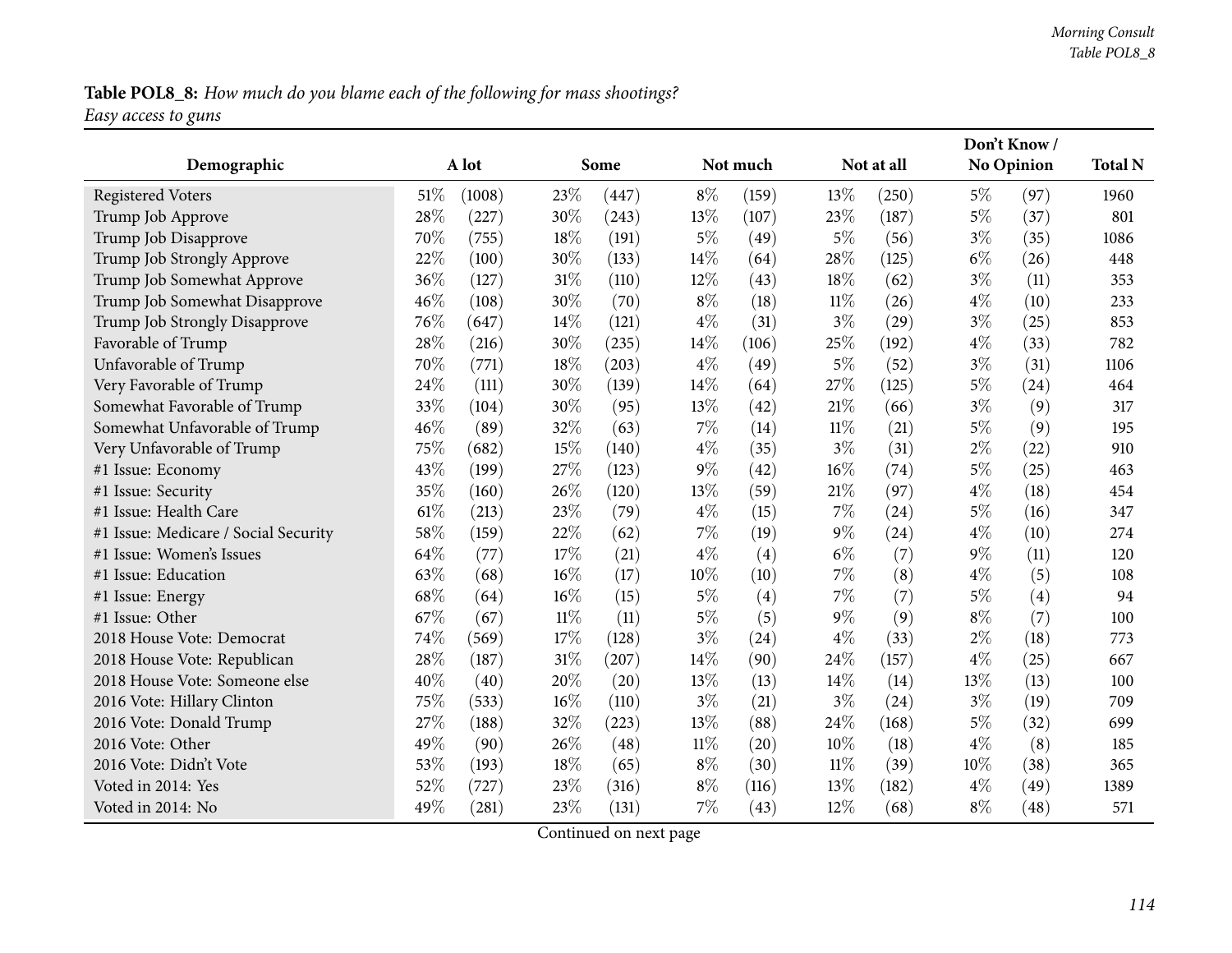**Table POL8_8:** *How much do you blame each of the following for mass shootings?*
*Easy access to guns*

| Demographic | A lot | | Some | | Not much | | Not at all | | Don't Know / No Opinion | | Total N |
|---|---|---|---|---|---|---|---|---|---|---|---|
| Registered Voters | 51% | (1008) | 23% | (447) | 8% | (159) | 13% | (250) | 5% | (97) | 1960 |
| Trump Job Approve | 28% | (227) | 30% | (243) | 13% | (107) | 23% | (187) | 5% | (37) | 801 |
| Trump Job Disapprove | 70% | (755) | 18% | (191) | 5% | (49) | 5% | (56) | 3% | (35) | 1086 |
| Trump Job Strongly Approve | 22% | (100) | 30% | (133) | 14% | (64) | 28% | (125) | 6% | (26) | 448 |
| Trump Job Somewhat Approve | 36% | (127) | 31% | (110) | 12% | (43) | 18% | (62) | 3% | (11) | 353 |
| Trump Job Somewhat Disapprove | 46% | (108) | 30% | (70) | 8% | (18) | 11% | (26) | 4% | (10) | 233 |
| Trump Job Strongly Disapprove | 76% | (647) | 14% | (121) | 4% | (31) | 3% | (29) | 3% | (25) | 853 |
| Favorable of Trump | 28% | (216) | 30% | (235) | 14% | (106) | 25% | (192) | 4% | (33) | 782 |
| Unfavorable of Trump | 70% | (771) | 18% | (203) | 4% | (49) | 5% | (52) | 3% | (31) | 1106 |
| Very Favorable of Trump | 24% | (111) | 30% | (139) | 14% | (64) | 27% | (125) | 5% | (24) | 464 |
| Somewhat Favorable of Trump | 33% | (104) | 30% | (95) | 13% | (42) | 21% | (66) | 3% | (9) | 317 |
| Somewhat Unfavorable of Trump | 46% | (89) | 32% | (63) | 7% | (14) | 11% | (21) | 5% | (9) | 195 |
| Very Unfavorable of Trump | 75% | (682) | 15% | (140) | 4% | (35) | 3% | (31) | 2% | (22) | 910 |
| #1 Issue: Economy | 43% | (199) | 27% | (123) | 9% | (42) | 16% | (74) | 5% | (25) | 463 |
| #1 Issue: Security | 35% | (160) | 26% | (120) | 13% | (59) | 21% | (97) | 4% | (18) | 454 |
| #1 Issue: Health Care | 61% | (213) | 23% | (79) | 4% | (15) | 7% | (24) | 5% | (16) | 347 |
| #1 Issue: Medicare / Social Security | 58% | (159) | 22% | (62) | 7% | (19) | 9% | (24) | 4% | (10) | 274 |
| #1 Issue: Women's Issues | 64% | (77) | 17% | (21) | 4% | (4) | 6% | (7) | 9% | (11) | 120 |
| #1 Issue: Education | 63% | (68) | 16% | (17) | 10% | (10) | 7% | (8) | 4% | (5) | 108 |
| #1 Issue: Energy | 68% | (64) | 16% | (15) | 5% | (4) | 7% | (7) | 5% | (4) | 94 |
| #1 Issue: Other | 67% | (67) | 11% | (11) | 5% | (5) | 9% | (9) | 8% | (7) | 100 |
| 2018 House Vote: Democrat | 74% | (569) | 17% | (128) | 3% | (24) | 4% | (33) | 2% | (18) | 773 |
| 2018 House Vote: Republican | 28% | (187) | 31% | (207) | 14% | (90) | 24% | (157) | 4% | (25) | 667 |
| 2018 House Vote: Someone else | 40% | (40) | 20% | (20) | 13% | (13) | 14% | (14) | 13% | (13) | 100 |
| 2016 Vote: Hillary Clinton | 75% | (533) | 16% | (110) | 3% | (21) | 3% | (24) | 3% | (19) | 709 |
| 2016 Vote: Donald Trump | 27% | (188) | 32% | (223) | 13% | (88) | 24% | (168) | 5% | (32) | 699 |
| 2016 Vote: Other | 49% | (90) | 26% | (48) | 11% | (20) | 10% | (18) | 4% | (8) | 185 |
| 2016 Vote: Didn't Vote | 53% | (193) | 18% | (65) | 8% | (30) | 11% | (39) | 10% | (38) | 365 |
| Voted in 2014: Yes | 52% | (727) | 23% | (316) | 8% | (116) | 13% | (182) | 4% | (49) | 1389 |
| Voted in 2014: No | 49% | (281) | 23% | (131) | 7% | (43) | 12% | (68) | 8% | (48) | 571 |

Continued on next page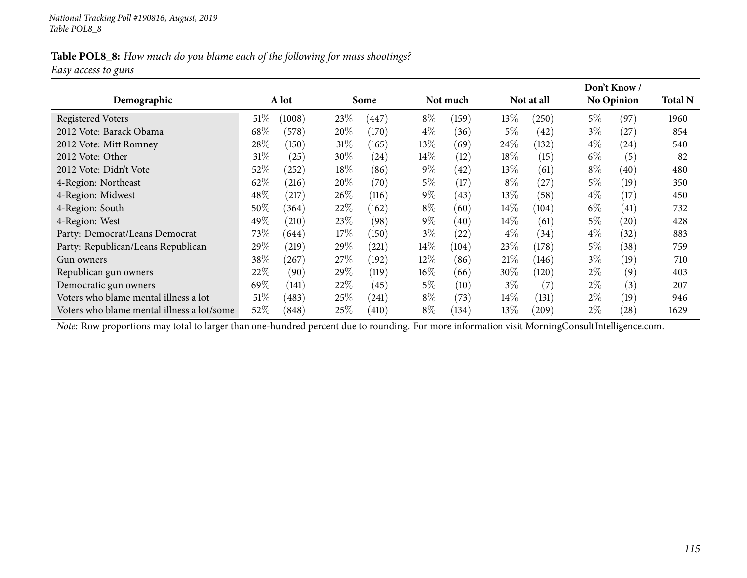National Tracking Poll #190816, August, 2019
Table POL8_8

**Table POL8_8:** *How much do you blame each of the following for mass shootings?*
*Easy access to guns*

| Demographic | A lot | | Some | | Not much | | Not at all | | Don't Know / No Opinion | | Total N |
|---|---|---|---|---|---|---|---|---|---|---|---|
| Registered Voters | 51% | (1008) | 23% | (447) | 8% | (159) | 13% | (250) | 5% | (97) | 1960 |
| 2012 Vote: Barack Obama | 68% | (578) | 20% | (170) | 4% | (36) | 5% | (42) | 3% | (27) | 854 |
| 2012 Vote: Mitt Romney | 28% | (150) | 31% | (165) | 13% | (69) | 24% | (132) | 4% | (24) | 540 |
| 2012 Vote: Other | 31% | (25) | 30% | (24) | 14% | (12) | 18% | (15) | 6% | (5) | 82 |
| 2012 Vote: Didn't Vote | 52% | (252) | 18% | (86) | 9% | (42) | 13% | (61) | 8% | (40) | 480 |
| 4-Region: Northeast | 62% | (216) | 20% | (70) | 5% | (17) | 8% | (27) | 5% | (19) | 350 |
| 4-Region: Midwest | 48% | (217) | 26% | (116) | 9% | (43) | 13% | (58) | 4% | (17) | 450 |
| 4-Region: South | 50% | (364) | 22% | (162) | 8% | (60) | 14% | (104) | 6% | (41) | 732 |
| 4-Region: West | 49% | (210) | 23% | (98) | 9% | (40) | 14% | (61) | 5% | (20) | 428 |
| Party: Democrat/Leans Democrat | 73% | (644) | 17% | (150) | 3% | (22) | 4% | (34) | 4% | (32) | 883 |
| Party: Republican/Leans Republican | 29% | (219) | 29% | (221) | 14% | (104) | 23% | (178) | 5% | (38) | 759 |
| Gun owners | 38% | (267) | 27% | (192) | 12% | (86) | 21% | (146) | 3% | (19) | 710 |
| Republican gun owners | 22% | (90) | 29% | (119) | 16% | (66) | 30% | (120) | 2% | (9) | 403 |
| Democratic gun owners | 69% | (141) | 22% | (45) | 5% | (10) | 3% | (7) | 2% | (3) | 207 |
| Voters who blame mental illness a lot | 51% | (483) | 25% | (241) | 8% | (73) | 14% | (131) | 2% | (19) | 946 |
| Voters who blame mental illness a lot/some | 52% | (848) | 25% | (410) | 8% | (134) | 13% | (209) | 2% | (28) | 1629 |

*Note:* Row proportions may total to larger than one-hundred percent due to rounding. For more information visit MorningConsultIntelligence.com.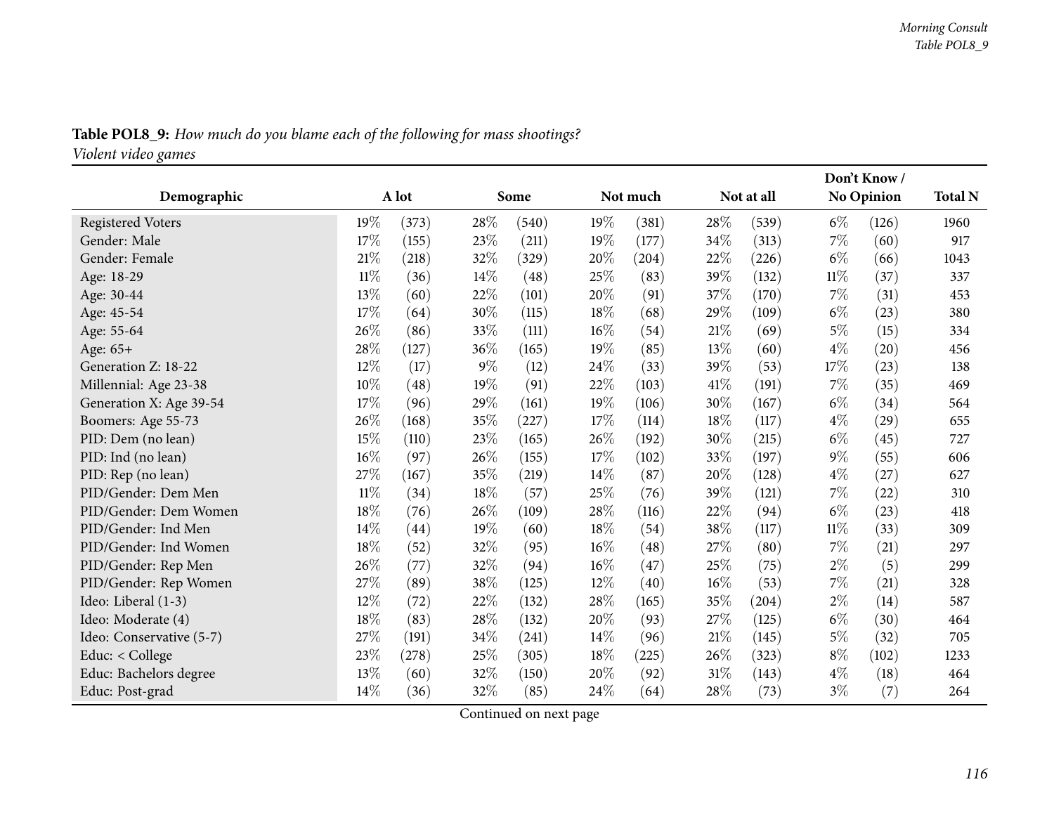**Table POL8_9:** *How much do you blame each of the following for mass shootings?*
*Violent video games*

| Demographic | A lot | | Some | | Not much | | Not at all | | Don't Know / No Opinion | | Total N |
|---|---|---|---|---|---|---|---|---|---|---|---|
| Registered Voters | 19% | (373) | 28% | (540) | 19% | (381) | 28% | (539) | 6% | (126) | 1960 |
| Gender: Male | 17% | (155) | 23% | (211) | 19% | (177) | 34% | (313) | 7% | (60) | 917 |
| Gender: Female | 21% | (218) | 32% | (329) | 20% | (204) | 22% | (226) | 6% | (66) | 1043 |
| Age: 18-29 | 11% | (36) | 14% | (48) | 25% | (83) | 39% | (132) | 11% | (37) | 337 |
| Age: 30-44 | 13% | (60) | 22% | (101) | 20% | (91) | 37% | (170) | 7% | (31) | 453 |
| Age: 45-54 | 17% | (64) | 30% | (115) | 18% | (68) | 29% | (109) | 6% | (23) | 380 |
| Age: 55-64 | 26% | (86) | 33% | (111) | 16% | (54) | 21% | (69) | 5% | (15) | 334 |
| Age: 65+ | 28% | (127) | 36% | (165) | 19% | (85) | 13% | (60) | 4% | (20) | 456 |
| Generation Z: 18-22 | 12% | (17) | 9% | (12) | 24% | (33) | 39% | (53) | 17% | (23) | 138 |
| Millennial: Age 23-38 | 10% | (48) | 19% | (91) | 22% | (103) | 41% | (191) | 7% | (35) | 469 |
| Generation X: Age 39-54 | 17% | (96) | 29% | (161) | 19% | (106) | 30% | (167) | 6% | (34) | 564 |
| Boomers: Age 55-73 | 26% | (168) | 35% | (227) | 17% | (114) | 18% | (117) | 4% | (29) | 655 |
| PID: Dem (no lean) | 15% | (110) | 23% | (165) | 26% | (192) | 30% | (215) | 6% | (45) | 727 |
| PID: Ind (no lean) | 16% | (97) | 26% | (155) | 17% | (102) | 33% | (197) | 9% | (55) | 606 |
| PID: Rep (no lean) | 27% | (167) | 35% | (219) | 14% | (87) | 20% | (128) | 4% | (27) | 627 |
| PID/Gender: Dem Men | 11% | (34) | 18% | (57) | 25% | (76) | 39% | (121) | 7% | (22) | 310 |
| PID/Gender: Dem Women | 18% | (76) | 26% | (109) | 28% | (116) | 22% | (94) | 6% | (23) | 418 |
| PID/Gender: Ind Men | 14% | (44) | 19% | (60) | 18% | (54) | 38% | (117) | 11% | (33) | 309 |
| PID/Gender: Ind Women | 18% | (52) | 32% | (95) | 16% | (48) | 27% | (80) | 7% | (21) | 297 |
| PID/Gender: Rep Men | 26% | (77) | 32% | (94) | 16% | (47) | 25% | (75) | 2% | (5) | 299 |
| PID/Gender: Rep Women | 27% | (89) | 38% | (125) | 12% | (40) | 16% | (53) | 7% | (21) | 328 |
| Ideo: Liberal (1-3) | 12% | (72) | 22% | (132) | 28% | (165) | 35% | (204) | 2% | (14) | 587 |
| Ideo: Moderate (4) | 18% | (83) | 28% | (132) | 20% | (93) | 27% | (125) | 6% | (30) | 464 |
| Ideo: Conservative (5-7) | 27% | (191) | 34% | (241) | 14% | (96) | 21% | (145) | 5% | (32) | 705 |
| Educ: < College | 23% | (278) | 25% | (305) | 18% | (225) | 26% | (323) | 8% | (102) | 1233 |
| Educ: Bachelors degree | 13% | (60) | 32% | (150) | 20% | (92) | 31% | (143) | 4% | (18) | 464 |
| Educ: Post-grad | 14% | (36) | 32% | (85) | 24% | (64) | 28% | (73) | 3% | (7) | 264 |

Continued on next page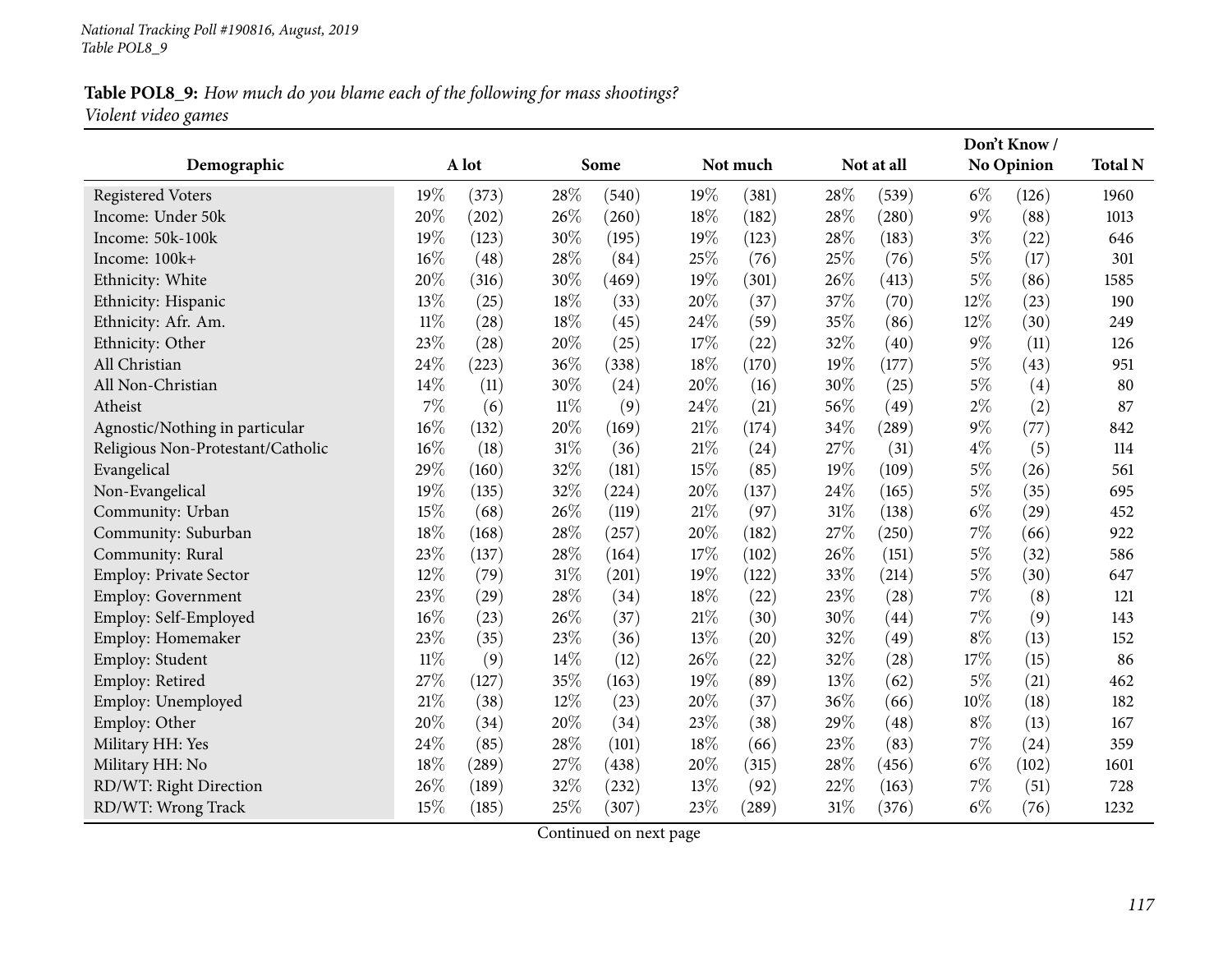**Table POL8_9:** *How much do you blame each of the following for mass shootings?*
*Violent video games*

| Demographic | A lot | | Some | | Not much | | Not at all | | Don't Know / No Opinion | | Total N |
|---|---|---|---|---|---|---|---|---|---|---|---|
| Registered Voters | 19% | (373) | 28% | (540) | 19% | (381) | 28% | (539) | 6% | (126) | 1960 |
| Income: Under 50k | 20% | (202) | 26% | (260) | 18% | (182) | 28% | (280) | 9% | (88) | 1013 |
| Income: 50k-100k | 19% | (123) | 30% | (195) | 19% | (123) | 28% | (183) | 3% | (22) | 646 |
| Income: 100k+ | 16% | (48) | 28% | (84) | 25% | (76) | 25% | (76) | 5% | (17) | 301 |
| Ethnicity: White | 20% | (316) | 30% | (469) | 19% | (301) | 26% | (413) | 5% | (86) | 1585 |
| Ethnicity: Hispanic | 13% | (25) | 18% | (33) | 20% | (37) | 37% | (70) | 12% | (23) | 190 |
| Ethnicity: Afr. Am. | 11% | (28) | 18% | (45) | 24% | (59) | 35% | (86) | 12% | (30) | 249 |
| Ethnicity: Other | 23% | (28) | 20% | (25) | 17% | (22) | 32% | (40) | 9% | (11) | 126 |
| All Christian | 24% | (223) | 36% | (338) | 18% | (170) | 19% | (177) | 5% | (43) | 951 |
| All Non-Christian | 14% | (11) | 30% | (24) | 20% | (16) | 30% | (25) | 5% | (4) | 80 |
| Atheist | 7% | (6) | 11% | (9) | 24% | (21) | 56% | (49) | 2% | (2) | 87 |
| Agnostic/Nothing in particular | 16% | (132) | 20% | (169) | 21% | (174) | 34% | (289) | 9% | (77) | 842 |
| Religious Non-Protestant/Catholic | 16% | (18) | 31% | (36) | 21% | (24) | 27% | (31) | 4% | (5) | 114 |
| Evangelical | 29% | (160) | 32% | (181) | 15% | (85) | 19% | (109) | 5% | (26) | 561 |
| Non-Evangelical | 19% | (135) | 32% | (224) | 20% | (137) | 24% | (165) | 5% | (35) | 695 |
| Community: Urban | 15% | (68) | 26% | (119) | 21% | (97) | 31% | (138) | 6% | (29) | 452 |
| Community: Suburban | 18% | (168) | 28% | (257) | 20% | (182) | 27% | (250) | 7% | (66) | 922 |
| Community: Rural | 23% | (137) | 28% | (164) | 17% | (102) | 26% | (151) | 5% | (32) | 586 |
| Employ: Private Sector | 12% | (79) | 31% | (201) | 19% | (122) | 33% | (214) | 5% | (30) | 647 |
| Employ: Government | 23% | (29) | 28% | (34) | 18% | (22) | 23% | (28) | 7% | (8) | 121 |
| Employ: Self-Employed | 16% | (23) | 26% | (37) | 21% | (30) | 30% | (44) | 7% | (9) | 143 |
| Employ: Homemaker | 23% | (35) | 23% | (36) | 13% | (20) | 32% | (49) | 8% | (13) | 152 |
| Employ: Student | 11% | (9) | 14% | (12) | 26% | (22) | 32% | (28) | 17% | (15) | 86 |
| Employ: Retired | 27% | (127) | 35% | (163) | 19% | (89) | 13% | (62) | 5% | (21) | 462 |
| Employ: Unemployed | 21% | (38) | 12% | (23) | 20% | (37) | 36% | (66) | 10% | (18) | 182 |
| Employ: Other | 20% | (34) | 20% | (34) | 23% | (38) | 29% | (48) | 8% | (13) | 167 |
| Military HH: Yes | 24% | (85) | 28% | (101) | 18% | (66) | 23% | (83) | 7% | (24) | 359 |
| Military HH: No | 18% | (289) | 27% | (438) | 20% | (315) | 28% | (456) | 6% | (102) | 1601 |
| RD/WT: Right Direction | 26% | (189) | 32% | (232) | 13% | (92) | 22% | (163) | 7% | (51) | 728 |
| RD/WT: Wrong Track | 15% | (185) | 25% | (307) | 23% | (289) | 31% | (376) | 6% | (76) | 1232 |

Continued on next page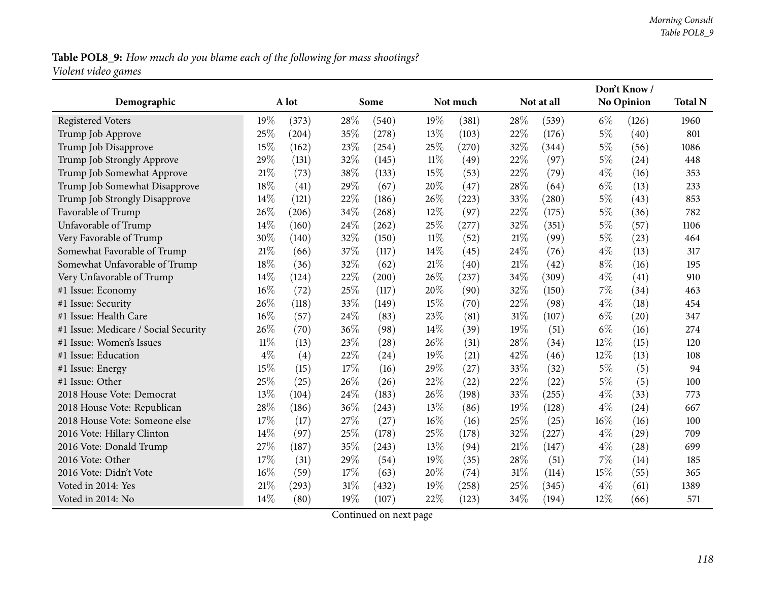**Table POL8_9:** *How much do you blame each of the following for mass shootings?*
*Violent video games*

| Demographic | A lot | | Some | | Not much | | Not at all | | Don't Know / No Opinion | | Total N |
|---|---|---|---|---|---|---|---|---|---|---|---|
| Registered Voters | 19% | (373) | 28% | (540) | 19% | (381) | 28% | (539) | 6% | (126) | 1960 |
| Trump Job Approve | 25% | (204) | 35% | (278) | 13% | (103) | 22% | (176) | 5% | (40) | 801 |
| Trump Job Disapprove | 15% | (162) | 23% | (254) | 25% | (270) | 32% | (344) | 5% | (56) | 1086 |
| Trump Job Strongly Approve | 29% | (131) | 32% | (145) | 11% | (49) | 22% | (97) | 5% | (24) | 448 |
| Trump Job Somewhat Approve | 21% | (73) | 38% | (133) | 15% | (53) | 22% | (79) | 4% | (16) | 353 |
| Trump Job Somewhat Disapprove | 18% | (41) | 29% | (67) | 20% | (47) | 28% | (64) | 6% | (13) | 233 |
| Trump Job Strongly Disapprove | 14% | (121) | 22% | (186) | 26% | (223) | 33% | (280) | 5% | (43) | 853 |
| Favorable of Trump | 26% | (206) | 34% | (268) | 12% | (97) | 22% | (175) | 5% | (36) | 782 |
| Unfavorable of Trump | 14% | (160) | 24% | (262) | 25% | (277) | 32% | (351) | 5% | (57) | 1106 |
| Very Favorable of Trump | 30% | (140) | 32% | (150) | 11% | (52) | 21% | (99) | 5% | (23) | 464 |
| Somewhat Favorable of Trump | 21% | (66) | 37% | (117) | 14% | (45) | 24% | (76) | 4% | (13) | 317 |
| Somewhat Unfavorable of Trump | 18% | (36) | 32% | (62) | 21% | (40) | 21% | (42) | 8% | (16) | 195 |
| Very Unfavorable of Trump | 14% | (124) | 22% | (200) | 26% | (237) | 34% | (309) | 4% | (41) | 910 |
| #1 Issue: Economy | 16% | (72) | 25% | (117) | 20% | (90) | 32% | (150) | 7% | (34) | 463 |
| #1 Issue: Security | 26% | (118) | 33% | (149) | 15% | (70) | 22% | (98) | 4% | (18) | 454 |
| #1 Issue: Health Care | 16% | (57) | 24% | (83) | 23% | (81) | 31% | (107) | 6% | (20) | 347 |
| #1 Issue: Medicare / Social Security | 26% | (70) | 36% | (98) | 14% | (39) | 19% | (51) | 6% | (16) | 274 |
| #1 Issue: Women's Issues | 11% | (13) | 23% | (28) | 26% | (31) | 28% | (34) | 12% | (15) | 120 |
| #1 Issue: Education | 4% | (4) | 22% | (24) | 19% | (21) | 42% | (46) | 12% | (13) | 108 |
| #1 Issue: Energy | 15% | (15) | 17% | (16) | 29% | (27) | 33% | (32) | 5% | (5) | 94 |
| #1 Issue: Other | 25% | (25) | 26% | (26) | 22% | (22) | 22% | (22) | 5% | (5) | 100 |
| 2018 House Vote: Democrat | 13% | (104) | 24% | (183) | 26% | (198) | 33% | (255) | 4% | (33) | 773 |
| 2018 House Vote: Republican | 28% | (186) | 36% | (243) | 13% | (86) | 19% | (128) | 4% | (24) | 667 |
| 2018 House Vote: Someone else | 17% | (17) | 27% | (27) | 16% | (16) | 25% | (25) | 16% | (16) | 100 |
| 2016 Vote: Hillary Clinton | 14% | (97) | 25% | (178) | 25% | (178) | 32% | (227) | 4% | (29) | 709 |
| 2016 Vote: Donald Trump | 27% | (187) | 35% | (243) | 13% | (94) | 21% | (147) | 4% | (28) | 699 |
| 2016 Vote: Other | 17% | (31) | 29% | (54) | 19% | (35) | 28% | (51) | 7% | (14) | 185 |
| 2016 Vote: Didn't Vote | 16% | (59) | 17% | (63) | 20% | (74) | 31% | (114) | 15% | (55) | 365 |
| Voted in 2014: Yes | 21% | (293) | 31% | (432) | 19% | (258) | 25% | (345) | 4% | (61) | 1389 |
| Voted in 2014: No | 14% | (80) | 19% | (107) | 22% | (123) | 34% | (194) | 12% | (66) | 571 |

Continued on next page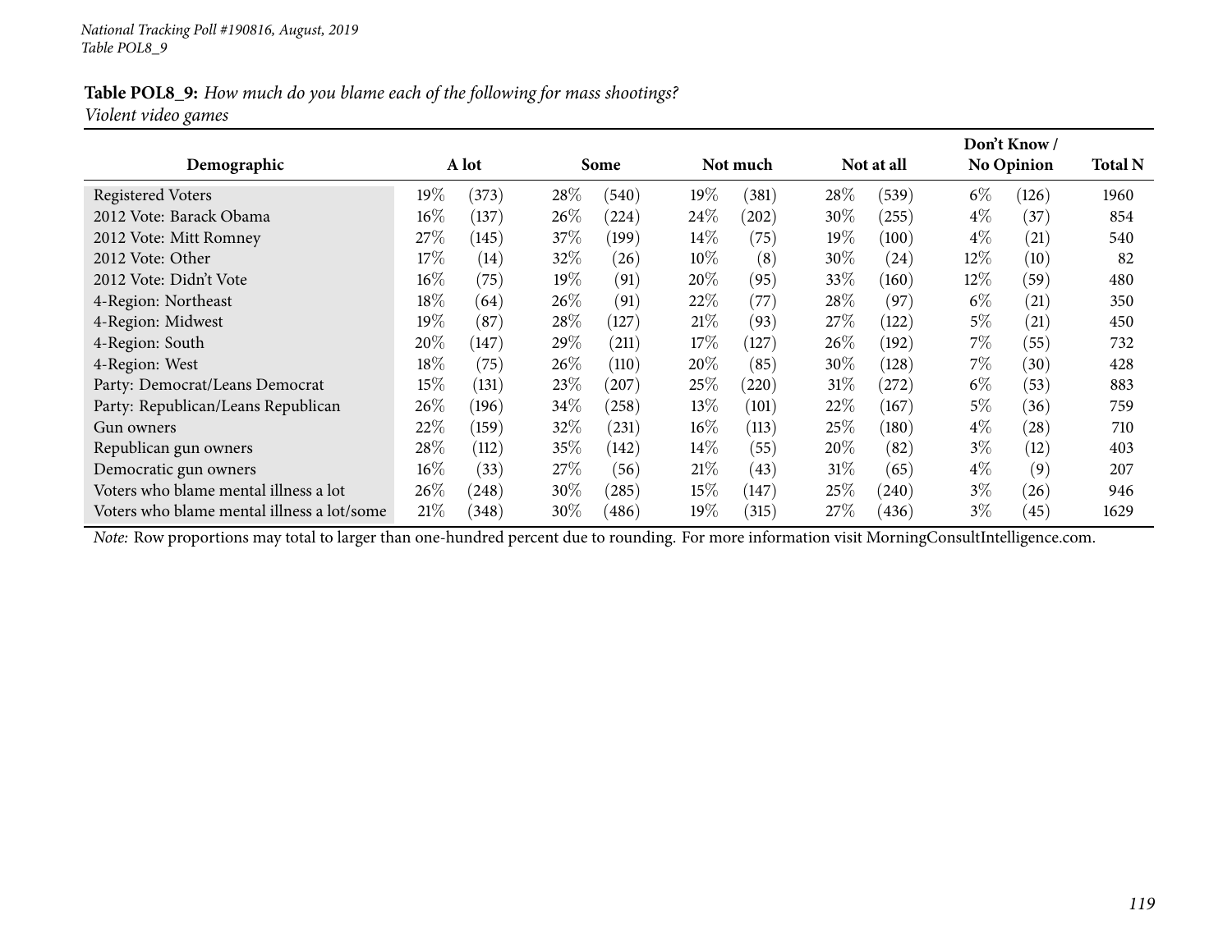*National Tracking Poll #190816, August, 2019*
*Table POL8_9*

**Table POL8_9:** *How much do you blame each of the following for mass shootings?*
*Violent video games*

| Demographic | A lot | | Some | | Not much | | Not at all | | Don't Know / No Opinion | | Total N |
|---|---|---|---|---|---|---|---|---|---|---|---|
| Registered Voters | 19% | (373) | 28% | (540) | 19% | (381) | 28% | (539) | 6% | (126) | 1960 |
| 2012 Vote: Barack Obama | 16% | (137) | 26% | (224) | 24% | (202) | 30% | (255) | 4% | (37) | 854 |
| 2012 Vote: Mitt Romney | 27% | (145) | 37% | (199) | 14% | (75) | 19% | (100) | 4% | (21) | 540 |
| 2012 Vote: Other | 17% | (14) | 32% | (26) | 10% | (8) | 30% | (24) | 12% | (10) | 82 |
| 2012 Vote: Didn't Vote | 16% | (75) | 19% | (91) | 20% | (95) | 33% | (160) | 12% | (59) | 480 |
| 4-Region: Northeast | 18% | (64) | 26% | (91) | 22% | (77) | 28% | (97) | 6% | (21) | 350 |
| 4-Region: Midwest | 19% | (87) | 28% | (127) | 21% | (93) | 27% | (122) | 5% | (21) | 450 |
| 4-Region: South | 20% | (147) | 29% | (211) | 17% | (127) | 26% | (192) | 7% | (55) | 732 |
| 4-Region: West | 18% | (75) | 26% | (110) | 20% | (85) | 30% | (128) | 7% | (30) | 428 |
| Party: Democrat/Leans Democrat | 15% | (131) | 23% | (207) | 25% | (220) | 31% | (272) | 6% | (53) | 883 |
| Party: Republican/Leans Republican | 26% | (196) | 34% | (258) | 13% | (101) | 22% | (167) | 5% | (36) | 759 |
| Gun owners | 22% | (159) | 32% | (231) | 16% | (113) | 25% | (180) | 4% | (28) | 710 |
| Republican gun owners | 28% | (112) | 35% | (142) | 14% | (55) | 20% | (82) | 3% | (12) | 403 |
| Democratic gun owners | 16% | (33) | 27% | (56) | 21% | (43) | 31% | (65) | 4% | (9) | 207 |
| Voters who blame mental illness a lot | 26% | (248) | 30% | (285) | 15% | (147) | 25% | (240) | 3% | (26) | 946 |
| Voters who blame mental illness a lot/some | 21% | (348) | 30% | (486) | 19% | (315) | 27% | (436) | 3% | (45) | 1629 |

*Note:* Row proportions may total to larger than one-hundred percent due to rounding. For more information visit MorningConsultIntelligence.com.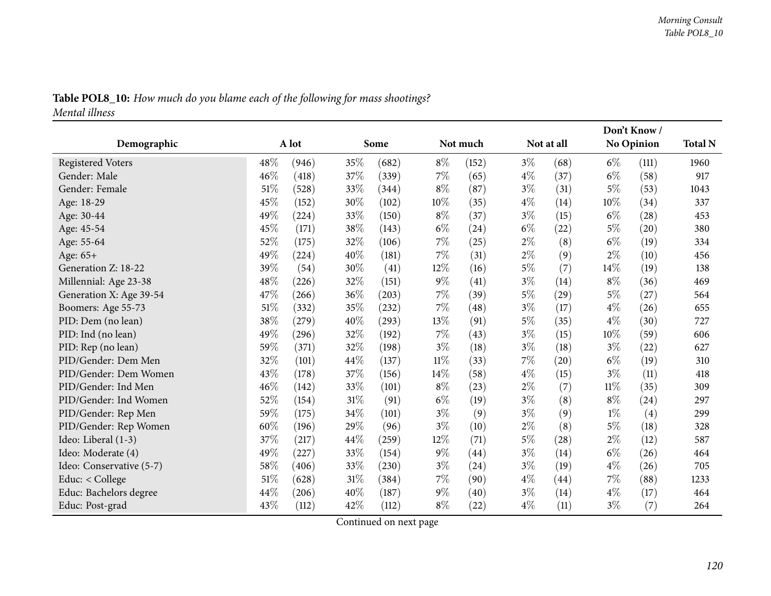**Table POL8_10:** *How much do you blame each of the following for mass shootings?*
*Mental illness*

| Demographic | A lot | | Some | | Not much | | Not at all | | Don't Know / No Opinion | | Total N |
|---|---|---|---|---|---|---|---|---|---|---|---|
| Registered Voters | 48% | (946) | 35% | (682) | 8% | (152) | 3% | (68) | 6% | (111) | 1960 |
| Gender: Male | 46% | (418) | 37% | (339) | 7% | (65) | 4% | (37) | 6% | (58) | 917 |
| Gender: Female | 51% | (528) | 33% | (344) | 8% | (87) | 3% | (31) | 5% | (53) | 1043 |
| Age: 18-29 | 45% | (152) | 30% | (102) | 10% | (35) | 4% | (14) | 10% | (34) | 337 |
| Age: 30-44 | 49% | (224) | 33% | (150) | 8% | (37) | 3% | (15) | 6% | (28) | 453 |
| Age: 45-54 | 45% | (171) | 38% | (143) | 6% | (24) | 6% | (22) | 5% | (20) | 380 |
| Age: 55-64 | 52% | (175) | 32% | (106) | 7% | (25) | 2% | (8) | 6% | (19) | 334 |
| Age: 65+ | 49% | (224) | 40% | (181) | 7% | (31) | 2% | (9) | 2% | (10) | 456 |
| Generation Z: 18-22 | 39% | (54) | 30% | (41) | 12% | (16) | 5% | (7) | 14% | (19) | 138 |
| Millennial: Age 23-38 | 48% | (226) | 32% | (151) | 9% | (41) | 3% | (14) | 8% | (36) | 469 |
| Generation X: Age 39-54 | 47% | (266) | 36% | (203) | 7% | (39) | 5% | (29) | 5% | (27) | 564 |
| Boomers: Age 55-73 | 51% | (332) | 35% | (232) | 7% | (48) | 3% | (17) | 4% | (26) | 655 |
| PID: Dem (no lean) | 38% | (279) | 40% | (293) | 13% | (91) | 5% | (35) | 4% | (30) | 727 |
| PID: Ind (no lean) | 49% | (296) | 32% | (192) | 7% | (43) | 3% | (15) | 10% | (59) | 606 |
| PID: Rep (no lean) | 59% | (371) | 32% | (198) | 3% | (18) | 3% | (18) | 3% | (22) | 627 |
| PID/Gender: Dem Men | 32% | (101) | 44% | (137) | 11% | (33) | 7% | (20) | 6% | (19) | 310 |
| PID/Gender: Dem Women | 43% | (178) | 37% | (156) | 14% | (58) | 4% | (15) | 3% | (11) | 418 |
| PID/Gender: Ind Men | 46% | (142) | 33% | (101) | 8% | (23) | 2% | (7) | 11% | (35) | 309 |
| PID/Gender: Ind Women | 52% | (154) | 31% | (91) | 6% | (19) | 3% | (8) | 8% | (24) | 297 |
| PID/Gender: Rep Men | 59% | (175) | 34% | (101) | 3% | (9) | 3% | (9) | 1% | (4) | 299 |
| PID/Gender: Rep Women | 60% | (196) | 29% | (96) | 3% | (10) | 2% | (8) | 5% | (18) | 328 |
| Ideo: Liberal (1-3) | 37% | (217) | 44% | (259) | 12% | (71) | 5% | (28) | 2% | (12) | 587 |
| Ideo: Moderate (4) | 49% | (227) | 33% | (154) | 9% | (44) | 3% | (14) | 6% | (26) | 464 |
| Ideo: Conservative (5-7) | 58% | (406) | 33% | (230) | 3% | (24) | 3% | (19) | 4% | (26) | 705 |
| Educ: < College | 51% | (628) | 31% | (384) | 7% | (90) | 4% | (44) | 7% | (88) | 1233 |
| Educ: Bachelors degree | 44% | (206) | 40% | (187) | 9% | (40) | 3% | (14) | 4% | (17) | 464 |
| Educ: Post-grad | 43% | (112) | 42% | (112) | 8% | (22) | 4% | (11) | 3% | (7) | 264 |

Continued on next page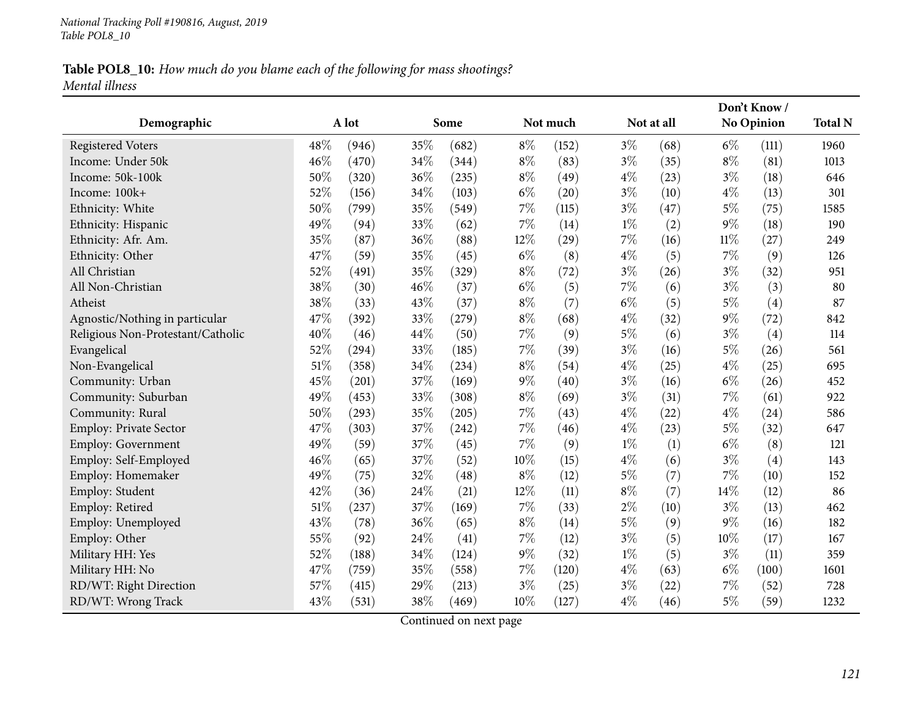**Table POL8_10:** *How much do you blame each of the following for mass shootings?*
*Mental illness*

| Demographic | A lot | | Some | | Not much | | Not at all | | Don't Know / No Opinion | | Total N |
|---|---|---|---|---|---|---|---|---|---|---|---|
| Registered Voters | 48% | (946) | 35% | (682) | 8% | (152) | 3% | (68) | 6% | (111) | 1960 |
| Income: Under 50k | 46% | (470) | 34% | (344) | 8% | (83) | 3% | (35) | 8% | (81) | 1013 |
| Income: 50k-100k | 50% | (320) | 36% | (235) | 8% | (49) | 4% | (23) | 3% | (18) | 646 |
| Income: 100k+ | 52% | (156) | 34% | (103) | 6% | (20) | 3% | (10) | 4% | (13) | 301 |
| Ethnicity: White | 50% | (799) | 35% | (549) | 7% | (115) | 3% | (47) | 5% | (75) | 1585 |
| Ethnicity: Hispanic | 49% | (94) | 33% | (62) | 7% | (14) | 1% | (2) | 9% | (18) | 190 |
| Ethnicity: Afr. Am. | 35% | (87) | 36% | (88) | 12% | (29) | 7% | (16) | 11% | (27) | 249 |
| Ethnicity: Other | 47% | (59) | 35% | (45) | 6% | (8) | 4% | (5) | 7% | (9) | 126 |
| All Christian | 52% | (491) | 35% | (329) | 8% | (72) | 3% | (26) | 3% | (32) | 951 |
| All Non-Christian | 38% | (30) | 46% | (37) | 6% | (5) | 7% | (6) | 3% | (3) | 80 |
| Atheist | 38% | (33) | 43% | (37) | 8% | (7) | 6% | (5) | 5% | (4) | 87 |
| Agnostic/Nothing in particular | 47% | (392) | 33% | (279) | 8% | (68) | 4% | (32) | 9% | (72) | 842 |
| Religious Non-Protestant/Catholic | 40% | (46) | 44% | (50) | 7% | (9) | 5% | (6) | 3% | (4) | 114 |
| Evangelical | 52% | (294) | 33% | (185) | 7% | (39) | 3% | (16) | 5% | (26) | 561 |
| Non-Evangelical | 51% | (358) | 34% | (234) | 8% | (54) | 4% | (25) | 4% | (25) | 695 |
| Community: Urban | 45% | (201) | 37% | (169) | 9% | (40) | 3% | (16) | 6% | (26) | 452 |
| Community: Suburban | 49% | (453) | 33% | (308) | 8% | (69) | 3% | (31) | 7% | (61) | 922 |
| Community: Rural | 50% | (293) | 35% | (205) | 7% | (43) | 4% | (22) | 4% | (24) | 586 |
| Employ: Private Sector | 47% | (303) | 37% | (242) | 7% | (46) | 4% | (23) | 5% | (32) | 647 |
| Employ: Government | 49% | (59) | 37% | (45) | 7% | (9) | 1% | (1) | 6% | (8) | 121 |
| Employ: Self-Employed | 46% | (65) | 37% | (52) | 10% | (15) | 4% | (6) | 3% | (4) | 143 |
| Employ: Homemaker | 49% | (75) | 32% | (48) | 8% | (12) | 5% | (7) | 7% | (10) | 152 |
| Employ: Student | 42% | (36) | 24% | (21) | 12% | (11) | 8% | (7) | 14% | (12) | 86 |
| Employ: Retired | 51% | (237) | 37% | (169) | 7% | (33) | 2% | (10) | 3% | (13) | 462 |
| Employ: Unemployed | 43% | (78) | 36% | (65) | 8% | (14) | 5% | (9) | 9% | (16) | 182 |
| Employ: Other | 55% | (92) | 24% | (41) | 7% | (12) | 3% | (5) | 10% | (17) | 167 |
| Military HH: Yes | 52% | (188) | 34% | (124) | 9% | (32) | 1% | (5) | 3% | (11) | 359 |
| Military HH: No | 47% | (759) | 35% | (558) | 7% | (120) | 4% | (63) | 6% | (100) | 1601 |
| RD/WT: Right Direction | 57% | (415) | 29% | (213) | 3% | (25) | 3% | (22) | 7% | (52) | 728 |
| RD/WT: Wrong Track | 43% | (531) | 38% | (469) | 10% | (127) | 4% | (46) | 5% | (59) | 1232 |

Continued on next page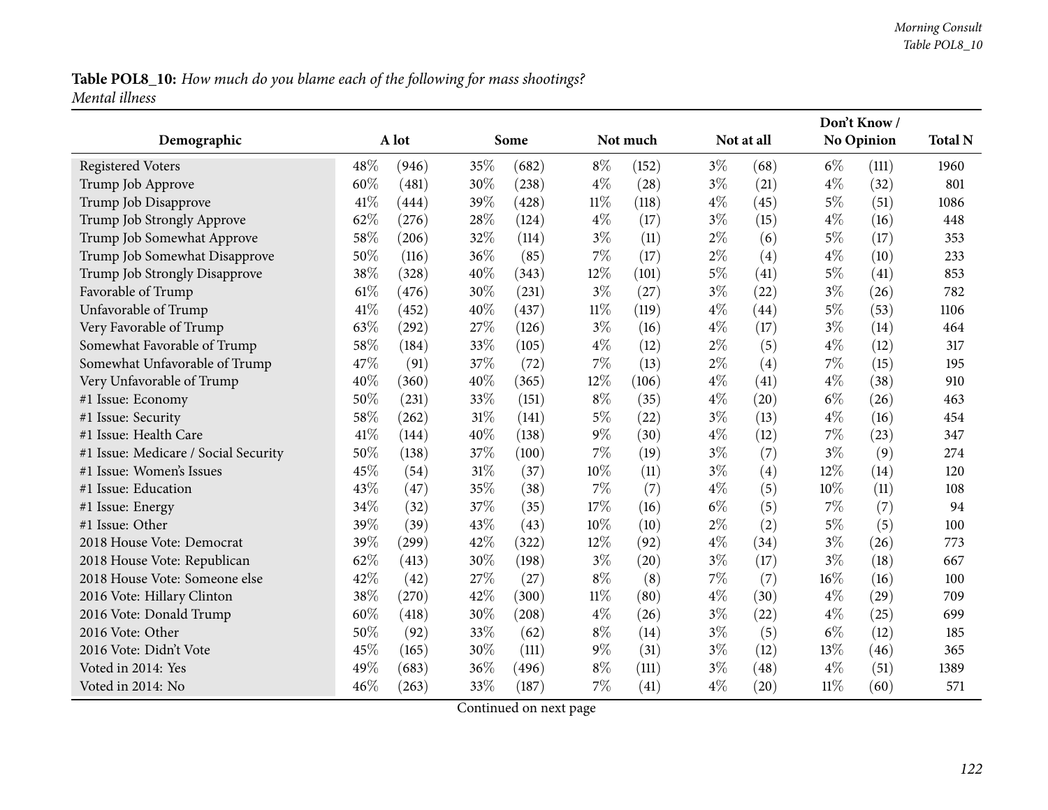**Table POL8_10:** *How much do you blame each of the following for mass shootings?*
*Mental illness*

| Demographic | A lot | | Some | | Not much | | Not at all | | Don't Know / No Opinion | | Total N |
|---|---|---|---|---|---|---|---|---|---|---|---|
| Registered Voters | 48% | (946) | 35% | (682) | 8% | (152) | 3% | (68) | 6% | (111) | 1960 |
| Trump Job Approve | 60% | (481) | 30% | (238) | 4% | (28) | 3% | (21) | 4% | (32) | 801 |
| Trump Job Disapprove | 41% | (444) | 39% | (428) | 11% | (118) | 4% | (45) | 5% | (51) | 1086 |
| Trump Job Strongly Approve | 62% | (276) | 28% | (124) | 4% | (17) | 3% | (15) | 4% | (16) | 448 |
| Trump Job Somewhat Approve | 58% | (206) | 32% | (114) | 3% | (11) | 2% | (6) | 5% | (17) | 353 |
| Trump Job Somewhat Disapprove | 50% | (116) | 36% | (85) | 7% | (17) | 2% | (4) | 4% | (10) | 233 |
| Trump Job Strongly Disapprove | 38% | (328) | 40% | (343) | 12% | (101) | 5% | (41) | 5% | (41) | 853 |
| Favorable of Trump | 61% | (476) | 30% | (231) | 3% | (27) | 3% | (22) | 3% | (26) | 782 |
| Unfavorable of Trump | 41% | (452) | 40% | (437) | 11% | (119) | 4% | (44) | 5% | (53) | 1106 |
| Very Favorable of Trump | 63% | (292) | 27% | (126) | 3% | (16) | 4% | (17) | 3% | (14) | 464 |
| Somewhat Favorable of Trump | 58% | (184) | 33% | (105) | 4% | (12) | 2% | (5) | 4% | (12) | 317 |
| Somewhat Unfavorable of Trump | 47% | (91) | 37% | (72) | 7% | (13) | 2% | (4) | 7% | (15) | 195 |
| Very Unfavorable of Trump | 40% | (360) | 40% | (365) | 12% | (106) | 4% | (41) | 4% | (38) | 910 |
| #1 Issue: Economy | 50% | (231) | 33% | (151) | 8% | (35) | 4% | (20) | 6% | (26) | 463 |
| #1 Issue: Security | 58% | (262) | 31% | (141) | 5% | (22) | 3% | (13) | 4% | (16) | 454 |
| #1 Issue: Health Care | 41% | (144) | 40% | (138) | 9% | (30) | 4% | (12) | 7% | (23) | 347 |
| #1 Issue: Medicare / Social Security | 50% | (138) | 37% | (100) | 7% | (19) | 3% | (7) | 3% | (9) | 274 |
| #1 Issue: Women's Issues | 45% | (54) | 31% | (37) | 10% | (11) | 3% | (4) | 12% | (14) | 120 |
| #1 Issue: Education | 43% | (47) | 35% | (38) | 7% | (7) | 4% | (5) | 10% | (11) | 108 |
| #1 Issue: Energy | 34% | (32) | 37% | (35) | 17% | (16) | 6% | (5) | 7% | (7) | 94 |
| #1 Issue: Other | 39% | (39) | 43% | (43) | 10% | (10) | 2% | (2) | 5% | (5) | 100 |
| 2018 House Vote: Democrat | 39% | (299) | 42% | (322) | 12% | (92) | 4% | (34) | 3% | (26) | 773 |
| 2018 House Vote: Republican | 62% | (413) | 30% | (198) | 3% | (20) | 3% | (17) | 3% | (18) | 667 |
| 2018 House Vote: Someone else | 42% | (42) | 27% | (27) | 8% | (8) | 7% | (7) | 16% | (16) | 100 |
| 2016 Vote: Hillary Clinton | 38% | (270) | 42% | (300) | 11% | (80) | 4% | (30) | 4% | (29) | 709 |
| 2016 Vote: Donald Trump | 60% | (418) | 30% | (208) | 4% | (26) | 3% | (22) | 4% | (25) | 699 |
| 2016 Vote: Other | 50% | (92) | 33% | (62) | 8% | (14) | 3% | (5) | 6% | (12) | 185 |
| 2016 Vote: Didn't Vote | 45% | (165) | 30% | (111) | 9% | (31) | 3% | (12) | 13% | (46) | 365 |
| Voted in 2014: Yes | 49% | (683) | 36% | (496) | 8% | (111) | 3% | (48) | 4% | (51) | 1389 |
| Voted in 2014: No | 46% | (263) | 33% | (187) | 7% | (41) | 4% | (20) | 11% | (60) | 571 |

Continued on next page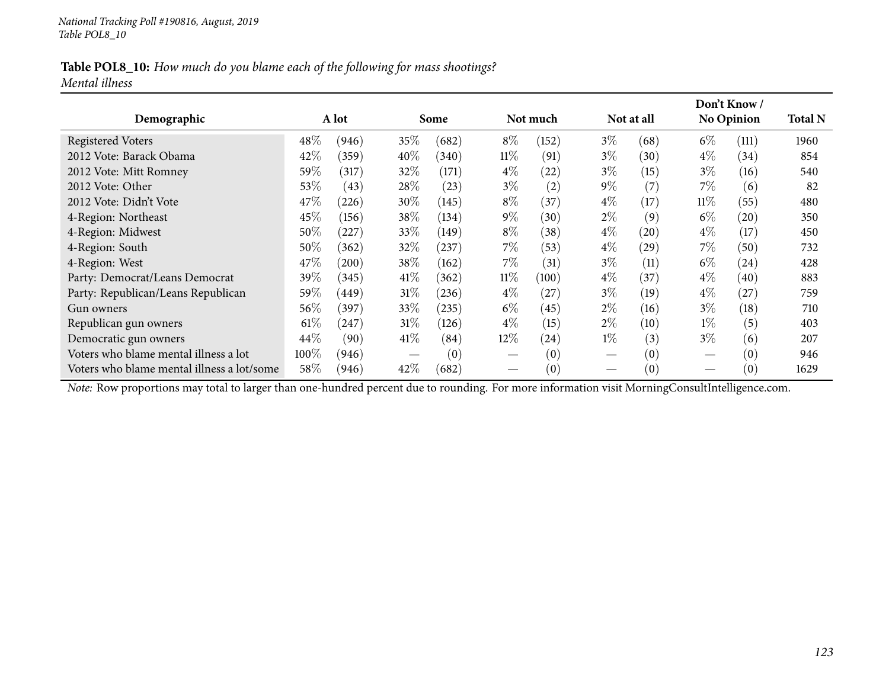*National Tracking Poll #190816, August, 2019*
*Table POL8_10*

**Table POL8_10:** *How much do you blame each of the following for mass shootings?*
*Mental illness*

| Demographic | A lot | | Some | | Not much | | Not at all | | Don't Know / No Opinion | | Total N |
|---|---|---|---|---|---|---|---|---|---|---|---|
| Registered Voters | 48% | (946) | 35% | (682) | 8% | (152) | 3% | (68) | 6% | (111) | 1960 |
| 2012 Vote: Barack Obama | 42% | (359) | 40% | (340) | 11% | (91) | 3% | (30) | 4% | (34) | 854 |
| 2012 Vote: Mitt Romney | 59% | (317) | 32% | (171) | 4% | (22) | 3% | (15) | 3% | (16) | 540 |
| 2012 Vote: Other | 53% | (43) | 28% | (23) | 3% | (2) | 9% | (7) | 7% | (6) | 82 |
| 2012 Vote: Didn't Vote | 47% | (226) | 30% | (145) | 8% | (37) | 4% | (17) | 11% | (55) | 480 |
| 4-Region: Northeast | 45% | (156) | 38% | (134) | 9% | (30) | 2% | (9) | 6% | (20) | 350 |
| 4-Region: Midwest | 50% | (227) | 33% | (149) | 8% | (38) | 4% | (20) | 4% | (17) | 450 |
| 4-Region: South | 50% | (362) | 32% | (237) | 7% | (53) | 4% | (29) | 7% | (50) | 732 |
| 4-Region: West | 47% | (200) | 38% | (162) | 7% | (31) | 3% | (11) | 6% | (24) | 428 |
| Party: Democrat/Leans Democrat | 39% | (345) | 41% | (362) | 11% | (100) | 4% | (37) | 4% | (40) | 883 |
| Party: Republican/Leans Republican | 59% | (449) | 31% | (236) | 4% | (27) | 3% | (19) | 4% | (27) | 759 |
| Gun owners | 56% | (397) | 33% | (235) | 6% | (45) | 2% | (16) | 3% | (18) | 710 |
| Republican gun owners | 61% | (247) | 31% | (126) | 4% | (15) | 2% | (10) | 1% | (5) | 403 |
| Democratic gun owners | 44% | (90) | 41% | (84) | 12% | (24) | 1% | (3) | 3% | (6) | 207 |
| Voters who blame mental illness a lot | 100% | (946) | — | (0) | — | (0) | — | (0) | — | (0) | 946 |
| Voters who blame mental illness a lot/some | 58% | (946) | 42% | (682) | — | (0) | — | (0) | — | (0) | 1629 |

*Note:* Row proportions may total to larger than one-hundred percent due to rounding. For more information visit MorningConsultIntelligence.com.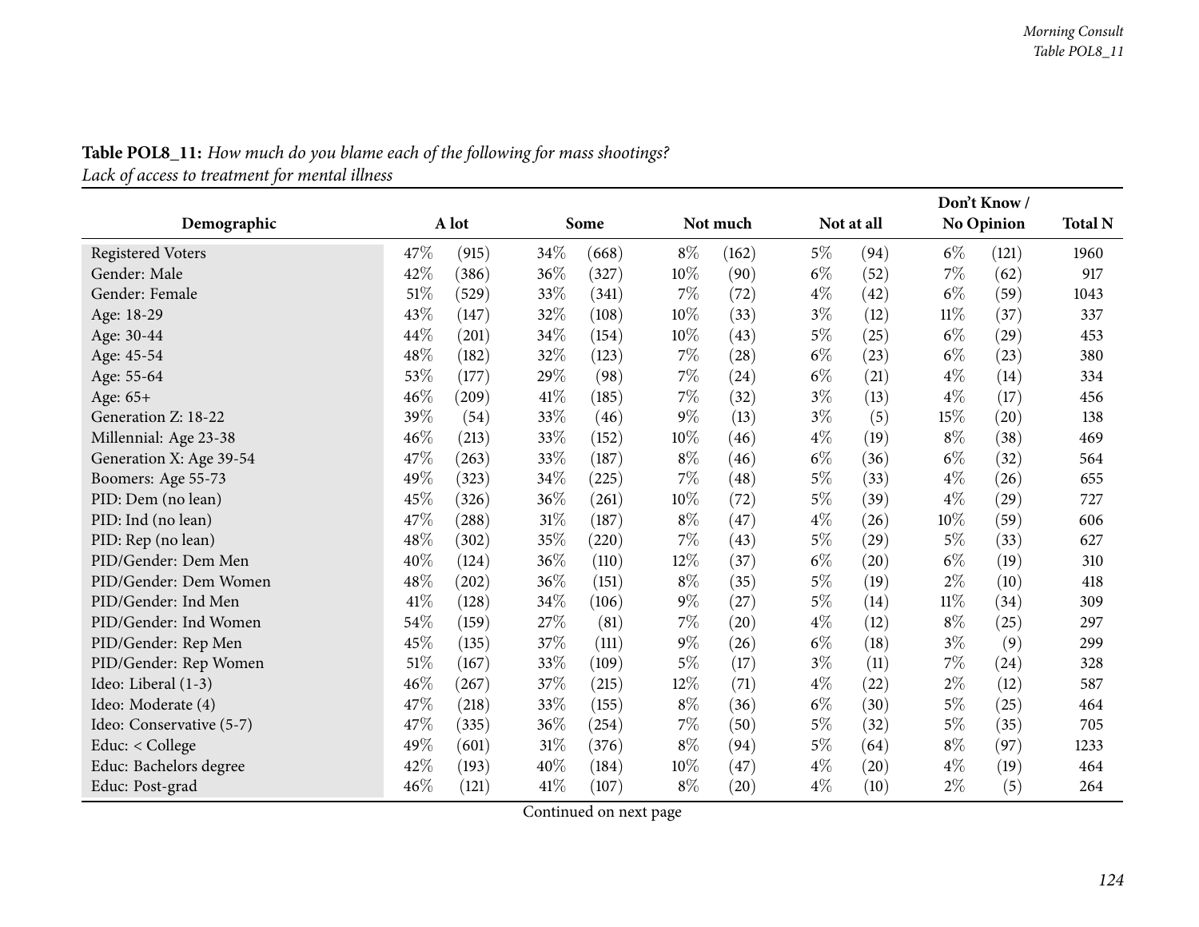**Table POL8_11:** *How much do you blame each of the following for mass shootings?*
*Lack of access to treatment for mental illness*

| Demographic | A lot | | Some | | Not much | | Not at all | | Don't Know / No Opinion | | Total N |
|---|---|---|---|---|---|---|---|---|---|---|---|
| Registered Voters | 47% | (915) | 34% | (668) | 8% | (162) | 5% | (94) | 6% | (121) | 1960 |
| Gender: Male | 42% | (386) | 36% | (327) | 10% | (90) | 6% | (52) | 7% | (62) | 917 |
| Gender: Female | 51% | (529) | 33% | (341) | 7% | (72) | 4% | (42) | 6% | (59) | 1043 |
| Age: 18-29 | 43% | (147) | 32% | (108) | 10% | (33) | 3% | (12) | 11% | (37) | 337 |
| Age: 30-44 | 44% | (201) | 34% | (154) | 10% | (43) | 5% | (25) | 6% | (29) | 453 |
| Age: 45-54 | 48% | (182) | 32% | (123) | 7% | (28) | 6% | (23) | 6% | (23) | 380 |
| Age: 55-64 | 53% | (177) | 29% | (98) | 7% | (24) | 6% | (21) | 4% | (14) | 334 |
| Age: 65+ | 46% | (209) | 41% | (185) | 7% | (32) | 3% | (13) | 4% | (17) | 456 |
| Generation Z: 18-22 | 39% | (54) | 33% | (46) | 9% | (13) | 3% | (5) | 15% | (20) | 138 |
| Millennial: Age 23-38 | 46% | (213) | 33% | (152) | 10% | (46) | 4% | (19) | 8% | (38) | 469 |
| Generation X: Age 39-54 | 47% | (263) | 33% | (187) | 8% | (46) | 6% | (36) | 6% | (32) | 564 |
| Boomers: Age 55-73 | 49% | (323) | 34% | (225) | 7% | (48) | 5% | (33) | 4% | (26) | 655 |
| PID: Dem (no lean) | 45% | (326) | 36% | (261) | 10% | (72) | 5% | (39) | 4% | (29) | 727 |
| PID: Ind (no lean) | 47% | (288) | 31% | (187) | 8% | (47) | 4% | (26) | 10% | (59) | 606 |
| PID: Rep (no lean) | 48% | (302) | 35% | (220) | 7% | (43) | 5% | (29) | 5% | (33) | 627 |
| PID/Gender: Dem Men | 40% | (124) | 36% | (110) | 12% | (37) | 6% | (20) | 6% | (19) | 310 |
| PID/Gender: Dem Women | 48% | (202) | 36% | (151) | 8% | (35) | 5% | (19) | 2% | (10) | 418 |
| PID/Gender: Ind Men | 41% | (128) | 34% | (106) | 9% | (27) | 5% | (14) | 11% | (34) | 309 |
| PID/Gender: Ind Women | 54% | (159) | 27% | (81) | 7% | (20) | 4% | (12) | 8% | (25) | 297 |
| PID/Gender: Rep Men | 45% | (135) | 37% | (111) | 9% | (26) | 6% | (18) | 3% | (9) | 299 |
| PID/Gender: Rep Women | 51% | (167) | 33% | (109) | 5% | (17) | 3% | (11) | 7% | (24) | 328 |
| Ideo: Liberal (1-3) | 46% | (267) | 37% | (215) | 12% | (71) | 4% | (22) | 2% | (12) | 587 |
| Ideo: Moderate (4) | 47% | (218) | 33% | (155) | 8% | (36) | 6% | (30) | 5% | (25) | 464 |
| Ideo: Conservative (5-7) | 47% | (335) | 36% | (254) | 7% | (50) | 5% | (32) | 5% | (35) | 705 |
| Educ: < College | 49% | (601) | 31% | (376) | 8% | (94) | 5% | (64) | 8% | (97) | 1233 |
| Educ: Bachelors degree | 42% | (193) | 40% | (184) | 10% | (47) | 4% | (20) | 4% | (19) | 464 |
| Educ: Post-grad | 46% | (121) | 41% | (107) | 8% | (20) | 4% | (10) | 2% | (5) | 264 |

Continued on next page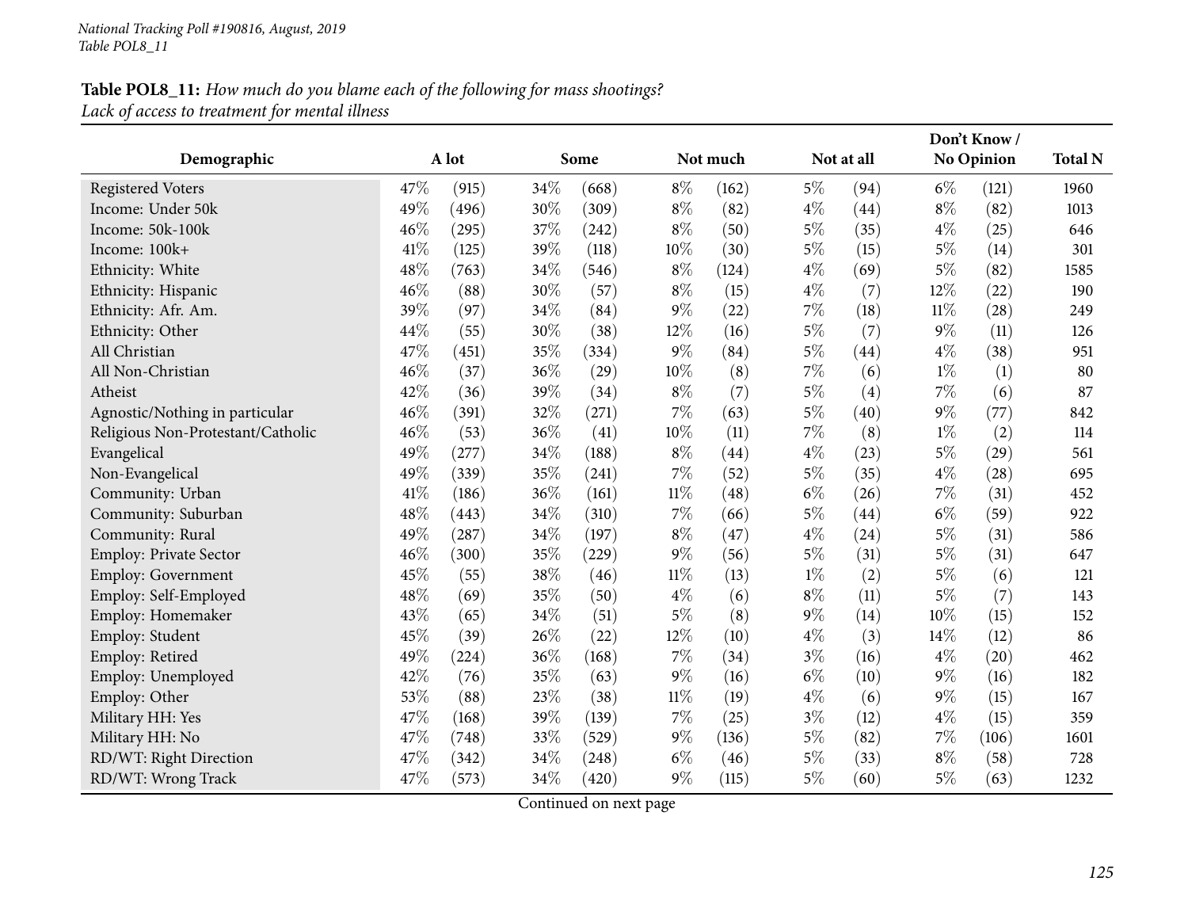**Table POL8_11:** *How much do you blame each of the following for mass shootings?*
*Lack of access to treatment for mental illness*

| Demographic | A lot | | Some | | Not much | | Not at all | | Don't Know / No Opinion | | Total N |
|---|---|---|---|---|---|---|---|---|---|---|---|
| Registered Voters | 47% | (915) | 34% | (668) | 8% | (162) | 5% | (94) | 6% | (121) | 1960 |
| Income: Under 50k | 49% | (496) | 30% | (309) | 8% | (82) | 4% | (44) | 8% | (82) | 1013 |
| Income: 50k-100k | 46% | (295) | 37% | (242) | 8% | (50) | 5% | (35) | 4% | (25) | 646 |
| Income: 100k+ | 41% | (125) | 39% | (118) | 10% | (30) | 5% | (15) | 5% | (14) | 301 |
| Ethnicity: White | 48% | (763) | 34% | (546) | 8% | (124) | 4% | (69) | 5% | (82) | 1585 |
| Ethnicity: Hispanic | 46% | (88) | 30% | (57) | 8% | (15) | 4% | (7) | 12% | (22) | 190 |
| Ethnicity: Afr. Am. | 39% | (97) | 34% | (84) | 9% | (22) | 7% | (18) | 11% | (28) | 249 |
| Ethnicity: Other | 44% | (55) | 30% | (38) | 12% | (16) | 5% | (7) | 9% | (11) | 126 |
| All Christian | 47% | (451) | 35% | (334) | 9% | (84) | 5% | (44) | 4% | (38) | 951 |
| All Non-Christian | 46% | (37) | 36% | (29) | 10% | (8) | 7% | (6) | 1% | (1) | 80 |
| Atheist | 42% | (36) | 39% | (34) | 8% | (7) | 5% | (4) | 7% | (6) | 87 |
| Agnostic/Nothing in particular | 46% | (391) | 32% | (271) | 7% | (63) | 5% | (40) | 9% | (77) | 842 |
| Religious Non-Protestant/Catholic | 46% | (53) | 36% | (41) | 10% | (11) | 7% | (8) | 1% | (2) | 114 |
| Evangelical | 49% | (277) | 34% | (188) | 8% | (44) | 4% | (23) | 5% | (29) | 561 |
| Non-Evangelical | 49% | (339) | 35% | (241) | 7% | (52) | 5% | (35) | 4% | (28) | 695 |
| Community: Urban | 41% | (186) | 36% | (161) | 11% | (48) | 6% | (26) | 7% | (31) | 452 |
| Community: Suburban | 48% | (443) | 34% | (310) | 7% | (66) | 5% | (44) | 6% | (59) | 922 |
| Community: Rural | 49% | (287) | 34% | (197) | 8% | (47) | 4% | (24) | 5% | (31) | 586 |
| Employ: Private Sector | 46% | (300) | 35% | (229) | 9% | (56) | 5% | (31) | 5% | (31) | 647 |
| Employ: Government | 45% | (55) | 38% | (46) | 11% | (13) | 1% | (2) | 5% | (6) | 121 |
| Employ: Self-Employed | 48% | (69) | 35% | (50) | 4% | (6) | 8% | (11) | 5% | (7) | 143 |
| Employ: Homemaker | 43% | (65) | 34% | (51) | 5% | (8) | 9% | (14) | 10% | (15) | 152 |
| Employ: Student | 45% | (39) | 26% | (22) | 12% | (10) | 4% | (3) | 14% | (12) | 86 |
| Employ: Retired | 49% | (224) | 36% | (168) | 7% | (34) | 3% | (16) | 4% | (20) | 462 |
| Employ: Unemployed | 42% | (76) | 35% | (63) | 9% | (16) | 6% | (10) | 9% | (16) | 182 |
| Employ: Other | 53% | (88) | 23% | (38) | 11% | (19) | 4% | (6) | 9% | (15) | 167 |
| Military HH: Yes | 47% | (168) | 39% | (139) | 7% | (25) | 3% | (12) | 4% | (15) | 359 |
| Military HH: No | 47% | (748) | 33% | (529) | 9% | (136) | 5% | (82) | 7% | (106) | 1601 |
| RD/WT: Right Direction | 47% | (342) | 34% | (248) | 6% | (46) | 5% | (33) | 8% | (58) | 728 |
| RD/WT: Wrong Track | 47% | (573) | 34% | (420) | 9% | (115) | 5% | (60) | 5% | (63) | 1232 |

Continued on next page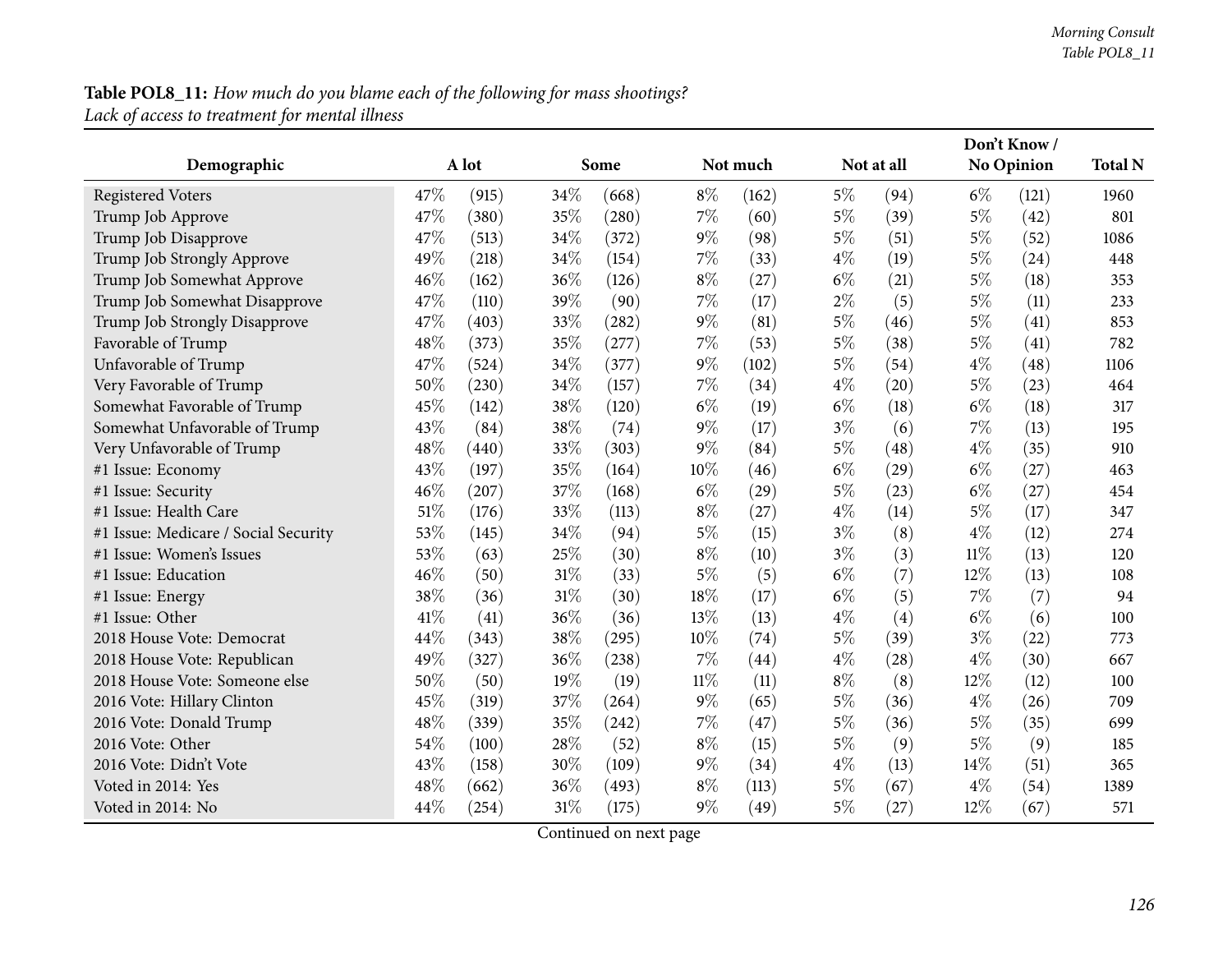**Table POL8_11:** *How much do you blame each of the following for mass shootings?*
*Lack of access to treatment for mental illness*

| Demographic | A lot | | Some | | Not much | | Not at all | | Don't Know / No Opinion | | Total N |
|---|---|---|---|---|---|---|---|---|---|---|---|
| Registered Voters | 47% | (915) | 34% | (668) | 8% | (162) | 5% | (94) | 6% | (121) | 1960 |
| Trump Job Approve | 47% | (380) | 35% | (280) | 7% | (60) | 5% | (39) | 5% | (42) | 801 |
| Trump Job Disapprove | 47% | (513) | 34% | (372) | 9% | (98) | 5% | (51) | 5% | (52) | 1086 |
| Trump Job Strongly Approve | 49% | (218) | 34% | (154) | 7% | (33) | 4% | (19) | 5% | (24) | 448 |
| Trump Job Somewhat Approve | 46% | (162) | 36% | (126) | 8% | (27) | 6% | (21) | 5% | (18) | 353 |
| Trump Job Somewhat Disapprove | 47% | (110) | 39% | (90) | 7% | (17) | 2% | (5) | 5% | (11) | 233 |
| Trump Job Strongly Disapprove | 47% | (403) | 33% | (282) | 9% | (81) | 5% | (46) | 5% | (41) | 853 |
| Favorable of Trump | 48% | (373) | 35% | (277) | 7% | (53) | 5% | (38) | 5% | (41) | 782 |
| Unfavorable of Trump | 47% | (524) | 34% | (377) | 9% | (102) | 5% | (54) | 4% | (48) | 1106 |
| Very Favorable of Trump | 50% | (230) | 34% | (157) | 7% | (34) | 4% | (20) | 5% | (23) | 464 |
| Somewhat Favorable of Trump | 45% | (142) | 38% | (120) | 6% | (19) | 6% | (18) | 6% | (18) | 317 |
| Somewhat Unfavorable of Trump | 43% | (84) | 38% | (74) | 9% | (17) | 3% | (6) | 7% | (13) | 195 |
| Very Unfavorable of Trump | 48% | (440) | 33% | (303) | 9% | (84) | 5% | (48) | 4% | (35) | 910 |
| #1 Issue: Economy | 43% | (197) | 35% | (164) | 10% | (46) | 6% | (29) | 6% | (27) | 463 |
| #1 Issue: Security | 46% | (207) | 37% | (168) | 6% | (29) | 5% | (23) | 6% | (27) | 454 |
| #1 Issue: Health Care | 51% | (176) | 33% | (113) | 8% | (27) | 4% | (14) | 5% | (17) | 347 |
| #1 Issue: Medicare / Social Security | 53% | (145) | 34% | (94) | 5% | (15) | 3% | (8) | 4% | (12) | 274 |
| #1 Issue: Women's Issues | 53% | (63) | 25% | (30) | 8% | (10) | 3% | (3) | 11% | (13) | 120 |
| #1 Issue: Education | 46% | (50) | 31% | (33) | 5% | (5) | 6% | (7) | 12% | (13) | 108 |
| #1 Issue: Energy | 38% | (36) | 31% | (30) | 18% | (17) | 6% | (5) | 7% | (7) | 94 |
| #1 Issue: Other | 41% | (41) | 36% | (36) | 13% | (13) | 4% | (4) | 6% | (6) | 100 |
| 2018 House Vote: Democrat | 44% | (343) | 38% | (295) | 10% | (74) | 5% | (39) | 3% | (22) | 773 |
| 2018 House Vote: Republican | 49% | (327) | 36% | (238) | 7% | (44) | 4% | (28) | 4% | (30) | 667 |
| 2018 House Vote: Someone else | 50% | (50) | 19% | (19) | 11% | (11) | 8% | (8) | 12% | (12) | 100 |
| 2016 Vote: Hillary Clinton | 45% | (319) | 37% | (264) | 9% | (65) | 5% | (36) | 4% | (26) | 709 |
| 2016 Vote: Donald Trump | 48% | (339) | 35% | (242) | 7% | (47) | 5% | (36) | 5% | (35) | 699 |
| 2016 Vote: Other | 54% | (100) | 28% | (52) | 8% | (15) | 5% | (9) | 5% | (9) | 185 |
| 2016 Vote: Didn't Vote | 43% | (158) | 30% | (109) | 9% | (34) | 4% | (13) | 14% | (51) | 365 |
| Voted in 2014: Yes | 48% | (662) | 36% | (493) | 8% | (113) | 5% | (67) | 4% | (54) | 1389 |
| Voted in 2014: No | 44% | (254) | 31% | (175) | 9% | (49) | 5% | (27) | 12% | (67) | 571 |

Continued on next page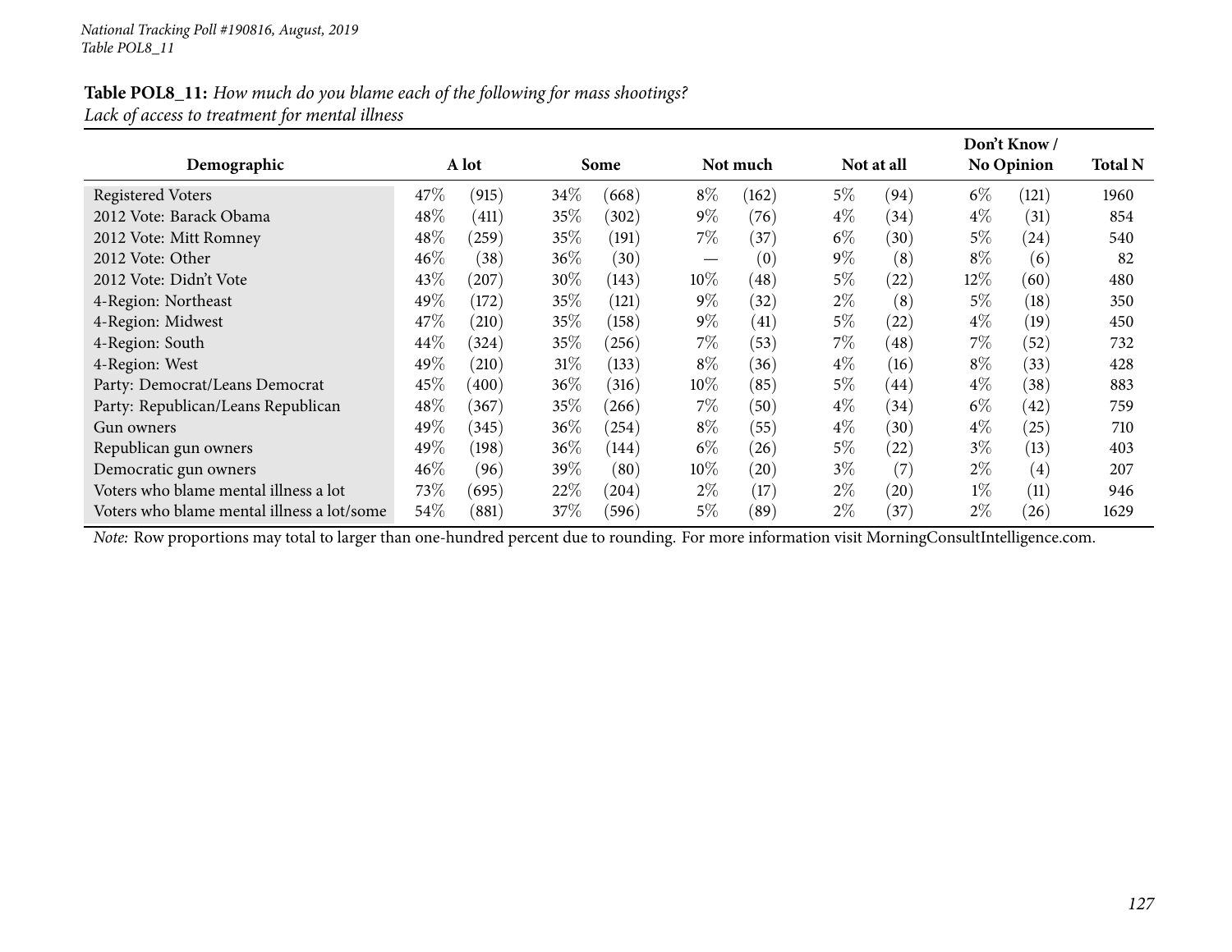National Tracking Poll #190816, August, 2019
Table POL8_11

**Table POL8_11:** *How much do you blame each of the following for mass shootings?*
*Lack of access to treatment for mental illness*

| Demographic | A lot | | Some | | Not much | | Not at all | | Don't Know / No Opinion | | Total N |
|---|---|---|---|---|---|---|---|---|---|---|---|
| Registered Voters | 47% | (915) | 34% | (668) | 8% | (162) | 5% | (94) | 6% | (121) | 1960 |
| 2012 Vote: Barack Obama | 48% | (411) | 35% | (302) | 9% | (76) | 4% | (34) | 4% | (31) | 854 |
| 2012 Vote: Mitt Romney | 48% | (259) | 35% | (191) | 7% | (37) | 6% | (30) | 5% | (24) | 540 |
| 2012 Vote: Other | 46% | (38) | 36% | (30) | — | (0) | 9% | (8) | 8% | (6) | 82 |
| 2012 Vote: Didn't Vote | 43% | (207) | 30% | (143) | 10% | (48) | 5% | (22) | 12% | (60) | 480 |
| 4-Region: Northeast | 49% | (172) | 35% | (121) | 9% | (32) | 2% | (8) | 5% | (18) | 350 |
| 4-Region: Midwest | 47% | (210) | 35% | (158) | 9% | (41) | 5% | (22) | 4% | (19) | 450 |
| 4-Region: South | 44% | (324) | 35% | (256) | 7% | (53) | 7% | (48) | 7% | (52) | 732 |
| 4-Region: West | 49% | (210) | 31% | (133) | 8% | (36) | 4% | (16) | 8% | (33) | 428 |
| Party: Democrat/Leans Democrat | 45% | (400) | 36% | (316) | 10% | (85) | 5% | (44) | 4% | (38) | 883 |
| Party: Republican/Leans Republican | 48% | (367) | 35% | (266) | 7% | (50) | 4% | (34) | 6% | (42) | 759 |
| Gun owners | 49% | (345) | 36% | (254) | 8% | (55) | 4% | (30) | 4% | (25) | 710 |
| Republican gun owners | 49% | (198) | 36% | (144) | 6% | (26) | 5% | (22) | 3% | (13) | 403 |
| Democratic gun owners | 46% | (96) | 39% | (80) | 10% | (20) | 3% | (7) | 2% | (4) | 207 |
| Voters who blame mental illness a lot | 73% | (695) | 22% | (204) | 2% | (17) | 2% | (20) | 1% | (11) | 946 |
| Voters who blame mental illness a lot/some | 54% | (881) | 37% | (596) | 5% | (89) | 2% | (37) | 2% | (26) | 1629 |

*Note:* Row proportions may total to larger than one-hundred percent due to rounding. For more information visit MorningConsultIntelligence.com.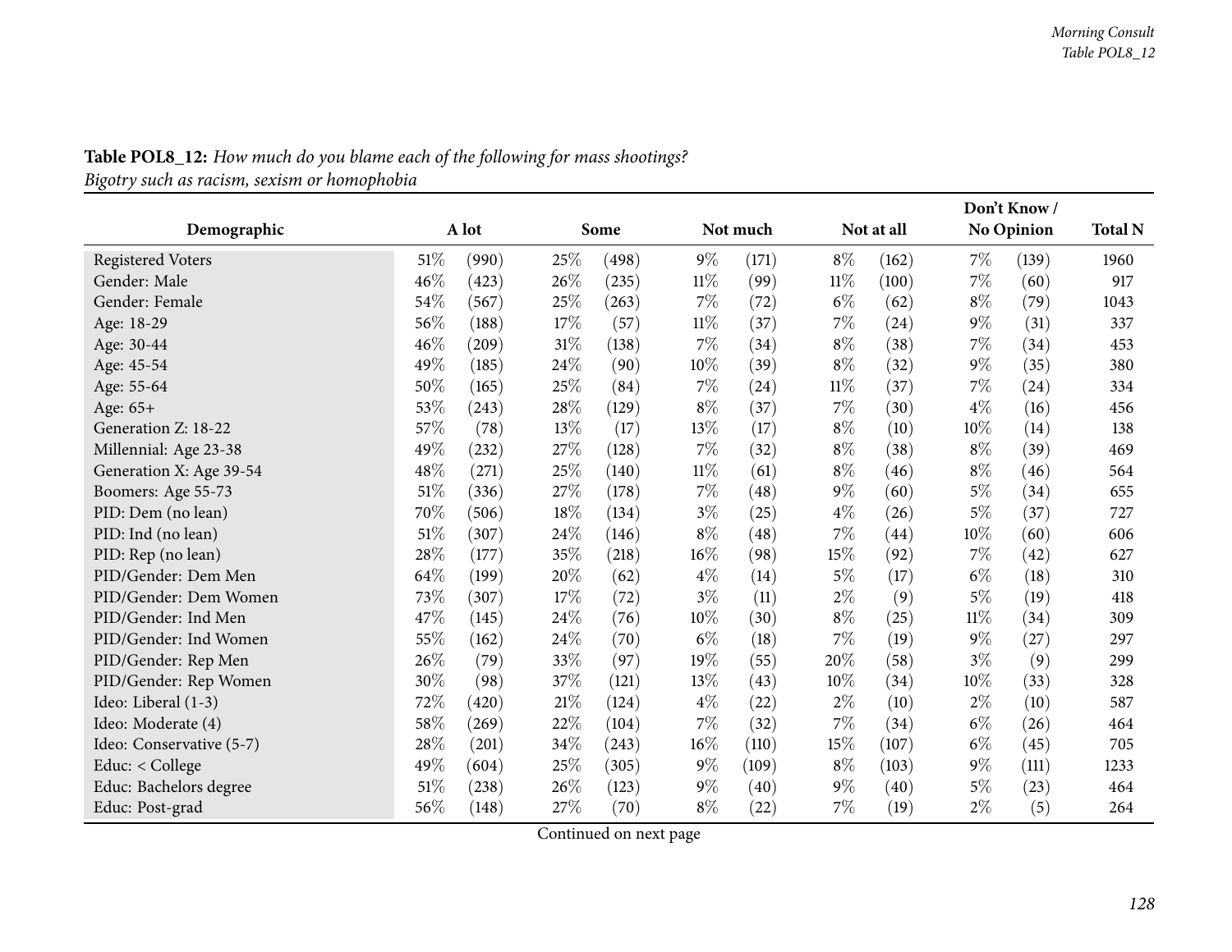**Table POL8_12:** *How much do you blame each of the following for mass shootings?*
*Bigotry such as racism, sexism or homophobia*

| Demographic | A lot | | Some | | Not much | | Not at all | | Don't Know / No Opinion | | Total N |
|---|---|---|---|---|---|---|---|---|---|---|---|
| Registered Voters | 51% | (990) | 25% | (498) | 9% | (171) | 8% | (162) | 7% | (139) | 1960 |
| Gender: Male | 46% | (423) | 26% | (235) | 11% | (99) | 11% | (100) | 7% | (60) | 917 |
| Gender: Female | 54% | (567) | 25% | (263) | 7% | (72) | 6% | (62) | 8% | (79) | 1043 |
| Age: 18-29 | 56% | (188) | 17% | (57) | 11% | (37) | 7% | (24) | 9% | (31) | 337 |
| Age: 30-44 | 46% | (209) | 31% | (138) | 7% | (34) | 8% | (38) | 7% | (34) | 453 |
| Age: 45-54 | 49% | (185) | 24% | (90) | 10% | (39) | 8% | (32) | 9% | (35) | 380 |
| Age: 55-64 | 50% | (165) | 25% | (84) | 7% | (24) | 11% | (37) | 7% | (24) | 334 |
| Age: 65+ | 53% | (243) | 28% | (129) | 8% | (37) | 7% | (30) | 4% | (16) | 456 |
| Generation Z: 18-22 | 57% | (78) | 13% | (17) | 13% | (17) | 8% | (10) | 10% | (14) | 138 |
| Millennial: Age 23-38 | 49% | (232) | 27% | (128) | 7% | (32) | 8% | (38) | 8% | (39) | 469 |
| Generation X: Age 39-54 | 48% | (271) | 25% | (140) | 11% | (61) | 8% | (46) | 8% | (46) | 564 |
| Boomers: Age 55-73 | 51% | (336) | 27% | (178) | 7% | (48) | 9% | (60) | 5% | (34) | 655 |
| PID: Dem (no lean) | 70% | (506) | 18% | (134) | 3% | (25) | 4% | (26) | 5% | (37) | 727 |
| PID: Ind (no lean) | 51% | (307) | 24% | (146) | 8% | (48) | 7% | (44) | 10% | (60) | 606 |
| PID: Rep (no lean) | 28% | (177) | 35% | (218) | 16% | (98) | 15% | (92) | 7% | (42) | 627 |
| PID/Gender: Dem Men | 64% | (199) | 20% | (62) | 4% | (14) | 5% | (17) | 6% | (18) | 310 |
| PID/Gender: Dem Women | 73% | (307) | 17% | (72) | 3% | (11) | 2% | (9) | 5% | (19) | 418 |
| PID/Gender: Ind Men | 47% | (145) | 24% | (76) | 10% | (30) | 8% | (25) | 11% | (34) | 309 |
| PID/Gender: Ind Women | 55% | (162) | 24% | (70) | 6% | (18) | 7% | (19) | 9% | (27) | 297 |
| PID/Gender: Rep Men | 26% | (79) | 33% | (97) | 19% | (55) | 20% | (58) | 3% | (9) | 299 |
| PID/Gender: Rep Women | 30% | (98) | 37% | (121) | 13% | (43) | 10% | (34) | 10% | (33) | 328 |
| Ideo: Liberal (1-3) | 72% | (420) | 21% | (124) | 4% | (22) | 2% | (10) | 2% | (10) | 587 |
| Ideo: Moderate (4) | 58% | (269) | 22% | (104) | 7% | (32) | 7% | (34) | 6% | (26) | 464 |
| Ideo: Conservative (5-7) | 28% | (201) | 34% | (243) | 16% | (110) | 15% | (107) | 6% | (45) | 705 |
| Educ: < College | 49% | (604) | 25% | (305) | 9% | (109) | 8% | (103) | 9% | (111) | 1233 |
| Educ: Bachelors degree | 51% | (238) | 26% | (123) | 9% | (40) | 9% | (40) | 5% | (23) | 464 |
| Educ: Post-grad | 56% | (148) | 27% | (70) | 8% | (22) | 7% | (19) | 2% | (5) | 264 |

Continued on next page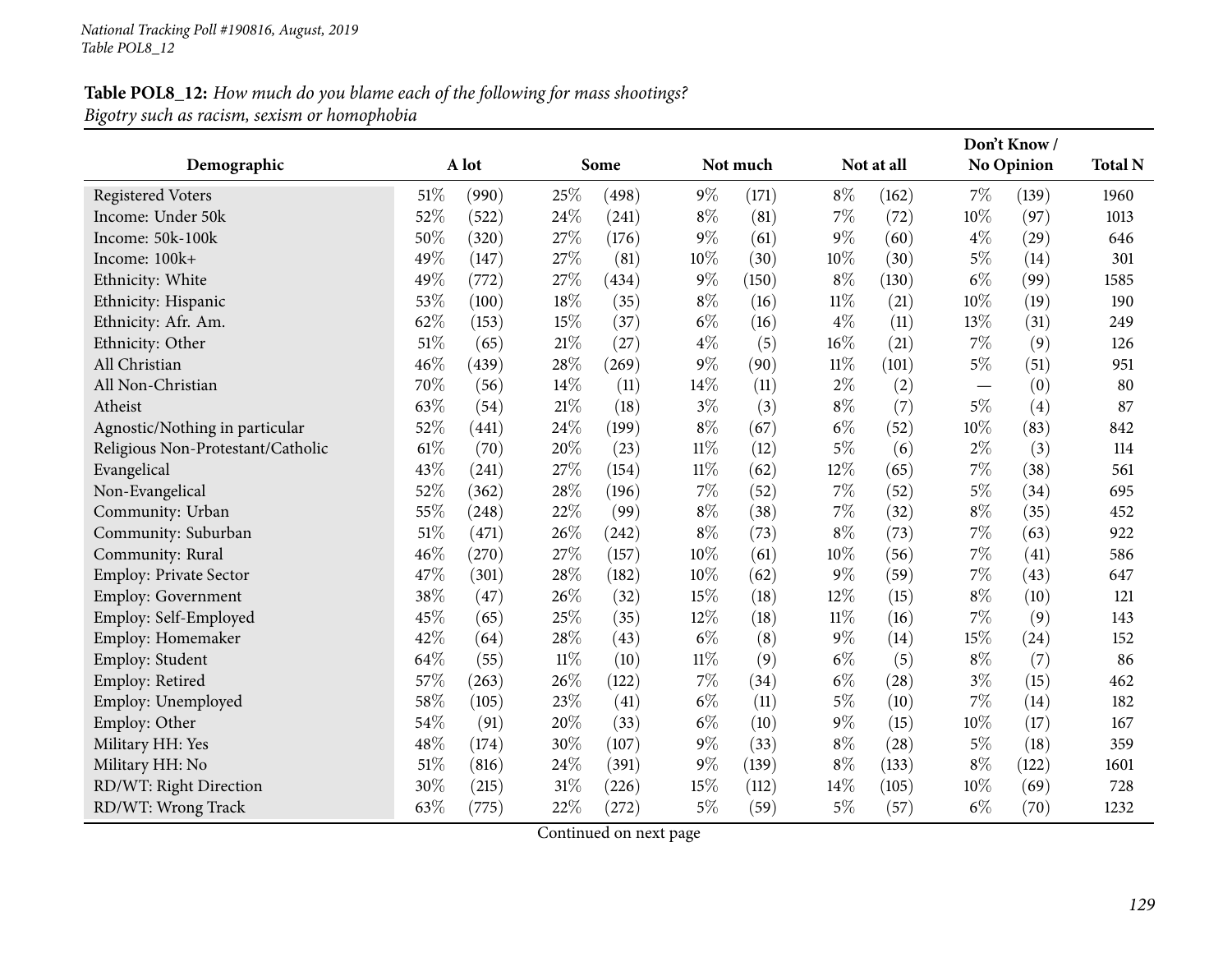**Table POL8_12:** *How much do you blame each of the following for mass shootings? Bigotry such as racism, sexism or homophobia*

| Demographic | A lot | | Some | | Not much | | Not at all | | Don't Know / No Opinion | | Total N |
|---|---|---|---|---|---|---|---|---|---|---|---|
| Registered Voters | 51% | (990) | 25% | (498) | 9% | (171) | 8% | (162) | 7% | (139) | 1960 |
| Income: Under 50k | 52% | (522) | 24% | (241) | 8% | (81) | 7% | (72) | 10% | (97) | 1013 |
| Income: 50k-100k | 50% | (320) | 27% | (176) | 9% | (61) | 9% | (60) | 4% | (29) | 646 |
| Income: 100k+ | 49% | (147) | 27% | (81) | 10% | (30) | 10% | (30) | 5% | (14) | 301 |
| Ethnicity: White | 49% | (772) | 27% | (434) | 9% | (150) | 8% | (130) | 6% | (99) | 1585 |
| Ethnicity: Hispanic | 53% | (100) | 18% | (35) | 8% | (16) | 11% | (21) | 10% | (19) | 190 |
| Ethnicity: Afr. Am. | 62% | (153) | 15% | (37) | 6% | (16) | 4% | (11) | 13% | (31) | 249 |
| Ethnicity: Other | 51% | (65) | 21% | (27) | 4% | (5) | 16% | (21) | 7% | (9) | 126 |
| All Christian | 46% | (439) | 28% | (269) | 9% | (90) | 11% | (101) | 5% | (51) | 951 |
| All Non-Christian | 70% | (56) | 14% | (11) | 14% | (11) | 2% | (2) | — | (0) | 80 |
| Atheist | 63% | (54) | 21% | (18) | 3% | (3) | 8% | (7) | 5% | (4) | 87 |
| Agnostic/Nothing in particular | 52% | (441) | 24% | (199) | 8% | (67) | 6% | (52) | 10% | (83) | 842 |
| Religious Non-Protestant/Catholic | 61% | (70) | 20% | (23) | 11% | (12) | 5% | (6) | 2% | (3) | 114 |
| Evangelical | 43% | (241) | 27% | (154) | 11% | (62) | 12% | (65) | 7% | (38) | 561 |
| Non-Evangelical | 52% | (362) | 28% | (196) | 7% | (52) | 7% | (52) | 5% | (34) | 695 |
| Community: Urban | 55% | (248) | 22% | (99) | 8% | (38) | 7% | (32) | 8% | (35) | 452 |
| Community: Suburban | 51% | (471) | 26% | (242) | 8% | (73) | 8% | (73) | 7% | (63) | 922 |
| Community: Rural | 46% | (270) | 27% | (157) | 10% | (61) | 10% | (56) | 7% | (41) | 586 |
| Employ: Private Sector | 47% | (301) | 28% | (182) | 10% | (62) | 9% | (59) | 7% | (43) | 647 |
| Employ: Government | 38% | (47) | 26% | (32) | 15% | (18) | 12% | (15) | 8% | (10) | 121 |
| Employ: Self-Employed | 45% | (65) | 25% | (35) | 12% | (18) | 11% | (16) | 7% | (9) | 143 |
| Employ: Homemaker | 42% | (64) | 28% | (43) | 6% | (8) | 9% | (14) | 15% | (24) | 152 |
| Employ: Student | 64% | (55) | 11% | (10) | 11% | (9) | 6% | (5) | 8% | (7) | 86 |
| Employ: Retired | 57% | (263) | 26% | (122) | 7% | (34) | 6% | (28) | 3% | (15) | 462 |
| Employ: Unemployed | 58% | (105) | 23% | (41) | 6% | (11) | 5% | (10) | 7% | (14) | 182 |
| Employ: Other | 54% | (91) | 20% | (33) | 6% | (10) | 9% | (15) | 10% | (17) | 167 |
| Military HH: Yes | 48% | (174) | 30% | (107) | 9% | (33) | 8% | (28) | 5% | (18) | 359 |
| Military HH: No | 51% | (816) | 24% | (391) | 9% | (139) | 8% | (133) | 8% | (122) | 1601 |
| RD/WT: Right Direction | 30% | (215) | 31% | (226) | 15% | (112) | 14% | (105) | 10% | (69) | 728 |
| RD/WT: Wrong Track | 63% | (775) | 22% | (272) | 5% | (59) | 5% | (57) | 6% | (70) | 1232 |

Continued on next page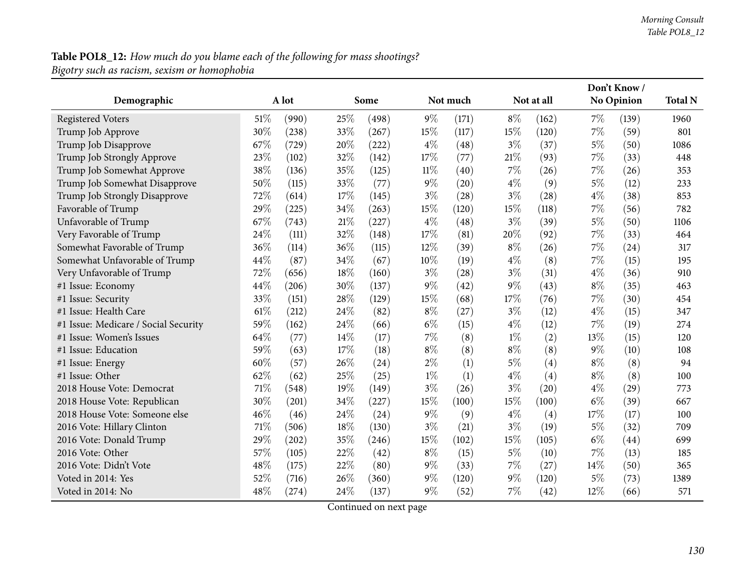**Table POL8_12:** *How much do you blame each of the following for mass shootings?*
*Bigotry such as racism, sexism or homophobia*

| Demographic | A lot | | Some | | Not much | | Not at all | | Don't Know / No Opinion | | Total N |
|---|---|---|---|---|---|---|---|---|---|---|---|
| Registered Voters | 51% | (990) | 25% | (498) | 9% | (171) | 8% | (162) | 7% | (139) | 1960 |
| Trump Job Approve | 30% | (238) | 33% | (267) | 15% | (117) | 15% | (120) | 7% | (59) | 801 |
| Trump Job Disapprove | 67% | (729) | 20% | (222) | 4% | (48) | 3% | (37) | 5% | (50) | 1086 |
| Trump Job Strongly Approve | 23% | (102) | 32% | (142) | 17% | (77) | 21% | (93) | 7% | (33) | 448 |
| Trump Job Somewhat Approve | 38% | (136) | 35% | (125) | 11% | (40) | 7% | (26) | 7% | (26) | 353 |
| Trump Job Somewhat Disapprove | 50% | (115) | 33% | (77) | 9% | (20) | 4% | (9) | 5% | (12) | 233 |
| Trump Job Strongly Disapprove | 72% | (614) | 17% | (145) | 3% | (28) | 3% | (28) | 4% | (38) | 853 |
| Favorable of Trump | 29% | (225) | 34% | (263) | 15% | (120) | 15% | (118) | 7% | (56) | 782 |
| Unfavorable of Trump | 67% | (743) | 21% | (227) | 4% | (48) | 3% | (39) | 5% | (50) | 1106 |
| Very Favorable of Trump | 24% | (111) | 32% | (148) | 17% | (81) | 20% | (92) | 7% | (33) | 464 |
| Somewhat Favorable of Trump | 36% | (114) | 36% | (115) | 12% | (39) | 8% | (26) | 7% | (24) | 317 |
| Somewhat Unfavorable of Trump | 44% | (87) | 34% | (67) | 10% | (19) | 4% | (8) | 7% | (15) | 195 |
| Very Unfavorable of Trump | 72% | (656) | 18% | (160) | 3% | (28) | 3% | (31) | 4% | (36) | 910 |
| #1 Issue: Economy | 44% | (206) | 30% | (137) | 9% | (42) | 9% | (43) | 8% | (35) | 463 |
| #1 Issue: Security | 33% | (151) | 28% | (129) | 15% | (68) | 17% | (76) | 7% | (30) | 454 |
| #1 Issue: Health Care | 61% | (212) | 24% | (82) | 8% | (27) | 3% | (12) | 4% | (15) | 347 |
| #1 Issue: Medicare / Social Security | 59% | (162) | 24% | (66) | 6% | (15) | 4% | (12) | 7% | (19) | 274 |
| #1 Issue: Women's Issues | 64% | (77) | 14% | (17) | 7% | (8) | 1% | (2) | 13% | (15) | 120 |
| #1 Issue: Education | 59% | (63) | 17% | (18) | 8% | (8) | 8% | (8) | 9% | (10) | 108 |
| #1 Issue: Energy | 60% | (57) | 26% | (24) | 2% | (1) | 5% | (4) | 8% | (8) | 94 |
| #1 Issue: Other | 62% | (62) | 25% | (25) | 1% | (1) | 4% | (4) | 8% | (8) | 100 |
| 2018 House Vote: Democrat | 71% | (548) | 19% | (149) | 3% | (26) | 3% | (20) | 4% | (29) | 773 |
| 2018 House Vote: Republican | 30% | (201) | 34% | (227) | 15% | (100) | 15% | (100) | 6% | (39) | 667 |
| 2018 House Vote: Someone else | 46% | (46) | 24% | (24) | 9% | (9) | 4% | (4) | 17% | (17) | 100 |
| 2016 Vote: Hillary Clinton | 71% | (506) | 18% | (130) | 3% | (21) | 3% | (19) | 5% | (32) | 709 |
| 2016 Vote: Donald Trump | 29% | (202) | 35% | (246) | 15% | (102) | 15% | (105) | 6% | (44) | 699 |
| 2016 Vote: Other | 57% | (105) | 22% | (42) | 8% | (15) | 5% | (10) | 7% | (13) | 185 |
| 2016 Vote: Didn't Vote | 48% | (175) | 22% | (80) | 9% | (33) | 7% | (27) | 14% | (50) | 365 |
| Voted in 2014: Yes | 52% | (716) | 26% | (360) | 9% | (120) | 9% | (120) | 5% | (73) | 1389 |
| Voted in 2014: No | 48% | (274) | 24% | (137) | 9% | (52) | 7% | (42) | 12% | (66) | 571 |

Continued on next page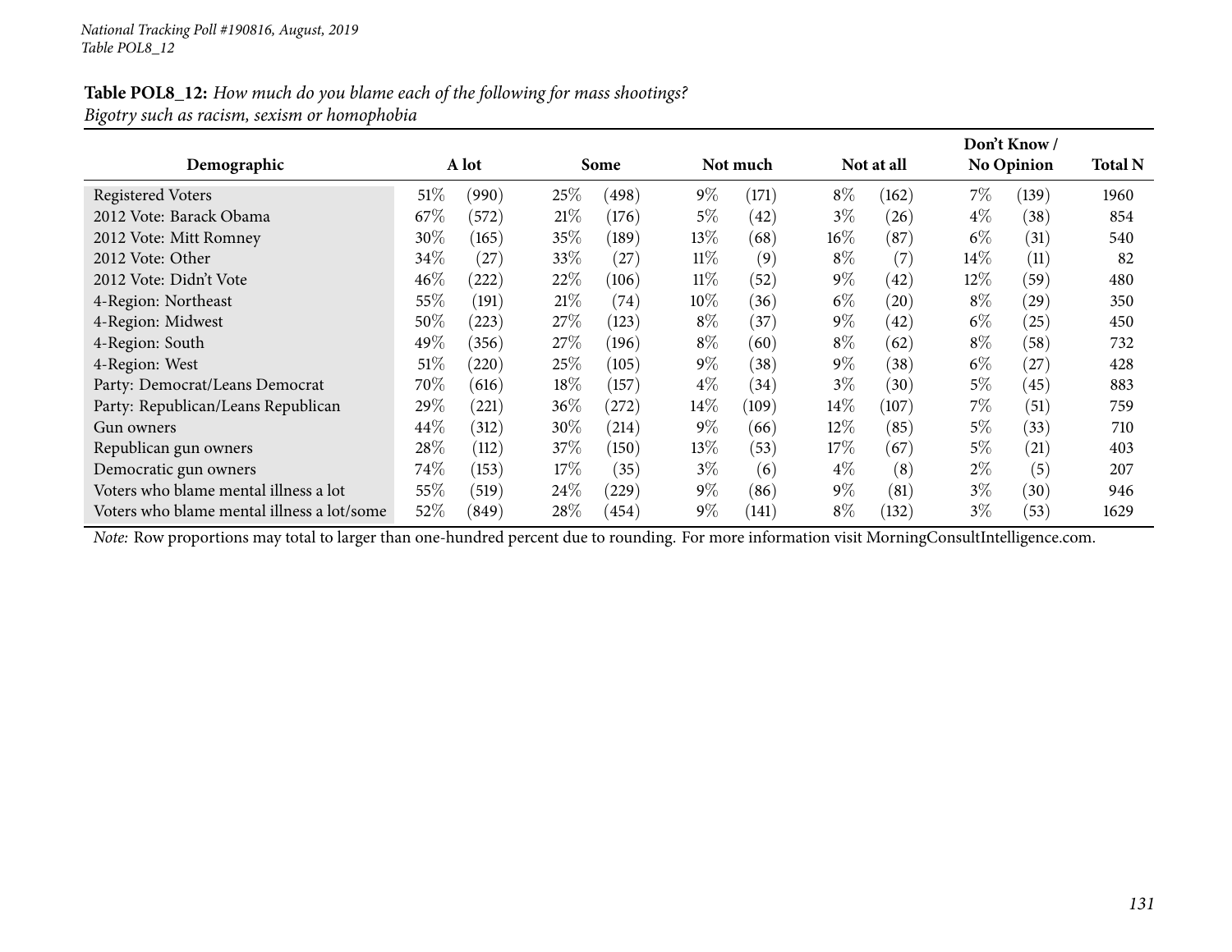**Table POL8_12:** *How much do you blame each of the following for mass shootings?*
*Bigotry such as racism, sexism or homophobia*

| Demographic | A lot | | Some | | Not much | | Not at all | | Don't Know / No Opinion | | Total N |
|---|---|---|---|---|---|---|---|---|---|---|---|
| Registered Voters | 51% | (990) | 25% | (498) | 9% | (171) | 8% | (162) | 7% | (139) | 1960 |
| 2012 Vote: Barack Obama | 67% | (572) | 21% | (176) | 5% | (42) | 3% | (26) | 4% | (38) | 854 |
| 2012 Vote: Mitt Romney | 30% | (165) | 35% | (189) | 13% | (68) | 16% | (87) | 6% | (31) | 540 |
| 2012 Vote: Other | 34% | (27) | 33% | (27) | 11% | (9) | 8% | (7) | 14% | (11) | 82 |
| 2012 Vote: Didn't Vote | 46% | (222) | 22% | (106) | 11% | (52) | 9% | (42) | 12% | (59) | 480 |
| 4-Region: Northeast | 55% | (191) | 21% | (74) | 10% | (36) | 6% | (20) | 8% | (29) | 350 |
| 4-Region: Midwest | 50% | (223) | 27% | (123) | 8% | (37) | 9% | (42) | 6% | (25) | 450 |
| 4-Region: South | 49% | (356) | 27% | (196) | 8% | (60) | 8% | (62) | 8% | (58) | 732 |
| 4-Region: West | 51% | (220) | 25% | (105) | 9% | (38) | 9% | (38) | 6% | (27) | 428 |
| Party: Democrat/Leans Democrat | 70% | (616) | 18% | (157) | 4% | (34) | 3% | (30) | 5% | (45) | 883 |
| Party: Republican/Leans Republican | 29% | (221) | 36% | (272) | 14% | (109) | 14% | (107) | 7% | (51) | 759 |
| Gun owners | 44% | (312) | 30% | (214) | 9% | (66) | 12% | (85) | 5% | (33) | 710 |
| Republican gun owners | 28% | (112) | 37% | (150) | 13% | (53) | 17% | (67) | 5% | (21) | 403 |
| Democratic gun owners | 74% | (153) | 17% | (35) | 3% | (6) | 4% | (8) | 2% | (5) | 207 |
| Voters who blame mental illness a lot | 55% | (519) | 24% | (229) | 9% | (86) | 9% | (81) | 3% | (30) | 946 |
| Voters who blame mental illness a lot/some | 52% | (849) | 28% | (454) | 9% | (141) | 8% | (132) | 3% | (53) | 1629 |

*Note:* Row proportions may total to larger than one-hundred percent due to rounding. For more information visit MorningConsultIntelligence.com.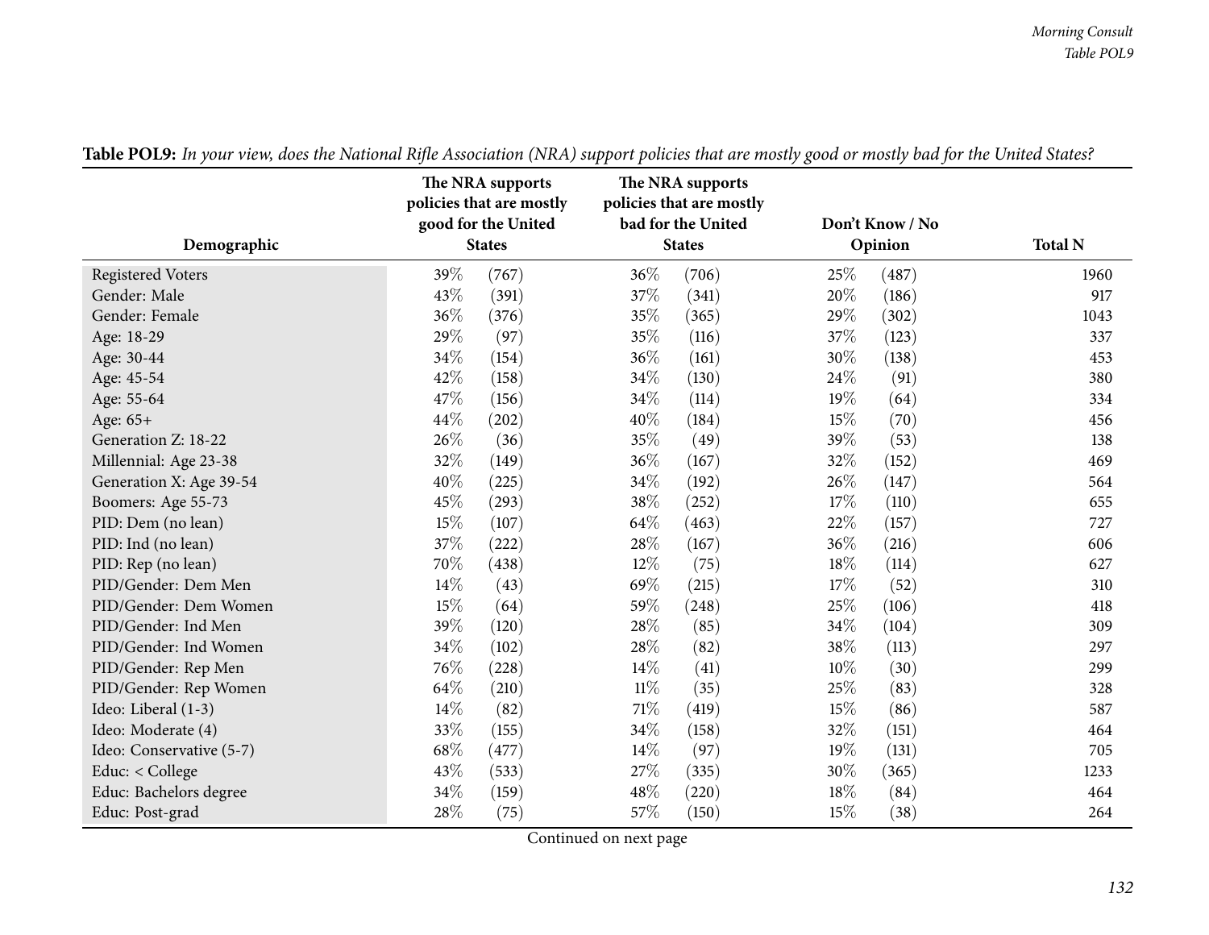**Table POL9:** *In your view, does the National Rifle Association (NRA) support policies that are mostly good or mostly bad for the United States?*

| Demographic | The NRA supports policies that are mostly good for the United States | | The NRA supports policies that are mostly bad for the United States | | Don't Know / No Opinion | | Total N |
|---|---|---|---|---|---|---|---|
| Registered Voters | 39% | (767) | 36% | (706) | 25% | (487) | 1960 |
| Gender: Male | 43% | (391) | 37% | (341) | 20% | (186) | 917 |
| Gender: Female | 36% | (376) | 35% | (365) | 29% | (302) | 1043 |
| Age: 18-29 | 29% | (97) | 35% | (116) | 37% | (123) | 337 |
| Age: 30-44 | 34% | (154) | 36% | (161) | 30% | (138) | 453 |
| Age: 45-54 | 42% | (158) | 34% | (130) | 24% | (91) | 380 |
| Age: 55-64 | 47% | (156) | 34% | (114) | 19% | (64) | 334 |
| Age: 65+ | 44% | (202) | 40% | (184) | 15% | (70) | 456 |
| Generation Z: 18-22 | 26% | (36) | 35% | (49) | 39% | (53) | 138 |
| Millennial: Age 23-38 | 32% | (149) | 36% | (167) | 32% | (152) | 469 |
| Generation X: Age 39-54 | 40% | (225) | 34% | (192) | 26% | (147) | 564 |
| Boomers: Age 55-73 | 45% | (293) | 38% | (252) | 17% | (110) | 655 |
| PID: Dem (no lean) | 15% | (107) | 64% | (463) | 22% | (157) | 727 |
| PID: Ind (no lean) | 37% | (222) | 28% | (167) | 36% | (216) | 606 |
| PID: Rep (no lean) | 70% | (438) | 12% | (75) | 18% | (114) | 627 |
| PID/Gender: Dem Men | 14% | (43) | 69% | (215) | 17% | (52) | 310 |
| PID/Gender: Dem Women | 15% | (64) | 59% | (248) | 25% | (106) | 418 |
| PID/Gender: Ind Men | 39% | (120) | 28% | (85) | 34% | (104) | 309 |
| PID/Gender: Ind Women | 34% | (102) | 28% | (82) | 38% | (113) | 297 |
| PID/Gender: Rep Men | 76% | (228) | 14% | (41) | 10% | (30) | 299 |
| PID/Gender: Rep Women | 64% | (210) | 11% | (35) | 25% | (83) | 328 |
| Ideo: Liberal (1-3) | 14% | (82) | 71% | (419) | 15% | (86) | 587 |
| Ideo: Moderate (4) | 33% | (155) | 34% | (158) | 32% | (151) | 464 |
| Ideo: Conservative (5-7) | 68% | (477) | 14% | (97) | 19% | (131) | 705 |
| Educ: < College | 43% | (533) | 27% | (335) | 30% | (365) | 1233 |
| Educ: Bachelors degree | 34% | (159) | 48% | (220) | 18% | (84) | 464 |
| Educ: Post-grad | 28% | (75) | 57% | (150) | 15% | (38) | 264 |

Continued on next page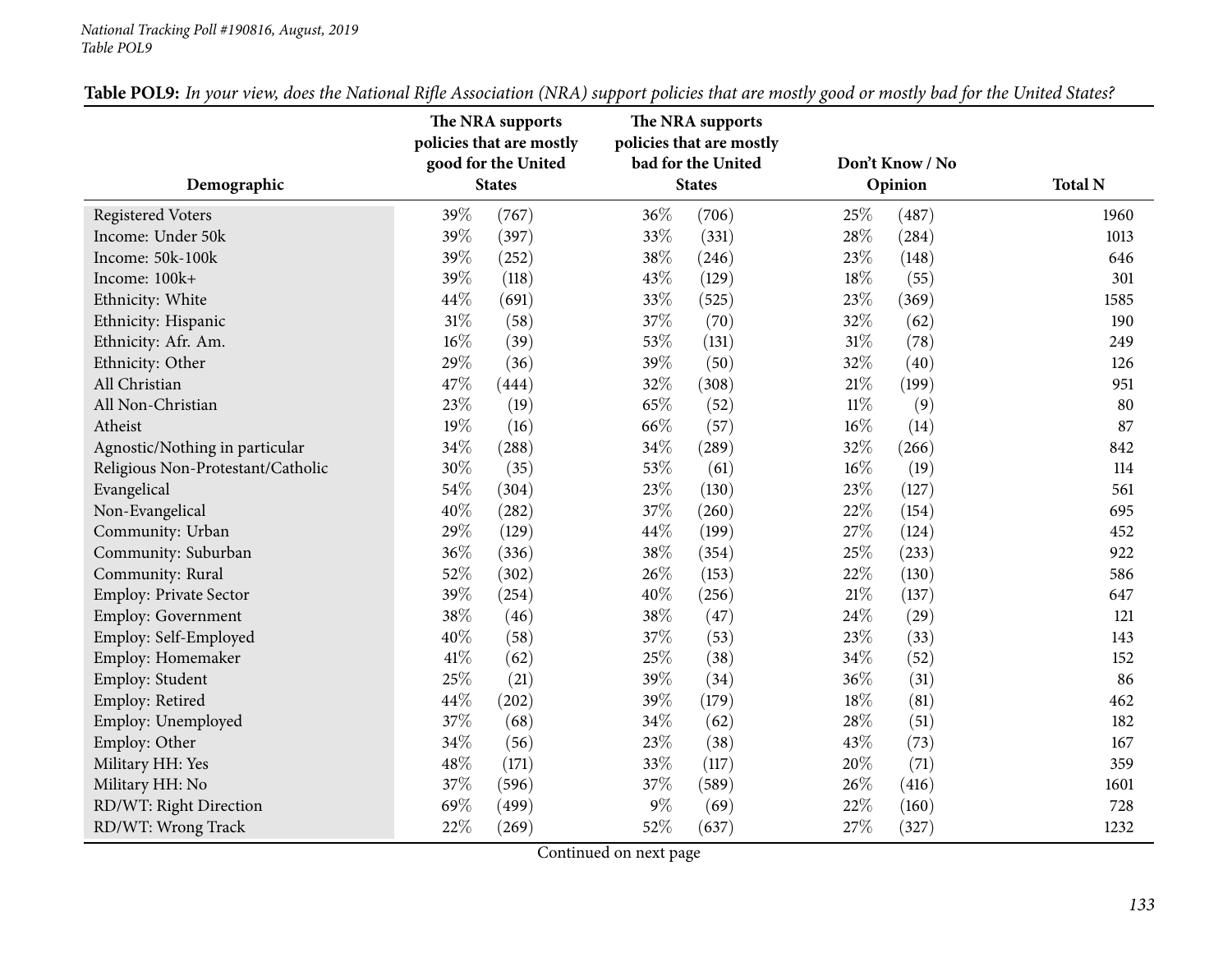**Table POL9:** *In your view, does the National Rifle Association (NRA) support policies that are mostly good or mostly bad for the United States?*

| Demographic | The NRA supports policies that are mostly good for the United States | | The NRA supports policies that are mostly bad for the United States | | Don't Know / No Opinion | | Total N |
|---|---|---|---|---|---|---|---|
| Registered Voters | 39% | (767) | 36% | (706) | 25% | (487) | 1960 |
| Income: Under 50k | 39% | (397) | 33% | (331) | 28% | (284) | 1013 |
| Income: 50k-100k | 39% | (252) | 38% | (246) | 23% | (148) | 646 |
| Income: 100k+ | 39% | (118) | 43% | (129) | 18% | (55) | 301 |
| Ethnicity: White | 44% | (691) | 33% | (525) | 23% | (369) | 1585 |
| Ethnicity: Hispanic | 31% | (58) | 37% | (70) | 32% | (62) | 190 |
| Ethnicity: Afr. Am. | 16% | (39) | 53% | (131) | 31% | (78) | 249 |
| Ethnicity: Other | 29% | (36) | 39% | (50) | 32% | (40) | 126 |
| All Christian | 47% | (444) | 32% | (308) | 21% | (199) | 951 |
| All Non-Christian | 23% | (19) | 65% | (52) | 11% | (9) | 80 |
| Atheist | 19% | (16) | 66% | (57) | 16% | (14) | 87 |
| Agnostic/Nothing in particular | 34% | (288) | 34% | (289) | 32% | (266) | 842 |
| Religious Non-Protestant/Catholic | 30% | (35) | 53% | (61) | 16% | (19) | 114 |
| Evangelical | 54% | (304) | 23% | (130) | 23% | (127) | 561 |
| Non-Evangelical | 40% | (282) | 37% | (260) | 22% | (154) | 695 |
| Community: Urban | 29% | (129) | 44% | (199) | 27% | (124) | 452 |
| Community: Suburban | 36% | (336) | 38% | (354) | 25% | (233) | 922 |
| Community: Rural | 52% | (302) | 26% | (153) | 22% | (130) | 586 |
| Employ: Private Sector | 39% | (254) | 40% | (256) | 21% | (137) | 647 |
| Employ: Government | 38% | (46) | 38% | (47) | 24% | (29) | 121 |
| Employ: Self-Employed | 40% | (58) | 37% | (53) | 23% | (33) | 143 |
| Employ: Homemaker | 41% | (62) | 25% | (38) | 34% | (52) | 152 |
| Employ: Student | 25% | (21) | 39% | (34) | 36% | (31) | 86 |
| Employ: Retired | 44% | (202) | 39% | (179) | 18% | (81) | 462 |
| Employ: Unemployed | 37% | (68) | 34% | (62) | 28% | (51) | 182 |
| Employ: Other | 34% | (56) | 23% | (38) | 43% | (73) | 167 |
| Military HH: Yes | 48% | (171) | 33% | (117) | 20% | (71) | 359 |
| Military HH: No | 37% | (596) | 37% | (589) | 26% | (416) | 1601 |
| RD/WT: Right Direction | 69% | (499) | 9% | (69) | 22% | (160) | 728 |
| RD/WT: Wrong Track | 22% | (269) | 52% | (637) | 27% | (327) | 1232 |

Continued on next page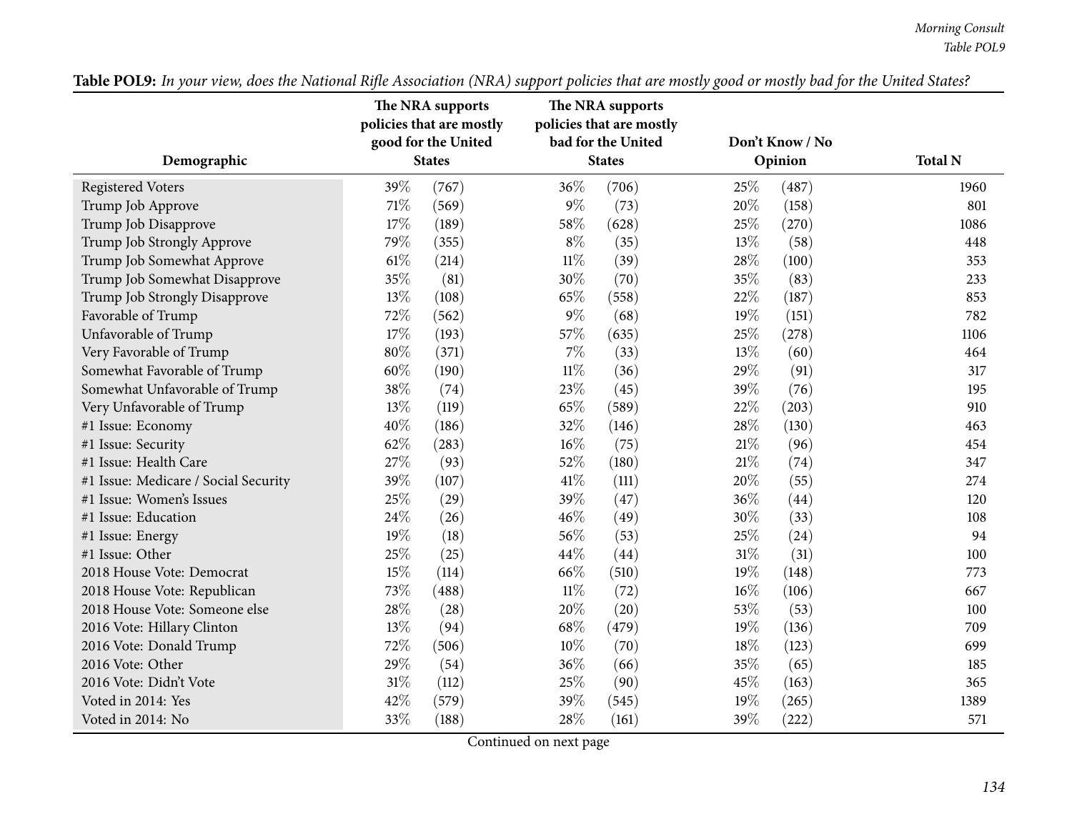**Table POL9:** *In your view, does the National Rifle Association (NRA) support policies that are mostly good or mostly bad for the United States?*

| Demographic | The NRA supports policies that are mostly good for the United States | | The NRA supports policies that are mostly bad for the United States | | Don't Know / No Opinion | | Total N |
|---|---|---|---|---|---|---|---|
| Registered Voters | 39% | (767) | 36% | (706) | 25% | (487) | 1960 |
| Trump Job Approve | 71% | (569) | 9% | (73) | 20% | (158) | 801 |
| Trump Job Disapprove | 17% | (189) | 58% | (628) | 25% | (270) | 1086 |
| Trump Job Strongly Approve | 79% | (355) | 8% | (35) | 13% | (58) | 448 |
| Trump Job Somewhat Approve | 61% | (214) | 11% | (39) | 28% | (100) | 353 |
| Trump Job Somewhat Disapprove | 35% | (81) | 30% | (70) | 35% | (83) | 233 |
| Trump Job Strongly Disapprove | 13% | (108) | 65% | (558) | 22% | (187) | 853 |
| Favorable of Trump | 72% | (562) | 9% | (68) | 19% | (151) | 782 |
| Unfavorable of Trump | 17% | (193) | 57% | (635) | 25% | (278) | 1106 |
| Very Favorable of Trump | 80% | (371) | 7% | (33) | 13% | (60) | 464 |
| Somewhat Favorable of Trump | 60% | (190) | 11% | (36) | 29% | (91) | 317 |
| Somewhat Unfavorable of Trump | 38% | (74) | 23% | (45) | 39% | (76) | 195 |
| Very Unfavorable of Trump | 13% | (119) | 65% | (589) | 22% | (203) | 910 |
| #1 Issue: Economy | 40% | (186) | 32% | (146) | 28% | (130) | 463 |
| #1 Issue: Security | 62% | (283) | 16% | (75) | 21% | (96) | 454 |
| #1 Issue: Health Care | 27% | (93) | 52% | (180) | 21% | (74) | 347 |
| #1 Issue: Medicare / Social Security | 39% | (107) | 41% | (111) | 20% | (55) | 274 |
| #1 Issue: Women's Issues | 25% | (29) | 39% | (47) | 36% | (44) | 120 |
| #1 Issue: Education | 24% | (26) | 46% | (49) | 30% | (33) | 108 |
| #1 Issue: Energy | 19% | (18) | 56% | (53) | 25% | (24) | 94 |
| #1 Issue: Other | 25% | (25) | 44% | (44) | 31% | (31) | 100 |
| 2018 House Vote: Democrat | 15% | (114) | 66% | (510) | 19% | (148) | 773 |
| 2018 House Vote: Republican | 73% | (488) | 11% | (72) | 16% | (106) | 667 |
| 2018 House Vote: Someone else | 28% | (28) | 20% | (20) | 53% | (53) | 100 |
| 2016 Vote: Hillary Clinton | 13% | (94) | 68% | (479) | 19% | (136) | 709 |
| 2016 Vote: Donald Trump | 72% | (506) | 10% | (70) | 18% | (123) | 699 |
| 2016 Vote: Other | 29% | (54) | 36% | (66) | 35% | (65) | 185 |
| 2016 Vote: Didn't Vote | 31% | (112) | 25% | (90) | 45% | (163) | 365 |
| Voted in 2014: Yes | 42% | (579) | 39% | (545) | 19% | (265) | 1389 |
| Voted in 2014: No | 33% | (188) | 28% | (161) | 39% | (222) | 571 |

Continued on next page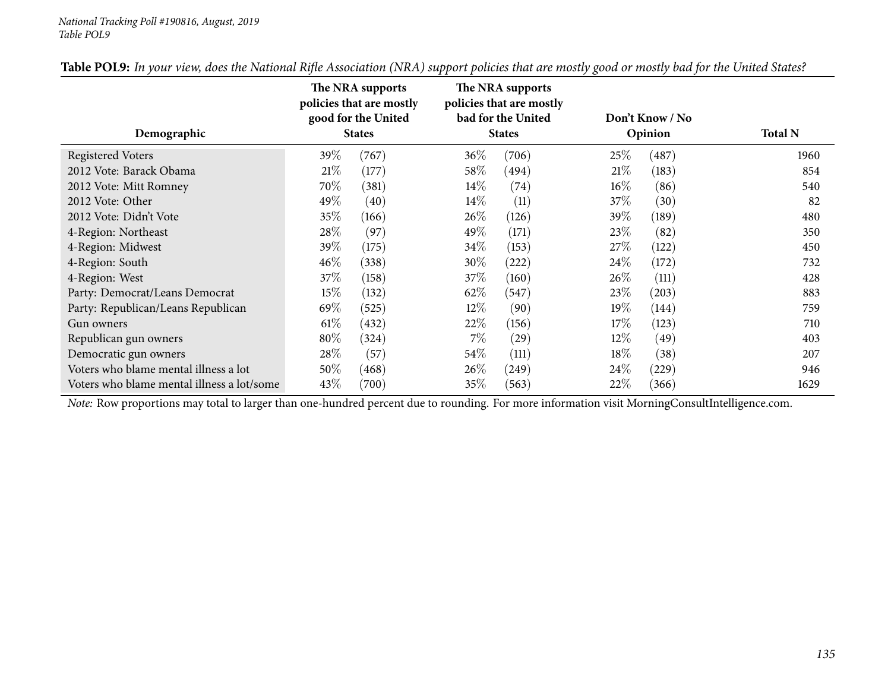**Table POL9:** *In your view, does the National Rifle Association (NRA) support policies that are mostly good or mostly bad for the United States?*

| Demographic | The NRA supports policies that are mostly good for the United States | | The NRA supports policies that are mostly bad for the United States | | Don't Know / No Opinion | | Total N |
|---|---|---|---|---|---|---|---|
| Registered Voters | 39% | (767) | 36% | (706) | 25% | (487) | 1960 |
| 2012 Vote: Barack Obama | 21% | (177) | 58% | (494) | 21% | (183) | 854 |
| 2012 Vote: Mitt Romney | 70% | (381) | 14% | (74) | 16% | (86) | 540 |
| 2012 Vote: Other | 49% | (40) | 14% | (11) | 37% | (30) | 82 |
| 2012 Vote: Didn't Vote | 35% | (166) | 26% | (126) | 39% | (189) | 480 |
| 4-Region: Northeast | 28% | (97) | 49% | (171) | 23% | (82) | 350 |
| 4-Region: Midwest | 39% | (175) | 34% | (153) | 27% | (122) | 450 |
| 4-Region: South | 46% | (338) | 30% | (222) | 24% | (172) | 732 |
| 4-Region: West | 37% | (158) | 37% | (160) | 26% | (111) | 428 |
| Party: Democrat/Leans Democrat | 15% | (132) | 62% | (547) | 23% | (203) | 883 |
| Party: Republican/Leans Republican | 69% | (525) | 12% | (90) | 19% | (144) | 759 |
| Gun owners | 61% | (432) | 22% | (156) | 17% | (123) | 710 |
| Republican gun owners | 80% | (324) | 7% | (29) | 12% | (49) | 403 |
| Democratic gun owners | 28% | (57) | 54% | (111) | 18% | (38) | 207 |
| Voters who blame mental illness a lot | 50% | (468) | 26% | (249) | 24% | (229) | 946 |
| Voters who blame mental illness a lot/some | 43% | (700) | 35% | (563) | 22% | (366) | 1629 |

*Note:* Row proportions may total to larger than one-hundred percent due to rounding. For more information visit MorningConsultIntelligence.com.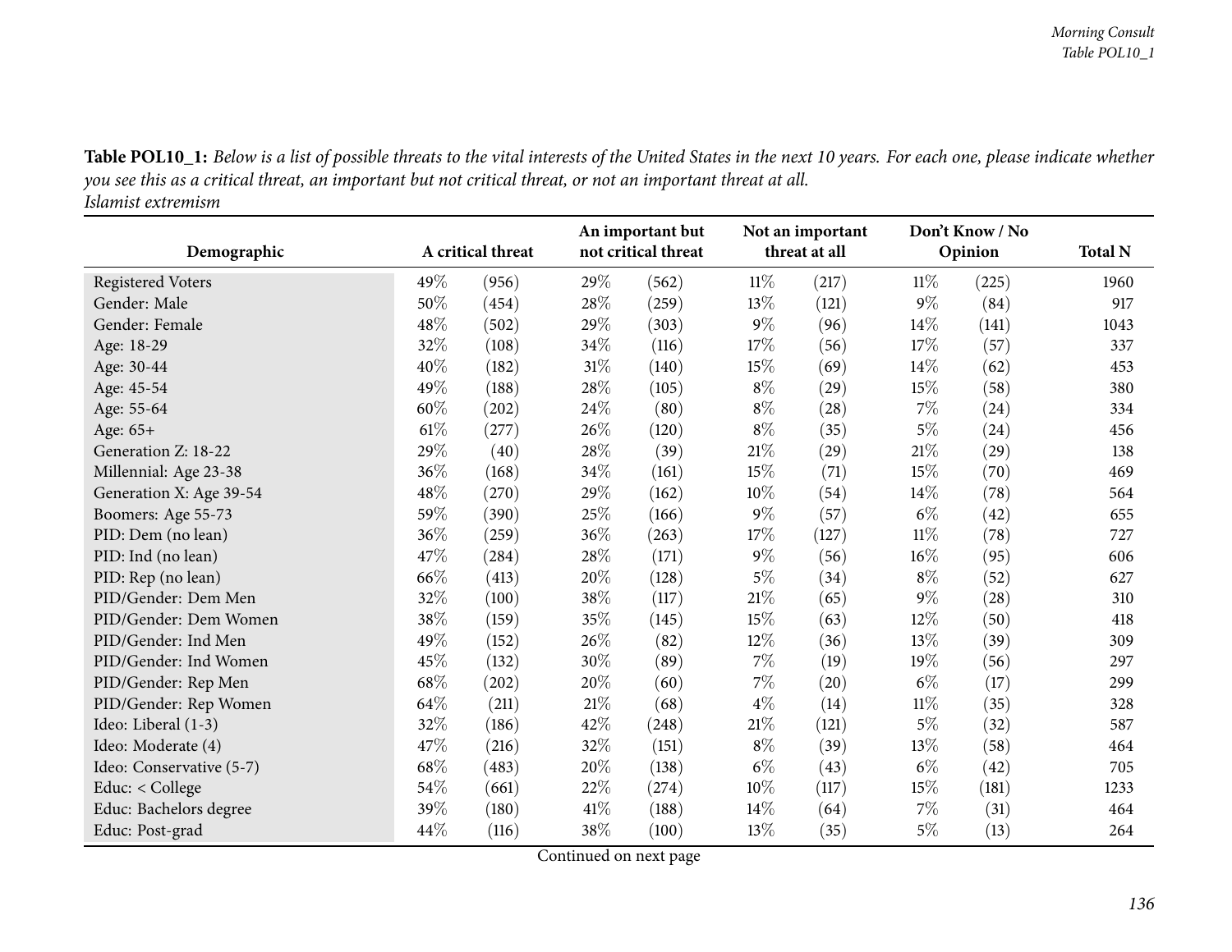**Table POL10_1:** *Below is a list of possible threats to the vital interests of the United States in the next 10 years. For each one, please indicate whether you see this as a critical threat, an important but not critical threat, or not an important threat at all.*
*Islamist extremism*

| Demographic | A critical threat | | An important but not critical threat | | Not an important threat at all | | Don't Know / No Opinion | | Total N |
|---|---|---|---|---|---|---|---|---|---|
| Registered Voters | 49% | (956) | 29% | (562) | 11% | (217) | 11% | (225) | 1960 |
| Gender: Male | 50% | (454) | 28% | (259) | 13% | (121) | 9% | (84) | 917 |
| Gender: Female | 48% | (502) | 29% | (303) | 9% | (96) | 14% | (141) | 1043 |
| Age: 18-29 | 32% | (108) | 34% | (116) | 17% | (56) | 17% | (57) | 337 |
| Age: 30-44 | 40% | (182) | 31% | (140) | 15% | (69) | 14% | (62) | 453 |
| Age: 45-54 | 49% | (188) | 28% | (105) | 8% | (29) | 15% | (58) | 380 |
| Age: 55-64 | 60% | (202) | 24% | (80) | 8% | (28) | 7% | (24) | 334 |
| Age: 65+ | 61% | (277) | 26% | (120) | 8% | (35) | 5% | (24) | 456 |
| Generation Z: 18-22 | 29% | (40) | 28% | (39) | 21% | (29) | 21% | (29) | 138 |
| Millennial: Age 23-38 | 36% | (168) | 34% | (161) | 15% | (71) | 15% | (70) | 469 |
| Generation X: Age 39-54 | 48% | (270) | 29% | (162) | 10% | (54) | 14% | (78) | 564 |
| Boomers: Age 55-73 | 59% | (390) | 25% | (166) | 9% | (57) | 6% | (42) | 655 |
| PID: Dem (no lean) | 36% | (259) | 36% | (263) | 17% | (127) | 11% | (78) | 727 |
| PID: Ind (no lean) | 47% | (284) | 28% | (171) | 9% | (56) | 16% | (95) | 606 |
| PID: Rep (no lean) | 66% | (413) | 20% | (128) | 5% | (34) | 8% | (52) | 627 |
| PID/Gender: Dem Men | 32% | (100) | 38% | (117) | 21% | (65) | 9% | (28) | 310 |
| PID/Gender: Dem Women | 38% | (159) | 35% | (145) | 15% | (63) | 12% | (50) | 418 |
| PID/Gender: Ind Men | 49% | (152) | 26% | (82) | 12% | (36) | 13% | (39) | 309 |
| PID/Gender: Ind Women | 45% | (132) | 30% | (89) | 7% | (19) | 19% | (56) | 297 |
| PID/Gender: Rep Men | 68% | (202) | 20% | (60) | 7% | (20) | 6% | (17) | 299 |
| PID/Gender: Rep Women | 64% | (211) | 21% | (68) | 4% | (14) | 11% | (35) | 328 |
| Ideo: Liberal (1-3) | 32% | (186) | 42% | (248) | 21% | (121) | 5% | (32) | 587 |
| Ideo: Moderate (4) | 47% | (216) | 32% | (151) | 8% | (39) | 13% | (58) | 464 |
| Ideo: Conservative (5-7) | 68% | (483) | 20% | (138) | 6% | (43) | 6% | (42) | 705 |
| Educ: < College | 54% | (661) | 22% | (274) | 10% | (117) | 15% | (181) | 1233 |
| Educ: Bachelors degree | 39% | (180) | 41% | (188) | 14% | (64) | 7% | (31) | 464 |
| Educ: Post-grad | 44% | (116) | 38% | (100) | 13% | (35) | 5% | (13) | 264 |

Continued on next page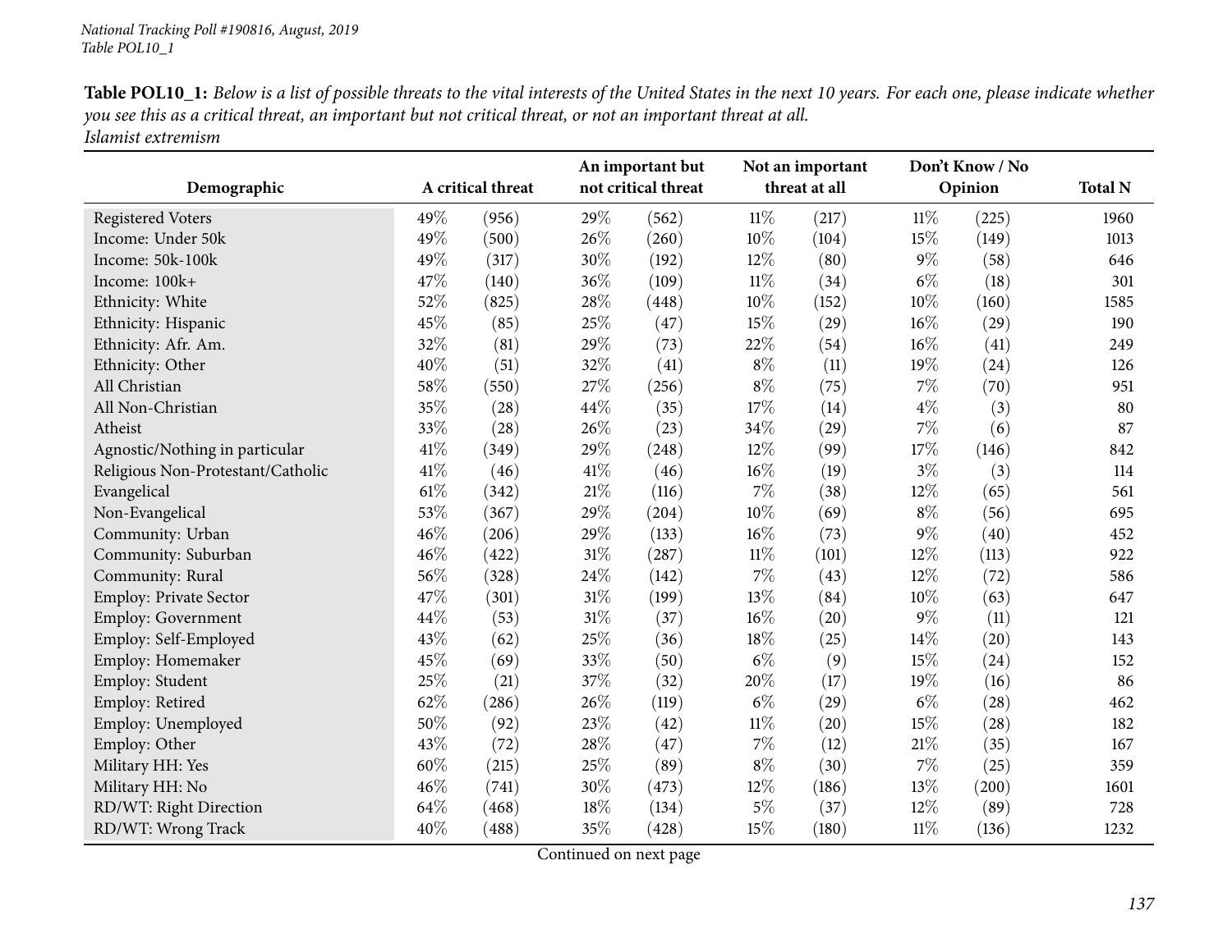*National Tracking Poll #190816, August, 2019*
*Table POL10_1*

**Table POL10_1:** *Below is a list of possible threats to the vital interests of the United States in the next 10 years. For each one, please indicate whether you see this as a critical threat, an important but not critical threat, or not an important threat at all.*
*Islamist extremism*

| Demographic | A critical threat | | An important but not critical threat | | Not an important threat at all | | Don't Know / No Opinion | | Total N |
|---|---|---|---|---|---|---|---|---|---|
| Registered Voters | 49% | (956) | 29% | (562) | 11% | (217) | 11% | (225) | 1960 |
| Income: Under 50k | 49% | (500) | 26% | (260) | 10% | (104) | 15% | (149) | 1013 |
| Income: 50k-100k | 49% | (317) | 30% | (192) | 12% | (80) | 9% | (58) | 646 |
| Income: 100k+ | 47% | (140) | 36% | (109) | 11% | (34) | 6% | (18) | 301 |
| Ethnicity: White | 52% | (825) | 28% | (448) | 10% | (152) | 10% | (160) | 1585 |
| Ethnicity: Hispanic | 45% | (85) | 25% | (47) | 15% | (29) | 16% | (29) | 190 |
| Ethnicity: Afr. Am. | 32% | (81) | 29% | (73) | 22% | (54) | 16% | (41) | 249 |
| Ethnicity: Other | 40% | (51) | 32% | (41) | 8% | (11) | 19% | (24) | 126 |
| All Christian | 58% | (550) | 27% | (256) | 8% | (75) | 7% | (70) | 951 |
| All Non-Christian | 35% | (28) | 44% | (35) | 17% | (14) | 4% | (3) | 80 |
| Atheist | 33% | (28) | 26% | (23) | 34% | (29) | 7% | (6) | 87 |
| Agnostic/Nothing in particular | 41% | (349) | 29% | (248) | 12% | (99) | 17% | (146) | 842 |
| Religious Non-Protestant/Catholic | 41% | (46) | 41% | (46) | 16% | (19) | 3% | (3) | 114 |
| Evangelical | 61% | (342) | 21% | (116) | 7% | (38) | 12% | (65) | 561 |
| Non-Evangelical | 53% | (367) | 29% | (204) | 10% | (69) | 8% | (56) | 695 |
| Community: Urban | 46% | (206) | 29% | (133) | 16% | (73) | 9% | (40) | 452 |
| Community: Suburban | 46% | (422) | 31% | (287) | 11% | (101) | 12% | (113) | 922 |
| Community: Rural | 56% | (328) | 24% | (142) | 7% | (43) | 12% | (72) | 586 |
| Employ: Private Sector | 47% | (301) | 31% | (199) | 13% | (84) | 10% | (63) | 647 |
| Employ: Government | 44% | (53) | 31% | (37) | 16% | (20) | 9% | (11) | 121 |
| Employ: Self-Employed | 43% | (62) | 25% | (36) | 18% | (25) | 14% | (20) | 143 |
| Employ: Homemaker | 45% | (69) | 33% | (50) | 6% | (9) | 15% | (24) | 152 |
| Employ: Student | 25% | (21) | 37% | (32) | 20% | (17) | 19% | (16) | 86 |
| Employ: Retired | 62% | (286) | 26% | (119) | 6% | (29) | 6% | (28) | 462 |
| Employ: Unemployed | 50% | (92) | 23% | (42) | 11% | (20) | 15% | (28) | 182 |
| Employ: Other | 43% | (72) | 28% | (47) | 7% | (12) | 21% | (35) | 167 |
| Military HH: Yes | 60% | (215) | 25% | (89) | 8% | (30) | 7% | (25) | 359 |
| Military HH: No | 46% | (741) | 30% | (473) | 12% | (186) | 13% | (200) | 1601 |
| RD/WT: Right Direction | 64% | (468) | 18% | (134) | 5% | (37) | 12% | (89) | 728 |
| RD/WT: Wrong Track | 40% | (488) | 35% | (428) | 15% | (180) | 11% | (136) | 1232 |

Continued on next page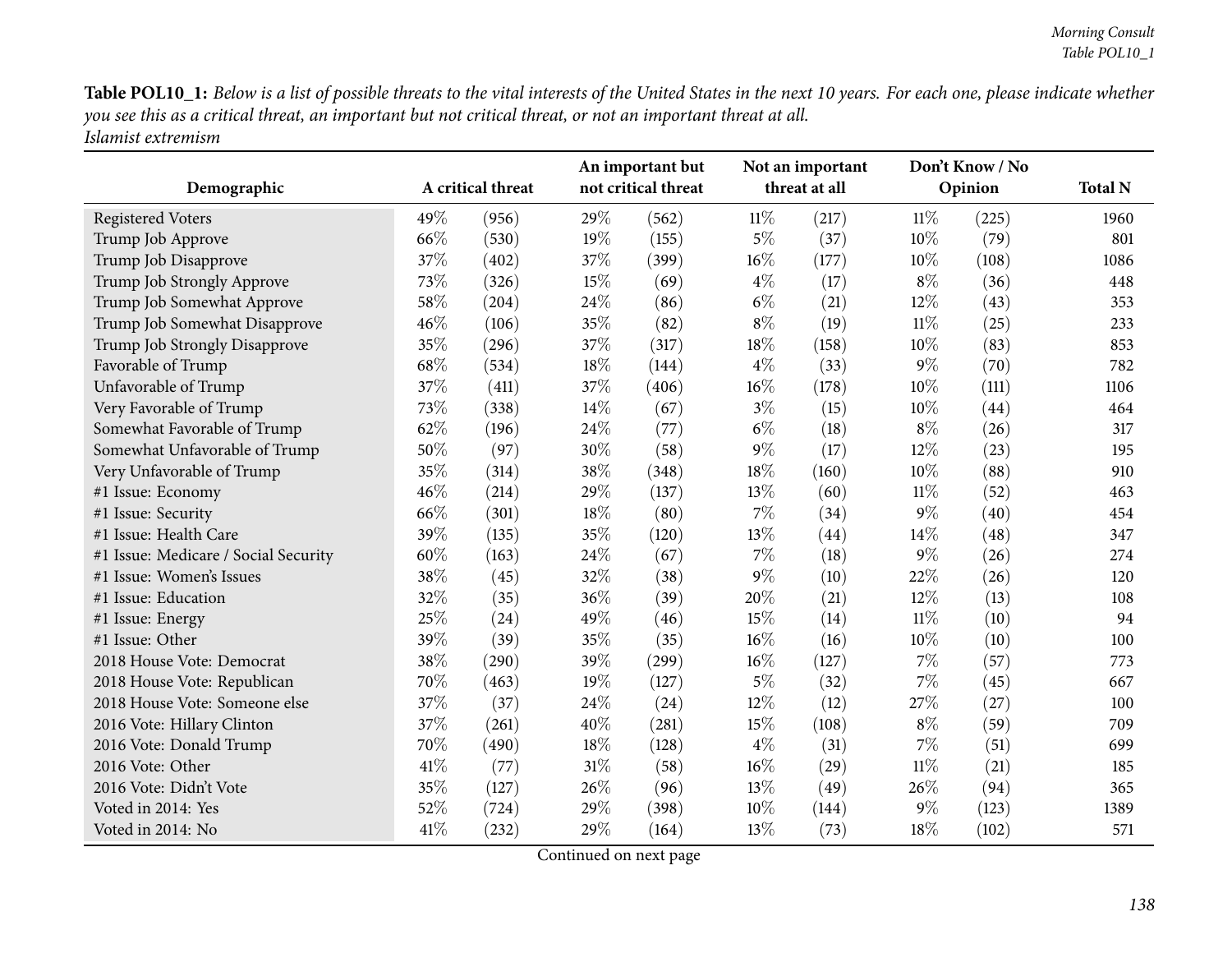**Table POL10_1:** *Below is a list of possible threats to the vital interests of the United States in the next 10 years. For each one, please indicate whether you see this as a critical threat, an important but not critical threat, or not an important threat at all.*
*Islamist extremism*

| Demographic | A critical threat | | An important but not critical threat | | Not an important threat at all | | Don't Know / No Opinion | | Total N |
|---|---|---|---|---|---|---|---|---|---|
| Registered Voters | 49% | (956) | 29% | (562) | 11% | (217) | 11% | (225) | 1960 |
| Trump Job Approve | 66% | (530) | 19% | (155) | 5% | (37) | 10% | (79) | 801 |
| Trump Job Disapprove | 37% | (402) | 37% | (399) | 16% | (177) | 10% | (108) | 1086 |
| Trump Job Strongly Approve | 73% | (326) | 15% | (69) | 4% | (17) | 8% | (36) | 448 |
| Trump Job Somewhat Approve | 58% | (204) | 24% | (86) | 6% | (21) | 12% | (43) | 353 |
| Trump Job Somewhat Disapprove | 46% | (106) | 35% | (82) | 8% | (19) | 11% | (25) | 233 |
| Trump Job Strongly Disapprove | 35% | (296) | 37% | (317) | 18% | (158) | 10% | (83) | 853 |
| Favorable of Trump | 68% | (534) | 18% | (144) | 4% | (33) | 9% | (70) | 782 |
| Unfavorable of Trump | 37% | (411) | 37% | (406) | 16% | (178) | 10% | (111) | 1106 |
| Very Favorable of Trump | 73% | (338) | 14% | (67) | 3% | (15) | 10% | (44) | 464 |
| Somewhat Favorable of Trump | 62% | (196) | 24% | (77) | 6% | (18) | 8% | (26) | 317 |
| Somewhat Unfavorable of Trump | 50% | (97) | 30% | (58) | 9% | (17) | 12% | (23) | 195 |
| Very Unfavorable of Trump | 35% | (314) | 38% | (348) | 18% | (160) | 10% | (88) | 910 |
| #1 Issue: Economy | 46% | (214) | 29% | (137) | 13% | (60) | 11% | (52) | 463 |
| #1 Issue: Security | 66% | (301) | 18% | (80) | 7% | (34) | 9% | (40) | 454 |
| #1 Issue: Health Care | 39% | (135) | 35% | (120) | 13% | (44) | 14% | (48) | 347 |
| #1 Issue: Medicare / Social Security | 60% | (163) | 24% | (67) | 7% | (18) | 9% | (26) | 274 |
| #1 Issue: Women's Issues | 38% | (45) | 32% | (38) | 9% | (10) | 22% | (26) | 120 |
| #1 Issue: Education | 32% | (35) | 36% | (39) | 20% | (21) | 12% | (13) | 108 |
| #1 Issue: Energy | 25% | (24) | 49% | (46) | 15% | (14) | 11% | (10) | 94 |
| #1 Issue: Other | 39% | (39) | 35% | (35) | 16% | (16) | 10% | (10) | 100 |
| 2018 House Vote: Democrat | 38% | (290) | 39% | (299) | 16% | (127) | 7% | (57) | 773 |
| 2018 House Vote: Republican | 70% | (463) | 19% | (127) | 5% | (32) | 7% | (45) | 667 |
| 2018 House Vote: Someone else | 37% | (37) | 24% | (24) | 12% | (12) | 27% | (27) | 100 |
| 2016 Vote: Hillary Clinton | 37% | (261) | 40% | (281) | 15% | (108) | 8% | (59) | 709 |
| 2016 Vote: Donald Trump | 70% | (490) | 18% | (128) | 4% | (31) | 7% | (51) | 699 |
| 2016 Vote: Other | 41% | (77) | 31% | (58) | 16% | (29) | 11% | (21) | 185 |
| 2016 Vote: Didn't Vote | 35% | (127) | 26% | (96) | 13% | (49) | 26% | (94) | 365 |
| Voted in 2014: Yes | 52% | (724) | 29% | (398) | 10% | (144) | 9% | (123) | 1389 |
| Voted in 2014: No | 41% | (232) | 29% | (164) | 13% | (73) | 18% | (102) | 571 |

Continued on next page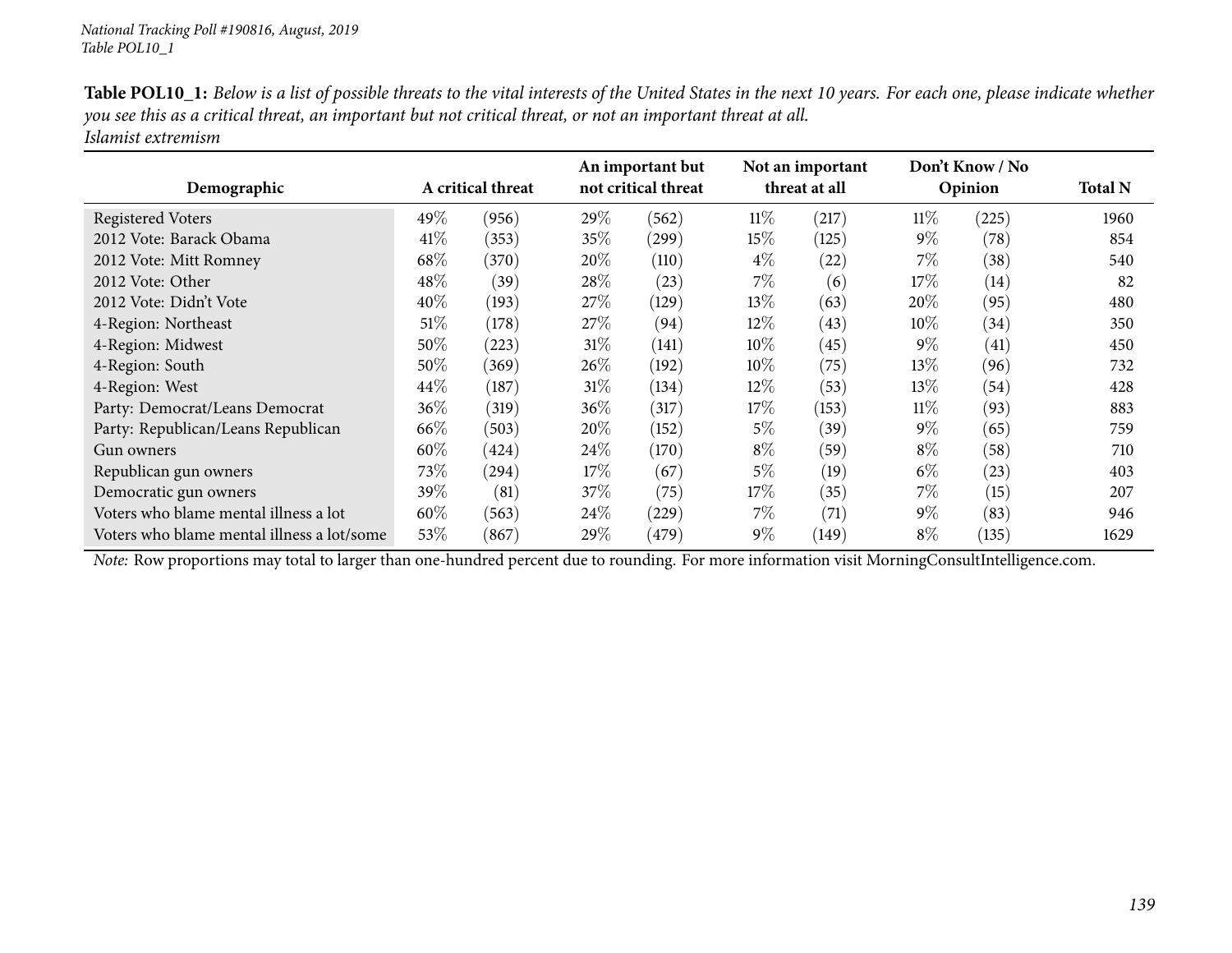**Table POL10_1:** *Below is a list of possible threats to the vital interests of the United States in the next 10 years. For each one, please indicate whether you see this as a critical threat, an important but not critical threat, or not an important threat at all.*
*Islamist extremism*

| Demographic | A critical threat | | An important but not critical threat | | Not an important threat at all | | Don't Know / No Opinion | | Total N |
|---|---|---|---|---|---|---|---|---|---|
| Registered Voters | 49% | (956) | 29% | (562) | 11% | (217) | 11% | (225) | 1960 |
| 2012 Vote: Barack Obama | 41% | (353) | 35% | (299) | 15% | (125) | 9% | (78) | 854 |
| 2012 Vote: Mitt Romney | 68% | (370) | 20% | (110) | 4% | (22) | 7% | (38) | 540 |
| 2012 Vote: Other | 48% | (39) | 28% | (23) | 7% | (6) | 17% | (14) | 82 |
| 2012 Vote: Didn't Vote | 40% | (193) | 27% | (129) | 13% | (63) | 20% | (95) | 480 |
| 4-Region: Northeast | 51% | (178) | 27% | (94) | 12% | (43) | 10% | (34) | 350 |
| 4-Region: Midwest | 50% | (223) | 31% | (141) | 10% | (45) | 9% | (41) | 450 |
| 4-Region: South | 50% | (369) | 26% | (192) | 10% | (75) | 13% | (96) | 732 |
| 4-Region: West | 44% | (187) | 31% | (134) | 12% | (53) | 13% | (54) | 428 |
| Party: Democrat/Leans Democrat | 36% | (319) | 36% | (317) | 17% | (153) | 11% | (93) | 883 |
| Party: Republican/Leans Republican | 66% | (503) | 20% | (152) | 5% | (39) | 9% | (65) | 759 |
| Gun owners | 60% | (424) | 24% | (170) | 8% | (59) | 8% | (58) | 710 |
| Republican gun owners | 73% | (294) | 17% | (67) | 5% | (19) | 6% | (23) | 403 |
| Democratic gun owners | 39% | (81) | 37% | (75) | 17% | (35) | 7% | (15) | 207 |
| Voters who blame mental illness a lot | 60% | (563) | 24% | (229) | 7% | (71) | 9% | (83) | 946 |
| Voters who blame mental illness a lot/some | 53% | (867) | 29% | (479) | 9% | (149) | 8% | (135) | 1629 |

*Note:* Row proportions may total to larger than one-hundred percent due to rounding. For more information visit MorningConsultIntelligence.com.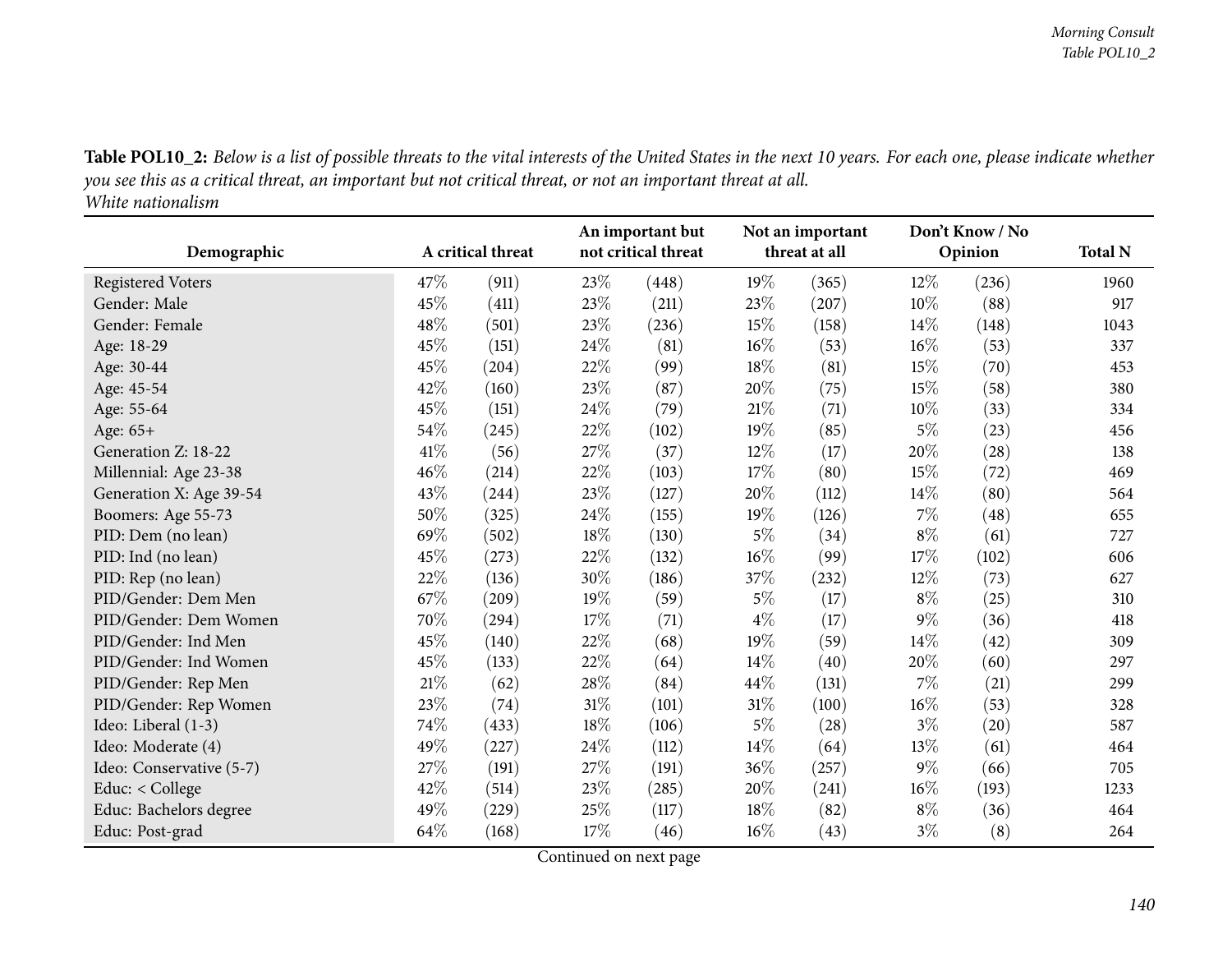**Table POL10_2:** *Below is a list of possible threats to the vital interests of the United States in the next 10 years. For each one, please indicate whether you see this as a critical threat, an important but not critical threat, or not an important threat at all.*
*White nationalism*

| Demographic | A critical threat | | An important but not critical threat | | Not an important threat at all | | Don't Know / No Opinion | | Total N |
|---|---|---|---|---|---|---|---|---|---|
| Registered Voters | 47% | (911) | 23% | (448) | 19% | (365) | 12% | (236) | 1960 |
| Gender: Male | 45% | (411) | 23% | (211) | 23% | (207) | 10% | (88) | 917 |
| Gender: Female | 48% | (501) | 23% | (236) | 15% | (158) | 14% | (148) | 1043 |
| Age: 18-29 | 45% | (151) | 24% | (81) | 16% | (53) | 16% | (53) | 337 |
| Age: 30-44 | 45% | (204) | 22% | (99) | 18% | (81) | 15% | (70) | 453 |
| Age: 45-54 | 42% | (160) | 23% | (87) | 20% | (75) | 15% | (58) | 380 |
| Age: 55-64 | 45% | (151) | 24% | (79) | 21% | (71) | 10% | (33) | 334 |
| Age: 65+ | 54% | (245) | 22% | (102) | 19% | (85) | 5% | (23) | 456 |
| Generation Z: 18-22 | 41% | (56) | 27% | (37) | 12% | (17) | 20% | (28) | 138 |
| Millennial: Age 23-38 | 46% | (214) | 22% | (103) | 17% | (80) | 15% | (72) | 469 |
| Generation X: Age 39-54 | 43% | (244) | 23% | (127) | 20% | (112) | 14% | (80) | 564 |
| Boomers: Age 55-73 | 50% | (325) | 24% | (155) | 19% | (126) | 7% | (48) | 655 |
| PID: Dem (no lean) | 69% | (502) | 18% | (130) | 5% | (34) | 8% | (61) | 727 |
| PID: Ind (no lean) | 45% | (273) | 22% | (132) | 16% | (99) | 17% | (102) | 606 |
| PID: Rep (no lean) | 22% | (136) | 30% | (186) | 37% | (232) | 12% | (73) | 627 |
| PID/Gender: Dem Men | 67% | (209) | 19% | (59) | 5% | (17) | 8% | (25) | 310 |
| PID/Gender: Dem Women | 70% | (294) | 17% | (71) | 4% | (17) | 9% | (36) | 418 |
| PID/Gender: Ind Men | 45% | (140) | 22% | (68) | 19% | (59) | 14% | (42) | 309 |
| PID/Gender: Ind Women | 45% | (133) | 22% | (64) | 14% | (40) | 20% | (60) | 297 |
| PID/Gender: Rep Men | 21% | (62) | 28% | (84) | 44% | (131) | 7% | (21) | 299 |
| PID/Gender: Rep Women | 23% | (74) | 31% | (101) | 31% | (100) | 16% | (53) | 328 |
| Ideo: Liberal (1-3) | 74% | (433) | 18% | (106) | 5% | (28) | 3% | (20) | 587 |
| Ideo: Moderate (4) | 49% | (227) | 24% | (112) | 14% | (64) | 13% | (61) | 464 |
| Ideo: Conservative (5-7) | 27% | (191) | 27% | (191) | 36% | (257) | 9% | (66) | 705 |
| Educ: < College | 42% | (514) | 23% | (285) | 20% | (241) | 16% | (193) | 1233 |
| Educ: Bachelors degree | 49% | (229) | 25% | (117) | 18% | (82) | 8% | (36) | 464 |
| Educ: Post-grad | 64% | (168) | 17% | (46) | 16% | (43) | 3% | (8) | 264 |

Continued on next page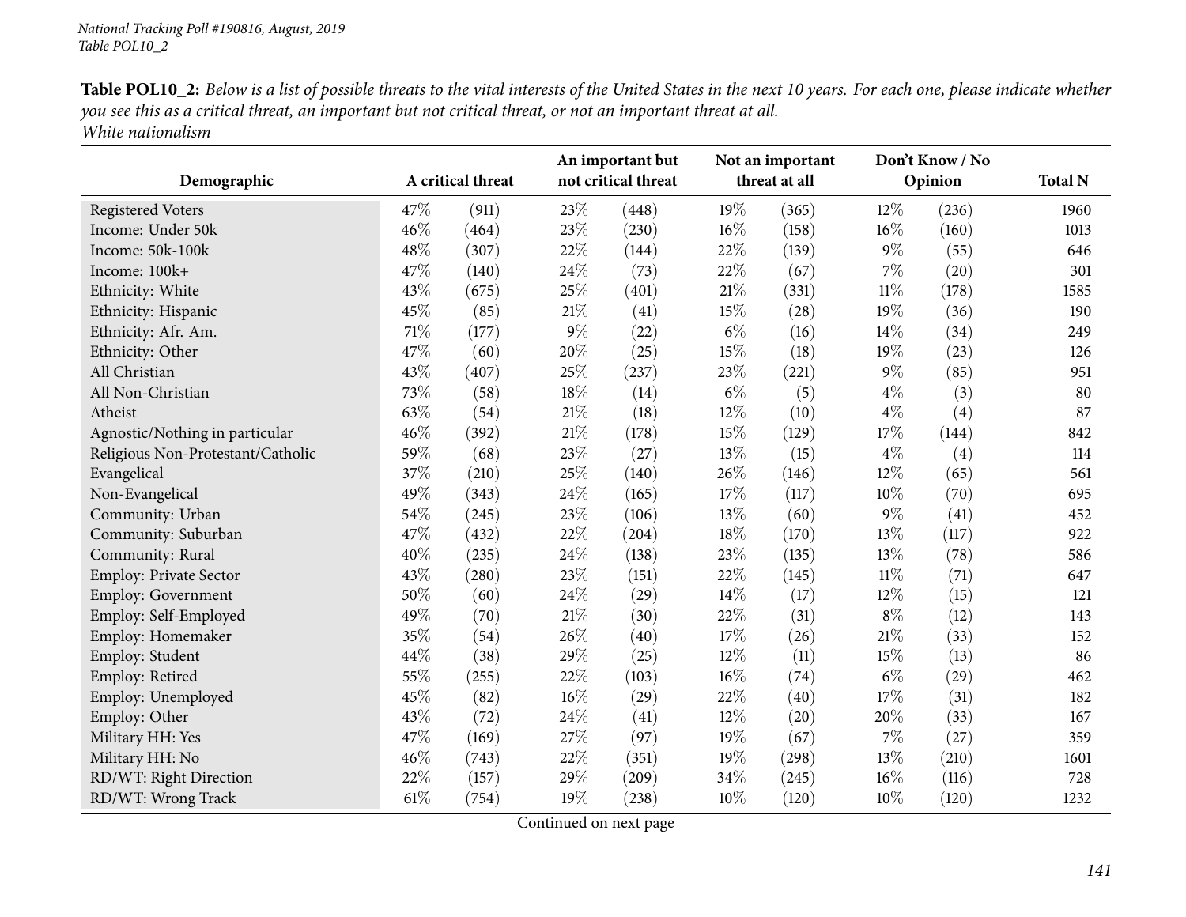**Table POL10_2:** *Below is a list of possible threats to the vital interests of the United States in the next 10 years. For each one, please indicate whether you see this as a critical threat, an important but not critical threat, or not an important threat at all.*
*White nationalism*

| Demographic | A critical threat | | An important but not critical threat | | Not an important threat at all | | Don't Know / No Opinion | | Total N |
|---|---|---|---|---|---|---|---|---|---|
| Registered Voters | 47% | (911) | 23% | (448) | 19% | (365) | 12% | (236) | 1960 |
| Income: Under 50k | 46% | (464) | 23% | (230) | 16% | (158) | 16% | (160) | 1013 |
| Income: 50k-100k | 48% | (307) | 22% | (144) | 22% | (139) | 9% | (55) | 646 |
| Income: 100k+ | 47% | (140) | 24% | (73) | 22% | (67) | 7% | (20) | 301 |
| Ethnicity: White | 43% | (675) | 25% | (401) | 21% | (331) | 11% | (178) | 1585 |
| Ethnicity: Hispanic | 45% | (85) | 21% | (41) | 15% | (28) | 19% | (36) | 190 |
| Ethnicity: Afr. Am. | 71% | (177) | 9% | (22) | 6% | (16) | 14% | (34) | 249 |
| Ethnicity: Other | 47% | (60) | 20% | (25) | 15% | (18) | 19% | (23) | 126 |
| All Christian | 43% | (407) | 25% | (237) | 23% | (221) | 9% | (85) | 951 |
| All Non-Christian | 73% | (58) | 18% | (14) | 6% | (5) | 4% | (3) | 80 |
| Atheist | 63% | (54) | 21% | (18) | 12% | (10) | 4% | (4) | 87 |
| Agnostic/Nothing in particular | 46% | (392) | 21% | (178) | 15% | (129) | 17% | (144) | 842 |
| Religious Non-Protestant/Catholic | 59% | (68) | 23% | (27) | 13% | (15) | 4% | (4) | 114 |
| Evangelical | 37% | (210) | 25% | (140) | 26% | (146) | 12% | (65) | 561 |
| Non-Evangelical | 49% | (343) | 24% | (165) | 17% | (117) | 10% | (70) | 695 |
| Community: Urban | 54% | (245) | 23% | (106) | 13% | (60) | 9% | (41) | 452 |
| Community: Suburban | 47% | (432) | 22% | (204) | 18% | (170) | 13% | (117) | 922 |
| Community: Rural | 40% | (235) | 24% | (138) | 23% | (135) | 13% | (78) | 586 |
| Employ: Private Sector | 43% | (280) | 23% | (151) | 22% | (145) | 11% | (71) | 647 |
| Employ: Government | 50% | (60) | 24% | (29) | 14% | (17) | 12% | (15) | 121 |
| Employ: Self-Employed | 49% | (70) | 21% | (30) | 22% | (31) | 8% | (12) | 143 |
| Employ: Homemaker | 35% | (54) | 26% | (40) | 17% | (26) | 21% | (33) | 152 |
| Employ: Student | 44% | (38) | 29% | (25) | 12% | (11) | 15% | (13) | 86 |
| Employ: Retired | 55% | (255) | 22% | (103) | 16% | (74) | 6% | (29) | 462 |
| Employ: Unemployed | 45% | (82) | 16% | (29) | 22% | (40) | 17% | (31) | 182 |
| Employ: Other | 43% | (72) | 24% | (41) | 12% | (20) | 20% | (33) | 167 |
| Military HH: Yes | 47% | (169) | 27% | (97) | 19% | (67) | 7% | (27) | 359 |
| Military HH: No | 46% | (743) | 22% | (351) | 19% | (298) | 13% | (210) | 1601 |
| RD/WT: Right Direction | 22% | (157) | 29% | (209) | 34% | (245) | 16% | (116) | 728 |
| RD/WT: Wrong Track | 61% | (754) | 19% | (238) | 10% | (120) | 10% | (120) | 1232 |

Continued on next page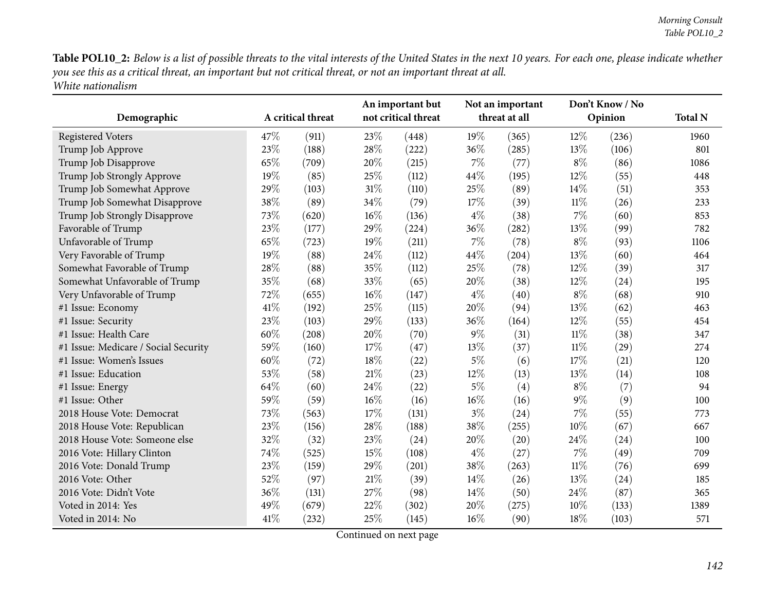**Table POL10_2:** *Below is a list of possible threats to the vital interests of the United States in the next 10 years. For each one, please indicate whether you see this as a critical threat, an important but not critical threat, or not an important threat at all.*
*White nationalism*

| Demographic | A critical threat | | An important but not critical threat | | Not an important threat at all | | Don't Know / No Opinion | | Total N |
|---|---|---|---|---|---|---|---|---|---|
| Registered Voters | 47% | (911) | 23% | (448) | 19% | (365) | 12% | (236) | 1960 |
| Trump Job Approve | 23% | (188) | 28% | (222) | 36% | (285) | 13% | (106) | 801 |
| Trump Job Disapprove | 65% | (709) | 20% | (215) | 7% | (77) | 8% | (86) | 1086 |
| Trump Job Strongly Approve | 19% | (85) | 25% | (112) | 44% | (195) | 12% | (55) | 448 |
| Trump Job Somewhat Approve | 29% | (103) | 31% | (110) | 25% | (89) | 14% | (51) | 353 |
| Trump Job Somewhat Disapprove | 38% | (89) | 34% | (79) | 17% | (39) | 11% | (26) | 233 |
| Trump Job Strongly Disapprove | 73% | (620) | 16% | (136) | 4% | (38) | 7% | (60) | 853 |
| Favorable of Trump | 23% | (177) | 29% | (224) | 36% | (282) | 13% | (99) | 782 |
| Unfavorable of Trump | 65% | (723) | 19% | (211) | 7% | (78) | 8% | (93) | 1106 |
| Very Favorable of Trump | 19% | (88) | 24% | (112) | 44% | (204) | 13% | (60) | 464 |
| Somewhat Favorable of Trump | 28% | (88) | 35% | (112) | 25% | (78) | 12% | (39) | 317 |
| Somewhat Unfavorable of Trump | 35% | (68) | 33% | (65) | 20% | (38) | 12% | (24) | 195 |
| Very Unfavorable of Trump | 72% | (655) | 16% | (147) | 4% | (40) | 8% | (68) | 910 |
| #1 Issue: Economy | 41% | (192) | 25% | (115) | 20% | (94) | 13% | (62) | 463 |
| #1 Issue: Security | 23% | (103) | 29% | (133) | 36% | (164) | 12% | (55) | 454 |
| #1 Issue: Health Care | 60% | (208) | 20% | (70) | 9% | (31) | 11% | (38) | 347 |
| #1 Issue: Medicare / Social Security | 59% | (160) | 17% | (47) | 13% | (37) | 11% | (29) | 274 |
| #1 Issue: Women's Issues | 60% | (72) | 18% | (22) | 5% | (6) | 17% | (21) | 120 |
| #1 Issue: Education | 53% | (58) | 21% | (23) | 12% | (13) | 13% | (14) | 108 |
| #1 Issue: Energy | 64% | (60) | 24% | (22) | 5% | (4) | 8% | (7) | 94 |
| #1 Issue: Other | 59% | (59) | 16% | (16) | 16% | (16) | 9% | (9) | 100 |
| 2018 House Vote: Democrat | 73% | (563) | 17% | (131) | 3% | (24) | 7% | (55) | 773 |
| 2018 House Vote: Republican | 23% | (156) | 28% | (188) | 38% | (255) | 10% | (67) | 667 |
| 2018 House Vote: Someone else | 32% | (32) | 23% | (24) | 20% | (20) | 24% | (24) | 100 |
| 2016 Vote: Hillary Clinton | 74% | (525) | 15% | (108) | 4% | (27) | 7% | (49) | 709 |
| 2016 Vote: Donald Trump | 23% | (159) | 29% | (201) | 38% | (263) | 11% | (76) | 699 |
| 2016 Vote: Other | 52% | (97) | 21% | (39) | 14% | (26) | 13% | (24) | 185 |
| 2016 Vote: Didn't Vote | 36% | (131) | 27% | (98) | 14% | (50) | 24% | (87) | 365 |
| Voted in 2014: Yes | 49% | (679) | 22% | (302) | 20% | (275) | 10% | (133) | 1389 |
| Voted in 2014: No | 41% | (232) | 25% | (145) | 16% | (90) | 18% | (103) | 571 |

Continued on next page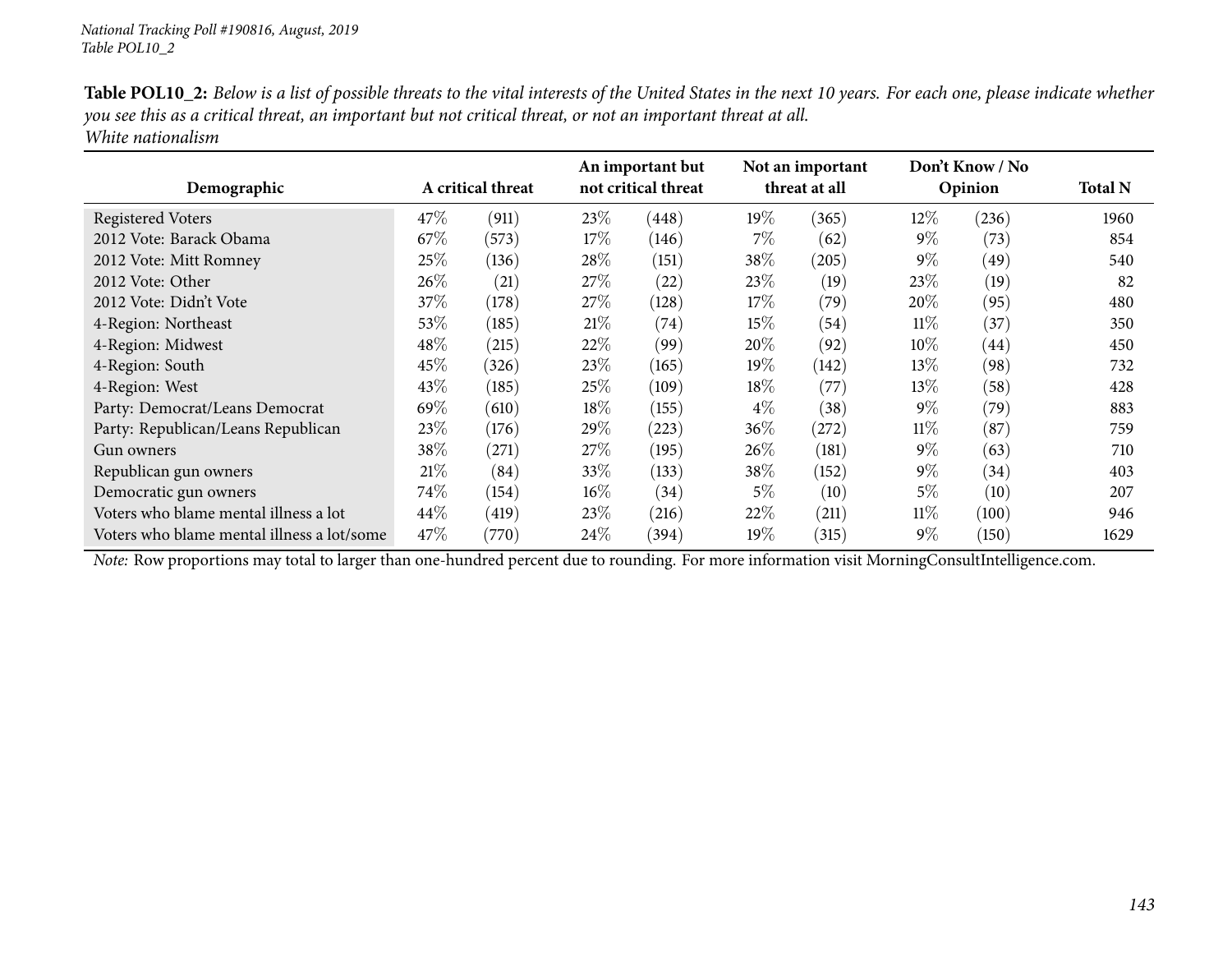**Table POL10_2:** *Below is a list of possible threats to the vital interests of the United States in the next 10 years. For each one, please indicate whether you see this as a critical threat, an important but not critical threat, or not an important threat at all.*
*White nationalism*

| Demographic | A critical threat | | An important but not critical threat | | Not an important threat at all | | Don't Know / No Opinion | | Total N |
|---|---|---|---|---|---|---|---|---|---|
| Registered Voters | 47% | (911) | 23% | (448) | 19% | (365) | 12% | (236) | 1960 |
| 2012 Vote: Barack Obama | 67% | (573) | 17% | (146) | 7% | (62) | 9% | (73) | 854 |
| 2012 Vote: Mitt Romney | 25% | (136) | 28% | (151) | 38% | (205) | 9% | (49) | 540 |
| 2012 Vote: Other | 26% | (21) | 27% | (22) | 23% | (19) | 23% | (19) | 82 |
| 2012 Vote: Didn't Vote | 37% | (178) | 27% | (128) | 17% | (79) | 20% | (95) | 480 |
| 4-Region: Northeast | 53% | (185) | 21% | (74) | 15% | (54) | 11% | (37) | 350 |
| 4-Region: Midwest | 48% | (215) | 22% | (99) | 20% | (92) | 10% | (44) | 450 |
| 4-Region: South | 45% | (326) | 23% | (165) | 19% | (142) | 13% | (98) | 732 |
| 4-Region: West | 43% | (185) | 25% | (109) | 18% | (77) | 13% | (58) | 428 |
| Party: Democrat/Leans Democrat | 69% | (610) | 18% | (155) | 4% | (38) | 9% | (79) | 883 |
| Party: Republican/Leans Republican | 23% | (176) | 29% | (223) | 36% | (272) | 11% | (87) | 759 |
| Gun owners | 38% | (271) | 27% | (195) | 26% | (181) | 9% | (63) | 710 |
| Republican gun owners | 21% | (84) | 33% | (133) | 38% | (152) | 9% | (34) | 403 |
| Democratic gun owners | 74% | (154) | 16% | (34) | 5% | (10) | 5% | (10) | 207 |
| Voters who blame mental illness a lot | 44% | (419) | 23% | (216) | 22% | (211) | 11% | (100) | 946 |
| Voters who blame mental illness a lot/some | 47% | (770) | 24% | (394) | 19% | (315) | 9% | (150) | 1629 |

*Note:* Row proportions may total to larger than one-hundred percent due to rounding. For more information visit MorningConsultIntelligence.com.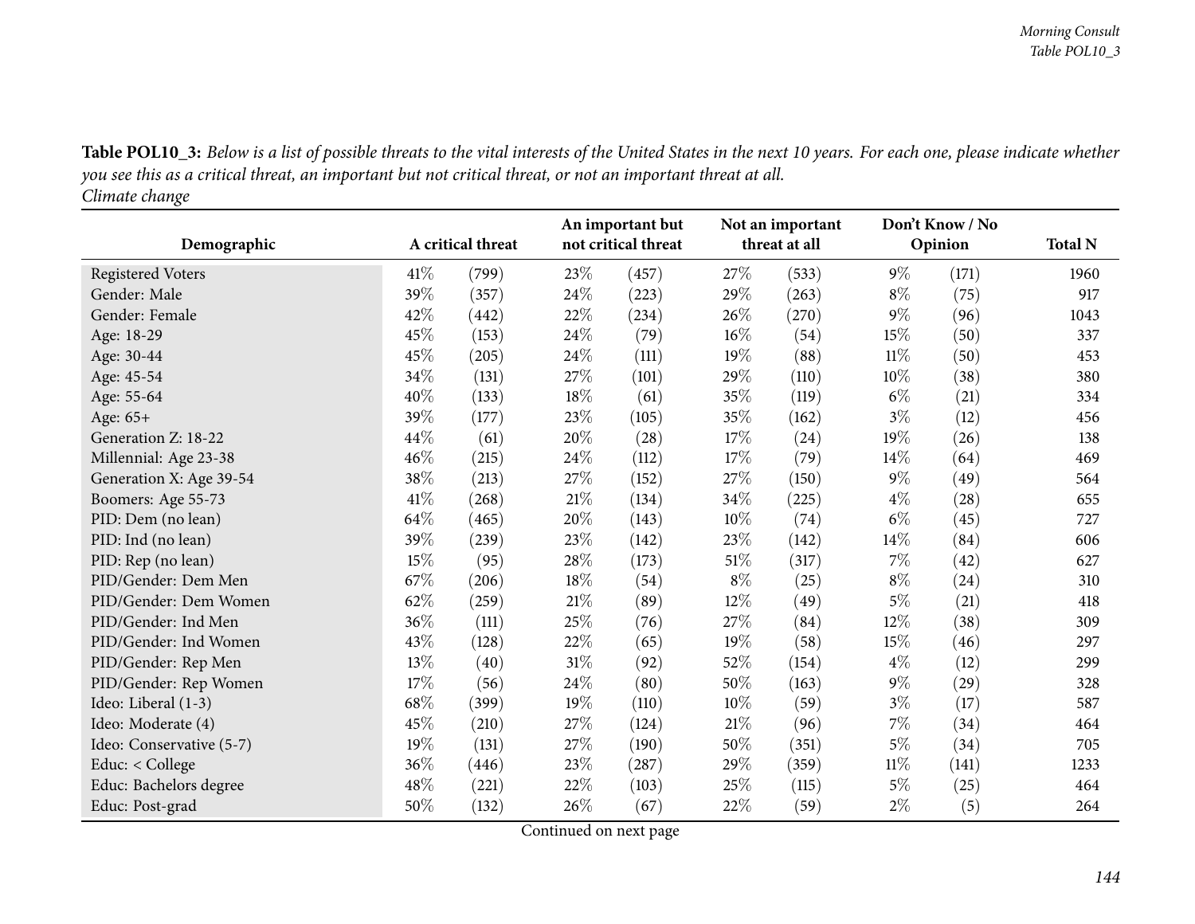**Table POL10_3:** *Below is a list of possible threats to the vital interests of the United States in the next 10 years. For each one, please indicate whether you see this as a critical threat, an important but not critical threat, or not an important threat at all.*
*Climate change*

| Demographic | A critical threat | | An important but not critical threat | | Not an important threat at all | | Don't Know / No Opinion | | Total N |
|---|---|---|---|---|---|---|---|---|---|
| Registered Voters | 41% | (799) | 23% | (457) | 27% | (533) | 9% | (171) | 1960 |
| Gender: Male | 39% | (357) | 24% | (223) | 29% | (263) | 8% | (75) | 917 |
| Gender: Female | 42% | (442) | 22% | (234) | 26% | (270) | 9% | (96) | 1043 |
| Age: 18-29 | 45% | (153) | 24% | (79) | 16% | (54) | 15% | (50) | 337 |
| Age: 30-44 | 45% | (205) | 24% | (111) | 19% | (88) | 11% | (50) | 453 |
| Age: 45-54 | 34% | (131) | 27% | (101) | 29% | (110) | 10% | (38) | 380 |
| Age: 55-64 | 40% | (133) | 18% | (61) | 35% | (119) | 6% | (21) | 334 |
| Age: 65+ | 39% | (177) | 23% | (105) | 35% | (162) | 3% | (12) | 456 |
| Generation Z: 18-22 | 44% | (61) | 20% | (28) | 17% | (24) | 19% | (26) | 138 |
| Millennial: Age 23-38 | 46% | (215) | 24% | (112) | 17% | (79) | 14% | (64) | 469 |
| Generation X: Age 39-54 | 38% | (213) | 27% | (152) | 27% | (150) | 9% | (49) | 564 |
| Boomers: Age 55-73 | 41% | (268) | 21% | (134) | 34% | (225) | 4% | (28) | 655 |
| PID: Dem (no lean) | 64% | (465) | 20% | (143) | 10% | (74) | 6% | (45) | 727 |
| PID: Ind (no lean) | 39% | (239) | 23% | (142) | 23% | (142) | 14% | (84) | 606 |
| PID: Rep (no lean) | 15% | (95) | 28% | (173) | 51% | (317) | 7% | (42) | 627 |
| PID/Gender: Dem Men | 67% | (206) | 18% | (54) | 8% | (25) | 8% | (24) | 310 |
| PID/Gender: Dem Women | 62% | (259) | 21% | (89) | 12% | (49) | 5% | (21) | 418 |
| PID/Gender: Ind Men | 36% | (111) | 25% | (76) | 27% | (84) | 12% | (38) | 309 |
| PID/Gender: Ind Women | 43% | (128) | 22% | (65) | 19% | (58) | 15% | (46) | 297 |
| PID/Gender: Rep Men | 13% | (40) | 31% | (92) | 52% | (154) | 4% | (12) | 299 |
| PID/Gender: Rep Women | 17% | (56) | 24% | (80) | 50% | (163) | 9% | (29) | 328 |
| Ideo: Liberal (1-3) | 68% | (399) | 19% | (110) | 10% | (59) | 3% | (17) | 587 |
| Ideo: Moderate (4) | 45% | (210) | 27% | (124) | 21% | (96) | 7% | (34) | 464 |
| Ideo: Conservative (5-7) | 19% | (131) | 27% | (190) | 50% | (351) | 5% | (34) | 705 |
| Educ: < College | 36% | (446) | 23% | (287) | 29% | (359) | 11% | (141) | 1233 |
| Educ: Bachelors degree | 48% | (221) | 22% | (103) | 25% | (115) | 5% | (25) | 464 |
| Educ: Post-grad | 50% | (132) | 26% | (67) | 22% | (59) | 2% | (5) | 264 |

Continued on next page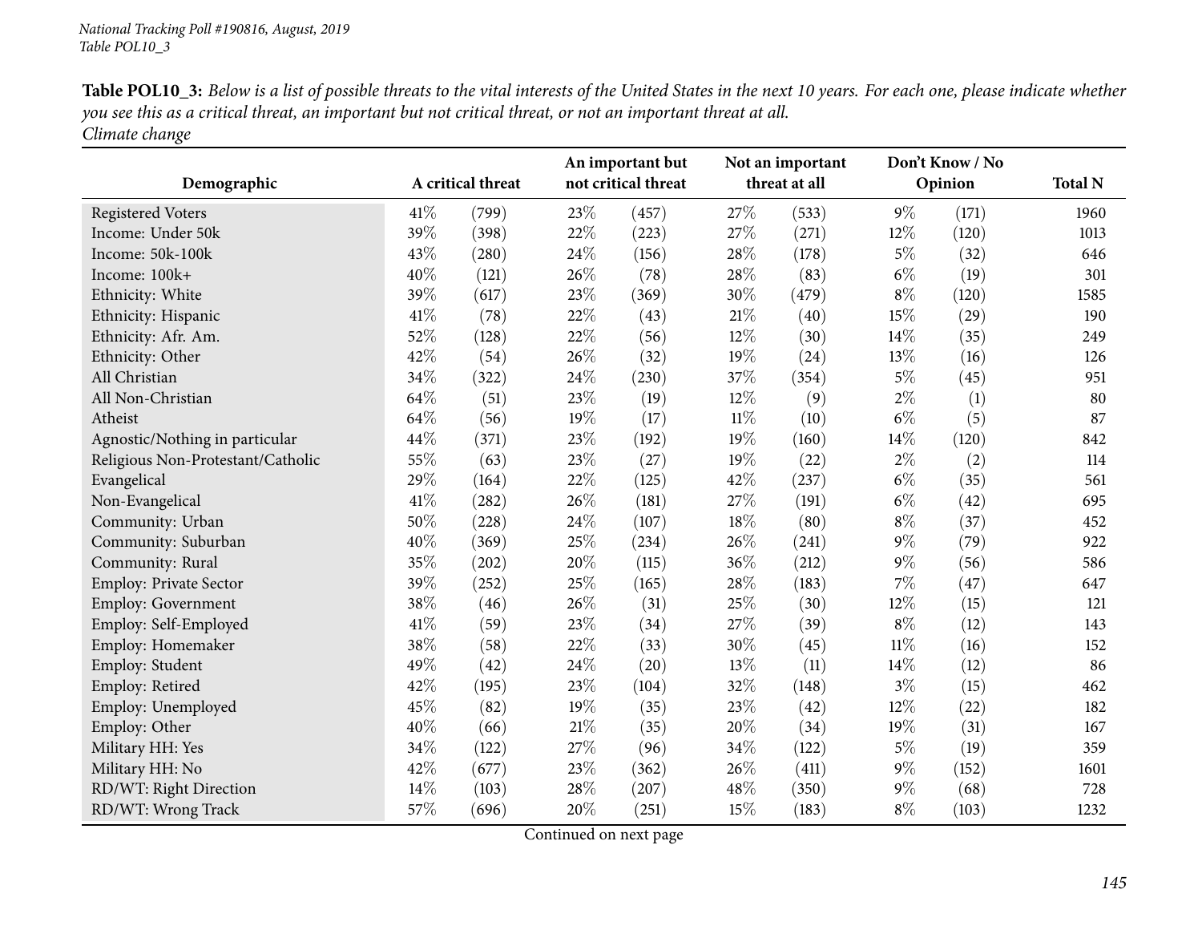*National Tracking Poll #190816, August, 2019*
*Table POL10_3*

**Table POL10_3:** *Below is a list of possible threats to the vital interests of the United States in the next 10 years. For each one, please indicate whether you see this as a critical threat, an important but not critical threat, or not an important threat at all.*
*Climate change*

| Demographic | A critical threat | | An important but not critical threat | | Not an important threat at all | | Don't Know / No Opinion | | Total N |
|---|---|---|---|---|---|---|---|---|---|
| Registered Voters | 41% | (799) | 23% | (457) | 27% | (533) | 9% | (171) | 1960 |
| Income: Under 50k | 39% | (398) | 22% | (223) | 27% | (271) | 12% | (120) | 1013 |
| Income: 50k-100k | 43% | (280) | 24% | (156) | 28% | (178) | 5% | (32) | 646 |
| Income: 100k+ | 40% | (121) | 26% | (78) | 28% | (83) | 6% | (19) | 301 |
| Ethnicity: White | 39% | (617) | 23% | (369) | 30% | (479) | 8% | (120) | 1585 |
| Ethnicity: Hispanic | 41% | (78) | 22% | (43) | 21% | (40) | 15% | (29) | 190 |
| Ethnicity: Afr. Am. | 52% | (128) | 22% | (56) | 12% | (30) | 14% | (35) | 249 |
| Ethnicity: Other | 42% | (54) | 26% | (32) | 19% | (24) | 13% | (16) | 126 |
| All Christian | 34% | (322) | 24% | (230) | 37% | (354) | 5% | (45) | 951 |
| All Non-Christian | 64% | (51) | 23% | (19) | 12% | (9) | 2% | (1) | 80 |
| Atheist | 64% | (56) | 19% | (17) | 11% | (10) | 6% | (5) | 87 |
| Agnostic/Nothing in particular | 44% | (371) | 23% | (192) | 19% | (160) | 14% | (120) | 842 |
| Religious Non-Protestant/Catholic | 55% | (63) | 23% | (27) | 19% | (22) | 2% | (2) | 114 |
| Evangelical | 29% | (164) | 22% | (125) | 42% | (237) | 6% | (35) | 561 |
| Non-Evangelical | 41% | (282) | 26% | (181) | 27% | (191) | 6% | (42) | 695 |
| Community: Urban | 50% | (228) | 24% | (107) | 18% | (80) | 8% | (37) | 452 |
| Community: Suburban | 40% | (369) | 25% | (234) | 26% | (241) | 9% | (79) | 922 |
| Community: Rural | 35% | (202) | 20% | (115) | 36% | (212) | 9% | (56) | 586 |
| Employ: Private Sector | 39% | (252) | 25% | (165) | 28% | (183) | 7% | (47) | 647 |
| Employ: Government | 38% | (46) | 26% | (31) | 25% | (30) | 12% | (15) | 121 |
| Employ: Self-Employed | 41% | (59) | 23% | (34) | 27% | (39) | 8% | (12) | 143 |
| Employ: Homemaker | 38% | (58) | 22% | (33) | 30% | (45) | 11% | (16) | 152 |
| Employ: Student | 49% | (42) | 24% | (20) | 13% | (11) | 14% | (12) | 86 |
| Employ: Retired | 42% | (195) | 23% | (104) | 32% | (148) | 3% | (15) | 462 |
| Employ: Unemployed | 45% | (82) | 19% | (35) | 23% | (42) | 12% | (22) | 182 |
| Employ: Other | 40% | (66) | 21% | (35) | 20% | (34) | 19% | (31) | 167 |
| Military HH: Yes | 34% | (122) | 27% | (96) | 34% | (122) | 5% | (19) | 359 |
| Military HH: No | 42% | (677) | 23% | (362) | 26% | (411) | 9% | (152) | 1601 |
| RD/WT: Right Direction | 14% | (103) | 28% | (207) | 48% | (350) | 9% | (68) | 728 |
| RD/WT: Wrong Track | 57% | (696) | 20% | (251) | 15% | (183) | 8% | (103) | 1232 |

Continued on next page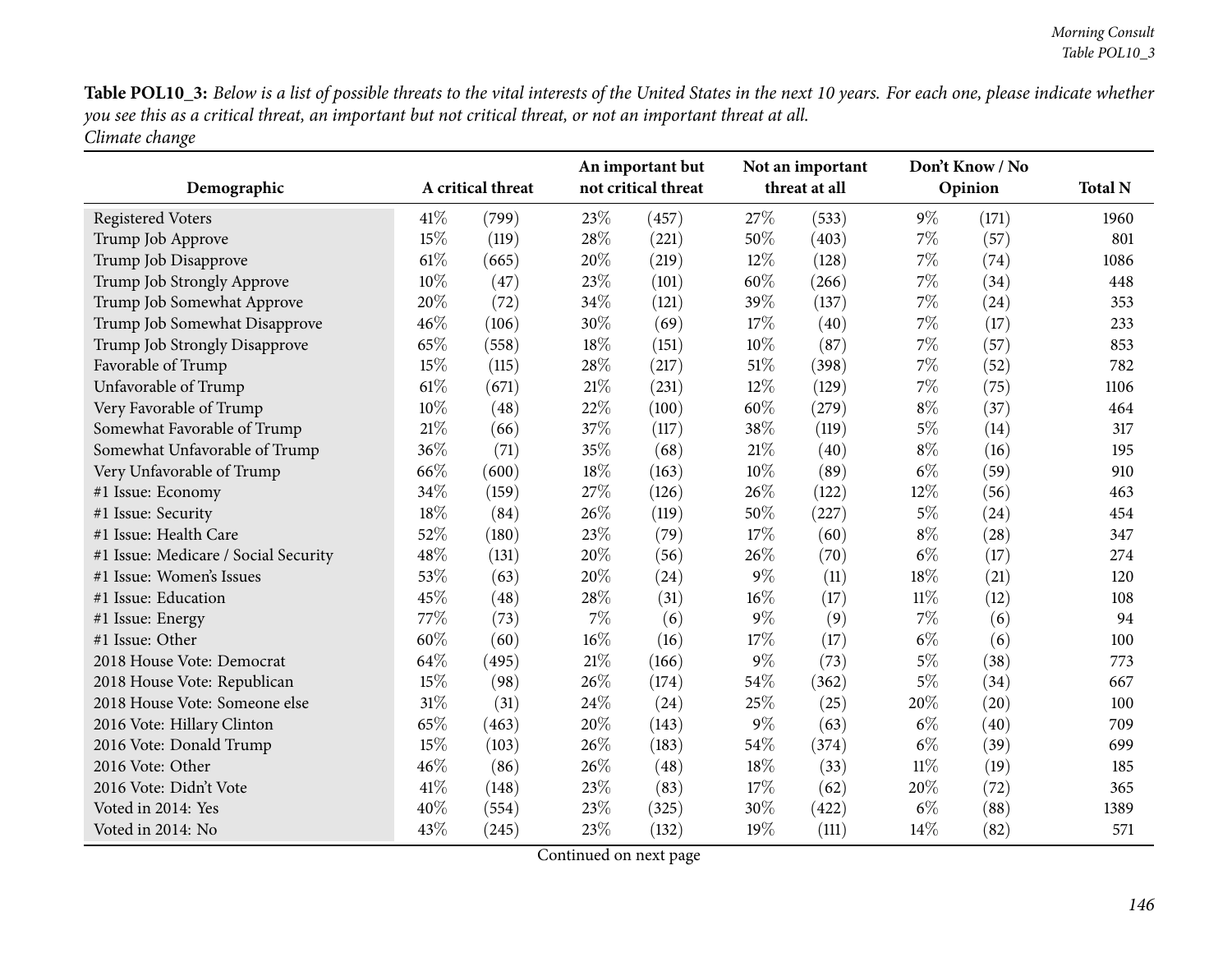**Table POL10_3:** *Below is a list of possible threats to the vital interests of the United States in the next 10 years. For each one, please indicate whether you see this as a critical threat, an important but not critical threat, or not an important threat at all.*
*Climate change*

| Demographic | A critical threat | | An important but not critical threat | | Not an important threat at all | | Don't Know / No Opinion | | Total N |
|---|---|---|---|---|---|---|---|---|---|
| Registered Voters | 41% | (799) | 23% | (457) | 27% | (533) | 9% | (171) | 1960 |
| Trump Job Approve | 15% | (119) | 28% | (221) | 50% | (403) | 7% | (57) | 801 |
| Trump Job Disapprove | 61% | (665) | 20% | (219) | 12% | (128) | 7% | (74) | 1086 |
| Trump Job Strongly Approve | 10% | (47) | 23% | (101) | 60% | (266) | 7% | (34) | 448 |
| Trump Job Somewhat Approve | 20% | (72) | 34% | (121) | 39% | (137) | 7% | (24) | 353 |
| Trump Job Somewhat Disapprove | 46% | (106) | 30% | (69) | 17% | (40) | 7% | (17) | 233 |
| Trump Job Strongly Disapprove | 65% | (558) | 18% | (151) | 10% | (87) | 7% | (57) | 853 |
| Favorable of Trump | 15% | (115) | 28% | (217) | 51% | (398) | 7% | (52) | 782 |
| Unfavorable of Trump | 61% | (671) | 21% | (231) | 12% | (129) | 7% | (75) | 1106 |
| Very Favorable of Trump | 10% | (48) | 22% | (100) | 60% | (279) | 8% | (37) | 464 |
| Somewhat Favorable of Trump | 21% | (66) | 37% | (117) | 38% | (119) | 5% | (14) | 317 |
| Somewhat Unfavorable of Trump | 36% | (71) | 35% | (68) | 21% | (40) | 8% | (16) | 195 |
| Very Unfavorable of Trump | 66% | (600) | 18% | (163) | 10% | (89) | 6% | (59) | 910 |
| #1 Issue: Economy | 34% | (159) | 27% | (126) | 26% | (122) | 12% | (56) | 463 |
| #1 Issue: Security | 18% | (84) | 26% | (119) | 50% | (227) | 5% | (24) | 454 |
| #1 Issue: Health Care | 52% | (180) | 23% | (79) | 17% | (60) | 8% | (28) | 347 |
| #1 Issue: Medicare / Social Security | 48% | (131) | 20% | (56) | 26% | (70) | 6% | (17) | 274 |
| #1 Issue: Women's Issues | 53% | (63) | 20% | (24) | 9% | (11) | 18% | (21) | 120 |
| #1 Issue: Education | 45% | (48) | 28% | (31) | 16% | (17) | 11% | (12) | 108 |
| #1 Issue: Energy | 77% | (73) | 7% | (6) | 9% | (9) | 7% | (6) | 94 |
| #1 Issue: Other | 60% | (60) | 16% | (16) | 17% | (17) | 6% | (6) | 100 |
| 2018 House Vote: Democrat | 64% | (495) | 21% | (166) | 9% | (73) | 5% | (38) | 773 |
| 2018 House Vote: Republican | 15% | (98) | 26% | (174) | 54% | (362) | 5% | (34) | 667 |
| 2018 House Vote: Someone else | 31% | (31) | 24% | (24) | 25% | (25) | 20% | (20) | 100 |
| 2016 Vote: Hillary Clinton | 65% | (463) | 20% | (143) | 9% | (63) | 6% | (40) | 709 |
| 2016 Vote: Donald Trump | 15% | (103) | 26% | (183) | 54% | (374) | 6% | (39) | 699 |
| 2016 Vote: Other | 46% | (86) | 26% | (48) | 18% | (33) | 11% | (19) | 185 |
| 2016 Vote: Didn't Vote | 41% | (148) | 23% | (83) | 17% | (62) | 20% | (72) | 365 |
| Voted in 2014: Yes | 40% | (554) | 23% | (325) | 30% | (422) | 6% | (88) | 1389 |
| Voted in 2014: No | 43% | (245) | 23% | (132) | 19% | (111) | 14% | (82) | 571 |

Continued on next page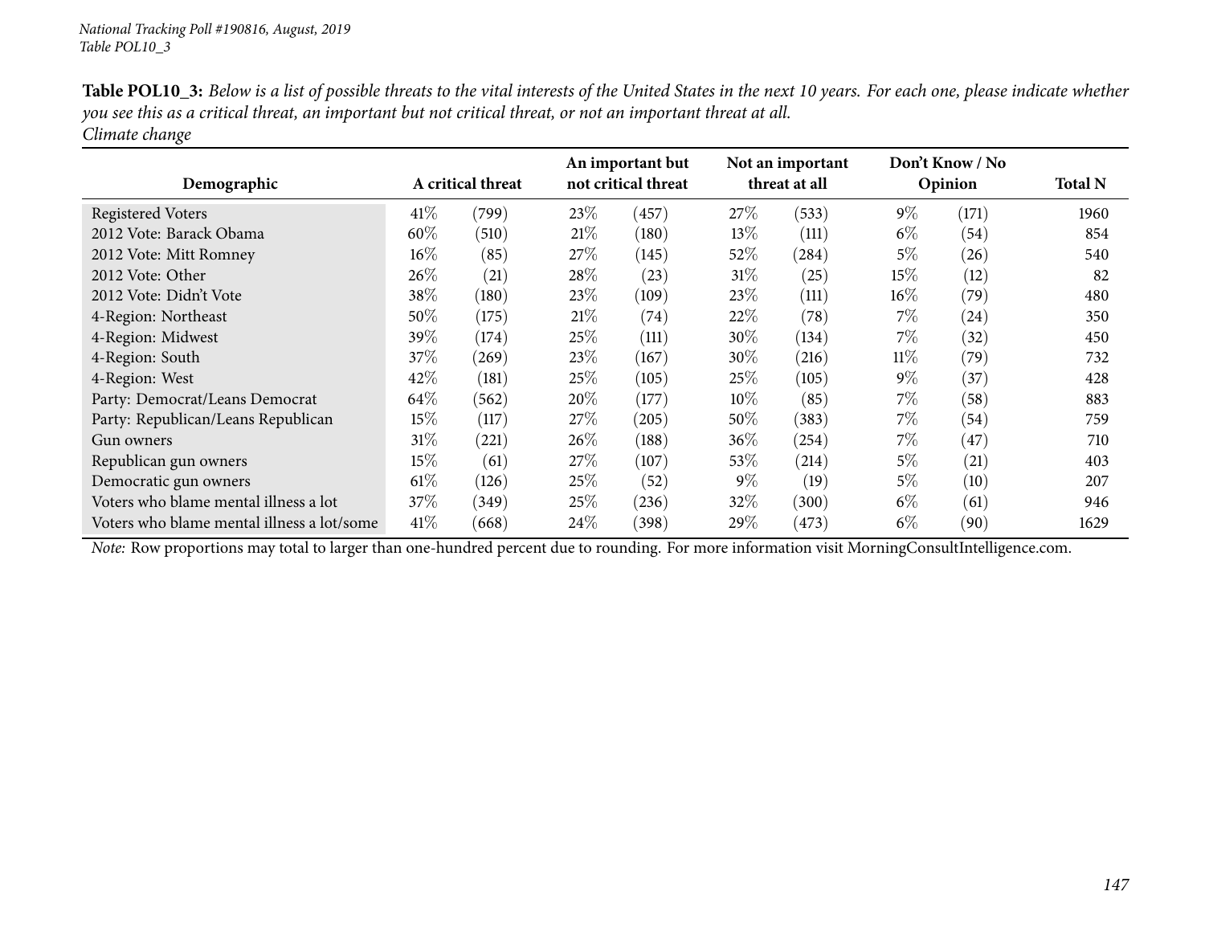**Table POL10_3:** *Below is a list of possible threats to the vital interests of the United States in the next 10 years. For each one, please indicate whether you see this as a critical threat, an important but not critical threat, or not an important threat at all.*
*Climate change*

| Demographic | A critical threat | | An important but not critical threat | | Not an important threat at all | | Don't Know / No Opinion | | Total N |
|---|---|---|---|---|---|---|---|---|---|
| Registered Voters | 41% | (799) | 23% | (457) | 27% | (533) | 9% | (171) | 1960 |
| 2012 Vote: Barack Obama | 60% | (510) | 21% | (180) | 13% | (111) | 6% | (54) | 854 |
| 2012 Vote: Mitt Romney | 16% | (85) | 27% | (145) | 52% | (284) | 5% | (26) | 540 |
| 2012 Vote: Other | 26% | (21) | 28% | (23) | 31% | (25) | 15% | (12) | 82 |
| 2012 Vote: Didn't Vote | 38% | (180) | 23% | (109) | 23% | (111) | 16% | (79) | 480 |
| 4-Region: Northeast | 50% | (175) | 21% | (74) | 22% | (78) | 7% | (24) | 350 |
| 4-Region: Midwest | 39% | (174) | 25% | (111) | 30% | (134) | 7% | (32) | 450 |
| 4-Region: South | 37% | (269) | 23% | (167) | 30% | (216) | 11% | (79) | 732 |
| 4-Region: West | 42% | (181) | 25% | (105) | 25% | (105) | 9% | (37) | 428 |
| Party: Democrat/Leans Democrat | 64% | (562) | 20% | (177) | 10% | (85) | 7% | (58) | 883 |
| Party: Republican/Leans Republican | 15% | (117) | 27% | (205) | 50% | (383) | 7% | (54) | 759 |
| Gun owners | 31% | (221) | 26% | (188) | 36% | (254) | 7% | (47) | 710 |
| Republican gun owners | 15% | (61) | 27% | (107) | 53% | (214) | 5% | (21) | 403 |
| Democratic gun owners | 61% | (126) | 25% | (52) | 9% | (19) | 5% | (10) | 207 |
| Voters who blame mental illness a lot | 37% | (349) | 25% | (236) | 32% | (300) | 6% | (61) | 946 |
| Voters who blame mental illness a lot/some | 41% | (668) | 24% | (398) | 29% | (473) | 6% | (90) | 1629 |

*Note:* Row proportions may total to larger than one-hundred percent due to rounding. For more information visit MorningConsultIntelligence.com.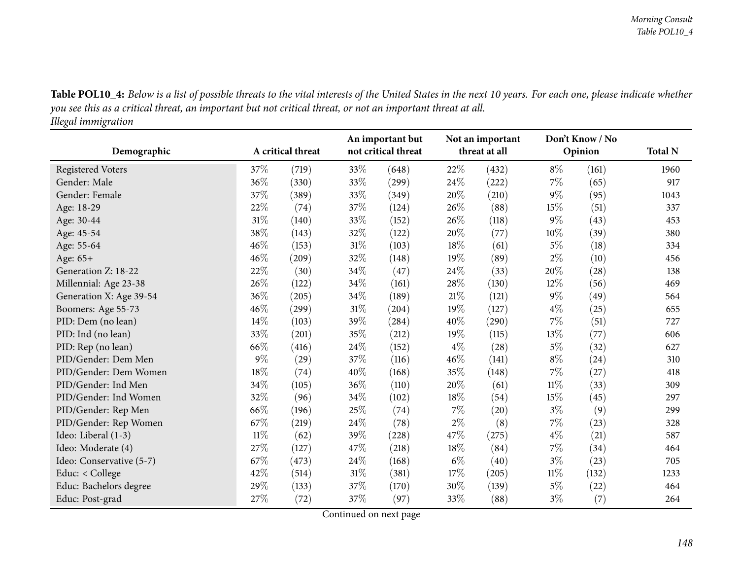**Table POL10_4:** *Below is a list of possible threats to the vital interests of the United States in the next 10 years. For each one, please indicate whether you see this as a critical threat, an important but not critical threat, or not an important threat at all.*
*Illegal immigration*

| Demographic | A critical threat | | An important but not critical threat | | Not an important threat at all | | Don't Know / No Opinion | | Total N |
|---|---|---|---|---|---|---|---|---|---|
| Registered Voters | 37% | (719) | 33% | (648) | 22% | (432) | 8% | (161) | 1960 |
| Gender: Male | 36% | (330) | 33% | (299) | 24% | (222) | 7% | (65) | 917 |
| Gender: Female | 37% | (389) | 33% | (349) | 20% | (210) | 9% | (95) | 1043 |
| Age: 18-29 | 22% | (74) | 37% | (124) | 26% | (88) | 15% | (51) | 337 |
| Age: 30-44 | 31% | (140) | 33% | (152) | 26% | (118) | 9% | (43) | 453 |
| Age: 45-54 | 38% | (143) | 32% | (122) | 20% | (77) | 10% | (39) | 380 |
| Age: 55-64 | 46% | (153) | 31% | (103) | 18% | (61) | 5% | (18) | 334 |
| Age: 65+ | 46% | (209) | 32% | (148) | 19% | (89) | 2% | (10) | 456 |
| Generation Z: 18-22 | 22% | (30) | 34% | (47) | 24% | (33) | 20% | (28) | 138 |
| Millennial: Age 23-38 | 26% | (122) | 34% | (161) | 28% | (130) | 12% | (56) | 469 |
| Generation X: Age 39-54 | 36% | (205) | 34% | (189) | 21% | (121) | 9% | (49) | 564 |
| Boomers: Age 55-73 | 46% | (299) | 31% | (204) | 19% | (127) | 4% | (25) | 655 |
| PID: Dem (no lean) | 14% | (103) | 39% | (284) | 40% | (290) | 7% | (51) | 727 |
| PID: Ind (no lean) | 33% | (201) | 35% | (212) | 19% | (115) | 13% | (77) | 606 |
| PID: Rep (no lean) | 66% | (416) | 24% | (152) | 4% | (28) | 5% | (32) | 627 |
| PID/Gender: Dem Men | 9% | (29) | 37% | (116) | 46% | (141) | 8% | (24) | 310 |
| PID/Gender: Dem Women | 18% | (74) | 40% | (168) | 35% | (148) | 7% | (27) | 418 |
| PID/Gender: Ind Men | 34% | (105) | 36% | (110) | 20% | (61) | 11% | (33) | 309 |
| PID/Gender: Ind Women | 32% | (96) | 34% | (102) | 18% | (54) | 15% | (45) | 297 |
| PID/Gender: Rep Men | 66% | (196) | 25% | (74) | 7% | (20) | 3% | (9) | 299 |
| PID/Gender: Rep Women | 67% | (219) | 24% | (78) | 2% | (8) | 7% | (23) | 328 |
| Ideo: Liberal (1-3) | 11% | (62) | 39% | (228) | 47% | (275) | 4% | (21) | 587 |
| Ideo: Moderate (4) | 27% | (127) | 47% | (218) | 18% | (84) | 7% | (34) | 464 |
| Ideo: Conservative (5-7) | 67% | (473) | 24% | (168) | 6% | (40) | 3% | (23) | 705 |
| Educ: < College | 42% | (514) | 31% | (381) | 17% | (205) | 11% | (132) | 1233 |
| Educ: Bachelors degree | 29% | (133) | 37% | (170) | 30% | (139) | 5% | (22) | 464 |
| Educ: Post-grad | 27% | (72) | 37% | (97) | 33% | (88) | 3% | (7) | 264 |

Continued on next page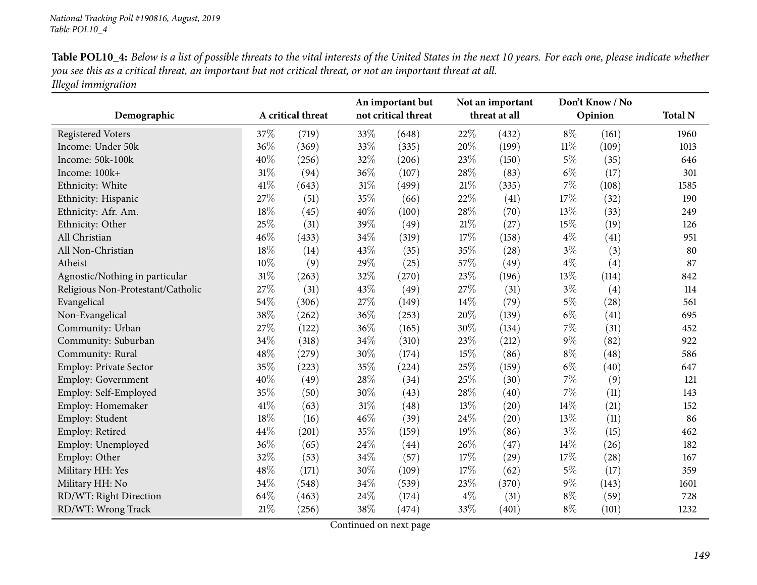**Table POL10_4:** *Below is a list of possible threats to the vital interests of the United States in the next 10 years. For each one, please indicate whether you see this as a critical threat, an important but not critical threat, or not an important threat at all.*
*Illegal immigration*

| Demographic | A critical threat | | An important but not critical threat | | Not an important threat at all | | Don't Know / No Opinion | | Total N |
|---|---|---|---|---|---|---|---|---|---|
| Registered Voters | 37% | (719) | 33% | (648) | 22% | (432) | 8% | (161) | 1960 |
| Income: Under 50k | 36% | (369) | 33% | (335) | 20% | (199) | 11% | (109) | 1013 |
| Income: 50k-100k | 40% | (256) | 32% | (206) | 23% | (150) | 5% | (35) | 646 |
| Income: 100k+ | 31% | (94) | 36% | (107) | 28% | (83) | 6% | (17) | 301 |
| Ethnicity: White | 41% | (643) | 31% | (499) | 21% | (335) | 7% | (108) | 1585 |
| Ethnicity: Hispanic | 27% | (51) | 35% | (66) | 22% | (41) | 17% | (32) | 190 |
| Ethnicity: Afr. Am. | 18% | (45) | 40% | (100) | 28% | (70) | 13% | (33) | 249 |
| Ethnicity: Other | 25% | (31) | 39% | (49) | 21% | (27) | 15% | (19) | 126 |
| All Christian | 46% | (433) | 34% | (319) | 17% | (158) | 4% | (41) | 951 |
| All Non-Christian | 18% | (14) | 43% | (35) | 35% | (28) | 3% | (3) | 80 |
| Atheist | 10% | (9) | 29% | (25) | 57% | (49) | 4% | (4) | 87 |
| Agnostic/Nothing in particular | 31% | (263) | 32% | (270) | 23% | (196) | 13% | (114) | 842 |
| Religious Non-Protestant/Catholic | 27% | (31) | 43% | (49) | 27% | (31) | 3% | (4) | 114 |
| Evangelical | 54% | (306) | 27% | (149) | 14% | (79) | 5% | (28) | 561 |
| Non-Evangelical | 38% | (262) | 36% | (253) | 20% | (139) | 6% | (41) | 695 |
| Community: Urban | 27% | (122) | 36% | (165) | 30% | (134) | 7% | (31) | 452 |
| Community: Suburban | 34% | (318) | 34% | (310) | 23% | (212) | 9% | (82) | 922 |
| Community: Rural | 48% | (279) | 30% | (174) | 15% | (86) | 8% | (48) | 586 |
| Employ: Private Sector | 35% | (223) | 35% | (224) | 25% | (159) | 6% | (40) | 647 |
| Employ: Government | 40% | (49) | 28% | (34) | 25% | (30) | 7% | (9) | 121 |
| Employ: Self-Employed | 35% | (50) | 30% | (43) | 28% | (40) | 7% | (11) | 143 |
| Employ: Homemaker | 41% | (63) | 31% | (48) | 13% | (20) | 14% | (21) | 152 |
| Employ: Student | 18% | (16) | 46% | (39) | 24% | (20) | 13% | (11) | 86 |
| Employ: Retired | 44% | (201) | 35% | (159) | 19% | (86) | 3% | (15) | 462 |
| Employ: Unemployed | 36% | (65) | 24% | (44) | 26% | (47) | 14% | (26) | 182 |
| Employ: Other | 32% | (53) | 34% | (57) | 17% | (29) | 17% | (28) | 167 |
| Military HH: Yes | 48% | (171) | 30% | (109) | 17% | (62) | 5% | (17) | 359 |
| Military HH: No | 34% | (548) | 34% | (539) | 23% | (370) | 9% | (143) | 1601 |
| RD/WT: Right Direction | 64% | (463) | 24% | (174) | 4% | (31) | 8% | (59) | 728 |
| RD/WT: Wrong Track | 21% | (256) | 38% | (474) | 33% | (401) | 8% | (101) | 1232 |

Continued on next page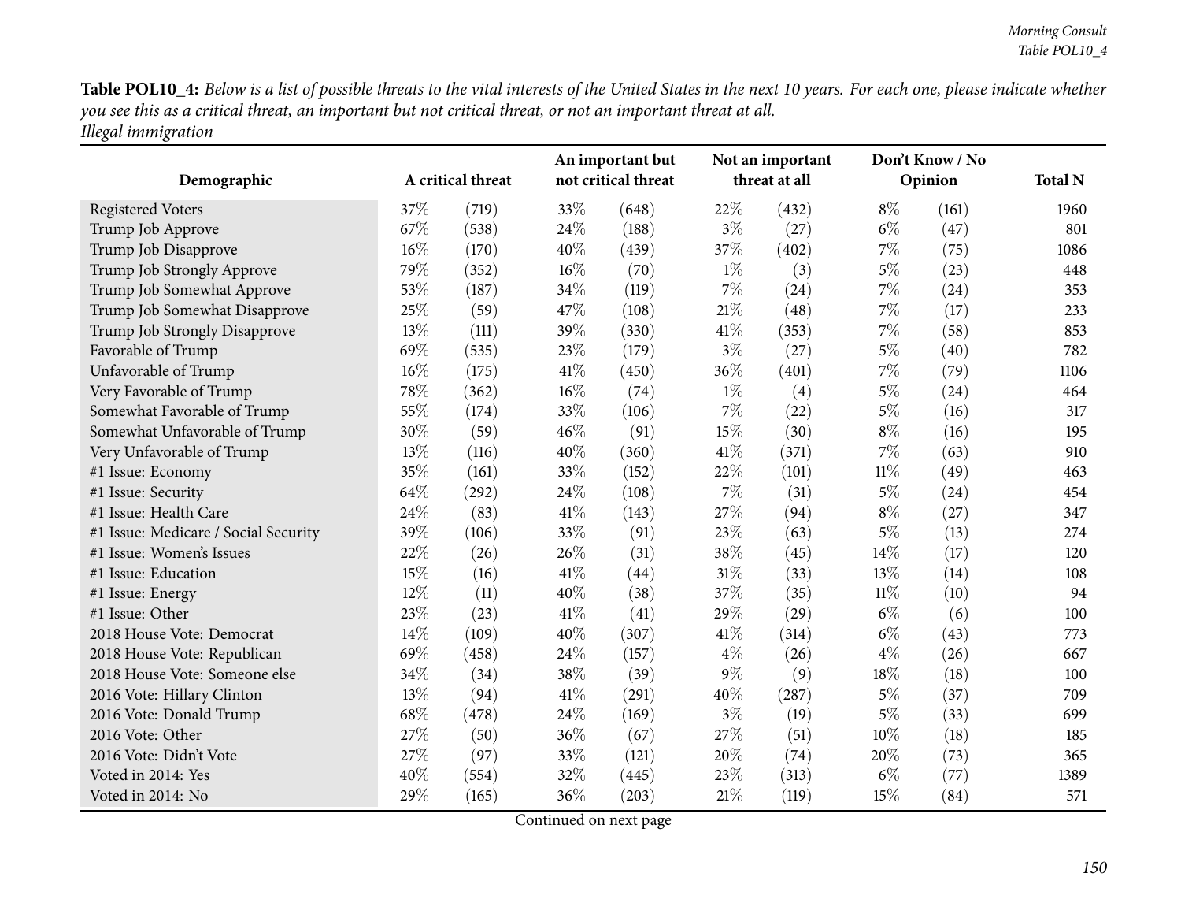**Table POL10_4:** *Below is a list of possible threats to the vital interests of the United States in the next 10 years. For each one, please indicate whether you see this as a critical threat, an important but not critical threat, or not an important threat at all.*
*Illegal immigration*

| Demographic | A critical threat | | An important but not critical threat | | Not an important threat at all | | Don't Know / No Opinion | | Total N |
|---|---|---|---|---|---|---|---|---|---|
| Registered Voters | 37% | (719) | 33% | (648) | 22% | (432) | 8% | (161) | 1960 |
| Trump Job Approve | 67% | (538) | 24% | (188) | 3% | (27) | 6% | (47) | 801 |
| Trump Job Disapprove | 16% | (170) | 40% | (439) | 37% | (402) | 7% | (75) | 1086 |
| Trump Job Strongly Approve | 79% | (352) | 16% | (70) | 1% | (3) | 5% | (23) | 448 |
| Trump Job Somewhat Approve | 53% | (187) | 34% | (119) | 7% | (24) | 7% | (24) | 353 |
| Trump Job Somewhat Disapprove | 25% | (59) | 47% | (108) | 21% | (48) | 7% | (17) | 233 |
| Trump Job Strongly Disapprove | 13% | (111) | 39% | (330) | 41% | (353) | 7% | (58) | 853 |
| Favorable of Trump | 69% | (535) | 23% | (179) | 3% | (27) | 5% | (40) | 782 |
| Unfavorable of Trump | 16% | (175) | 41% | (450) | 36% | (401) | 7% | (79) | 1106 |
| Very Favorable of Trump | 78% | (362) | 16% | (74) | 1% | (4) | 5% | (24) | 464 |
| Somewhat Favorable of Trump | 55% | (174) | 33% | (106) | 7% | (22) | 5% | (16) | 317 |
| Somewhat Unfavorable of Trump | 30% | (59) | 46% | (91) | 15% | (30) | 8% | (16) | 195 |
| Very Unfavorable of Trump | 13% | (116) | 40% | (360) | 41% | (371) | 7% | (63) | 910 |
| #1 Issue: Economy | 35% | (161) | 33% | (152) | 22% | (101) | 11% | (49) | 463 |
| #1 Issue: Security | 64% | (292) | 24% | (108) | 7% | (31) | 5% | (24) | 454 |
| #1 Issue: Health Care | 24% | (83) | 41% | (143) | 27% | (94) | 8% | (27) | 347 |
| #1 Issue: Medicare / Social Security | 39% | (106) | 33% | (91) | 23% | (63) | 5% | (13) | 274 |
| #1 Issue: Women's Issues | 22% | (26) | 26% | (31) | 38% | (45) | 14% | (17) | 120 |
| #1 Issue: Education | 15% | (16) | 41% | (44) | 31% | (33) | 13% | (14) | 108 |
| #1 Issue: Energy | 12% | (11) | 40% | (38) | 37% | (35) | 11% | (10) | 94 |
| #1 Issue: Other | 23% | (23) | 41% | (41) | 29% | (29) | 6% | (6) | 100 |
| 2018 House Vote: Democrat | 14% | (109) | 40% | (307) | 41% | (314) | 6% | (43) | 773 |
| 2018 House Vote: Republican | 69% | (458) | 24% | (157) | 4% | (26) | 4% | (26) | 667 |
| 2018 House Vote: Someone else | 34% | (34) | 38% | (39) | 9% | (9) | 18% | (18) | 100 |
| 2016 Vote: Hillary Clinton | 13% | (94) | 41% | (291) | 40% | (287) | 5% | (37) | 709 |
| 2016 Vote: Donald Trump | 68% | (478) | 24% | (169) | 3% | (19) | 5% | (33) | 699 |
| 2016 Vote: Other | 27% | (50) | 36% | (67) | 27% | (51) | 10% | (18) | 185 |
| 2016 Vote: Didn't Vote | 27% | (97) | 33% | (121) | 20% | (74) | 20% | (73) | 365 |
| Voted in 2014: Yes | 40% | (554) | 32% | (445) | 23% | (313) | 6% | (77) | 1389 |
| Voted in 2014: No | 29% | (165) | 36% | (203) | 21% | (119) | 15% | (84) | 571 |

Continued on next page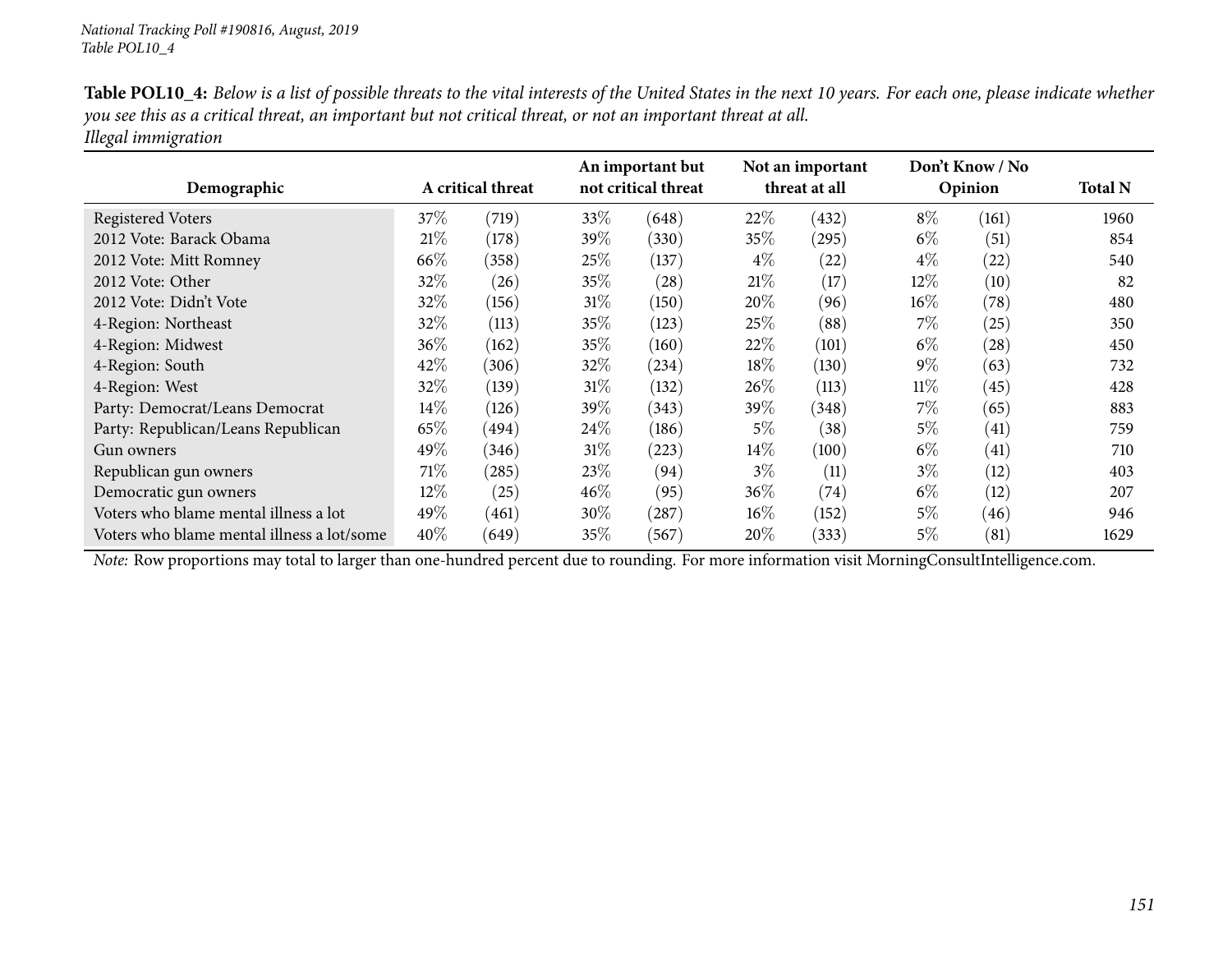**Table POL10_4:** *Below is a list of possible threats to the vital interests of the United States in the next 10 years. For each one, please indicate whether you see this as a critical threat, an important but not critical threat, or not an important threat at all.*
*Illegal immigration*

| Demographic | A critical threat | | An important but not critical threat | | Not an important threat at all | | Don't Know / No Opinion | | Total N |
|---|---|---|---|---|---|---|---|---|---|
| Registered Voters | 37% | (719) | 33% | (648) | 22% | (432) | 8% | (161) | 1960 |
| 2012 Vote: Barack Obama | 21% | (178) | 39% | (330) | 35% | (295) | 6% | (51) | 854 |
| 2012 Vote: Mitt Romney | 66% | (358) | 25% | (137) | 4% | (22) | 4% | (22) | 540 |
| 2012 Vote: Other | 32% | (26) | 35% | (28) | 21% | (17) | 12% | (10) | 82 |
| 2012 Vote: Didn't Vote | 32% | (156) | 31% | (150) | 20% | (96) | 16% | (78) | 480 |
| 4-Region: Northeast | 32% | (113) | 35% | (123) | 25% | (88) | 7% | (25) | 350 |
| 4-Region: Midwest | 36% | (162) | 35% | (160) | 22% | (101) | 6% | (28) | 450 |
| 4-Region: South | 42% | (306) | 32% | (234) | 18% | (130) | 9% | (63) | 732 |
| 4-Region: West | 32% | (139) | 31% | (132) | 26% | (113) | 11% | (45) | 428 |
| Party: Democrat/Leans Democrat | 14% | (126) | 39% | (343) | 39% | (348) | 7% | (65) | 883 |
| Party: Republican/Leans Republican | 65% | (494) | 24% | (186) | 5% | (38) | 5% | (41) | 759 |
| Gun owners | 49% | (346) | 31% | (223) | 14% | (100) | 6% | (41) | 710 |
| Republican gun owners | 71% | (285) | 23% | (94) | 3% | (11) | 3% | (12) | 403 |
| Democratic gun owners | 12% | (25) | 46% | (95) | 36% | (74) | 6% | (12) | 207 |
| Voters who blame mental illness a lot | 49% | (461) | 30% | (287) | 16% | (152) | 5% | (46) | 946 |
| Voters who blame mental illness a lot/some | 40% | (649) | 35% | (567) | 20% | (333) | 5% | (81) | 1629 |

*Note:* Row proportions may total to larger than one-hundred percent due to rounding. For more information visit MorningConsultIntelligence.com.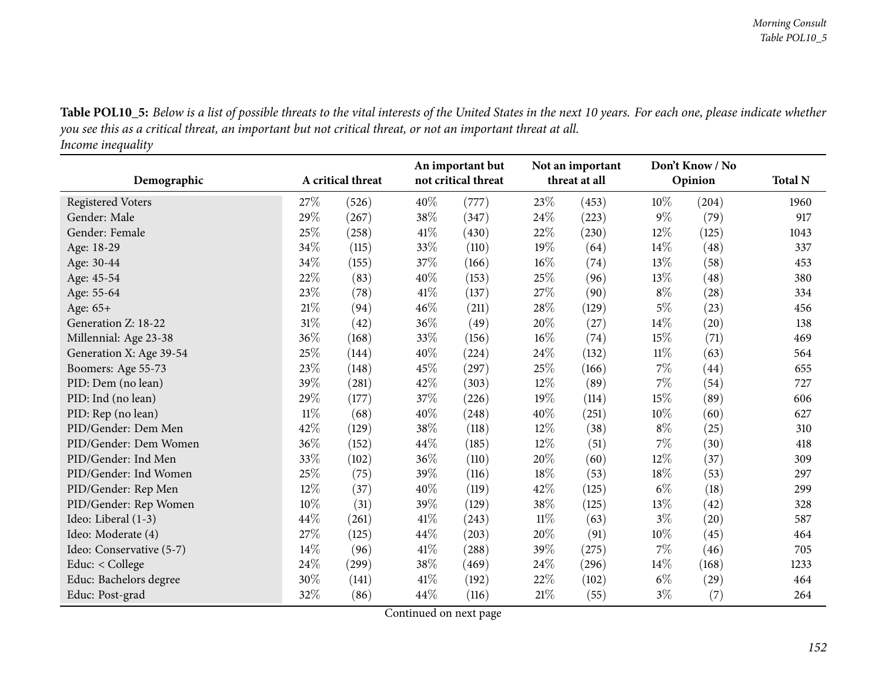**Table POL10_5:** *Below is a list of possible threats to the vital interests of the United States in the next 10 years. For each one, please indicate whether you see this as a critical threat, an important but not critical threat, or not an important threat at all.*
*Income inequality*

| Demographic | A critical threat | | An important but not critical threat | | Not an important threat at all | | Don't Know / No Opinion | | Total N |
|---|---|---|---|---|---|---|---|---|---|
| Registered Voters | 27% | (526) | 40% | (777) | 23% | (453) | 10% | (204) | 1960 |
| Gender: Male | 29% | (267) | 38% | (347) | 24% | (223) | 9% | (79) | 917 |
| Gender: Female | 25% | (258) | 41% | (430) | 22% | (230) | 12% | (125) | 1043 |
| Age: 18-29 | 34% | (115) | 33% | (110) | 19% | (64) | 14% | (48) | 337 |
| Age: 30-44 | 34% | (155) | 37% | (166) | 16% | (74) | 13% | (58) | 453 |
| Age: 45-54 | 22% | (83) | 40% | (153) | 25% | (96) | 13% | (48) | 380 |
| Age: 55-64 | 23% | (78) | 41% | (137) | 27% | (90) | 8% | (28) | 334 |
| Age: 65+ | 21% | (94) | 46% | (211) | 28% | (129) | 5% | (23) | 456 |
| Generation Z: 18-22 | 31% | (42) | 36% | (49) | 20% | (27) | 14% | (20) | 138 |
| Millennial: Age 23-38 | 36% | (168) | 33% | (156) | 16% | (74) | 15% | (71) | 469 |
| Generation X: Age 39-54 | 25% | (144) | 40% | (224) | 24% | (132) | 11% | (63) | 564 |
| Boomers: Age 55-73 | 23% | (148) | 45% | (297) | 25% | (166) | 7% | (44) | 655 |
| PID: Dem (no lean) | 39% | (281) | 42% | (303) | 12% | (89) | 7% | (54) | 727 |
| PID: Ind (no lean) | 29% | (177) | 37% | (226) | 19% | (114) | 15% | (89) | 606 |
| PID: Rep (no lean) | 11% | (68) | 40% | (248) | 40% | (251) | 10% | (60) | 627 |
| PID/Gender: Dem Men | 42% | (129) | 38% | (118) | 12% | (38) | 8% | (25) | 310 |
| PID/Gender: Dem Women | 36% | (152) | 44% | (185) | 12% | (51) | 7% | (30) | 418 |
| PID/Gender: Ind Men | 33% | (102) | 36% | (110) | 20% | (60) | 12% | (37) | 309 |
| PID/Gender: Ind Women | 25% | (75) | 39% | (116) | 18% | (53) | 18% | (53) | 297 |
| PID/Gender: Rep Men | 12% | (37) | 40% | (119) | 42% | (125) | 6% | (18) | 299 |
| PID/Gender: Rep Women | 10% | (31) | 39% | (129) | 38% | (125) | 13% | (42) | 328 |
| Ideo: Liberal (1-3) | 44% | (261) | 41% | (243) | 11% | (63) | 3% | (20) | 587 |
| Ideo: Moderate (4) | 27% | (125) | 44% | (203) | 20% | (91) | 10% | (45) | 464 |
| Ideo: Conservative (5-7) | 14% | (96) | 41% | (288) | 39% | (275) | 7% | (46) | 705 |
| Educ: < College | 24% | (299) | 38% | (469) | 24% | (296) | 14% | (168) | 1233 |
| Educ: Bachelors degree | 30% | (141) | 41% | (192) | 22% | (102) | 6% | (29) | 464 |
| Educ: Post-grad | 32% | (86) | 44% | (116) | 21% | (55) | 3% | (7) | 264 |

Continued on next page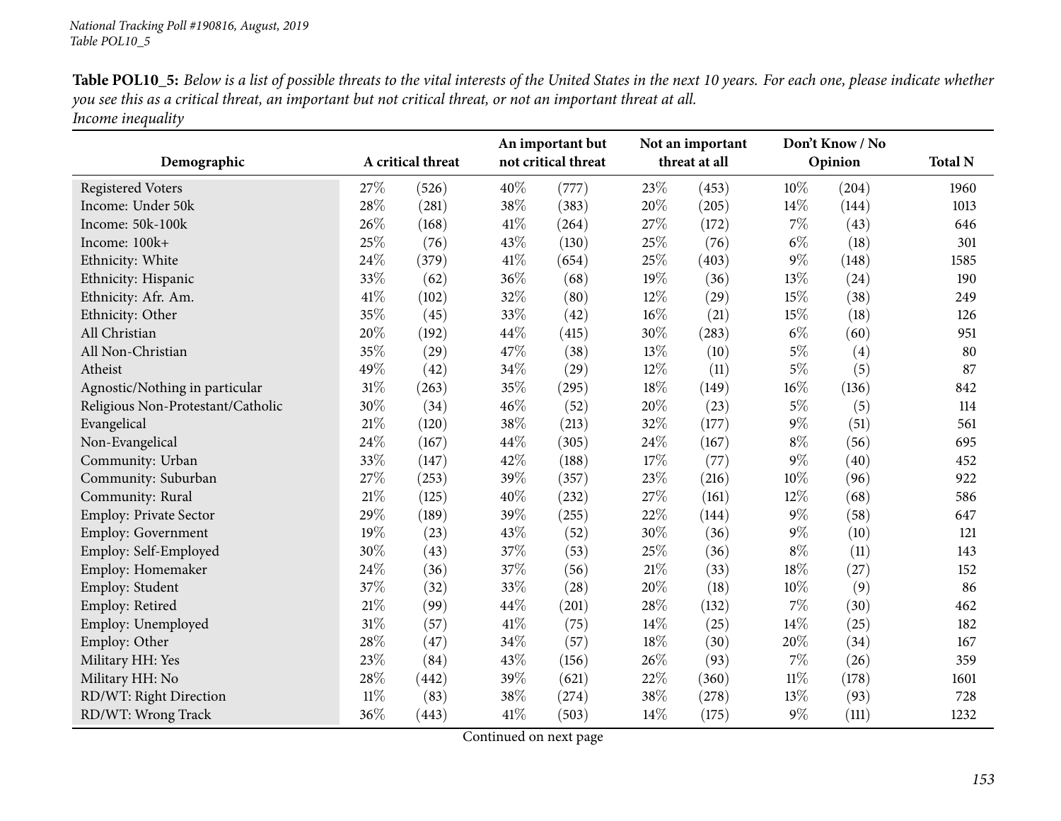**Table POL10_5:** *Below is a list of possible threats to the vital interests of the United States in the next 10 years. For each one, please indicate whether you see this as a critical threat, an important but not critical threat, or not an important threat at all.*
*Income inequality*

| Demographic | A critical threat | | An important but not critical threat | | Not an important threat at all | | Don't Know / No Opinion | | Total N |
|---|---|---|---|---|---|---|---|---|---|
| Registered Voters | 27% | (526) | 40% | (777) | 23% | (453) | 10% | (204) | 1960 |
| Income: Under 50k | 28% | (281) | 38% | (383) | 20% | (205) | 14% | (144) | 1013 |
| Income: 50k-100k | 26% | (168) | 41% | (264) | 27% | (172) | 7% | (43) | 646 |
| Income: 100k+ | 25% | (76) | 43% | (130) | 25% | (76) | 6% | (18) | 301 |
| Ethnicity: White | 24% | (379) | 41% | (654) | 25% | (403) | 9% | (148) | 1585 |
| Ethnicity: Hispanic | 33% | (62) | 36% | (68) | 19% | (36) | 13% | (24) | 190 |
| Ethnicity: Afr. Am. | 41% | (102) | 32% | (80) | 12% | (29) | 15% | (38) | 249 |
| Ethnicity: Other | 35% | (45) | 33% | (42) | 16% | (21) | 15% | (18) | 126 |
| All Christian | 20% | (192) | 44% | (415) | 30% | (283) | 6% | (60) | 951 |
| All Non-Christian | 35% | (29) | 47% | (38) | 13% | (10) | 5% | (4) | 80 |
| Atheist | 49% | (42) | 34% | (29) | 12% | (11) | 5% | (5) | 87 |
| Agnostic/Nothing in particular | 31% | (263) | 35% | (295) | 18% | (149) | 16% | (136) | 842 |
| Religious Non-Protestant/Catholic | 30% | (34) | 46% | (52) | 20% | (23) | 5% | (5) | 114 |
| Evangelical | 21% | (120) | 38% | (213) | 32% | (177) | 9% | (51) | 561 |
| Non-Evangelical | 24% | (167) | 44% | (305) | 24% | (167) | 8% | (56) | 695 |
| Community: Urban | 33% | (147) | 42% | (188) | 17% | (77) | 9% | (40) | 452 |
| Community: Suburban | 27% | (253) | 39% | (357) | 23% | (216) | 10% | (96) | 922 |
| Community: Rural | 21% | (125) | 40% | (232) | 27% | (161) | 12% | (68) | 586 |
| Employ: Private Sector | 29% | (189) | 39% | (255) | 22% | (144) | 9% | (58) | 647 |
| Employ: Government | 19% | (23) | 43% | (52) | 30% | (36) | 9% | (10) | 121 |
| Employ: Self-Employed | 30% | (43) | 37% | (53) | 25% | (36) | 8% | (11) | 143 |
| Employ: Homemaker | 24% | (36) | 37% | (56) | 21% | (33) | 18% | (27) | 152 |
| Employ: Student | 37% | (32) | 33% | (28) | 20% | (18) | 10% | (9) | 86 |
| Employ: Retired | 21% | (99) | 44% | (201) | 28% | (132) | 7% | (30) | 462 |
| Employ: Unemployed | 31% | (57) | 41% | (75) | 14% | (25) | 14% | (25) | 182 |
| Employ: Other | 28% | (47) | 34% | (57) | 18% | (30) | 20% | (34) | 167 |
| Military HH: Yes | 23% | (84) | 43% | (156) | 26% | (93) | 7% | (26) | 359 |
| Military HH: No | 28% | (442) | 39% | (621) | 22% | (360) | 11% | (178) | 1601 |
| RD/WT: Right Direction | 11% | (83) | 38% | (274) | 38% | (278) | 13% | (93) | 728 |
| RD/WT: Wrong Track | 36% | (443) | 41% | (503) | 14% | (175) | 9% | (111) | 1232 |

Continued on next page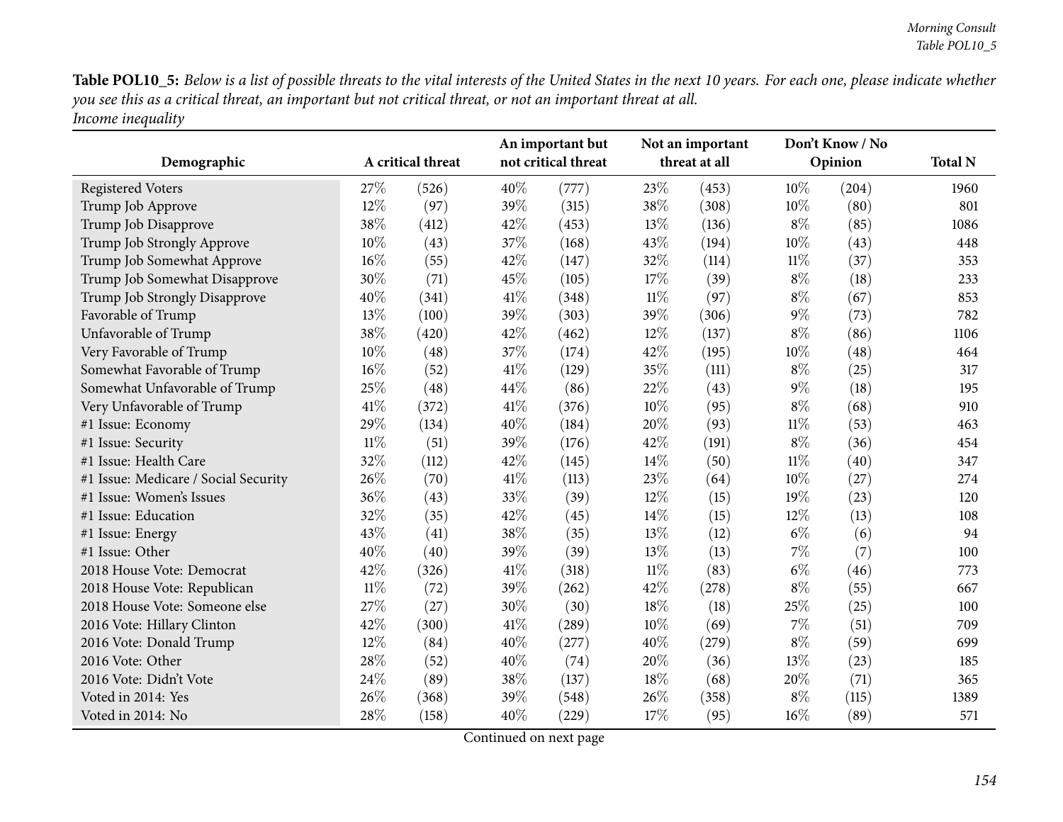**Table POL10_5:** *Below is a list of possible threats to the vital interests of the United States in the next 10 years. For each one, please indicate whether you see this as a critical threat, an important but not critical threat, or not an important threat at all.*
*Income inequality*

| Demographic | A critical threat | | An important but not critical threat | | Not an important threat at all | | Don't Know / No Opinion | | Total N |
|---|---|---|---|---|---|---|---|---|---|
| Registered Voters | 27% | (526) | 40% | (777) | 23% | (453) | 10% | (204) | 1960 |
| Trump Job Approve | 12% | (97) | 39% | (315) | 38% | (308) | 10% | (80) | 801 |
| Trump Job Disapprove | 38% | (412) | 42% | (453) | 13% | (136) | 8% | (85) | 1086 |
| Trump Job Strongly Approve | 10% | (43) | 37% | (168) | 43% | (194) | 10% | (43) | 448 |
| Trump Job Somewhat Approve | 16% | (55) | 42% | (147) | 32% | (114) | 11% | (37) | 353 |
| Trump Job Somewhat Disapprove | 30% | (71) | 45% | (105) | 17% | (39) | 8% | (18) | 233 |
| Trump Job Strongly Disapprove | 40% | (341) | 41% | (348) | 11% | (97) | 8% | (67) | 853 |
| Favorable of Trump | 13% | (100) | 39% | (303) | 39% | (306) | 9% | (73) | 782 |
| Unfavorable of Trump | 38% | (420) | 42% | (462) | 12% | (137) | 8% | (86) | 1106 |
| Very Favorable of Trump | 10% | (48) | 37% | (174) | 42% | (195) | 10% | (48) | 464 |
| Somewhat Favorable of Trump | 16% | (52) | 41% | (129) | 35% | (111) | 8% | (25) | 317 |
| Somewhat Unfavorable of Trump | 25% | (48) | 44% | (86) | 22% | (43) | 9% | (18) | 195 |
| Very Unfavorable of Trump | 41% | (372) | 41% | (376) | 10% | (95) | 8% | (68) | 910 |
| #1 Issue: Economy | 29% | (134) | 40% | (184) | 20% | (93) | 11% | (53) | 463 |
| #1 Issue: Security | 11% | (51) | 39% | (176) | 42% | (191) | 8% | (36) | 454 |
| #1 Issue: Health Care | 32% | (112) | 42% | (145) | 14% | (50) | 11% | (40) | 347 |
| #1 Issue: Medicare / Social Security | 26% | (70) | 41% | (113) | 23% | (64) | 10% | (27) | 274 |
| #1 Issue: Women's Issues | 36% | (43) | 33% | (39) | 12% | (15) | 19% | (23) | 120 |
| #1 Issue: Education | 32% | (35) | 42% | (45) | 14% | (15) | 12% | (13) | 108 |
| #1 Issue: Energy | 43% | (41) | 38% | (35) | 13% | (12) | 6% | (6) | 94 |
| #1 Issue: Other | 40% | (40) | 39% | (39) | 13% | (13) | 7% | (7) | 100 |
| 2018 House Vote: Democrat | 42% | (326) | 41% | (318) | 11% | (83) | 6% | (46) | 773 |
| 2018 House Vote: Republican | 11% | (72) | 39% | (262) | 42% | (278) | 8% | (55) | 667 |
| 2018 House Vote: Someone else | 27% | (27) | 30% | (30) | 18% | (18) | 25% | (25) | 100 |
| 2016 Vote: Hillary Clinton | 42% | (300) | 41% | (289) | 10% | (69) | 7% | (51) | 709 |
| 2016 Vote: Donald Trump | 12% | (84) | 40% | (277) | 40% | (279) | 8% | (59) | 699 |
| 2016 Vote: Other | 28% | (52) | 40% | (74) | 20% | (36) | 13% | (23) | 185 |
| 2016 Vote: Didn't Vote | 24% | (89) | 38% | (137) | 18% | (68) | 20% | (71) | 365 |
| Voted in 2014: Yes | 26% | (368) | 39% | (548) | 26% | (358) | 8% | (115) | 1389 |
| Voted in 2014: No | 28% | (158) | 40% | (229) | 17% | (95) | 16% | (89) | 571 |

Continued on next page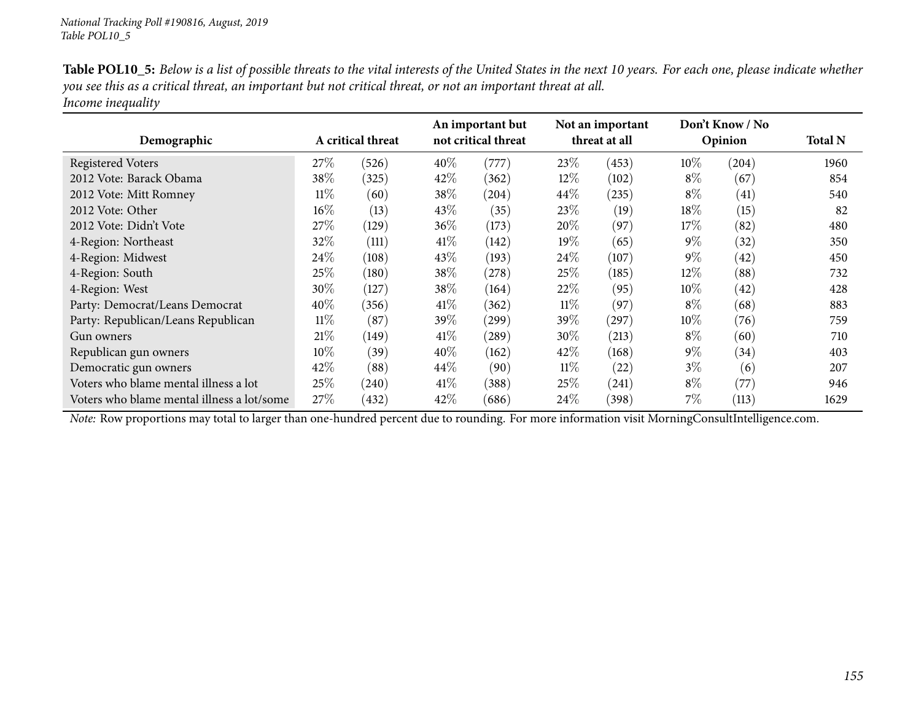**Table POL10_5:** *Below is a list of possible threats to the vital interests of the United States in the next 10 years. For each one, please indicate whether you see this as a critical threat, an important but not critical threat, or not an important threat at all.*
*Income inequality*

| Demographic | A critical threat | | An important but not critical threat | | Not an important threat at all | | Don't Know / No Opinion | | Total N |
|---|---|---|---|---|---|---|---|---|---|
| Registered Voters | 27% | (526) | 40% | (777) | 23% | (453) | 10% | (204) | 1960 |
| 2012 Vote: Barack Obama | 38% | (325) | 42% | (362) | 12% | (102) | 8% | (67) | 854 |
| 2012 Vote: Mitt Romney | 11% | (60) | 38% | (204) | 44% | (235) | 8% | (41) | 540 |
| 2012 Vote: Other | 16% | (13) | 43% | (35) | 23% | (19) | 18% | (15) | 82 |
| 2012 Vote: Didn't Vote | 27% | (129) | 36% | (173) | 20% | (97) | 17% | (82) | 480 |
| 4-Region: Northeast | 32% | (111) | 41% | (142) | 19% | (65) | 9% | (32) | 350 |
| 4-Region: Midwest | 24% | (108) | 43% | (193) | 24% | (107) | 9% | (42) | 450 |
| 4-Region: South | 25% | (180) | 38% | (278) | 25% | (185) | 12% | (88) | 732 |
| 4-Region: West | 30% | (127) | 38% | (164) | 22% | (95) | 10% | (42) | 428 |
| Party: Democrat/Leans Democrat | 40% | (356) | 41% | (362) | 11% | (97) | 8% | (68) | 883 |
| Party: Republican/Leans Republican | 11% | (87) | 39% | (299) | 39% | (297) | 10% | (76) | 759 |
| Gun owners | 21% | (149) | 41% | (289) | 30% | (213) | 8% | (60) | 710 |
| Republican gun owners | 10% | (39) | 40% | (162) | 42% | (168) | 9% | (34) | 403 |
| Democratic gun owners | 42% | (88) | 44% | (90) | 11% | (22) | 3% | (6) | 207 |
| Voters who blame mental illness a lot | 25% | (240) | 41% | (388) | 25% | (241) | 8% | (77) | 946 |
| Voters who blame mental illness a lot/some | 27% | (432) | 42% | (686) | 24% | (398) | 7% | (113) | 1629 |

*Note:* Row proportions may total to larger than one-hundred percent due to rounding. For more information visit MorningConsultIntelligence.com.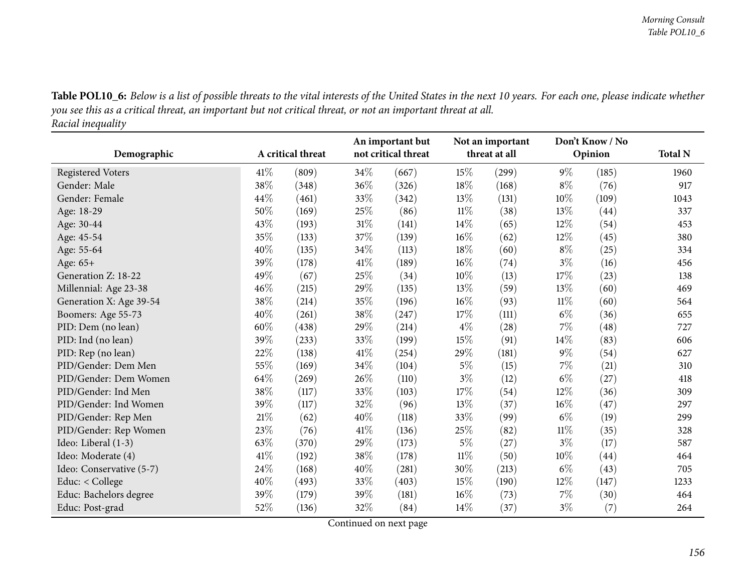**Table POL10_6:** *Below is a list of possible threats to the vital interests of the United States in the next 10 years. For each one, please indicate whether you see this as a critical threat, an important but not critical threat, or not an important threat at all.*
*Racial inequality*

| Demographic | A critical threat | | An important but not critical threat | | Not an important threat at all | | Don't Know / No Opinion | | Total N |
|---|---|---|---|---|---|---|---|---|---|
| Registered Voters | 41% | (809) | 34% | (667) | 15% | (299) | 9% | (185) | 1960 |
| Gender: Male | 38% | (348) | 36% | (326) | 18% | (168) | 8% | (76) | 917 |
| Gender: Female | 44% | (461) | 33% | (342) | 13% | (131) | 10% | (109) | 1043 |
| Age: 18-29 | 50% | (169) | 25% | (86) | 11% | (38) | 13% | (44) | 337 |
| Age: 30-44 | 43% | (193) | 31% | (141) | 14% | (65) | 12% | (54) | 453 |
| Age: 45-54 | 35% | (133) | 37% | (139) | 16% | (62) | 12% | (45) | 380 |
| Age: 55-64 | 40% | (135) | 34% | (113) | 18% | (60) | 8% | (25) | 334 |
| Age: 65+ | 39% | (178) | 41% | (189) | 16% | (74) | 3% | (16) | 456 |
| Generation Z: 18-22 | 49% | (67) | 25% | (34) | 10% | (13) | 17% | (23) | 138 |
| Millennial: Age 23-38 | 46% | (215) | 29% | (135) | 13% | (59) | 13% | (60) | 469 |
| Generation X: Age 39-54 | 38% | (214) | 35% | (196) | 16% | (93) | 11% | (60) | 564 |
| Boomers: Age 55-73 | 40% | (261) | 38% | (247) | 17% | (111) | 6% | (36) | 655 |
| PID: Dem (no lean) | 60% | (438) | 29% | (214) | 4% | (28) | 7% | (48) | 727 |
| PID: Ind (no lean) | 39% | (233) | 33% | (199) | 15% | (91) | 14% | (83) | 606 |
| PID: Rep (no lean) | 22% | (138) | 41% | (254) | 29% | (181) | 9% | (54) | 627 |
| PID/Gender: Dem Men | 55% | (169) | 34% | (104) | 5% | (15) | 7% | (21) | 310 |
| PID/Gender: Dem Women | 64% | (269) | 26% | (110) | 3% | (12) | 6% | (27) | 418 |
| PID/Gender: Ind Men | 38% | (117) | 33% | (103) | 17% | (54) | 12% | (36) | 309 |
| PID/Gender: Ind Women | 39% | (117) | 32% | (96) | 13% | (37) | 16% | (47) | 297 |
| PID/Gender: Rep Men | 21% | (62) | 40% | (118) | 33% | (99) | 6% | (19) | 299 |
| PID/Gender: Rep Women | 23% | (76) | 41% | (136) | 25% | (82) | 11% | (35) | 328 |
| Ideo: Liberal (1-3) | 63% | (370) | 29% | (173) | 5% | (27) | 3% | (17) | 587 |
| Ideo: Moderate (4) | 41% | (192) | 38% | (178) | 11% | (50) | 10% | (44) | 464 |
| Ideo: Conservative (5-7) | 24% | (168) | 40% | (281) | 30% | (213) | 6% | (43) | 705 |
| Educ: < College | 40% | (493) | 33% | (403) | 15% | (190) | 12% | (147) | 1233 |
| Educ: Bachelors degree | 39% | (179) | 39% | (181) | 16% | (73) | 7% | (30) | 464 |
| Educ: Post-grad | 52% | (136) | 32% | (84) | 14% | (37) | 3% | (7) | 264 |

Continued on next page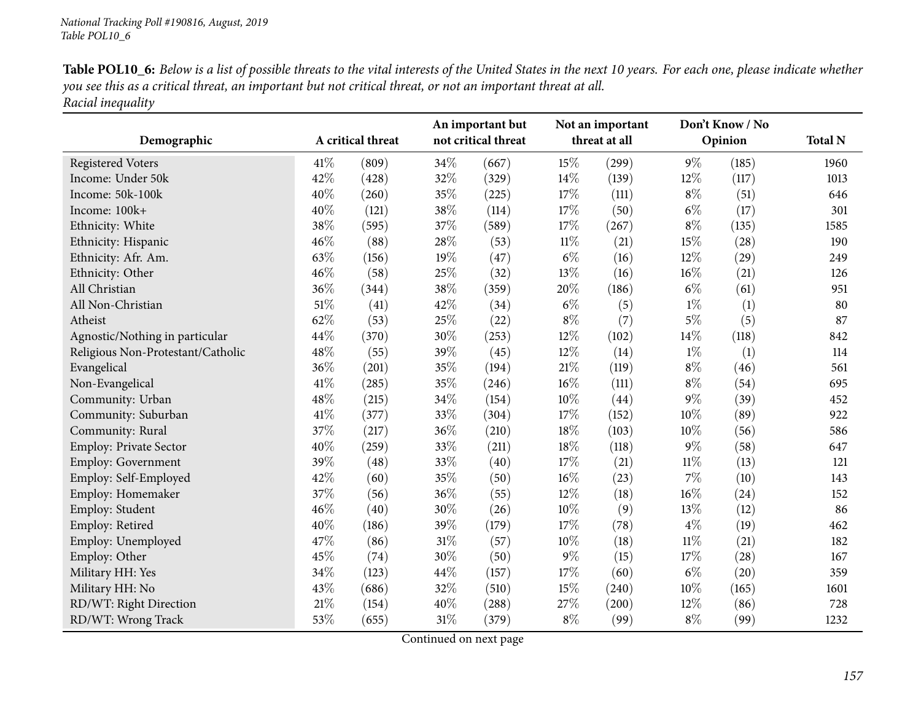**Table POL10_6:** *Below is a list of possible threats to the vital interests of the United States in the next 10 years. For each one, please indicate whether you see this as a critical threat, an important but not critical threat, or not an important threat at all.*
*Racial inequality*

| Demographic | A critical threat | | An important but not critical threat | | Not an important threat at all | | Don't Know / No Opinion | | Total N |
|---|---|---|---|---|---|---|---|---|---|
| Registered Voters | 41% | (809) | 34% | (667) | 15% | (299) | 9% | (185) | 1960 |
| Income: Under 50k | 42% | (428) | 32% | (329) | 14% | (139) | 12% | (117) | 1013 |
| Income: 50k-100k | 40% | (260) | 35% | (225) | 17% | (111) | 8% | (51) | 646 |
| Income: 100k+ | 40% | (121) | 38% | (114) | 17% | (50) | 6% | (17) | 301 |
| Ethnicity: White | 38% | (595) | 37% | (589) | 17% | (267) | 8% | (135) | 1585 |
| Ethnicity: Hispanic | 46% | (88) | 28% | (53) | 11% | (21) | 15% | (28) | 190 |
| Ethnicity: Afr. Am. | 63% | (156) | 19% | (47) | 6% | (16) | 12% | (29) | 249 |
| Ethnicity: Other | 46% | (58) | 25% | (32) | 13% | (16) | 16% | (21) | 126 |
| All Christian | 36% | (344) | 38% | (359) | 20% | (186) | 6% | (61) | 951 |
| All Non-Christian | 51% | (41) | 42% | (34) | 6% | (5) | 1% | (1) | 80 |
| Atheist | 62% | (53) | 25% | (22) | 8% | (7) | 5% | (5) | 87 |
| Agnostic/Nothing in particular | 44% | (370) | 30% | (253) | 12% | (102) | 14% | (118) | 842 |
| Religious Non-Protestant/Catholic | 48% | (55) | 39% | (45) | 12% | (14) | 1% | (1) | 114 |
| Evangelical | 36% | (201) | 35% | (194) | 21% | (119) | 8% | (46) | 561 |
| Non-Evangelical | 41% | (285) | 35% | (246) | 16% | (111) | 8% | (54) | 695 |
| Community: Urban | 48% | (215) | 34% | (154) | 10% | (44) | 9% | (39) | 452 |
| Community: Suburban | 41% | (377) | 33% | (304) | 17% | (152) | 10% | (89) | 922 |
| Community: Rural | 37% | (217) | 36% | (210) | 18% | (103) | 10% | (56) | 586 |
| Employ: Private Sector | 40% | (259) | 33% | (211) | 18% | (118) | 9% | (58) | 647 |
| Employ: Government | 39% | (48) | 33% | (40) | 17% | (21) | 11% | (13) | 121 |
| Employ: Self-Employed | 42% | (60) | 35% | (50) | 16% | (23) | 7% | (10) | 143 |
| Employ: Homemaker | 37% | (56) | 36% | (55) | 12% | (18) | 16% | (24) | 152 |
| Employ: Student | 46% | (40) | 30% | (26) | 10% | (9) | 13% | (12) | 86 |
| Employ: Retired | 40% | (186) | 39% | (179) | 17% | (78) | 4% | (19) | 462 |
| Employ: Unemployed | 47% | (86) | 31% | (57) | 10% | (18) | 11% | (21) | 182 |
| Employ: Other | 45% | (74) | 30% | (50) | 9% | (15) | 17% | (28) | 167 |
| Military HH: Yes | 34% | (123) | 44% | (157) | 17% | (60) | 6% | (20) | 359 |
| Military HH: No | 43% | (686) | 32% | (510) | 15% | (240) | 10% | (165) | 1601 |
| RD/WT: Right Direction | 21% | (154) | 40% | (288) | 27% | (200) | 12% | (86) | 728 |
| RD/WT: Wrong Track | 53% | (655) | 31% | (379) | 8% | (99) | 8% | (99) | 1232 |

Continued on next page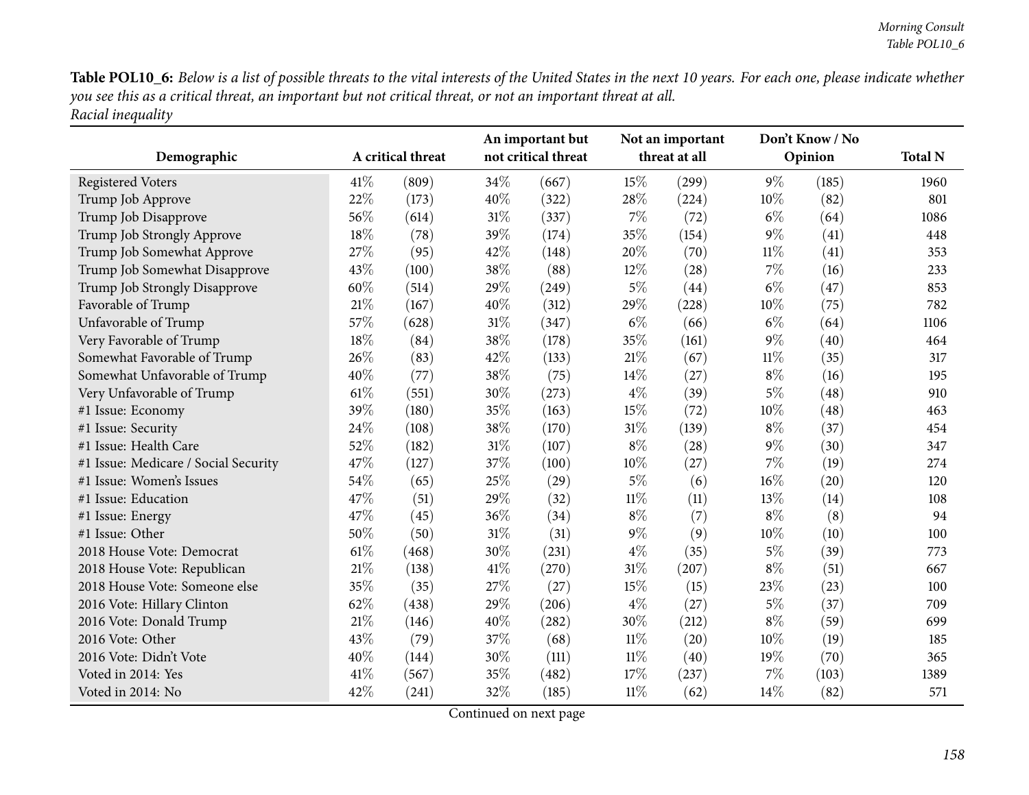**Table POL10_6:** *Below is a list of possible threats to the vital interests of the United States in the next 10 years. For each one, please indicate whether you see this as a critical threat, an important but not critical threat, or not an important threat at all.*
*Racial inequality*

| Demographic | A critical threat | | An important but not critical threat | | Not an important threat at all | | Don't Know / No Opinion | | Total N |
|---|---|---|---|---|---|---|---|---|---|
| Registered Voters | 41% | (809) | 34% | (667) | 15% | (299) | 9% | (185) | 1960 |
| Trump Job Approve | 22% | (173) | 40% | (322) | 28% | (224) | 10% | (82) | 801 |
| Trump Job Disapprove | 56% | (614) | 31% | (337) | 7% | (72) | 6% | (64) | 1086 |
| Trump Job Strongly Approve | 18% | (78) | 39% | (174) | 35% | (154) | 9% | (41) | 448 |
| Trump Job Somewhat Approve | 27% | (95) | 42% | (148) | 20% | (70) | 11% | (41) | 353 |
| Trump Job Somewhat Disapprove | 43% | (100) | 38% | (88) | 12% | (28) | 7% | (16) | 233 |
| Trump Job Strongly Disapprove | 60% | (514) | 29% | (249) | 5% | (44) | 6% | (47) | 853 |
| Favorable of Trump | 21% | (167) | 40% | (312) | 29% | (228) | 10% | (75) | 782 |
| Unfavorable of Trump | 57% | (628) | 31% | (347) | 6% | (66) | 6% | (64) | 1106 |
| Very Favorable of Trump | 18% | (84) | 38% | (178) | 35% | (161) | 9% | (40) | 464 |
| Somewhat Favorable of Trump | 26% | (83) | 42% | (133) | 21% | (67) | 11% | (35) | 317 |
| Somewhat Unfavorable of Trump | 40% | (77) | 38% | (75) | 14% | (27) | 8% | (16) | 195 |
| Very Unfavorable of Trump | 61% | (551) | 30% | (273) | 4% | (39) | 5% | (48) | 910 |
| #1 Issue: Economy | 39% | (180) | 35% | (163) | 15% | (72) | 10% | (48) | 463 |
| #1 Issue: Security | 24% | (108) | 38% | (170) | 31% | (139) | 8% | (37) | 454 |
| #1 Issue: Health Care | 52% | (182) | 31% | (107) | 8% | (28) | 9% | (30) | 347 |
| #1 Issue: Medicare / Social Security | 47% | (127) | 37% | (100) | 10% | (27) | 7% | (19) | 274 |
| #1 Issue: Women's Issues | 54% | (65) | 25% | (29) | 5% | (6) | 16% | (20) | 120 |
| #1 Issue: Education | 47% | (51) | 29% | (32) | 11% | (11) | 13% | (14) | 108 |
| #1 Issue: Energy | 47% | (45) | 36% | (34) | 8% | (7) | 8% | (8) | 94 |
| #1 Issue: Other | 50% | (50) | 31% | (31) | 9% | (9) | 10% | (10) | 100 |
| 2018 House Vote: Democrat | 61% | (468) | 30% | (231) | 4% | (35) | 5% | (39) | 773 |
| 2018 House Vote: Republican | 21% | (138) | 41% | (270) | 31% | (207) | 8% | (51) | 667 |
| 2018 House Vote: Someone else | 35% | (35) | 27% | (27) | 15% | (15) | 23% | (23) | 100 |
| 2016 Vote: Hillary Clinton | 62% | (438) | 29% | (206) | 4% | (27) | 5% | (37) | 709 |
| 2016 Vote: Donald Trump | 21% | (146) | 40% | (282) | 30% | (212) | 8% | (59) | 699 |
| 2016 Vote: Other | 43% | (79) | 37% | (68) | 11% | (20) | 10% | (19) | 185 |
| 2016 Vote: Didn't Vote | 40% | (144) | 30% | (111) | 11% | (40) | 19% | (70) | 365 |
| Voted in 2014: Yes | 41% | (567) | 35% | (482) | 17% | (237) | 7% | (103) | 1389 |
| Voted in 2014: No | 42% | (241) | 32% | (185) | 11% | (62) | 14% | (82) | 571 |

Continued on next page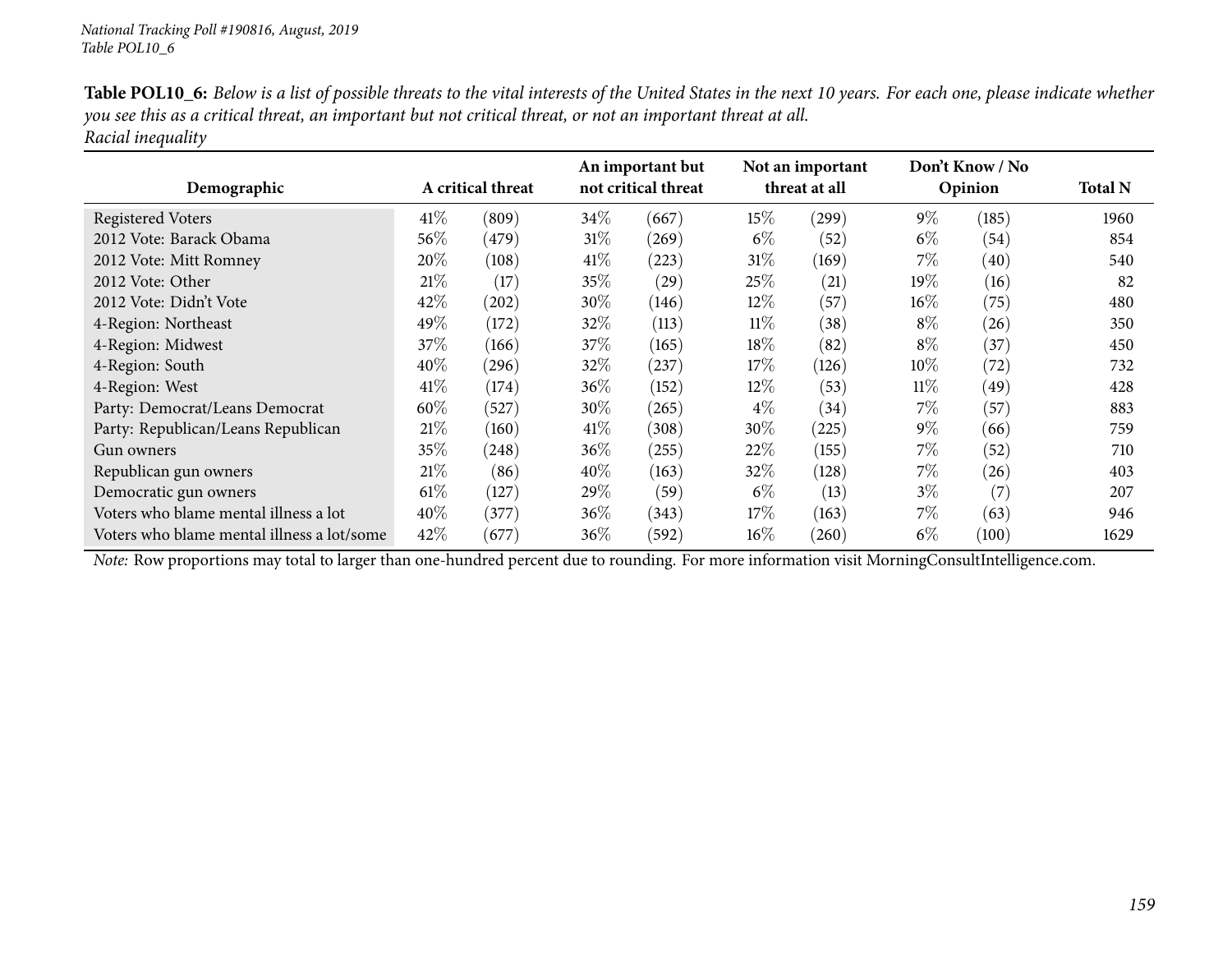**Table POL10_6:** *Below is a list of possible threats to the vital interests of the United States in the next 10 years. For each one, please indicate whether you see this as a critical threat, an important but not critical threat, or not an important threat at all.*
*Racial inequality*

| Demographic | A critical threat | | An important but not critical threat | | Not an important threat at all | | Don't Know / No Opinion | | Total N |
|---|---|---|---|---|---|---|---|---|---|
| Registered Voters | 41% | (809) | 34% | (667) | 15% | (299) | 9% | (185) | 1960 |
| 2012 Vote: Barack Obama | 56% | (479) | 31% | (269) | 6% | (52) | 6% | (54) | 854 |
| 2012 Vote: Mitt Romney | 20% | (108) | 41% | (223) | 31% | (169) | 7% | (40) | 540 |
| 2012 Vote: Other | 21% | (17) | 35% | (29) | 25% | (21) | 19% | (16) | 82 |
| 2012 Vote: Didn't Vote | 42% | (202) | 30% | (146) | 12% | (57) | 16% | (75) | 480 |
| 4-Region: Northeast | 49% | (172) | 32% | (113) | 11% | (38) | 8% | (26) | 350 |
| 4-Region: Midwest | 37% | (166) | 37% | (165) | 18% | (82) | 8% | (37) | 450 |
| 4-Region: South | 40% | (296) | 32% | (237) | 17% | (126) | 10% | (72) | 732 |
| 4-Region: West | 41% | (174) | 36% | (152) | 12% | (53) | 11% | (49) | 428 |
| Party: Democrat/Leans Democrat | 60% | (527) | 30% | (265) | 4% | (34) | 7% | (57) | 883 |
| Party: Republican/Leans Republican | 21% | (160) | 41% | (308) | 30% | (225) | 9% | (66) | 759 |
| Gun owners | 35% | (248) | 36% | (255) | 22% | (155) | 7% | (52) | 710 |
| Republican gun owners | 21% | (86) | 40% | (163) | 32% | (128) | 7% | (26) | 403 |
| Democratic gun owners | 61% | (127) | 29% | (59) | 6% | (13) | 3% | (7) | 207 |
| Voters who blame mental illness a lot | 40% | (377) | 36% | (343) | 17% | (163) | 7% | (63) | 946 |
| Voters who blame mental illness a lot/some | 42% | (677) | 36% | (592) | 16% | (260) | 6% | (100) | 1629 |

*Note:* Row proportions may total to larger than one-hundred percent due to rounding. For more information visit MorningConsultIntelligence.com.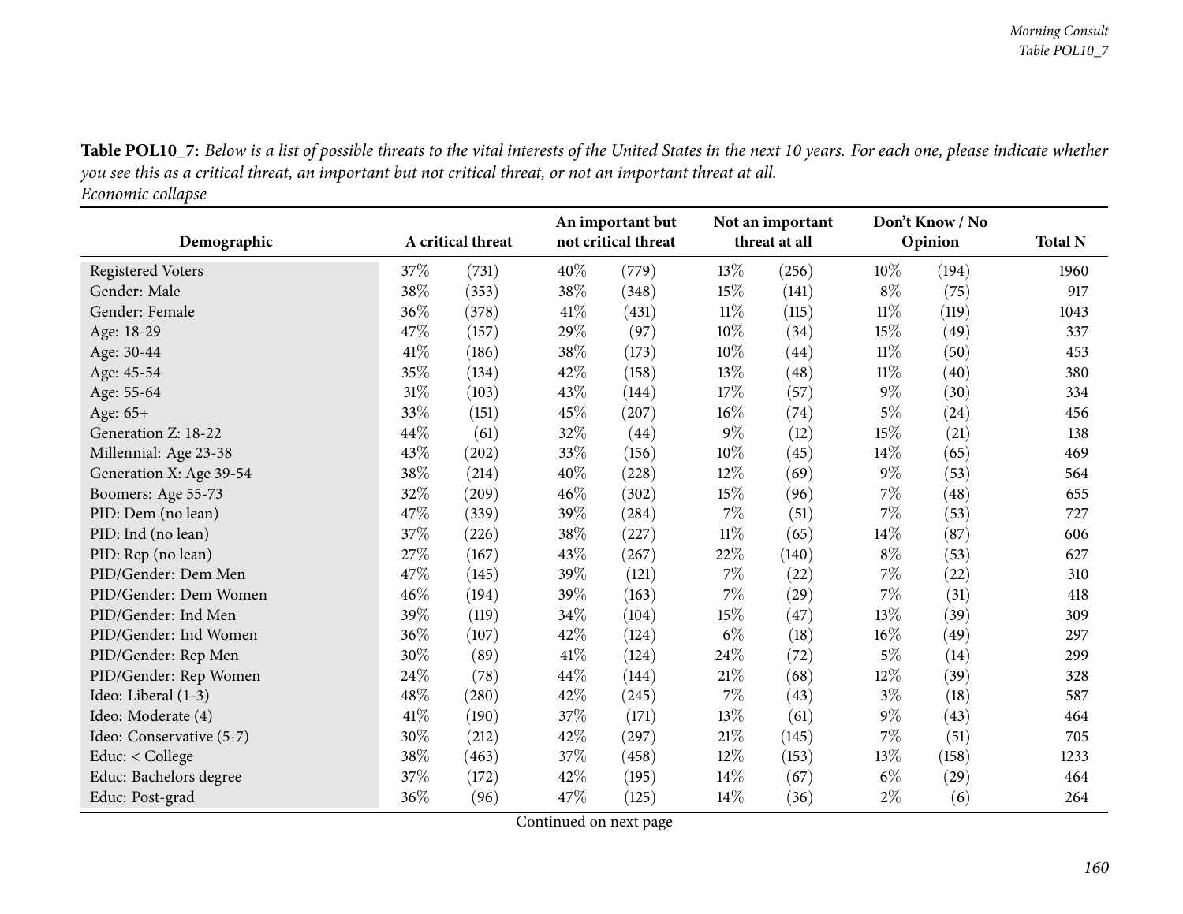**Table POL10_7:** *Below is a list of possible threats to the vital interests of the United States in the next 10 years. For each one, please indicate whether you see this as a critical threat, an important but not critical threat, or not an important threat at all.*
*Economic collapse*

| Demographic | A critical threat | | An important but not critical threat | | Not an important threat at all | | Don't Know / No Opinion | | Total N |
|---|---|---|---|---|---|---|---|---|---|
| Registered Voters | 37% | (731) | 40% | (779) | 13% | (256) | 10% | (194) | 1960 |
| Gender: Male | 38% | (353) | 38% | (348) | 15% | (141) | 8% | (75) | 917 |
| Gender: Female | 36% | (378) | 41% | (431) | 11% | (115) | 11% | (119) | 1043 |
| Age: 18-29 | 47% | (157) | 29% | (97) | 10% | (34) | 15% | (49) | 337 |
| Age: 30-44 | 41% | (186) | 38% | (173) | 10% | (44) | 11% | (50) | 453 |
| Age: 45-54 | 35% | (134) | 42% | (158) | 13% | (48) | 11% | (40) | 380 |
| Age: 55-64 | 31% | (103) | 43% | (144) | 17% | (57) | 9% | (30) | 334 |
| Age: 65+ | 33% | (151) | 45% | (207) | 16% | (74) | 5% | (24) | 456 |
| Generation Z: 18-22 | 44% | (61) | 32% | (44) | 9% | (12) | 15% | (21) | 138 |
| Millennial: Age 23-38 | 43% | (202) | 33% | (156) | 10% | (45) | 14% | (65) | 469 |
| Generation X: Age 39-54 | 38% | (214) | 40% | (228) | 12% | (69) | 9% | (53) | 564 |
| Boomers: Age 55-73 | 32% | (209) | 46% | (302) | 15% | (96) | 7% | (48) | 655 |
| PID: Dem (no lean) | 47% | (339) | 39% | (284) | 7% | (51) | 7% | (53) | 727 |
| PID: Ind (no lean) | 37% | (226) | 38% | (227) | 11% | (65) | 14% | (87) | 606 |
| PID: Rep (no lean) | 27% | (167) | 43% | (267) | 22% | (140) | 8% | (53) | 627 |
| PID/Gender: Dem Men | 47% | (145) | 39% | (121) | 7% | (22) | 7% | (22) | 310 |
| PID/Gender: Dem Women | 46% | (194) | 39% | (163) | 7% | (29) | 7% | (31) | 418 |
| PID/Gender: Ind Men | 39% | (119) | 34% | (104) | 15% | (47) | 13% | (39) | 309 |
| PID/Gender: Ind Women | 36% | (107) | 42% | (124) | 6% | (18) | 16% | (49) | 297 |
| PID/Gender: Rep Men | 30% | (89) | 41% | (124) | 24% | (72) | 5% | (14) | 299 |
| PID/Gender: Rep Women | 24% | (78) | 44% | (144) | 21% | (68) | 12% | (39) | 328 |
| Ideo: Liberal (1-3) | 48% | (280) | 42% | (245) | 7% | (43) | 3% | (18) | 587 |
| Ideo: Moderate (4) | 41% | (190) | 37% | (171) | 13% | (61) | 9% | (43) | 464 |
| Ideo: Conservative (5-7) | 30% | (212) | 42% | (297) | 21% | (145) | 7% | (51) | 705 |
| Educ: < College | 38% | (463) | 37% | (458) | 12% | (153) | 13% | (158) | 1233 |
| Educ: Bachelors degree | 37% | (172) | 42% | (195) | 14% | (67) | 6% | (29) | 464 |
| Educ: Post-grad | 36% | (96) | 47% | (125) | 14% | (36) | 2% | (6) | 264 |

Continued on next page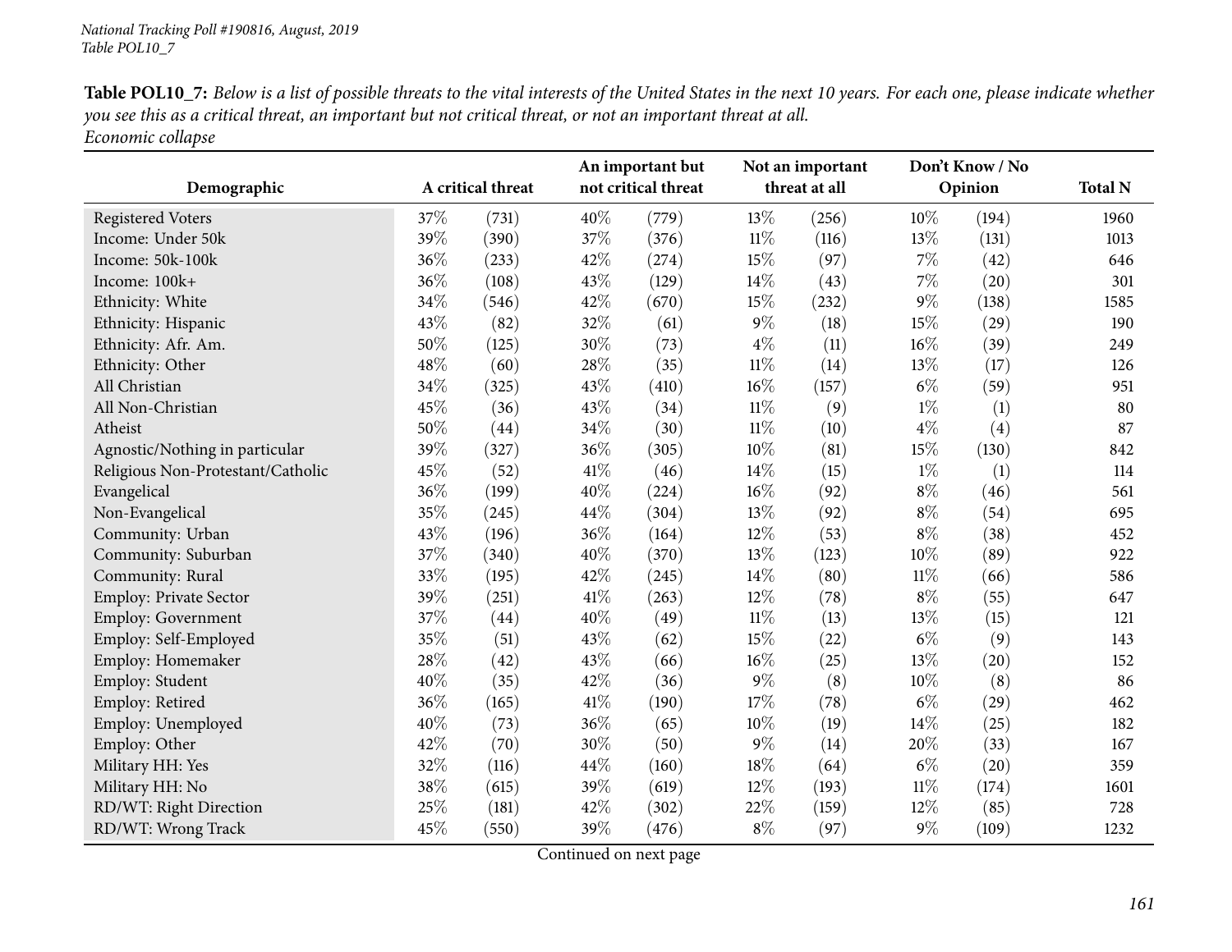**Table POL10_7:** *Below is a list of possible threats to the vital interests of the United States in the next 10 years. For each one, please indicate whether you see this as a critical threat, an important but not critical threat, or not an important threat at all.*
*Economic collapse*

| Demographic | A critical threat | | An important but not critical threat | | Not an important threat at all | | Don't Know / No Opinion | | Total N |
|---|---|---|---|---|---|---|---|---|---|
| Registered Voters | 37% | (731) | 40% | (779) | 13% | (256) | 10% | (194) | 1960 |
| Income: Under 50k | 39% | (390) | 37% | (376) | 11% | (116) | 13% | (131) | 1013 |
| Income: 50k-100k | 36% | (233) | 42% | (274) | 15% | (97) | 7% | (42) | 646 |
| Income: 100k+ | 36% | (108) | 43% | (129) | 14% | (43) | 7% | (20) | 301 |
| Ethnicity: White | 34% | (546) | 42% | (670) | 15% | (232) | 9% | (138) | 1585 |
| Ethnicity: Hispanic | 43% | (82) | 32% | (61) | 9% | (18) | 15% | (29) | 190 |
| Ethnicity: Afr. Am. | 50% | (125) | 30% | (73) | 4% | (11) | 16% | (39) | 249 |
| Ethnicity: Other | 48% | (60) | 28% | (35) | 11% | (14) | 13% | (17) | 126 |
| All Christian | 34% | (325) | 43% | (410) | 16% | (157) | 6% | (59) | 951 |
| All Non-Christian | 45% | (36) | 43% | (34) | 11% | (9) | 1% | (1) | 80 |
| Atheist | 50% | (44) | 34% | (30) | 11% | (10) | 4% | (4) | 87 |
| Agnostic/Nothing in particular | 39% | (327) | 36% | (305) | 10% | (81) | 15% | (130) | 842 |
| Religious Non-Protestant/Catholic | 45% | (52) | 41% | (46) | 14% | (15) | 1% | (1) | 114 |
| Evangelical | 36% | (199) | 40% | (224) | 16% | (92) | 8% | (46) | 561 |
| Non-Evangelical | 35% | (245) | 44% | (304) | 13% | (92) | 8% | (54) | 695 |
| Community: Urban | 43% | (196) | 36% | (164) | 12% | (53) | 8% | (38) | 452 |
| Community: Suburban | 37% | (340) | 40% | (370) | 13% | (123) | 10% | (89) | 922 |
| Community: Rural | 33% | (195) | 42% | (245) | 14% | (80) | 11% | (66) | 586 |
| Employ: Private Sector | 39% | (251) | 41% | (263) | 12% | (78) | 8% | (55) | 647 |
| Employ: Government | 37% | (44) | 40% | (49) | 11% | (13) | 13% | (15) | 121 |
| Employ: Self-Employed | 35% | (51) | 43% | (62) | 15% | (22) | 6% | (9) | 143 |
| Employ: Homemaker | 28% | (42) | 43% | (66) | 16% | (25) | 13% | (20) | 152 |
| Employ: Student | 40% | (35) | 42% | (36) | 9% | (8) | 10% | (8) | 86 |
| Employ: Retired | 36% | (165) | 41% | (190) | 17% | (78) | 6% | (29) | 462 |
| Employ: Unemployed | 40% | (73) | 36% | (65) | 10% | (19) | 14% | (25) | 182 |
| Employ: Other | 42% | (70) | 30% | (50) | 9% | (14) | 20% | (33) | 167 |
| Military HH: Yes | 32% | (116) | 44% | (160) | 18% | (64) | 6% | (20) | 359 |
| Military HH: No | 38% | (615) | 39% | (619) | 12% | (193) | 11% | (174) | 1601 |
| RD/WT: Right Direction | 25% | (181) | 42% | (302) | 22% | (159) | 12% | (85) | 728 |
| RD/WT: Wrong Track | 45% | (550) | 39% | (476) | 8% | (97) | 9% | (109) | 1232 |

Continued on next page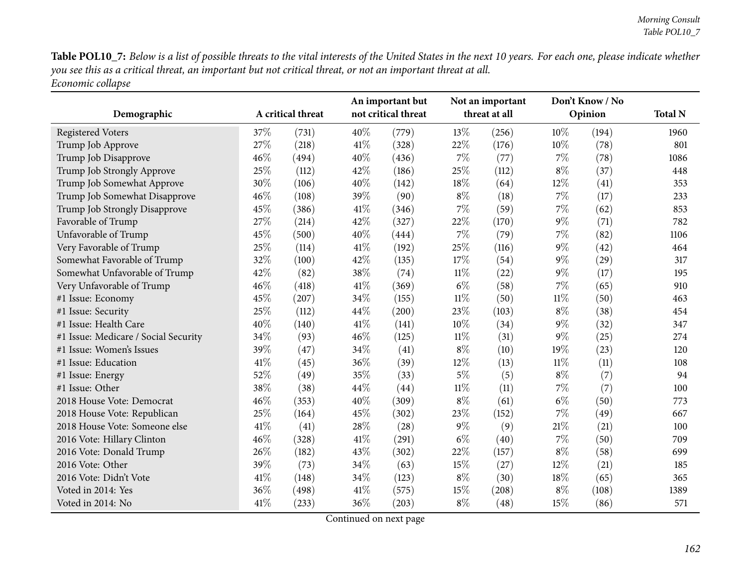**Table POL10_7:** *Below is a list of possible threats to the vital interests of the United States in the next 10 years. For each one, please indicate whether you see this as a critical threat, an important but not critical threat, or not an important threat at all.*
*Economic collapse*

| Demographic | A critical threat | | An important but not critical threat | | Not an important threat at all | | Don't Know / No Opinion | | Total N |
|---|---|---|---|---|---|---|---|---|---|
| Registered Voters | 37% | (731) | 40% | (779) | 13% | (256) | 10% | (194) | 1960 |
| Trump Job Approve | 27% | (218) | 41% | (328) | 22% | (176) | 10% | (78) | 801 |
| Trump Job Disapprove | 46% | (494) | 40% | (436) | 7% | (77) | 7% | (78) | 1086 |
| Trump Job Strongly Approve | 25% | (112) | 42% | (186) | 25% | (112) | 8% | (37) | 448 |
| Trump Job Somewhat Approve | 30% | (106) | 40% | (142) | 18% | (64) | 12% | (41) | 353 |
| Trump Job Somewhat Disapprove | 46% | (108) | 39% | (90) | 8% | (18) | 7% | (17) | 233 |
| Trump Job Strongly Disapprove | 45% | (386) | 41% | (346) | 7% | (59) | 7% | (62) | 853 |
| Favorable of Trump | 27% | (214) | 42% | (327) | 22% | (170) | 9% | (71) | 782 |
| Unfavorable of Trump | 45% | (500) | 40% | (444) | 7% | (79) | 7% | (82) | 1106 |
| Very Favorable of Trump | 25% | (114) | 41% | (192) | 25% | (116) | 9% | (42) | 464 |
| Somewhat Favorable of Trump | 32% | (100) | 42% | (135) | 17% | (54) | 9% | (29) | 317 |
| Somewhat Unfavorable of Trump | 42% | (82) | 38% | (74) | 11% | (22) | 9% | (17) | 195 |
| Very Unfavorable of Trump | 46% | (418) | 41% | (369) | 6% | (58) | 7% | (65) | 910 |
| #1 Issue: Economy | 45% | (207) | 34% | (155) | 11% | (50) | 11% | (50) | 463 |
| #1 Issue: Security | 25% | (112) | 44% | (200) | 23% | (103) | 8% | (38) | 454 |
| #1 Issue: Health Care | 40% | (140) | 41% | (141) | 10% | (34) | 9% | (32) | 347 |
| #1 Issue: Medicare / Social Security | 34% | (93) | 46% | (125) | 11% | (31) | 9% | (25) | 274 |
| #1 Issue: Women's Issues | 39% | (47) | 34% | (41) | 8% | (10) | 19% | (23) | 120 |
| #1 Issue: Education | 41% | (45) | 36% | (39) | 12% | (13) | 11% | (11) | 108 |
| #1 Issue: Energy | 52% | (49) | 35% | (33) | 5% | (5) | 8% | (7) | 94 |
| #1 Issue: Other | 38% | (38) | 44% | (44) | 11% | (11) | 7% | (7) | 100 |
| 2018 House Vote: Democrat | 46% | (353) | 40% | (309) | 8% | (61) | 6% | (50) | 773 |
| 2018 House Vote: Republican | 25% | (164) | 45% | (302) | 23% | (152) | 7% | (49) | 667 |
| 2018 House Vote: Someone else | 41% | (41) | 28% | (28) | 9% | (9) | 21% | (21) | 100 |
| 2016 Vote: Hillary Clinton | 46% | (328) | 41% | (291) | 6% | (40) | 7% | (50) | 709 |
| 2016 Vote: Donald Trump | 26% | (182) | 43% | (302) | 22% | (157) | 8% | (58) | 699 |
| 2016 Vote: Other | 39% | (73) | 34% | (63) | 15% | (27) | 12% | (21) | 185 |
| 2016 Vote: Didn't Vote | 41% | (148) | 34% | (123) | 8% | (30) | 18% | (65) | 365 |
| Voted in 2014: Yes | 36% | (498) | 41% | (575) | 15% | (208) | 8% | (108) | 1389 |
| Voted in 2014: No | 41% | (233) | 36% | (203) | 8% | (48) | 15% | (86) | 571 |

Continued on next page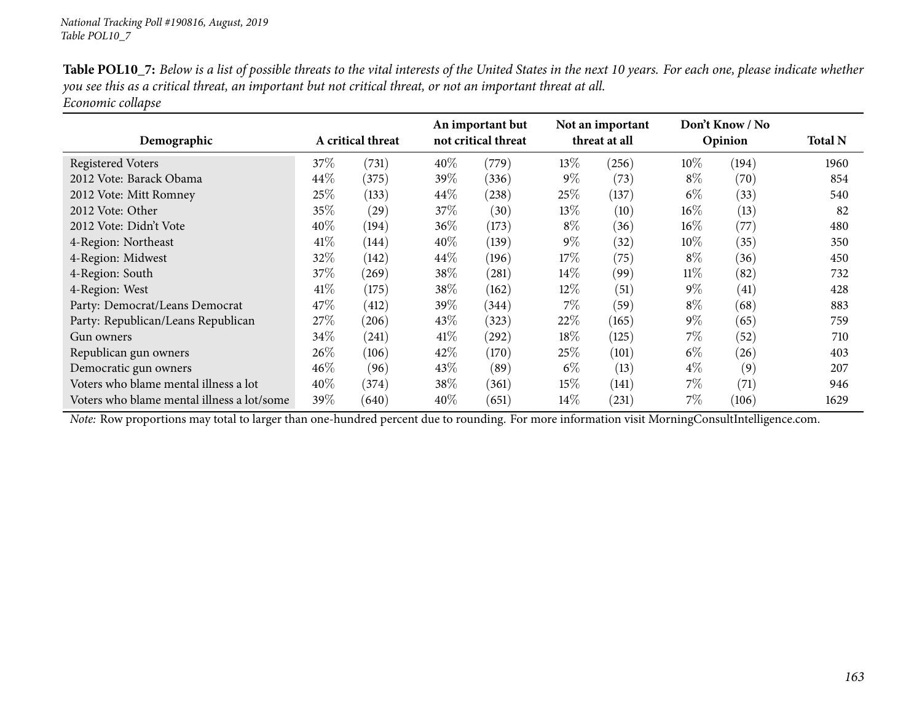**Table POL10_7:** *Below is a list of possible threats to the vital interests of the United States in the next 10 years. For each one, please indicate whether you see this as a critical threat, an important but not critical threat, or not an important threat at all.*
*Economic collapse*

| Demographic | A critical threat | | An important but not critical threat | | Not an important threat at all | | Don't Know / No Opinion | | Total N |
|---|---|---|---|---|---|---|---|---|---|
| Registered Voters | 37% | (731) | 40% | (779) | 13% | (256) | 10% | (194) | 1960 |
| 2012 Vote: Barack Obama | 44% | (375) | 39% | (336) | 9% | (73) | 8% | (70) | 854 |
| 2012 Vote: Mitt Romney | 25% | (133) | 44% | (238) | 25% | (137) | 6% | (33) | 540 |
| 2012 Vote: Other | 35% | (29) | 37% | (30) | 13% | (10) | 16% | (13) | 82 |
| 2012 Vote: Didn't Vote | 40% | (194) | 36% | (173) | 8% | (36) | 16% | (77) | 480 |
| 4-Region: Northeast | 41% | (144) | 40% | (139) | 9% | (32) | 10% | (35) | 350 |
| 4-Region: Midwest | 32% | (142) | 44% | (196) | 17% | (75) | 8% | (36) | 450 |
| 4-Region: South | 37% | (269) | 38% | (281) | 14% | (99) | 11% | (82) | 732 |
| 4-Region: West | 41% | (175) | 38% | (162) | 12% | (51) | 9% | (41) | 428 |
| Party: Democrat/Leans Democrat | 47% | (412) | 39% | (344) | 7% | (59) | 8% | (68) | 883 |
| Party: Republican/Leans Republican | 27% | (206) | 43% | (323) | 22% | (165) | 9% | (65) | 759 |
| Gun owners | 34% | (241) | 41% | (292) | 18% | (125) | 7% | (52) | 710 |
| Republican gun owners | 26% | (106) | 42% | (170) | 25% | (101) | 6% | (26) | 403 |
| Democratic gun owners | 46% | (96) | 43% | (89) | 6% | (13) | 4% | (9) | 207 |
| Voters who blame mental illness a lot | 40% | (374) | 38% | (361) | 15% | (141) | 7% | (71) | 946 |
| Voters who blame mental illness a lot/some | 39% | (640) | 40% | (651) | 14% | (231) | 7% | (106) | 1629 |

*Note:* Row proportions may total to larger than one-hundred percent due to rounding. For more information visit MorningConsultIntelligence.com.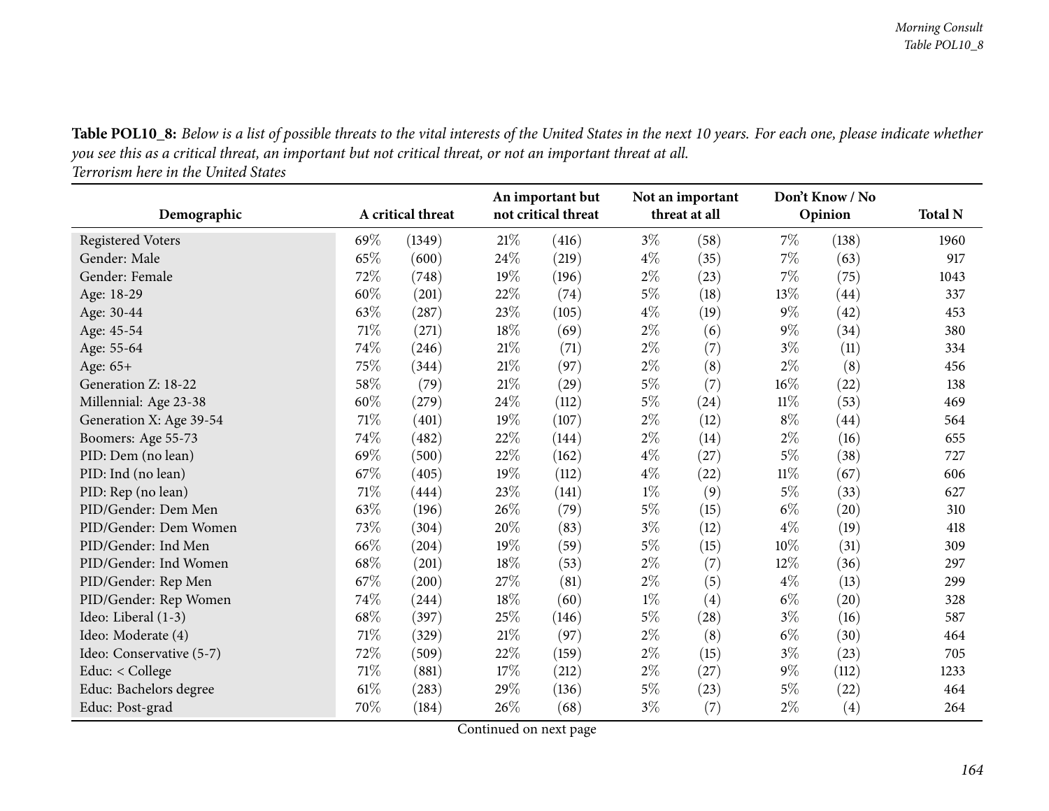**Table POL10_8:** *Below is a list of possible threats to the vital interests of the United States in the next 10 years. For each one, please indicate whether you see this as a critical threat, an important but not critical threat, or not an important threat at all.*
*Terrorism here in the United States*

| Demographic | A critical threat | | An important but not critical threat | | Not an important threat at all | | Don't Know / No Opinion | | Total N |
|---|---|---|---|---|---|---|---|---|---|
| Registered Voters | 69% | (1349) | 21% | (416) | 3% | (58) | 7% | (138) | 1960 |
| Gender: Male | 65% | (600) | 24% | (219) | 4% | (35) | 7% | (63) | 917 |
| Gender: Female | 72% | (748) | 19% | (196) | 2% | (23) | 7% | (75) | 1043 |
| Age: 18-29 | 60% | (201) | 22% | (74) | 5% | (18) | 13% | (44) | 337 |
| Age: 30-44 | 63% | (287) | 23% | (105) | 4% | (19) | 9% | (42) | 453 |
| Age: 45-54 | 71% | (271) | 18% | (69) | 2% | (6) | 9% | (34) | 380 |
| Age: 55-64 | 74% | (246) | 21% | (71) | 2% | (7) | 3% | (11) | 334 |
| Age: 65+ | 75% | (344) | 21% | (97) | 2% | (8) | 2% | (8) | 456 |
| Generation Z: 18-22 | 58% | (79) | 21% | (29) | 5% | (7) | 16% | (22) | 138 |
| Millennial: Age 23-38 | 60% | (279) | 24% | (112) | 5% | (24) | 11% | (53) | 469 |
| Generation X: Age 39-54 | 71% | (401) | 19% | (107) | 2% | (12) | 8% | (44) | 564 |
| Boomers: Age 55-73 | 74% | (482) | 22% | (144) | 2% | (14) | 2% | (16) | 655 |
| PID: Dem (no lean) | 69% | (500) | 22% | (162) | 4% | (27) | 5% | (38) | 727 |
| PID: Ind (no lean) | 67% | (405) | 19% | (112) | 4% | (22) | 11% | (67) | 606 |
| PID: Rep (no lean) | 71% | (444) | 23% | (141) | 1% | (9) | 5% | (33) | 627 |
| PID/Gender: Dem Men | 63% | (196) | 26% | (79) | 5% | (15) | 6% | (20) | 310 |
| PID/Gender: Dem Women | 73% | (304) | 20% | (83) | 3% | (12) | 4% | (19) | 418 |
| PID/Gender: Ind Men | 66% | (204) | 19% | (59) | 5% | (15) | 10% | (31) | 309 |
| PID/Gender: Ind Women | 68% | (201) | 18% | (53) | 2% | (7) | 12% | (36) | 297 |
| PID/Gender: Rep Men | 67% | (200) | 27% | (81) | 2% | (5) | 4% | (13) | 299 |
| PID/Gender: Rep Women | 74% | (244) | 18% | (60) | 1% | (4) | 6% | (20) | 328 |
| Ideo: Liberal (1-3) | 68% | (397) | 25% | (146) | 5% | (28) | 3% | (16) | 587 |
| Ideo: Moderate (4) | 71% | (329) | 21% | (97) | 2% | (8) | 6% | (30) | 464 |
| Ideo: Conservative (5-7) | 72% | (509) | 22% | (159) | 2% | (15) | 3% | (23) | 705 |
| Educ: < College | 71% | (881) | 17% | (212) | 2% | (27) | 9% | (112) | 1233 |
| Educ: Bachelors degree | 61% | (283) | 29% | (136) | 5% | (23) | 5% | (22) | 464 |
| Educ: Post-grad | 70% | (184) | 26% | (68) | 3% | (7) | 2% | (4) | 264 |

Continued on next page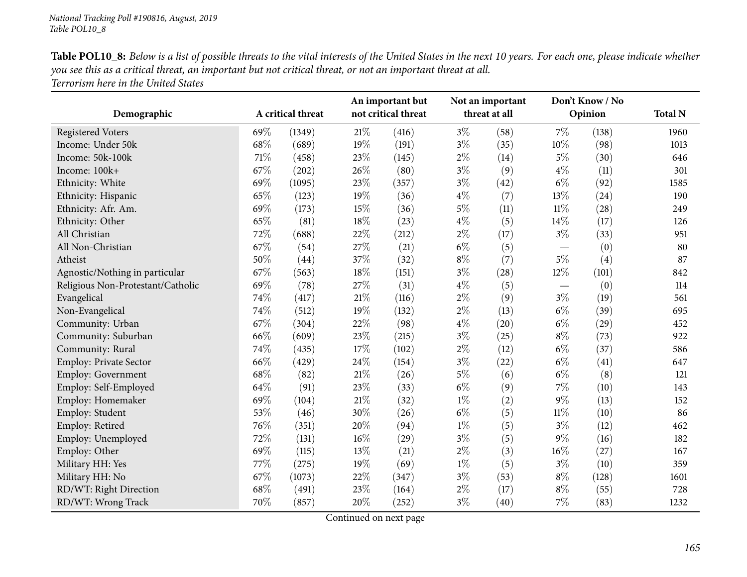**Table POL10_8:** *Below is a list of possible threats to the vital interests of the United States in the next 10 years. For each one, please indicate whether you see this as a critical threat, an important but not critical threat, or not an important threat at all.*
*Terrorism here in the United States*

| Demographic | A critical threat | | An important but not critical threat | | Not an important threat at all | | Don't Know / No Opinion | | Total N |
|---|---|---|---|---|---|---|---|---|---|
| Registered Voters | 69% | (1349) | 21% | (416) | 3% | (58) | 7% | (138) | 1960 |
| Income: Under 50k | 68% | (689) | 19% | (191) | 3% | (35) | 10% | (98) | 1013 |
| Income: 50k-100k | 71% | (458) | 23% | (145) | 2% | (14) | 5% | (30) | 646 |
| Income: 100k+ | 67% | (202) | 26% | (80) | 3% | (9) | 4% | (11) | 301 |
| Ethnicity: White | 69% | (1095) | 23% | (357) | 3% | (42) | 6% | (92) | 1585 |
| Ethnicity: Hispanic | 65% | (123) | 19% | (36) | 4% | (7) | 13% | (24) | 190 |
| Ethnicity: Afr. Am. | 69% | (173) | 15% | (36) | 5% | (11) | 11% | (28) | 249 |
| Ethnicity: Other | 65% | (81) | 18% | (23) | 4% | (5) | 14% | (17) | 126 |
| All Christian | 72% | (688) | 22% | (212) | 2% | (17) | 3% | (33) | 951 |
| All Non-Christian | 67% | (54) | 27% | (21) | 6% | (5) | — | (0) | 80 |
| Atheist | 50% | (44) | 37% | (32) | 8% | (7) | 5% | (4) | 87 |
| Agnostic/Nothing in particular | 67% | (563) | 18% | (151) | 3% | (28) | 12% | (101) | 842 |
| Religious Non-Protestant/Catholic | 69% | (78) | 27% | (31) | 4% | (5) | — | (0) | 114 |
| Evangelical | 74% | (417) | 21% | (116) | 2% | (9) | 3% | (19) | 561 |
| Non-Evangelical | 74% | (512) | 19% | (132) | 2% | (13) | 6% | (39) | 695 |
| Community: Urban | 67% | (304) | 22% | (98) | 4% | (20) | 6% | (29) | 452 |
| Community: Suburban | 66% | (609) | 23% | (215) | 3% | (25) | 8% | (73) | 922 |
| Community: Rural | 74% | (435) | 17% | (102) | 2% | (12) | 6% | (37) | 586 |
| Employ: Private Sector | 66% | (429) | 24% | (154) | 3% | (22) | 6% | (41) | 647 |
| Employ: Government | 68% | (82) | 21% | (26) | 5% | (6) | 6% | (8) | 121 |
| Employ: Self-Employed | 64% | (91) | 23% | (33) | 6% | (9) | 7% | (10) | 143 |
| Employ: Homemaker | 69% | (104) | 21% | (32) | 1% | (2) | 9% | (13) | 152 |
| Employ: Student | 53% | (46) | 30% | (26) | 6% | (5) | 11% | (10) | 86 |
| Employ: Retired | 76% | (351) | 20% | (94) | 1% | (5) | 3% | (12) | 462 |
| Employ: Unemployed | 72% | (131) | 16% | (29) | 3% | (5) | 9% | (16) | 182 |
| Employ: Other | 69% | (115) | 13% | (21) | 2% | (3) | 16% | (27) | 167 |
| Military HH: Yes | 77% | (275) | 19% | (69) | 1% | (5) | 3% | (10) | 359 |
| Military HH: No | 67% | (1073) | 22% | (347) | 3% | (53) | 8% | (128) | 1601 |
| RD/WT: Right Direction | 68% | (491) | 23% | (164) | 2% | (17) | 8% | (55) | 728 |
| RD/WT: Wrong Track | 70% | (857) | 20% | (252) | 3% | (40) | 7% | (83) | 1232 |

Continued on next page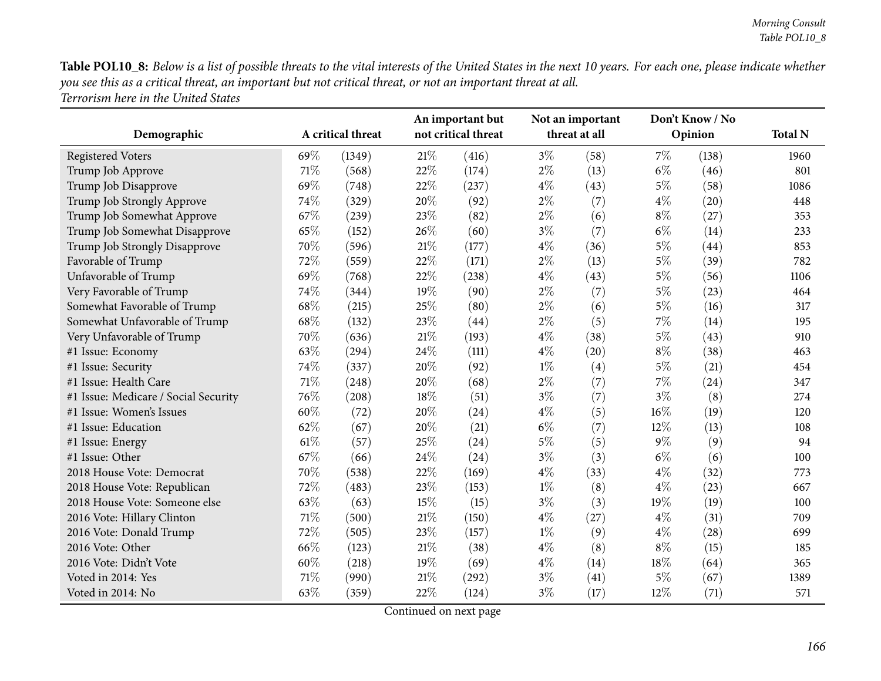**Table POL10_8:** *Below is a list of possible threats to the vital interests of the United States in the next 10 years. For each one, please indicate whether you see this as a critical threat, an important but not critical threat, or not an important threat at all.*
*Terrorism here in the United States*

| Demographic | A critical threat | | An important but not critical threat | | Not an important threat at all | | Don't Know / No Opinion | | Total N |
|---|---|---|---|---|---|---|---|---|---|
| Registered Voters | 69% | (1349) | 21% | (416) | 3% | (58) | 7% | (138) | 1960 |
| Trump Job Approve | 71% | (568) | 22% | (174) | 2% | (13) | 6% | (46) | 801 |
| Trump Job Disapprove | 69% | (748) | 22% | (237) | 4% | (43) | 5% | (58) | 1086 |
| Trump Job Strongly Approve | 74% | (329) | 20% | (92) | 2% | (7) | 4% | (20) | 448 |
| Trump Job Somewhat Approve | 67% | (239) | 23% | (82) | 2% | (6) | 8% | (27) | 353 |
| Trump Job Somewhat Disapprove | 65% | (152) | 26% | (60) | 3% | (7) | 6% | (14) | 233 |
| Trump Job Strongly Disapprove | 70% | (596) | 21% | (177) | 4% | (36) | 5% | (44) | 853 |
| Favorable of Trump | 72% | (559) | 22% | (171) | 2% | (13) | 5% | (39) | 782 |
| Unfavorable of Trump | 69% | (768) | 22% | (238) | 4% | (43) | 5% | (56) | 1106 |
| Very Favorable of Trump | 74% | (344) | 19% | (90) | 2% | (7) | 5% | (23) | 464 |
| Somewhat Favorable of Trump | 68% | (215) | 25% | (80) | 2% | (6) | 5% | (16) | 317 |
| Somewhat Unfavorable of Trump | 68% | (132) | 23% | (44) | 2% | (5) | 7% | (14) | 195 |
| Very Unfavorable of Trump | 70% | (636) | 21% | (193) | 4% | (38) | 5% | (43) | 910 |
| #1 Issue: Economy | 63% | (294) | 24% | (111) | 4% | (20) | 8% | (38) | 463 |
| #1 Issue: Security | 74% | (337) | 20% | (92) | 1% | (4) | 5% | (21) | 454 |
| #1 Issue: Health Care | 71% | (248) | 20% | (68) | 2% | (7) | 7% | (24) | 347 |
| #1 Issue: Medicare / Social Security | 76% | (208) | 18% | (51) | 3% | (7) | 3% | (8) | 274 |
| #1 Issue: Women's Issues | 60% | (72) | 20% | (24) | 4% | (5) | 16% | (19) | 120 |
| #1 Issue: Education | 62% | (67) | 20% | (21) | 6% | (7) | 12% | (13) | 108 |
| #1 Issue: Energy | 61% | (57) | 25% | (24) | 5% | (5) | 9% | (9) | 94 |
| #1 Issue: Other | 67% | (66) | 24% | (24) | 3% | (3) | 6% | (6) | 100 |
| 2018 House Vote: Democrat | 70% | (538) | 22% | (169) | 4% | (33) | 4% | (32) | 773 |
| 2018 House Vote: Republican | 72% | (483) | 23% | (153) | 1% | (8) | 4% | (23) | 667 |
| 2018 House Vote: Someone else | 63% | (63) | 15% | (15) | 3% | (3) | 19% | (19) | 100 |
| 2016 Vote: Hillary Clinton | 71% | (500) | 21% | (150) | 4% | (27) | 4% | (31) | 709 |
| 2016 Vote: Donald Trump | 72% | (505) | 23% | (157) | 1% | (9) | 4% | (28) | 699 |
| 2016 Vote: Other | 66% | (123) | 21% | (38) | 4% | (8) | 8% | (15) | 185 |
| 2016 Vote: Didn't Vote | 60% | (218) | 19% | (69) | 4% | (14) | 18% | (64) | 365 |
| Voted in 2014: Yes | 71% | (990) | 21% | (292) | 3% | (41) | 5% | (67) | 1389 |
| Voted in 2014: No | 63% | (359) | 22% | (124) | 3% | (17) | 12% | (71) | 571 |

Continued on next page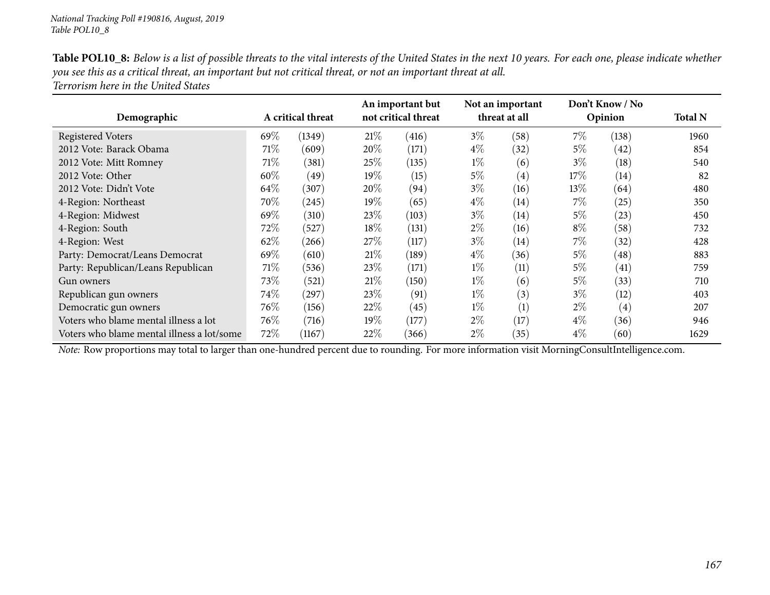**Table POL10_8:** *Below is a list of possible threats to the vital interests of the United States in the next 10 years. For each one, please indicate whether you see this as a critical threat, an important but not critical threat, or not an important threat at all.*
*Terrorism here in the United States*

| Demographic | A critical threat | | An important but not critical threat | | Not an important threat at all | | Don't Know / No Opinion | | Total N |
|---|---|---|---|---|---|---|---|---|---|
| Registered Voters | 69% | (1349) | 21% | (416) | 3% | (58) | 7% | (138) | 1960 |
| 2012 Vote: Barack Obama | 71% | (609) | 20% | (171) | 4% | (32) | 5% | (42) | 854 |
| 2012 Vote: Mitt Romney | 71% | (381) | 25% | (135) | 1% | (6) | 3% | (18) | 540 |
| 2012 Vote: Other | 60% | (49) | 19% | (15) | 5% | (4) | 17% | (14) | 82 |
| 2012 Vote: Didn't Vote | 64% | (307) | 20% | (94) | 3% | (16) | 13% | (64) | 480 |
| 4-Region: Northeast | 70% | (245) | 19% | (65) | 4% | (14) | 7% | (25) | 350 |
| 4-Region: Midwest | 69% | (310) | 23% | (103) | 3% | (14) | 5% | (23) | 450 |
| 4-Region: South | 72% | (527) | 18% | (131) | 2% | (16) | 8% | (58) | 732 |
| 4-Region: West | 62% | (266) | 27% | (117) | 3% | (14) | 7% | (32) | 428 |
| Party: Democrat/Leans Democrat | 69% | (610) | 21% | (189) | 4% | (36) | 5% | (48) | 883 |
| Party: Republican/Leans Republican | 71% | (536) | 23% | (171) | 1% | (11) | 5% | (41) | 759 |
| Gun owners | 73% | (521) | 21% | (150) | 1% | (6) | 5% | (33) | 710 |
| Republican gun owners | 74% | (297) | 23% | (91) | 1% | (3) | 3% | (12) | 403 |
| Democratic gun owners | 76% | (156) | 22% | (45) | 1% | (1) | 2% | (4) | 207 |
| Voters who blame mental illness a lot | 76% | (716) | 19% | (177) | 2% | (17) | 4% | (36) | 946 |
| Voters who blame mental illness a lot/some | 72% | (1167) | 22% | (366) | 2% | (35) | 4% | (60) | 1629 |

*Note:* Row proportions may total to larger than one-hundred percent due to rounding. For more information visit MorningConsultIntelligence.com.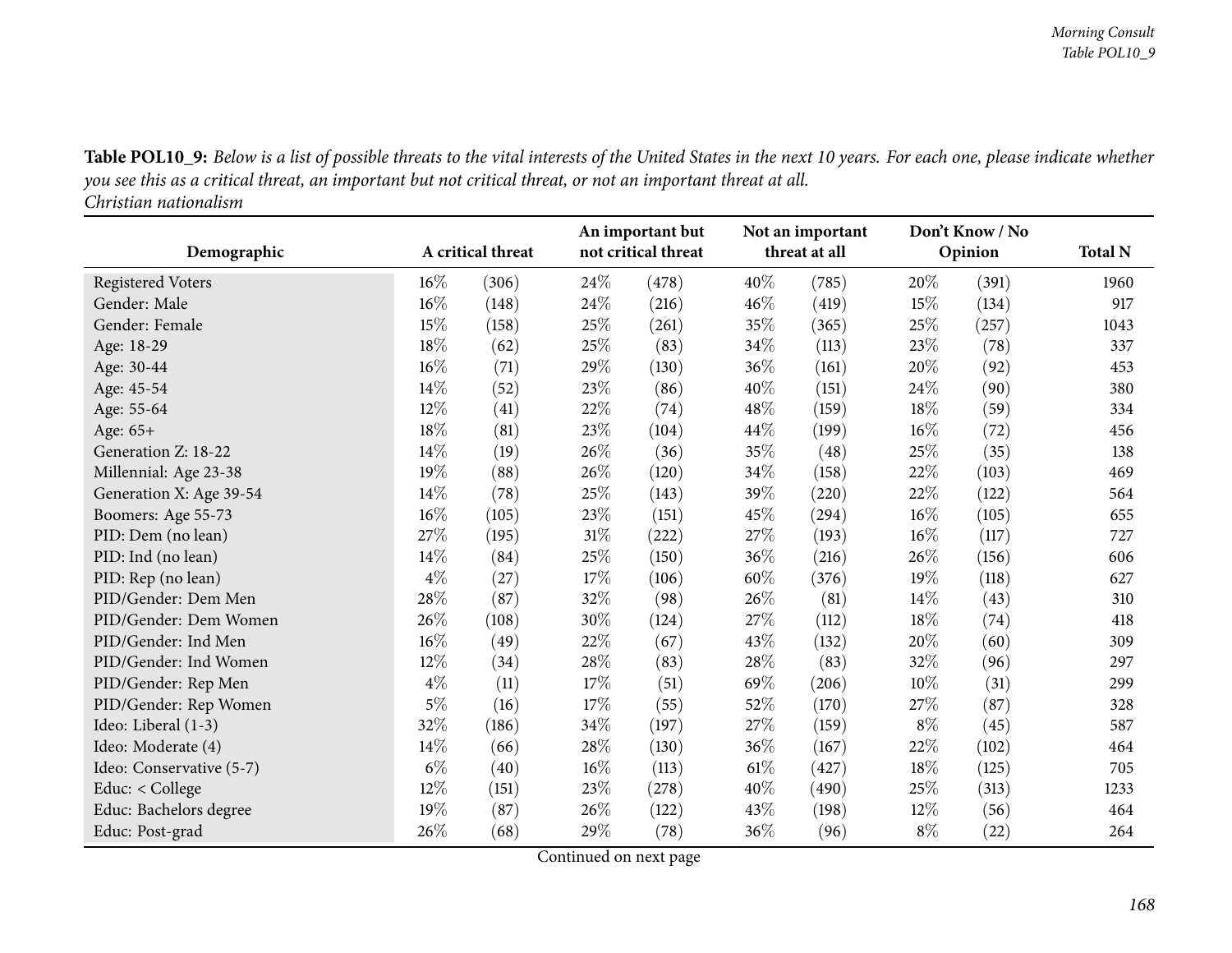**Table POL10_9:** *Below is a list of possible threats to the vital interests of the United States in the next 10 years. For each one, please indicate whether you see this as a critical threat, an important but not critical threat, or not an important threat at all.*
*Christian nationalism*

| Demographic | A critical threat | | An important but not critical threat | | Not an important threat at all | | Don't Know / No Opinion | | Total N |
|---|---|---|---|---|---|---|---|---|---|
| Registered Voters | 16% | (306) | 24% | (478) | 40% | (785) | 20% | (391) | 1960 |
| Gender: Male | 16% | (148) | 24% | (216) | 46% | (419) | 15% | (134) | 917 |
| Gender: Female | 15% | (158) | 25% | (261) | 35% | (365) | 25% | (257) | 1043 |
| Age: 18-29 | 18% | (62) | 25% | (83) | 34% | (113) | 23% | (78) | 337 |
| Age: 30-44 | 16% | (71) | 29% | (130) | 36% | (161) | 20% | (92) | 453 |
| Age: 45-54 | 14% | (52) | 23% | (86) | 40% | (151) | 24% | (90) | 380 |
| Age: 55-64 | 12% | (41) | 22% | (74) | 48% | (159) | 18% | (59) | 334 |
| Age: 65+ | 18% | (81) | 23% | (104) | 44% | (199) | 16% | (72) | 456 |
| Generation Z: 18-22 | 14% | (19) | 26% | (36) | 35% | (48) | 25% | (35) | 138 |
| Millennial: Age 23-38 | 19% | (88) | 26% | (120) | 34% | (158) | 22% | (103) | 469 |
| Generation X: Age 39-54 | 14% | (78) | 25% | (143) | 39% | (220) | 22% | (122) | 564 |
| Boomers: Age 55-73 | 16% | (105) | 23% | (151) | 45% | (294) | 16% | (105) | 655 |
| PID: Dem (no lean) | 27% | (195) | 31% | (222) | 27% | (193) | 16% | (117) | 727 |
| PID: Ind (no lean) | 14% | (84) | 25% | (150) | 36% | (216) | 26% | (156) | 606 |
| PID: Rep (no lean) | 4% | (27) | 17% | (106) | 60% | (376) | 19% | (118) | 627 |
| PID/Gender: Dem Men | 28% | (87) | 32% | (98) | 26% | (81) | 14% | (43) | 310 |
| PID/Gender: Dem Women | 26% | (108) | 30% | (124) | 27% | (112) | 18% | (74) | 418 |
| PID/Gender: Ind Men | 16% | (49) | 22% | (67) | 43% | (132) | 20% | (60) | 309 |
| PID/Gender: Ind Women | 12% | (34) | 28% | (83) | 28% | (83) | 32% | (96) | 297 |
| PID/Gender: Rep Men | 4% | (11) | 17% | (51) | 69% | (206) | 10% | (31) | 299 |
| PID/Gender: Rep Women | 5% | (16) | 17% | (55) | 52% | (170) | 27% | (87) | 328 |
| Ideo: Liberal (1-3) | 32% | (186) | 34% | (197) | 27% | (159) | 8% | (45) | 587 |
| Ideo: Moderate (4) | 14% | (66) | 28% | (130) | 36% | (167) | 22% | (102) | 464 |
| Ideo: Conservative (5-7) | 6% | (40) | 16% | (113) | 61% | (427) | 18% | (125) | 705 |
| Educ: < College | 12% | (151) | 23% | (278) | 40% | (490) | 25% | (313) | 1233 |
| Educ: Bachelors degree | 19% | (87) | 26% | (122) | 43% | (198) | 12% | (56) | 464 |
| Educ: Post-grad | 26% | (68) | 29% | (78) | 36% | (96) | 8% | (22) | 264 |

Continued on next page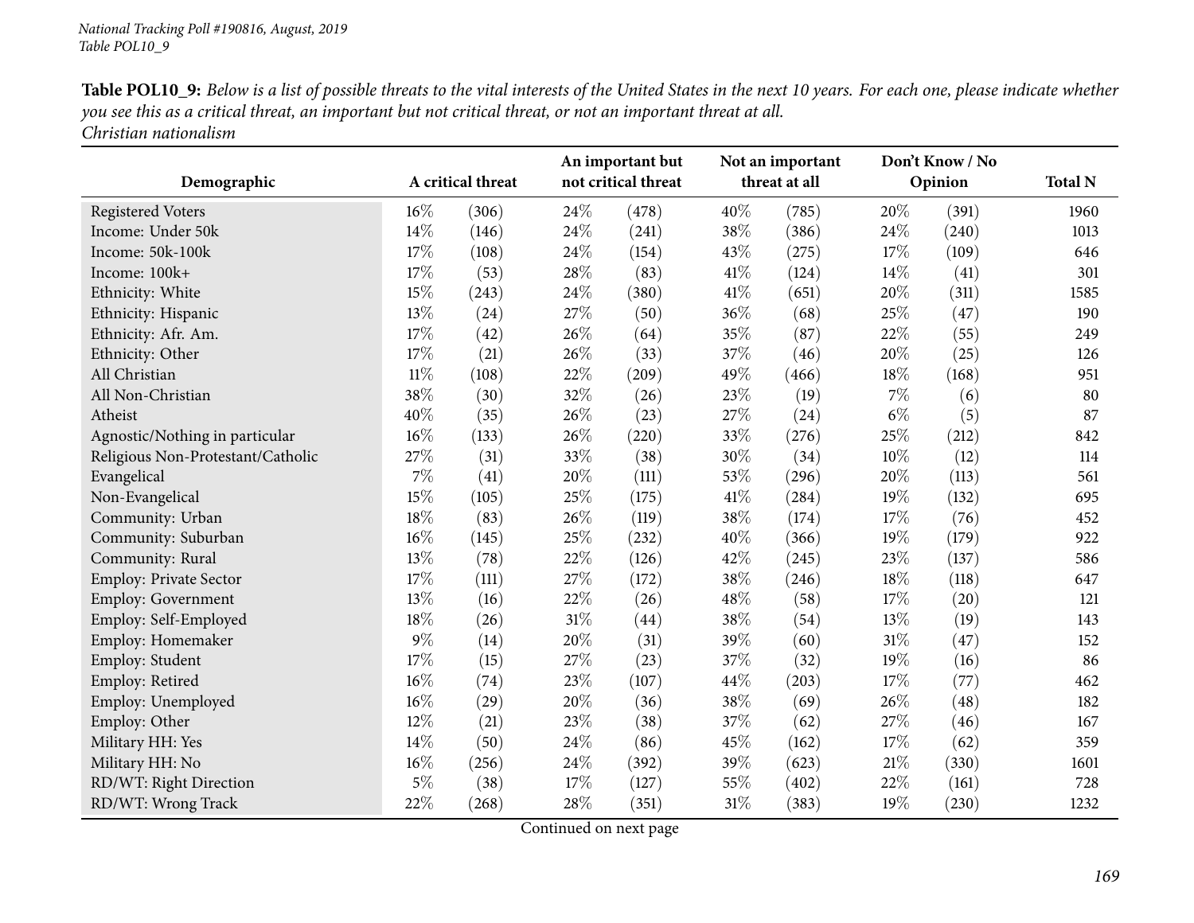**Table POL10_9:** *Below is a list of possible threats to the vital interests of the United States in the next 10 years. For each one, please indicate whether you see this as a critical threat, an important but not critical threat, or not an important threat at all.*
*Christian nationalism*

| Demographic | A critical threat | | An important but not critical threat | | Not an important threat at all | | Don't Know / No Opinion | | Total N |
|---|---|---|---|---|---|---|---|---|---|
| Registered Voters | 16% | (306) | 24% | (478) | 40% | (785) | 20% | (391) | 1960 |
| Income: Under 50k | 14% | (146) | 24% | (241) | 38% | (386) | 24% | (240) | 1013 |
| Income: 50k-100k | 17% | (108) | 24% | (154) | 43% | (275) | 17% | (109) | 646 |
| Income: 100k+ | 17% | (53) | 28% | (83) | 41% | (124) | 14% | (41) | 301 |
| Ethnicity: White | 15% | (243) | 24% | (380) | 41% | (651) | 20% | (311) | 1585 |
| Ethnicity: Hispanic | 13% | (24) | 27% | (50) | 36% | (68) | 25% | (47) | 190 |
| Ethnicity: Afr. Am. | 17% | (42) | 26% | (64) | 35% | (87) | 22% | (55) | 249 |
| Ethnicity: Other | 17% | (21) | 26% | (33) | 37% | (46) | 20% | (25) | 126 |
| All Christian | 11% | (108) | 22% | (209) | 49% | (466) | 18% | (168) | 951 |
| All Non-Christian | 38% | (30) | 32% | (26) | 23% | (19) | 7% | (6) | 80 |
| Atheist | 40% | (35) | 26% | (23) | 27% | (24) | 6% | (5) | 87 |
| Agnostic/Nothing in particular | 16% | (133) | 26% | (220) | 33% | (276) | 25% | (212) | 842 |
| Religious Non-Protestant/Catholic | 27% | (31) | 33% | (38) | 30% | (34) | 10% | (12) | 114 |
| Evangelical | 7% | (41) | 20% | (111) | 53% | (296) | 20% | (113) | 561 |
| Non-Evangelical | 15% | (105) | 25% | (175) | 41% | (284) | 19% | (132) | 695 |
| Community: Urban | 18% | (83) | 26% | (119) | 38% | (174) | 17% | (76) | 452 |
| Community: Suburban | 16% | (145) | 25% | (232) | 40% | (366) | 19% | (179) | 922 |
| Community: Rural | 13% | (78) | 22% | (126) | 42% | (245) | 23% | (137) | 586 |
| Employ: Private Sector | 17% | (111) | 27% | (172) | 38% | (246) | 18% | (118) | 647 |
| Employ: Government | 13% | (16) | 22% | (26) | 48% | (58) | 17% | (20) | 121 |
| Employ: Self-Employed | 18% | (26) | 31% | (44) | 38% | (54) | 13% | (19) | 143 |
| Employ: Homemaker | 9% | (14) | 20% | (31) | 39% | (60) | 31% | (47) | 152 |
| Employ: Student | 17% | (15) | 27% | (23) | 37% | (32) | 19% | (16) | 86 |
| Employ: Retired | 16% | (74) | 23% | (107) | 44% | (203) | 17% | (77) | 462 |
| Employ: Unemployed | 16% | (29) | 20% | (36) | 38% | (69) | 26% | (48) | 182 |
| Employ: Other | 12% | (21) | 23% | (38) | 37% | (62) | 27% | (46) | 167 |
| Military HH: Yes | 14% | (50) | 24% | (86) | 45% | (162) | 17% | (62) | 359 |
| Military HH: No | 16% | (256) | 24% | (392) | 39% | (623) | 21% | (330) | 1601 |
| RD/WT: Right Direction | 5% | (38) | 17% | (127) | 55% | (402) | 22% | (161) | 728 |
| RD/WT: Wrong Track | 22% | (268) | 28% | (351) | 31% | (383) | 19% | (230) | 1232 |

Continued on next page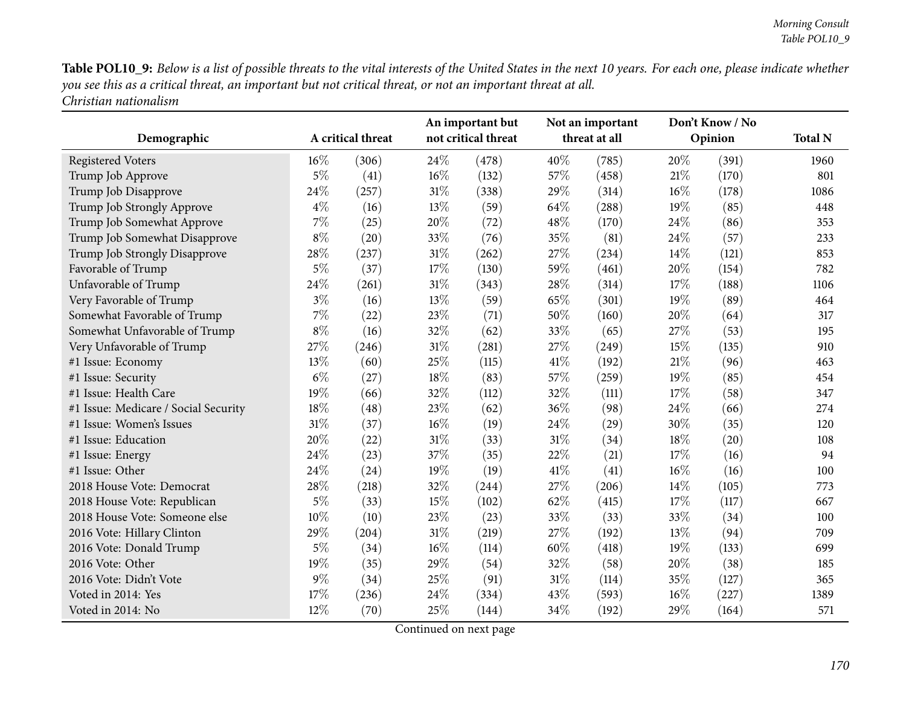**Table POL10_9:** *Below is a list of possible threats to the vital interests of the United States in the next 10 years. For each one, please indicate whether you see this as a critical threat, an important but not critical threat, or not an important threat at all.*
*Christian nationalism*

| Demographic | A critical threat | | An important but not critical threat | | Not an important threat at all | | Don't Know / No Opinion | | Total N |
|---|---|---|---|---|---|---|---|---|---|
| Registered Voters | 16% | (306) | 24% | (478) | 40% | (785) | 20% | (391) | 1960 |
| Trump Job Approve | 5% | (41) | 16% | (132) | 57% | (458) | 21% | (170) | 801 |
| Trump Job Disapprove | 24% | (257) | 31% | (338) | 29% | (314) | 16% | (178) | 1086 |
| Trump Job Strongly Approve | 4% | (16) | 13% | (59) | 64% | (288) | 19% | (85) | 448 |
| Trump Job Somewhat Approve | 7% | (25) | 20% | (72) | 48% | (170) | 24% | (86) | 353 |
| Trump Job Somewhat Disapprove | 8% | (20) | 33% | (76) | 35% | (81) | 24% | (57) | 233 |
| Trump Job Strongly Disapprove | 28% | (237) | 31% | (262) | 27% | (234) | 14% | (121) | 853 |
| Favorable of Trump | 5% | (37) | 17% | (130) | 59% | (461) | 20% | (154) | 782 |
| Unfavorable of Trump | 24% | (261) | 31% | (343) | 28% | (314) | 17% | (188) | 1106 |
| Very Favorable of Trump | 3% | (16) | 13% | (59) | 65% | (301) | 19% | (89) | 464 |
| Somewhat Favorable of Trump | 7% | (22) | 23% | (71) | 50% | (160) | 20% | (64) | 317 |
| Somewhat Unfavorable of Trump | 8% | (16) | 32% | (62) | 33% | (65) | 27% | (53) | 195 |
| Very Unfavorable of Trump | 27% | (246) | 31% | (281) | 27% | (249) | 15% | (135) | 910 |
| #1 Issue: Economy | 13% | (60) | 25% | (115) | 41% | (192) | 21% | (96) | 463 |
| #1 Issue: Security | 6% | (27) | 18% | (83) | 57% | (259) | 19% | (85) | 454 |
| #1 Issue: Health Care | 19% | (66) | 32% | (112) | 32% | (111) | 17% | (58) | 347 |
| #1 Issue: Medicare / Social Security | 18% | (48) | 23% | (62) | 36% | (98) | 24% | (66) | 274 |
| #1 Issue: Women's Issues | 31% | (37) | 16% | (19) | 24% | (29) | 30% | (35) | 120 |
| #1 Issue: Education | 20% | (22) | 31% | (33) | 31% | (34) | 18% | (20) | 108 |
| #1 Issue: Energy | 24% | (23) | 37% | (35) | 22% | (21) | 17% | (16) | 94 |
| #1 Issue: Other | 24% | (24) | 19% | (19) | 41% | (41) | 16% | (16) | 100 |
| 2018 House Vote: Democrat | 28% | (218) | 32% | (244) | 27% | (206) | 14% | (105) | 773 |
| 2018 House Vote: Republican | 5% | (33) | 15% | (102) | 62% | (415) | 17% | (117) | 667 |
| 2018 House Vote: Someone else | 10% | (10) | 23% | (23) | 33% | (33) | 33% | (34) | 100 |
| 2016 Vote: Hillary Clinton | 29% | (204) | 31% | (219) | 27% | (192) | 13% | (94) | 709 |
| 2016 Vote: Donald Trump | 5% | (34) | 16% | (114) | 60% | (418) | 19% | (133) | 699 |
| 2016 Vote: Other | 19% | (35) | 29% | (54) | 32% | (58) | 20% | (38) | 185 |
| 2016 Vote: Didn't Vote | 9% | (34) | 25% | (91) | 31% | (114) | 35% | (127) | 365 |
| Voted in 2014: Yes | 17% | (236) | 24% | (334) | 43% | (593) | 16% | (227) | 1389 |
| Voted in 2014: No | 12% | (70) | 25% | (144) | 34% | (192) | 29% | (164) | 571 |

Continued on next page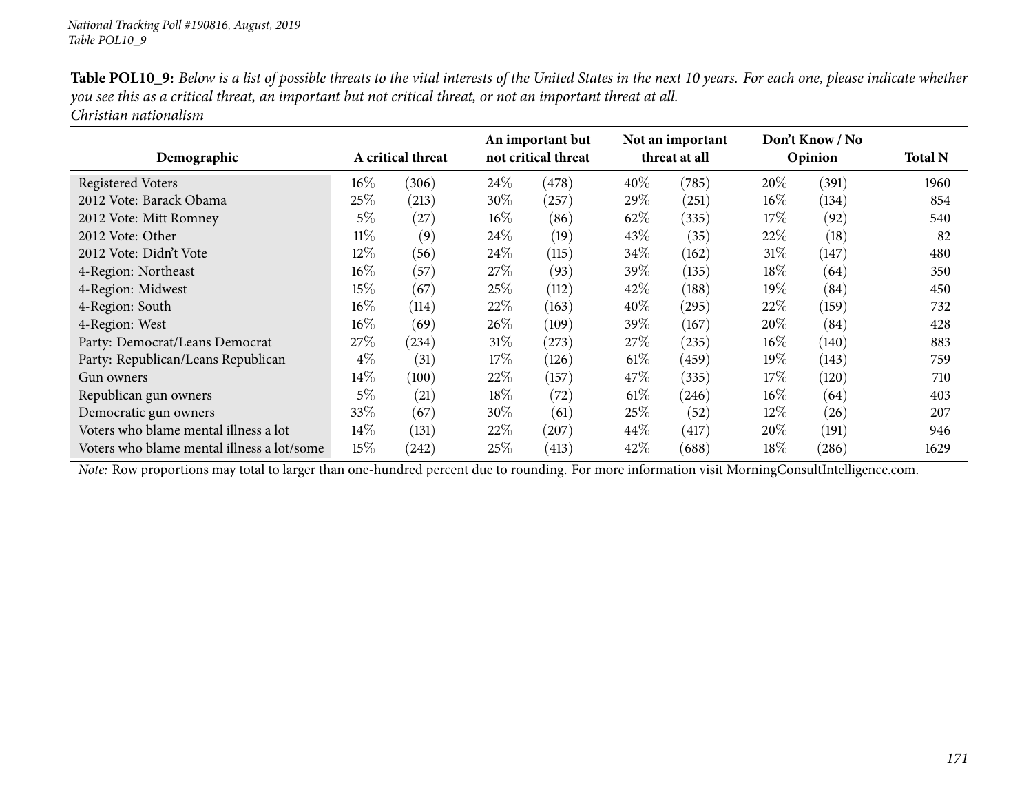**Table POL10_9:** *Below is a list of possible threats to the vital interests of the United States in the next 10 years. For each one, please indicate whether you see this as a critical threat, an important but not critical threat, or not an important threat at all.*
*Christian nationalism*

| Demographic | A critical threat | | An important but not critical threat | | Not an important threat at all | | Don't Know / No Opinion | | Total N |
|---|---|---|---|---|---|---|---|---|---|
| Registered Voters | 16% | (306) | 24% | (478) | 40% | (785) | 20% | (391) | 1960 |
| 2012 Vote: Barack Obama | 25% | (213) | 30% | (257) | 29% | (251) | 16% | (134) | 854 |
| 2012 Vote: Mitt Romney | 5% | (27) | 16% | (86) | 62% | (335) | 17% | (92) | 540 |
| 2012 Vote: Other | 11% | (9) | 24% | (19) | 43% | (35) | 22% | (18) | 82 |
| 2012 Vote: Didn't Vote | 12% | (56) | 24% | (115) | 34% | (162) | 31% | (147) | 480 |
| 4-Region: Northeast | 16% | (57) | 27% | (93) | 39% | (135) | 18% | (64) | 350 |
| 4-Region: Midwest | 15% | (67) | 25% | (112) | 42% | (188) | 19% | (84) | 450 |
| 4-Region: South | 16% | (114) | 22% | (163) | 40% | (295) | 22% | (159) | 732 |
| 4-Region: West | 16% | (69) | 26% | (109) | 39% | (167) | 20% | (84) | 428 |
| Party: Democrat/Leans Democrat | 27% | (234) | 31% | (273) | 27% | (235) | 16% | (140) | 883 |
| Party: Republican/Leans Republican | 4% | (31) | 17% | (126) | 61% | (459) | 19% | (143) | 759 |
| Gun owners | 14% | (100) | 22% | (157) | 47% | (335) | 17% | (120) | 710 |
| Republican gun owners | 5% | (21) | 18% | (72) | 61% | (246) | 16% | (64) | 403 |
| Democratic gun owners | 33% | (67) | 30% | (61) | 25% | (52) | 12% | (26) | 207 |
| Voters who blame mental illness a lot | 14% | (131) | 22% | (207) | 44% | (417) | 20% | (191) | 946 |
| Voters who blame mental illness a lot/some | 15% | (242) | 25% | (413) | 42% | (688) | 18% | (286) | 1629 |

*Note:* Row proportions may total to larger than one-hundred percent due to rounding. For more information visit MorningConsultIntelligence.com.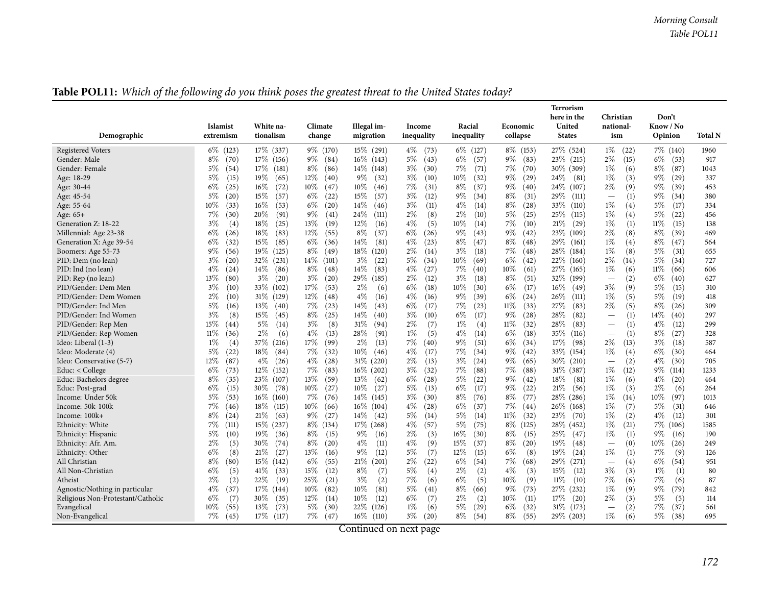**Table POL11:** *Which of the following do you think poses the greatest threat to the United States today?*

| Demographic | Islamist extremism | White nationalism | Climate change | Illegal immigration | Income inequality | Racial inequality | Economic collapse | Terrorism here in the United States | Christian nationalism | Don't Know / No Opinion | Total N |
|---|---|---|---|---|---|---|---|---|---|---|---|
| Registered Voters | 6% (123) | 17% (337) | 9% (170) | 15% (291) | 4% (73) | 6% (127) | 8% (153) | 27% (524) | 1% (22) | 7% (140) | 1960 |
| Gender: Male | 8% (70) | 17% (156) | 9% (84) | 16% (143) | 5% (43) | 6% (57) | 9% (83) | 23% (215) | 2% (15) | 6% (53) | 917 |
| Gender: Female | 5% (54) | 17% (181) | 8% (86) | 14% (148) | 3% (30) | 7% (71) | 7% (70) | 30% (309) | 1% (6) | 8% (87) | 1043 |
| Age: 18-29 | 5% (15) | 19% (65) | 12% (40) | 9% (32) | 3% (10) | 10% (32) | 9% (29) | 24% (81) | 1% (3) | 9% (29) | 337 |
| Age: 30-44 | 6% (25) | 16% (72) | 10% (47) | 10% (46) | 7% (31) | 8% (37) | 9% (40) | 24% (107) | 2% (9) | 9% (39) | 453 |
| Age: 45-54 | 5% (20) | 15% (57) | 6% (22) | 15% (57) | 3% (12) | 9% (34) | 8% (31) | 29% (111) | — (1) | 9% (34) | 380 |
| Age: 55-64 | 10% (33) | 16% (53) | 6% (20) | 14% (46) | 3% (11) | 4% (14) | 8% (28) | 33% (110) | 1% (4) | 5% (17) | 334 |
| Age: 65+ | 7% (30) | 20% (91) | 9% (41) | 24% (111) | 2% (8) | 2% (10) | 5% (25) | 25% (115) | 1% (4) | 5% (22) | 456 |
| Generation Z: 18-22 | 3% (4) | 18% (25) | 13% (19) | 12% (16) | 4% (5) | 10% (14) | 7% (10) | 21% (29) | 1% (1) | 11% (15) | 138 |
| Millennial: Age 23-38 | 6% (26) | 18% (83) | 12% (55) | 8% (37) | 6% (26) | 9% (43) | 9% (42) | 23% (109) | 2% (8) | 8% (39) | 469 |
| Generation X: Age 39-54 | 6% (32) | 15% (85) | 6% (36) | 14% (81) | 4% (23) | 8% (47) | 8% (48) | 29% (161) | 1% (4) | 8% (47) | 564 |
| Boomers: Age 55-73 | 9% (56) | 19% (125) | 8% (49) | 18% (120) | 2% (14) | 3% (18) | 7% (48) | 28% (184) | 1% (8) | 5% (31) | 655 |
| PID: Dem (no lean) | 3% (20) | 32% (231) | 14% (101) | 3% (22) | 5% (34) | 10% (69) | 6% (42) | 22% (160) | 2% (14) | 5% (34) | 727 |
| PID: Ind (no lean) | 4% (24) | 14% (86) | 8% (48) | 14% (83) | 4% (27) | 7% (40) | 10% (61) | 27% (165) | 1% (6) | 11% (66) | 606 |
| PID: Rep (no lean) | 13% (80) | 3% (20) | 3% (20) | 29% (185) | 2% (12) | 3% (18) | 8% (51) | 32% (199) | — (2) | 6% (40) | 627 |
| PID/Gender: Dem Men | 3% (10) | 33% (102) | 17% (53) | 2% (6) | 6% (18) | 10% (30) | 6% (17) | 16% (49) | 3% (9) | 5% (15) | 310 |
| PID/Gender: Dem Women | 2% (10) | 31% (129) | 12% (48) | 4% (16) | 4% (16) | 9% (39) | 6% (24) | 26% (111) | 1% (5) | 5% (19) | 418 |
| PID/Gender: Ind Men | 5% (16) | 13% (40) | 7% (23) | 14% (43) | 6% (17) | 7% (23) | 11% (33) | 27% (83) | 2% (5) | 8% (26) | 309 |
| PID/Gender: Ind Women | 3% (8) | 15% (45) | 8% (25) | 14% (40) | 3% (10) | 6% (17) | 9% (28) | 28% (82) | — (1) | 14% (40) | 297 |
| PID/Gender: Rep Men | 15% (44) | 5% (14) | 3% (8) | 31% (94) | 2% (7) | 1% (4) | 11% (32) | 28% (83) | — (1) | 4% (12) | 299 |
| PID/Gender: Rep Women | 11% (36) | 2% (6) | 4% (13) | 28% (91) | 1% (5) | 4% (14) | 6% (18) | 35% (116) | — (1) | 8% (27) | 328 |
| Ideo: Liberal (1-3) | 1% (4) | 37% (216) | 17% (99) | 2% (13) | 7% (40) | 9% (51) | 6% (34) | 17% (98) | 2% (13) | 3% (18) | 587 |
| Ideo: Moderate (4) | 5% (22) | 18% (84) | 7% (32) | 10% (46) | 4% (17) | 7% (34) | 9% (42) | 33% (154) | 1% (4) | 6% (30) | 464 |
| Ideo: Conservative (5-7) | 12% (87) | 4% (26) | 4% (28) | 31% (220) | 2% (13) | 3% (24) | 9% (65) | 30% (210) | — (2) | 4% (30) | 705 |
| Educ: < College | 6% (73) | 12% (152) | 7% (83) | 16% (202) | 3% (32) | 7% (88) | 7% (88) | 31% (387) | 1% (12) | 9% (114) | 1233 |
| Educ: Bachelors degree | 8% (35) | 23% (107) | 13% (59) | 13% (62) | 6% (28) | 5% (22) | 9% (42) | 18% (81) | 1% (6) | 4% (20) | 464 |
| Educ: Post-grad | 6% (15) | 30% (78) | 10% (27) | 10% (27) | 5% (13) | 6% (17) | 9% (22) | 21% (56) | 1% (3) | 2% (6) | 264 |
| Income: Under 50k | 5% (53) | 16% (160) | 7% (76) | 14% (145) | 3% (30) | 8% (76) | 8% (77) | 28% (286) | 1% (14) | 10% (97) | 1013 |
| Income: 50k-100k | 7% (46) | 18% (115) | 10% (66) | 16% (104) | 4% (28) | 6% (37) | 7% (44) | 26% (168) | 1% (7) | 5% (31) | 646 |
| Income: 100k+ | 8% (24) | 21% (63) | 9% (27) | 14% (42) | 5% (14) | 5% (14) | 11% (32) | 23% (70) | 1% (2) | 4% (12) | 301 |
| Ethnicity: White | 7% (111) | 15% (237) | 8% (134) | 17% (268) | 4% (57) | 5% (75) | 8% (125) | 28% (452) | 1% (21) | 7% (106) | 1585 |
| Ethnicity: Hispanic | 5% (10) | 19% (36) | 8% (15) | 9% (16) | 2% (3) | 16% (30) | 8% (15) | 25% (47) | 1% (1) | 9% (16) | 190 |
| Ethnicity: Afr. Am. | 2% (5) | 30% (74) | 8% (20) | 4% (11) | 4% (9) | 15% (37) | 8% (20) | 19% (48) | — (0) | 10% (26) | 249 |
| Ethnicity: Other | 6% (8) | 21% (27) | 13% (16) | 9% (12) | 5% (7) | 12% (15) | 6% (8) | 19% (24) | 1% (1) | 7% (9) | 126 |
| All Christian | 8% (80) | 15% (142) | 6% (55) | 21% (201) | 2% (22) | 6% (54) | 7% (68) | 29% (271) | — (4) | 6% (54) | 951 |
| All Non-Christian | 6% (5) | 41% (33) | 15% (12) | 8% (7) | 5% (4) | 2% (2) | 4% (3) | 15% (12) | 3% (3) | 1% (1) | 80 |
| Atheist | 2% (2) | 22% (19) | 25% (21) | 3% (2) | 7% (6) | 6% (5) | 10% (9) | 11% (10) | 7% (6) | 7% (6) | 87 |
| Agnostic/Nothing in particular | 4% (37) | 17% (144) | 10% (82) | 10% (81) | 5% (41) | 8% (66) | 9% (73) | 27% (232) | 1% (9) | 9% (79) | 842 |
| Religious Non-Protestant/Catholic | 6% (7) | 30% (35) | 12% (14) | 10% (12) | 6% (7) | 2% (2) | 10% (11) | 17% (20) | 2% (3) | 5% (5) | 114 |
| Evangelical | 10% (55) | 13% (73) | 5% (30) | 22% (126) | 1% (6) | 5% (29) | 6% (32) | 31% (173) | — (2) | 7% (37) | 561 |
| Non-Evangelical | 7% (45) | 17% (117) | 7% (47) | 16% (110) | 3% (20) | 8% (54) | 8% (55) | 29% (203) | 1% (6) | 5% (38) | 695 |

Continued on next page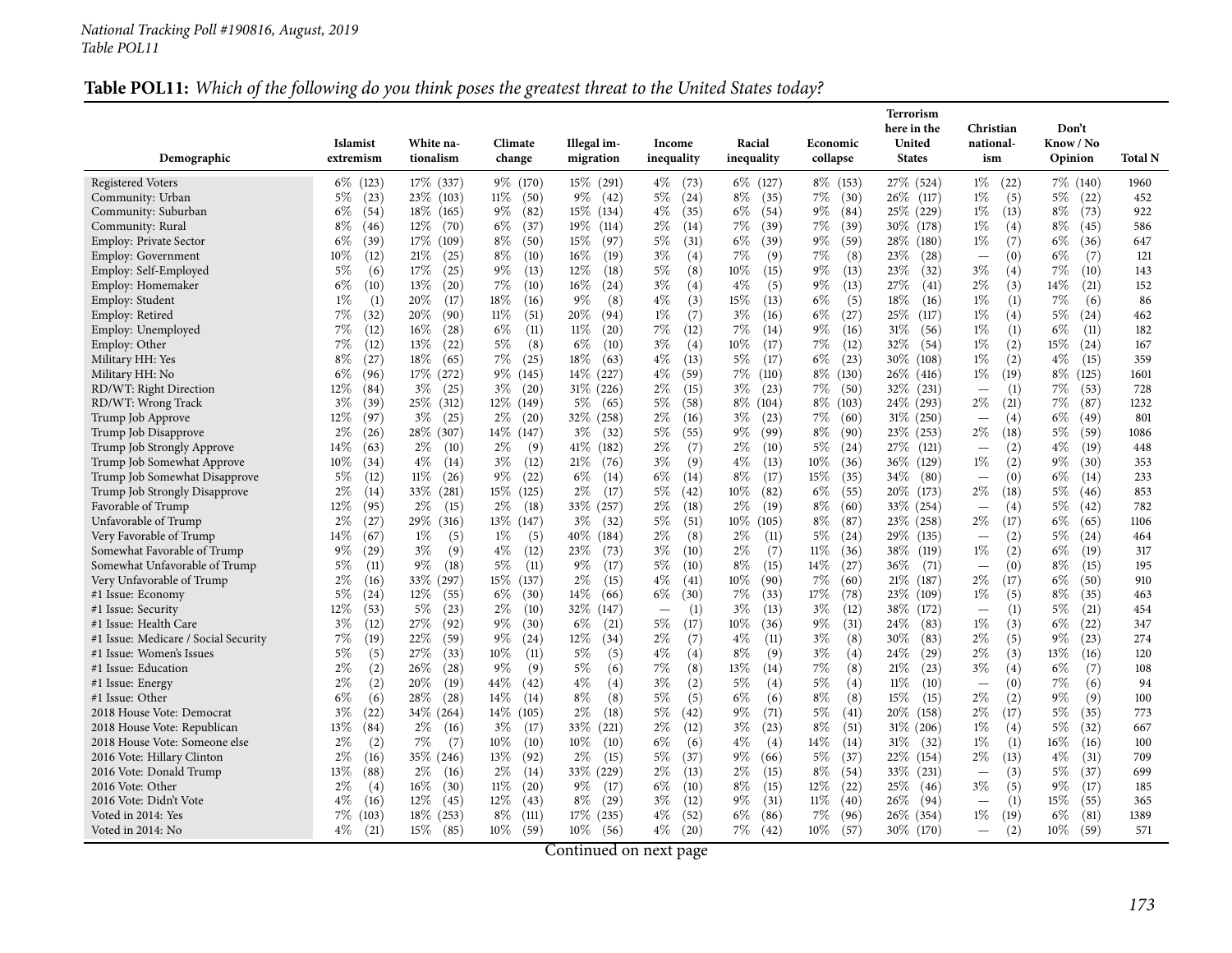*National Tracking Poll #190816, August, 2019*
*Table POL11*

**Table POL11:** *Which of the following do you think poses the greatest threat to the United States today?*

| Demographic | Islamist extremism | White nationalism | Climate change | Illegal immigration | Income inequality | Racial inequality | Economic collapse | Terrorism here in the United States | Christian nationalism | Don't Know / No Opinion | Total N |
|---|---|---|---|---|---|---|---|---|---|---|---|
| Registered Voters | 6% (123) | 17% (337) | 9% (170) | 15% (291) | 4% (73) | 6% (127) | 8% (153) | 27% (524) | 1% (22) | 7% (140) | 1960 |
| Community: Urban | 5% (23) | 23% (103) | 11% (50) | 9% (42) | 5% (24) | 8% (35) | 7% (30) | 26% (117) | 1% (5) | 5% (22) | 452 |
| Community: Suburban | 6% (54) | 18% (165) | 9% (82) | 15% (134) | 4% (35) | 6% (54) | 9% (84) | 25% (229) | 1% (13) | 8% (73) | 922 |
| Community: Rural | 8% (46) | 12% (70) | 6% (37) | 19% (114) | 2% (14) | 7% (39) | 7% (39) | 30% (178) | 1% (4) | 8% (45) | 586 |
| Employ: Private Sector | 6% (39) | 17% (109) | 8% (50) | 15% (97) | 5% (31) | 6% (39) | 9% (59) | 28% (180) | 1% (7) | 6% (36) | 647 |
| Employ: Government | 10% (12) | 21% (25) | 8% (10) | 16% (19) | 3% (4) | 7% (9) | 7% (8) | 23% (28) | — (0) | 6% (7) | 121 |
| Employ: Self-Employed | 5% (6) | 17% (25) | 9% (13) | 12% (18) | 5% (8) | 10% (15) | 9% (13) | 23% (32) | 3% (4) | 7% (10) | 143 |
| Employ: Homemaker | 6% (10) | 13% (20) | 7% (10) | 16% (24) | 3% (4) | 4% (5) | 9% (13) | 27% (41) | 2% (3) | 14% (21) | 152 |
| Employ: Student | 1% (1) | 20% (17) | 18% (16) | 9% (8) | 4% (3) | 15% (13) | 6% (5) | 18% (16) | 1% (1) | 7% (6) | 86 |
| Employ: Retired | 7% (32) | 20% (90) | 11% (51) | 20% (94) | 1% (7) | 3% (16) | 6% (27) | 25% (117) | 1% (4) | 5% (24) | 462 |
| Employ: Unemployed | 7% (12) | 16% (28) | 6% (11) | 11% (20) | 7% (12) | 7% (14) | 9% (16) | 31% (56) | 1% (1) | 6% (11) | 182 |
| Employ: Other | 7% (12) | 13% (22) | 5% (8) | 6% (10) | 3% (4) | 10% (17) | 7% (12) | 32% (54) | 1% (2) | 15% (24) | 167 |
| Military HH: Yes | 8% (27) | 18% (65) | 7% (25) | 18% (63) | 4% (13) | 5% (17) | 6% (23) | 30% (108) | 1% (2) | 4% (15) | 359 |
| Military HH: No | 6% (96) | 17% (272) | 9% (145) | 14% (227) | 4% (59) | 7% (110) | 8% (130) | 26% (416) | 1% (19) | 8% (125) | 1601 |
| RD/WT: Right Direction | 12% (84) | 3% (25) | 3% (20) | 31% (226) | 2% (15) | 3% (23) | 7% (50) | 32% (231) | — (1) | 7% (53) | 728 |
| RD/WT: Wrong Track | 3% (39) | 25% (312) | 12% (149) | 5% (65) | 5% (58) | 8% (104) | 8% (103) | 24% (293) | 2% (21) | 7% (87) | 1232 |
| Trump Job Approve | 12% (97) | 3% (25) | 2% (20) | 32% (258) | 2% (16) | 3% (23) | 7% (60) | 31% (250) | — (4) | 6% (49) | 801 |
| Trump Job Disapprove | 2% (26) | 28% (307) | 14% (147) | 3% (32) | 5% (55) | 9% (99) | 8% (90) | 23% (253) | 2% (18) | 5% (59) | 1086 |
| Trump Job Strongly Approve | 14% (63) | 2% (10) | 2% (9) | 41% (182) | 2% (7) | 2% (10) | 5% (24) | 27% (121) | — (2) | 4% (19) | 448 |
| Trump Job Somewhat Approve | 10% (34) | 4% (14) | 3% (12) | 21% (76) | 3% (9) | 4% (13) | 10% (36) | 36% (129) | 1% (2) | 9% (30) | 353 |
| Trump Job Somewhat Disapprove | 5% (12) | 11% (26) | 9% (22) | 6% (14) | 6% (14) | 8% (17) | 15% (35) | 34% (80) | — (0) | 6% (14) | 233 |
| Trump Job Strongly Disapprove | 2% (14) | 33% (281) | 15% (125) | 2% (17) | 5% (42) | 10% (82) | 6% (55) | 20% (173) | 2% (18) | 5% (46) | 853 |
| Favorable of Trump | 12% (95) | 2% (15) | 2% (18) | 33% (257) | 2% (18) | 2% (19) | 8% (60) | 33% (254) | — (4) | 5% (42) | 782 |
| Unfavorable of Trump | 2% (27) | 29% (316) | 13% (147) | 3% (32) | 5% (51) | 10% (105) | 8% (87) | 23% (258) | 2% (17) | 6% (65) | 1106 |
| Very Favorable of Trump | 14% (67) | 1% (5) | 1% (5) | 40% (184) | 2% (8) | 2% (11) | 5% (24) | 29% (135) | — (2) | 5% (24) | 464 |
| Somewhat Favorable of Trump | 9% (29) | 3% (9) | 4% (12) | 23% (73) | 3% (10) | 2% (7) | 11% (36) | 38% (119) | 1% (2) | 6% (19) | 317 |
| Somewhat Unfavorable of Trump | 5% (11) | 9% (18) | 5% (11) | 9% (17) | 5% (10) | 8% (15) | 14% (27) | 36% (71) | — (0) | 8% (15) | 195 |
| Very Unfavorable of Trump | 2% (16) | 33% (297) | 15% (137) | 2% (15) | 4% (41) | 10% (90) | 7% (60) | 21% (187) | 2% (17) | 6% (50) | 910 |
| #1 Issue: Economy | 5% (24) | 12% (55) | 6% (30) | 14% (66) | 6% (30) | 7% (33) | 17% (78) | 23% (109) | 1% (5) | 8% (35) | 463 |
| #1 Issue: Security | 12% (53) | 5% (23) | 2% (10) | 32% (147) | — (1) | 3% (13) | 3% (12) | 38% (172) | — (1) | 5% (21) | 454 |
| #1 Issue: Health Care | 3% (12) | 27% (92) | 9% (30) | 6% (21) | 5% (17) | 10% (36) | 9% (31) | 24% (83) | 1% (3) | 6% (22) | 347 |
| #1 Issue: Medicare / Social Security | 7% (19) | 22% (59) | 9% (24) | 12% (34) | 2% (7) | 4% (11) | 3% (8) | 30% (83) | 2% (5) | 9% (23) | 274 |
| #1 Issue: Women's Issues | 5% (5) | 27% (33) | 10% (11) | 5% (5) | 4% (4) | 8% (9) | 3% (4) | 24% (29) | 2% (3) | 13% (16) | 120 |
| #1 Issue: Education | 2% (2) | 26% (28) | 9% (9) | 5% (6) | 7% (8) | 13% (14) | 7% (8) | 21% (23) | 3% (4) | 6% (7) | 108 |
| #1 Issue: Energy | 2% (2) | 20% (19) | 44% (42) | 4% (4) | 3% (2) | 5% (4) | 5% (4) | 11% (10) | — (0) | 7% (6) | 94 |
| #1 Issue: Other | 6% (6) | 28% (28) | 14% (14) | 8% (8) | 5% (5) | 6% (6) | 8% (8) | 15% (15) | 2% (2) | 9% (9) | 100 |
| 2018 House Vote: Democrat | 3% (22) | 34% (264) | 14% (105) | 2% (18) | 5% (42) | 9% (71) | 5% (41) | 20% (158) | 2% (17) | 5% (35) | 773 |
| 2018 House Vote: Republican | 13% (84) | 2% (16) | 3% (17) | 33% (221) | 2% (12) | 3% (23) | 8% (51) | 31% (206) | 1% (4) | 5% (32) | 667 |
| 2018 House Vote: Someone else | 2% (2) | 7% (7) | 10% (10) | 10% (10) | 6% (6) | 4% (4) | 14% (14) | 31% (32) | 1% (1) | 16% (16) | 100 |
| 2016 Vote: Hillary Clinton | 2% (16) | 35% (246) | 13% (92) | 2% (15) | 5% (37) | 9% (66) | 5% (37) | 22% (154) | 2% (13) | 4% (31) | 709 |
| 2016 Vote: Donald Trump | 13% (88) | 2% (16) | 2% (14) | 33% (229) | 2% (13) | 2% (15) | 8% (54) | 33% (231) | — (3) | 5% (37) | 699 |
| 2016 Vote: Other | 2% (4) | 16% (30) | 11% (20) | 9% (17) | 6% (10) | 8% (15) | 12% (22) | 25% (46) | 3% (5) | 9% (17) | 185 |
| 2016 Vote: Didn't Vote | 4% (16) | 12% (45) | 12% (43) | 8% (29) | 3% (12) | 9% (31) | 11% (40) | 26% (94) | — (1) | 15% (55) | 365 |
| Voted in 2014: Yes | 7% (103) | 18% (253) | 8% (111) | 17% (235) | 4% (52) | 6% (86) | 7% (96) | 26% (354) | 1% (19) | 6% (81) | 1389 |
| Voted in 2014: No | 4% (21) | 15% (85) | 10% (59) | 10% (56) | 4% (20) | 7% (42) | 10% (57) | 30% (170) | — (2) | 10% (59) | 571 |

Continued on next page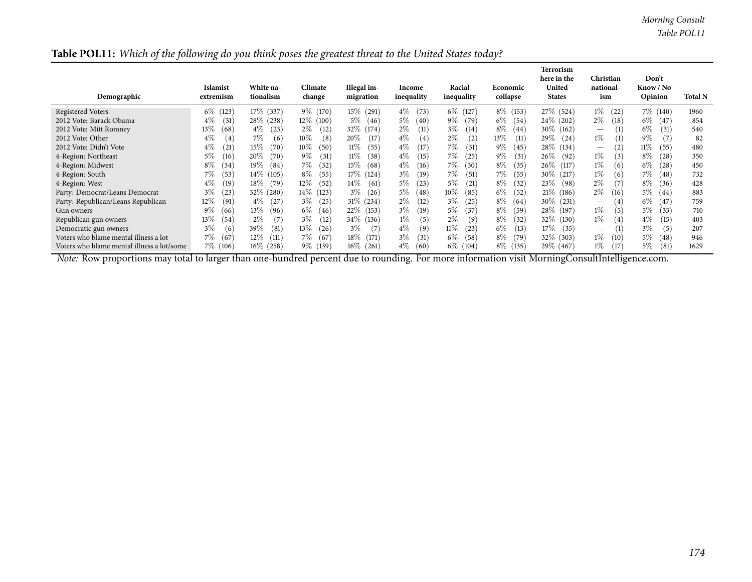**Table POL11:** *Which of the following do you think poses the greatest threat to the United States today?*

| Demographic | Islamist extremism | White nationalism | Climate change | Illegal immigration | Income inequality | Racial inequality | Economic collapse | Terrorism here in the United States | Christian nationalism | Don't Know / No Opinion | Total N |
|---|---|---|---|---|---|---|---|---|---|---|---|
| Registered Voters | 6% (123) | 17% (337) | 9% (170) | 15% (291) | 4% (73) | 6% (127) | 8% (153) | 27% (524) | 1% (22) | 7% (140) | 1960 |
| 2012 Vote: Barack Obama | 4% (31) | 28% (238) | 12% (100) | 5% (46) | 5% (40) | 9% (79) | 6% (54) | 24% (202) | 2% (18) | 6% (47) | 854 |
| 2012 Vote: Mitt Romney | 13% (68) | 4% (23) | 2% (12) | 32% (174) | 2% (11) | 3% (14) | 8% (44) | 30% (162) | — (1) | 6% (31) | 540 |
| 2012 Vote: Other | 4% (4) | 7% (6) | 10% (8) | 20% (17) | 4% (4) | 2% (2) | 13% (11) | 29% (24) | 1% (1) | 9% (7) | 82 |
| 2012 Vote: Didn't Vote | 4% (21) | 15% (70) | 10% (50) | 11% (55) | 4% (17) | 7% (31) | 9% (45) | 28% (134) | — (2) | 11% (55) | 480 |
| 4-Region: Northeast | 5% (16) | 20% (70) | 9% (31) | 11% (38) | 4% (15) | 7% (25) | 9% (31) | 26% (92) | 1% (3) | 8% (28) | 350 |
| 4-Region: Midwest | 8% (34) | 19% (84) | 7% (32) | 15% (68) | 4% (16) | 7% (30) | 8% (35) | 26% (117) | 1% (6) | 6% (28) | 450 |
| 4-Region: South | 7% (53) | 14% (105) | 8% (55) | 17% (124) | 3% (19) | 7% (51) | 7% (55) | 30% (217) | 1% (6) | 7% (48) | 732 |
| 4-Region: West | 4% (19) | 18% (79) | 12% (52) | 14% (61) | 5% (23) | 5% (21) | 8% (32) | 23% (98) | 2% (7) | 8% (36) | 428 |
| Party: Democrat/Leans Democrat | 3% (23) | 32% (280) | 14% (123) | 3% (26) | 5% (48) | 10% (85) | 6% (52) | 21% (186) | 2% (16) | 5% (44) | 883 |
| Party: Republican/Leans Republican | 12% (91) | 4% (27) | 3% (25) | 31% (234) | 2% (12) | 3% (25) | 8% (64) | 30% (231) | — (4) | 6% (47) | 759 |
| Gun owners | 9% (66) | 13% (96) | 6% (46) | 22% (153) | 3% (19) | 5% (37) | 8% (59) | 28% (197) | 1% (5) | 5% (33) | 710 |
| Republican gun owners | 13% (54) | 2% (7) | 3% (12) | 34% (136) | 1% (5) | 2% (9) | 8% (32) | 32% (130) | 1% (4) | 4% (15) | 403 |
| Democratic gun owners | 3% (6) | 39% (81) | 13% (26) | 3% (7) | 4% (9) | 11% (23) | 6% (13) | 17% (35) | — (1) | 3% (5) | 207 |
| Voters who blame mental illness a lot | 7% (67) | 12% (111) | 7% (67) | 18% (171) | 3% (31) | 6% (58) | 8% (79) | 32% (303) | 1% (10) | 5% (48) | 946 |
| Voters who blame mental illness a lot/some | 7% (106) | 16% (258) | 9% (139) | 16% (261) | 4% (60) | 6% (104) | 8% (135) | 29% (467) | 1% (17) | 5% (81) | 1629 |

*Note:* Row proportions may total to larger than one-hundred percent due to rounding. For more information visit MorningConsultIntelligence.com.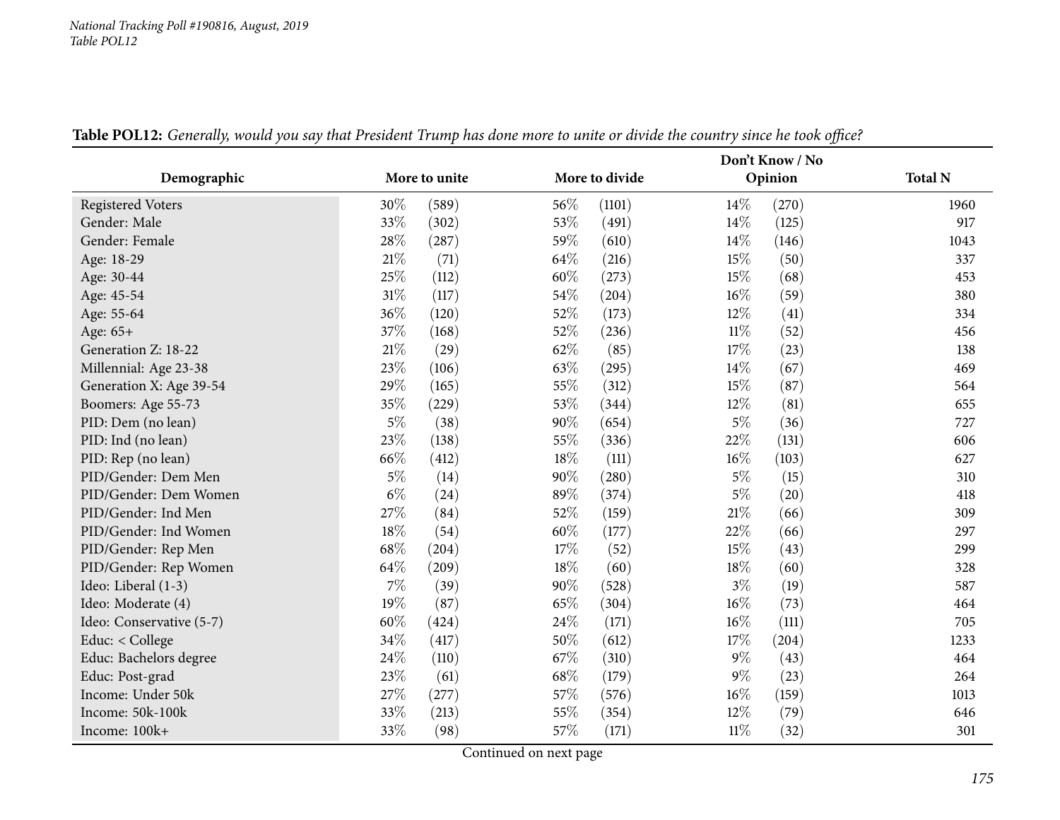**Table POL12:** *Generally, would you say that President Trump has done more to unite or divide the country since he took office?*

| Demographic | More to unite | | More to divide | | Don't Know / No Opinion | | Total N |
|---|---|---|---|---|---|---|---|
| Registered Voters | 30% | (589) | 56% | (1101) | 14% | (270) | 1960 |
| Gender: Male | 33% | (302) | 53% | (491) | 14% | (125) | 917 |
| Gender: Female | 28% | (287) | 59% | (610) | 14% | (146) | 1043 |
| Age: 18-29 | 21% | (71) | 64% | (216) | 15% | (50) | 337 |
| Age: 30-44 | 25% | (112) | 60% | (273) | 15% | (68) | 453 |
| Age: 45-54 | 31% | (117) | 54% | (204) | 16% | (59) | 380 |
| Age: 55-64 | 36% | (120) | 52% | (173) | 12% | (41) | 334 |
| Age: 65+ | 37% | (168) | 52% | (236) | 11% | (52) | 456 |
| Generation Z: 18-22 | 21% | (29) | 62% | (85) | 17% | (23) | 138 |
| Millennial: Age 23-38 | 23% | (106) | 63% | (295) | 14% | (67) | 469 |
| Generation X: Age 39-54 | 29% | (165) | 55% | (312) | 15% | (87) | 564 |
| Boomers: Age 55-73 | 35% | (229) | 53% | (344) | 12% | (81) | 655 |
| PID: Dem (no lean) | 5% | (38) | 90% | (654) | 5% | (36) | 727 |
| PID: Ind (no lean) | 23% | (138) | 55% | (336) | 22% | (131) | 606 |
| PID: Rep (no lean) | 66% | (412) | 18% | (111) | 16% | (103) | 627 |
| PID/Gender: Dem Men | 5% | (14) | 90% | (280) | 5% | (15) | 310 |
| PID/Gender: Dem Women | 6% | (24) | 89% | (374) | 5% | (20) | 418 |
| PID/Gender: Ind Men | 27% | (84) | 52% | (159) | 21% | (66) | 309 |
| PID/Gender: Ind Women | 18% | (54) | 60% | (177) | 22% | (66) | 297 |
| PID/Gender: Rep Men | 68% | (204) | 17% | (52) | 15% | (43) | 299 |
| PID/Gender: Rep Women | 64% | (209) | 18% | (60) | 18% | (60) | 328 |
| Ideo: Liberal (1-3) | 7% | (39) | 90% | (528) | 3% | (19) | 587 |
| Ideo: Moderate (4) | 19% | (87) | 65% | (304) | 16% | (73) | 464 |
| Ideo: Conservative (5-7) | 60% | (424) | 24% | (171) | 16% | (111) | 705 |
| Educ: < College | 34% | (417) | 50% | (612) | 17% | (204) | 1233 |
| Educ: Bachelors degree | 24% | (110) | 67% | (310) | 9% | (43) | 464 |
| Educ: Post-grad | 23% | (61) | 68% | (179) | 9% | (23) | 264 |
| Income: Under 50k | 27% | (277) | 57% | (576) | 16% | (159) | 1013 |
| Income: 50k-100k | 33% | (213) | 55% | (354) | 12% | (79) | 646 |
| Income: 100k+ | 33% | (98) | 57% | (171) | 11% | (32) | 301 |

Continued on next page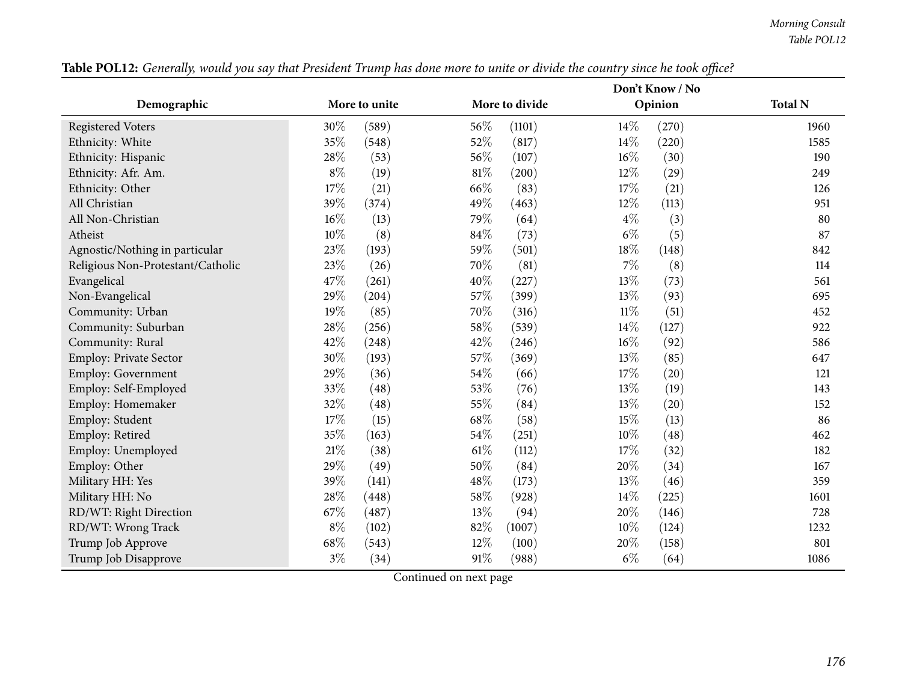**Table POL12:** *Generally, would you say that President Trump has done more to unite or divide the country since he took office?*

| Demographic | More to unite | | More to divide | | Don't Know / No Opinion | | Total N |
|---|---|---|---|---|---|---|---|
| Registered Voters | 30% | (589) | 56% | (1101) | 14% | (270) | 1960 |
| Ethnicity: White | 35% | (548) | 52% | (817) | 14% | (220) | 1585 |
| Ethnicity: Hispanic | 28% | (53) | 56% | (107) | 16% | (30) | 190 |
| Ethnicity: Afr. Am. | 8% | (19) | 81% | (200) | 12% | (29) | 249 |
| Ethnicity: Other | 17% | (21) | 66% | (83) | 17% | (21) | 126 |
| All Christian | 39% | (374) | 49% | (463) | 12% | (113) | 951 |
| All Non-Christian | 16% | (13) | 79% | (64) | 4% | (3) | 80 |
| Atheist | 10% | (8) | 84% | (73) | 6% | (5) | 87 |
| Agnostic/Nothing in particular | 23% | (193) | 59% | (501) | 18% | (148) | 842 |
| Religious Non-Protestant/Catholic | 23% | (26) | 70% | (81) | 7% | (8) | 114 |
| Evangelical | 47% | (261) | 40% | (227) | 13% | (73) | 561 |
| Non-Evangelical | 29% | (204) | 57% | (399) | 13% | (93) | 695 |
| Community: Urban | 19% | (85) | 70% | (316) | 11% | (51) | 452 |
| Community: Suburban | 28% | (256) | 58% | (539) | 14% | (127) | 922 |
| Community: Rural | 42% | (248) | 42% | (246) | 16% | (92) | 586 |
| Employ: Private Sector | 30% | (193) | 57% | (369) | 13% | (85) | 647 |
| Employ: Government | 29% | (36) | 54% | (66) | 17% | (20) | 121 |
| Employ: Self-Employed | 33% | (48) | 53% | (76) | 13% | (19) | 143 |
| Employ: Homemaker | 32% | (48) | 55% | (84) | 13% | (20) | 152 |
| Employ: Student | 17% | (15) | 68% | (58) | 15% | (13) | 86 |
| Employ: Retired | 35% | (163) | 54% | (251) | 10% | (48) | 462 |
| Employ: Unemployed | 21% | (38) | 61% | (112) | 17% | (32) | 182 |
| Employ: Other | 29% | (49) | 50% | (84) | 20% | (34) | 167 |
| Military HH: Yes | 39% | (141) | 48% | (173) | 13% | (46) | 359 |
| Military HH: No | 28% | (448) | 58% | (928) | 14% | (225) | 1601 |
| RD/WT: Right Direction | 67% | (487) | 13% | (94) | 20% | (146) | 728 |
| RD/WT: Wrong Track | 8% | (102) | 82% | (1007) | 10% | (124) | 1232 |
| Trump Job Approve | 68% | (543) | 12% | (100) | 20% | (158) | 801 |
| Trump Job Disapprove | 3% | (34) | 91% | (988) | 6% | (64) | 1086 |

Continued on next page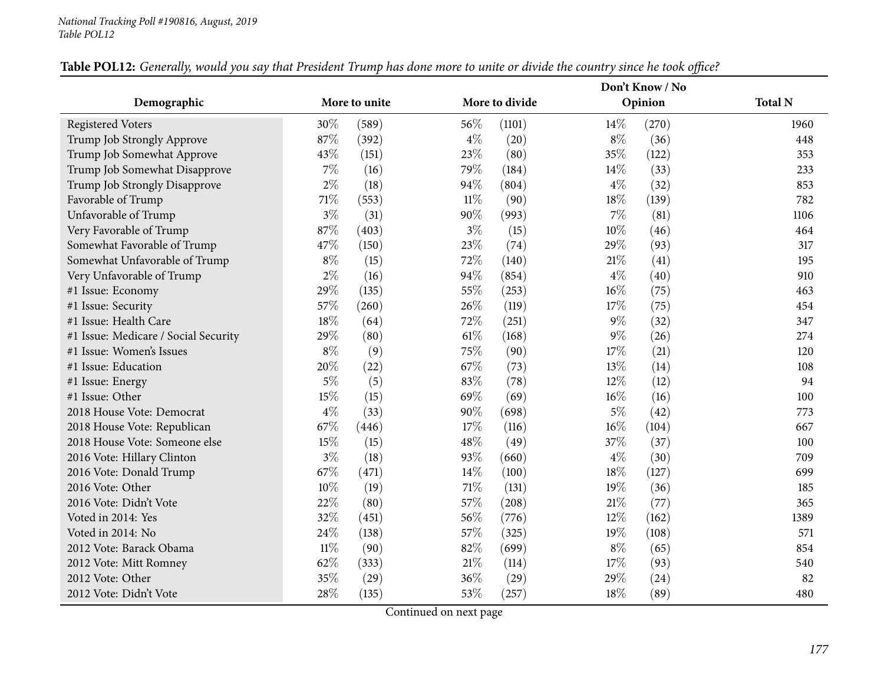National Tracking Poll #190816, August, 2019
Table POL12

**Table POL12:** *Generally, would you say that President Trump has done more to unite or divide the country since he took office?*

| Demographic | More to unite | | More to divide | | Don't Know / No Opinion | | Total N |
|---|---|---|---|---|---|---|---|
| Registered Voters | 30% | (589) | 56% | (1101) | 14% | (270) | 1960 |
| Trump Job Strongly Approve | 87% | (392) | 4% | (20) | 8% | (36) | 448 |
| Trump Job Somewhat Approve | 43% | (151) | 23% | (80) | 35% | (122) | 353 |
| Trump Job Somewhat Disapprove | 7% | (16) | 79% | (184) | 14% | (33) | 233 |
| Trump Job Strongly Disapprove | 2% | (18) | 94% | (804) | 4% | (32) | 853 |
| Favorable of Trump | 71% | (553) | 11% | (90) | 18% | (139) | 782 |
| Unfavorable of Trump | 3% | (31) | 90% | (993) | 7% | (81) | 1106 |
| Very Favorable of Trump | 87% | (403) | 3% | (15) | 10% | (46) | 464 |
| Somewhat Favorable of Trump | 47% | (150) | 23% | (74) | 29% | (93) | 317 |
| Somewhat Unfavorable of Trump | 8% | (15) | 72% | (140) | 21% | (41) | 195 |
| Very Unfavorable of Trump | 2% | (16) | 94% | (854) | 4% | (40) | 910 |
| #1 Issue: Economy | 29% | (135) | 55% | (253) | 16% | (75) | 463 |
| #1 Issue: Security | 57% | (260) | 26% | (119) | 17% | (75) | 454 |
| #1 Issue: Health Care | 18% | (64) | 72% | (251) | 9% | (32) | 347 |
| #1 Issue: Medicare / Social Security | 29% | (80) | 61% | (168) | 9% | (26) | 274 |
| #1 Issue: Women's Issues | 8% | (9) | 75% | (90) | 17% | (21) | 120 |
| #1 Issue: Education | 20% | (22) | 67% | (73) | 13% | (14) | 108 |
| #1 Issue: Energy | 5% | (5) | 83% | (78) | 12% | (12) | 94 |
| #1 Issue: Other | 15% | (15) | 69% | (69) | 16% | (16) | 100 |
| 2018 House Vote: Democrat | 4% | (33) | 90% | (698) | 5% | (42) | 773 |
| 2018 House Vote: Republican | 67% | (446) | 17% | (116) | 16% | (104) | 667 |
| 2018 House Vote: Someone else | 15% | (15) | 48% | (49) | 37% | (37) | 100 |
| 2016 Vote: Hillary Clinton | 3% | (18) | 93% | (660) | 4% | (30) | 709 |
| 2016 Vote: Donald Trump | 67% | (471) | 14% | (100) | 18% | (127) | 699 |
| 2016 Vote: Other | 10% | (19) | 71% | (131) | 19% | (36) | 185 |
| 2016 Vote: Didn't Vote | 22% | (80) | 57% | (208) | 21% | (77) | 365 |
| Voted in 2014: Yes | 32% | (451) | 56% | (776) | 12% | (162) | 1389 |
| Voted in 2014: No | 24% | (138) | 57% | (325) | 19% | (108) | 571 |
| 2012 Vote: Barack Obama | 11% | (90) | 82% | (699) | 8% | (65) | 854 |
| 2012 Vote: Mitt Romney | 62% | (333) | 21% | (114) | 17% | (93) | 540 |
| 2012 Vote: Other | 35% | (29) | 36% | (29) | 29% | (24) | 82 |
| 2012 Vote: Didn't Vote | 28% | (135) | 53% | (257) | 18% | (89) | 480 |

Continued on next page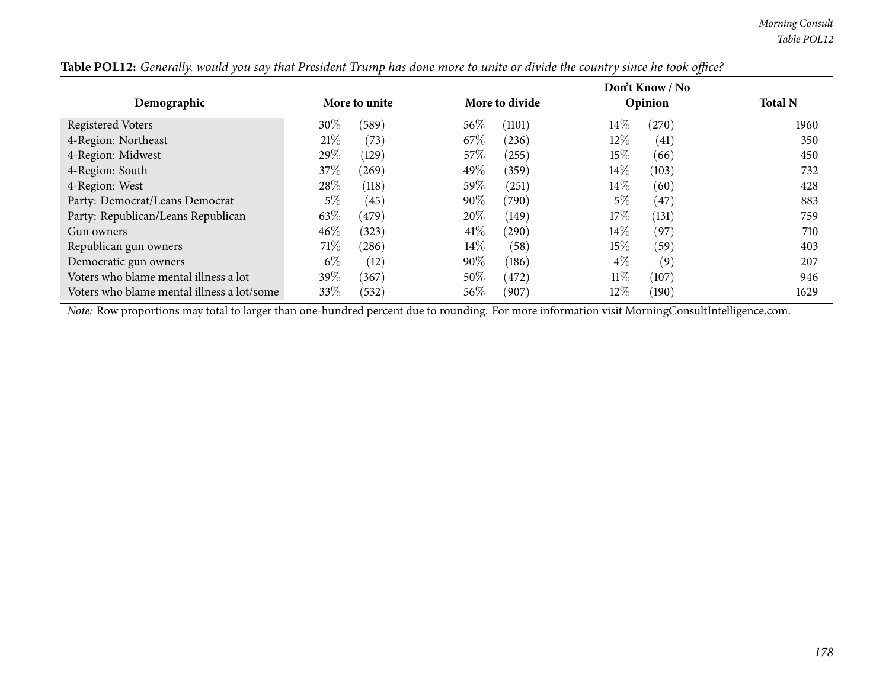**Table POL12:** *Generally, would you say that President Trump has done more to unite or divide the country since he took office?*

| Demographic | More to unite | | More to divide | | Don't Know / No Opinion | | Total N |
|---|---|---|---|---|---|---|---|
| Registered Voters | 30% | (589) | 56% | (1101) | 14% | (270) | 1960 |
| 4-Region: Northeast | 21% | (73) | 67% | (236) | 12% | (41) | 350 |
| 4-Region: Midwest | 29% | (129) | 57% | (255) | 15% | (66) | 450 |
| 4-Region: South | 37% | (269) | 49% | (359) | 14% | (103) | 732 |
| 4-Region: West | 28% | (118) | 59% | (251) | 14% | (60) | 428 |
| Party: Democrat/Leans Democrat | 5% | (45) | 90% | (790) | 5% | (47) | 883 |
| Party: Republican/Leans Republican | 63% | (479) | 20% | (149) | 17% | (131) | 759 |
| Gun owners | 46% | (323) | 41% | (290) | 14% | (97) | 710 |
| Republican gun owners | 71% | (286) | 14% | (58) | 15% | (59) | 403 |
| Democratic gun owners | 6% | (12) | 90% | (186) | 4% | (9) | 207 |
| Voters who blame mental illness a lot | 39% | (367) | 50% | (472) | 11% | (107) | 946 |
| Voters who blame mental illness a lot/some | 33% | (532) | 56% | (907) | 12% | (190) | 1629 |

*Note:* Row proportions may total to larger than one-hundred percent due to rounding. For more information visit MorningConsultIntelligence.com.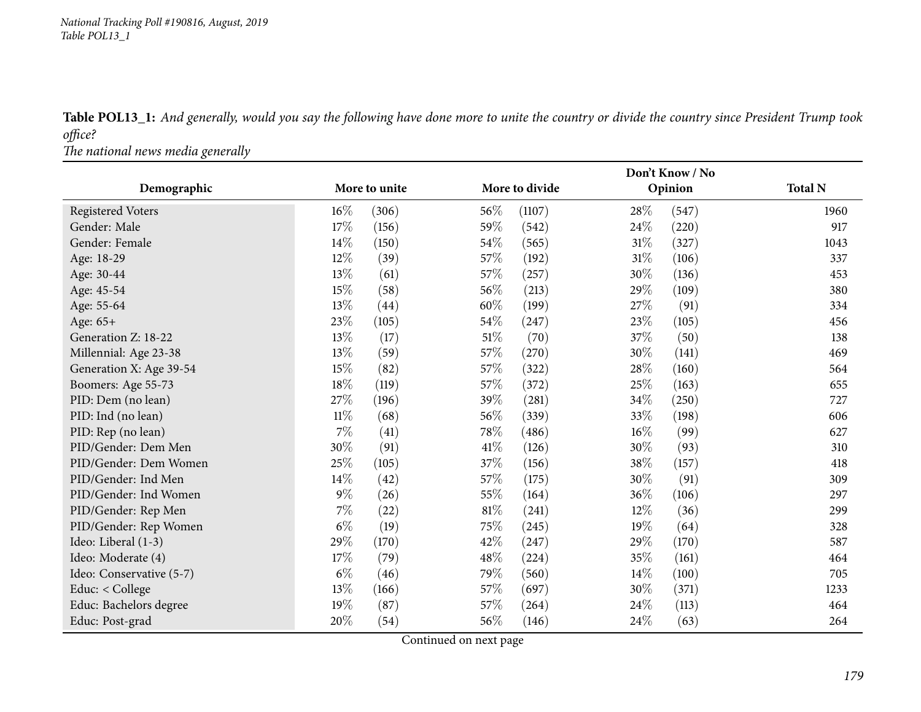**Table POL13_1:** *And generally, would you say the following have done more to unite the country or divide the country since President Trump took office?*
*The national news media generally*

| Demographic | More to unite | | More to divide | | Don't Know / No Opinion | | Total N |
|---|---|---|---|---|---|---|---|
| Registered Voters | 16% | (306) | 56% | (1107) | 28% | (547) | 1960 |
| Gender: Male | 17% | (156) | 59% | (542) | 24% | (220) | 917 |
| Gender: Female | 14% | (150) | 54% | (565) | 31% | (327) | 1043 |
| Age: 18-29 | 12% | (39) | 57% | (192) | 31% | (106) | 337 |
| Age: 30-44 | 13% | (61) | 57% | (257) | 30% | (136) | 453 |
| Age: 45-54 | 15% | (58) | 56% | (213) | 29% | (109) | 380 |
| Age: 55-64 | 13% | (44) | 60% | (199) | 27% | (91) | 334 |
| Age: 65+ | 23% | (105) | 54% | (247) | 23% | (105) | 456 |
| Generation Z: 18-22 | 13% | (17) | 51% | (70) | 37% | (50) | 138 |
| Millennial: Age 23-38 | 13% | (59) | 57% | (270) | 30% | (141) | 469 |
| Generation X: Age 39-54 | 15% | (82) | 57% | (322) | 28% | (160) | 564 |
| Boomers: Age 55-73 | 18% | (119) | 57% | (372) | 25% | (163) | 655 |
| PID: Dem (no lean) | 27% | (196) | 39% | (281) | 34% | (250) | 727 |
| PID: Ind (no lean) | 11% | (68) | 56% | (339) | 33% | (198) | 606 |
| PID: Rep (no lean) | 7% | (41) | 78% | (486) | 16% | (99) | 627 |
| PID/Gender: Dem Men | 30% | (91) | 41% | (126) | 30% | (93) | 310 |
| PID/Gender: Dem Women | 25% | (105) | 37% | (156) | 38% | (157) | 418 |
| PID/Gender: Ind Men | 14% | (42) | 57% | (175) | 30% | (91) | 309 |
| PID/Gender: Ind Women | 9% | (26) | 55% | (164) | 36% | (106) | 297 |
| PID/Gender: Rep Men | 7% | (22) | 81% | (241) | 12% | (36) | 299 |
| PID/Gender: Rep Women | 6% | (19) | 75% | (245) | 19% | (64) | 328 |
| Ideo: Liberal (1-3) | 29% | (170) | 42% | (247) | 29% | (170) | 587 |
| Ideo: Moderate (4) | 17% | (79) | 48% | (224) | 35% | (161) | 464 |
| Ideo: Conservative (5-7) | 6% | (46) | 79% | (560) | 14% | (100) | 705 |
| Educ: < College | 13% | (166) | 57% | (697) | 30% | (371) | 1233 |
| Educ: Bachelors degree | 19% | (87) | 57% | (264) | 24% | (113) | 464 |
| Educ: Post-grad | 20% | (54) | 56% | (146) | 24% | (63) | 264 |

Continued on next page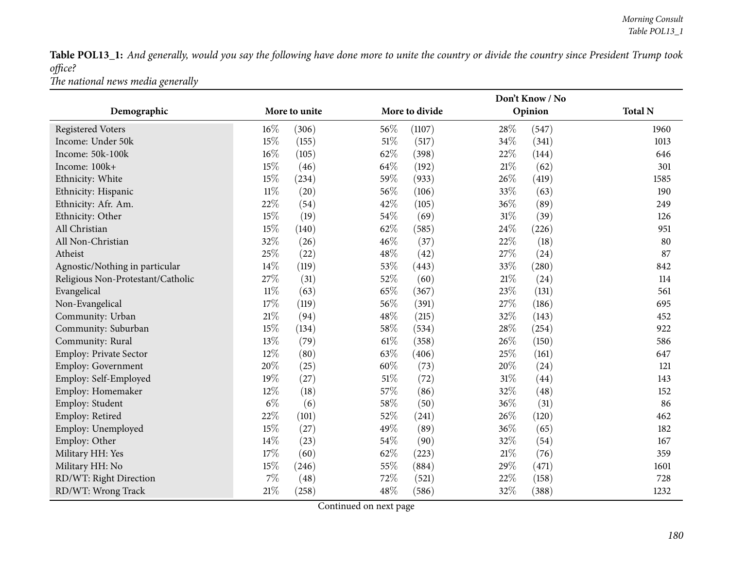**Table POL13_1:** *And generally, would you say the following have done more to unite the country or divide the country since President Trump took office?*

*The national news media generally*

| Demographic | More to unite | | More to divide | | Don't Know / No Opinion | | Total N |
|---|---|---|---|---|---|---|---|
| Registered Voters | 16% | (306) | 56% | (1107) | 28% | (547) | 1960 |
| Income: Under 50k | 15% | (155) | 51% | (517) | 34% | (341) | 1013 |
| Income: 50k-100k | 16% | (105) | 62% | (398) | 22% | (144) | 646 |
| Income: 100k+ | 15% | (46) | 64% | (192) | 21% | (62) | 301 |
| Ethnicity: White | 15% | (234) | 59% | (933) | 26% | (419) | 1585 |
| Ethnicity: Hispanic | 11% | (20) | 56% | (106) | 33% | (63) | 190 |
| Ethnicity: Afr. Am. | 22% | (54) | 42% | (105) | 36% | (89) | 249 |
| Ethnicity: Other | 15% | (19) | 54% | (69) | 31% | (39) | 126 |
| All Christian | 15% | (140) | 62% | (585) | 24% | (226) | 951 |
| All Non-Christian | 32% | (26) | 46% | (37) | 22% | (18) | 80 |
| Atheist | 25% | (22) | 48% | (42) | 27% | (24) | 87 |
| Agnostic/Nothing in particular | 14% | (119) | 53% | (443) | 33% | (280) | 842 |
| Religious Non-Protestant/Catholic | 27% | (31) | 52% | (60) | 21% | (24) | 114 |
| Evangelical | 11% | (63) | 65% | (367) | 23% | (131) | 561 |
| Non-Evangelical | 17% | (119) | 56% | (391) | 27% | (186) | 695 |
| Community: Urban | 21% | (94) | 48% | (215) | 32% | (143) | 452 |
| Community: Suburban | 15% | (134) | 58% | (534) | 28% | (254) | 922 |
| Community: Rural | 13% | (79) | 61% | (358) | 26% | (150) | 586 |
| Employ: Private Sector | 12% | (80) | 63% | (406) | 25% | (161) | 647 |
| Employ: Government | 20% | (25) | 60% | (73) | 20% | (24) | 121 |
| Employ: Self-Employed | 19% | (27) | 51% | (72) | 31% | (44) | 143 |
| Employ: Homemaker | 12% | (18) | 57% | (86) | 32% | (48) | 152 |
| Employ: Student | 6% | (6) | 58% | (50) | 36% | (31) | 86 |
| Employ: Retired | 22% | (101) | 52% | (241) | 26% | (120) | 462 |
| Employ: Unemployed | 15% | (27) | 49% | (89) | 36% | (65) | 182 |
| Employ: Other | 14% | (23) | 54% | (90) | 32% | (54) | 167 |
| Military HH: Yes | 17% | (60) | 62% | (223) | 21% | (76) | 359 |
| Military HH: No | 15% | (246) | 55% | (884) | 29% | (471) | 1601 |
| RD/WT: Right Direction | 7% | (48) | 72% | (521) | 22% | (158) | 728 |
| RD/WT: Wrong Track | 21% | (258) | 48% | (586) | 32% | (388) | 1232 |

Continued on next page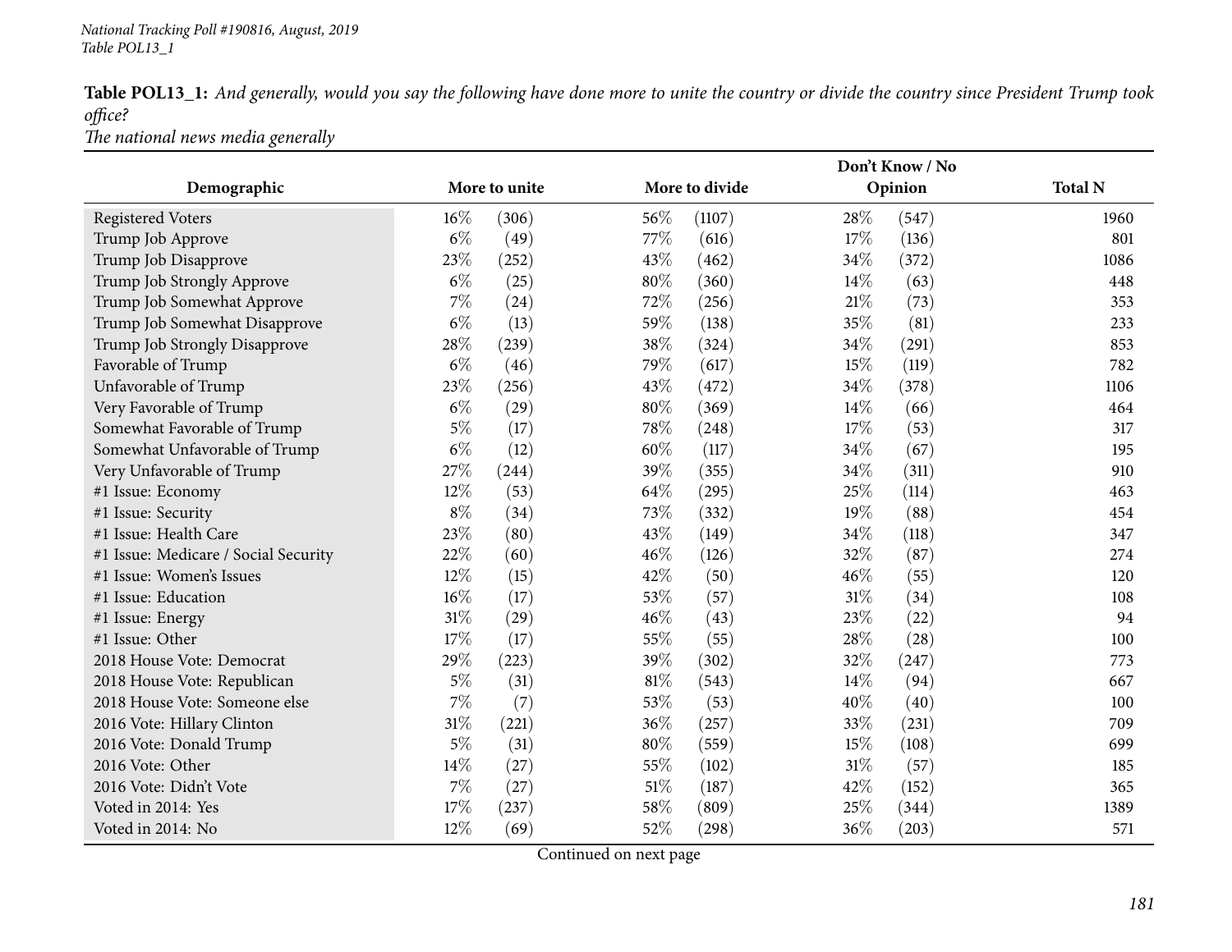**Table POL13_1:** *And generally, would you say the following have done more to unite the country or divide the country since President Trump took office?*
*The national news media generally*

| Demographic | More to unite | | More to divide | | Don't Know / No Opinion | | Total N |
|---|---|---|---|---|---|---|---|
| Registered Voters | 16% | (306) | 56% | (1107) | 28% | (547) | 1960 |
| Trump Job Approve | 6% | (49) | 77% | (616) | 17% | (136) | 801 |
| Trump Job Disapprove | 23% | (252) | 43% | (462) | 34% | (372) | 1086 |
| Trump Job Strongly Approve | 6% | (25) | 80% | (360) | 14% | (63) | 448 |
| Trump Job Somewhat Approve | 7% | (24) | 72% | (256) | 21% | (73) | 353 |
| Trump Job Somewhat Disapprove | 6% | (13) | 59% | (138) | 35% | (81) | 233 |
| Trump Job Strongly Disapprove | 28% | (239) | 38% | (324) | 34% | (291) | 853 |
| Favorable of Trump | 6% | (46) | 79% | (617) | 15% | (119) | 782 |
| Unfavorable of Trump | 23% | (256) | 43% | (472) | 34% | (378) | 1106 |
| Very Favorable of Trump | 6% | (29) | 80% | (369) | 14% | (66) | 464 |
| Somewhat Favorable of Trump | 5% | (17) | 78% | (248) | 17% | (53) | 317 |
| Somewhat Unfavorable of Trump | 6% | (12) | 60% | (117) | 34% | (67) | 195 |
| Very Unfavorable of Trump | 27% | (244) | 39% | (355) | 34% | (311) | 910 |
| #1 Issue: Economy | 12% | (53) | 64% | (295) | 25% | (114) | 463 |
| #1 Issue: Security | 8% | (34) | 73% | (332) | 19% | (88) | 454 |
| #1 Issue: Health Care | 23% | (80) | 43% | (149) | 34% | (118) | 347 |
| #1 Issue: Medicare / Social Security | 22% | (60) | 46% | (126) | 32% | (87) | 274 |
| #1 Issue: Women's Issues | 12% | (15) | 42% | (50) | 46% | (55) | 120 |
| #1 Issue: Education | 16% | (17) | 53% | (57) | 31% | (34) | 108 |
| #1 Issue: Energy | 31% | (29) | 46% | (43) | 23% | (22) | 94 |
| #1 Issue: Other | 17% | (17) | 55% | (55) | 28% | (28) | 100 |
| 2018 House Vote: Democrat | 29% | (223) | 39% | (302) | 32% | (247) | 773 |
| 2018 House Vote: Republican | 5% | (31) | 81% | (543) | 14% | (94) | 667 |
| 2018 House Vote: Someone else | 7% | (7) | 53% | (53) | 40% | (40) | 100 |
| 2016 Vote: Hillary Clinton | 31% | (221) | 36% | (257) | 33% | (231) | 709 |
| 2016 Vote: Donald Trump | 5% | (31) | 80% | (559) | 15% | (108) | 699 |
| 2016 Vote: Other | 14% | (27) | 55% | (102) | 31% | (57) | 185 |
| 2016 Vote: Didn't Vote | 7% | (27) | 51% | (187) | 42% | (152) | 365 |
| Voted in 2014: Yes | 17% | (237) | 58% | (809) | 25% | (344) | 1389 |
| Voted in 2014: No | 12% | (69) | 52% | (298) | 36% | (203) | 571 |

Continued on next page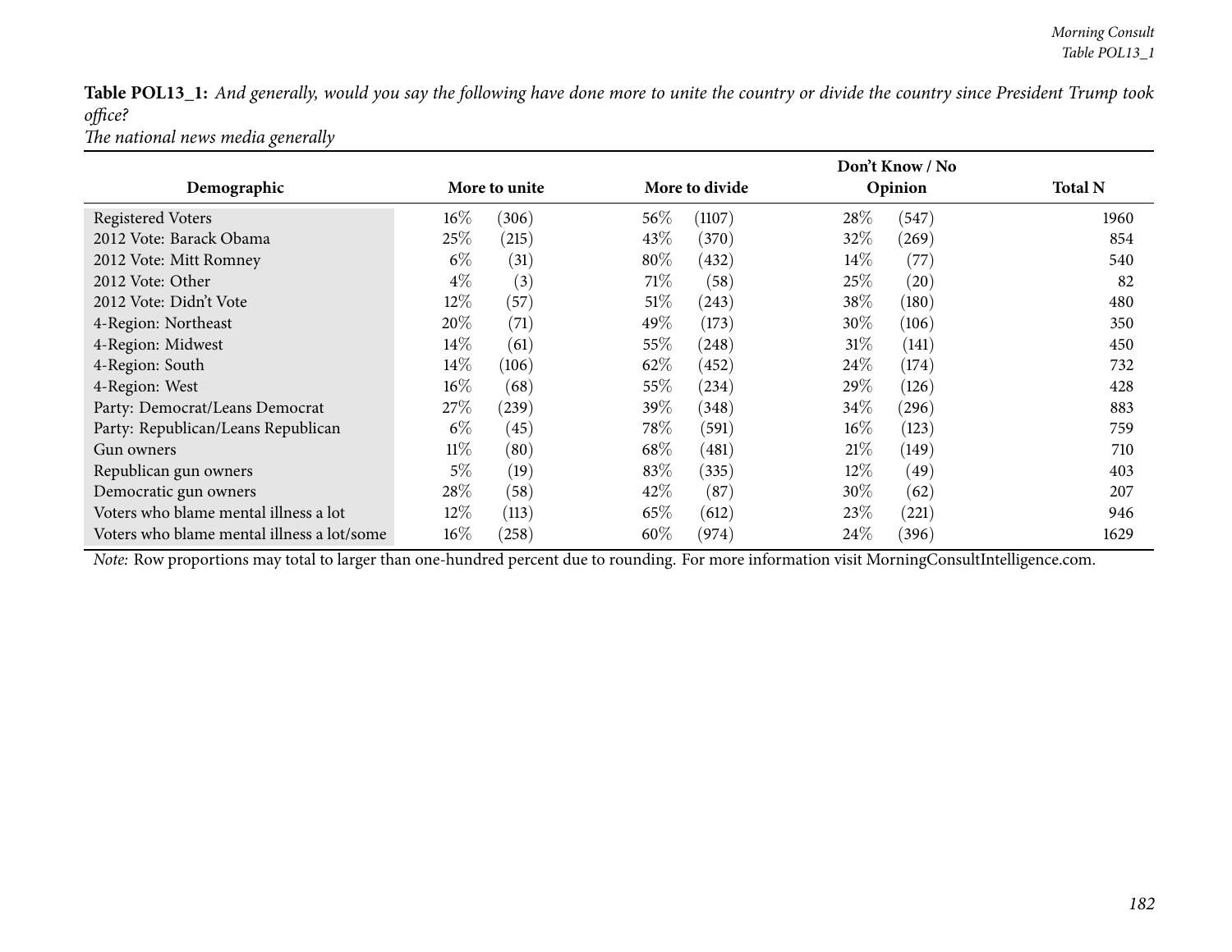**Table POL13_1:** *And generally, would you say the following have done more to unite the country or divide the country since President Trump took office?*
*The national news media generally*

| Demographic | More to unite | | More to divide | | Don't Know / No Opinion | | Total N |
|---|---|---|---|---|---|---|---|
| Registered Voters | 16% | (306) | 56% | (1107) | 28% | (547) | 1960 |
| 2012 Vote: Barack Obama | 25% | (215) | 43% | (370) | 32% | (269) | 854 |
| 2012 Vote: Mitt Romney | 6% | (31) | 80% | (432) | 14% | (77) | 540 |
| 2012 Vote: Other | 4% | (3) | 71% | (58) | 25% | (20) | 82 |
| 2012 Vote: Didn't Vote | 12% | (57) | 51% | (243) | 38% | (180) | 480 |
| 4-Region: Northeast | 20% | (71) | 49% | (173) | 30% | (106) | 350 |
| 4-Region: Midwest | 14% | (61) | 55% | (248) | 31% | (141) | 450 |
| 4-Region: South | 14% | (106) | 62% | (452) | 24% | (174) | 732 |
| 4-Region: West | 16% | (68) | 55% | (234) | 29% | (126) | 428 |
| Party: Democrat/Leans Democrat | 27% | (239) | 39% | (348) | 34% | (296) | 883 |
| Party: Republican/Leans Republican | 6% | (45) | 78% | (591) | 16% | (123) | 759 |
| Gun owners | 11% | (80) | 68% | (481) | 21% | (149) | 710 |
| Republican gun owners | 5% | (19) | 83% | (335) | 12% | (49) | 403 |
| Democratic gun owners | 28% | (58) | 42% | (87) | 30% | (62) | 207 |
| Voters who blame mental illness a lot | 12% | (113) | 65% | (612) | 23% | (221) | 946 |
| Voters who blame mental illness a lot/some | 16% | (258) | 60% | (974) | 24% | (396) | 1629 |

*Note:* Row proportions may total to larger than one-hundred percent due to rounding. For more information visit MorningConsultIntelligence.com.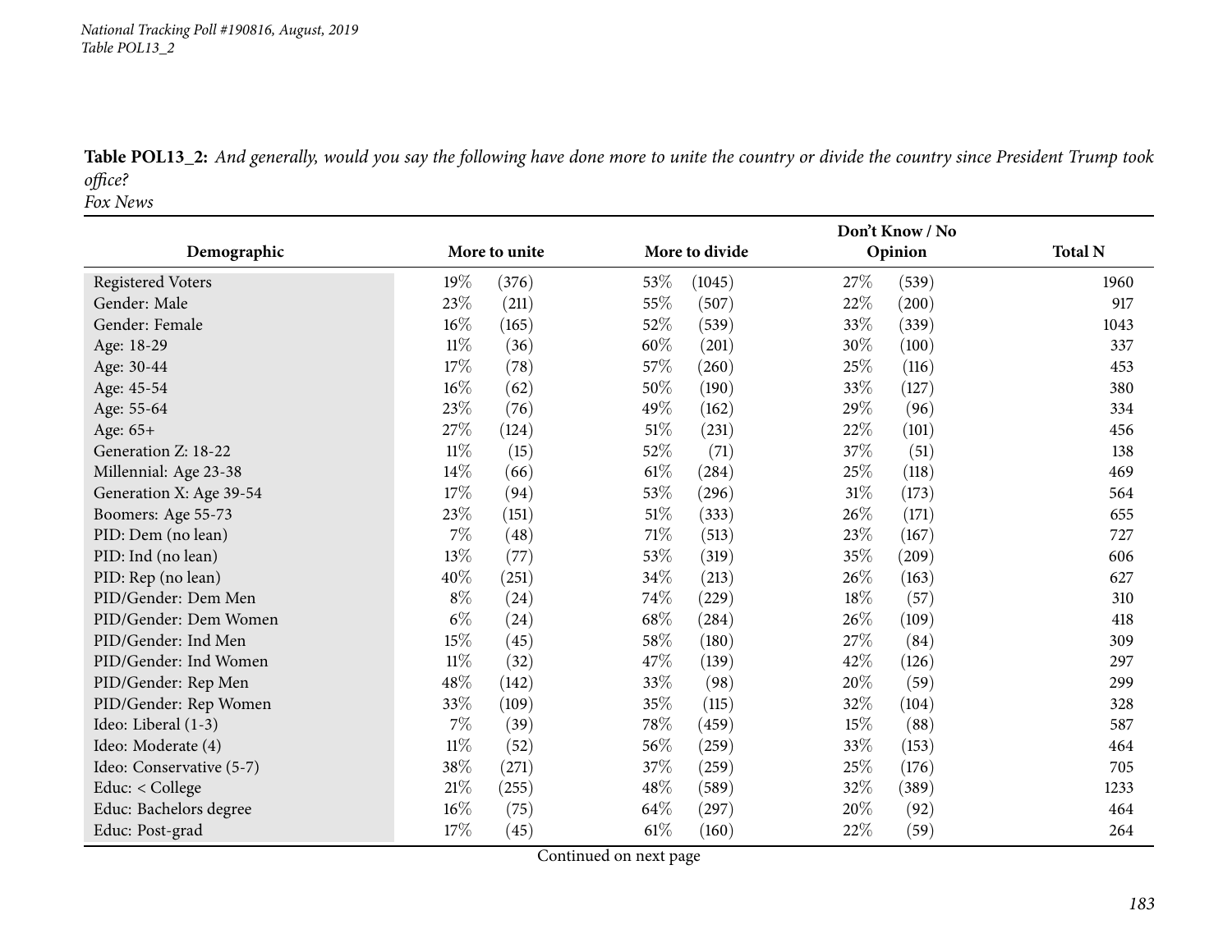**Table POL13_2:** *And generally, would you say the following have done more to unite the country or divide the country since President Trump took office?*
*Fox News*

| Demographic | More to unite | | More to divide | | Don't Know / No Opinion | | Total N |
|---|---|---|---|---|---|---|---|
| Registered Voters | 19% | (376) | 53% | (1045) | 27% | (539) | 1960 |
| Gender: Male | 23% | (211) | 55% | (507) | 22% | (200) | 917 |
| Gender: Female | 16% | (165) | 52% | (539) | 33% | (339) | 1043 |
| Age: 18-29 | 11% | (36) | 60% | (201) | 30% | (100) | 337 |
| Age: 30-44 | 17% | (78) | 57% | (260) | 25% | (116) | 453 |
| Age: 45-54 | 16% | (62) | 50% | (190) | 33% | (127) | 380 |
| Age: 55-64 | 23% | (76) | 49% | (162) | 29% | (96) | 334 |
| Age: 65+ | 27% | (124) | 51% | (231) | 22% | (101) | 456 |
| Generation Z: 18-22 | 11% | (15) | 52% | (71) | 37% | (51) | 138 |
| Millennial: Age 23-38 | 14% | (66) | 61% | (284) | 25% | (118) | 469 |
| Generation X: Age 39-54 | 17% | (94) | 53% | (296) | 31% | (173) | 564 |
| Boomers: Age 55-73 | 23% | (151) | 51% | (333) | 26% | (171) | 655 |
| PID: Dem (no lean) | 7% | (48) | 71% | (513) | 23% | (167) | 727 |
| PID: Ind (no lean) | 13% | (77) | 53% | (319) | 35% | (209) | 606 |
| PID: Rep (no lean) | 40% | (251) | 34% | (213) | 26% | (163) | 627 |
| PID/Gender: Dem Men | 8% | (24) | 74% | (229) | 18% | (57) | 310 |
| PID/Gender: Dem Women | 6% | (24) | 68% | (284) | 26% | (109) | 418 |
| PID/Gender: Ind Men | 15% | (45) | 58% | (180) | 27% | (84) | 309 |
| PID/Gender: Ind Women | 11% | (32) | 47% | (139) | 42% | (126) | 297 |
| PID/Gender: Rep Men | 48% | (142) | 33% | (98) | 20% | (59) | 299 |
| PID/Gender: Rep Women | 33% | (109) | 35% | (115) | 32% | (104) | 328 |
| Ideo: Liberal (1-3) | 7% | (39) | 78% | (459) | 15% | (88) | 587 |
| Ideo: Moderate (4) | 11% | (52) | 56% | (259) | 33% | (153) | 464 |
| Ideo: Conservative (5-7) | 38% | (271) | 37% | (259) | 25% | (176) | 705 |
| Educ: < College | 21% | (255) | 48% | (589) | 32% | (389) | 1233 |
| Educ: Bachelors degree | 16% | (75) | 64% | (297) | 20% | (92) | 464 |
| Educ: Post-grad | 17% | (45) | 61% | (160) | 22% | (59) | 264 |

Continued on next page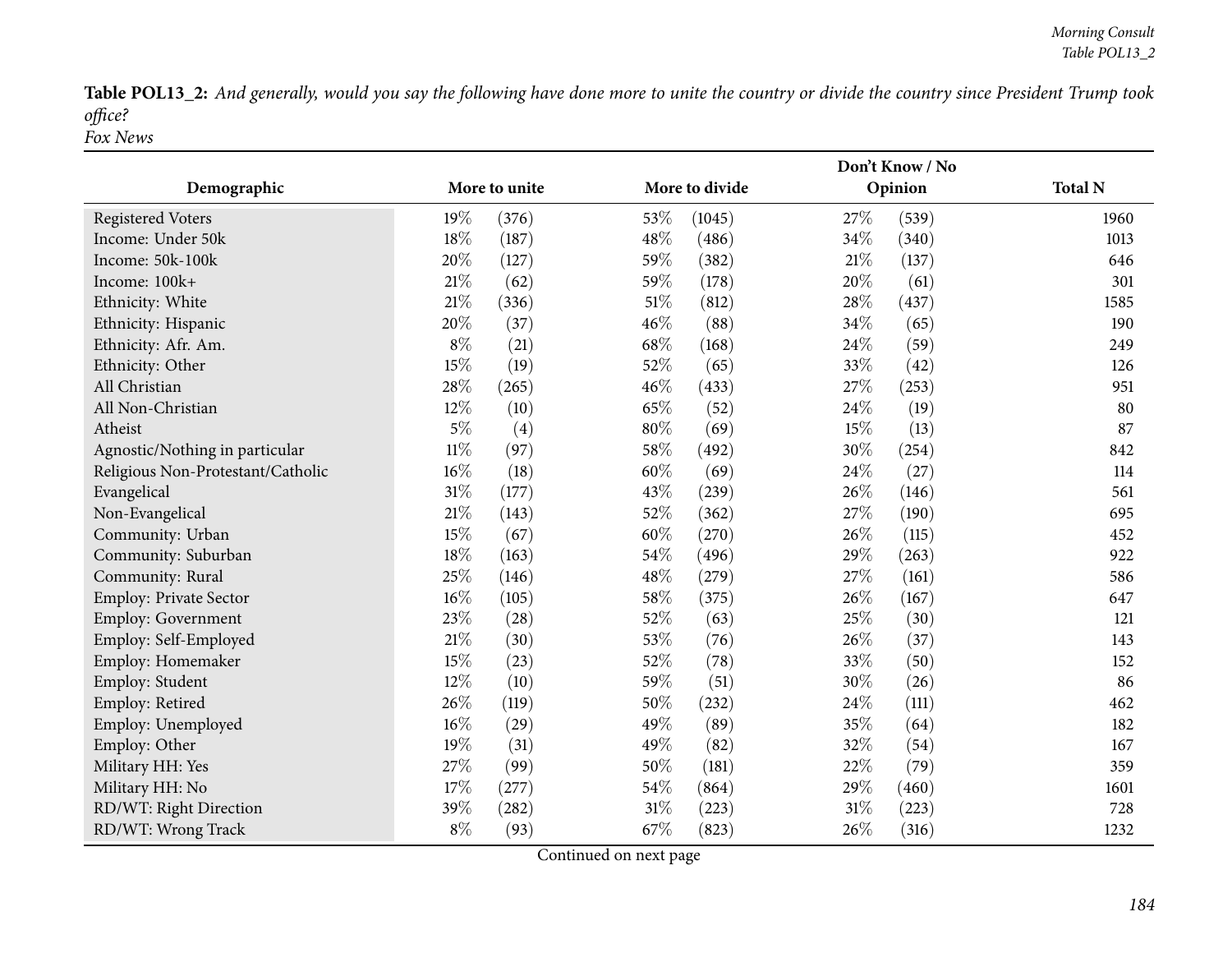**Table POL13_2:** *And generally, would you say the following have done more to unite the country or divide the country since President Trump took office?*
*Fox News*

| Demographic | More to unite | | More to divide | | Don't Know / No Opinion | | Total N |
|---|---|---|---|---|---|---|---|
| Registered Voters | 19% | (376) | 53% | (1045) | 27% | (539) | 1960 |
| Income: Under 50k | 18% | (187) | 48% | (486) | 34% | (340) | 1013 |
| Income: 50k-100k | 20% | (127) | 59% | (382) | 21% | (137) | 646 |
| Income: 100k+ | 21% | (62) | 59% | (178) | 20% | (61) | 301 |
| Ethnicity: White | 21% | (336) | 51% | (812) | 28% | (437) | 1585 |
| Ethnicity: Hispanic | 20% | (37) | 46% | (88) | 34% | (65) | 190 |
| Ethnicity: Afr. Am. | 8% | (21) | 68% | (168) | 24% | (59) | 249 |
| Ethnicity: Other | 15% | (19) | 52% | (65) | 33% | (42) | 126 |
| All Christian | 28% | (265) | 46% | (433) | 27% | (253) | 951 |
| All Non-Christian | 12% | (10) | 65% | (52) | 24% | (19) | 80 |
| Atheist | 5% | (4) | 80% | (69) | 15% | (13) | 87 |
| Agnostic/Nothing in particular | 11% | (97) | 58% | (492) | 30% | (254) | 842 |
| Religious Non-Protestant/Catholic | 16% | (18) | 60% | (69) | 24% | (27) | 114 |
| Evangelical | 31% | (177) | 43% | (239) | 26% | (146) | 561 |
| Non-Evangelical | 21% | (143) | 52% | (362) | 27% | (190) | 695 |
| Community: Urban | 15% | (67) | 60% | (270) | 26% | (115) | 452 |
| Community: Suburban | 18% | (163) | 54% | (496) | 29% | (263) | 922 |
| Community: Rural | 25% | (146) | 48% | (279) | 27% | (161) | 586 |
| Employ: Private Sector | 16% | (105) | 58% | (375) | 26% | (167) | 647 |
| Employ: Government | 23% | (28) | 52% | (63) | 25% | (30) | 121 |
| Employ: Self-Employed | 21% | (30) | 53% | (76) | 26% | (37) | 143 |
| Employ: Homemaker | 15% | (23) | 52% | (78) | 33% | (50) | 152 |
| Employ: Student | 12% | (10) | 59% | (51) | 30% | (26) | 86 |
| Employ: Retired | 26% | (119) | 50% | (232) | 24% | (111) | 462 |
| Employ: Unemployed | 16% | (29) | 49% | (89) | 35% | (64) | 182 |
| Employ: Other | 19% | (31) | 49% | (82) | 32% | (54) | 167 |
| Military HH: Yes | 27% | (99) | 50% | (181) | 22% | (79) | 359 |
| Military HH: No | 17% | (277) | 54% | (864) | 29% | (460) | 1601 |
| RD/WT: Right Direction | 39% | (282) | 31% | (223) | 31% | (223) | 728 |
| RD/WT: Wrong Track | 8% | (93) | 67% | (823) | 26% | (316) | 1232 |

Continued on next page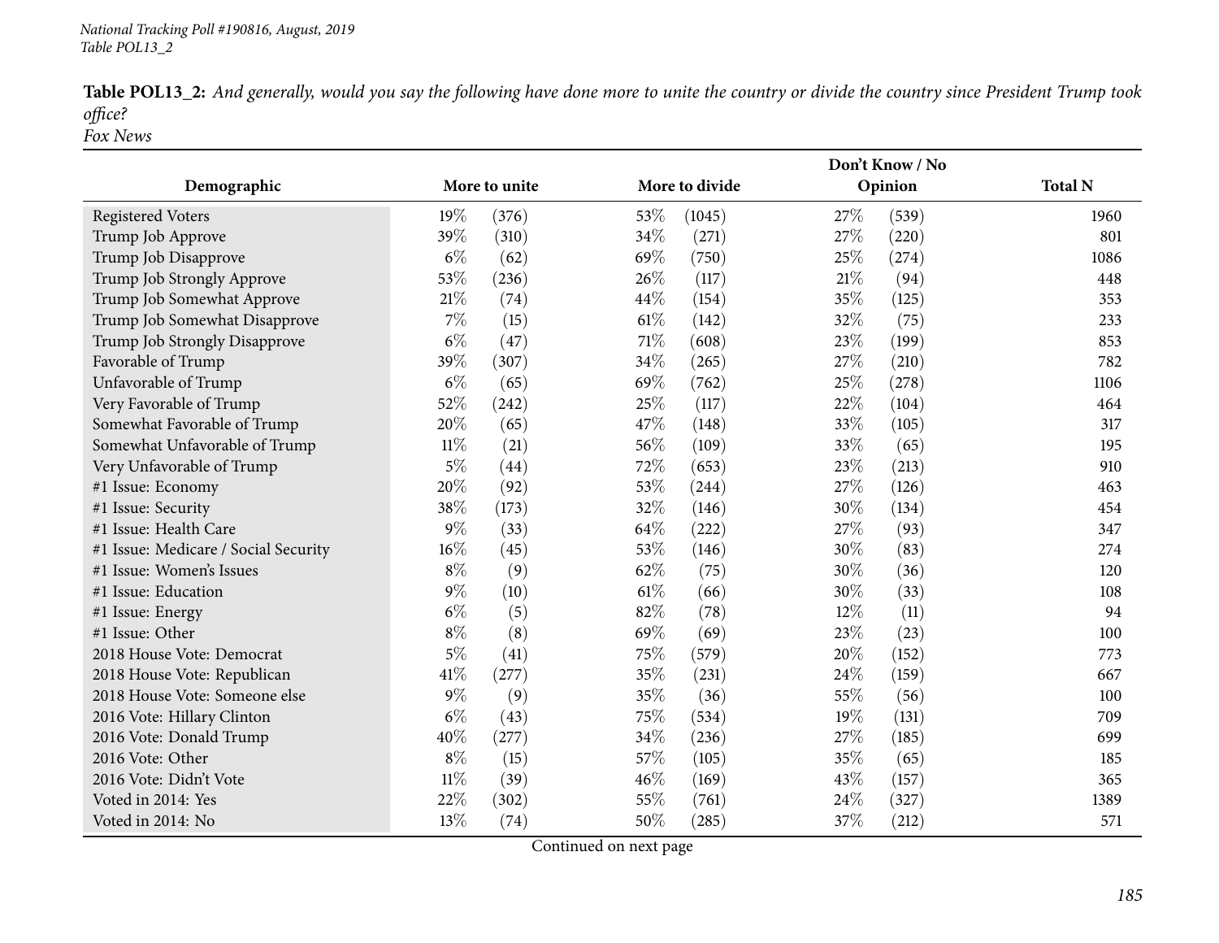**Table POL13_2:** *And generally, would you say the following have done more to unite the country or divide the country since President Trump took office?*
*Fox News*

| Demographic | More to unite | | More to divide | | Don't Know / No Opinion | | Total N |
|---|---|---|---|---|---|---|---|
| Registered Voters | 19% | (376) | 53% | (1045) | 27% | (539) | 1960 |
| Trump Job Approve | 39% | (310) | 34% | (271) | 27% | (220) | 801 |
| Trump Job Disapprove | 6% | (62) | 69% | (750) | 25% | (274) | 1086 |
| Trump Job Strongly Approve | 53% | (236) | 26% | (117) | 21% | (94) | 448 |
| Trump Job Somewhat Approve | 21% | (74) | 44% | (154) | 35% | (125) | 353 |
| Trump Job Somewhat Disapprove | 7% | (15) | 61% | (142) | 32% | (75) | 233 |
| Trump Job Strongly Disapprove | 6% | (47) | 71% | (608) | 23% | (199) | 853 |
| Favorable of Trump | 39% | (307) | 34% | (265) | 27% | (210) | 782 |
| Unfavorable of Trump | 6% | (65) | 69% | (762) | 25% | (278) | 1106 |
| Very Favorable of Trump | 52% | (242) | 25% | (117) | 22% | (104) | 464 |
| Somewhat Favorable of Trump | 20% | (65) | 47% | (148) | 33% | (105) | 317 |
| Somewhat Unfavorable of Trump | 11% | (21) | 56% | (109) | 33% | (65) | 195 |
| Very Unfavorable of Trump | 5% | (44) | 72% | (653) | 23% | (213) | 910 |
| #1 Issue: Economy | 20% | (92) | 53% | (244) | 27% | (126) | 463 |
| #1 Issue: Security | 38% | (173) | 32% | (146) | 30% | (134) | 454 |
| #1 Issue: Health Care | 9% | (33) | 64% | (222) | 27% | (93) | 347 |
| #1 Issue: Medicare / Social Security | 16% | (45) | 53% | (146) | 30% | (83) | 274 |
| #1 Issue: Women's Issues | 8% | (9) | 62% | (75) | 30% | (36) | 120 |
| #1 Issue: Education | 9% | (10) | 61% | (66) | 30% | (33) | 108 |
| #1 Issue: Energy | 6% | (5) | 82% | (78) | 12% | (11) | 94 |
| #1 Issue: Other | 8% | (8) | 69% | (69) | 23% | (23) | 100 |
| 2018 House Vote: Democrat | 5% | (41) | 75% | (579) | 20% | (152) | 773 |
| 2018 House Vote: Republican | 41% | (277) | 35% | (231) | 24% | (159) | 667 |
| 2018 House Vote: Someone else | 9% | (9) | 35% | (36) | 55% | (56) | 100 |
| 2016 Vote: Hillary Clinton | 6% | (43) | 75% | (534) | 19% | (131) | 709 |
| 2016 Vote: Donald Trump | 40% | (277) | 34% | (236) | 27% | (185) | 699 |
| 2016 Vote: Other | 8% | (15) | 57% | (105) | 35% | (65) | 185 |
| 2016 Vote: Didn't Vote | 11% | (39) | 46% | (169) | 43% | (157) | 365 |
| Voted in 2014: Yes | 22% | (302) | 55% | (761) | 24% | (327) | 1389 |
| Voted in 2014: No | 13% | (74) | 50% | (285) | 37% | (212) | 571 |

Continued on next page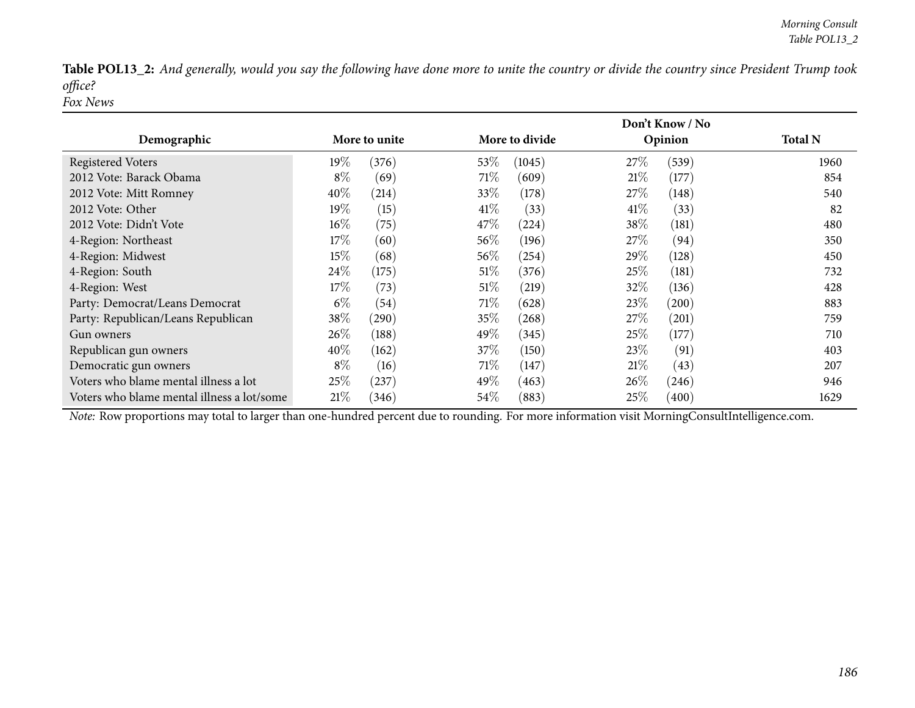**Table POL13_2:** *And generally, would you say the following have done more to unite the country or divide the country since President Trump took office?*
*Fox News*

| Demographic | More to unite | | More to divide | | Don't Know / No Opinion | | Total N |
|---|---|---|---|---|---|---|---|
| Registered Voters | 19% | (376) | 53% | (1045) | 27% | (539) | 1960 |
| 2012 Vote: Barack Obama | 8% | (69) | 71% | (609) | 21% | (177) | 854 |
| 2012 Vote: Mitt Romney | 40% | (214) | 33% | (178) | 27% | (148) | 540 |
| 2012 Vote: Other | 19% | (15) | 41% | (33) | 41% | (33) | 82 |
| 2012 Vote: Didn't Vote | 16% | (75) | 47% | (224) | 38% | (181) | 480 |
| 4-Region: Northeast | 17% | (60) | 56% | (196) | 27% | (94) | 350 |
| 4-Region: Midwest | 15% | (68) | 56% | (254) | 29% | (128) | 450 |
| 4-Region: South | 24% | (175) | 51% | (376) | 25% | (181) | 732 |
| 4-Region: West | 17% | (73) | 51% | (219) | 32% | (136) | 428 |
| Party: Democrat/Leans Democrat | 6% | (54) | 71% | (628) | 23% | (200) | 883 |
| Party: Republican/Leans Republican | 38% | (290) | 35% | (268) | 27% | (201) | 759 |
| Gun owners | 26% | (188) | 49% | (345) | 25% | (177) | 710 |
| Republican gun owners | 40% | (162) | 37% | (150) | 23% | (91) | 403 |
| Democratic gun owners | 8% | (16) | 71% | (147) | 21% | (43) | 207 |
| Voters who blame mental illness a lot | 25% | (237) | 49% | (463) | 26% | (246) | 946 |
| Voters who blame mental illness a lot/some | 21% | (346) | 54% | (883) | 25% | (400) | 1629 |

*Note:* Row proportions may total to larger than one-hundred percent due to rounding. For more information visit MorningConsultIntelligence.com.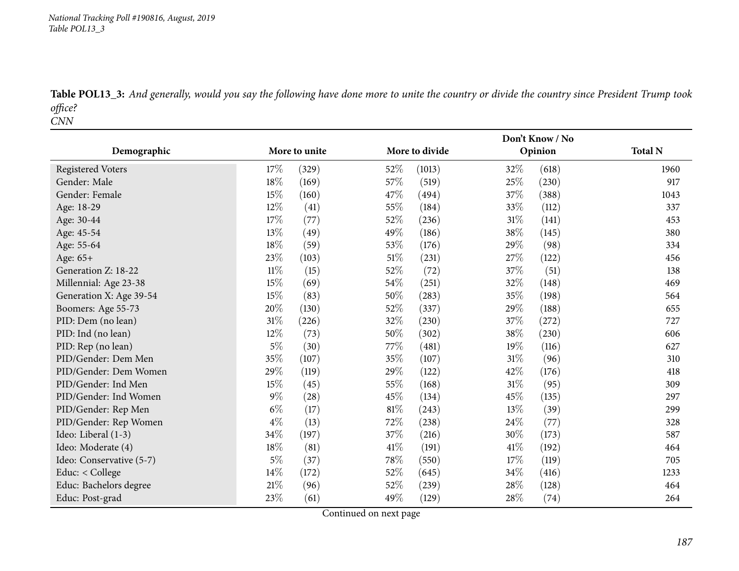**Table POL13_3:** *And generally, would you say the following have done more to unite the country or divide the country since President Trump took office?*
*CNN*

| Demographic | More to unite | | More to divide | | Don't Know / No Opinion | | Total N |
|---|---|---|---|---|---|---|---|
| Registered Voters | 17% | (329) | 52% | (1013) | 32% | (618) | 1960 |
| Gender: Male | 18% | (169) | 57% | (519) | 25% | (230) | 917 |
| Gender: Female | 15% | (160) | 47% | (494) | 37% | (388) | 1043 |
| Age: 18-29 | 12% | (41) | 55% | (184) | 33% | (112) | 337 |
| Age: 30-44 | 17% | (77) | 52% | (236) | 31% | (141) | 453 |
| Age: 45-54 | 13% | (49) | 49% | (186) | 38% | (145) | 380 |
| Age: 55-64 | 18% | (59) | 53% | (176) | 29% | (98) | 334 |
| Age: 65+ | 23% | (103) | 51% | (231) | 27% | (122) | 456 |
| Generation Z: 18-22 | 11% | (15) | 52% | (72) | 37% | (51) | 138 |
| Millennial: Age 23-38 | 15% | (69) | 54% | (251) | 32% | (148) | 469 |
| Generation X: Age 39-54 | 15% | (83) | 50% | (283) | 35% | (198) | 564 |
| Boomers: Age 55-73 | 20% | (130) | 52% | (337) | 29% | (188) | 655 |
| PID: Dem (no lean) | 31% | (226) | 32% | (230) | 37% | (272) | 727 |
| PID: Ind (no lean) | 12% | (73) | 50% | (302) | 38% | (230) | 606 |
| PID: Rep (no lean) | 5% | (30) | 77% | (481) | 19% | (116) | 627 |
| PID/Gender: Dem Men | 35% | (107) | 35% | (107) | 31% | (96) | 310 |
| PID/Gender: Dem Women | 29% | (119) | 29% | (122) | 42% | (176) | 418 |
| PID/Gender: Ind Men | 15% | (45) | 55% | (168) | 31% | (95) | 309 |
| PID/Gender: Ind Women | 9% | (28) | 45% | (134) | 45% | (135) | 297 |
| PID/Gender: Rep Men | 6% | (17) | 81% | (243) | 13% | (39) | 299 |
| PID/Gender: Rep Women | 4% | (13) | 72% | (238) | 24% | (77) | 328 |
| Ideo: Liberal (1-3) | 34% | (197) | 37% | (216) | 30% | (173) | 587 |
| Ideo: Moderate (4) | 18% | (81) | 41% | (191) | 41% | (192) | 464 |
| Ideo: Conservative (5-7) | 5% | (37) | 78% | (550) | 17% | (119) | 705 |
| Educ: < College | 14% | (172) | 52% | (645) | 34% | (416) | 1233 |
| Educ: Bachelors degree | 21% | (96) | 52% | (239) | 28% | (128) | 464 |
| Educ: Post-grad | 23% | (61) | 49% | (129) | 28% | (74) | 264 |

Continued on next page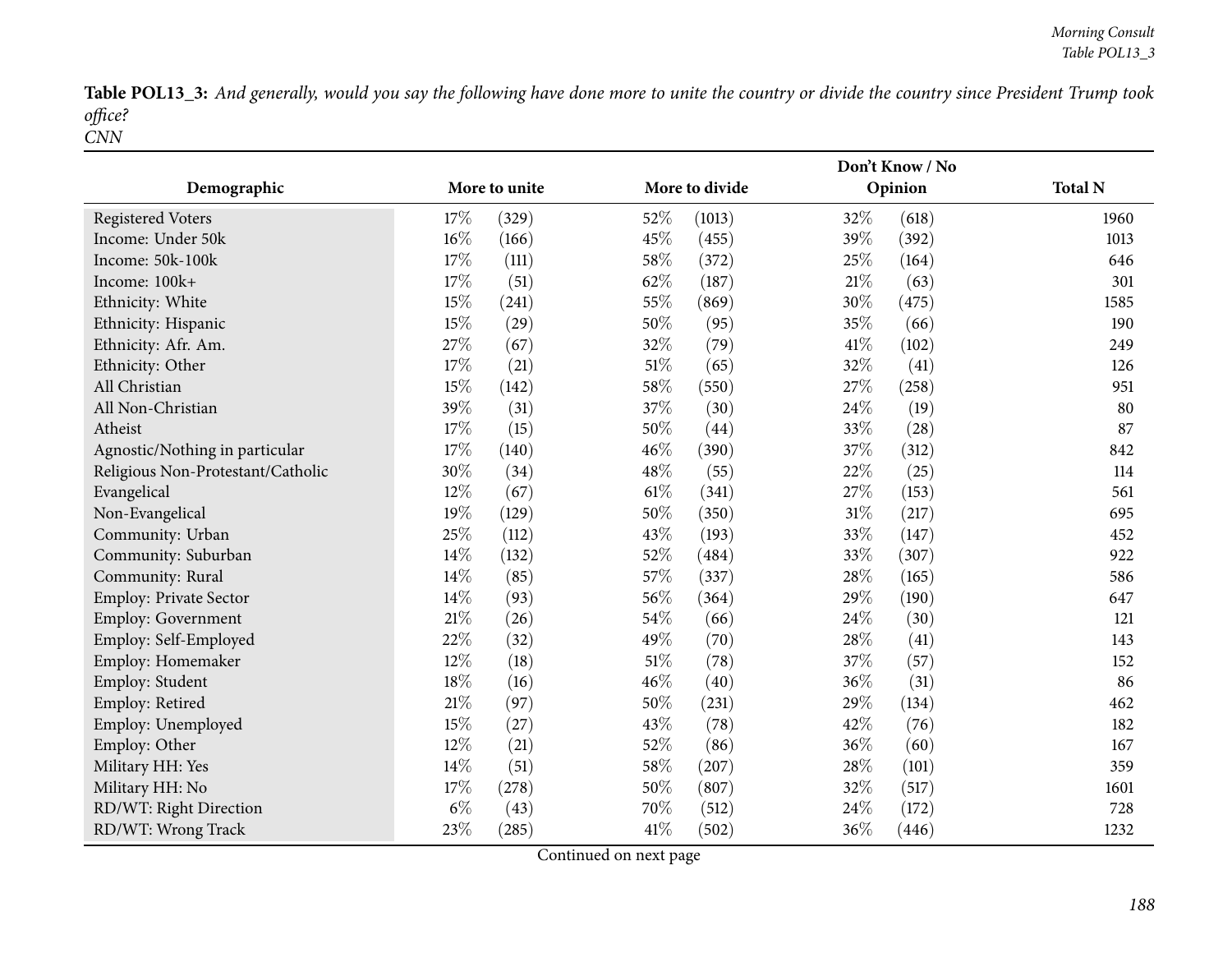**Table POL13_3:** *And generally, would you say the following have done more to unite the country or divide the country since President Trump took office?*
*CNN*

| Demographic | More to unite | | More to divide | | Don't Know / No Opinion | | Total N |
|---|---|---|---|---|---|---|---|
| Registered Voters | 17% | (329) | 52% | (1013) | 32% | (618) | 1960 |
| Income: Under 50k | 16% | (166) | 45% | (455) | 39% | (392) | 1013 |
| Income: 50k-100k | 17% | (111) | 58% | (372) | 25% | (164) | 646 |
| Income: 100k+ | 17% | (51) | 62% | (187) | 21% | (63) | 301 |
| Ethnicity: White | 15% | (241) | 55% | (869) | 30% | (475) | 1585 |
| Ethnicity: Hispanic | 15% | (29) | 50% | (95) | 35% | (66) | 190 |
| Ethnicity: Afr. Am. | 27% | (67) | 32% | (79) | 41% | (102) | 249 |
| Ethnicity: Other | 17% | (21) | 51% | (65) | 32% | (41) | 126 |
| All Christian | 15% | (142) | 58% | (550) | 27% | (258) | 951 |
| All Non-Christian | 39% | (31) | 37% | (30) | 24% | (19) | 80 |
| Atheist | 17% | (15) | 50% | (44) | 33% | (28) | 87 |
| Agnostic/Nothing in particular | 17% | (140) | 46% | (390) | 37% | (312) | 842 |
| Religious Non-Protestant/Catholic | 30% | (34) | 48% | (55) | 22% | (25) | 114 |
| Evangelical | 12% | (67) | 61% | (341) | 27% | (153) | 561 |
| Non-Evangelical | 19% | (129) | 50% | (350) | 31% | (217) | 695 |
| Community: Urban | 25% | (112) | 43% | (193) | 33% | (147) | 452 |
| Community: Suburban | 14% | (132) | 52% | (484) | 33% | (307) | 922 |
| Community: Rural | 14% | (85) | 57% | (337) | 28% | (165) | 586 |
| Employ: Private Sector | 14% | (93) | 56% | (364) | 29% | (190) | 647 |
| Employ: Government | 21% | (26) | 54% | (66) | 24% | (30) | 121 |
| Employ: Self-Employed | 22% | (32) | 49% | (70) | 28% | (41) | 143 |
| Employ: Homemaker | 12% | (18) | 51% | (78) | 37% | (57) | 152 |
| Employ: Student | 18% | (16) | 46% | (40) | 36% | (31) | 86 |
| Employ: Retired | 21% | (97) | 50% | (231) | 29% | (134) | 462 |
| Employ: Unemployed | 15% | (27) | 43% | (78) | 42% | (76) | 182 |
| Employ: Other | 12% | (21) | 52% | (86) | 36% | (60) | 167 |
| Military HH: Yes | 14% | (51) | 58% | (207) | 28% | (101) | 359 |
| Military HH: No | 17% | (278) | 50% | (807) | 32% | (517) | 1601 |
| RD/WT: Right Direction | 6% | (43) | 70% | (512) | 24% | (172) | 728 |
| RD/WT: Wrong Track | 23% | (285) | 41% | (502) | 36% | (446) | 1232 |

Continued on next page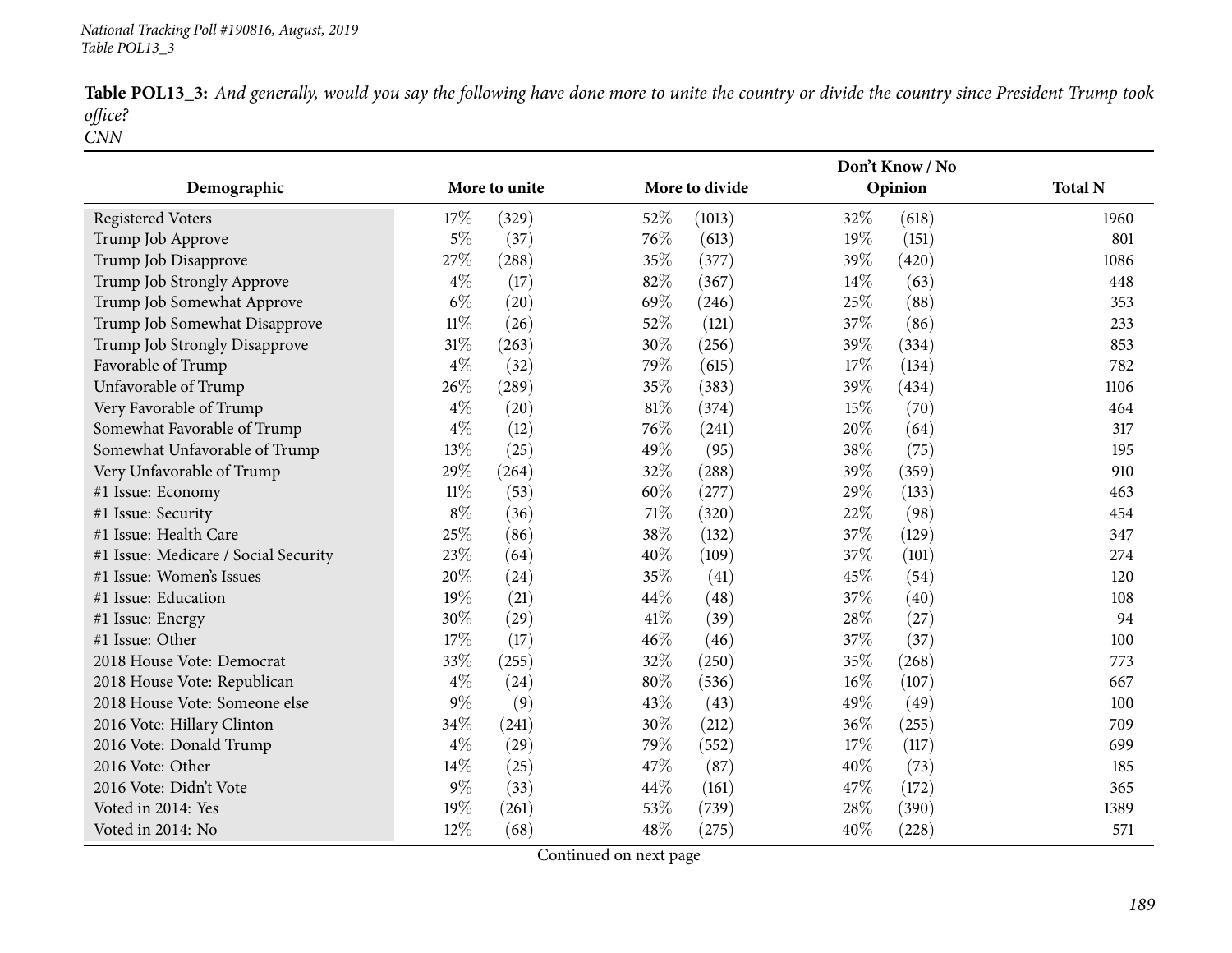**Table POL13_3:** *And generally, would you say the following have done more to unite the country or divide the country since President Trump took office?*
*CNN*

| Demographic | More to unite | | More to divide | | Don't Know / No Opinion | | Total N |
|---|---|---|---|---|---|---|---|
| Registered Voters | 17% | (329) | 52% | (1013) | 32% | (618) | 1960 |
| Trump Job Approve | 5% | (37) | 76% | (613) | 19% | (151) | 801 |
| Trump Job Disapprove | 27% | (288) | 35% | (377) | 39% | (420) | 1086 |
| Trump Job Strongly Approve | 4% | (17) | 82% | (367) | 14% | (63) | 448 |
| Trump Job Somewhat Approve | 6% | (20) | 69% | (246) | 25% | (88) | 353 |
| Trump Job Somewhat Disapprove | 11% | (26) | 52% | (121) | 37% | (86) | 233 |
| Trump Job Strongly Disapprove | 31% | (263) | 30% | (256) | 39% | (334) | 853 |
| Favorable of Trump | 4% | (32) | 79% | (615) | 17% | (134) | 782 |
| Unfavorable of Trump | 26% | (289) | 35% | (383) | 39% | (434) | 1106 |
| Very Favorable of Trump | 4% | (20) | 81% | (374) | 15% | (70) | 464 |
| Somewhat Favorable of Trump | 4% | (12) | 76% | (241) | 20% | (64) | 317 |
| Somewhat Unfavorable of Trump | 13% | (25) | 49% | (95) | 38% | (75) | 195 |
| Very Unfavorable of Trump | 29% | (264) | 32% | (288) | 39% | (359) | 910 |
| #1 Issue: Economy | 11% | (53) | 60% | (277) | 29% | (133) | 463 |
| #1 Issue: Security | 8% | (36) | 71% | (320) | 22% | (98) | 454 |
| #1 Issue: Health Care | 25% | (86) | 38% | (132) | 37% | (129) | 347 |
| #1 Issue: Medicare / Social Security | 23% | (64) | 40% | (109) | 37% | (101) | 274 |
| #1 Issue: Women's Issues | 20% | (24) | 35% | (41) | 45% | (54) | 120 |
| #1 Issue: Education | 19% | (21) | 44% | (48) | 37% | (40) | 108 |
| #1 Issue: Energy | 30% | (29) | 41% | (39) | 28% | (27) | 94 |
| #1 Issue: Other | 17% | (17) | 46% | (46) | 37% | (37) | 100 |
| 2018 House Vote: Democrat | 33% | (255) | 32% | (250) | 35% | (268) | 773 |
| 2018 House Vote: Republican | 4% | (24) | 80% | (536) | 16% | (107) | 667 |
| 2018 House Vote: Someone else | 9% | (9) | 43% | (43) | 49% | (49) | 100 |
| 2016 Vote: Hillary Clinton | 34% | (241) | 30% | (212) | 36% | (255) | 709 |
| 2016 Vote: Donald Trump | 4% | (29) | 79% | (552) | 17% | (117) | 699 |
| 2016 Vote: Other | 14% | (25) | 47% | (87) | 40% | (73) | 185 |
| 2016 Vote: Didn't Vote | 9% | (33) | 44% | (161) | 47% | (172) | 365 |
| Voted in 2014: Yes | 19% | (261) | 53% | (739) | 28% | (390) | 1389 |
| Voted in 2014: No | 12% | (68) | 48% | (275) | 40% | (228) | 571 |

Continued on next page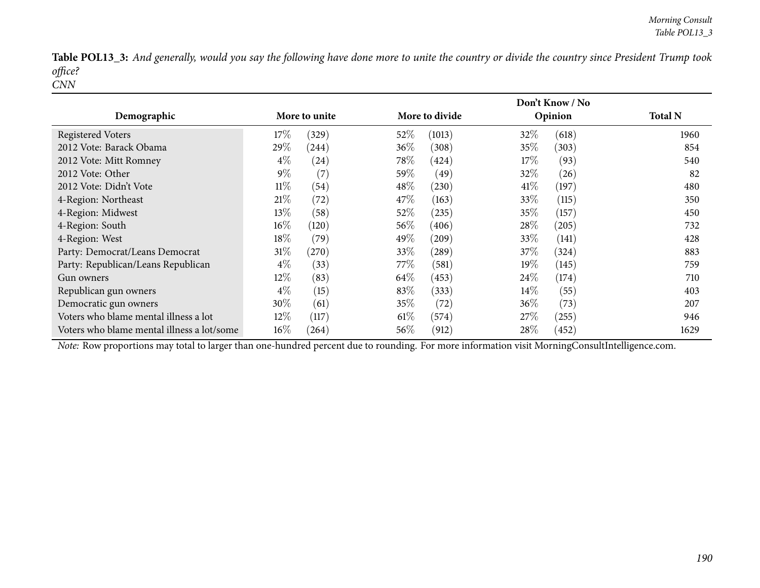**Table POL13_3:** *And generally, would you say the following have done more to unite the country or divide the country since President Trump took office?*
*CNN*

| Demographic | More to unite | | More to divide | | Don't Know / No Opinion | | Total N |
|---|---|---|---|---|---|---|---|
| Registered Voters | 17% | (329) | 52% | (1013) | 32% | (618) | 1960 |
| 2012 Vote: Barack Obama | 29% | (244) | 36% | (308) | 35% | (303) | 854 |
| 2012 Vote: Mitt Romney | 4% | (24) | 78% | (424) | 17% | (93) | 540 |
| 2012 Vote: Other | 9% | (7) | 59% | (49) | 32% | (26) | 82 |
| 2012 Vote: Didn't Vote | 11% | (54) | 48% | (230) | 41% | (197) | 480 |
| 4-Region: Northeast | 21% | (72) | 47% | (163) | 33% | (115) | 350 |
| 4-Region: Midwest | 13% | (58) | 52% | (235) | 35% | (157) | 450 |
| 4-Region: South | 16% | (120) | 56% | (406) | 28% | (205) | 732 |
| 4-Region: West | 18% | (79) | 49% | (209) | 33% | (141) | 428 |
| Party: Democrat/Leans Democrat | 31% | (270) | 33% | (289) | 37% | (324) | 883 |
| Party: Republican/Leans Republican | 4% | (33) | 77% | (581) | 19% | (145) | 759 |
| Gun owners | 12% | (83) | 64% | (453) | 24% | (174) | 710 |
| Republican gun owners | 4% | (15) | 83% | (333) | 14% | (55) | 403 |
| Democratic gun owners | 30% | (61) | 35% | (72) | 36% | (73) | 207 |
| Voters who blame mental illness a lot | 12% | (117) | 61% | (574) | 27% | (255) | 946 |
| Voters who blame mental illness a lot/some | 16% | (264) | 56% | (912) | 28% | (452) | 1629 |

*Note:* Row proportions may total to larger than one-hundred percent due to rounding. For more information visit MorningConsultIntelligence.com.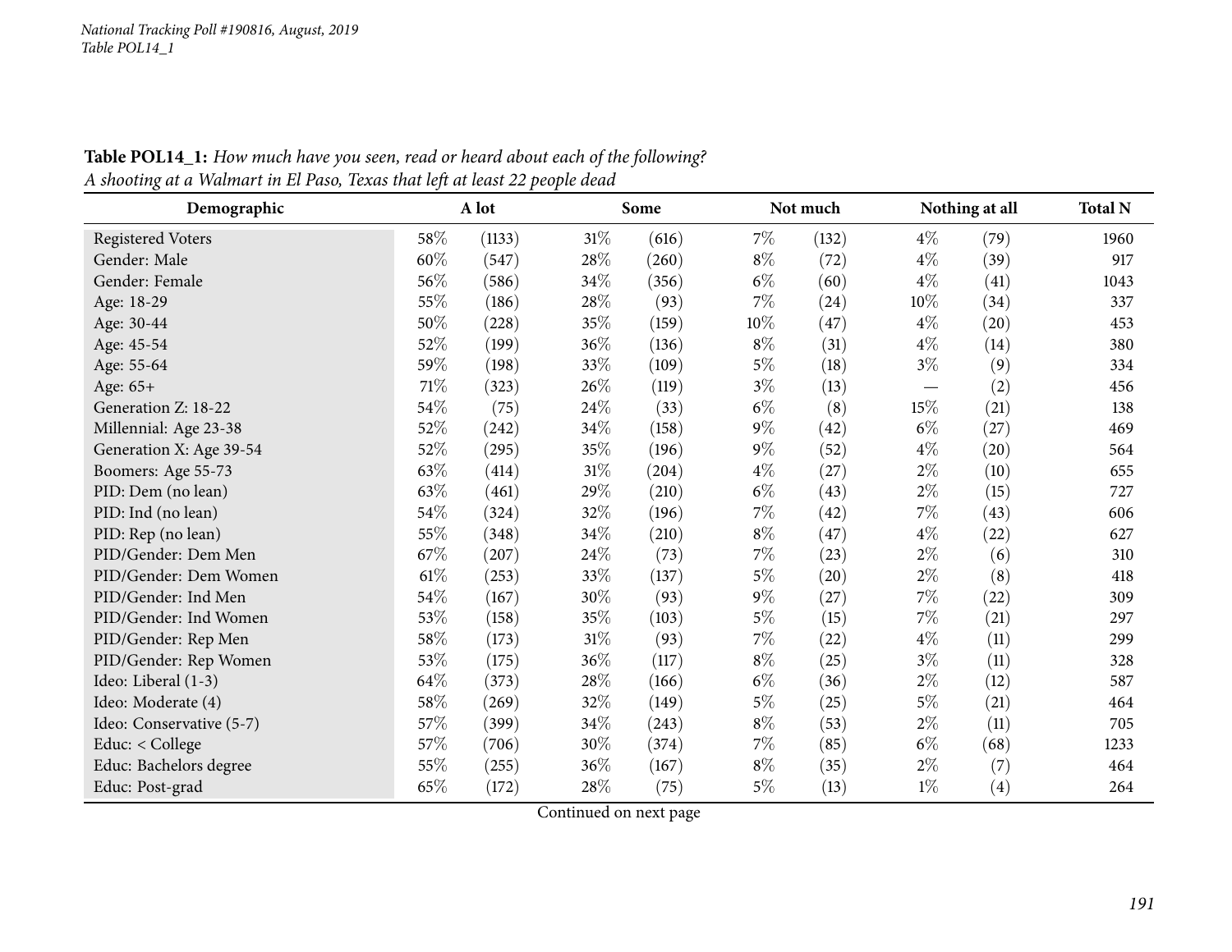**Table POL14_1:** *How much have you seen, read or heard about each of the following?*
*A shooting at a Walmart in El Paso, Texas that left at least 22 people dead*

| Demographic | A lot | | Some | | Not much | | Nothing at all | | Total N |
|---|---|---|---|---|---|---|---|---|---|
| Registered Voters | 58% | (1133) | 31% | (616) | 7% | (132) | 4% | (79) | 1960 |
| Gender: Male | 60% | (547) | 28% | (260) | 8% | (72) | 4% | (39) | 917 |
| Gender: Female | 56% | (586) | 34% | (356) | 6% | (60) | 4% | (41) | 1043 |
| Age: 18-29 | 55% | (186) | 28% | (93) | 7% | (24) | 10% | (34) | 337 |
| Age: 30-44 | 50% | (228) | 35% | (159) | 10% | (47) | 4% | (20) | 453 |
| Age: 45-54 | 52% | (199) | 36% | (136) | 8% | (31) | 4% | (14) | 380 |
| Age: 55-64 | 59% | (198) | 33% | (109) | 5% | (18) | 3% | (9) | 334 |
| Age: 65+ | 71% | (323) | 26% | (119) | 3% | (13) | — | (2) | 456 |
| Generation Z: 18-22 | 54% | (75) | 24% | (33) | 6% | (8) | 15% | (21) | 138 |
| Millennial: Age 23-38 | 52% | (242) | 34% | (158) | 9% | (42) | 6% | (27) | 469 |
| Generation X: Age 39-54 | 52% | (295) | 35% | (196) | 9% | (52) | 4% | (20) | 564 |
| Boomers: Age 55-73 | 63% | (414) | 31% | (204) | 4% | (27) | 2% | (10) | 655 |
| PID: Dem (no lean) | 63% | (461) | 29% | (210) | 6% | (43) | 2% | (15) | 727 |
| PID: Ind (no lean) | 54% | (324) | 32% | (196) | 7% | (42) | 7% | (43) | 606 |
| PID: Rep (no lean) | 55% | (348) | 34% | (210) | 8% | (47) | 4% | (22) | 627 |
| PID/Gender: Dem Men | 67% | (207) | 24% | (73) | 7% | (23) | 2% | (6) | 310 |
| PID/Gender: Dem Women | 61% | (253) | 33% | (137) | 5% | (20) | 2% | (8) | 418 |
| PID/Gender: Ind Men | 54% | (167) | 30% | (93) | 9% | (27) | 7% | (22) | 309 |
| PID/Gender: Ind Women | 53% | (158) | 35% | (103) | 5% | (15) | 7% | (21) | 297 |
| PID/Gender: Rep Men | 58% | (173) | 31% | (93) | 7% | (22) | 4% | (11) | 299 |
| PID/Gender: Rep Women | 53% | (175) | 36% | (117) | 8% | (25) | 3% | (11) | 328 |
| Ideo: Liberal (1-3) | 64% | (373) | 28% | (166) | 6% | (36) | 2% | (12) | 587 |
| Ideo: Moderate (4) | 58% | (269) | 32% | (149) | 5% | (25) | 5% | (21) | 464 |
| Ideo: Conservative (5-7) | 57% | (399) | 34% | (243) | 8% | (53) | 2% | (11) | 705 |
| Educ: < College | 57% | (706) | 30% | (374) | 7% | (85) | 6% | (68) | 1233 |
| Educ: Bachelors degree | 55% | (255) | 36% | (167) | 8% | (35) | 2% | (7) | 464 |
| Educ: Post-grad | 65% | (172) | 28% | (75) | 5% | (13) | 1% | (4) | 264 |

Continued on next page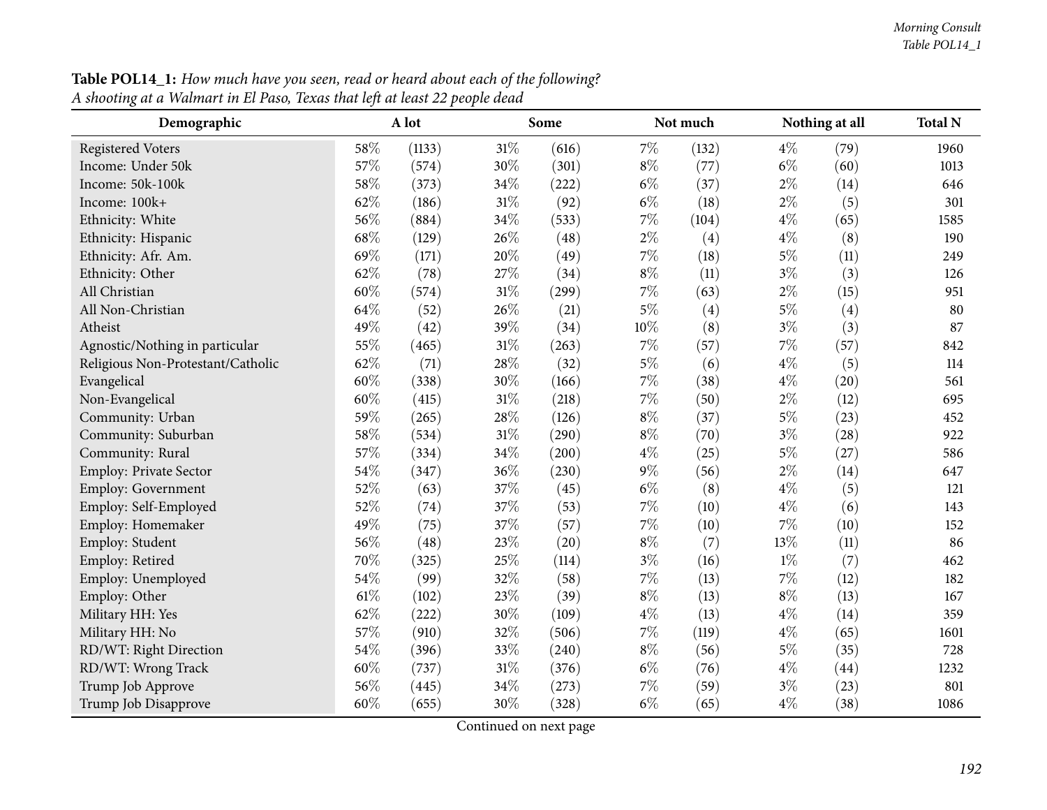**Table POL14_1:** *How much have you seen, read or heard about each of the following?*
*A shooting at a Walmart in El Paso, Texas that left at least 22 people dead*

| Demographic | A lot | | Some | | Not much | | Nothing at all | | Total N |
|---|---|---|---|---|---|---|---|---|---|
| Registered Voters | 58% | (1133) | 31% | (616) | 7% | (132) | 4% | (79) | 1960 |
| Income: Under 50k | 57% | (574) | 30% | (301) | 8% | (77) | 6% | (60) | 1013 |
| Income: 50k-100k | 58% | (373) | 34% | (222) | 6% | (37) | 2% | (14) | 646 |
| Income: 100k+ | 62% | (186) | 31% | (92) | 6% | (18) | 2% | (5) | 301 |
| Ethnicity: White | 56% | (884) | 34% | (533) | 7% | (104) | 4% | (65) | 1585 |
| Ethnicity: Hispanic | 68% | (129) | 26% | (48) | 2% | (4) | 4% | (8) | 190 |
| Ethnicity: Afr. Am. | 69% | (171) | 20% | (49) | 7% | (18) | 5% | (11) | 249 |
| Ethnicity: Other | 62% | (78) | 27% | (34) | 8% | (11) | 3% | (3) | 126 |
| All Christian | 60% | (574) | 31% | (299) | 7% | (63) | 2% | (15) | 951 |
| All Non-Christian | 64% | (52) | 26% | (21) | 5% | (4) | 5% | (4) | 80 |
| Atheist | 49% | (42) | 39% | (34) | 10% | (8) | 3% | (3) | 87 |
| Agnostic/Nothing in particular | 55% | (465) | 31% | (263) | 7% | (57) | 7% | (57) | 842 |
| Religious Non-Protestant/Catholic | 62% | (71) | 28% | (32) | 5% | (6) | 4% | (5) | 114 |
| Evangelical | 60% | (338) | 30% | (166) | 7% | (38) | 4% | (20) | 561 |
| Non-Evangelical | 60% | (415) | 31% | (218) | 7% | (50) | 2% | (12) | 695 |
| Community: Urban | 59% | (265) | 28% | (126) | 8% | (37) | 5% | (23) | 452 |
| Community: Suburban | 58% | (534) | 31% | (290) | 8% | (70) | 3% | (28) | 922 |
| Community: Rural | 57% | (334) | 34% | (200) | 4% | (25) | 5% | (27) | 586 |
| Employ: Private Sector | 54% | (347) | 36% | (230) | 9% | (56) | 2% | (14) | 647 |
| Employ: Government | 52% | (63) | 37% | (45) | 6% | (8) | 4% | (5) | 121 |
| Employ: Self-Employed | 52% | (74) | 37% | (53) | 7% | (10) | 4% | (6) | 143 |
| Employ: Homemaker | 49% | (75) | 37% | (57) | 7% | (10) | 7% | (10) | 152 |
| Employ: Student | 56% | (48) | 23% | (20) | 8% | (7) | 13% | (11) | 86 |
| Employ: Retired | 70% | (325) | 25% | (114) | 3% | (16) | 1% | (7) | 462 |
| Employ: Unemployed | 54% | (99) | 32% | (58) | 7% | (13) | 7% | (12) | 182 |
| Employ: Other | 61% | (102) | 23% | (39) | 8% | (13) | 8% | (13) | 167 |
| Military HH: Yes | 62% | (222) | 30% | (109) | 4% | (13) | 4% | (14) | 359 |
| Military HH: No | 57% | (910) | 32% | (506) | 7% | (119) | 4% | (65) | 1601 |
| RD/WT: Right Direction | 54% | (396) | 33% | (240) | 8% | (56) | 5% | (35) | 728 |
| RD/WT: Wrong Track | 60% | (737) | 31% | (376) | 6% | (76) | 4% | (44) | 1232 |
| Trump Job Approve | 56% | (445) | 34% | (273) | 7% | (59) | 3% | (23) | 801 |
| Trump Job Disapprove | 60% | (655) | 30% | (328) | 6% | (65) | 4% | (38) | 1086 |

Continued on next page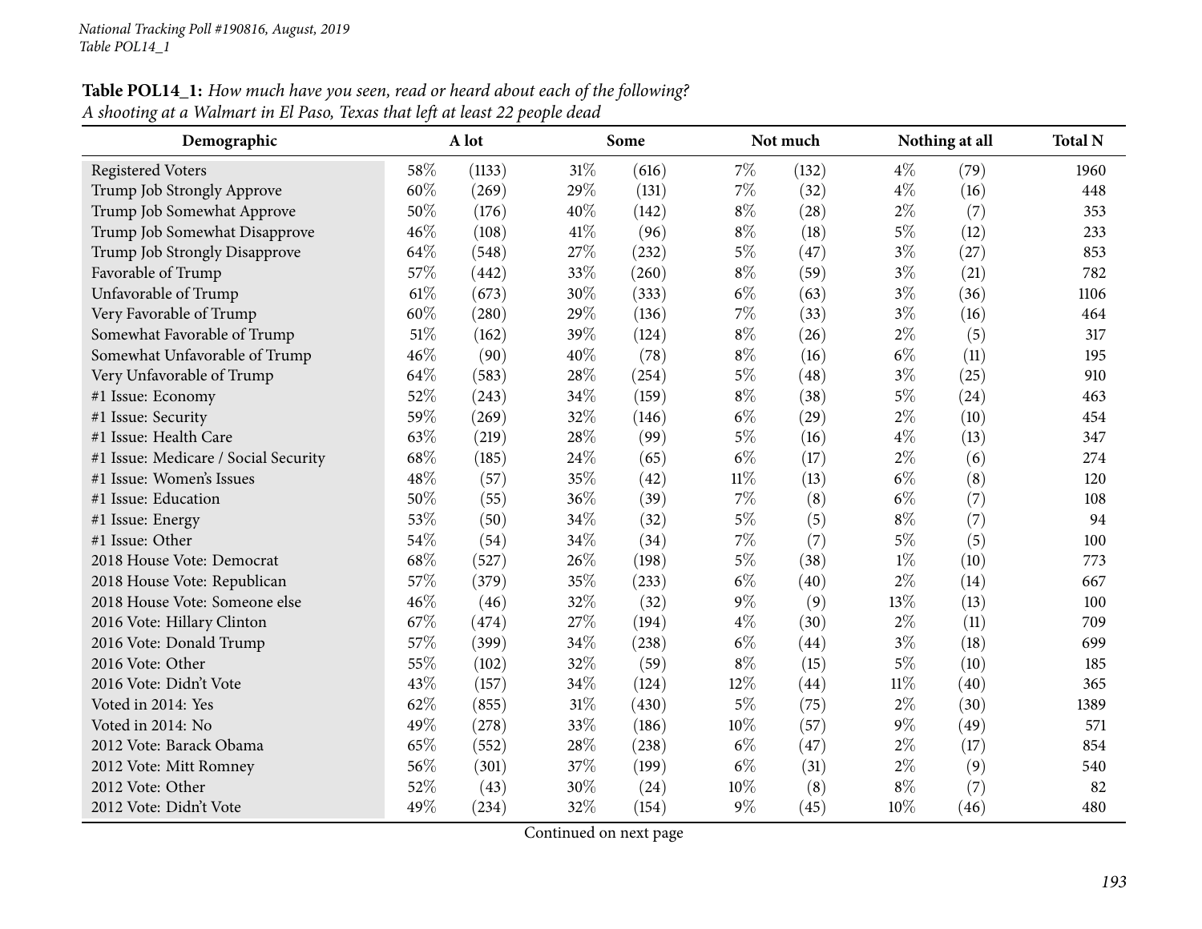**Table POL14_1:** *How much have you seen, read or heard about each of the following?*
*A shooting at a Walmart in El Paso, Texas that left at least 22 people dead*

| Demographic | A lot | | Some | | Not much | | Nothing at all | | Total N |
|---|---|---|---|---|---|---|---|---|---|
| Registered Voters | 58% | (1133) | 31% | (616) | 7% | (132) | 4% | (79) | 1960 |
| Trump Job Strongly Approve | 60% | (269) | 29% | (131) | 7% | (32) | 4% | (16) | 448 |
| Trump Job Somewhat Approve | 50% | (176) | 40% | (142) | 8% | (28) | 2% | (7) | 353 |
| Trump Job Somewhat Disapprove | 46% | (108) | 41% | (96) | 8% | (18) | 5% | (12) | 233 |
| Trump Job Strongly Disapprove | 64% | (548) | 27% | (232) | 5% | (47) | 3% | (27) | 853 |
| Favorable of Trump | 57% | (442) | 33% | (260) | 8% | (59) | 3% | (21) | 782 |
| Unfavorable of Trump | 61% | (673) | 30% | (333) | 6% | (63) | 3% | (36) | 1106 |
| Very Favorable of Trump | 60% | (280) | 29% | (136) | 7% | (33) | 3% | (16) | 464 |
| Somewhat Favorable of Trump | 51% | (162) | 39% | (124) | 8% | (26) | 2% | (5) | 317 |
| Somewhat Unfavorable of Trump | 46% | (90) | 40% | (78) | 8% | (16) | 6% | (11) | 195 |
| Very Unfavorable of Trump | 64% | (583) | 28% | (254) | 5% | (48) | 3% | (25) | 910 |
| #1 Issue: Economy | 52% | (243) | 34% | (159) | 8% | (38) | 5% | (24) | 463 |
| #1 Issue: Security | 59% | (269) | 32% | (146) | 6% | (29) | 2% | (10) | 454 |
| #1 Issue: Health Care | 63% | (219) | 28% | (99) | 5% | (16) | 4% | (13) | 347 |
| #1 Issue: Medicare / Social Security | 68% | (185) | 24% | (65) | 6% | (17) | 2% | (6) | 274 |
| #1 Issue: Women's Issues | 48% | (57) | 35% | (42) | 11% | (13) | 6% | (8) | 120 |
| #1 Issue: Education | 50% | (55) | 36% | (39) | 7% | (8) | 6% | (7) | 108 |
| #1 Issue: Energy | 53% | (50) | 34% | (32) | 5% | (5) | 8% | (7) | 94 |
| #1 Issue: Other | 54% | (54) | 34% | (34) | 7% | (7) | 5% | (5) | 100 |
| 2018 House Vote: Democrat | 68% | (527) | 26% | (198) | 5% | (38) | 1% | (10) | 773 |
| 2018 House Vote: Republican | 57% | (379) | 35% | (233) | 6% | (40) | 2% | (14) | 667 |
| 2018 House Vote: Someone else | 46% | (46) | 32% | (32) | 9% | (9) | 13% | (13) | 100 |
| 2016 Vote: Hillary Clinton | 67% | (474) | 27% | (194) | 4% | (30) | 2% | (11) | 709 |
| 2016 Vote: Donald Trump | 57% | (399) | 34% | (238) | 6% | (44) | 3% | (18) | 699 |
| 2016 Vote: Other | 55% | (102) | 32% | (59) | 8% | (15) | 5% | (10) | 185 |
| 2016 Vote: Didn't Vote | 43% | (157) | 34% | (124) | 12% | (44) | 11% | (40) | 365 |
| Voted in 2014: Yes | 62% | (855) | 31% | (430) | 5% | (75) | 2% | (30) | 1389 |
| Voted in 2014: No | 49% | (278) | 33% | (186) | 10% | (57) | 9% | (49) | 571 |
| 2012 Vote: Barack Obama | 65% | (552) | 28% | (238) | 6% | (47) | 2% | (17) | 854 |
| 2012 Vote: Mitt Romney | 56% | (301) | 37% | (199) | 6% | (31) | 2% | (9) | 540 |
| 2012 Vote: Other | 52% | (43) | 30% | (24) | 10% | (8) | 8% | (7) | 82 |
| 2012 Vote: Didn't Vote | 49% | (234) | 32% | (154) | 9% | (45) | 10% | (46) | 480 |

Continued on next page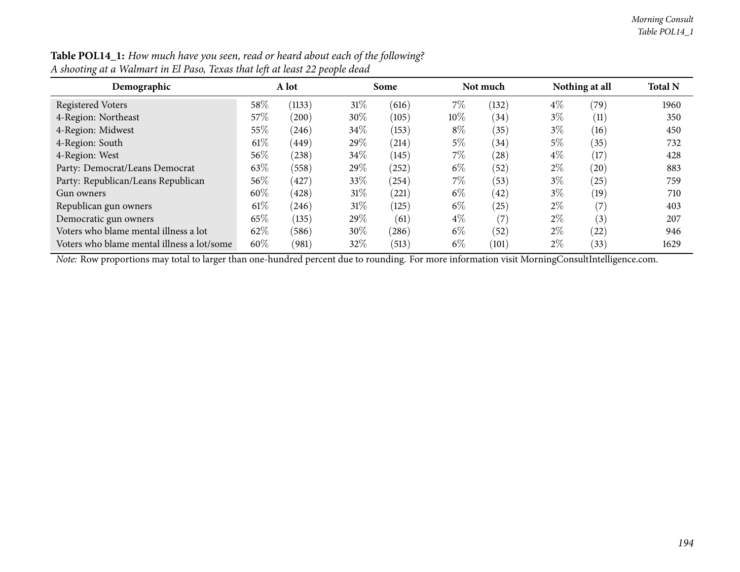**Table POL14_1:** *How much have you seen, read or heard about each of the following?*
*A shooting at a Walmart in El Paso, Texas that left at least 22 people dead*

| Demographic | A lot | | Some | | Not much | | Nothing at all | | Total N |
|---|---|---|---|---|---|---|---|---|---|
| Registered Voters | 58% | (1133) | 31% | (616) | 7% | (132) | 4% | (79) | 1960 |
| 4-Region: Northeast | 57% | (200) | 30% | (105) | 10% | (34) | 3% | (11) | 350 |
| 4-Region: Midwest | 55% | (246) | 34% | (153) | 8% | (35) | 3% | (16) | 450 |
| 4-Region: South | 61% | (449) | 29% | (214) | 5% | (34) | 5% | (35) | 732 |
| 4-Region: West | 56% | (238) | 34% | (145) | 7% | (28) | 4% | (17) | 428 |
| Party: Democrat/Leans Democrat | 63% | (558) | 29% | (252) | 6% | (52) | 2% | (20) | 883 |
| Party: Republican/Leans Republican | 56% | (427) | 33% | (254) | 7% | (53) | 3% | (25) | 759 |
| Gun owners | 60% | (428) | 31% | (221) | 6% | (42) | 3% | (19) | 710 |
| Republican gun owners | 61% | (246) | 31% | (125) | 6% | (25) | 2% | (7) | 403 |
| Democratic gun owners | 65% | (135) | 29% | (61) | 4% | (7) | 2% | (3) | 207 |
| Voters who blame mental illness a lot | 62% | (586) | 30% | (286) | 6% | (52) | 2% | (22) | 946 |
| Voters who blame mental illness a lot/some | 60% | (981) | 32% | (513) | 6% | (101) | 2% | (33) | 1629 |

*Note:* Row proportions may total to larger than one-hundred percent due to rounding. For more information visit MorningConsultIntelligence.com.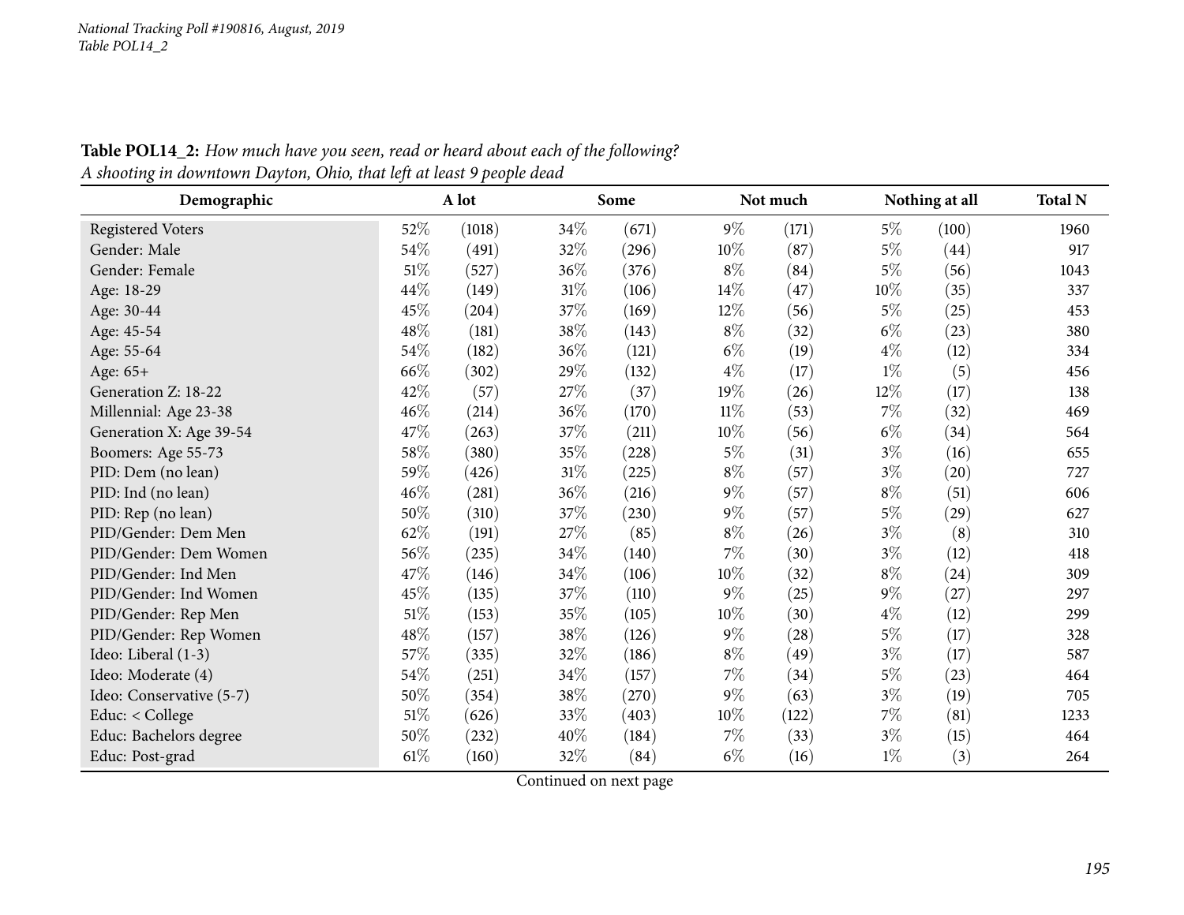National Tracking Poll #190816, August, 2019
Table POL14_2

**Table POL14_2:** *How much have you seen, read or heard about each of the following?*
*A shooting in downtown Dayton, Ohio, that left at least 9 people dead*

| Demographic | A lot | | Some | | Not much | | Nothing at all | | Total N |
|---|---|---|---|---|---|---|---|---|---|
| Registered Voters | 52% | (1018) | 34% | (671) | 9% | (171) | 5% | (100) | 1960 |
| Gender: Male | 54% | (491) | 32% | (296) | 10% | (87) | 5% | (44) | 917 |
| Gender: Female | 51% | (527) | 36% | (376) | 8% | (84) | 5% | (56) | 1043 |
| Age: 18-29 | 44% | (149) | 31% | (106) | 14% | (47) | 10% | (35) | 337 |
| Age: 30-44 | 45% | (204) | 37% | (169) | 12% | (56) | 5% | (25) | 453 |
| Age: 45-54 | 48% | (181) | 38% | (143) | 8% | (32) | 6% | (23) | 380 |
| Age: 55-64 | 54% | (182) | 36% | (121) | 6% | (19) | 4% | (12) | 334 |
| Age: 65+ | 66% | (302) | 29% | (132) | 4% | (17) | 1% | (5) | 456 |
| Generation Z: 18-22 | 42% | (57) | 27% | (37) | 19% | (26) | 12% | (17) | 138 |
| Millennial: Age 23-38 | 46% | (214) | 36% | (170) | 11% | (53) | 7% | (32) | 469 |
| Generation X: Age 39-54 | 47% | (263) | 37% | (211) | 10% | (56) | 6% | (34) | 564 |
| Boomers: Age 55-73 | 58% | (380) | 35% | (228) | 5% | (31) | 3% | (16) | 655 |
| PID: Dem (no lean) | 59% | (426) | 31% | (225) | 8% | (57) | 3% | (20) | 727 |
| PID: Ind (no lean) | 46% | (281) | 36% | (216) | 9% | (57) | 8% | (51) | 606 |
| PID: Rep (no lean) | 50% | (310) | 37% | (230) | 9% | (57) | 5% | (29) | 627 |
| PID/Gender: Dem Men | 62% | (191) | 27% | (85) | 8% | (26) | 3% | (8) | 310 |
| PID/Gender: Dem Women | 56% | (235) | 34% | (140) | 7% | (30) | 3% | (12) | 418 |
| PID/Gender: Ind Men | 47% | (146) | 34% | (106) | 10% | (32) | 8% | (24) | 309 |
| PID/Gender: Ind Women | 45% | (135) | 37% | (110) | 9% | (25) | 9% | (27) | 297 |
| PID/Gender: Rep Men | 51% | (153) | 35% | (105) | 10% | (30) | 4% | (12) | 299 |
| PID/Gender: Rep Women | 48% | (157) | 38% | (126) | 9% | (28) | 5% | (17) | 328 |
| Ideo: Liberal (1-3) | 57% | (335) | 32% | (186) | 8% | (49) | 3% | (17) | 587 |
| Ideo: Moderate (4) | 54% | (251) | 34% | (157) | 7% | (34) | 5% | (23) | 464 |
| Ideo: Conservative (5-7) | 50% | (354) | 38% | (270) | 9% | (63) | 3% | (19) | 705 |
| Educ: < College | 51% | (626) | 33% | (403) | 10% | (122) | 7% | (81) | 1233 |
| Educ: Bachelors degree | 50% | (232) | 40% | (184) | 7% | (33) | 3% | (15) | 464 |
| Educ: Post-grad | 61% | (160) | 32% | (84) | 6% | (16) | 1% | (3) | 264 |

Continued on next page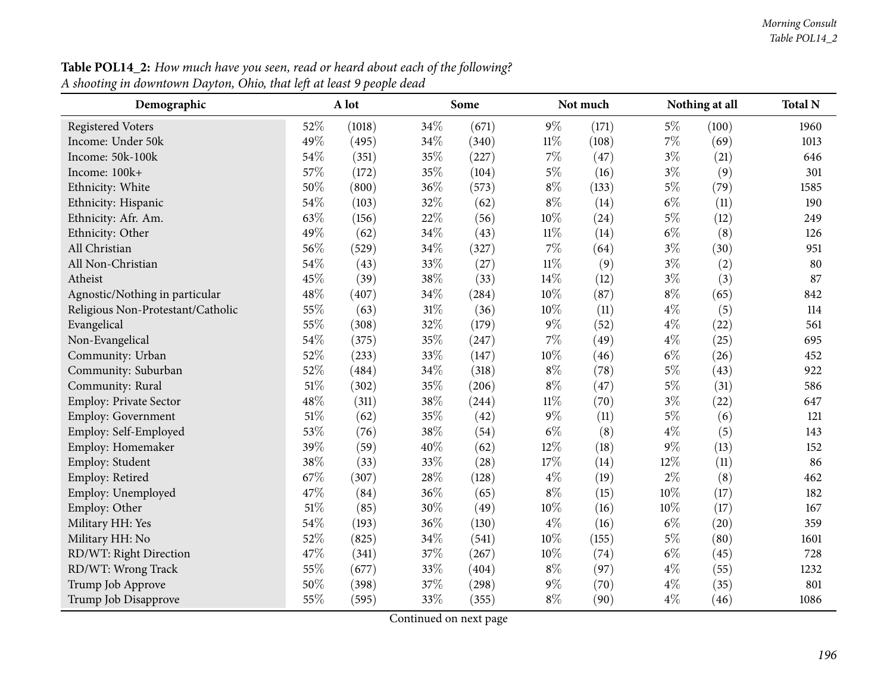**Table POL14_2:** *How much have you seen, read or heard about each of the following?*
*A shooting in downtown Dayton, Ohio, that left at least 9 people dead*

| Demographic | A lot | | Some | | Not much | | Nothing at all | | Total N |
|---|---|---|---|---|---|---|---|---|---|
| Registered Voters | 52% | (1018) | 34% | (671) | 9% | (171) | 5% | (100) | 1960 |
| Income: Under 50k | 49% | (495) | 34% | (340) | 11% | (108) | 7% | (69) | 1013 |
| Income: 50k-100k | 54% | (351) | 35% | (227) | 7% | (47) | 3% | (21) | 646 |
| Income: 100k+ | 57% | (172) | 35% | (104) | 5% | (16) | 3% | (9) | 301 |
| Ethnicity: White | 50% | (800) | 36% | (573) | 8% | (133) | 5% | (79) | 1585 |
| Ethnicity: Hispanic | 54% | (103) | 32% | (62) | 8% | (14) | 6% | (11) | 190 |
| Ethnicity: Afr. Am. | 63% | (156) | 22% | (56) | 10% | (24) | 5% | (12) | 249 |
| Ethnicity: Other | 49% | (62) | 34% | (43) | 11% | (14) | 6% | (8) | 126 |
| All Christian | 56% | (529) | 34% | (327) | 7% | (64) | 3% | (30) | 951 |
| All Non-Christian | 54% | (43) | 33% | (27) | 11% | (9) | 3% | (2) | 80 |
| Atheist | 45% | (39) | 38% | (33) | 14% | (12) | 3% | (3) | 87 |
| Agnostic/Nothing in particular | 48% | (407) | 34% | (284) | 10% | (87) | 8% | (65) | 842 |
| Religious Non-Protestant/Catholic | 55% | (63) | 31% | (36) | 10% | (11) | 4% | (5) | 114 |
| Evangelical | 55% | (308) | 32% | (179) | 9% | (52) | 4% | (22) | 561 |
| Non-Evangelical | 54% | (375) | 35% | (247) | 7% | (49) | 4% | (25) | 695 |
| Community: Urban | 52% | (233) | 33% | (147) | 10% | (46) | 6% | (26) | 452 |
| Community: Suburban | 52% | (484) | 34% | (318) | 8% | (78) | 5% | (43) | 922 |
| Community: Rural | 51% | (302) | 35% | (206) | 8% | (47) | 5% | (31) | 586 |
| Employ: Private Sector | 48% | (311) | 38% | (244) | 11% | (70) | 3% | (22) | 647 |
| Employ: Government | 51% | (62) | 35% | (42) | 9% | (11) | 5% | (6) | 121 |
| Employ: Self-Employed | 53% | (76) | 38% | (54) | 6% | (8) | 4% | (5) | 143 |
| Employ: Homemaker | 39% | (59) | 40% | (62) | 12% | (18) | 9% | (13) | 152 |
| Employ: Student | 38% | (33) | 33% | (28) | 17% | (14) | 12% | (11) | 86 |
| Employ: Retired | 67% | (307) | 28% | (128) | 4% | (19) | 2% | (8) | 462 |
| Employ: Unemployed | 47% | (84) | 36% | (65) | 8% | (15) | 10% | (17) | 182 |
| Employ: Other | 51% | (85) | 30% | (49) | 10% | (16) | 10% | (17) | 167 |
| Military HH: Yes | 54% | (193) | 36% | (130) | 4% | (16) | 6% | (20) | 359 |
| Military HH: No | 52% | (825) | 34% | (541) | 10% | (155) | 5% | (80) | 1601 |
| RD/WT: Right Direction | 47% | (341) | 37% | (267) | 10% | (74) | 6% | (45) | 728 |
| RD/WT: Wrong Track | 55% | (677) | 33% | (404) | 8% | (97) | 4% | (55) | 1232 |
| Trump Job Approve | 50% | (398) | 37% | (298) | 9% | (70) | 4% | (35) | 801 |
| Trump Job Disapprove | 55% | (595) | 33% | (355) | 8% | (90) | 4% | (46) | 1086 |

Continued on next page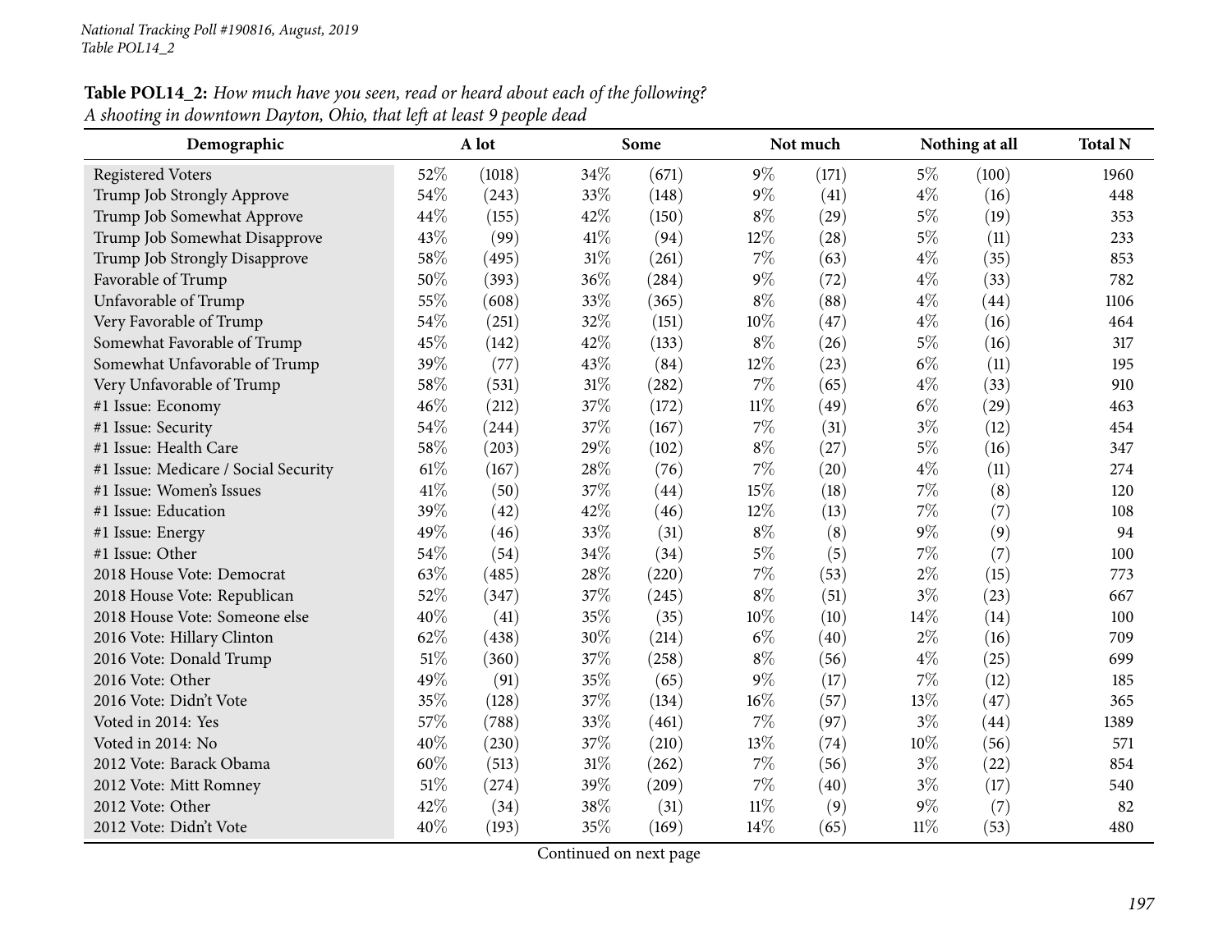**Table POL14_2:** *How much have you seen, read or heard about each of the following?*
*A shooting in downtown Dayton, Ohio, that left at least 9 people dead*

| Demographic | A lot | | Some | | Not much | | Nothing at all | | Total N |
|---|---|---|---|---|---|---|---|---|---|
| Registered Voters | 52% | (1018) | 34% | (671) | 9% | (171) | 5% | (100) | 1960 |
| Trump Job Strongly Approve | 54% | (243) | 33% | (148) | 9% | (41) | 4% | (16) | 448 |
| Trump Job Somewhat Approve | 44% | (155) | 42% | (150) | 8% | (29) | 5% | (19) | 353 |
| Trump Job Somewhat Disapprove | 43% | (99) | 41% | (94) | 12% | (28) | 5% | (11) | 233 |
| Trump Job Strongly Disapprove | 58% | (495) | 31% | (261) | 7% | (63) | 4% | (35) | 853 |
| Favorable of Trump | 50% | (393) | 36% | (284) | 9% | (72) | 4% | (33) | 782 |
| Unfavorable of Trump | 55% | (608) | 33% | (365) | 8% | (88) | 4% | (44) | 1106 |
| Very Favorable of Trump | 54% | (251) | 32% | (151) | 10% | (47) | 4% | (16) | 464 |
| Somewhat Favorable of Trump | 45% | (142) | 42% | (133) | 8% | (26) | 5% | (16) | 317 |
| Somewhat Unfavorable of Trump | 39% | (77) | 43% | (84) | 12% | (23) | 6% | (11) | 195 |
| Very Unfavorable of Trump | 58% | (531) | 31% | (282) | 7% | (65) | 4% | (33) | 910 |
| #1 Issue: Economy | 46% | (212) | 37% | (172) | 11% | (49) | 6% | (29) | 463 |
| #1 Issue: Security | 54% | (244) | 37% | (167) | 7% | (31) | 3% | (12) | 454 |
| #1 Issue: Health Care | 58% | (203) | 29% | (102) | 8% | (27) | 5% | (16) | 347 |
| #1 Issue: Medicare / Social Security | 61% | (167) | 28% | (76) | 7% | (20) | 4% | (11) | 274 |
| #1 Issue: Women's Issues | 41% | (50) | 37% | (44) | 15% | (18) | 7% | (8) | 120 |
| #1 Issue: Education | 39% | (42) | 42% | (46) | 12% | (13) | 7% | (7) | 108 |
| #1 Issue: Energy | 49% | (46) | 33% | (31) | 8% | (8) | 9% | (9) | 94 |
| #1 Issue: Other | 54% | (54) | 34% | (34) | 5% | (5) | 7% | (7) | 100 |
| 2018 House Vote: Democrat | 63% | (485) | 28% | (220) | 7% | (53) | 2% | (15) | 773 |
| 2018 House Vote: Republican | 52% | (347) | 37% | (245) | 8% | (51) | 3% | (23) | 667 |
| 2018 House Vote: Someone else | 40% | (41) | 35% | (35) | 10% | (10) | 14% | (14) | 100 |
| 2016 Vote: Hillary Clinton | 62% | (438) | 30% | (214) | 6% | (40) | 2% | (16) | 709 |
| 2016 Vote: Donald Trump | 51% | (360) | 37% | (258) | 8% | (56) | 4% | (25) | 699 |
| 2016 Vote: Other | 49% | (91) | 35% | (65) | 9% | (17) | 7% | (12) | 185 |
| 2016 Vote: Didn't Vote | 35% | (128) | 37% | (134) | 16% | (57) | 13% | (47) | 365 |
| Voted in 2014: Yes | 57% | (788) | 33% | (461) | 7% | (97) | 3% | (44) | 1389 |
| Voted in 2014: No | 40% | (230) | 37% | (210) | 13% | (74) | 10% | (56) | 571 |
| 2012 Vote: Barack Obama | 60% | (513) | 31% | (262) | 7% | (56) | 3% | (22) | 854 |
| 2012 Vote: Mitt Romney | 51% | (274) | 39% | (209) | 7% | (40) | 3% | (17) | 540 |
| 2012 Vote: Other | 42% | (34) | 38% | (31) | 11% | (9) | 9% | (7) | 82 |
| 2012 Vote: Didn't Vote | 40% | (193) | 35% | (169) | 14% | (65) | 11% | (53) | 480 |

Continued on next page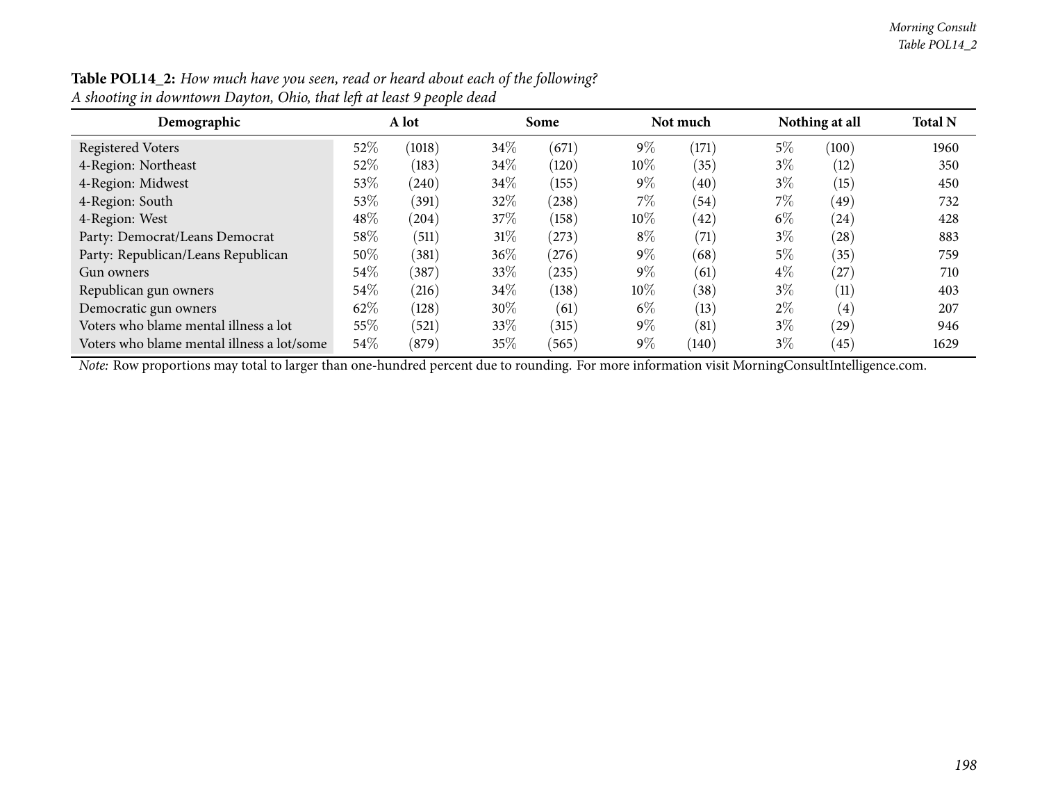**Table POL14_2:** *How much have you seen, read or heard about each of the following?*
*A shooting in downtown Dayton, Ohio, that left at least 9 people dead*

| Demographic | A lot | | Some | | Not much | | Nothing at all | | Total N |
|---|---|---|---|---|---|---|---|---|---|
| Registered Voters | 52% | (1018) | 34% | (671) | 9% | (171) | 5% | (100) | 1960 |
| 4-Region: Northeast | 52% | (183) | 34% | (120) | 10% | (35) | 3% | (12) | 350 |
| 4-Region: Midwest | 53% | (240) | 34% | (155) | 9% | (40) | 3% | (15) | 450 |
| 4-Region: South | 53% | (391) | 32% | (238) | 7% | (54) | 7% | (49) | 732 |
| 4-Region: West | 48% | (204) | 37% | (158) | 10% | (42) | 6% | (24) | 428 |
| Party: Democrat/Leans Democrat | 58% | (511) | 31% | (273) | 8% | (71) | 3% | (28) | 883 |
| Party: Republican/Leans Republican | 50% | (381) | 36% | (276) | 9% | (68) | 5% | (35) | 759 |
| Gun owners | 54% | (387) | 33% | (235) | 9% | (61) | 4% | (27) | 710 |
| Republican gun owners | 54% | (216) | 34% | (138) | 10% | (38) | 3% | (11) | 403 |
| Democratic gun owners | 62% | (128) | 30% | (61) | 6% | (13) | 2% | (4) | 207 |
| Voters who blame mental illness a lot | 55% | (521) | 33% | (315) | 9% | (81) | 3% | (29) | 946 |
| Voters who blame mental illness a lot/some | 54% | (879) | 35% | (565) | 9% | (140) | 3% | (45) | 1629 |

*Note:* Row proportions may total to larger than one-hundred percent due to rounding. For more information visit MorningConsultIntelligence.com.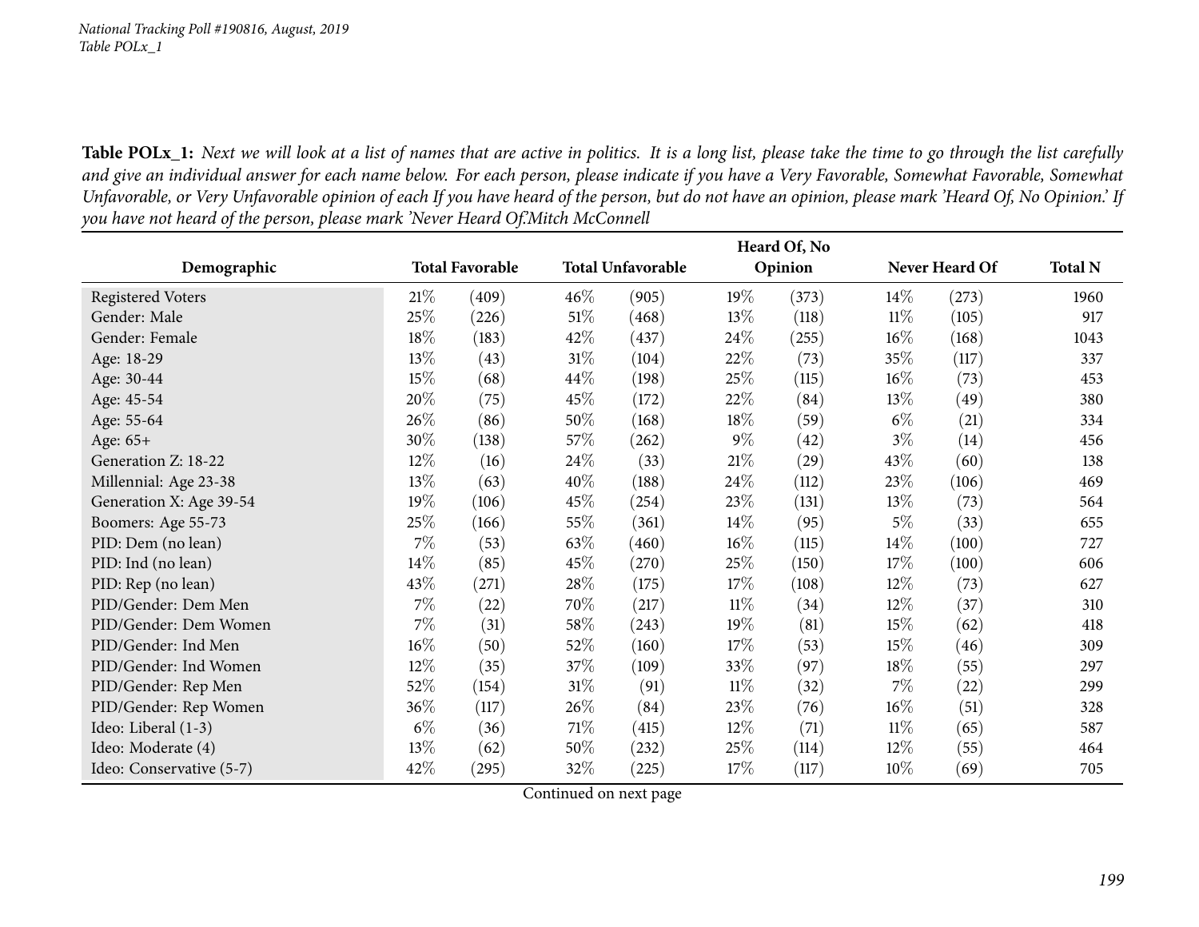**Table POLx_1:** *Next we will look at a list of names that are active in politics. It is a long list, please take the time to go through the list carefully and give an individual answer for each name below. For each person, please indicate if you have a Very Favorable, Somewhat Favorable, Somewhat Unfavorable, or Very Unfavorable opinion of each If you have heard of the person, but do not have an opinion, please mark 'Heard Of, No Opinion.' If you have not heard of the person, please mark 'Never Heard Of.'Mitch McConnell*

| Demographic | Total Favorable | | Total Unfavorable | | Heard Of, No Opinion | | Never Heard Of | | Total N |
|---|---|---|---|---|---|---|---|---|---|
| Registered Voters | 21% | (409) | 46% | (905) | 19% | (373) | 14% | (273) | 1960 |
| Gender: Male | 25% | (226) | 51% | (468) | 13% | (118) | 11% | (105) | 917 |
| Gender: Female | 18% | (183) | 42% | (437) | 24% | (255) | 16% | (168) | 1043 |
| Age: 18-29 | 13% | (43) | 31% | (104) | 22% | (73) | 35% | (117) | 337 |
| Age: 30-44 | 15% | (68) | 44% | (198) | 25% | (115) | 16% | (73) | 453 |
| Age: 45-54 | 20% | (75) | 45% | (172) | 22% | (84) | 13% | (49) | 380 |
| Age: 55-64 | 26% | (86) | 50% | (168) | 18% | (59) | 6% | (21) | 334 |
| Age: 65+ | 30% | (138) | 57% | (262) | 9% | (42) | 3% | (14) | 456 |
| Generation Z: 18-22 | 12% | (16) | 24% | (33) | 21% | (29) | 43% | (60) | 138 |
| Millennial: Age 23-38 | 13% | (63) | 40% | (188) | 24% | (112) | 23% | (106) | 469 |
| Generation X: Age 39-54 | 19% | (106) | 45% | (254) | 23% | (131) | 13% | (73) | 564 |
| Boomers: Age 55-73 | 25% | (166) | 55% | (361) | 14% | (95) | 5% | (33) | 655 |
| PID: Dem (no lean) | 7% | (53) | 63% | (460) | 16% | (115) | 14% | (100) | 727 |
| PID: Ind (no lean) | 14% | (85) | 45% | (270) | 25% | (150) | 17% | (100) | 606 |
| PID: Rep (no lean) | 43% | (271) | 28% | (175) | 17% | (108) | 12% | (73) | 627 |
| PID/Gender: Dem Men | 7% | (22) | 70% | (217) | 11% | (34) | 12% | (37) | 310 |
| PID/Gender: Dem Women | 7% | (31) | 58% | (243) | 19% | (81) | 15% | (62) | 418 |
| PID/Gender: Ind Men | 16% | (50) | 52% | (160) | 17% | (53) | 15% | (46) | 309 |
| PID/Gender: Ind Women | 12% | (35) | 37% | (109) | 33% | (97) | 18% | (55) | 297 |
| PID/Gender: Rep Men | 52% | (154) | 31% | (91) | 11% | (32) | 7% | (22) | 299 |
| PID/Gender: Rep Women | 36% | (117) | 26% | (84) | 23% | (76) | 16% | (51) | 328 |
| Ideo: Liberal (1-3) | 6% | (36) | 71% | (415) | 12% | (71) | 11% | (65) | 587 |
| Ideo: Moderate (4) | 13% | (62) | 50% | (232) | 25% | (114) | 12% | (55) | 464 |
| Ideo: Conservative (5-7) | 42% | (295) | 32% | (225) | 17% | (117) | 10% | (69) | 705 |

Continued on next page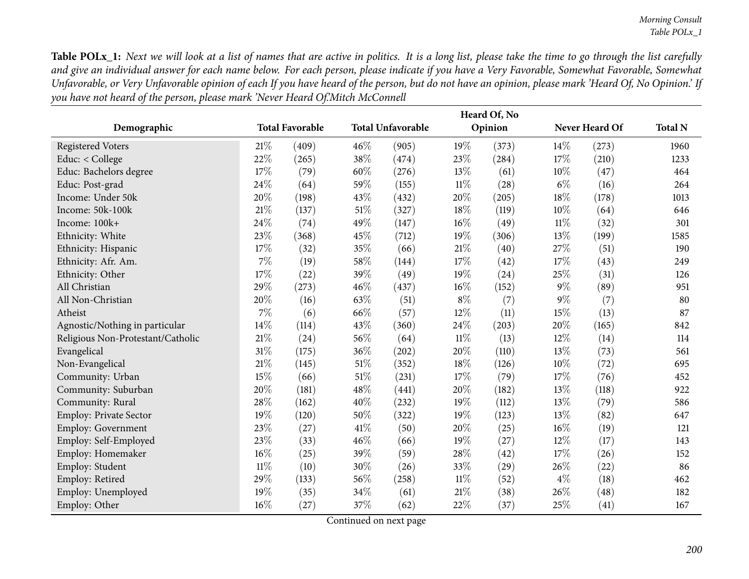**Table POLx_1:** *Next we will look at a list of names that are active in politics. It is a long list, please take the time to go through the list carefully and give an individual answer for each name below. For each person, please indicate if you have a Very Favorable, Somewhat Favorable, Somewhat Unfavorable, or Very Unfavorable opinion of each If you have heard of the person, but do not have an opinion, please mark 'Heard Of, No Opinion.' If you have not heard of the person, please mark 'Never Heard Of.Mitch McConnell*

| Demographic | Total Favorable | | Total Unfavorable | | Heard Of, No Opinion | | Never Heard Of | | Total N |
|---|---|---|---|---|---|---|---|---|---|
| Registered Voters | 21% | (409) | 46% | (905) | 19% | (373) | 14% | (273) | 1960 |
| Educ: < College | 22% | (265) | 38% | (474) | 23% | (284) | 17% | (210) | 1233 |
| Educ: Bachelors degree | 17% | (79) | 60% | (276) | 13% | (61) | 10% | (47) | 464 |
| Educ: Post-grad | 24% | (64) | 59% | (155) | 11% | (28) | 6% | (16) | 264 |
| Income: Under 50k | 20% | (198) | 43% | (432) | 20% | (205) | 18% | (178) | 1013 |
| Income: 50k-100k | 21% | (137) | 51% | (327) | 18% | (119) | 10% | (64) | 646 |
| Income: 100k+ | 24% | (74) | 49% | (147) | 16% | (49) | 11% | (32) | 301 |
| Ethnicity: White | 23% | (368) | 45% | (712) | 19% | (306) | 13% | (199) | 1585 |
| Ethnicity: Hispanic | 17% | (32) | 35% | (66) | 21% | (40) | 27% | (51) | 190 |
| Ethnicity: Afr. Am. | 7% | (19) | 58% | (144) | 17% | (42) | 17% | (43) | 249 |
| Ethnicity: Other | 17% | (22) | 39% | (49) | 19% | (24) | 25% | (31) | 126 |
| All Christian | 29% | (273) | 46% | (437) | 16% | (152) | 9% | (89) | 951 |
| All Non-Christian | 20% | (16) | 63% | (51) | 8% | (7) | 9% | (7) | 80 |
| Atheist | 7% | (6) | 66% | (57) | 12% | (11) | 15% | (13) | 87 |
| Agnostic/Nothing in particular | 14% | (114) | 43% | (360) | 24% | (203) | 20% | (165) | 842 |
| Religious Non-Protestant/Catholic | 21% | (24) | 56% | (64) | 11% | (13) | 12% | (14) | 114 |
| Evangelical | 31% | (175) | 36% | (202) | 20% | (110) | 13% | (73) | 561 |
| Non-Evangelical | 21% | (145) | 51% | (352) | 18% | (126) | 10% | (72) | 695 |
| Community: Urban | 15% | (66) | 51% | (231) | 17% | (79) | 17% | (76) | 452 |
| Community: Suburban | 20% | (181) | 48% | (441) | 20% | (182) | 13% | (118) | 922 |
| Community: Rural | 28% | (162) | 40% | (232) | 19% | (112) | 13% | (79) | 586 |
| Employ: Private Sector | 19% | (120) | 50% | (322) | 19% | (123) | 13% | (82) | 647 |
| Employ: Government | 23% | (27) | 41% | (50) | 20% | (25) | 16% | (19) | 121 |
| Employ: Self-Employed | 23% | (33) | 46% | (66) | 19% | (27) | 12% | (17) | 143 |
| Employ: Homemaker | 16% | (25) | 39% | (59) | 28% | (42) | 17% | (26) | 152 |
| Employ: Student | 11% | (10) | 30% | (26) | 33% | (29) | 26% | (22) | 86 |
| Employ: Retired | 29% | (133) | 56% | (258) | 11% | (52) | 4% | (18) | 462 |
| Employ: Unemployed | 19% | (35) | 34% | (61) | 21% | (38) | 26% | (48) | 182 |
| Employ: Other | 16% | (27) | 37% | (62) | 22% | (37) | 25% | (41) | 167 |

Continued on next page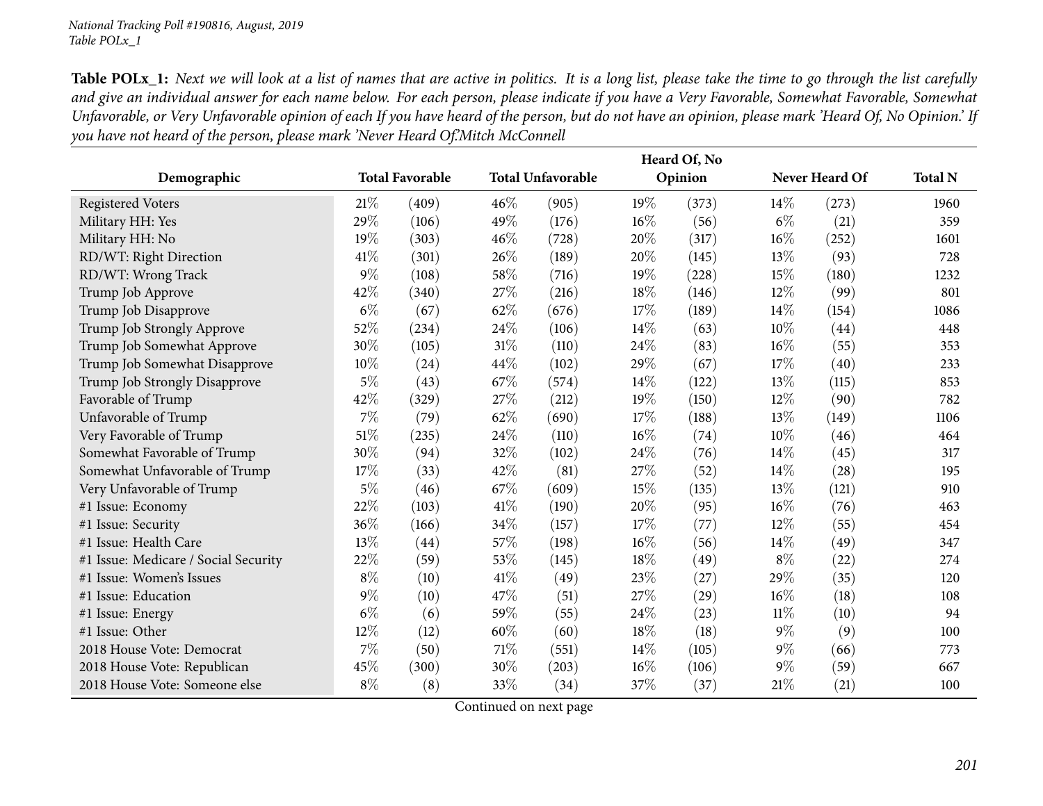*National Tracking Poll #190816, August, 2019*
*Table POLx_1*

**Table POLx_1:** *Next we will look at a list of names that are active in politics. It is a long list, please take the time to go through the list carefully and give an individual answer for each name below. For each person, please indicate if you have a Very Favorable, Somewhat Favorable, Somewhat Unfavorable, or Very Unfavorable opinion of each If you have heard of the person, but do not have an opinion, please mark 'Heard Of, No Opinion.' If you have not heard of the person, please mark 'Never Heard Of.Mitch McConnell*

| Demographic | Total Favorable | | Total Unfavorable | | Heard Of, No Opinion | | Never Heard Of | | Total N |
|---|---|---|---|---|---|---|---|---|---|
| Registered Voters | 21% | (409) | 46% | (905) | 19% | (373) | 14% | (273) | 1960 |
| Military HH: Yes | 29% | (106) | 49% | (176) | 16% | (56) | 6% | (21) | 359 |
| Military HH: No | 19% | (303) | 46% | (728) | 20% | (317) | 16% | (252) | 1601 |
| RD/WT: Right Direction | 41% | (301) | 26% | (189) | 20% | (145) | 13% | (93) | 728 |
| RD/WT: Wrong Track | 9% | (108) | 58% | (716) | 19% | (228) | 15% | (180) | 1232 |
| Trump Job Approve | 42% | (340) | 27% | (216) | 18% | (146) | 12% | (99) | 801 |
| Trump Job Disapprove | 6% | (67) | 62% | (676) | 17% | (189) | 14% | (154) | 1086 |
| Trump Job Strongly Approve | 52% | (234) | 24% | (106) | 14% | (63) | 10% | (44) | 448 |
| Trump Job Somewhat Approve | 30% | (105) | 31% | (110) | 24% | (83) | 16% | (55) | 353 |
| Trump Job Somewhat Disapprove | 10% | (24) | 44% | (102) | 29% | (67) | 17% | (40) | 233 |
| Trump Job Strongly Disapprove | 5% | (43) | 67% | (574) | 14% | (122) | 13% | (115) | 853 |
| Favorable of Trump | 42% | (329) | 27% | (212) | 19% | (150) | 12% | (90) | 782 |
| Unfavorable of Trump | 7% | (79) | 62% | (690) | 17% | (188) | 13% | (149) | 1106 |
| Very Favorable of Trump | 51% | (235) | 24% | (110) | 16% | (74) | 10% | (46) | 464 |
| Somewhat Favorable of Trump | 30% | (94) | 32% | (102) | 24% | (76) | 14% | (45) | 317 |
| Somewhat Unfavorable of Trump | 17% | (33) | 42% | (81) | 27% | (52) | 14% | (28) | 195 |
| Very Unfavorable of Trump | 5% | (46) | 67% | (609) | 15% | (135) | 13% | (121) | 910 |
| #1 Issue: Economy | 22% | (103) | 41% | (190) | 20% | (95) | 16% | (76) | 463 |
| #1 Issue: Security | 36% | (166) | 34% | (157) | 17% | (77) | 12% | (55) | 454 |
| #1 Issue: Health Care | 13% | (44) | 57% | (198) | 16% | (56) | 14% | (49) | 347 |
| #1 Issue: Medicare / Social Security | 22% | (59) | 53% | (145) | 18% | (49) | 8% | (22) | 274 |
| #1 Issue: Women's Issues | 8% | (10) | 41% | (49) | 23% | (27) | 29% | (35) | 120 |
| #1 Issue: Education | 9% | (10) | 47% | (51) | 27% | (29) | 16% | (18) | 108 |
| #1 Issue: Energy | 6% | (6) | 59% | (55) | 24% | (23) | 11% | (10) | 94 |
| #1 Issue: Other | 12% | (12) | 60% | (60) | 18% | (18) | 9% | (9) | 100 |
| 2018 House Vote: Democrat | 7% | (50) | 71% | (551) | 14% | (105) | 9% | (66) | 773 |
| 2018 House Vote: Republican | 45% | (300) | 30% | (203) | 16% | (106) | 9% | (59) | 667 |
| 2018 House Vote: Someone else | 8% | (8) | 33% | (34) | 37% | (37) | 21% | (21) | 100 |

Continued on next page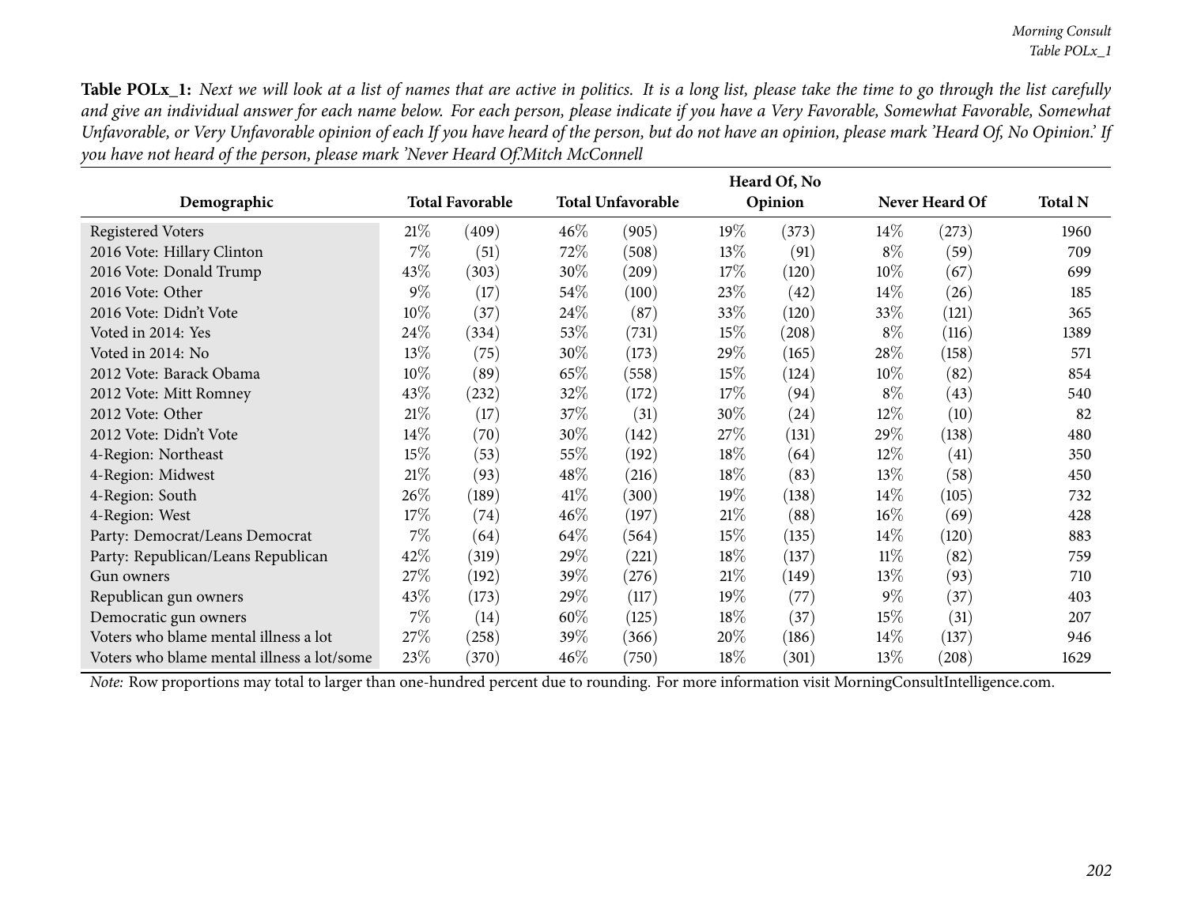**Table POLx_1:** *Next we will look at a list of names that are active in politics. It is a long list, please take the time to go through the list carefully and give an individual answer for each name below. For each person, please indicate if you have a Very Favorable, Somewhat Favorable, Somewhat Unfavorable, or Very Unfavorable opinion of each If you have heard of the person, but do not have an opinion, please mark 'Heard Of, No Opinion.' If you have not heard of the person, please mark 'Never Heard Of.Mitch McConnell*

| Demographic | Total Favorable | | Total Unfavorable | | Heard Of, No Opinion | | Never Heard Of | | Total N |
|---|---|---|---|---|---|---|---|---|---|
| Registered Voters | 21% | (409) | 46% | (905) | 19% | (373) | 14% | (273) | 1960 |
| 2016 Vote: Hillary Clinton | 7% | (51) | 72% | (508) | 13% | (91) | 8% | (59) | 709 |
| 2016 Vote: Donald Trump | 43% | (303) | 30% | (209) | 17% | (120) | 10% | (67) | 699 |
| 2016 Vote: Other | 9% | (17) | 54% | (100) | 23% | (42) | 14% | (26) | 185 |
| 2016 Vote: Didn't Vote | 10% | (37) | 24% | (87) | 33% | (120) | 33% | (121) | 365 |
| Voted in 2014: Yes | 24% | (334) | 53% | (731) | 15% | (208) | 8% | (116) | 1389 |
| Voted in 2014: No | 13% | (75) | 30% | (173) | 29% | (165) | 28% | (158) | 571 |
| 2012 Vote: Barack Obama | 10% | (89) | 65% | (558) | 15% | (124) | 10% | (82) | 854 |
| 2012 Vote: Mitt Romney | 43% | (232) | 32% | (172) | 17% | (94) | 8% | (43) | 540 |
| 2012 Vote: Other | 21% | (17) | 37% | (31) | 30% | (24) | 12% | (10) | 82 |
| 2012 Vote: Didn't Vote | 14% | (70) | 30% | (142) | 27% | (131) | 29% | (138) | 480 |
| 4-Region: Northeast | 15% | (53) | 55% | (192) | 18% | (64) | 12% | (41) | 350 |
| 4-Region: Midwest | 21% | (93) | 48% | (216) | 18% | (83) | 13% | (58) | 450 |
| 4-Region: South | 26% | (189) | 41% | (300) | 19% | (138) | 14% | (105) | 732 |
| 4-Region: West | 17% | (74) | 46% | (197) | 21% | (88) | 16% | (69) | 428 |
| Party: Democrat/Leans Democrat | 7% | (64) | 64% | (564) | 15% | (135) | 14% | (120) | 883 |
| Party: Republican/Leans Republican | 42% | (319) | 29% | (221) | 18% | (137) | 11% | (82) | 759 |
| Gun owners | 27% | (192) | 39% | (276) | 21% | (149) | 13% | (93) | 710 |
| Republican gun owners | 43% | (173) | 29% | (117) | 19% | (77) | 9% | (37) | 403 |
| Democratic gun owners | 7% | (14) | 60% | (125) | 18% | (37) | 15% | (31) | 207 |
| Voters who blame mental illness a lot | 27% | (258) | 39% | (366) | 20% | (186) | 14% | (137) | 946 |
| Voters who blame mental illness a lot/some | 23% | (370) | 46% | (750) | 18% | (301) | 13% | (208) | 1629 |

*Note:* Row proportions may total to larger than one-hundred percent due to rounding. For more information visit MorningConsultIntelligence.com.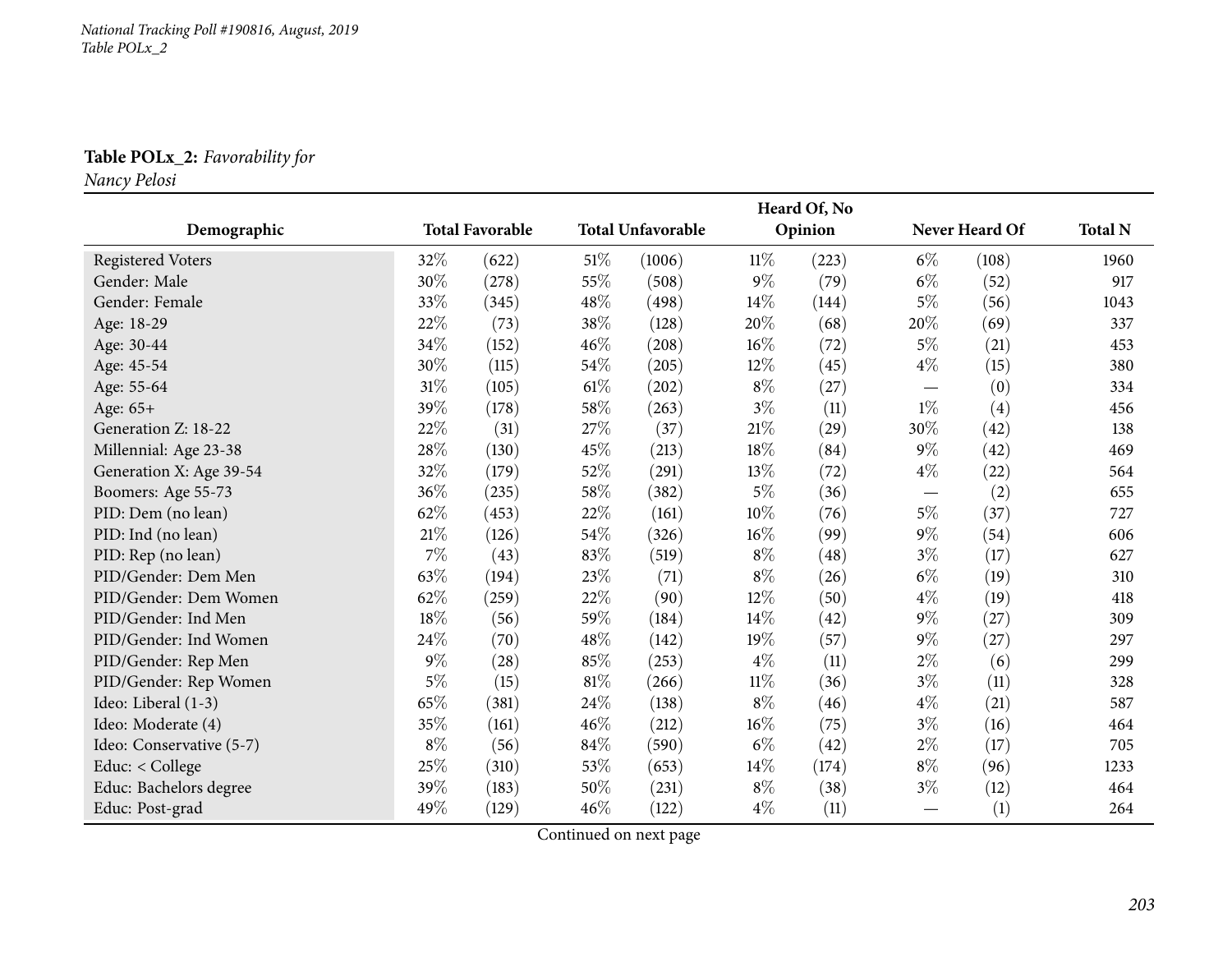**Table POLx_2:** *Favorability for Nancy Pelosi*

| Demographic | Total Favorable | | Total Unfavorable | | Heard Of, No Opinion | | Never Heard Of | | Total N |
|---|---|---|---|---|---|---|---|---|---|
| Registered Voters | 32% | (622) | 51% | (1006) | 11% | (223) | 6% | (108) | 1960 |
| Gender: Male | 30% | (278) | 55% | (508) | 9% | (79) | 6% | (52) | 917 |
| Gender: Female | 33% | (345) | 48% | (498) | 14% | (144) | 5% | (56) | 1043 |
| Age: 18-29 | 22% | (73) | 38% | (128) | 20% | (68) | 20% | (69) | 337 |
| Age: 30-44 | 34% | (152) | 46% | (208) | 16% | (72) | 5% | (21) | 453 |
| Age: 45-54 | 30% | (115) | 54% | (205) | 12% | (45) | 4% | (15) | 380 |
| Age: 55-64 | 31% | (105) | 61% | (202) | 8% | (27) | — | (0) | 334 |
| Age: 65+ | 39% | (178) | 58% | (263) | 3% | (11) | 1% | (4) | 456 |
| Generation Z: 18-22 | 22% | (31) | 27% | (37) | 21% | (29) | 30% | (42) | 138 |
| Millennial: Age 23-38 | 28% | (130) | 45% | (213) | 18% | (84) | 9% | (42) | 469 |
| Generation X: Age 39-54 | 32% | (179) | 52% | (291) | 13% | (72) | 4% | (22) | 564 |
| Boomers: Age 55-73 | 36% | (235) | 58% | (382) | 5% | (36) | — | (2) | 655 |
| PID: Dem (no lean) | 62% | (453) | 22% | (161) | 10% | (76) | 5% | (37) | 727 |
| PID: Ind (no lean) | 21% | (126) | 54% | (326) | 16% | (99) | 9% | (54) | 606 |
| PID: Rep (no lean) | 7% | (43) | 83% | (519) | 8% | (48) | 3% | (17) | 627 |
| PID/Gender: Dem Men | 63% | (194) | 23% | (71) | 8% | (26) | 6% | (19) | 310 |
| PID/Gender: Dem Women | 62% | (259) | 22% | (90) | 12% | (50) | 4% | (19) | 418 |
| PID/Gender: Ind Men | 18% | (56) | 59% | (184) | 14% | (42) | 9% | (27) | 309 |
| PID/Gender: Ind Women | 24% | (70) | 48% | (142) | 19% | (57) | 9% | (27) | 297 |
| PID/Gender: Rep Men | 9% | (28) | 85% | (253) | 4% | (11) | 2% | (6) | 299 |
| PID/Gender: Rep Women | 5% | (15) | 81% | (266) | 11% | (36) | 3% | (11) | 328 |
| Ideo: Liberal (1-3) | 65% | (381) | 24% | (138) | 8% | (46) | 4% | (21) | 587 |
| Ideo: Moderate (4) | 35% | (161) | 46% | (212) | 16% | (75) | 3% | (16) | 464 |
| Ideo: Conservative (5-7) | 8% | (56) | 84% | (590) | 6% | (42) | 2% | (17) | 705 |
| Educ: < College | 25% | (310) | 53% | (653) | 14% | (174) | 8% | (96) | 1233 |
| Educ: Bachelors degree | 39% | (183) | 50% | (231) | 8% | (38) | 3% | (12) | 464 |
| Educ: Post-grad | 49% | (129) | 46% | (122) | 4% | (11) | — | (1) | 264 |

Continued on next page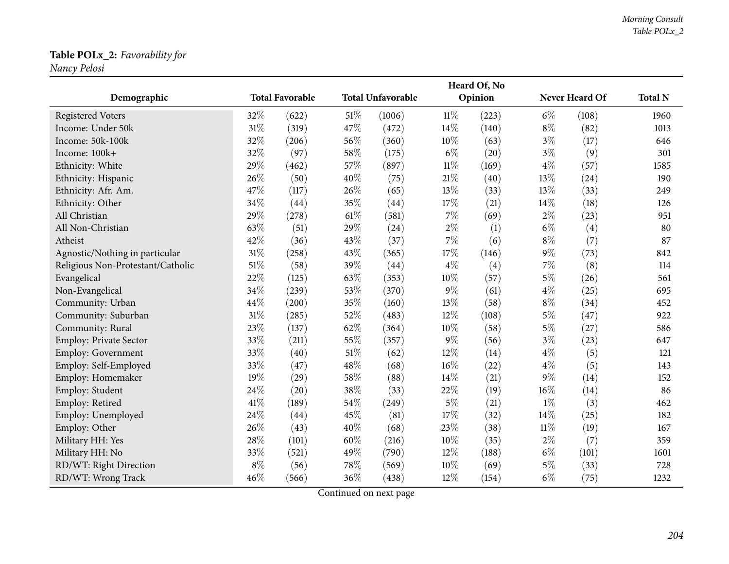**Table POLx_2:** *Favorability for Nancy Pelosi*

| Demographic | Total Favorable | | Total Unfavorable | | Heard Of, No Opinion | | Never Heard Of | | Total N |
|---|---|---|---|---|---|---|---|---|---|
| Registered Voters | 32% | (622) | 51% | (1006) | 11% | (223) | 6% | (108) | 1960 |
| Income: Under 50k | 31% | (319) | 47% | (472) | 14% | (140) | 8% | (82) | 1013 |
| Income: 50k-100k | 32% | (206) | 56% | (360) | 10% | (63) | 3% | (17) | 646 |
| Income: 100k+ | 32% | (97) | 58% | (175) | 6% | (20) | 3% | (9) | 301 |
| Ethnicity: White | 29% | (462) | 57% | (897) | 11% | (169) | 4% | (57) | 1585 |
| Ethnicity: Hispanic | 26% | (50) | 40% | (75) | 21% | (40) | 13% | (24) | 190 |
| Ethnicity: Afr. Am. | 47% | (117) | 26% | (65) | 13% | (33) | 13% | (33) | 249 |
| Ethnicity: Other | 34% | (44) | 35% | (44) | 17% | (21) | 14% | (18) | 126 |
| All Christian | 29% | (278) | 61% | (581) | 7% | (69) | 2% | (23) | 951 |
| All Non-Christian | 63% | (51) | 29% | (24) | 2% | (1) | 6% | (4) | 80 |
| Atheist | 42% | (36) | 43% | (37) | 7% | (6) | 8% | (7) | 87 |
| Agnostic/Nothing in particular | 31% | (258) | 43% | (365) | 17% | (146) | 9% | (73) | 842 |
| Religious Non-Protestant/Catholic | 51% | (58) | 39% | (44) | 4% | (4) | 7% | (8) | 114 |
| Evangelical | 22% | (125) | 63% | (353) | 10% | (57) | 5% | (26) | 561 |
| Non-Evangelical | 34% | (239) | 53% | (370) | 9% | (61) | 4% | (25) | 695 |
| Community: Urban | 44% | (200) | 35% | (160) | 13% | (58) | 8% | (34) | 452 |
| Community: Suburban | 31% | (285) | 52% | (483) | 12% | (108) | 5% | (47) | 922 |
| Community: Rural | 23% | (137) | 62% | (364) | 10% | (58) | 5% | (27) | 586 |
| Employ: Private Sector | 33% | (211) | 55% | (357) | 9% | (56) | 3% | (23) | 647 |
| Employ: Government | 33% | (40) | 51% | (62) | 12% | (14) | 4% | (5) | 121 |
| Employ: Self-Employed | 33% | (47) | 48% | (68) | 16% | (22) | 4% | (5) | 143 |
| Employ: Homemaker | 19% | (29) | 58% | (88) | 14% | (21) | 9% | (14) | 152 |
| Employ: Student | 24% | (20) | 38% | (33) | 22% | (19) | 16% | (14) | 86 |
| Employ: Retired | 41% | (189) | 54% | (249) | 5% | (21) | 1% | (3) | 462 |
| Employ: Unemployed | 24% | (44) | 45% | (81) | 17% | (32) | 14% | (25) | 182 |
| Employ: Other | 26% | (43) | 40% | (68) | 23% | (38) | 11% | (19) | 167 |
| Military HH: Yes | 28% | (101) | 60% | (216) | 10% | (35) | 2% | (7) | 359 |
| Military HH: No | 33% | (521) | 49% | (790) | 12% | (188) | 6% | (101) | 1601 |
| RD/WT: Right Direction | 8% | (56) | 78% | (569) | 10% | (69) | 5% | (33) | 728 |
| RD/WT: Wrong Track | 46% | (566) | 36% | (438) | 12% | (154) | 6% | (75) | 1232 |

Continued on next page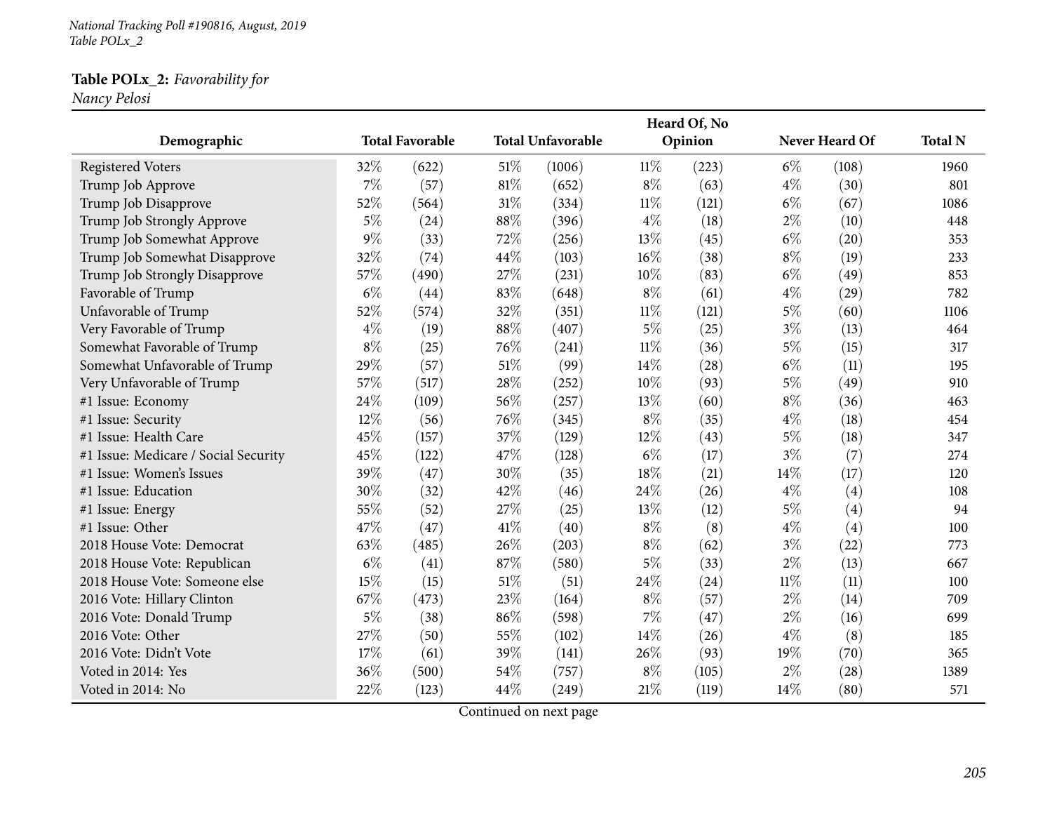**Table POLx_2:** *Favorability for Nancy Pelosi*

| Demographic | Total Favorable | | Total Unfavorable | | Heard Of, No Opinion | | Never Heard Of | | Total N |
|---|---|---|---|---|---|---|---|---|---|
| Registered Voters | 32% | (622) | 51% | (1006) | 11% | (223) | 6% | (108) | 1960 |
| Trump Job Approve | 7% | (57) | 81% | (652) | 8% | (63) | 4% | (30) | 801 |
| Trump Job Disapprove | 52% | (564) | 31% | (334) | 11% | (121) | 6% | (67) | 1086 |
| Trump Job Strongly Approve | 5% | (24) | 88% | (396) | 4% | (18) | 2% | (10) | 448 |
| Trump Job Somewhat Approve | 9% | (33) | 72% | (256) | 13% | (45) | 6% | (20) | 353 |
| Trump Job Somewhat Disapprove | 32% | (74) | 44% | (103) | 16% | (38) | 8% | (19) | 233 |
| Trump Job Strongly Disapprove | 57% | (490) | 27% | (231) | 10% | (83) | 6% | (49) | 853 |
| Favorable of Trump | 6% | (44) | 83% | (648) | 8% | (61) | 4% | (29) | 782 |
| Unfavorable of Trump | 52% | (574) | 32% | (351) | 11% | (121) | 5% | (60) | 1106 |
| Very Favorable of Trump | 4% | (19) | 88% | (407) | 5% | (25) | 3% | (13) | 464 |
| Somewhat Favorable of Trump | 8% | (25) | 76% | (241) | 11% | (36) | 5% | (15) | 317 |
| Somewhat Unfavorable of Trump | 29% | (57) | 51% | (99) | 14% | (28) | 6% | (11) | 195 |
| Very Unfavorable of Trump | 57% | (517) | 28% | (252) | 10% | (93) | 5% | (49) | 910 |
| #1 Issue: Economy | 24% | (109) | 56% | (257) | 13% | (60) | 8% | (36) | 463 |
| #1 Issue: Security | 12% | (56) | 76% | (345) | 8% | (35) | 4% | (18) | 454 |
| #1 Issue: Health Care | 45% | (157) | 37% | (129) | 12% | (43) | 5% | (18) | 347 |
| #1 Issue: Medicare / Social Security | 45% | (122) | 47% | (128) | 6% | (17) | 3% | (7) | 274 |
| #1 Issue: Women's Issues | 39% | (47) | 30% | (35) | 18% | (21) | 14% | (17) | 120 |
| #1 Issue: Education | 30% | (32) | 42% | (46) | 24% | (26) | 4% | (4) | 108 |
| #1 Issue: Energy | 55% | (52) | 27% | (25) | 13% | (12) | 5% | (4) | 94 |
| #1 Issue: Other | 47% | (47) | 41% | (40) | 8% | (8) | 4% | (4) | 100 |
| 2018 House Vote: Democrat | 63% | (485) | 26% | (203) | 8% | (62) | 3% | (22) | 773 |
| 2018 House Vote: Republican | 6% | (41) | 87% | (580) | 5% | (33) | 2% | (13) | 667 |
| 2018 House Vote: Someone else | 15% | (15) | 51% | (51) | 24% | (24) | 11% | (11) | 100 |
| 2016 Vote: Hillary Clinton | 67% | (473) | 23% | (164) | 8% | (57) | 2% | (14) | 709 |
| 2016 Vote: Donald Trump | 5% | (38) | 86% | (598) | 7% | (47) | 2% | (16) | 699 |
| 2016 Vote: Other | 27% | (50) | 55% | (102) | 14% | (26) | 4% | (8) | 185 |
| 2016 Vote: Didn't Vote | 17% | (61) | 39% | (141) | 26% | (93) | 19% | (70) | 365 |
| Voted in 2014: Yes | 36% | (500) | 54% | (757) | 8% | (105) | 2% | (28) | 1389 |
| Voted in 2014: No | 22% | (123) | 44% | (249) | 21% | (119) | 14% | (80) | 571 |

Continued on next page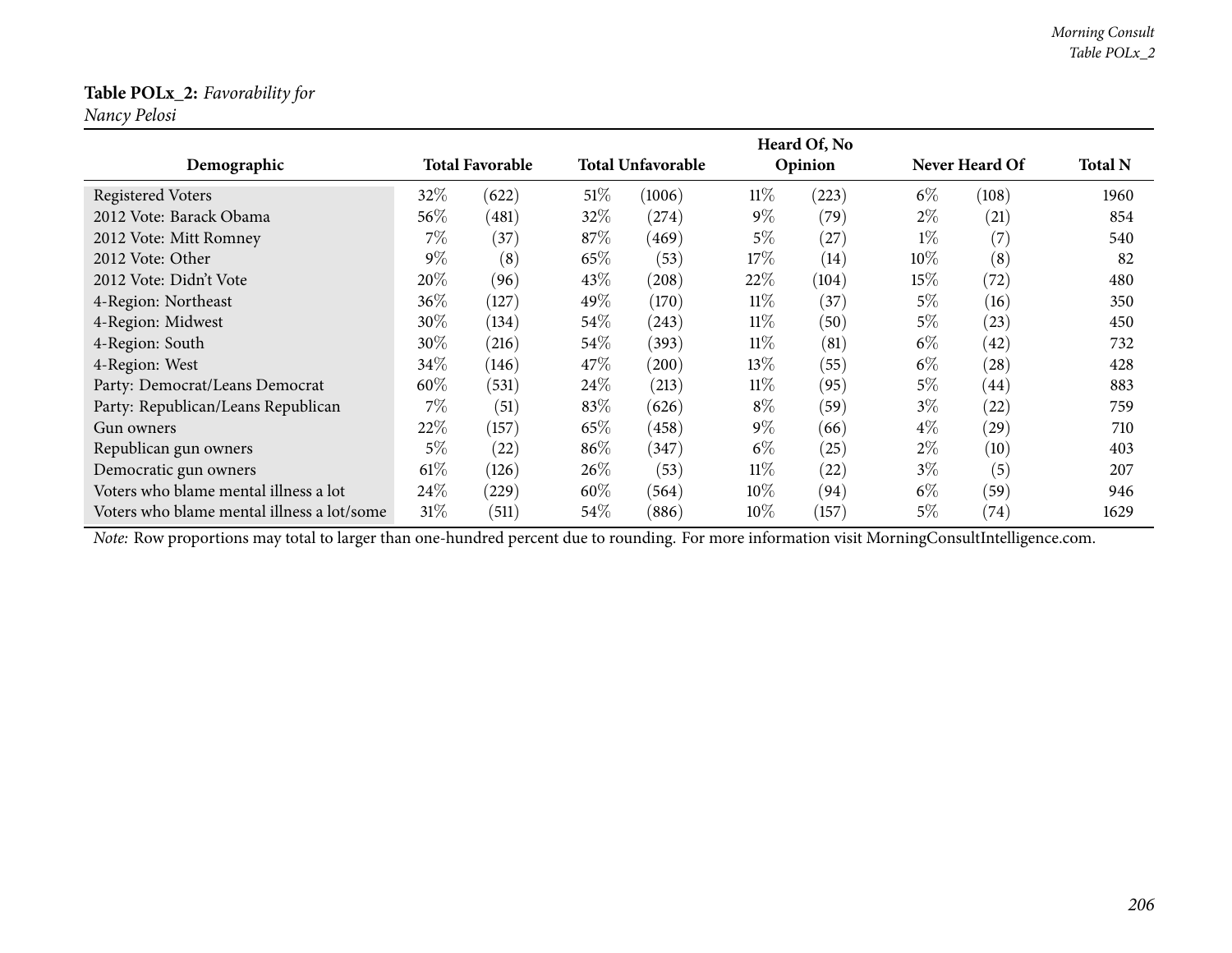**Table POLx_2:** *Favorability for Nancy Pelosi*

| Demographic | Total Favorable | | Total Unfavorable | | Heard Of, No Opinion | | Never Heard Of | | Total N |
|---|---|---|---|---|---|---|---|---|---|
| Registered Voters | 32% | (622) | 51% | (1006) | 11% | (223) | 6% | (108) | 1960 |
| 2012 Vote: Barack Obama | 56% | (481) | 32% | (274) | 9% | (79) | 2% | (21) | 854 |
| 2012 Vote: Mitt Romney | 7% | (37) | 87% | (469) | 5% | (27) | 1% | (7) | 540 |
| 2012 Vote: Other | 9% | (8) | 65% | (53) | 17% | (14) | 10% | (8) | 82 |
| 2012 Vote: Didn't Vote | 20% | (96) | 43% | (208) | 22% | (104) | 15% | (72) | 480 |
| 4-Region: Northeast | 36% | (127) | 49% | (170) | 11% | (37) | 5% | (16) | 350 |
| 4-Region: Midwest | 30% | (134) | 54% | (243) | 11% | (50) | 5% | (23) | 450 |
| 4-Region: South | 30% | (216) | 54% | (393) | 11% | (81) | 6% | (42) | 732 |
| 4-Region: West | 34% | (146) | 47% | (200) | 13% | (55) | 6% | (28) | 428 |
| Party: Democrat/Leans Democrat | 60% | (531) | 24% | (213) | 11% | (95) | 5% | (44) | 883 |
| Party: Republican/Leans Republican | 7% | (51) | 83% | (626) | 8% | (59) | 3% | (22) | 759 |
| Gun owners | 22% | (157) | 65% | (458) | 9% | (66) | 4% | (29) | 710 |
| Republican gun owners | 5% | (22) | 86% | (347) | 6% | (25) | 2% | (10) | 403 |
| Democratic gun owners | 61% | (126) | 26% | (53) | 11% | (22) | 3% | (5) | 207 |
| Voters who blame mental illness a lot | 24% | (229) | 60% | (564) | 10% | (94) | 6% | (59) | 946 |
| Voters who blame mental illness a lot/some | 31% | (511) | 54% | (886) | 10% | (157) | 5% | (74) | 1629 |

*Note:* Row proportions may total to larger than one-hundred percent due to rounding. For more information visit MorningConsultIntelligence.com.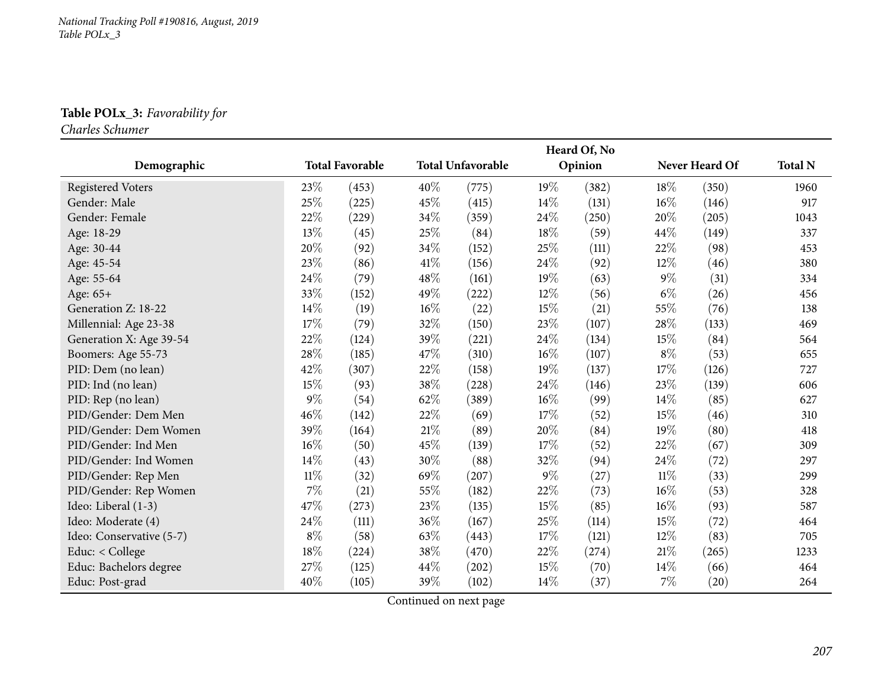**Table POLx_3:** *Favorability for Charles Schumer*

| Demographic | Total Favorable | | Total Unfavorable | | Heard Of, No Opinion | | Never Heard Of | | Total N |
|---|---|---|---|---|---|---|---|---|---|
| Registered Voters | 23% | (453) | 40% | (775) | 19% | (382) | 18% | (350) | 1960 |
| Gender: Male | 25% | (225) | 45% | (415) | 14% | (131) | 16% | (146) | 917 |
| Gender: Female | 22% | (229) | 34% | (359) | 24% | (250) | 20% | (205) | 1043 |
| Age: 18-29 | 13% | (45) | 25% | (84) | 18% | (59) | 44% | (149) | 337 |
| Age: 30-44 | 20% | (92) | 34% | (152) | 25% | (111) | 22% | (98) | 453 |
| Age: 45-54 | 23% | (86) | 41% | (156) | 24% | (92) | 12% | (46) | 380 |
| Age: 55-64 | 24% | (79) | 48% | (161) | 19% | (63) | 9% | (31) | 334 |
| Age: 65+ | 33% | (152) | 49% | (222) | 12% | (56) | 6% | (26) | 456 |
| Generation Z: 18-22 | 14% | (19) | 16% | (22) | 15% | (21) | 55% | (76) | 138 |
| Millennial: Age 23-38 | 17% | (79) | 32% | (150) | 23% | (107) | 28% | (133) | 469 |
| Generation X: Age 39-54 | 22% | (124) | 39% | (221) | 24% | (134) | 15% | (84) | 564 |
| Boomers: Age 55-73 | 28% | (185) | 47% | (310) | 16% | (107) | 8% | (53) | 655 |
| PID: Dem (no lean) | 42% | (307) | 22% | (158) | 19% | (137) | 17% | (126) | 727 |
| PID: Ind (no lean) | 15% | (93) | 38% | (228) | 24% | (146) | 23% | (139) | 606 |
| PID: Rep (no lean) | 9% | (54) | 62% | (389) | 16% | (99) | 14% | (85) | 627 |
| PID/Gender: Dem Men | 46% | (142) | 22% | (69) | 17% | (52) | 15% | (46) | 310 |
| PID/Gender: Dem Women | 39% | (164) | 21% | (89) | 20% | (84) | 19% | (80) | 418 |
| PID/Gender: Ind Men | 16% | (50) | 45% | (139) | 17% | (52) | 22% | (67) | 309 |
| PID/Gender: Ind Women | 14% | (43) | 30% | (88) | 32% | (94) | 24% | (72) | 297 |
| PID/Gender: Rep Men | 11% | (32) | 69% | (207) | 9% | (27) | 11% | (33) | 299 |
| PID/Gender: Rep Women | 7% | (21) | 55% | (182) | 22% | (73) | 16% | (53) | 328 |
| Ideo: Liberal (1-3) | 47% | (273) | 23% | (135) | 15% | (85) | 16% | (93) | 587 |
| Ideo: Moderate (4) | 24% | (111) | 36% | (167) | 25% | (114) | 15% | (72) | 464 |
| Ideo: Conservative (5-7) | 8% | (58) | 63% | (443) | 17% | (121) | 12% | (83) | 705 |
| Educ: < College | 18% | (224) | 38% | (470) | 22% | (274) | 21% | (265) | 1233 |
| Educ: Bachelors degree | 27% | (125) | 44% | (202) | 15% | (70) | 14% | (66) | 464 |
| Educ: Post-grad | 40% | (105) | 39% | (102) | 14% | (37) | 7% | (20) | 264 |

Continued on next page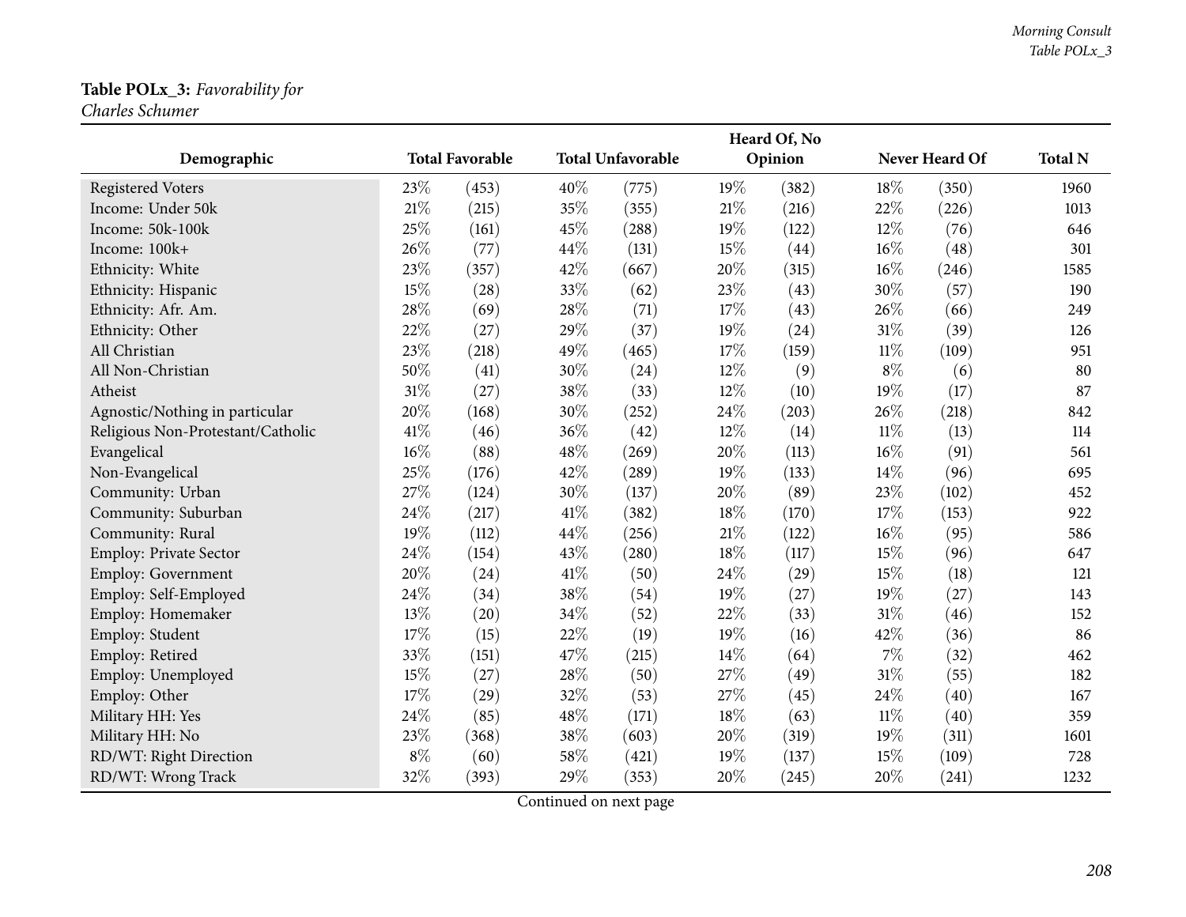**Table POLx_3:** *Favorability for Charles Schumer*

| Demographic | Total Favorable | | Total Unfavorable | | Heard Of, No Opinion | | Never Heard Of | | Total N |
|---|---|---|---|---|---|---|---|---|---|
| Registered Voters | 23% | (453) | 40% | (775) | 19% | (382) | 18% | (350) | 1960 |
| Income: Under 50k | 21% | (215) | 35% | (355) | 21% | (216) | 22% | (226) | 1013 |
| Income: 50k-100k | 25% | (161) | 45% | (288) | 19% | (122) | 12% | (76) | 646 |
| Income: 100k+ | 26% | (77) | 44% | (131) | 15% | (44) | 16% | (48) | 301 |
| Ethnicity: White | 23% | (357) | 42% | (667) | 20% | (315) | 16% | (246) | 1585 |
| Ethnicity: Hispanic | 15% | (28) | 33% | (62) | 23% | (43) | 30% | (57) | 190 |
| Ethnicity: Afr. Am. | 28% | (69) | 28% | (71) | 17% | (43) | 26% | (66) | 249 |
| Ethnicity: Other | 22% | (27) | 29% | (37) | 19% | (24) | 31% | (39) | 126 |
| All Christian | 23% | (218) | 49% | (465) | 17% | (159) | 11% | (109) | 951 |
| All Non-Christian | 50% | (41) | 30% | (24) | 12% | (9) | 8% | (6) | 80 |
| Atheist | 31% | (27) | 38% | (33) | 12% | (10) | 19% | (17) | 87 |
| Agnostic/Nothing in particular | 20% | (168) | 30% | (252) | 24% | (203) | 26% | (218) | 842 |
| Religious Non-Protestant/Catholic | 41% | (46) | 36% | (42) | 12% | (14) | 11% | (13) | 114 |
| Evangelical | 16% | (88) | 48% | (269) | 20% | (113) | 16% | (91) | 561 |
| Non-Evangelical | 25% | (176) | 42% | (289) | 19% | (133) | 14% | (96) | 695 |
| Community: Urban | 27% | (124) | 30% | (137) | 20% | (89) | 23% | (102) | 452 |
| Community: Suburban | 24% | (217) | 41% | (382) | 18% | (170) | 17% | (153) | 922 |
| Community: Rural | 19% | (112) | 44% | (256) | 21% | (122) | 16% | (95) | 586 |
| Employ: Private Sector | 24% | (154) | 43% | (280) | 18% | (117) | 15% | (96) | 647 |
| Employ: Government | 20% | (24) | 41% | (50) | 24% | (29) | 15% | (18) | 121 |
| Employ: Self-Employed | 24% | (34) | 38% | (54) | 19% | (27) | 19% | (27) | 143 |
| Employ: Homemaker | 13% | (20) | 34% | (52) | 22% | (33) | 31% | (46) | 152 |
| Employ: Student | 17% | (15) | 22% | (19) | 19% | (16) | 42% | (36) | 86 |
| Employ: Retired | 33% | (151) | 47% | (215) | 14% | (64) | 7% | (32) | 462 |
| Employ: Unemployed | 15% | (27) | 28% | (50) | 27% | (49) | 31% | (55) | 182 |
| Employ: Other | 17% | (29) | 32% | (53) | 27% | (45) | 24% | (40) | 167 |
| Military HH: Yes | 24% | (85) | 48% | (171) | 18% | (63) | 11% | (40) | 359 |
| Military HH: No | 23% | (368) | 38% | (603) | 20% | (319) | 19% | (311) | 1601 |
| RD/WT: Right Direction | 8% | (60) | 58% | (421) | 19% | (137) | 15% | (109) | 728 |
| RD/WT: Wrong Track | 32% | (393) | 29% | (353) | 20% | (245) | 20% | (241) | 1232 |

Continued on next page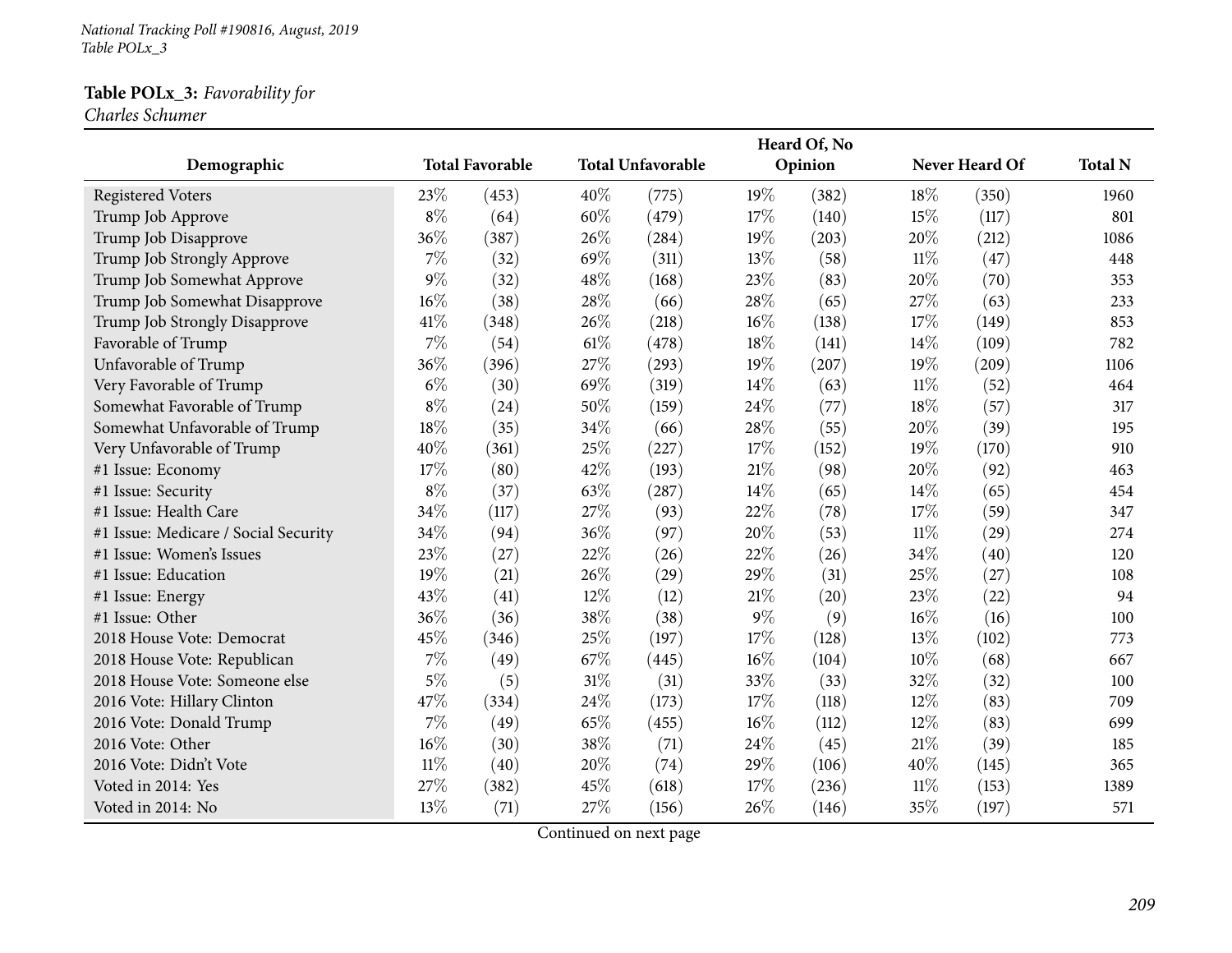**Table POLx_3:** *Favorability for Charles Schumer*

| Demographic | Total Favorable | | Total Unfavorable | | Heard Of, No Opinion | | Never Heard Of | | Total N |
|---|---|---|---|---|---|---|---|---|---|
| Registered Voters | 23% | (453) | 40% | (775) | 19% | (382) | 18% | (350) | 1960 |
| Trump Job Approve | 8% | (64) | 60% | (479) | 17% | (140) | 15% | (117) | 801 |
| Trump Job Disapprove | 36% | (387) | 26% | (284) | 19% | (203) | 20% | (212) | 1086 |
| Trump Job Strongly Approve | 7% | (32) | 69% | (311) | 13% | (58) | 11% | (47) | 448 |
| Trump Job Somewhat Approve | 9% | (32) | 48% | (168) | 23% | (83) | 20% | (70) | 353 |
| Trump Job Somewhat Disapprove | 16% | (38) | 28% | (66) | 28% | (65) | 27% | (63) | 233 |
| Trump Job Strongly Disapprove | 41% | (348) | 26% | (218) | 16% | (138) | 17% | (149) | 853 |
| Favorable of Trump | 7% | (54) | 61% | (478) | 18% | (141) | 14% | (109) | 782 |
| Unfavorable of Trump | 36% | (396) | 27% | (293) | 19% | (207) | 19% | (209) | 1106 |
| Very Favorable of Trump | 6% | (30) | 69% | (319) | 14% | (63) | 11% | (52) | 464 |
| Somewhat Favorable of Trump | 8% | (24) | 50% | (159) | 24% | (77) | 18% | (57) | 317 |
| Somewhat Unfavorable of Trump | 18% | (35) | 34% | (66) | 28% | (55) | 20% | (39) | 195 |
| Very Unfavorable of Trump | 40% | (361) | 25% | (227) | 17% | (152) | 19% | (170) | 910 |
| #1 Issue: Economy | 17% | (80) | 42% | (193) | 21% | (98) | 20% | (92) | 463 |
| #1 Issue: Security | 8% | (37) | 63% | (287) | 14% | (65) | 14% | (65) | 454 |
| #1 Issue: Health Care | 34% | (117) | 27% | (93) | 22% | (78) | 17% | (59) | 347 |
| #1 Issue: Medicare / Social Security | 34% | (94) | 36% | (97) | 20% | (53) | 11% | (29) | 274 |
| #1 Issue: Women's Issues | 23% | (27) | 22% | (26) | 22% | (26) | 34% | (40) | 120 |
| #1 Issue: Education | 19% | (21) | 26% | (29) | 29% | (31) | 25% | (27) | 108 |
| #1 Issue: Energy | 43% | (41) | 12% | (12) | 21% | (20) | 23% | (22) | 94 |
| #1 Issue: Other | 36% | (36) | 38% | (38) | 9% | (9) | 16% | (16) | 100 |
| 2018 House Vote: Democrat | 45% | (346) | 25% | (197) | 17% | (128) | 13% | (102) | 773 |
| 2018 House Vote: Republican | 7% | (49) | 67% | (445) | 16% | (104) | 10% | (68) | 667 |
| 2018 House Vote: Someone else | 5% | (5) | 31% | (31) | 33% | (33) | 32% | (32) | 100 |
| 2016 Vote: Hillary Clinton | 47% | (334) | 24% | (173) | 17% | (118) | 12% | (83) | 709 |
| 2016 Vote: Donald Trump | 7% | (49) | 65% | (455) | 16% | (112) | 12% | (83) | 699 |
| 2016 Vote: Other | 16% | (30) | 38% | (71) | 24% | (45) | 21% | (39) | 185 |
| 2016 Vote: Didn't Vote | 11% | (40) | 20% | (74) | 29% | (106) | 40% | (145) | 365 |
| Voted in 2014: Yes | 27% | (382) | 45% | (618) | 17% | (236) | 11% | (153) | 1389 |
| Voted in 2014: No | 13% | (71) | 27% | (156) | 26% | (146) | 35% | (197) | 571 |

Continued on next page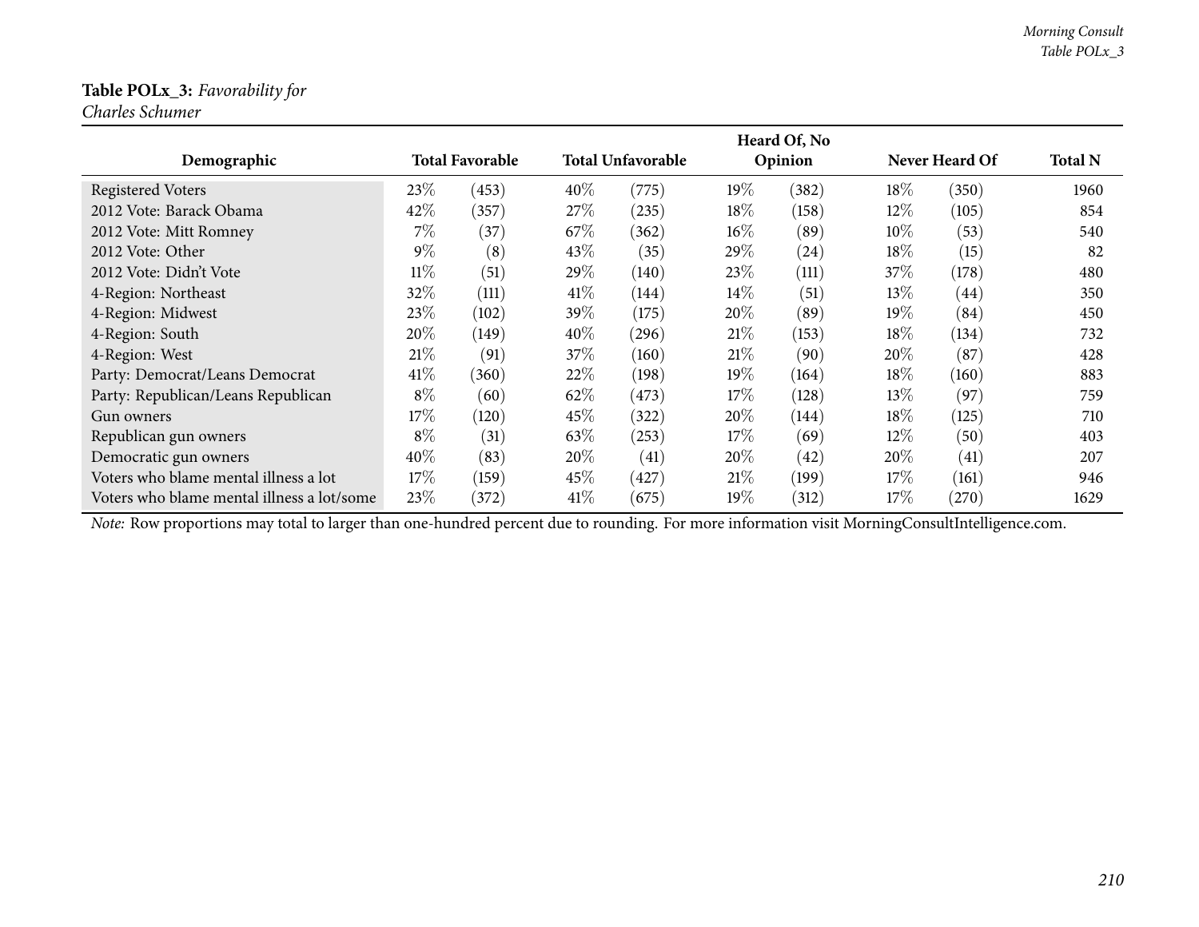**Table POLx_3:** *Favorability for Charles Schumer*

| Demographic | Total Favorable | | Total Unfavorable | | Heard Of, No Opinion | | Never Heard Of | | Total N |
|---|---|---|---|---|---|---|---|---|---|
| Registered Voters | 23% | (453) | 40% | (775) | 19% | (382) | 18% | (350) | 1960 |
| 2012 Vote: Barack Obama | 42% | (357) | 27% | (235) | 18% | (158) | 12% | (105) | 854 |
| 2012 Vote: Mitt Romney | 7% | (37) | 67% | (362) | 16% | (89) | 10% | (53) | 540 |
| 2012 Vote: Other | 9% | (8) | 43% | (35) | 29% | (24) | 18% | (15) | 82 |
| 2012 Vote: Didn't Vote | 11% | (51) | 29% | (140) | 23% | (111) | 37% | (178) | 480 |
| 4-Region: Northeast | 32% | (111) | 41% | (144) | 14% | (51) | 13% | (44) | 350 |
| 4-Region: Midwest | 23% | (102) | 39% | (175) | 20% | (89) | 19% | (84) | 450 |
| 4-Region: South | 20% | (149) | 40% | (296) | 21% | (153) | 18% | (134) | 732 |
| 4-Region: West | 21% | (91) | 37% | (160) | 21% | (90) | 20% | (87) | 428 |
| Party: Democrat/Leans Democrat | 41% | (360) | 22% | (198) | 19% | (164) | 18% | (160) | 883 |
| Party: Republican/Leans Republican | 8% | (60) | 62% | (473) | 17% | (128) | 13% | (97) | 759 |
| Gun owners | 17% | (120) | 45% | (322) | 20% | (144) | 18% | (125) | 710 |
| Republican gun owners | 8% | (31) | 63% | (253) | 17% | (69) | 12% | (50) | 403 |
| Democratic gun owners | 40% | (83) | 20% | (41) | 20% | (42) | 20% | (41) | 207 |
| Voters who blame mental illness a lot | 17% | (159) | 45% | (427) | 21% | (199) | 17% | (161) | 946 |
| Voters who blame mental illness a lot/some | 23% | (372) | 41% | (675) | 19% | (312) | 17% | (270) | 1629 |

*Note:* Row proportions may total to larger than one-hundred percent due to rounding. For more information visit MorningConsultIntelligence.com.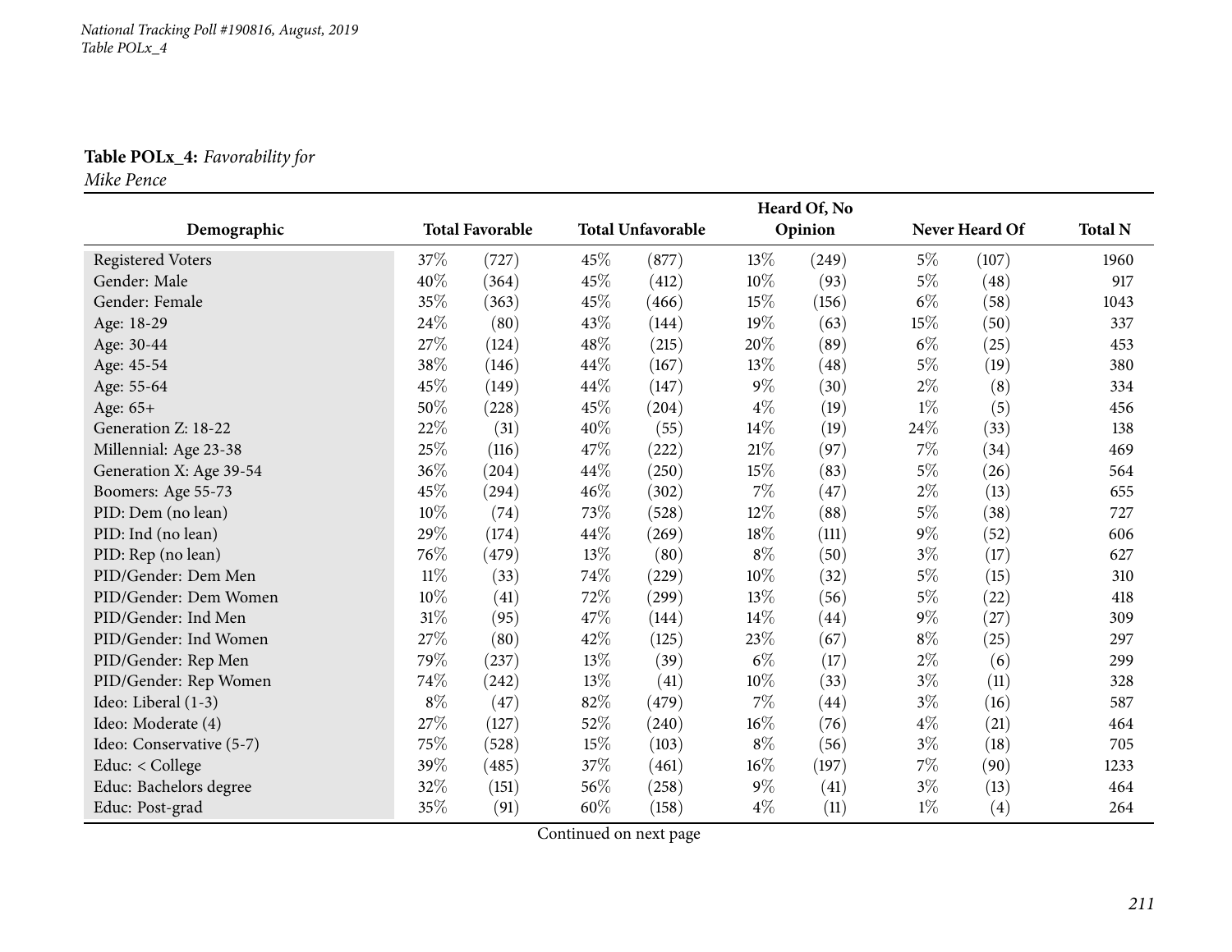**Table POLx_4:** *Favorability for Mike Pence*

| Demographic | Total Favorable | | Total Unfavorable | | Heard Of, No Opinion | | Never Heard Of | | Total N |
|---|---|---|---|---|---|---|---|---|---|
| Registered Voters | 37% | (727) | 45% | (877) | 13% | (249) | 5% | (107) | 1960 |
| Gender: Male | 40% | (364) | 45% | (412) | 10% | (93) | 5% | (48) | 917 |
| Gender: Female | 35% | (363) | 45% | (466) | 15% | (156) | 6% | (58) | 1043 |
| Age: 18-29 | 24% | (80) | 43% | (144) | 19% | (63) | 15% | (50) | 337 |
| Age: 30-44 | 27% | (124) | 48% | (215) | 20% | (89) | 6% | (25) | 453 |
| Age: 45-54 | 38% | (146) | 44% | (167) | 13% | (48) | 5% | (19) | 380 |
| Age: 55-64 | 45% | (149) | 44% | (147) | 9% | (30) | 2% | (8) | 334 |
| Age: 65+ | 50% | (228) | 45% | (204) | 4% | (19) | 1% | (5) | 456 |
| Generation Z: 18-22 | 22% | (31) | 40% | (55) | 14% | (19) | 24% | (33) | 138 |
| Millennial: Age 23-38 | 25% | (116) | 47% | (222) | 21% | (97) | 7% | (34) | 469 |
| Generation X: Age 39-54 | 36% | (204) | 44% | (250) | 15% | (83) | 5% | (26) | 564 |
| Boomers: Age 55-73 | 45% | (294) | 46% | (302) | 7% | (47) | 2% | (13) | 655 |
| PID: Dem (no lean) | 10% | (74) | 73% | (528) | 12% | (88) | 5% | (38) | 727 |
| PID: Ind (no lean) | 29% | (174) | 44% | (269) | 18% | (111) | 9% | (52) | 606 |
| PID: Rep (no lean) | 76% | (479) | 13% | (80) | 8% | (50) | 3% | (17) | 627 |
| PID/Gender: Dem Men | 11% | (33) | 74% | (229) | 10% | (32) | 5% | (15) | 310 |
| PID/Gender: Dem Women | 10% | (41) | 72% | (299) | 13% | (56) | 5% | (22) | 418 |
| PID/Gender: Ind Men | 31% | (95) | 47% | (144) | 14% | (44) | 9% | (27) | 309 |
| PID/Gender: Ind Women | 27% | (80) | 42% | (125) | 23% | (67) | 8% | (25) | 297 |
| PID/Gender: Rep Men | 79% | (237) | 13% | (39) | 6% | (17) | 2% | (6) | 299 |
| PID/Gender: Rep Women | 74% | (242) | 13% | (41) | 10% | (33) | 3% | (11) | 328 |
| Ideo: Liberal (1-3) | 8% | (47) | 82% | (479) | 7% | (44) | 3% | (16) | 587 |
| Ideo: Moderate (4) | 27% | (127) | 52% | (240) | 16% | (76) | 4% | (21) | 464 |
| Ideo: Conservative (5-7) | 75% | (528) | 15% | (103) | 8% | (56) | 3% | (18) | 705 |
| Educ: < College | 39% | (485) | 37% | (461) | 16% | (197) | 7% | (90) | 1233 |
| Educ: Bachelors degree | 32% | (151) | 56% | (258) | 9% | (41) | 3% | (13) | 464 |
| Educ: Post-grad | 35% | (91) | 60% | (158) | 4% | (11) | 1% | (4) | 264 |

Continued on next page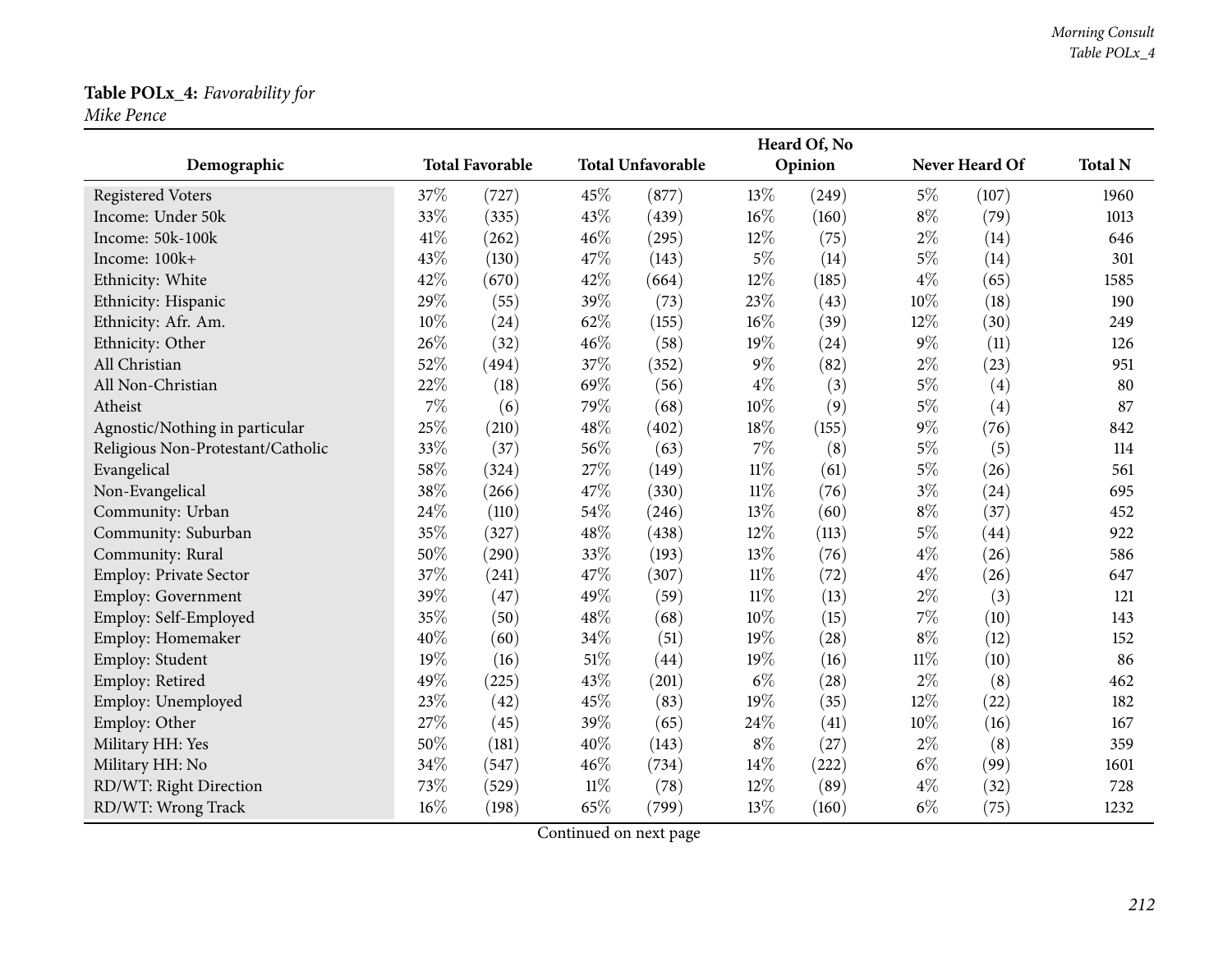**Table POLx_4:** *Favorability for Mike Pence*

| Demographic | Total Favorable | | Total Unfavorable | | Heard Of, No Opinion | | Never Heard Of | | Total N |
|---|---|---|---|---|---|---|---|---|---|
| Registered Voters | 37% | (727) | 45% | (877) | 13% | (249) | 5% | (107) | 1960 |
| Income: Under 50k | 33% | (335) | 43% | (439) | 16% | (160) | 8% | (79) | 1013 |
| Income: 50k-100k | 41% | (262) | 46% | (295) | 12% | (75) | 2% | (14) | 646 |
| Income: 100k+ | 43% | (130) | 47% | (143) | 5% | (14) | 5% | (14) | 301 |
| Ethnicity: White | 42% | (670) | 42% | (664) | 12% | (185) | 4% | (65) | 1585 |
| Ethnicity: Hispanic | 29% | (55) | 39% | (73) | 23% | (43) | 10% | (18) | 190 |
| Ethnicity: Afr. Am. | 10% | (24) | 62% | (155) | 16% | (39) | 12% | (30) | 249 |
| Ethnicity: Other | 26% | (32) | 46% | (58) | 19% | (24) | 9% | (11) | 126 |
| All Christian | 52% | (494) | 37% | (352) | 9% | (82) | 2% | (23) | 951 |
| All Non-Christian | 22% | (18) | 69% | (56) | 4% | (3) | 5% | (4) | 80 |
| Atheist | 7% | (6) | 79% | (68) | 10% | (9) | 5% | (4) | 87 |
| Agnostic/Nothing in particular | 25% | (210) | 48% | (402) | 18% | (155) | 9% | (76) | 842 |
| Religious Non-Protestant/Catholic | 33% | (37) | 56% | (63) | 7% | (8) | 5% | (5) | 114 |
| Evangelical | 58% | (324) | 27% | (149) | 11% | (61) | 5% | (26) | 561 |
| Non-Evangelical | 38% | (266) | 47% | (330) | 11% | (76) | 3% | (24) | 695 |
| Community: Urban | 24% | (110) | 54% | (246) | 13% | (60) | 8% | (37) | 452 |
| Community: Suburban | 35% | (327) | 48% | (438) | 12% | (113) | 5% | (44) | 922 |
| Community: Rural | 50% | (290) | 33% | (193) | 13% | (76) | 4% | (26) | 586 |
| Employ: Private Sector | 37% | (241) | 47% | (307) | 11% | (72) | 4% | (26) | 647 |
| Employ: Government | 39% | (47) | 49% | (59) | 11% | (13) | 2% | (3) | 121 |
| Employ: Self-Employed | 35% | (50) | 48% | (68) | 10% | (15) | 7% | (10) | 143 |
| Employ: Homemaker | 40% | (60) | 34% | (51) | 19% | (28) | 8% | (12) | 152 |
| Employ: Student | 19% | (16) | 51% | (44) | 19% | (16) | 11% | (10) | 86 |
| Employ: Retired | 49% | (225) | 43% | (201) | 6% | (28) | 2% | (8) | 462 |
| Employ: Unemployed | 23% | (42) | 45% | (83) | 19% | (35) | 12% | (22) | 182 |
| Employ: Other | 27% | (45) | 39% | (65) | 24% | (41) | 10% | (16) | 167 |
| Military HH: Yes | 50% | (181) | 40% | (143) | 8% | (27) | 2% | (8) | 359 |
| Military HH: No | 34% | (547) | 46% | (734) | 14% | (222) | 6% | (99) | 1601 |
| RD/WT: Right Direction | 73% | (529) | 11% | (78) | 12% | (89) | 4% | (32) | 728 |
| RD/WT: Wrong Track | 16% | (198) | 65% | (799) | 13% | (160) | 6% | (75) | 1232 |

Continued on next page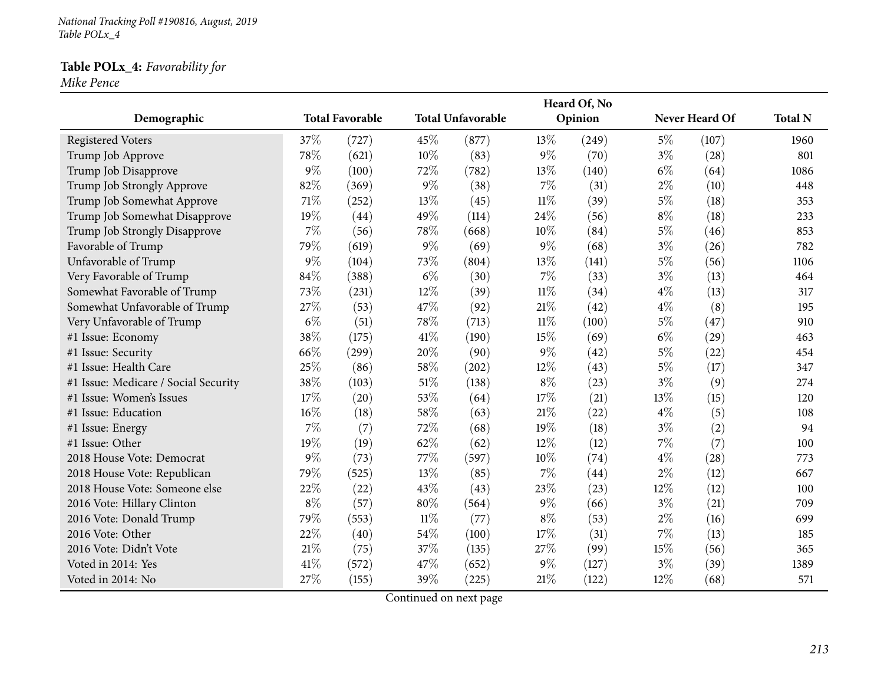**Table POLx_4:** *Favorability for Mike Pence*

| Demographic | Total Favorable | | Total Unfavorable | | Heard Of, No Opinion | | Never Heard Of | | Total N |
|---|---|---|---|---|---|---|---|---|---|
| Registered Voters | 37% | (727) | 45% | (877) | 13% | (249) | 5% | (107) | 1960 |
| Trump Job Approve | 78% | (621) | 10% | (83) | 9% | (70) | 3% | (28) | 801 |
| Trump Job Disapprove | 9% | (100) | 72% | (782) | 13% | (140) | 6% | (64) | 1086 |
| Trump Job Strongly Approve | 82% | (369) | 9% | (38) | 7% | (31) | 2% | (10) | 448 |
| Trump Job Somewhat Approve | 71% | (252) | 13% | (45) | 11% | (39) | 5% | (18) | 353 |
| Trump Job Somewhat Disapprove | 19% | (44) | 49% | (114) | 24% | (56) | 8% | (18) | 233 |
| Trump Job Strongly Disapprove | 7% | (56) | 78% | (668) | 10% | (84) | 5% | (46) | 853 |
| Favorable of Trump | 79% | (619) | 9% | (69) | 9% | (68) | 3% | (26) | 782 |
| Unfavorable of Trump | 9% | (104) | 73% | (804) | 13% | (141) | 5% | (56) | 1106 |
| Very Favorable of Trump | 84% | (388) | 6% | (30) | 7% | (33) | 3% | (13) | 464 |
| Somewhat Favorable of Trump | 73% | (231) | 12% | (39) | 11% | (34) | 4% | (13) | 317 |
| Somewhat Unfavorable of Trump | 27% | (53) | 47% | (92) | 21% | (42) | 4% | (8) | 195 |
| Very Unfavorable of Trump | 6% | (51) | 78% | (713) | 11% | (100) | 5% | (47) | 910 |
| #1 Issue: Economy | 38% | (175) | 41% | (190) | 15% | (69) | 6% | (29) | 463 |
| #1 Issue: Security | 66% | (299) | 20% | (90) | 9% | (42) | 5% | (22) | 454 |
| #1 Issue: Health Care | 25% | (86) | 58% | (202) | 12% | (43) | 5% | (17) | 347 |
| #1 Issue: Medicare / Social Security | 38% | (103) | 51% | (138) | 8% | (23) | 3% | (9) | 274 |
| #1 Issue: Women's Issues | 17% | (20) | 53% | (64) | 17% | (21) | 13% | (15) | 120 |
| #1 Issue: Education | 16% | (18) | 58% | (63) | 21% | (22) | 4% | (5) | 108 |
| #1 Issue: Energy | 7% | (7) | 72% | (68) | 19% | (18) | 3% | (2) | 94 |
| #1 Issue: Other | 19% | (19) | 62% | (62) | 12% | (12) | 7% | (7) | 100 |
| 2018 House Vote: Democrat | 9% | (73) | 77% | (597) | 10% | (74) | 4% | (28) | 773 |
| 2018 House Vote: Republican | 79% | (525) | 13% | (85) | 7% | (44) | 2% | (12) | 667 |
| 2018 House Vote: Someone else | 22% | (22) | 43% | (43) | 23% | (23) | 12% | (12) | 100 |
| 2016 Vote: Hillary Clinton | 8% | (57) | 80% | (564) | 9% | (66) | 3% | (21) | 709 |
| 2016 Vote: Donald Trump | 79% | (553) | 11% | (77) | 8% | (53) | 2% | (16) | 699 |
| 2016 Vote: Other | 22% | (40) | 54% | (100) | 17% | (31) | 7% | (13) | 185 |
| 2016 Vote: Didn't Vote | 21% | (75) | 37% | (135) | 27% | (99) | 15% | (56) | 365 |
| Voted in 2014: Yes | 41% | (572) | 47% | (652) | 9% | (127) | 3% | (39) | 1389 |
| Voted in 2014: No | 27% | (155) | 39% | (225) | 21% | (122) | 12% | (68) | 571 |

Continued on next page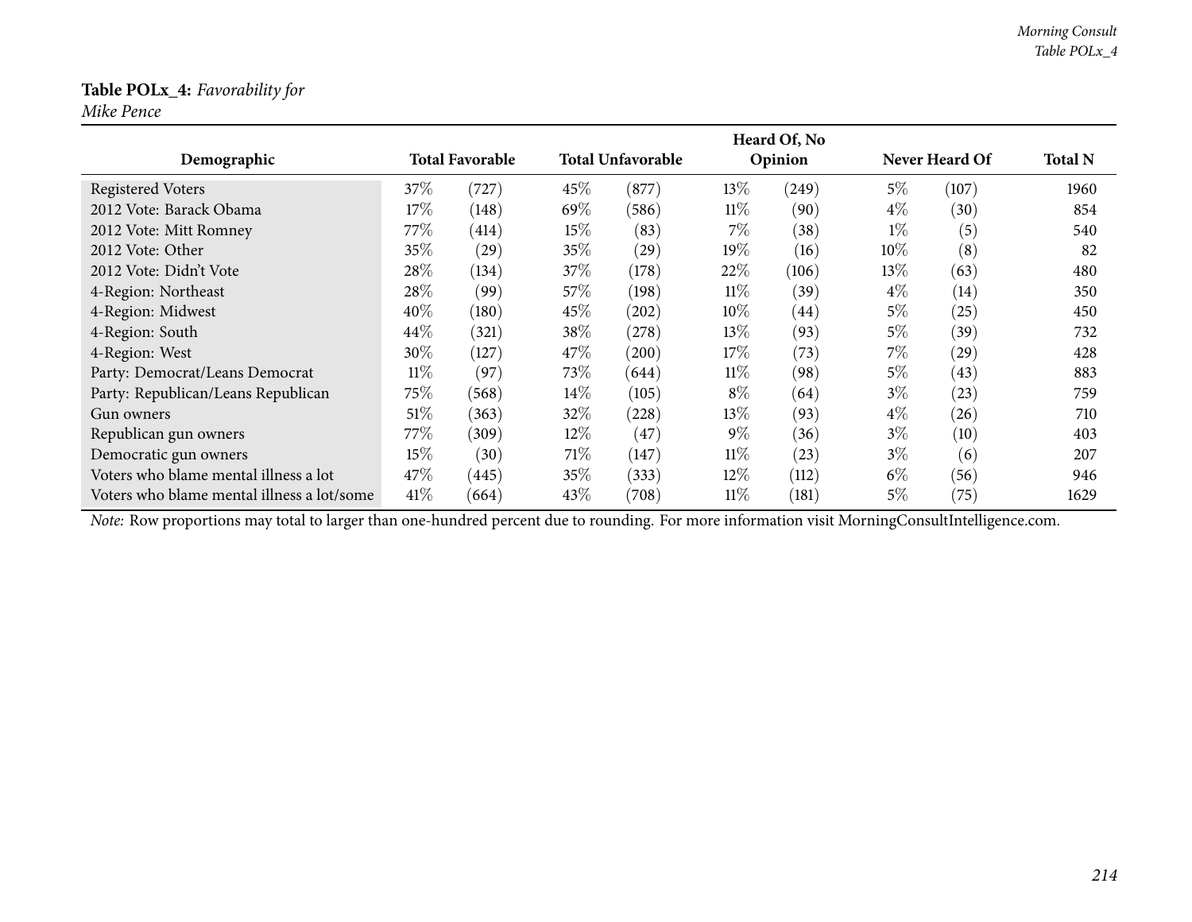**Table POLx_4:** *Favorability for Mike Pence*

| Demographic | Total Favorable | | Total Unfavorable | | Heard Of, No Opinion | | Never Heard Of | | Total N |
|---|---|---|---|---|---|---|---|---|---|
| Registered Voters | 37% | (727) | 45% | (877) | 13% | (249) | 5% | (107) | 1960 |
| 2012 Vote: Barack Obama | 17% | (148) | 69% | (586) | 11% | (90) | 4% | (30) | 854 |
| 2012 Vote: Mitt Romney | 77% | (414) | 15% | (83) | 7% | (38) | 1% | (5) | 540 |
| 2012 Vote: Other | 35% | (29) | 35% | (29) | 19% | (16) | 10% | (8) | 82 |
| 2012 Vote: Didn't Vote | 28% | (134) | 37% | (178) | 22% | (106) | 13% | (63) | 480 |
| 4-Region: Northeast | 28% | (99) | 57% | (198) | 11% | (39) | 4% | (14) | 350 |
| 4-Region: Midwest | 40% | (180) | 45% | (202) | 10% | (44) | 5% | (25) | 450 |
| 4-Region: South | 44% | (321) | 38% | (278) | 13% | (93) | 5% | (39) | 732 |
| 4-Region: West | 30% | (127) | 47% | (200) | 17% | (73) | 7% | (29) | 428 |
| Party: Democrat/Leans Democrat | 11% | (97) | 73% | (644) | 11% | (98) | 5% | (43) | 883 |
| Party: Republican/Leans Republican | 75% | (568) | 14% | (105) | 8% | (64) | 3% | (23) | 759 |
| Gun owners | 51% | (363) | 32% | (228) | 13% | (93) | 4% | (26) | 710 |
| Republican gun owners | 77% | (309) | 12% | (47) | 9% | (36) | 3% | (10) | 403 |
| Democratic gun owners | 15% | (30) | 71% | (147) | 11% | (23) | 3% | (6) | 207 |
| Voters who blame mental illness a lot | 47% | (445) | 35% | (333) | 12% | (112) | 6% | (56) | 946 |
| Voters who blame mental illness a lot/some | 41% | (664) | 43% | (708) | 11% | (181) | 5% | (75) | 1629 |

*Note:* Row proportions may total to larger than one-hundred percent due to rounding. For more information visit MorningConsultIntelligence.com.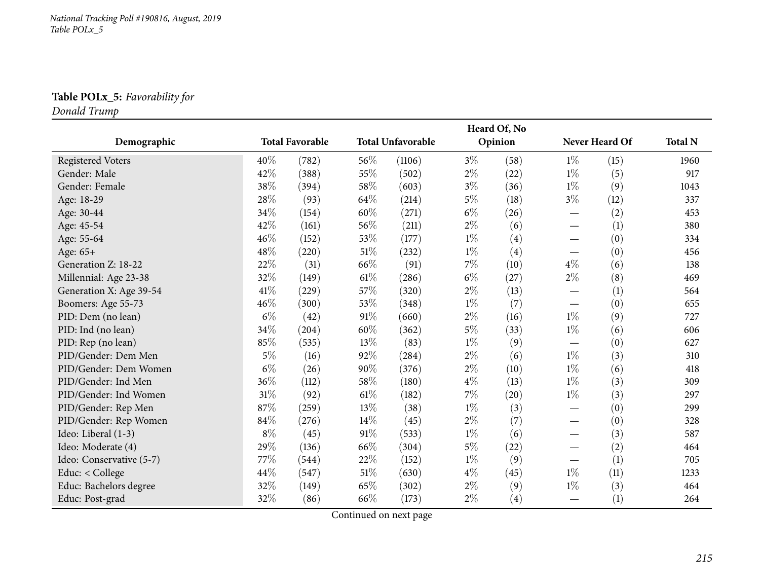*National Tracking Poll #190816, August, 2019*
*Table POLx_5*

**Table POLx_5:** *Favorability for Donald Trump*

| Demographic | Total Favorable | | Total Unfavorable | | Heard Of, No Opinion | | Never Heard Of | | Total N |
|---|---|---|---|---|---|---|---|---|---|
| Registered Voters | 40% | (782) | 56% | (1106) | 3% | (58) | 1% | (15) | 1960 |
| Gender: Male | 42% | (388) | 55% | (502) | 2% | (22) | 1% | (5) | 917 |
| Gender: Female | 38% | (394) | 58% | (603) | 3% | (36) | 1% | (9) | 1043 |
| Age: 18-29 | 28% | (93) | 64% | (214) | 5% | (18) | 3% | (12) | 337 |
| Age: 30-44 | 34% | (154) | 60% | (271) | 6% | (26) | — | (2) | 453 |
| Age: 45-54 | 42% | (161) | 56% | (211) | 2% | (6) | — | (1) | 380 |
| Age: 55-64 | 46% | (152) | 53% | (177) | 1% | (4) | — | (0) | 334 |
| Age: 65+ | 48% | (220) | 51% | (232) | 1% | (4) | — | (0) | 456 |
| Generation Z: 18-22 | 22% | (31) | 66% | (91) | 7% | (10) | 4% | (6) | 138 |
| Millennial: Age 23-38 | 32% | (149) | 61% | (286) | 6% | (27) | 2% | (8) | 469 |
| Generation X: Age 39-54 | 41% | (229) | 57% | (320) | 2% | (13) | — | (1) | 564 |
| Boomers: Age 55-73 | 46% | (300) | 53% | (348) | 1% | (7) | — | (0) | 655 |
| PID: Dem (no lean) | 6% | (42) | 91% | (660) | 2% | (16) | 1% | (9) | 727 |
| PID: Ind (no lean) | 34% | (204) | 60% | (362) | 5% | (33) | 1% | (6) | 606 |
| PID: Rep (no lean) | 85% | (535) | 13% | (83) | 1% | (9) | — | (0) | 627 |
| PID/Gender: Dem Men | 5% | (16) | 92% | (284) | 2% | (6) | 1% | (3) | 310 |
| PID/Gender: Dem Women | 6% | (26) | 90% | (376) | 2% | (10) | 1% | (6) | 418 |
| PID/Gender: Ind Men | 36% | (112) | 58% | (180) | 4% | (13) | 1% | (3) | 309 |
| PID/Gender: Ind Women | 31% | (92) | 61% | (182) | 7% | (20) | 1% | (3) | 297 |
| PID/Gender: Rep Men | 87% | (259) | 13% | (38) | 1% | (3) | — | (0) | 299 |
| PID/Gender: Rep Women | 84% | (276) | 14% | (45) | 2% | (7) | — | (0) | 328 |
| Ideo: Liberal (1-3) | 8% | (45) | 91% | (533) | 1% | (6) | — | (3) | 587 |
| Ideo: Moderate (4) | 29% | (136) | 66% | (304) | 5% | (22) | — | (2) | 464 |
| Ideo: Conservative (5-7) | 77% | (544) | 22% | (152) | 1% | (9) | — | (1) | 705 |
| Educ: < College | 44% | (547) | 51% | (630) | 4% | (45) | 1% | (11) | 1233 |
| Educ: Bachelors degree | 32% | (149) | 65% | (302) | 2% | (9) | 1% | (3) | 464 |
| Educ: Post-grad | 32% | (86) | 66% | (173) | 2% | (4) | — | (1) | 264 |

Continued on next page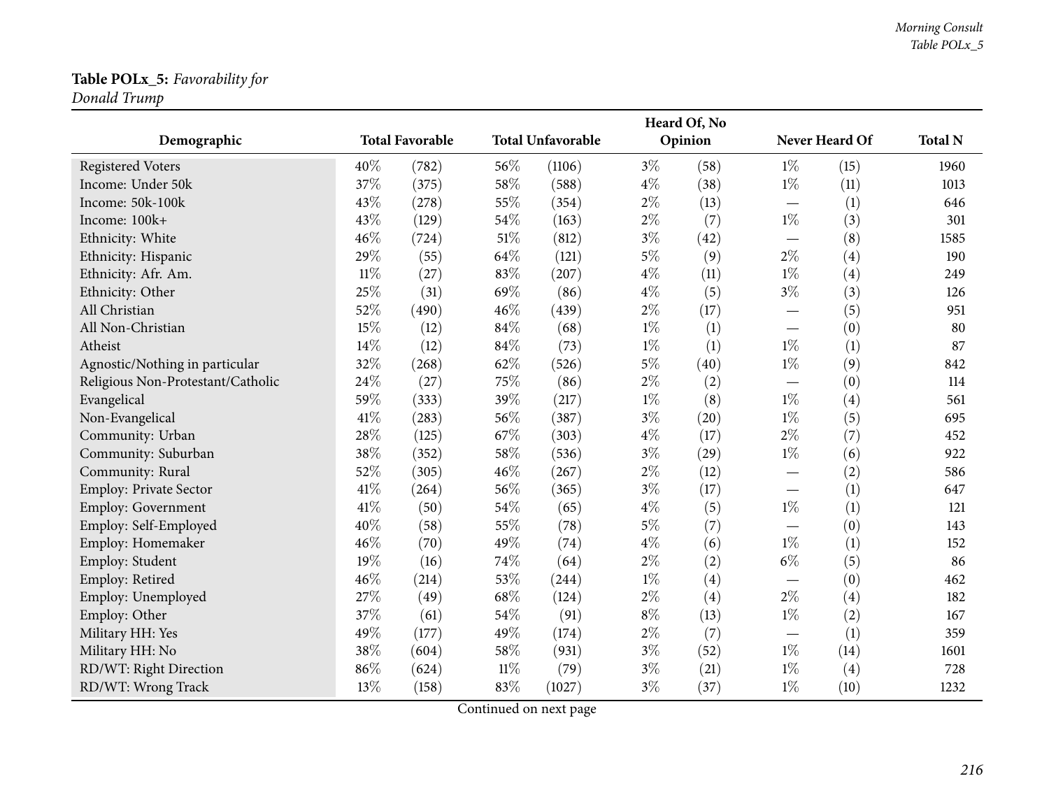**Table POLx_5:** *Favorability for Donald Trump*

| Demographic | Total Favorable | | Total Unfavorable | | Heard Of, No Opinion | | Never Heard Of | | Total N |
|---|---|---|---|---|---|---|---|---|---|
| Registered Voters | 40% | (782) | 56% | (1106) | 3% | (58) | 1% | (15) | 1960 |
| Income: Under 50k | 37% | (375) | 58% | (588) | 4% | (38) | 1% | (11) | 1013 |
| Income: 50k-100k | 43% | (278) | 55% | (354) | 2% | (13) | — | (1) | 646 |
| Income: 100k+ | 43% | (129) | 54% | (163) | 2% | (7) | 1% | (3) | 301 |
| Ethnicity: White | 46% | (724) | 51% | (812) | 3% | (42) | — | (8) | 1585 |
| Ethnicity: Hispanic | 29% | (55) | 64% | (121) | 5% | (9) | 2% | (4) | 190 |
| Ethnicity: Afr. Am. | 11% | (27) | 83% | (207) | 4% | (11) | 1% | (4) | 249 |
| Ethnicity: Other | 25% | (31) | 69% | (86) | 4% | (5) | 3% | (3) | 126 |
| All Christian | 52% | (490) | 46% | (439) | 2% | (17) | — | (5) | 951 |
| All Non-Christian | 15% | (12) | 84% | (68) | 1% | (1) | — | (0) | 80 |
| Atheist | 14% | (12) | 84% | (73) | 1% | (1) | 1% | (1) | 87 |
| Agnostic/Nothing in particular | 32% | (268) | 62% | (526) | 5% | (40) | 1% | (9) | 842 |
| Religious Non-Protestant/Catholic | 24% | (27) | 75% | (86) | 2% | (2) | — | (0) | 114 |
| Evangelical | 59% | (333) | 39% | (217) | 1% | (8) | 1% | (4) | 561 |
| Non-Evangelical | 41% | (283) | 56% | (387) | 3% | (20) | 1% | (5) | 695 |
| Community: Urban | 28% | (125) | 67% | (303) | 4% | (17) | 2% | (7) | 452 |
| Community: Suburban | 38% | (352) | 58% | (536) | 3% | (29) | 1% | (6) | 922 |
| Community: Rural | 52% | (305) | 46% | (267) | 2% | (12) | — | (2) | 586 |
| Employ: Private Sector | 41% | (264) | 56% | (365) | 3% | (17) | — | (1) | 647 |
| Employ: Government | 41% | (50) | 54% | (65) | 4% | (5) | 1% | (1) | 121 |
| Employ: Self-Employed | 40% | (58) | 55% | (78) | 5% | (7) | — | (0) | 143 |
| Employ: Homemaker | 46% | (70) | 49% | (74) | 4% | (6) | 1% | (1) | 152 |
| Employ: Student | 19% | (16) | 74% | (64) | 2% | (2) | 6% | (5) | 86 |
| Employ: Retired | 46% | (214) | 53% | (244) | 1% | (4) | — | (0) | 462 |
| Employ: Unemployed | 27% | (49) | 68% | (124) | 2% | (4) | 2% | (4) | 182 |
| Employ: Other | 37% | (61) | 54% | (91) | 8% | (13) | 1% | (2) | 167 |
| Military HH: Yes | 49% | (177) | 49% | (174) | 2% | (7) | — | (1) | 359 |
| Military HH: No | 38% | (604) | 58% | (931) | 3% | (52) | 1% | (14) | 1601 |
| RD/WT: Right Direction | 86% | (624) | 11% | (79) | 3% | (21) | 1% | (4) | 728 |
| RD/WT: Wrong Track | 13% | (158) | 83% | (1027) | 3% | (37) | 1% | (10) | 1232 |

Continued on next page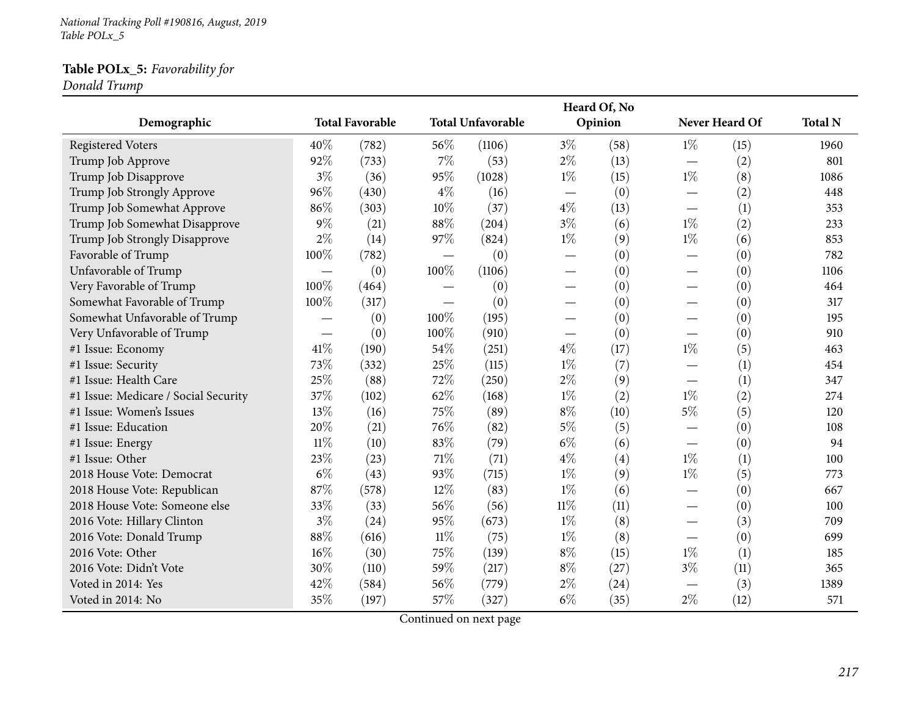**Table POLx_5:** *Favorability for Donald Trump*

| Demographic | Total Favorable | | Total Unfavorable | | Heard Of, No Opinion | | Never Heard Of | | Total N |
|---|---|---|---|---|---|---|---|---|---|
| Registered Voters | 40% | (782) | 56% | (1106) | 3% | (58) | 1% | (15) | 1960 |
| Trump Job Approve | 92% | (733) | 7% | (53) | 2% | (13) | — | (2) | 801 |
| Trump Job Disapprove | 3% | (36) | 95% | (1028) | 1% | (15) | 1% | (8) | 1086 |
| Trump Job Strongly Approve | 96% | (430) | 4% | (16) | — | (0) | — | (2) | 448 |
| Trump Job Somewhat Approve | 86% | (303) | 10% | (37) | 4% | (13) | — | (1) | 353 |
| Trump Job Somewhat Disapprove | 9% | (21) | 88% | (204) | 3% | (6) | 1% | (2) | 233 |
| Trump Job Strongly Disapprove | 2% | (14) | 97% | (824) | 1% | (9) | 1% | (6) | 853 |
| Favorable of Trump | 100% | (782) | — | (0) | — | (0) | — | (0) | 782 |
| Unfavorable of Trump | — | (0) | 100% | (1106) | — | (0) | — | (0) | 1106 |
| Very Favorable of Trump | 100% | (464) | — | (0) | — | (0) | — | (0) | 464 |
| Somewhat Favorable of Trump | 100% | (317) | — | (0) | — | (0) | — | (0) | 317 |
| Somewhat Unfavorable of Trump | — | (0) | 100% | (195) | — | (0) | — | (0) | 195 |
| Very Unfavorable of Trump | — | (0) | 100% | (910) | — | (0) | — | (0) | 910 |
| #1 Issue: Economy | 41% | (190) | 54% | (251) | 4% | (17) | 1% | (5) | 463 |
| #1 Issue: Security | 73% | (332) | 25% | (115) | 1% | (7) | — | (1) | 454 |
| #1 Issue: Health Care | 25% | (88) | 72% | (250) | 2% | (9) | — | (1) | 347 |
| #1 Issue: Medicare / Social Security | 37% | (102) | 62% | (168) | 1% | (2) | 1% | (2) | 274 |
| #1 Issue: Women's Issues | 13% | (16) | 75% | (89) | 8% | (10) | 5% | (5) | 120 |
| #1 Issue: Education | 20% | (21) | 76% | (82) | 5% | (5) | — | (0) | 108 |
| #1 Issue: Energy | 11% | (10) | 83% | (79) | 6% | (6) | — | (0) | 94 |
| #1 Issue: Other | 23% | (23) | 71% | (71) | 4% | (4) | 1% | (1) | 100 |
| 2018 House Vote: Democrat | 6% | (43) | 93% | (715) | 1% | (9) | 1% | (5) | 773 |
| 2018 House Vote: Republican | 87% | (578) | 12% | (83) | 1% | (6) | — | (0) | 667 |
| 2018 House Vote: Someone else | 33% | (33) | 56% | (56) | 11% | (11) | — | (0) | 100 |
| 2016 Vote: Hillary Clinton | 3% | (24) | 95% | (673) | 1% | (8) | — | (3) | 709 |
| 2016 Vote: Donald Trump | 88% | (616) | 11% | (75) | 1% | (8) | — | (0) | 699 |
| 2016 Vote: Other | 16% | (30) | 75% | (139) | 8% | (15) | 1% | (1) | 185 |
| 2016 Vote: Didn't Vote | 30% | (110) | 59% | (217) | 8% | (27) | 3% | (11) | 365 |
| Voted in 2014: Yes | 42% | (584) | 56% | (779) | 2% | (24) | — | (3) | 1389 |
| Voted in 2014: No | 35% | (197) | 57% | (327) | 6% | (35) | 2% | (12) | 571 |

Continued on next page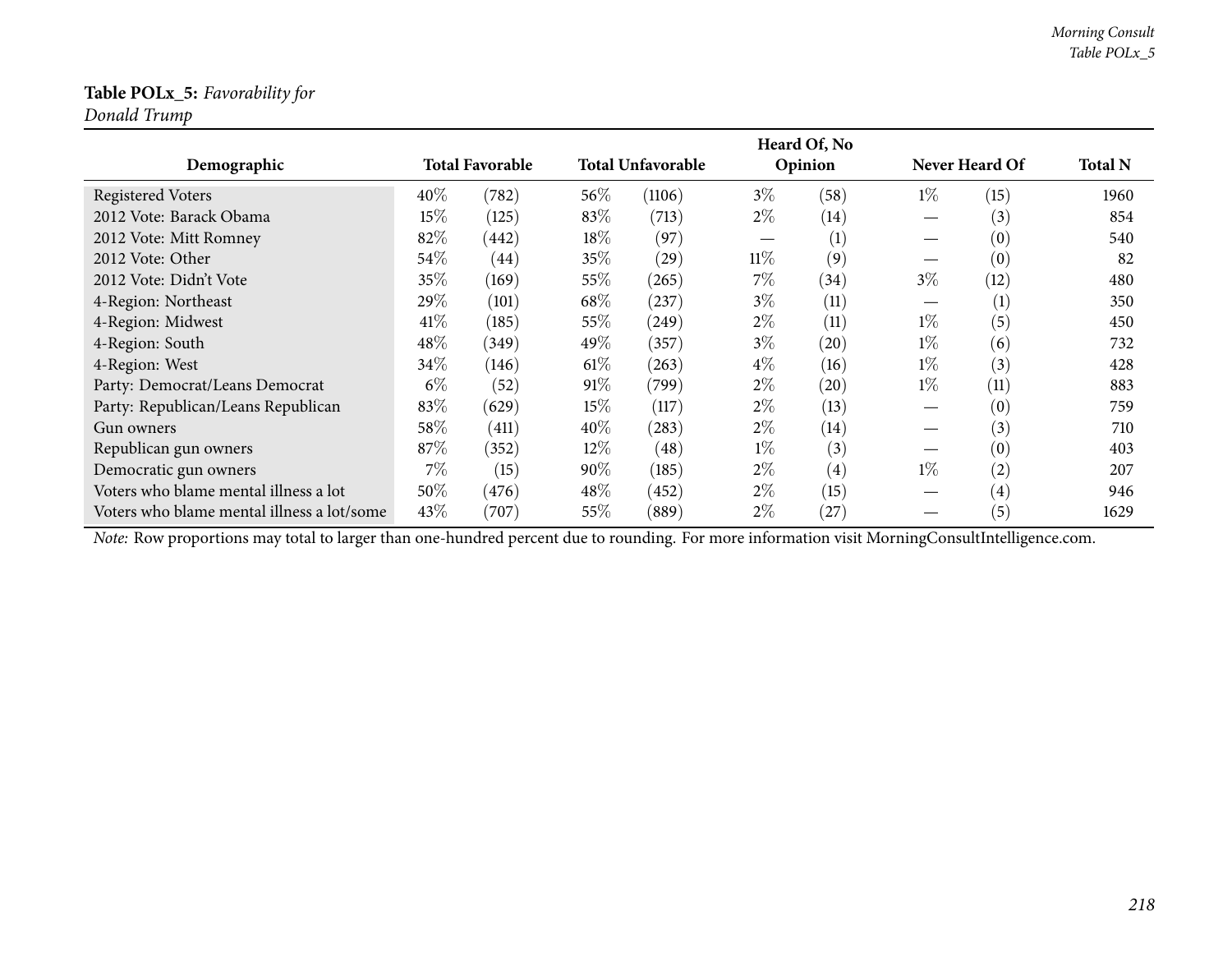**Table POLx_5:** *Favorability for Donald Trump*

| Demographic | Total Favorable | | Total Unfavorable | | Heard Of, No Opinion | | Never Heard Of | | Total N |
|---|---|---|---|---|---|---|---|---|---|
| Registered Voters | 40% | (782) | 56% | (1106) | 3% | (58) | 1% | (15) | 1960 |
| 2012 Vote: Barack Obama | 15% | (125) | 83% | (713) | 2% | (14) | — | (3) | 854 |
| 2012 Vote: Mitt Romney | 82% | (442) | 18% | (97) | — | (1) | — | (0) | 540 |
| 2012 Vote: Other | 54% | (44) | 35% | (29) | 11% | (9) | — | (0) | 82 |
| 2012 Vote: Didn't Vote | 35% | (169) | 55% | (265) | 7% | (34) | 3% | (12) | 480 |
| 4-Region: Northeast | 29% | (101) | 68% | (237) | 3% | (11) | — | (1) | 350 |
| 4-Region: Midwest | 41% | (185) | 55% | (249) | 2% | (11) | 1% | (5) | 450 |
| 4-Region: South | 48% | (349) | 49% | (357) | 3% | (20) | 1% | (6) | 732 |
| 4-Region: West | 34% | (146) | 61% | (263) | 4% | (16) | 1% | (3) | 428 |
| Party: Democrat/Leans Democrat | 6% | (52) | 91% | (799) | 2% | (20) | 1% | (11) | 883 |
| Party: Republican/Leans Republican | 83% | (629) | 15% | (117) | 2% | (13) | — | (0) | 759 |
| Gun owners | 58% | (411) | 40% | (283) | 2% | (14) | — | (3) | 710 |
| Republican gun owners | 87% | (352) | 12% | (48) | 1% | (3) | — | (0) | 403 |
| Democratic gun owners | 7% | (15) | 90% | (185) | 2% | (4) | 1% | (2) | 207 |
| Voters who blame mental illness a lot | 50% | (476) | 48% | (452) | 2% | (15) | — | (4) | 946 |
| Voters who blame mental illness a lot/some | 43% | (707) | 55% | (889) | 2% | (27) | — | (5) | 1629 |

*Note:* Row proportions may total to larger than one-hundred percent due to rounding. For more information visit MorningConsultIntelligence.com.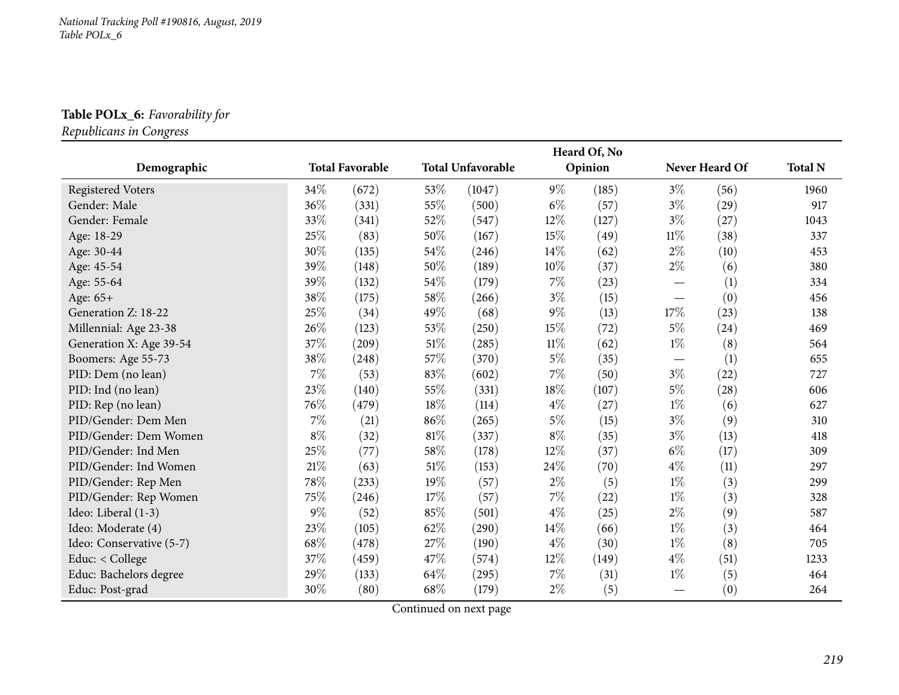National Tracking Poll #190816, August, 2019
Table POLx_6

**Table POLx_6:** *Favorability for Republicans in Congress*

| Demographic | Total Favorable | | Total Unfavorable | | Heard Of, No Opinion | | Never Heard Of | | Total N |
|---|---|---|---|---|---|---|---|---|---|
| Registered Voters | 34% | (672) | 53% | (1047) | 9% | (185) | 3% | (56) | 1960 |
| Gender: Male | 36% | (331) | 55% | (500) | 6% | (57) | 3% | (29) | 917 |
| Gender: Female | 33% | (341) | 52% | (547) | 12% | (127) | 3% | (27) | 1043 |
| Age: 18-29 | 25% | (83) | 50% | (167) | 15% | (49) | 11% | (38) | 337 |
| Age: 30-44 | 30% | (135) | 54% | (246) | 14% | (62) | 2% | (10) | 453 |
| Age: 45-54 | 39% | (148) | 50% | (189) | 10% | (37) | 2% | (6) | 380 |
| Age: 55-64 | 39% | (132) | 54% | (179) | 7% | (23) | — | (1) | 334 |
| Age: 65+ | 38% | (175) | 58% | (266) | 3% | (15) | — | (0) | 456 |
| Generation Z: 18-22 | 25% | (34) | 49% | (68) | 9% | (13) | 17% | (23) | 138 |
| Millennial: Age 23-38 | 26% | (123) | 53% | (250) | 15% | (72) | 5% | (24) | 469 |
| Generation X: Age 39-54 | 37% | (209) | 51% | (285) | 11% | (62) | 1% | (8) | 564 |
| Boomers: Age 55-73 | 38% | (248) | 57% | (370) | 5% | (35) | — | (1) | 655 |
| PID: Dem (no lean) | 7% | (53) | 83% | (602) | 7% | (50) | 3% | (22) | 727 |
| PID: Ind (no lean) | 23% | (140) | 55% | (331) | 18% | (107) | 5% | (28) | 606 |
| PID: Rep (no lean) | 76% | (479) | 18% | (114) | 4% | (27) | 1% | (6) | 627 |
| PID/Gender: Dem Men | 7% | (21) | 86% | (265) | 5% | (15) | 3% | (9) | 310 |
| PID/Gender: Dem Women | 8% | (32) | 81% | (337) | 8% | (35) | 3% | (13) | 418 |
| PID/Gender: Ind Men | 25% | (77) | 58% | (178) | 12% | (37) | 6% | (17) | 309 |
| PID/Gender: Ind Women | 21% | (63) | 51% | (153) | 24% | (70) | 4% | (11) | 297 |
| PID/Gender: Rep Men | 78% | (233) | 19% | (57) | 2% | (5) | 1% | (3) | 299 |
| PID/Gender: Rep Women | 75% | (246) | 17% | (57) | 7% | (22) | 1% | (3) | 328 |
| Ideo: Liberal (1-3) | 9% | (52) | 85% | (501) | 4% | (25) | 2% | (9) | 587 |
| Ideo: Moderate (4) | 23% | (105) | 62% | (290) | 14% | (66) | 1% | (3) | 464 |
| Ideo: Conservative (5-7) | 68% | (478) | 27% | (190) | 4% | (30) | 1% | (8) | 705 |
| Educ: < College | 37% | (459) | 47% | (574) | 12% | (149) | 4% | (51) | 1233 |
| Educ: Bachelors degree | 29% | (133) | 64% | (295) | 7% | (31) | 1% | (5) | 464 |
| Educ: Post-grad | 30% | (80) | 68% | (179) | 2% | (5) | — | (0) | 264 |

Continued on next page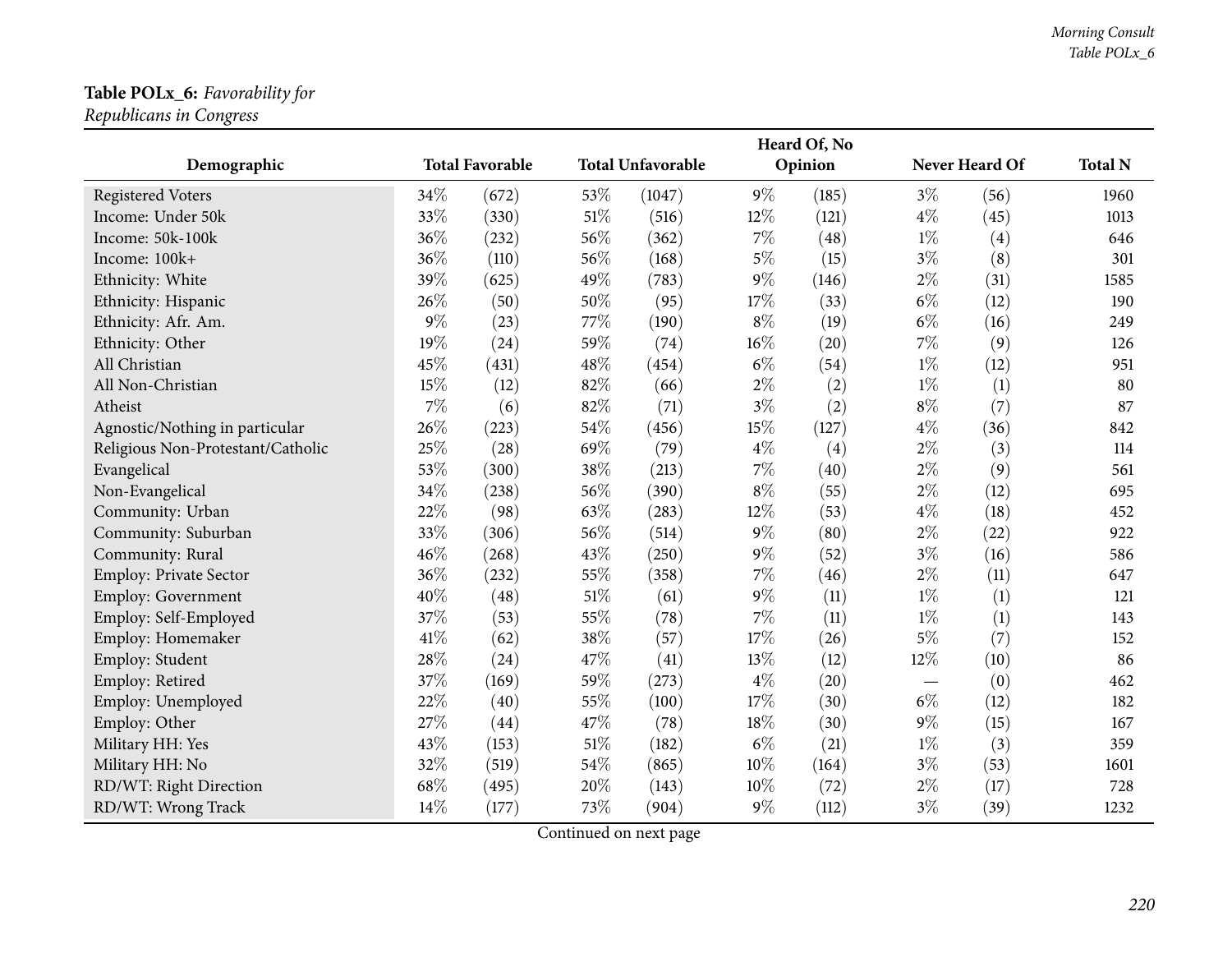**Table POLx_6:** *Favorability for Republicans in Congress*

| Demographic | Total Favorable | | Total Unfavorable | | Heard Of, No Opinion | | Never Heard Of | | Total N |
|---|---|---|---|---|---|---|---|---|---|
| Registered Voters | 34% | (672) | 53% | (1047) | 9% | (185) | 3% | (56) | 1960 |
| Income: Under 50k | 33% | (330) | 51% | (516) | 12% | (121) | 4% | (45) | 1013 |
| Income: 50k-100k | 36% | (232) | 56% | (362) | 7% | (48) | 1% | (4) | 646 |
| Income: 100k+ | 36% | (110) | 56% | (168) | 5% | (15) | 3% | (8) | 301 |
| Ethnicity: White | 39% | (625) | 49% | (783) | 9% | (146) | 2% | (31) | 1585 |
| Ethnicity: Hispanic | 26% | (50) | 50% | (95) | 17% | (33) | 6% | (12) | 190 |
| Ethnicity: Afr. Am. | 9% | (23) | 77% | (190) | 8% | (19) | 6% | (16) | 249 |
| Ethnicity: Other | 19% | (24) | 59% | (74) | 16% | (20) | 7% | (9) | 126 |
| All Christian | 45% | (431) | 48% | (454) | 6% | (54) | 1% | (12) | 951 |
| All Non-Christian | 15% | (12) | 82% | (66) | 2% | (2) | 1% | (1) | 80 |
| Atheist | 7% | (6) | 82% | (71) | 3% | (2) | 8% | (7) | 87 |
| Agnostic/Nothing in particular | 26% | (223) | 54% | (456) | 15% | (127) | 4% | (36) | 842 |
| Religious Non-Protestant/Catholic | 25% | (28) | 69% | (79) | 4% | (4) | 2% | (3) | 114 |
| Evangelical | 53% | (300) | 38% | (213) | 7% | (40) | 2% | (9) | 561 |
| Non-Evangelical | 34% | (238) | 56% | (390) | 8% | (55) | 2% | (12) | 695 |
| Community: Urban | 22% | (98) | 63% | (283) | 12% | (53) | 4% | (18) | 452 |
| Community: Suburban | 33% | (306) | 56% | (514) | 9% | (80) | 2% | (22) | 922 |
| Community: Rural | 46% | (268) | 43% | (250) | 9% | (52) | 3% | (16) | 586 |
| Employ: Private Sector | 36% | (232) | 55% | (358) | 7% | (46) | 2% | (11) | 647 |
| Employ: Government | 40% | (48) | 51% | (61) | 9% | (11) | 1% | (1) | 121 |
| Employ: Self-Employed | 37% | (53) | 55% | (78) | 7% | (11) | 1% | (1) | 143 |
| Employ: Homemaker | 41% | (62) | 38% | (57) | 17% | (26) | 5% | (7) | 152 |
| Employ: Student | 28% | (24) | 47% | (41) | 13% | (12) | 12% | (10) | 86 |
| Employ: Retired | 37% | (169) | 59% | (273) | 4% | (20) | — | (0) | 462 |
| Employ: Unemployed | 22% | (40) | 55% | (100) | 17% | (30) | 6% | (12) | 182 |
| Employ: Other | 27% | (44) | 47% | (78) | 18% | (30) | 9% | (15) | 167 |
| Military HH: Yes | 43% | (153) | 51% | (182) | 6% | (21) | 1% | (3) | 359 |
| Military HH: No | 32% | (519) | 54% | (865) | 10% | (164) | 3% | (53) | 1601 |
| RD/WT: Right Direction | 68% | (495) | 20% | (143) | 10% | (72) | 2% | (17) | 728 |
| RD/WT: Wrong Track | 14% | (177) | 73% | (904) | 9% | (112) | 3% | (39) | 1232 |

Continued on next page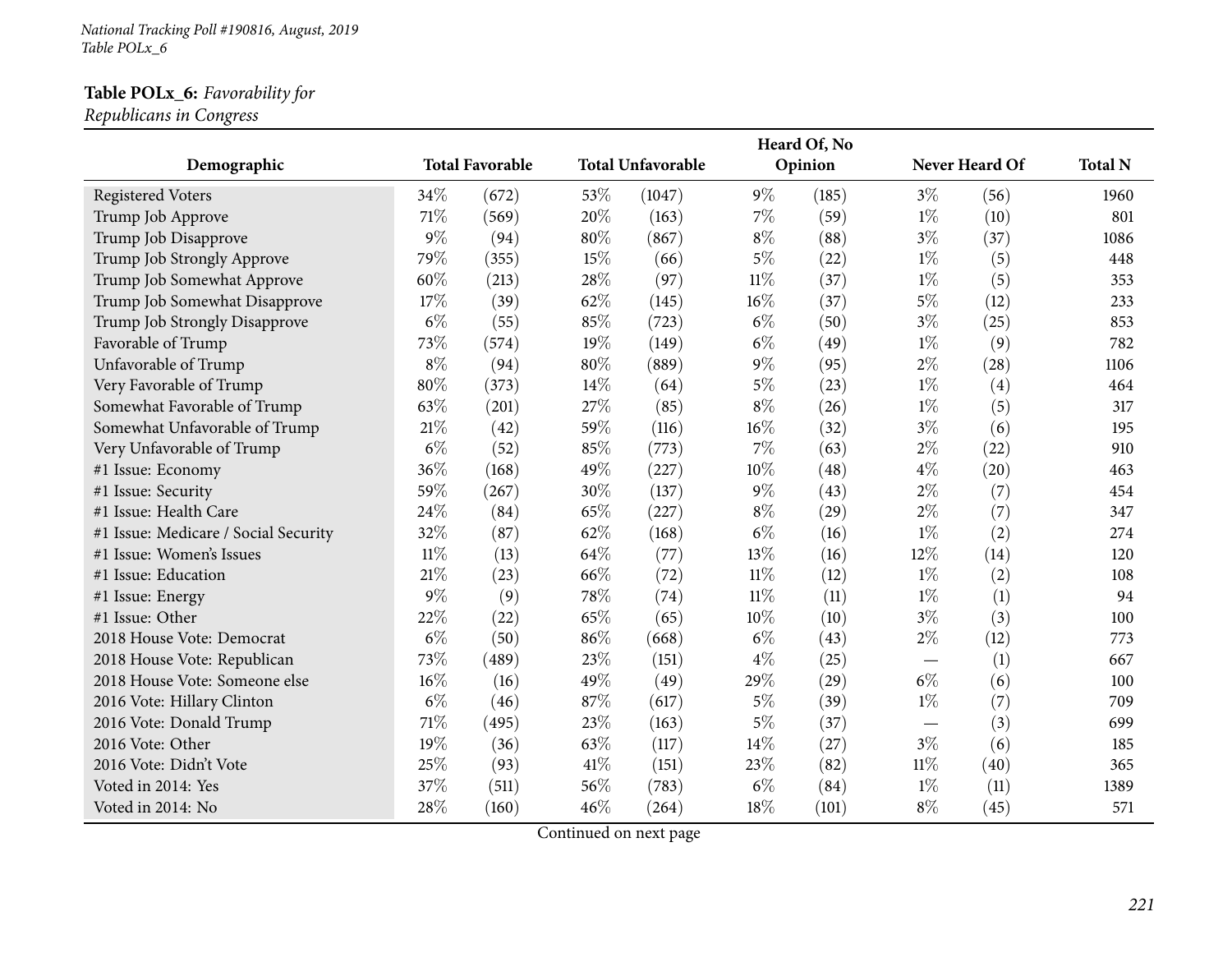**Table POLx_6:** *Favorability for Republicans in Congress*

| Demographic | Total Favorable | | Total Unfavorable | | Heard Of, No Opinion | | Never Heard Of | | Total N |
|---|---|---|---|---|---|---|---|---|---|
| Registered Voters | 34% | (672) | 53% | (1047) | 9% | (185) | 3% | (56) | 1960 |
| Trump Job Approve | 71% | (569) | 20% | (163) | 7% | (59) | 1% | (10) | 801 |
| Trump Job Disapprove | 9% | (94) | 80% | (867) | 8% | (88) | 3% | (37) | 1086 |
| Trump Job Strongly Approve | 79% | (355) | 15% | (66) | 5% | (22) | 1% | (5) | 448 |
| Trump Job Somewhat Approve | 60% | (213) | 28% | (97) | 11% | (37) | 1% | (5) | 353 |
| Trump Job Somewhat Disapprove | 17% | (39) | 62% | (145) | 16% | (37) | 5% | (12) | 233 |
| Trump Job Strongly Disapprove | 6% | (55) | 85% | (723) | 6% | (50) | 3% | (25) | 853 |
| Favorable of Trump | 73% | (574) | 19% | (149) | 6% | (49) | 1% | (9) | 782 |
| Unfavorable of Trump | 8% | (94) | 80% | (889) | 9% | (95) | 2% | (28) | 1106 |
| Very Favorable of Trump | 80% | (373) | 14% | (64) | 5% | (23) | 1% | (4) | 464 |
| Somewhat Favorable of Trump | 63% | (201) | 27% | (85) | 8% | (26) | 1% | (5) | 317 |
| Somewhat Unfavorable of Trump | 21% | (42) | 59% | (116) | 16% | (32) | 3% | (6) | 195 |
| Very Unfavorable of Trump | 6% | (52) | 85% | (773) | 7% | (63) | 2% | (22) | 910 |
| #1 Issue: Economy | 36% | (168) | 49% | (227) | 10% | (48) | 4% | (20) | 463 |
| #1 Issue: Security | 59% | (267) | 30% | (137) | 9% | (43) | 2% | (7) | 454 |
| #1 Issue: Health Care | 24% | (84) | 65% | (227) | 8% | (29) | 2% | (7) | 347 |
| #1 Issue: Medicare / Social Security | 32% | (87) | 62% | (168) | 6% | (16) | 1% | (2) | 274 |
| #1 Issue: Women's Issues | 11% | (13) | 64% | (77) | 13% | (16) | 12% | (14) | 120 |
| #1 Issue: Education | 21% | (23) | 66% | (72) | 11% | (12) | 1% | (2) | 108 |
| #1 Issue: Energy | 9% | (9) | 78% | (74) | 11% | (11) | 1% | (1) | 94 |
| #1 Issue: Other | 22% | (22) | 65% | (65) | 10% | (10) | 3% | (3) | 100 |
| 2018 House Vote: Democrat | 6% | (50) | 86% | (668) | 6% | (43) | 2% | (12) | 773 |
| 2018 House Vote: Republican | 73% | (489) | 23% | (151) | 4% | (25) | — | (1) | 667 |
| 2018 House Vote: Someone else | 16% | (16) | 49% | (49) | 29% | (29) | 6% | (6) | 100 |
| 2016 Vote: Hillary Clinton | 6% | (46) | 87% | (617) | 5% | (39) | 1% | (7) | 709 |
| 2016 Vote: Donald Trump | 71% | (495) | 23% | (163) | 5% | (37) | — | (3) | 699 |
| 2016 Vote: Other | 19% | (36) | 63% | (117) | 14% | (27) | 3% | (6) | 185 |
| 2016 Vote: Didn't Vote | 25% | (93) | 41% | (151) | 23% | (82) | 11% | (40) | 365 |
| Voted in 2014: Yes | 37% | (511) | 56% | (783) | 6% | (84) | 1% | (11) | 1389 |
| Voted in 2014: No | 28% | (160) | 46% | (264) | 18% | (101) | 8% | (45) | 571 |

Continued on next page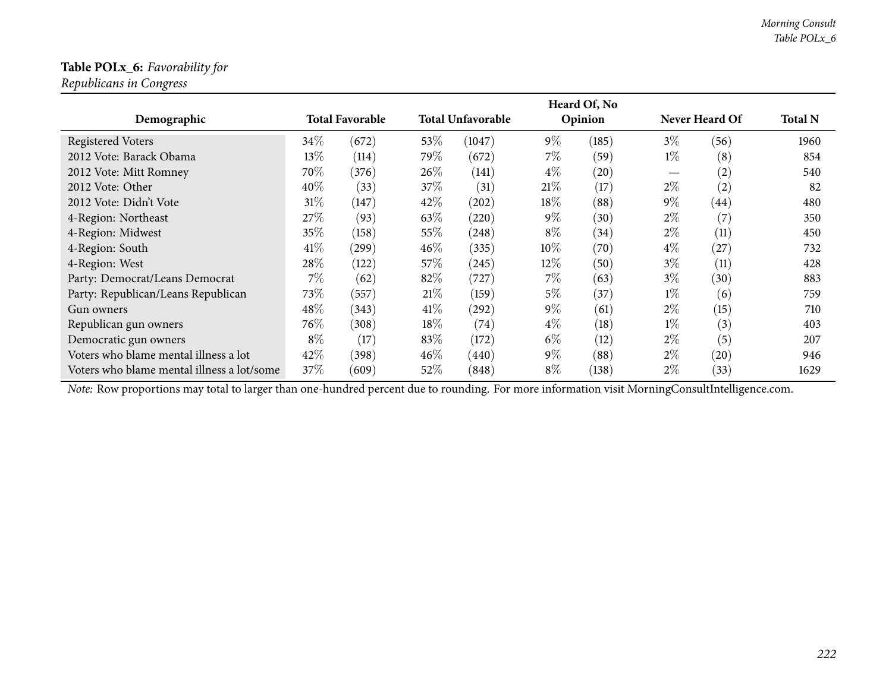**Table POLx_6:** *Favorability for Republicans in Congress*

| Demographic | Total Favorable | | Total Unfavorable | | Heard Of, No Opinion | | Never Heard Of | | Total N |
|---|---|---|---|---|---|---|---|---|---|
| Registered Voters | 34% | (672) | 53% | (1047) | 9% | (185) | 3% | (56) | 1960 |
| 2012 Vote: Barack Obama | 13% | (114) | 79% | (672) | 7% | (59) | 1% | (8) | 854 |
| 2012 Vote: Mitt Romney | 70% | (376) | 26% | (141) | 4% | (20) | — | (2) | 540 |
| 2012 Vote: Other | 40% | (33) | 37% | (31) | 21% | (17) | 2% | (2) | 82 |
| 2012 Vote: Didn't Vote | 31% | (147) | 42% | (202) | 18% | (88) | 9% | (44) | 480 |
| 4-Region: Northeast | 27% | (93) | 63% | (220) | 9% | (30) | 2% | (7) | 350 |
| 4-Region: Midwest | 35% | (158) | 55% | (248) | 8% | (34) | 2% | (11) | 450 |
| 4-Region: South | 41% | (299) | 46% | (335) | 10% | (70) | 4% | (27) | 732 |
| 4-Region: West | 28% | (122) | 57% | (245) | 12% | (50) | 3% | (11) | 428 |
| Party: Democrat/Leans Democrat | 7% | (62) | 82% | (727) | 7% | (63) | 3% | (30) | 883 |
| Party: Republican/Leans Republican | 73% | (557) | 21% | (159) | 5% | (37) | 1% | (6) | 759 |
| Gun owners | 48% | (343) | 41% | (292) | 9% | (61) | 2% | (15) | 710 |
| Republican gun owners | 76% | (308) | 18% | (74) | 4% | (18) | 1% | (3) | 403 |
| Democratic gun owners | 8% | (17) | 83% | (172) | 6% | (12) | 2% | (5) | 207 |
| Voters who blame mental illness a lot | 42% | (398) | 46% | (440) | 9% | (88) | 2% | (20) | 946 |
| Voters who blame mental illness a lot/some | 37% | (609) | 52% | (848) | 8% | (138) | 2% | (33) | 1629 |

*Note:* Row proportions may total to larger than one-hundred percent due to rounding. For more information visit MorningConsultIntelligence.com.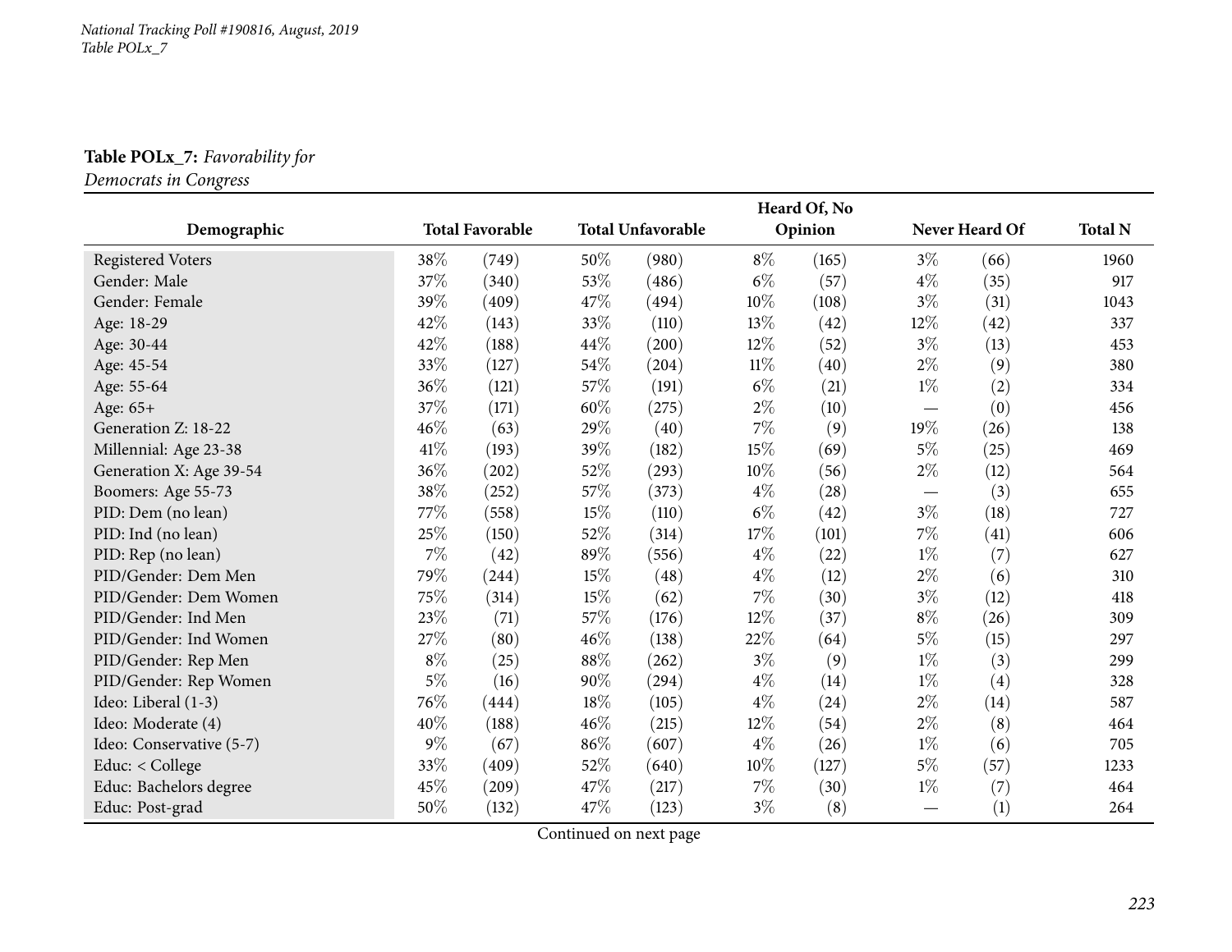**Table POLx_7:** *Favorability for Democrats in Congress*

| Demographic | Total Favorable | | Total Unfavorable | | Heard Of, No Opinion | | Never Heard Of | | Total N |
|---|---|---|---|---|---|---|---|---|---|
| Registered Voters | 38% | (749) | 50% | (980) | 8% | (165) | 3% | (66) | 1960 |
| Gender: Male | 37% | (340) | 53% | (486) | 6% | (57) | 4% | (35) | 917 |
| Gender: Female | 39% | (409) | 47% | (494) | 10% | (108) | 3% | (31) | 1043 |
| Age: 18-29 | 42% | (143) | 33% | (110) | 13% | (42) | 12% | (42) | 337 |
| Age: 30-44 | 42% | (188) | 44% | (200) | 12% | (52) | 3% | (13) | 453 |
| Age: 45-54 | 33% | (127) | 54% | (204) | 11% | (40) | 2% | (9) | 380 |
| Age: 55-64 | 36% | (121) | 57% | (191) | 6% | (21) | 1% | (2) | 334 |
| Age: 65+ | 37% | (171) | 60% | (275) | 2% | (10) | — | (0) | 456 |
| Generation Z: 18-22 | 46% | (63) | 29% | (40) | 7% | (9) | 19% | (26) | 138 |
| Millennial: Age 23-38 | 41% | (193) | 39% | (182) | 15% | (69) | 5% | (25) | 469 |
| Generation X: Age 39-54 | 36% | (202) | 52% | (293) | 10% | (56) | 2% | (12) | 564 |
| Boomers: Age 55-73 | 38% | (252) | 57% | (373) | 4% | (28) | — | (3) | 655 |
| PID: Dem (no lean) | 77% | (558) | 15% | (110) | 6% | (42) | 3% | (18) | 727 |
| PID: Ind (no lean) | 25% | (150) | 52% | (314) | 17% | (101) | 7% | (41) | 606 |
| PID: Rep (no lean) | 7% | (42) | 89% | (556) | 4% | (22) | 1% | (7) | 627 |
| PID/Gender: Dem Men | 79% | (244) | 15% | (48) | 4% | (12) | 2% | (6) | 310 |
| PID/Gender: Dem Women | 75% | (314) | 15% | (62) | 7% | (30) | 3% | (12) | 418 |
| PID/Gender: Ind Men | 23% | (71) | 57% | (176) | 12% | (37) | 8% | (26) | 309 |
| PID/Gender: Ind Women | 27% | (80) | 46% | (138) | 22% | (64) | 5% | (15) | 297 |
| PID/Gender: Rep Men | 8% | (25) | 88% | (262) | 3% | (9) | 1% | (3) | 299 |
| PID/Gender: Rep Women | 5% | (16) | 90% | (294) | 4% | (14) | 1% | (4) | 328 |
| Ideo: Liberal (1-3) | 76% | (444) | 18% | (105) | 4% | (24) | 2% | (14) | 587 |
| Ideo: Moderate (4) | 40% | (188) | 46% | (215) | 12% | (54) | 2% | (8) | 464 |
| Ideo: Conservative (5-7) | 9% | (67) | 86% | (607) | 4% | (26) | 1% | (6) | 705 |
| Educ: < College | 33% | (409) | 52% | (640) | 10% | (127) | 5% | (57) | 1233 |
| Educ: Bachelors degree | 45% | (209) | 47% | (217) | 7% | (30) | 1% | (7) | 464 |
| Educ: Post-grad | 50% | (132) | 47% | (123) | 3% | (8) | — | (1) | 264 |

Continued on next page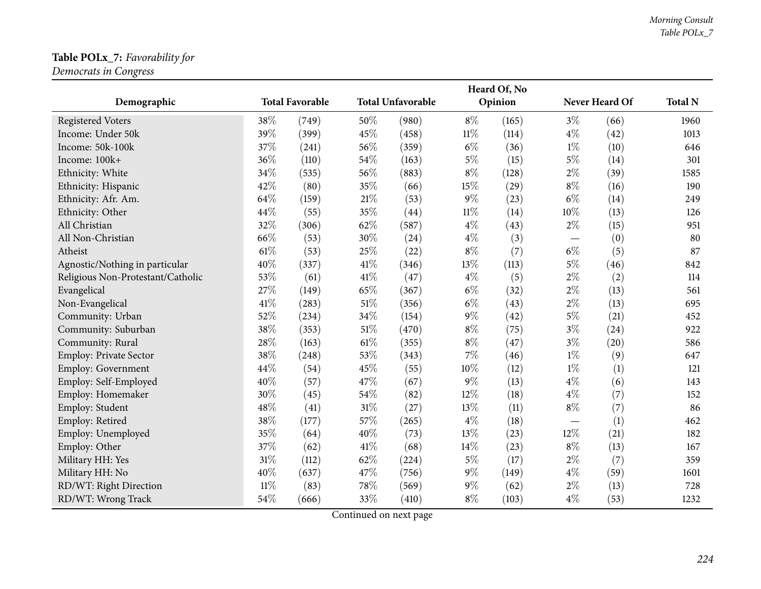**Table POLx_7:** *Favorability for Democrats in Congress*

| Demographic | Total Favorable | | Total Unfavorable | | Heard Of, No Opinion | | Never Heard Of | | Total N |
|---|---|---|---|---|---|---|---|---|---|
| Registered Voters | 38% | (749) | 50% | (980) | 8% | (165) | 3% | (66) | 1960 |
| Income: Under 50k | 39% | (399) | 45% | (458) | 11% | (114) | 4% | (42) | 1013 |
| Income: 50k-100k | 37% | (241) | 56% | (359) | 6% | (36) | 1% | (10) | 646 |
| Income: 100k+ | 36% | (110) | 54% | (163) | 5% | (15) | 5% | (14) | 301 |
| Ethnicity: White | 34% | (535) | 56% | (883) | 8% | (128) | 2% | (39) | 1585 |
| Ethnicity: Hispanic | 42% | (80) | 35% | (66) | 15% | (29) | 8% | (16) | 190 |
| Ethnicity: Afr. Am. | 64% | (159) | 21% | (53) | 9% | (23) | 6% | (14) | 249 |
| Ethnicity: Other | 44% | (55) | 35% | (44) | 11% | (14) | 10% | (13) | 126 |
| All Christian | 32% | (306) | 62% | (587) | 4% | (43) | 2% | (15) | 951 |
| All Non-Christian | 66% | (53) | 30% | (24) | 4% | (3) | — | (0) | 80 |
| Atheist | 61% | (53) | 25% | (22) | 8% | (7) | 6% | (5) | 87 |
| Agnostic/Nothing in particular | 40% | (337) | 41% | (346) | 13% | (113) | 5% | (46) | 842 |
| Religious Non-Protestant/Catholic | 53% | (61) | 41% | (47) | 4% | (5) | 2% | (2) | 114 |
| Evangelical | 27% | (149) | 65% | (367) | 6% | (32) | 2% | (13) | 561 |
| Non-Evangelical | 41% | (283) | 51% | (356) | 6% | (43) | 2% | (13) | 695 |
| Community: Urban | 52% | (234) | 34% | (154) | 9% | (42) | 5% | (21) | 452 |
| Community: Suburban | 38% | (353) | 51% | (470) | 8% | (75) | 3% | (24) | 922 |
| Community: Rural | 28% | (163) | 61% | (355) | 8% | (47) | 3% | (20) | 586 |
| Employ: Private Sector | 38% | (248) | 53% | (343) | 7% | (46) | 1% | (9) | 647 |
| Employ: Government | 44% | (54) | 45% | (55) | 10% | (12) | 1% | (1) | 121 |
| Employ: Self-Employed | 40% | (57) | 47% | (67) | 9% | (13) | 4% | (6) | 143 |
| Employ: Homemaker | 30% | (45) | 54% | (82) | 12% | (18) | 4% | (7) | 152 |
| Employ: Student | 48% | (41) | 31% | (27) | 13% | (11) | 8% | (7) | 86 |
| Employ: Retired | 38% | (177) | 57% | (265) | 4% | (18) | — | (1) | 462 |
| Employ: Unemployed | 35% | (64) | 40% | (73) | 13% | (23) | 12% | (21) | 182 |
| Employ: Other | 37% | (62) | 41% | (68) | 14% | (23) | 8% | (13) | 167 |
| Military HH: Yes | 31% | (112) | 62% | (224) | 5% | (17) | 2% | (7) | 359 |
| Military HH: No | 40% | (637) | 47% | (756) | 9% | (149) | 4% | (59) | 1601 |
| RD/WT: Right Direction | 11% | (83) | 78% | (569) | 9% | (62) | 2% | (13) | 728 |
| RD/WT: Wrong Track | 54% | (666) | 33% | (410) | 8% | (103) | 4% | (53) | 1232 |

Continued on next page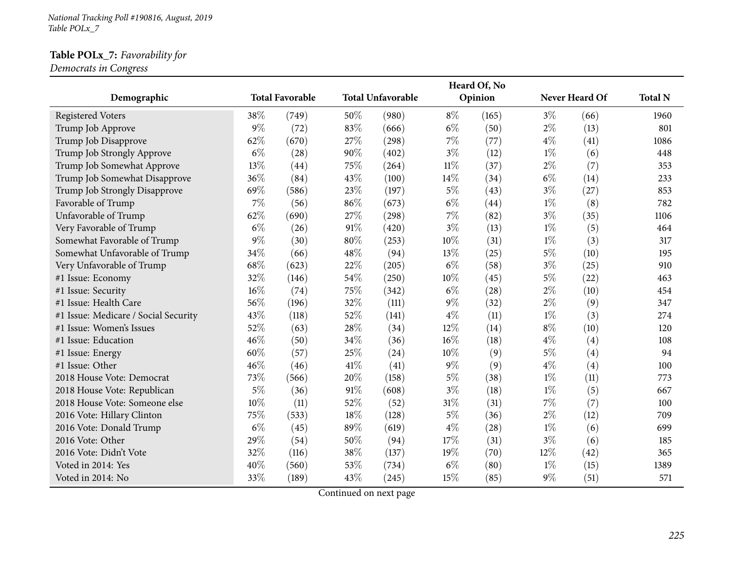**Table POLx_7:** *Favorability for Democrats in Congress*

| Demographic | Total Favorable | | Total Unfavorable | | Heard Of, No Opinion | | Never Heard Of | | Total N |
|---|---|---|---|---|---|---|---|---|---|
| Registered Voters | 38% | (749) | 50% | (980) | 8% | (165) | 3% | (66) | 1960 |
| Trump Job Approve | 9% | (72) | 83% | (666) | 6% | (50) | 2% | (13) | 801 |
| Trump Job Disapprove | 62% | (670) | 27% | (298) | 7% | (77) | 4% | (41) | 1086 |
| Trump Job Strongly Approve | 6% | (28) | 90% | (402) | 3% | (12) | 1% | (6) | 448 |
| Trump Job Somewhat Approve | 13% | (44) | 75% | (264) | 11% | (37) | 2% | (7) | 353 |
| Trump Job Somewhat Disapprove | 36% | (84) | 43% | (100) | 14% | (34) | 6% | (14) | 233 |
| Trump Job Strongly Disapprove | 69% | (586) | 23% | (197) | 5% | (43) | 3% | (27) | 853 |
| Favorable of Trump | 7% | (56) | 86% | (673) | 6% | (44) | 1% | (8) | 782 |
| Unfavorable of Trump | 62% | (690) | 27% | (298) | 7% | (82) | 3% | (35) | 1106 |
| Very Favorable of Trump | 6% | (26) | 91% | (420) | 3% | (13) | 1% | (5) | 464 |
| Somewhat Favorable of Trump | 9% | (30) | 80% | (253) | 10% | (31) | 1% | (3) | 317 |
| Somewhat Unfavorable of Trump | 34% | (66) | 48% | (94) | 13% | (25) | 5% | (10) | 195 |
| Very Unfavorable of Trump | 68% | (623) | 22% | (205) | 6% | (58) | 3% | (25) | 910 |
| #1 Issue: Economy | 32% | (146) | 54% | (250) | 10% | (45) | 5% | (22) | 463 |
| #1 Issue: Security | 16% | (74) | 75% | (342) | 6% | (28) | 2% | (10) | 454 |
| #1 Issue: Health Care | 56% | (196) | 32% | (111) | 9% | (32) | 2% | (9) | 347 |
| #1 Issue: Medicare / Social Security | 43% | (118) | 52% | (141) | 4% | (11) | 1% | (3) | 274 |
| #1 Issue: Women's Issues | 52% | (63) | 28% | (34) | 12% | (14) | 8% | (10) | 120 |
| #1 Issue: Education | 46% | (50) | 34% | (36) | 16% | (18) | 4% | (4) | 108 |
| #1 Issue: Energy | 60% | (57) | 25% | (24) | 10% | (9) | 5% | (4) | 94 |
| #1 Issue: Other | 46% | (46) | 41% | (41) | 9% | (9) | 4% | (4) | 100 |
| 2018 House Vote: Democrat | 73% | (566) | 20% | (158) | 5% | (38) | 1% | (11) | 773 |
| 2018 House Vote: Republican | 5% | (36) | 91% | (608) | 3% | (18) | 1% | (5) | 667 |
| 2018 House Vote: Someone else | 10% | (11) | 52% | (52) | 31% | (31) | 7% | (7) | 100 |
| 2016 Vote: Hillary Clinton | 75% | (533) | 18% | (128) | 5% | (36) | 2% | (12) | 709 |
| 2016 Vote: Donald Trump | 6% | (45) | 89% | (619) | 4% | (28) | 1% | (6) | 699 |
| 2016 Vote: Other | 29% | (54) | 50% | (94) | 17% | (31) | 3% | (6) | 185 |
| 2016 Vote: Didn't Vote | 32% | (116) | 38% | (137) | 19% | (70) | 12% | (42) | 365 |
| Voted in 2014: Yes | 40% | (560) | 53% | (734) | 6% | (80) | 1% | (15) | 1389 |
| Voted in 2014: No | 33% | (189) | 43% | (245) | 15% | (85) | 9% | (51) | 571 |

Continued on next page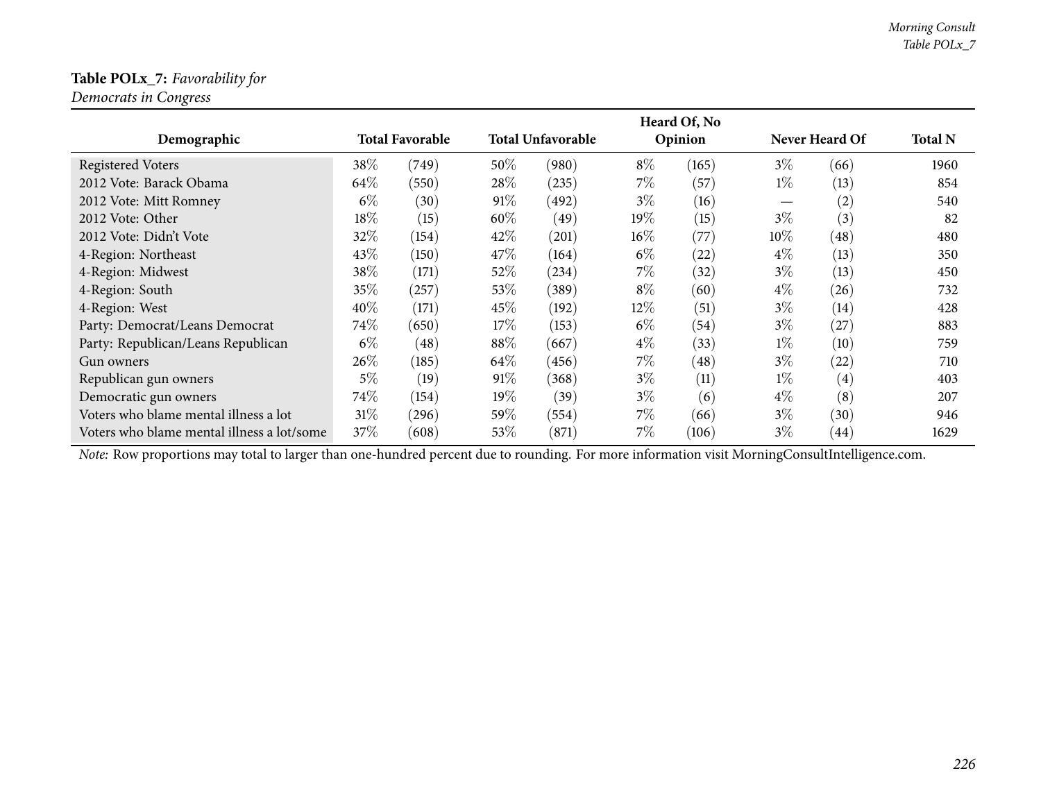**Table POLx_7:** *Favorability for Democrats in Congress*

| Demographic | Total Favorable | | Total Unfavorable | | Heard Of, No Opinion | | Never Heard Of | | Total N |
|---|---|---|---|---|---|---|---|---|---|
| Registered Voters | 38% | (749) | 50% | (980) | 8% | (165) | 3% | (66) | 1960 |
| 2012 Vote: Barack Obama | 64% | (550) | 28% | (235) | 7% | (57) | 1% | (13) | 854 |
| 2012 Vote: Mitt Romney | 6% | (30) | 91% | (492) | 3% | (16) | — | (2) | 540 |
| 2012 Vote: Other | 18% | (15) | 60% | (49) | 19% | (15) | 3% | (3) | 82 |
| 2012 Vote: Didn't Vote | 32% | (154) | 42% | (201) | 16% | (77) | 10% | (48) | 480 |
| 4-Region: Northeast | 43% | (150) | 47% | (164) | 6% | (22) | 4% | (13) | 350 |
| 4-Region: Midwest | 38% | (171) | 52% | (234) | 7% | (32) | 3% | (13) | 450 |
| 4-Region: South | 35% | (257) | 53% | (389) | 8% | (60) | 4% | (26) | 732 |
| 4-Region: West | 40% | (171) | 45% | (192) | 12% | (51) | 3% | (14) | 428 |
| Party: Democrat/Leans Democrat | 74% | (650) | 17% | (153) | 6% | (54) | 3% | (27) | 883 |
| Party: Republican/Leans Republican | 6% | (48) | 88% | (667) | 4% | (33) | 1% | (10) | 759 |
| Gun owners | 26% | (185) | 64% | (456) | 7% | (48) | 3% | (22) | 710 |
| Republican gun owners | 5% | (19) | 91% | (368) | 3% | (11) | 1% | (4) | 403 |
| Democratic gun owners | 74% | (154) | 19% | (39) | 3% | (6) | 4% | (8) | 207 |
| Voters who blame mental illness a lot | 31% | (296) | 59% | (554) | 7% | (66) | 3% | (30) | 946 |
| Voters who blame mental illness a lot/some | 37% | (608) | 53% | (871) | 7% | (106) | 3% | (44) | 1629 |

*Note:* Row proportions may total to larger than one-hundred percent due to rounding. For more information visit MorningConsultIntelligence.com.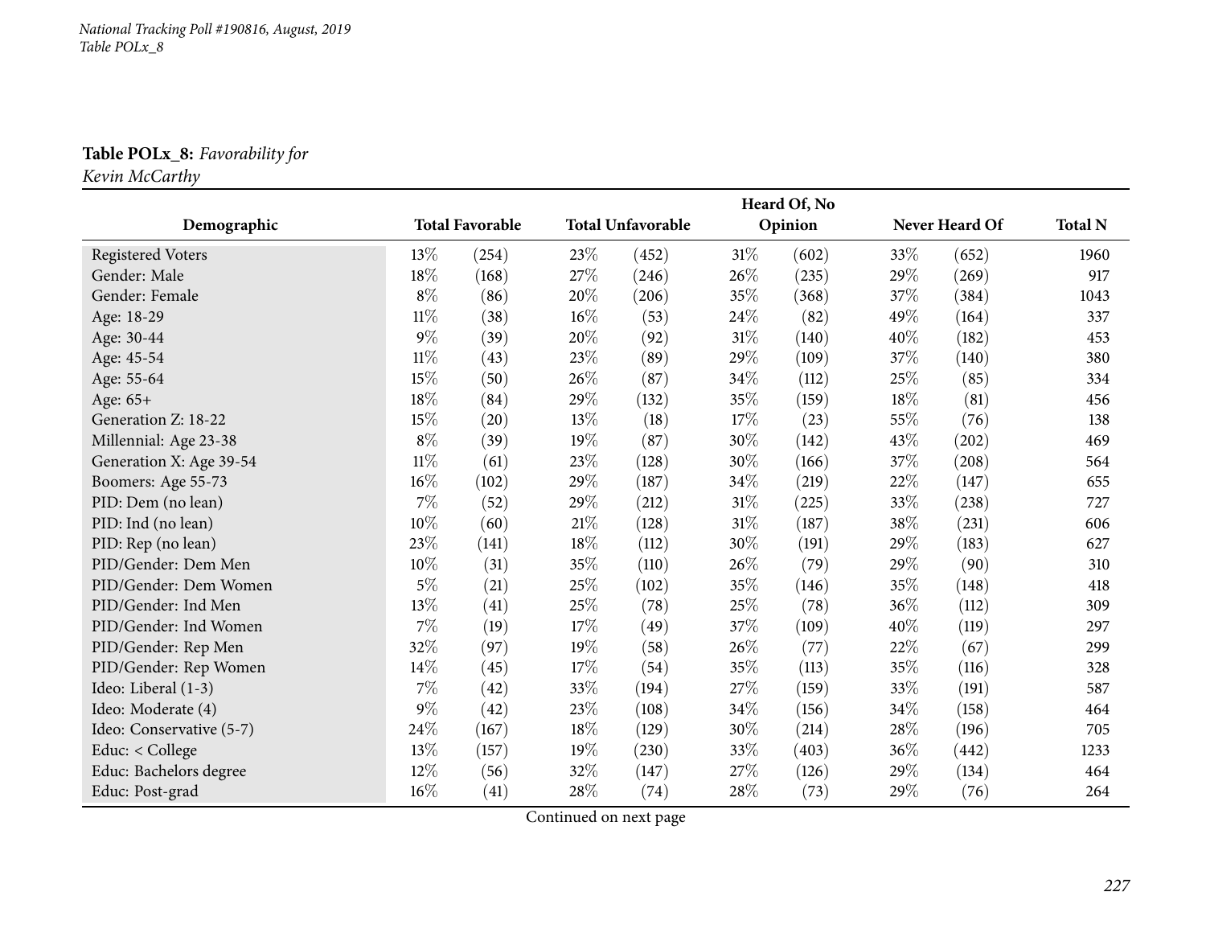*National Tracking Poll #190816, August, 2019*
*Table POLx_8*

**Table POLx_8:** *Favorability for Kevin McCarthy*

| Demographic | Total Favorable | | Total Unfavorable | | Heard Of, No Opinion | | Never Heard Of | | Total N |
|---|---|---|---|---|---|---|---|---|---|
| Registered Voters | 13% | (254) | 23% | (452) | 31% | (602) | 33% | (652) | 1960 |
| Gender: Male | 18% | (168) | 27% | (246) | 26% | (235) | 29% | (269) | 917 |
| Gender: Female | 8% | (86) | 20% | (206) | 35% | (368) | 37% | (384) | 1043 |
| Age: 18-29 | 11% | (38) | 16% | (53) | 24% | (82) | 49% | (164) | 337 |
| Age: 30-44 | 9% | (39) | 20% | (92) | 31% | (140) | 40% | (182) | 453 |
| Age: 45-54 | 11% | (43) | 23% | (89) | 29% | (109) | 37% | (140) | 380 |
| Age: 55-64 | 15% | (50) | 26% | (87) | 34% | (112) | 25% | (85) | 334 |
| Age: 65+ | 18% | (84) | 29% | (132) | 35% | (159) | 18% | (81) | 456 |
| Generation Z: 18-22 | 15% | (20) | 13% | (18) | 17% | (23) | 55% | (76) | 138 |
| Millennial: Age 23-38 | 8% | (39) | 19% | (87) | 30% | (142) | 43% | (202) | 469 |
| Generation X: Age 39-54 | 11% | (61) | 23% | (128) | 30% | (166) | 37% | (208) | 564 |
| Boomers: Age 55-73 | 16% | (102) | 29% | (187) | 34% | (219) | 22% | (147) | 655 |
| PID: Dem (no lean) | 7% | (52) | 29% | (212) | 31% | (225) | 33% | (238) | 727 |
| PID: Ind (no lean) | 10% | (60) | 21% | (128) | 31% | (187) | 38% | (231) | 606 |
| PID: Rep (no lean) | 23% | (141) | 18% | (112) | 30% | (191) | 29% | (183) | 627 |
| PID/Gender: Dem Men | 10% | (31) | 35% | (110) | 26% | (79) | 29% | (90) | 310 |
| PID/Gender: Dem Women | 5% | (21) | 25% | (102) | 35% | (146) | 35% | (148) | 418 |
| PID/Gender: Ind Men | 13% | (41) | 25% | (78) | 25% | (78) | 36% | (112) | 309 |
| PID/Gender: Ind Women | 7% | (19) | 17% | (49) | 37% | (109) | 40% | (119) | 297 |
| PID/Gender: Rep Men | 32% | (97) | 19% | (58) | 26% | (77) | 22% | (67) | 299 |
| PID/Gender: Rep Women | 14% | (45) | 17% | (54) | 35% | (113) | 35% | (116) | 328 |
| Ideo: Liberal (1-3) | 7% | (42) | 33% | (194) | 27% | (159) | 33% | (191) | 587 |
| Ideo: Moderate (4) | 9% | (42) | 23% | (108) | 34% | (156) | 34% | (158) | 464 |
| Ideo: Conservative (5-7) | 24% | (167) | 18% | (129) | 30% | (214) | 28% | (196) | 705 |
| Educ: < College | 13% | (157) | 19% | (230) | 33% | (403) | 36% | (442) | 1233 |
| Educ: Bachelors degree | 12% | (56) | 32% | (147) | 27% | (126) | 29% | (134) | 464 |
| Educ: Post-grad | 16% | (41) | 28% | (74) | 28% | (73) | 29% | (76) | 264 |

Continued on next page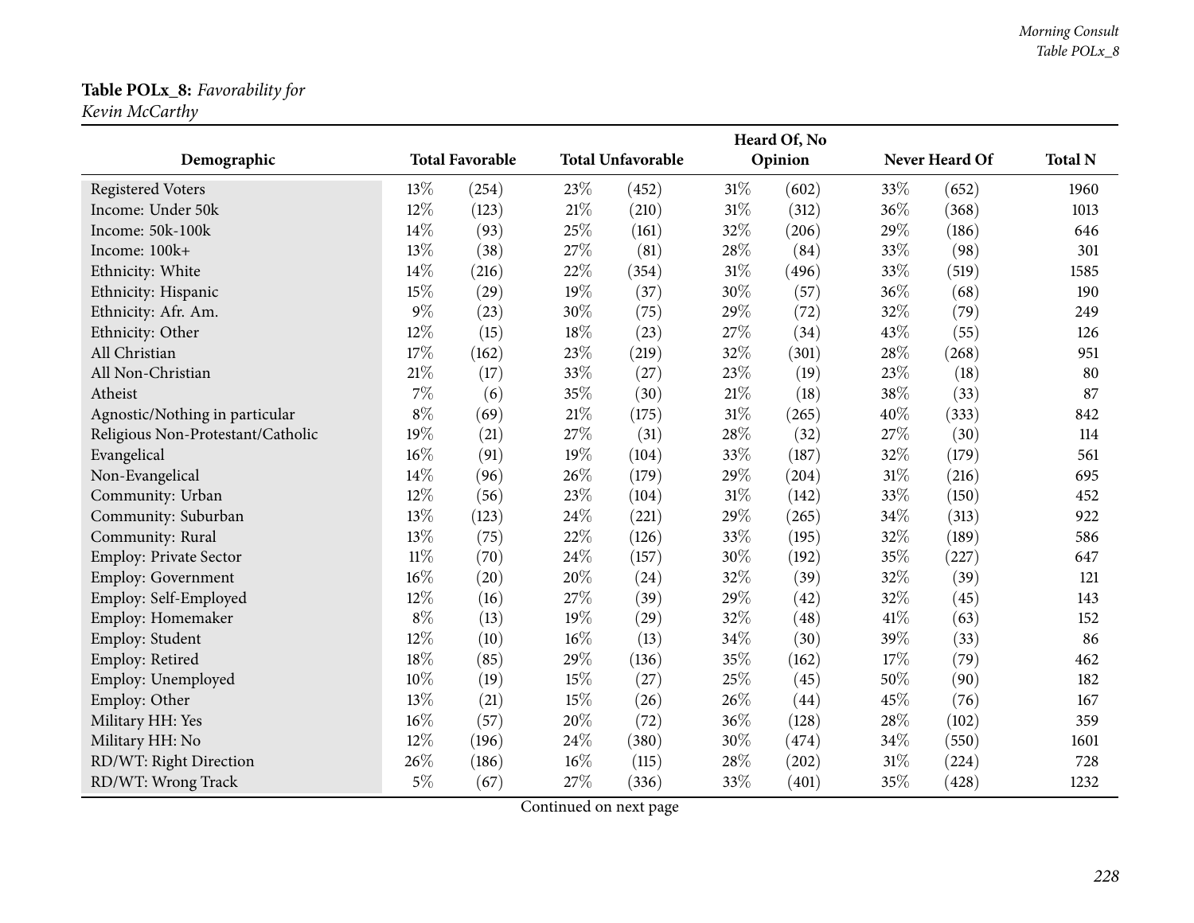**Table POLx_8:** *Favorability for Kevin McCarthy*

| Demographic | Total Favorable | | Total Unfavorable | | Heard Of, No Opinion | | Never Heard Of | | Total N |
|---|---|---|---|---|---|---|---|---|---|
| Registered Voters | 13% | (254) | 23% | (452) | 31% | (602) | 33% | (652) | 1960 |
| Income: Under 50k | 12% | (123) | 21% | (210) | 31% | (312) | 36% | (368) | 1013 |
| Income: 50k-100k | 14% | (93) | 25% | (161) | 32% | (206) | 29% | (186) | 646 |
| Income: 100k+ | 13% | (38) | 27% | (81) | 28% | (84) | 33% | (98) | 301 |
| Ethnicity: White | 14% | (216) | 22% | (354) | 31% | (496) | 33% | (519) | 1585 |
| Ethnicity: Hispanic | 15% | (29) | 19% | (37) | 30% | (57) | 36% | (68) | 190 |
| Ethnicity: Afr. Am. | 9% | (23) | 30% | (75) | 29% | (72) | 32% | (79) | 249 |
| Ethnicity: Other | 12% | (15) | 18% | (23) | 27% | (34) | 43% | (55) | 126 |
| All Christian | 17% | (162) | 23% | (219) | 32% | (301) | 28% | (268) | 951 |
| All Non-Christian | 21% | (17) | 33% | (27) | 23% | (19) | 23% | (18) | 80 |
| Atheist | 7% | (6) | 35% | (30) | 21% | (18) | 38% | (33) | 87 |
| Agnostic/Nothing in particular | 8% | (69) | 21% | (175) | 31% | (265) | 40% | (333) | 842 |
| Religious Non-Protestant/Catholic | 19% | (21) | 27% | (31) | 28% | (32) | 27% | (30) | 114 |
| Evangelical | 16% | (91) | 19% | (104) | 33% | (187) | 32% | (179) | 561 |
| Non-Evangelical | 14% | (96) | 26% | (179) | 29% | (204) | 31% | (216) | 695 |
| Community: Urban | 12% | (56) | 23% | (104) | 31% | (142) | 33% | (150) | 452 |
| Community: Suburban | 13% | (123) | 24% | (221) | 29% | (265) | 34% | (313) | 922 |
| Community: Rural | 13% | (75) | 22% | (126) | 33% | (195) | 32% | (189) | 586 |
| Employ: Private Sector | 11% | (70) | 24% | (157) | 30% | (192) | 35% | (227) | 647 |
| Employ: Government | 16% | (20) | 20% | (24) | 32% | (39) | 32% | (39) | 121 |
| Employ: Self-Employed | 12% | (16) | 27% | (39) | 29% | (42) | 32% | (45) | 143 |
| Employ: Homemaker | 8% | (13) | 19% | (29) | 32% | (48) | 41% | (63) | 152 |
| Employ: Student | 12% | (10) | 16% | (13) | 34% | (30) | 39% | (33) | 86 |
| Employ: Retired | 18% | (85) | 29% | (136) | 35% | (162) | 17% | (79) | 462 |
| Employ: Unemployed | 10% | (19) | 15% | (27) | 25% | (45) | 50% | (90) | 182 |
| Employ: Other | 13% | (21) | 15% | (26) | 26% | (44) | 45% | (76) | 167 |
| Military HH: Yes | 16% | (57) | 20% | (72) | 36% | (128) | 28% | (102) | 359 |
| Military HH: No | 12% | (196) | 24% | (380) | 30% | (474) | 34% | (550) | 1601 |
| RD/WT: Right Direction | 26% | (186) | 16% | (115) | 28% | (202) | 31% | (224) | 728 |
| RD/WT: Wrong Track | 5% | (67) | 27% | (336) | 33% | (401) | 35% | (428) | 1232 |

Continued on next page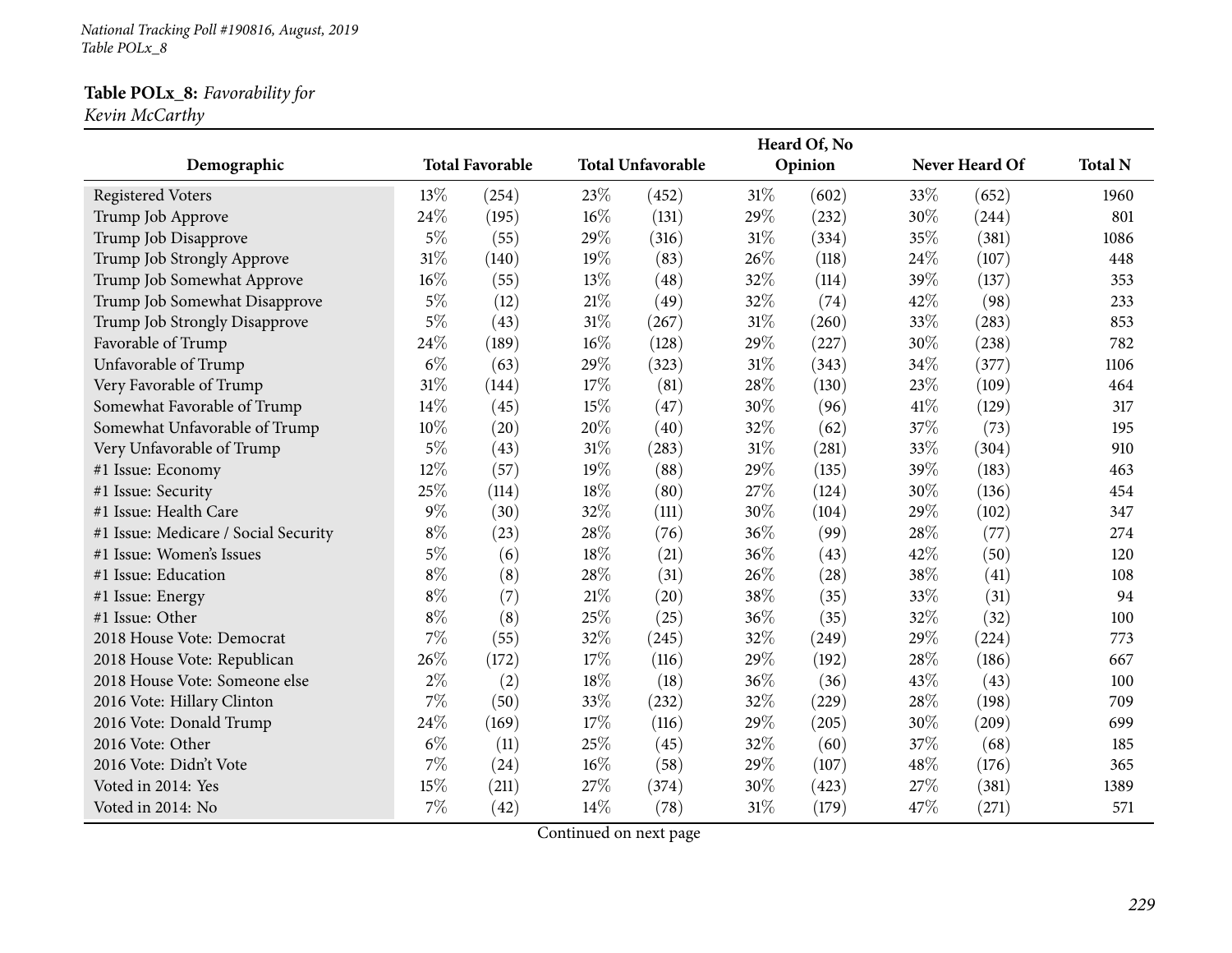**Table POLx_8:** *Favorability for Kevin McCarthy*

| Demographic | Total Favorable | | Total Unfavorable | | Heard Of, No Opinion | | Never Heard Of | | Total N |
|---|---|---|---|---|---|---|---|---|---|
| Registered Voters | 13% | (254) | 23% | (452) | 31% | (602) | 33% | (652) | 1960 |
| Trump Job Approve | 24% | (195) | 16% | (131) | 29% | (232) | 30% | (244) | 801 |
| Trump Job Disapprove | 5% | (55) | 29% | (316) | 31% | (334) | 35% | (381) | 1086 |
| Trump Job Strongly Approve | 31% | (140) | 19% | (83) | 26% | (118) | 24% | (107) | 448 |
| Trump Job Somewhat Approve | 16% | (55) | 13% | (48) | 32% | (114) | 39% | (137) | 353 |
| Trump Job Somewhat Disapprove | 5% | (12) | 21% | (49) | 32% | (74) | 42% | (98) | 233 |
| Trump Job Strongly Disapprove | 5% | (43) | 31% | (267) | 31% | (260) | 33% | (283) | 853 |
| Favorable of Trump | 24% | (189) | 16% | (128) | 29% | (227) | 30% | (238) | 782 |
| Unfavorable of Trump | 6% | (63) | 29% | (323) | 31% | (343) | 34% | (377) | 1106 |
| Very Favorable of Trump | 31% | (144) | 17% | (81) | 28% | (130) | 23% | (109) | 464 |
| Somewhat Favorable of Trump | 14% | (45) | 15% | (47) | 30% | (96) | 41% | (129) | 317 |
| Somewhat Unfavorable of Trump | 10% | (20) | 20% | (40) | 32% | (62) | 37% | (73) | 195 |
| Very Unfavorable of Trump | 5% | (43) | 31% | (283) | 31% | (281) | 33% | (304) | 910 |
| #1 Issue: Economy | 12% | (57) | 19% | (88) | 29% | (135) | 39% | (183) | 463 |
| #1 Issue: Security | 25% | (114) | 18% | (80) | 27% | (124) | 30% | (136) | 454 |
| #1 Issue: Health Care | 9% | (30) | 32% | (111) | 30% | (104) | 29% | (102) | 347 |
| #1 Issue: Medicare / Social Security | 8% | (23) | 28% | (76) | 36% | (99) | 28% | (77) | 274 |
| #1 Issue: Women's Issues | 5% | (6) | 18% | (21) | 36% | (43) | 42% | (50) | 120 |
| #1 Issue: Education | 8% | (8) | 28% | (31) | 26% | (28) | 38% | (41) | 108 |
| #1 Issue: Energy | 8% | (7) | 21% | (20) | 38% | (35) | 33% | (31) | 94 |
| #1 Issue: Other | 8% | (8) | 25% | (25) | 36% | (35) | 32% | (32) | 100 |
| 2018 House Vote: Democrat | 7% | (55) | 32% | (245) | 32% | (249) | 29% | (224) | 773 |
| 2018 House Vote: Republican | 26% | (172) | 17% | (116) | 29% | (192) | 28% | (186) | 667 |
| 2018 House Vote: Someone else | 2% | (2) | 18% | (18) | 36% | (36) | 43% | (43) | 100 |
| 2016 Vote: Hillary Clinton | 7% | (50) | 33% | (232) | 32% | (229) | 28% | (198) | 709 |
| 2016 Vote: Donald Trump | 24% | (169) | 17% | (116) | 29% | (205) | 30% | (209) | 699 |
| 2016 Vote: Other | 6% | (11) | 25% | (45) | 32% | (60) | 37% | (68) | 185 |
| 2016 Vote: Didn't Vote | 7% | (24) | 16% | (58) | 29% | (107) | 48% | (176) | 365 |
| Voted in 2014: Yes | 15% | (211) | 27% | (374) | 30% | (423) | 27% | (381) | 1389 |
| Voted in 2014: No | 7% | (42) | 14% | (78) | 31% | (179) | 47% | (271) | 571 |

Continued on next page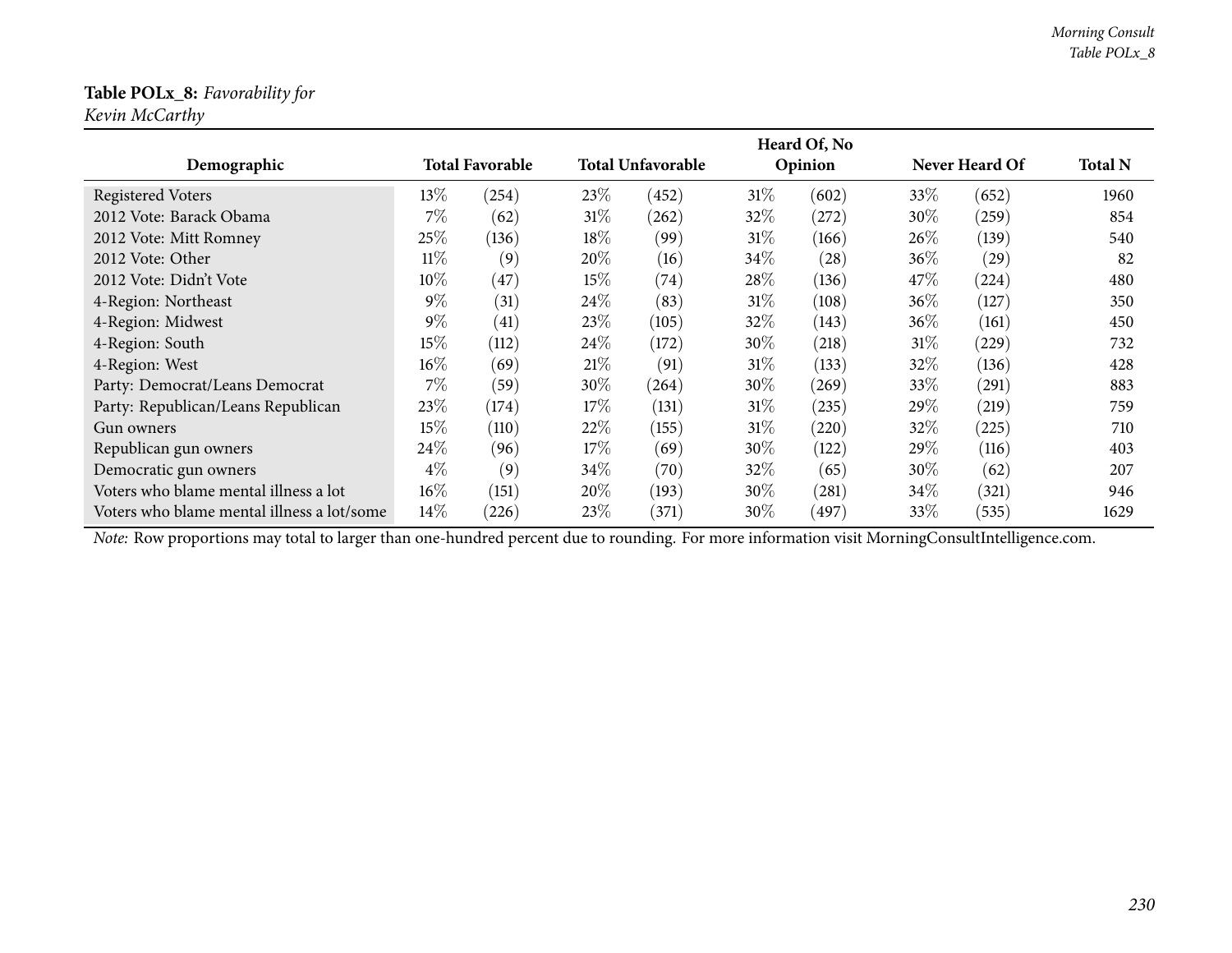**Table POLx_8:** *Favorability for Kevin McCarthy*

| Demographic | Total Favorable | | Total Unfavorable | | Heard Of, No Opinion | | Never Heard Of | | Total N |
|---|---|---|---|---|---|---|---|---|---|
| Registered Voters | 13% | (254) | 23% | (452) | 31% | (602) | 33% | (652) | 1960 |
| 2012 Vote: Barack Obama | 7% | (62) | 31% | (262) | 32% | (272) | 30% | (259) | 854 |
| 2012 Vote: Mitt Romney | 25% | (136) | 18% | (99) | 31% | (166) | 26% | (139) | 540 |
| 2012 Vote: Other | 11% | (9) | 20% | (16) | 34% | (28) | 36% | (29) | 82 |
| 2012 Vote: Didn't Vote | 10% | (47) | 15% | (74) | 28% | (136) | 47% | (224) | 480 |
| 4-Region: Northeast | 9% | (31) | 24% | (83) | 31% | (108) | 36% | (127) | 350 |
| 4-Region: Midwest | 9% | (41) | 23% | (105) | 32% | (143) | 36% | (161) | 450 |
| 4-Region: South | 15% | (112) | 24% | (172) | 30% | (218) | 31% | (229) | 732 |
| 4-Region: West | 16% | (69) | 21% | (91) | 31% | (133) | 32% | (136) | 428 |
| Party: Democrat/Leans Democrat | 7% | (59) | 30% | (264) | 30% | (269) | 33% | (291) | 883 |
| Party: Republican/Leans Republican | 23% | (174) | 17% | (131) | 31% | (235) | 29% | (219) | 759 |
| Gun owners | 15% | (110) | 22% | (155) | 31% | (220) | 32% | (225) | 710 |
| Republican gun owners | 24% | (96) | 17% | (69) | 30% | (122) | 29% | (116) | 403 |
| Democratic gun owners | 4% | (9) | 34% | (70) | 32% | (65) | 30% | (62) | 207 |
| Voters who blame mental illness a lot | 16% | (151) | 20% | (193) | 30% | (281) | 34% | (321) | 946 |
| Voters who blame mental illness a lot/some | 14% | (226) | 23% | (371) | 30% | (497) | 33% | (535) | 1629 |

*Note:* Row proportions may total to larger than one-hundred percent due to rounding. For more information visit MorningConsultIntelligence.com.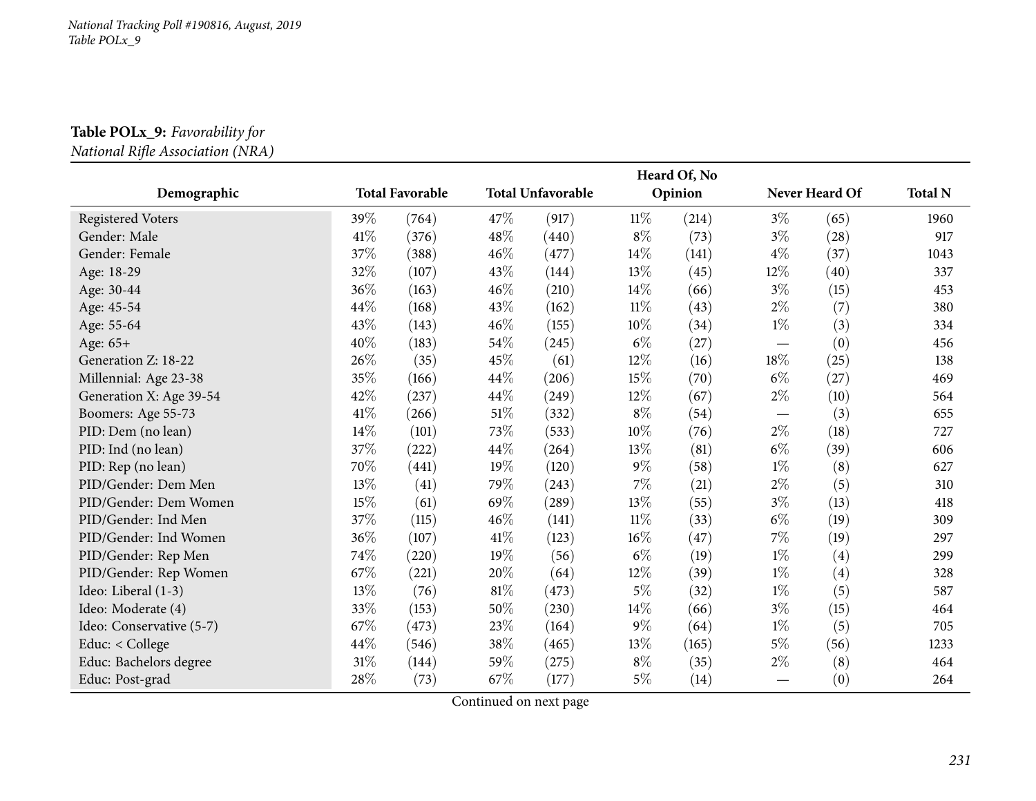*National Tracking Poll #190816, August, 2019*
*Table POLx_9*

**Table POLx_9:** *Favorability for National Rifle Association (NRA)*

| Demographic | Total Favorable | | Total Unfavorable | | Heard Of, No Opinion | | Never Heard Of | | Total N |
|---|---|---|---|---|---|---|---|---|---|
| Registered Voters | 39% | (764) | 47% | (917) | 11% | (214) | 3% | (65) | 1960 |
| Gender: Male | 41% | (376) | 48% | (440) | 8% | (73) | 3% | (28) | 917 |
| Gender: Female | 37% | (388) | 46% | (477) | 14% | (141) | 4% | (37) | 1043 |
| Age: 18-29 | 32% | (107) | 43% | (144) | 13% | (45) | 12% | (40) | 337 |
| Age: 30-44 | 36% | (163) | 46% | (210) | 14% | (66) | 3% | (15) | 453 |
| Age: 45-54 | 44% | (168) | 43% | (162) | 11% | (43) | 2% | (7) | 380 |
| Age: 55-64 | 43% | (143) | 46% | (155) | 10% | (34) | 1% | (3) | 334 |
| Age: 65+ | 40% | (183) | 54% | (245) | 6% | (27) | — | (0) | 456 |
| Generation Z: 18-22 | 26% | (35) | 45% | (61) | 12% | (16) | 18% | (25) | 138 |
| Millennial: Age 23-38 | 35% | (166) | 44% | (206) | 15% | (70) | 6% | (27) | 469 |
| Generation X: Age 39-54 | 42% | (237) | 44% | (249) | 12% | (67) | 2% | (10) | 564 |
| Boomers: Age 55-73 | 41% | (266) | 51% | (332) | 8% | (54) | — | (3) | 655 |
| PID: Dem (no lean) | 14% | (101) | 73% | (533) | 10% | (76) | 2% | (18) | 727 |
| PID: Ind (no lean) | 37% | (222) | 44% | (264) | 13% | (81) | 6% | (39) | 606 |
| PID: Rep (no lean) | 70% | (441) | 19% | (120) | 9% | (58) | 1% | (8) | 627 |
| PID/Gender: Dem Men | 13% | (41) | 79% | (243) | 7% | (21) | 2% | (5) | 310 |
| PID/Gender: Dem Women | 15% | (61) | 69% | (289) | 13% | (55) | 3% | (13) | 418 |
| PID/Gender: Ind Men | 37% | (115) | 46% | (141) | 11% | (33) | 6% | (19) | 309 |
| PID/Gender: Ind Women | 36% | (107) | 41% | (123) | 16% | (47) | 7% | (19) | 297 |
| PID/Gender: Rep Men | 74% | (220) | 19% | (56) | 6% | (19) | 1% | (4) | 299 |
| PID/Gender: Rep Women | 67% | (221) | 20% | (64) | 12% | (39) | 1% | (4) | 328 |
| Ideo: Liberal (1-3) | 13% | (76) | 81% | (473) | 5% | (32) | 1% | (5) | 587 |
| Ideo: Moderate (4) | 33% | (153) | 50% | (230) | 14% | (66) | 3% | (15) | 464 |
| Ideo: Conservative (5-7) | 67% | (473) | 23% | (164) | 9% | (64) | 1% | (5) | 705 |
| Educ: < College | 44% | (546) | 38% | (465) | 13% | (165) | 5% | (56) | 1233 |
| Educ: Bachelors degree | 31% | (144) | 59% | (275) | 8% | (35) | 2% | (8) | 464 |
| Educ: Post-grad | 28% | (73) | 67% | (177) | 5% | (14) | — | (0) | 264 |

Continued on next page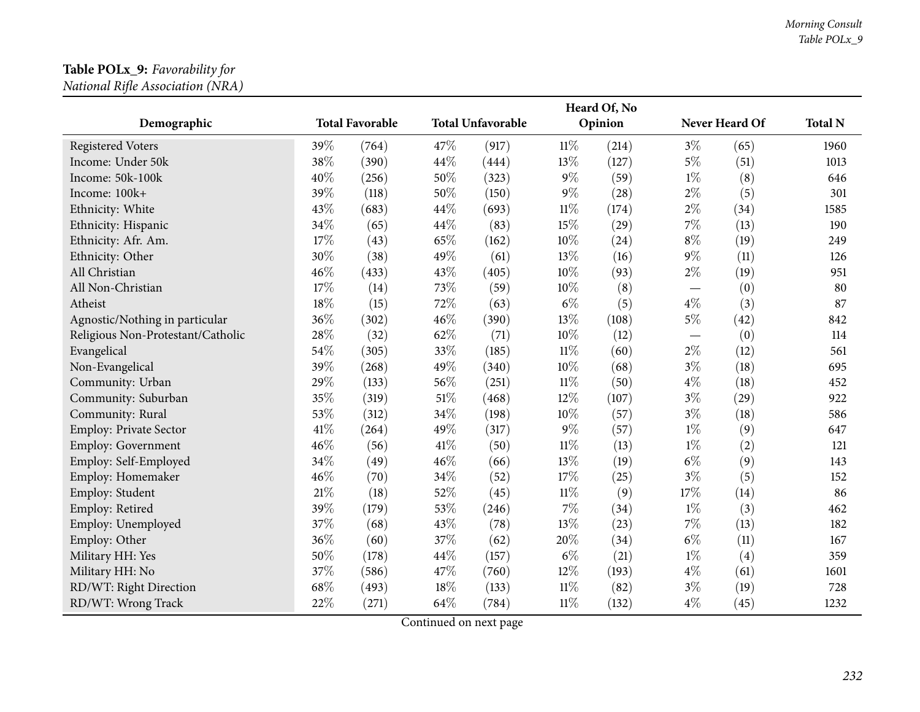**Table POLx_9:** *Favorability for National Rifle Association (NRA)*

| Demographic | Total Favorable | | Total Unfavorable | | Heard Of, No Opinion | | Never Heard Of | | Total N |
|---|---|---|---|---|---|---|---|---|---|
| Registered Voters | 39% | (764) | 47% | (917) | 11% | (214) | 3% | (65) | 1960 |
| Income: Under 50k | 38% | (390) | 44% | (444) | 13% | (127) | 5% | (51) | 1013 |
| Income: 50k-100k | 40% | (256) | 50% | (323) | 9% | (59) | 1% | (8) | 646 |
| Income: 100k+ | 39% | (118) | 50% | (150) | 9% | (28) | 2% | (5) | 301 |
| Ethnicity: White | 43% | (683) | 44% | (693) | 11% | (174) | 2% | (34) | 1585 |
| Ethnicity: Hispanic | 34% | (65) | 44% | (83) | 15% | (29) | 7% | (13) | 190 |
| Ethnicity: Afr. Am. | 17% | (43) | 65% | (162) | 10% | (24) | 8% | (19) | 249 |
| Ethnicity: Other | 30% | (38) | 49% | (61) | 13% | (16) | 9% | (11) | 126 |
| All Christian | 46% | (433) | 43% | (405) | 10% | (93) | 2% | (19) | 951 |
| All Non-Christian | 17% | (14) | 73% | (59) | 10% | (8) | — | (0) | 80 |
| Atheist | 18% | (15) | 72% | (63) | 6% | (5) | 4% | (3) | 87 |
| Agnostic/Nothing in particular | 36% | (302) | 46% | (390) | 13% | (108) | 5% | (42) | 842 |
| Religious Non-Protestant/Catholic | 28% | (32) | 62% | (71) | 10% | (12) | — | (0) | 114 |
| Evangelical | 54% | (305) | 33% | (185) | 11% | (60) | 2% | (12) | 561 |
| Non-Evangelical | 39% | (268) | 49% | (340) | 10% | (68) | 3% | (18) | 695 |
| Community: Urban | 29% | (133) | 56% | (251) | 11% | (50) | 4% | (18) | 452 |
| Community: Suburban | 35% | (319) | 51% | (468) | 12% | (107) | 3% | (29) | 922 |
| Community: Rural | 53% | (312) | 34% | (198) | 10% | (57) | 3% | (18) | 586 |
| Employ: Private Sector | 41% | (264) | 49% | (317) | 9% | (57) | 1% | (9) | 647 |
| Employ: Government | 46% | (56) | 41% | (50) | 11% | (13) | 1% | (2) | 121 |
| Employ: Self-Employed | 34% | (49) | 46% | (66) | 13% | (19) | 6% | (9) | 143 |
| Employ: Homemaker | 46% | (70) | 34% | (52) | 17% | (25) | 3% | (5) | 152 |
| Employ: Student | 21% | (18) | 52% | (45) | 11% | (9) | 17% | (14) | 86 |
| Employ: Retired | 39% | (179) | 53% | (246) | 7% | (34) | 1% | (3) | 462 |
| Employ: Unemployed | 37% | (68) | 43% | (78) | 13% | (23) | 7% | (13) | 182 |
| Employ: Other | 36% | (60) | 37% | (62) | 20% | (34) | 6% | (11) | 167 |
| Military HH: Yes | 50% | (178) | 44% | (157) | 6% | (21) | 1% | (4) | 359 |
| Military HH: No | 37% | (586) | 47% | (760) | 12% | (193) | 4% | (61) | 1601 |
| RD/WT: Right Direction | 68% | (493) | 18% | (133) | 11% | (82) | 3% | (19) | 728 |
| RD/WT: Wrong Track | 22% | (271) | 64% | (784) | 11% | (132) | 4% | (45) | 1232 |

Continued on next page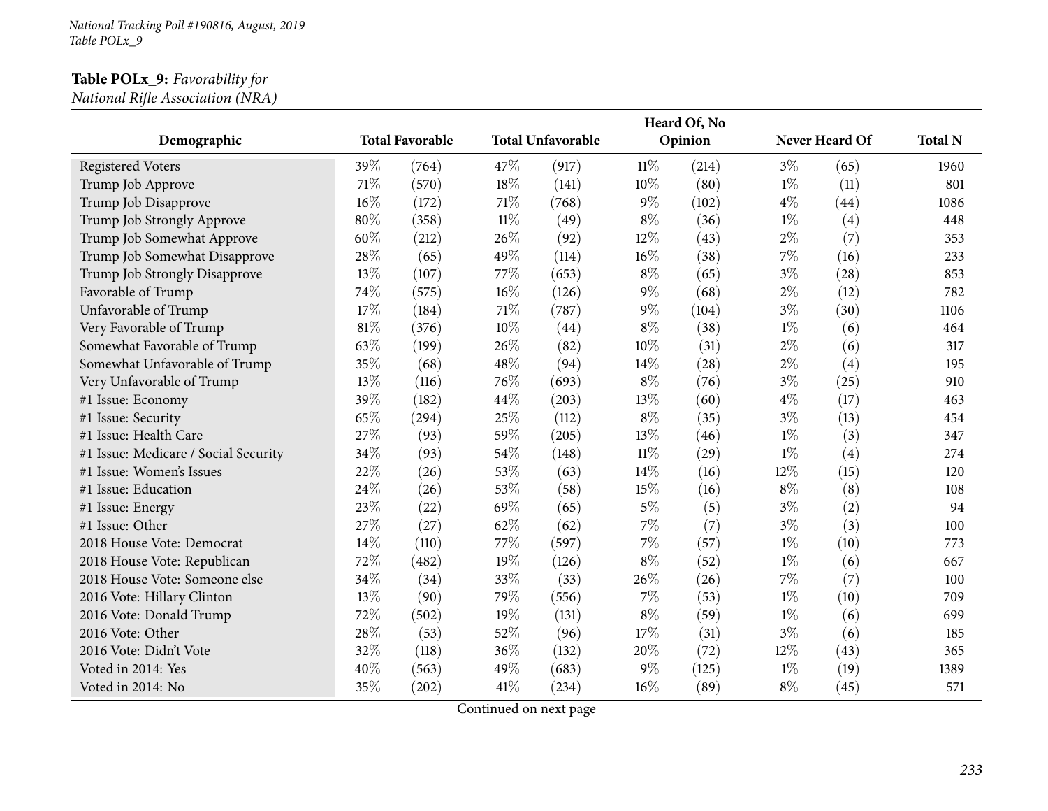**Table POLx_9:** *Favorability for National Rifle Association (NRA)*

| Demographic | Total Favorable | | Total Unfavorable | | Heard Of, No Opinion | | Never Heard Of | | Total N |
|---|---|---|---|---|---|---|---|---|---|
| Registered Voters | 39% | (764) | 47% | (917) | 11% | (214) | 3% | (65) | 1960 |
| Trump Job Approve | 71% | (570) | 18% | (141) | 10% | (80) | 1% | (11) | 801 |
| Trump Job Disapprove | 16% | (172) | 71% | (768) | 9% | (102) | 4% | (44) | 1086 |
| Trump Job Strongly Approve | 80% | (358) | 11% | (49) | 8% | (36) | 1% | (4) | 448 |
| Trump Job Somewhat Approve | 60% | (212) | 26% | (92) | 12% | (43) | 2% | (7) | 353 |
| Trump Job Somewhat Disapprove | 28% | (65) | 49% | (114) | 16% | (38) | 7% | (16) | 233 |
| Trump Job Strongly Disapprove | 13% | (107) | 77% | (653) | 8% | (65) | 3% | (28) | 853 |
| Favorable of Trump | 74% | (575) | 16% | (126) | 9% | (68) | 2% | (12) | 782 |
| Unfavorable of Trump | 17% | (184) | 71% | (787) | 9% | (104) | 3% | (30) | 1106 |
| Very Favorable of Trump | 81% | (376) | 10% | (44) | 8% | (38) | 1% | (6) | 464 |
| Somewhat Favorable of Trump | 63% | (199) | 26% | (82) | 10% | (31) | 2% | (6) | 317 |
| Somewhat Unfavorable of Trump | 35% | (68) | 48% | (94) | 14% | (28) | 2% | (4) | 195 |
| Very Unfavorable of Trump | 13% | (116) | 76% | (693) | 8% | (76) | 3% | (25) | 910 |
| #1 Issue: Economy | 39% | (182) | 44% | (203) | 13% | (60) | 4% | (17) | 463 |
| #1 Issue: Security | 65% | (294) | 25% | (112) | 8% | (35) | 3% | (13) | 454 |
| #1 Issue: Health Care | 27% | (93) | 59% | (205) | 13% | (46) | 1% | (3) | 347 |
| #1 Issue: Medicare / Social Security | 34% | (93) | 54% | (148) | 11% | (29) | 1% | (4) | 274 |
| #1 Issue: Women's Issues | 22% | (26) | 53% | (63) | 14% | (16) | 12% | (15) | 120 |
| #1 Issue: Education | 24% | (26) | 53% | (58) | 15% | (16) | 8% | (8) | 108 |
| #1 Issue: Energy | 23% | (22) | 69% | (65) | 5% | (5) | 3% | (2) | 94 |
| #1 Issue: Other | 27% | (27) | 62% | (62) | 7% | (7) | 3% | (3) | 100 |
| 2018 House Vote: Democrat | 14% | (110) | 77% | (597) | 7% | (57) | 1% | (10) | 773 |
| 2018 House Vote: Republican | 72% | (482) | 19% | (126) | 8% | (52) | 1% | (6) | 667 |
| 2018 House Vote: Someone else | 34% | (34) | 33% | (33) | 26% | (26) | 7% | (7) | 100 |
| 2016 Vote: Hillary Clinton | 13% | (90) | 79% | (556) | 7% | (53) | 1% | (10) | 709 |
| 2016 Vote: Donald Trump | 72% | (502) | 19% | (131) | 8% | (59) | 1% | (6) | 699 |
| 2016 Vote: Other | 28% | (53) | 52% | (96) | 17% | (31) | 3% | (6) | 185 |
| 2016 Vote: Didn't Vote | 32% | (118) | 36% | (132) | 20% | (72) | 12% | (43) | 365 |
| Voted in 2014: Yes | 40% | (563) | 49% | (683) | 9% | (125) | 1% | (19) | 1389 |
| Voted in 2014: No | 35% | (202) | 41% | (234) | 16% | (89) | 8% | (45) | 571 |

Continued on next page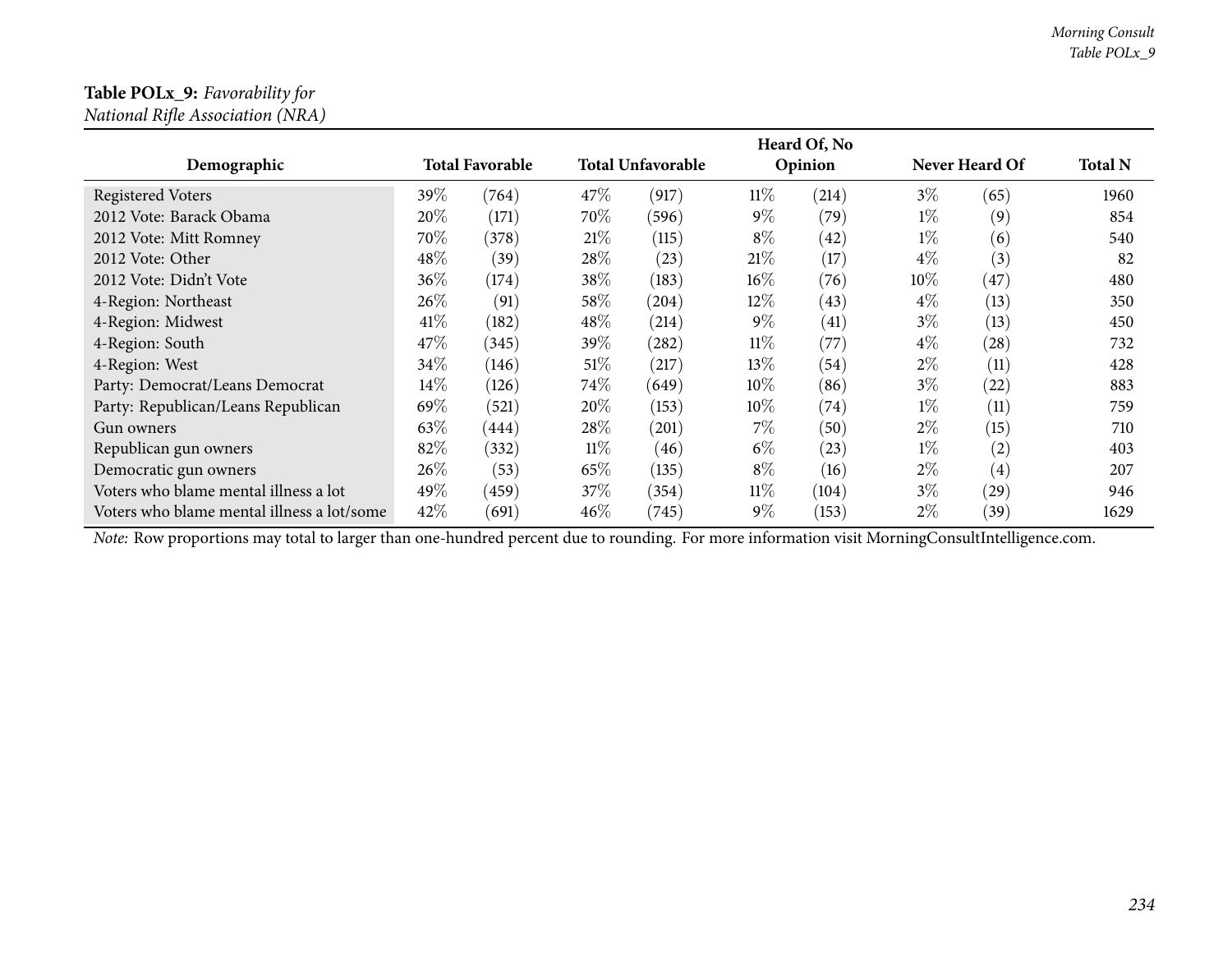**Table POLx_9:** *Favorability for National Rifle Association (NRA)*

| Demographic | Total Favorable | | Total Unfavorable | | Heard Of, No Opinion | | Never Heard Of | | Total N |
|---|---|---|---|---|---|---|---|---|---|
| Registered Voters | 39% | (764) | 47% | (917) | 11% | (214) | 3% | (65) | 1960 |
| 2012 Vote: Barack Obama | 20% | (171) | 70% | (596) | 9% | (79) | 1% | (9) | 854 |
| 2012 Vote: Mitt Romney | 70% | (378) | 21% | (115) | 8% | (42) | 1% | (6) | 540 |
| 2012 Vote: Other | 48% | (39) | 28% | (23) | 21% | (17) | 4% | (3) | 82 |
| 2012 Vote: Didn't Vote | 36% | (174) | 38% | (183) | 16% | (76) | 10% | (47) | 480 |
| 4-Region: Northeast | 26% | (91) | 58% | (204) | 12% | (43) | 4% | (13) | 350 |
| 4-Region: Midwest | 41% | (182) | 48% | (214) | 9% | (41) | 3% | (13) | 450 |
| 4-Region: South | 47% | (345) | 39% | (282) | 11% | (77) | 4% | (28) | 732 |
| 4-Region: West | 34% | (146) | 51% | (217) | 13% | (54) | 2% | (11) | 428 |
| Party: Democrat/Leans Democrat | 14% | (126) | 74% | (649) | 10% | (86) | 3% | (22) | 883 |
| Party: Republican/Leans Republican | 69% | (521) | 20% | (153) | 10% | (74) | 1% | (11) | 759 |
| Gun owners | 63% | (444) | 28% | (201) | 7% | (50) | 2% | (15) | 710 |
| Republican gun owners | 82% | (332) | 11% | (46) | 6% | (23) | 1% | (2) | 403 |
| Democratic gun owners | 26% | (53) | 65% | (135) | 8% | (16) | 2% | (4) | 207 |
| Voters who blame mental illness a lot | 49% | (459) | 37% | (354) | 11% | (104) | 3% | (29) | 946 |
| Voters who blame mental illness a lot/some | 42% | (691) | 46% | (745) | 9% | (153) | 2% | (39) | 1629 |

*Note:* Row proportions may total to larger than one-hundred percent due to rounding. For more information visit MorningConsultIntelligence.com.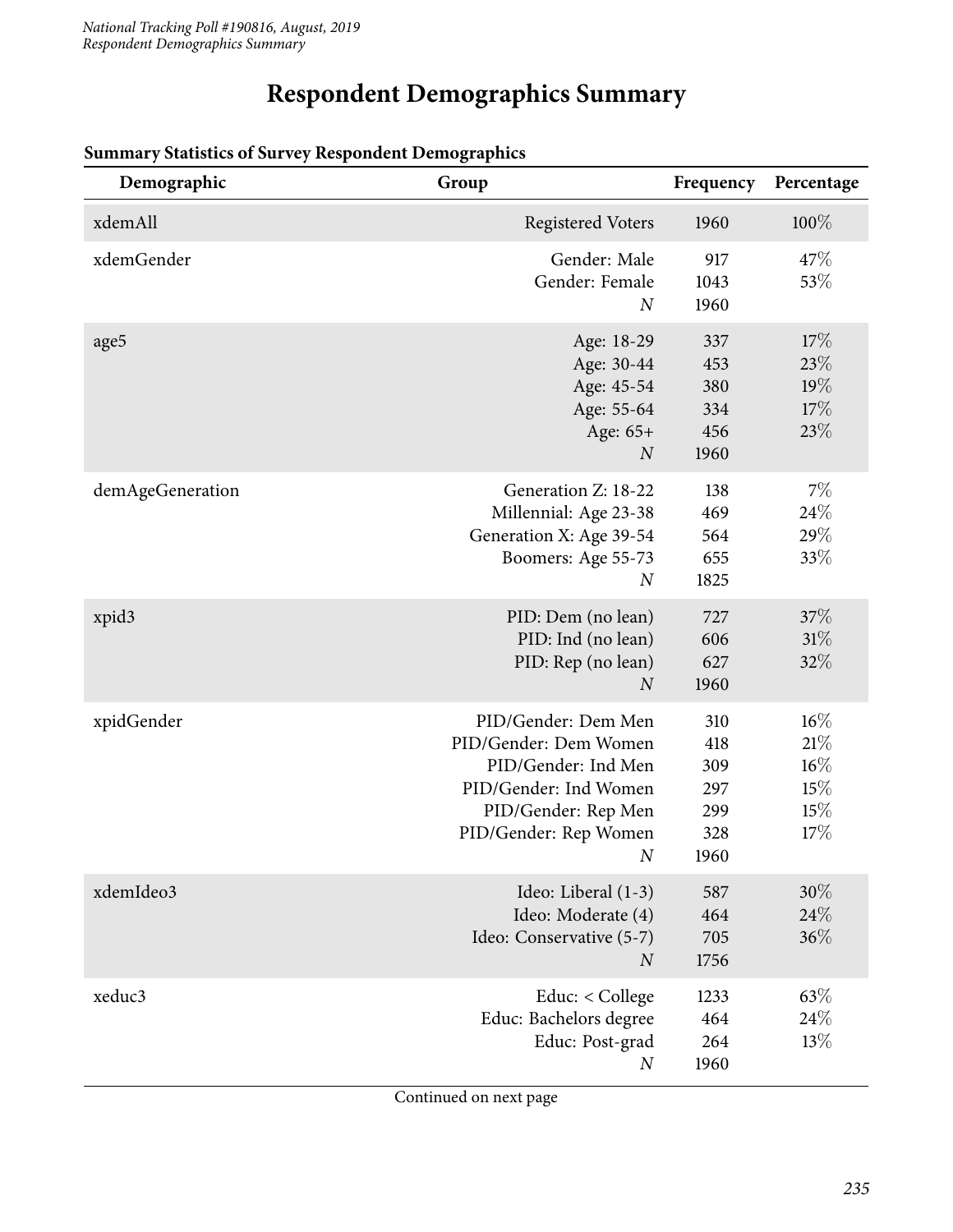# Respondent Demographics Summary

**Summary Statistics of Survey Respondent Demographics**

| Demographic | Group | Frequency | Percentage |
|---|---|---|---|
| xdemAll | Registered Voters | 1960 | 100% |
| xdemGender | Gender: Male | 917 | 47% |
| | Gender: Female | 1043 | 53% |
| | *N* | 1960 | |
| age5 | Age: 18-29 | 337 | 17% |
| | Age: 30-44 | 453 | 23% |
| | Age: 45-54 | 380 | 19% |
| | Age: 55-64 | 334 | 17% |
| | Age: 65+ | 456 | 23% |
| | *N* | 1960 | |
| demAgeGeneration | Generation Z: 18-22 | 138 | 7% |
| | Millennial: Age 23-38 | 469 | 24% |
| | Generation X: Age 39-54 | 564 | 29% |
| | Boomers: Age 55-73 | 655 | 33% |
| | *N* | 1825 | |
| xpid3 | PID: Dem (no lean) | 727 | 37% |
| | PID: Ind (no lean) | 606 | 31% |
| | PID: Rep (no lean) | 627 | 32% |
| | *N* | 1960 | |
| xpidGender | PID/Gender: Dem Men | 310 | 16% |
| | PID/Gender: Dem Women | 418 | 21% |
| | PID/Gender: Ind Men | 309 | 16% |
| | PID/Gender: Ind Women | 297 | 15% |
| | PID/Gender: Rep Men | 299 | 15% |
| | PID/Gender: Rep Women | 328 | 17% |
| | *N* | 1960 | |
| xdemIdeo3 | Ideo: Liberal (1-3) | 587 | 30% |
| | Ideo: Moderate (4) | 464 | 24% |
| | Ideo: Conservative (5-7) | 705 | 36% |
| | *N* | 1756 | |
| xeduc3 | Educ: < College | 1233 | 63% |
| | Educ: Bachelors degree | 464 | 24% |
| | Educ: Post-grad | 264 | 13% |
| | *N* | 1960 | |

Continued on next page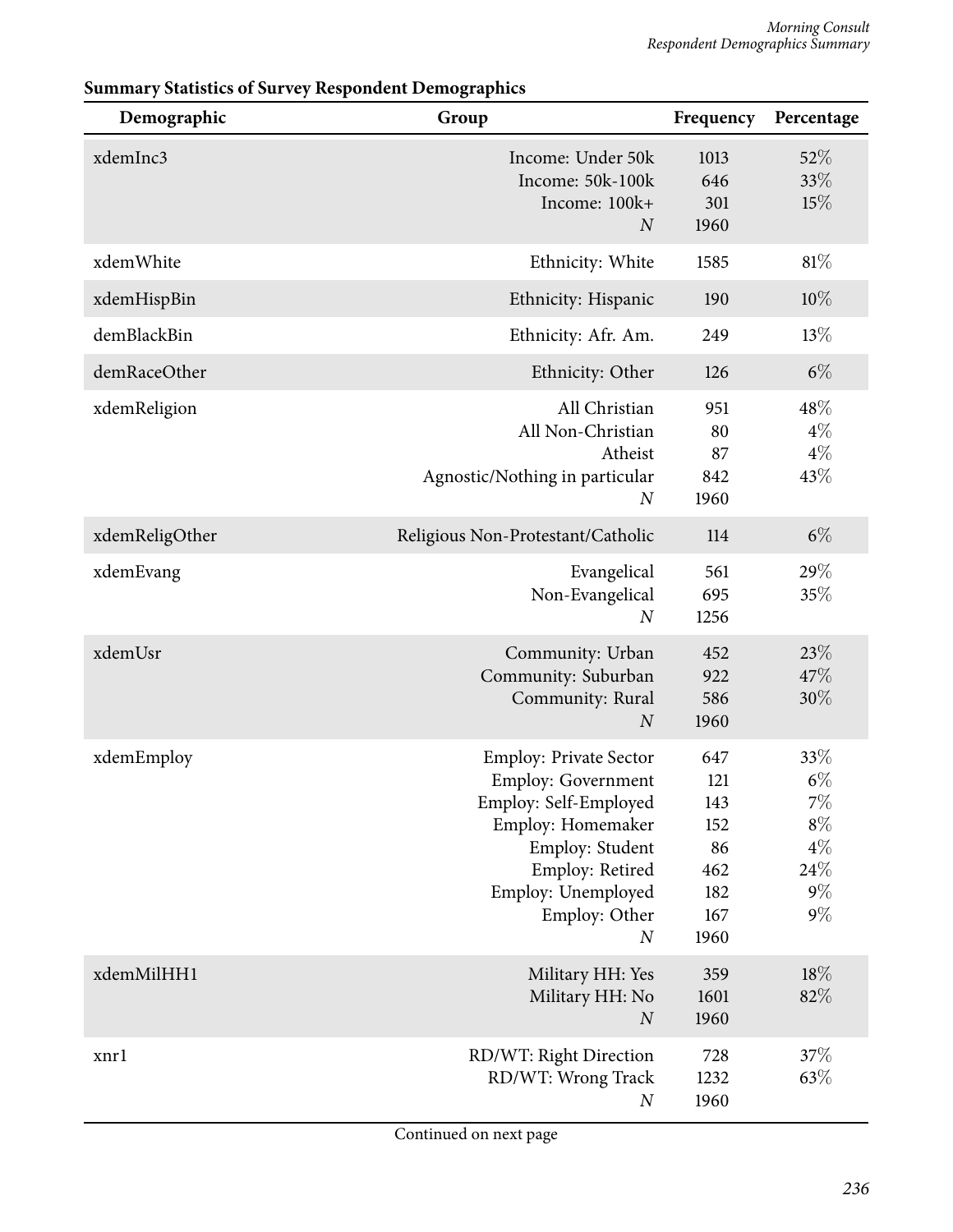**Summary Statistics of Survey Respondent Demographics**

| Demographic | Group | Frequency | Percentage |
|---|---|---|---|
| xdemInc3 | Income: Under 50k | 1013 | 52% |
| | Income: 50k-100k | 646 | 33% |
| | Income: 100k+ | 301 | 15% |
| | *N* | 1960 | |
| xdemWhite | Ethnicity: White | 1585 | 81% |
| xdemHispBin | Ethnicity: Hispanic | 190 | 10% |
| demBlackBin | Ethnicity: Afr. Am. | 249 | 13% |
| demRaceOther | Ethnicity: Other | 126 | 6% |
| xdemReligion | All Christian | 951 | 48% |
| | All Non-Christian | 80 | 4% |
| | Atheist | 87 | 4% |
| | Agnostic/Nothing in particular | 842 | 43% |
| | *N* | 1960 | |
| xdemReligOther | Religious Non-Protestant/Catholic | 114 | 6% |
| xdemEvang | Evangelical | 561 | 29% |
| | Non-Evangelical | 695 | 35% |
| | *N* | 1256 | |
| xdemUsr | Community: Urban | 452 | 23% |
| | Community: Suburban | 922 | 47% |
| | Community: Rural | 586 | 30% |
| | *N* | 1960 | |
| xdemEmploy | Employ: Private Sector | 647 | 33% |
| | Employ: Government | 121 | 6% |
| | Employ: Self-Employed | 143 | 7% |
| | Employ: Homemaker | 152 | 8% |
| | Employ: Student | 86 | 4% |
| | Employ: Retired | 462 | 24% |
| | Employ: Unemployed | 182 | 9% |
| | Employ: Other | 167 | 9% |
| | *N* | 1960 | |
| xdemMilHH1 | Military HH: Yes | 359 | 18% |
| | Military HH: No | 1601 | 82% |
| | *N* | 1960 | |
| xnr1 | RD/WT: Right Direction | 728 | 37% |
| | RD/WT: Wrong Track | 1232 | 63% |
| | *N* | 1960 | |

Continued on next page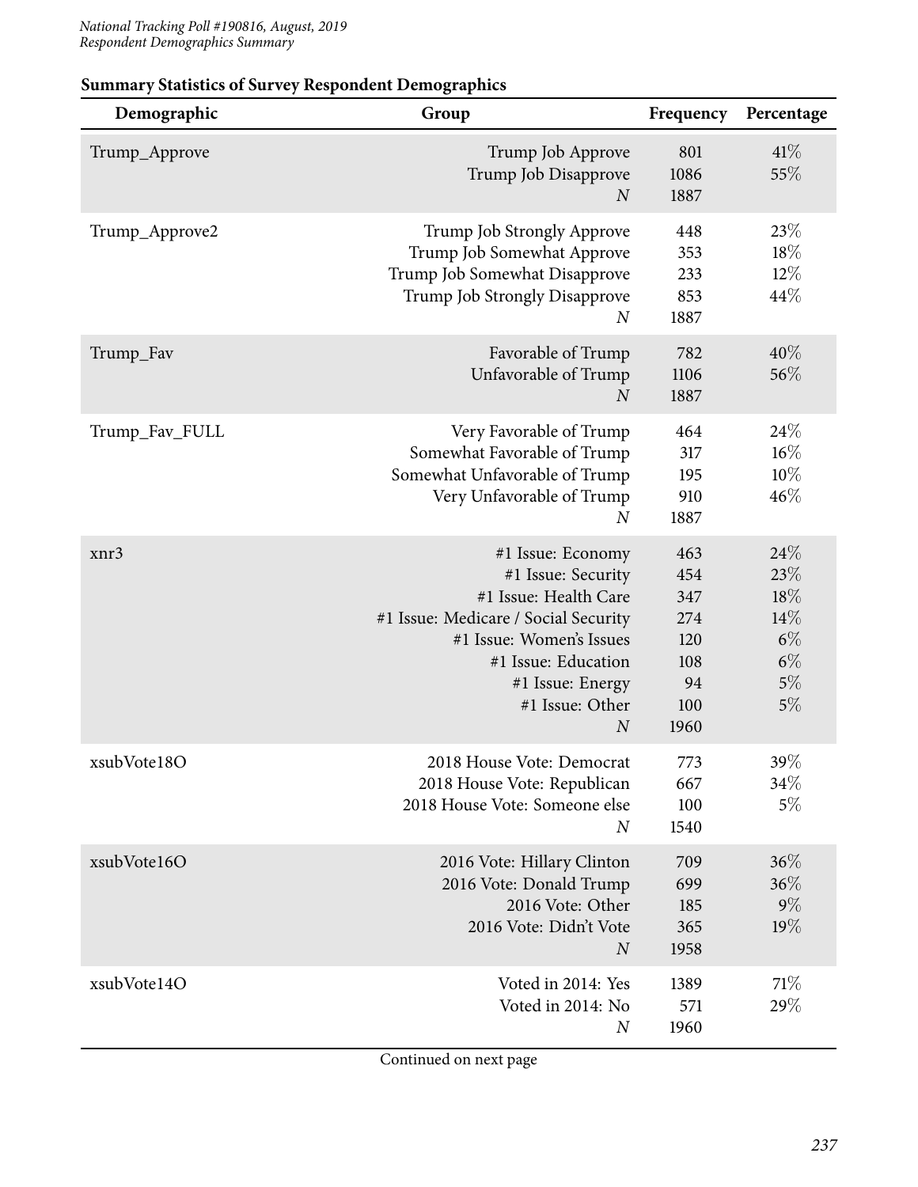**Summary Statistics of Survey Respondent Demographics**

| Demographic | Group | Frequency | Percentage |
|---|---|---|---|
| Trump_Approve | Trump Job Approve | 801 | 41% |
| | Trump Job Disapprove | 1086 | 55% |
| | *N* | 1887 | |
| Trump_Approve2 | Trump Job Strongly Approve | 448 | 23% |
| | Trump Job Somewhat Approve | 353 | 18% |
| | Trump Job Somewhat Disapprove | 233 | 12% |
| | Trump Job Strongly Disapprove | 853 | 44% |
| | *N* | 1887 | |
| Trump_Fav | Favorable of Trump | 782 | 40% |
| | Unfavorable of Trump | 1106 | 56% |
| | *N* | 1887 | |
| Trump_Fav_FULL | Very Favorable of Trump | 464 | 24% |
| | Somewhat Favorable of Trump | 317 | 16% |
| | Somewhat Unfavorable of Trump | 195 | 10% |
| | Very Unfavorable of Trump | 910 | 46% |
| | *N* | 1887 | |
| xnr3 | #1 Issue: Economy | 463 | 24% |
| | #1 Issue: Security | 454 | 23% |
| | #1 Issue: Health Care | 347 | 18% |
| | #1 Issue: Medicare / Social Security | 274 | 14% |
| | #1 Issue: Women's Issues | 120 | 6% |
| | #1 Issue: Education | 108 | 6% |
| | #1 Issue: Energy | 94 | 5% |
| | #1 Issue: Other | 100 | 5% |
| | *N* | 1960 | |
| xsubVote18O | 2018 House Vote: Democrat | 773 | 39% |
| | 2018 House Vote: Republican | 667 | 34% |
| | 2018 House Vote: Someone else | 100 | 5% |
| | *N* | 1540 | |
| xsubVote16O | 2016 Vote: Hillary Clinton | 709 | 36% |
| | 2016 Vote: Donald Trump | 699 | 36% |
| | 2016 Vote: Other | 185 | 9% |
| | 2016 Vote: Didn't Vote | 365 | 19% |
| | *N* | 1958 | |
| xsubVote14O | Voted in 2014: Yes | 1389 | 71% |
| | Voted in 2014: No | 571 | 29% |
| | *N* | 1960 | |

Continued on next page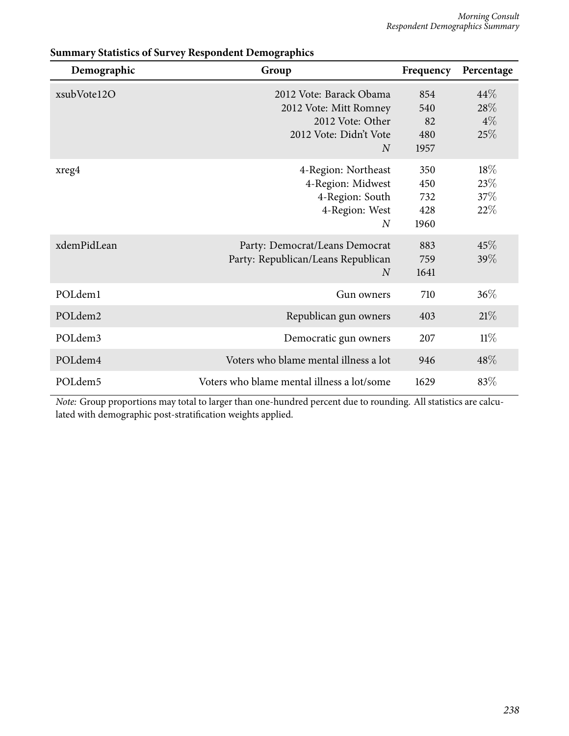**Summary Statistics of Survey Respondent Demographics**

| Demographic | Group | Frequency | Percentage |
|---|---|---|---|
| xsubVote12O | 2012 Vote: Barack Obama | 854 | 44% |
| | 2012 Vote: Mitt Romney | 540 | 28% |
| | 2012 Vote: Other | 82 | 4% |
| | 2012 Vote: Didn't Vote | 480 | 25% |
| | *N* | 1957 | |
| xreg4 | 4-Region: Northeast | 350 | 18% |
| | 4-Region: Midwest | 450 | 23% |
| | 4-Region: South | 732 | 37% |
| | 4-Region: West | 428 | 22% |
| | *N* | 1960 | |
| xdemPidLean | Party: Democrat/Leans Democrat | 883 | 45% |
| | Party: Republican/Leans Republican | 759 | 39% |
| | *N* | 1641 | |
| POLdem1 | Gun owners | 710 | 36% |
| POLdem2 | Republican gun owners | 403 | 21% |
| POLdem3 | Democratic gun owners | 207 | 11% |
| POLdem4 | Voters who blame mental illness a lot | 946 | 48% |
| POLdem5 | Voters who blame mental illness a lot/some | 1629 | 83% |

*Note:* Group proportions may total to larger than one-hundred percent due to rounding. All statistics are calculated with demographic post-stratification weights applied.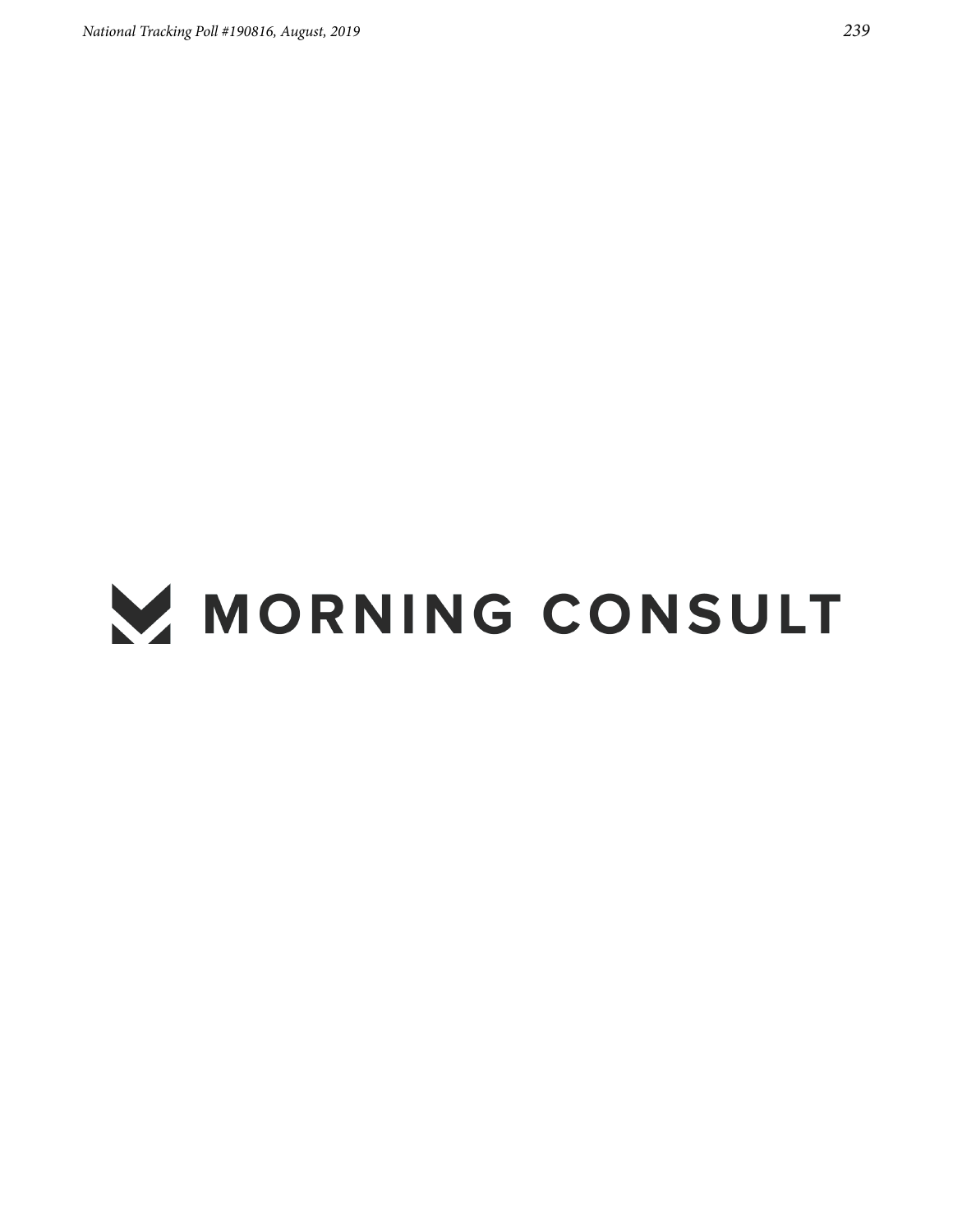MORNING CONSULT